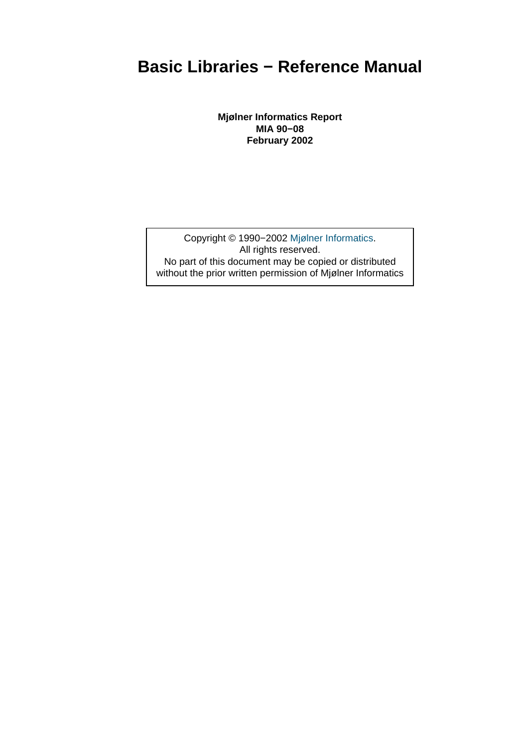# Basic Libraries − Reference Manual

**Mjølner Informatics Report**
**MIA 90−08**
**February 2002**

Copyright © 1990−2002 Mjølner Informatics.
All rights reserved.
No part of this document may be copied or distributed without the prior written permission of Mjølner Informatics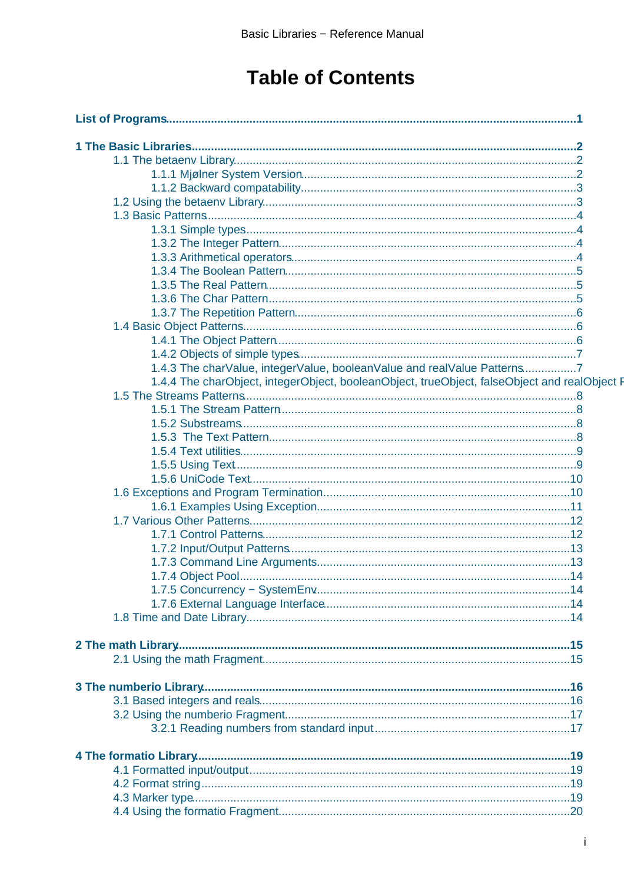# Table of Contents

**List of Programs** ... **1**

**1 The Basic Libraries** ... **2**

- 1.1 The betaenv Library ... 2
  - 1.1.1 Mjølner System Version ... 2
  - 1.1.2 Backward compatability ... 3
- 1.2 Using the betaenv Library ... 3
- 1.3 Basic Patterns ... 4
  - 1.3.1 Simple types ... 4
  - 1.3.2 The Integer Pattern ... 4
  - 1.3.3 Arithmetical operators ... 4
  - 1.3.4 The Boolean Pattern ... 5
  - 1.3.5 The Real Pattern ... 5
  - 1.3.6 The Char Pattern ... 5
  - 1.3.7 The Repetition Pattern ... 6
- 1.4 Basic Object Patterns ... 6
  - 1.4.1 The Object Pattern ... 6
  - 1.4.2 Objects of simple types ... 7
  - 1.4.3 The charValue, integerValue, booleanValue and realValue Patterns ... 7
  - 1.4.4 The charObject, integerObject, booleanObject, trueObject, falseObject and realObject P
- 1.5 The Streams Patterns ... 8
  - 1.5.1 The Stream Pattern ... 8
  - 1.5.2 Substreams ... 8
  - 1.5.3 The Text Pattern ... 8
  - 1.5.4 Text utilities ... 9
  - 1.5.5 Using Text ... 9
  - 1.5.6 UniCode Text ... 10
- 1.6 Exceptions and Program Termination ... 10
  - 1.6.1 Examples Using Exception ... 11
- 1.7 Various Other Patterns ... 12
  - 1.7.1 Control Patterns ... 12
  - 1.7.2 Input/Output Patterns ... 13
  - 1.7.3 Command Line Arguments ... 13
  - 1.7.4 Object Pool ... 14
  - 1.7.5 Concurrency − SystemEnv ... 14
  - 1.7.6 External Language Interface ... 14
- 1.8 Time and Date Library ... 14

**2 The math Library** ... **15**

- 2.1 Using the math Fragment ... 15

**3 The numberio Library** ... **16**

- 3.1 Based integers and reals ... 16
- 3.2 Using the numberio Fragment ... 17
  - 3.2.1 Reading numbers from standard input ... 17

**4 The formatio Library** ... **19**

- 4.1 Formatted input/output ... 19
- 4.2 Format string ... 19
- 4.3 Marker type ... 19
- 4.4 Using the formatio Fragment ... 20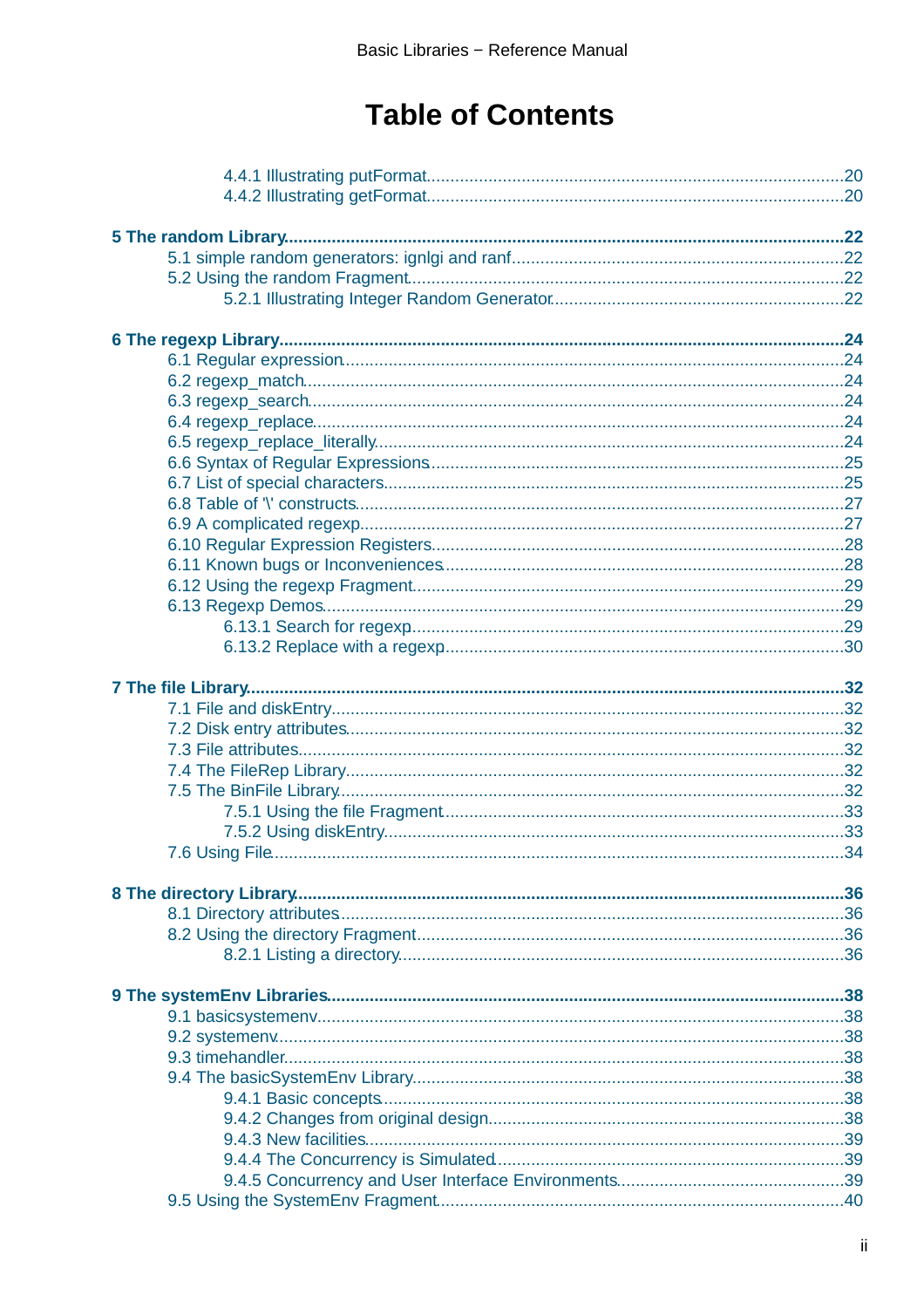# Table of Contents

- 4.4.1 Illustrating putFormat.....20
- 4.4.2 Illustrating getFormat.....20

**5 The random Library.....22**

- 5.1 simple random generators: ignlgi and ranf.....22
- 5.2 Using the random Fragment.....22
  - 5.2.1 Illustrating Integer Random Generator.....22

**6 The regexp Library.....24**

- 6.1 Regular expression.....24
- 6.2 regexp_match.....24
- 6.3 regexp_search.....24
- 6.4 regexp_replace.....24
- 6.5 regexp_replace_literally.....24
- 6.6 Syntax of Regular Expressions.....25
- 6.7 List of special characters.....25
- 6.8 Table of '\' constructs.....27
- 6.9 A complicated regexp.....27
- 6.10 Regular Expression Registers.....28
- 6.11 Known bugs or Inconveniences.....28
- 6.12 Using the regexp Fragment.....29
- 6.13 Regexp Demos.....29
  - 6.13.1 Search for regexp.....29
  - 6.13.2 Replace with a regexp.....30

**7 The file Library.....32**

- 7.1 File and diskEntry.....32
- 7.2 Disk entry attributes.....32
- 7.3 File attributes.....32
- 7.4 The FileRep Library.....32
- 7.5 The BinFile Library.....32
  - 7.5.1 Using the file Fragment.....33
  - 7.5.2 Using diskEntry.....33
- 7.6 Using File.....34

**8 The directory Library.....36**

- 8.1 Directory attributes.....36
- 8.2 Using the directory Fragment.....36
  - 8.2.1 Listing a directory.....36

**9 The systemEnv Libraries.....38**

- 9.1 basicsystemenv.....38
- 9.2 systemenv.....38
- 9.3 timehandler.....38
- 9.4 The basicSystemEnv Library.....38
  - 9.4.1 Basic concepts.....38
  - 9.4.2 Changes from original design.....38
  - 9.4.3 New facilities.....39
  - 9.4.4 The Concurrency is Simulated.....39
  - 9.4.5 Concurrency and User Interface Environments.....39
- 9.5 Using the SystemEnv Fragment.....40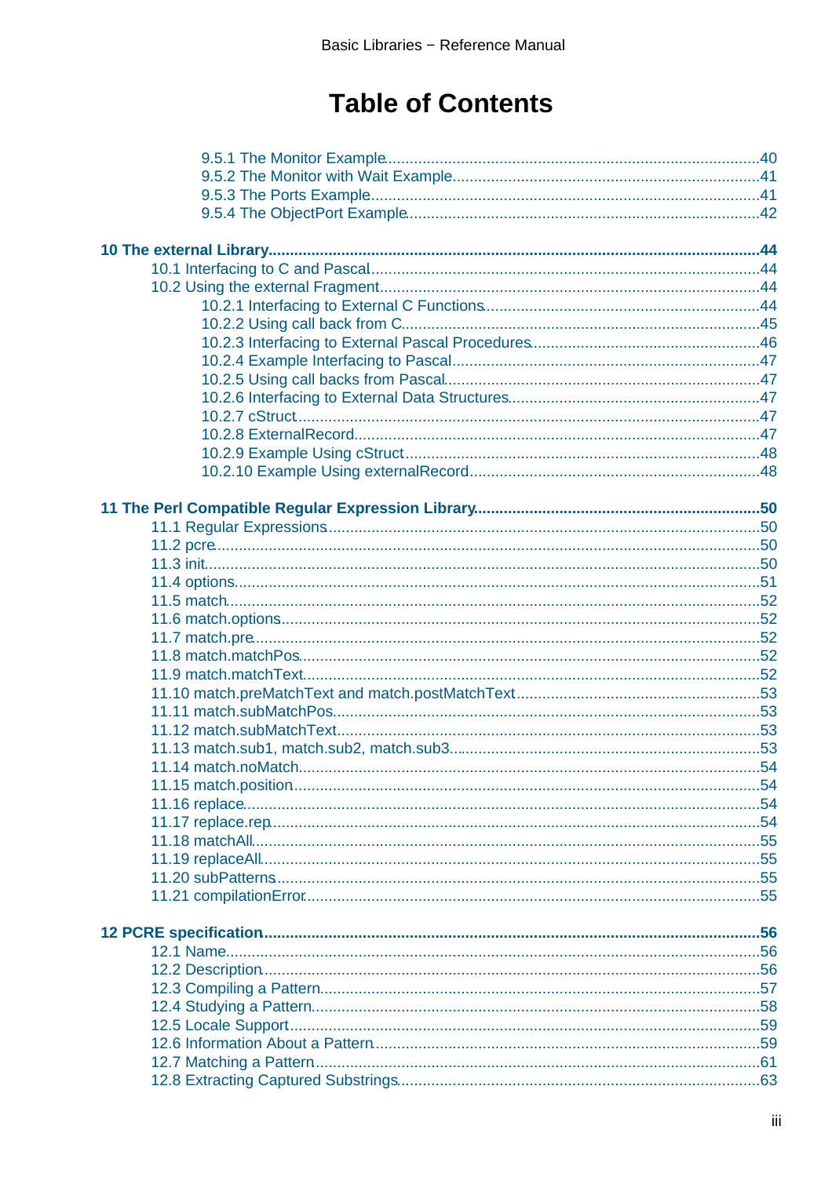# Table of Contents

9.5.1 The Monitor Example........................................................................................40
9.5.2 The Monitor with Wait Example.........................................................................41
9.5.3 The Ports Example............................................................................................41
9.5.4 The ObjectPort Example....................................................................................42

**10 The external Library.........................................................................................................44**

10.1 Interfacing to C and Pascal.............................................................................................44
10.2 Using the external Fragment...........................................................................................44
10.2.1 Interfacing to External C Functions.................................................................44
10.2.2 Using call back from C....................................................................................45
10.2.3 Interfacing to External Pascal Procedures.......................................................46
10.2.4 Example Interfacing to Pascal.........................................................................47
10.2.5 Using call backs from Pascal...........................................................................47
10.2.6 Interfacing to External Data Structures...........................................................47
10.2.7 cStruct..............................................................................................................47
10.2.8 ExternalRecord................................................................................................47
10.2.9 Example Using cStruct....................................................................................48
10.2.10 Example Using externalRecord.....................................................................48

**11 The Perl Compatible Regular Expression Library..............................................................50**

11.1 Regular Expressions.........................................................................................................50
11.2 pcre...................................................................................................................................50
11.3 init......................................................................................................................................50
11.4 options...............................................................................................................................51
11.5 match.................................................................................................................................52
11.6 match.options....................................................................................................................52
11.7 match.pre...........................................................................................................................52
11.8 match.matchPos.................................................................................................................52
11.9 match.matchText................................................................................................................52
11.10 match.preMatchText and match.postMatchText...........................................................53
11.11 match.subMatchPos........................................................................................................53
11.12 match.subMatchText.......................................................................................................53
11.13 match.sub1, match.sub2, match.sub3.............................................................................53
11.14 match.noMatch...............................................................................................................54
11.15 match.position................................................................................................................54
11.16 replace............................................................................................................................54
11.17 replace.rep......................................................................................................................54
11.18 matchAll.........................................................................................................................55
11.19 replaceAll.......................................................................................................................55
11.20 subPatterns.....................................................................................................................55
11.21 compilationError............................................................................................................55

**12 PCRE specification.........................................................................................................56**

12.1 Name.................................................................................................................................56
12.2 Description........................................................................................................................56
12.3 Compiling a Pattern..........................................................................................................57
12.4 Studying a Pattern.............................................................................................................58
12.5 Locale Support..................................................................................................................59
12.6 Information About a Pattern..............................................................................................59
12.7 Matching a Pattern.............................................................................................................61
12.8 Extracting Captured Substrings.........................................................................................63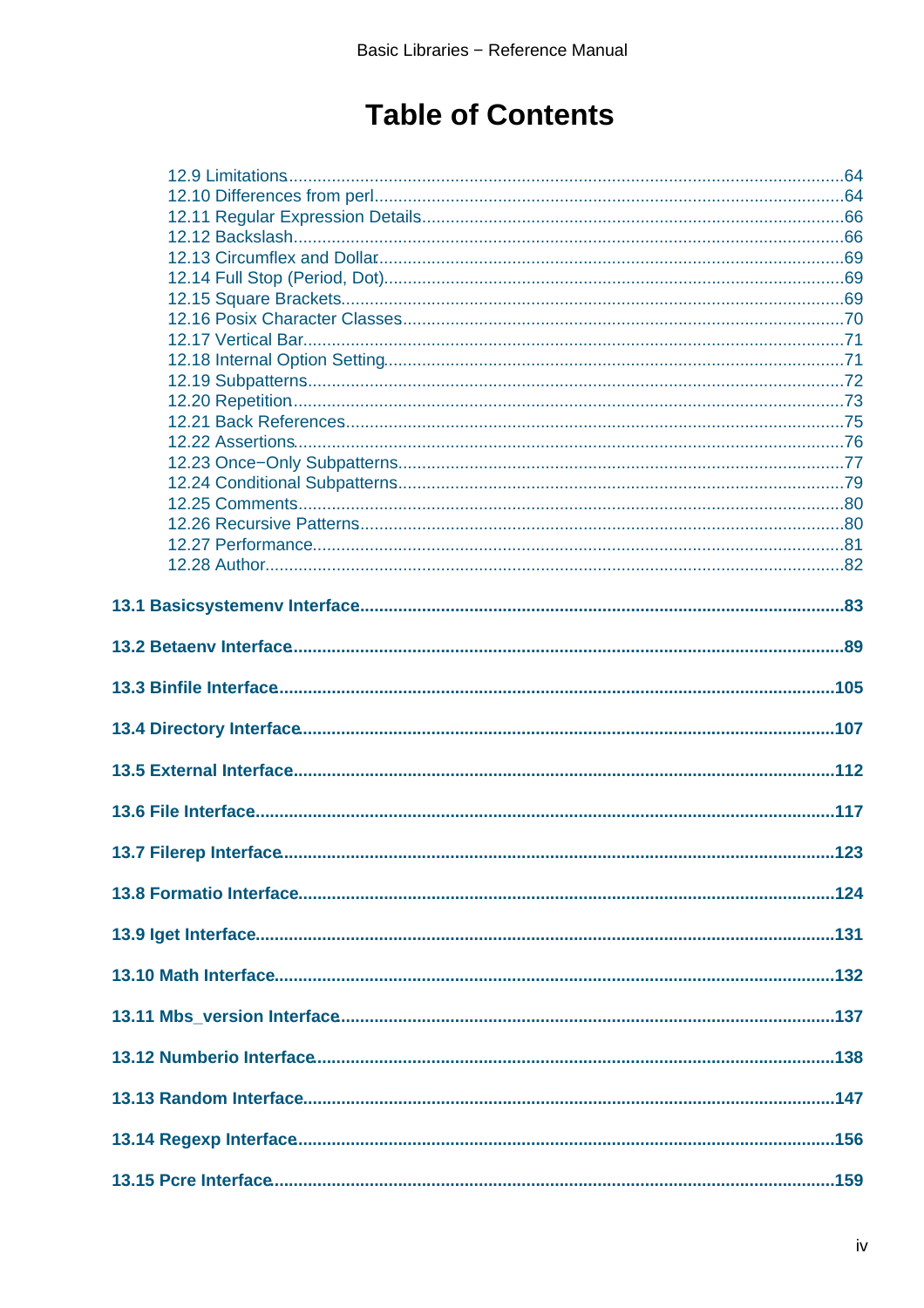# Table of Contents

12.9 Limitations....................................................................................................................64
12.10 Differences from perl.................................................................................................64
12.11 Regular Expression Details........................................................................................66
12.12 Backslash...................................................................................................................66
12.13 Circumflex and Dollar.................................................................................................69
12.14 Full Stop (Period, Dot)................................................................................................69
12.15 Square Brackets.........................................................................................................69
12.16 Posix Character Classes............................................................................................70
12.17 Vertical Bar.................................................................................................................71
12.18 Internal Option Setting................................................................................................71
12.19 Subpatterns................................................................................................................72
12.20 Repetition...................................................................................................................73
12.21 Back References........................................................................................................75
12.22 Assertions..................................................................................................................76
12.23 Once−Only Subpatterns.............................................................................................77
12.24 Conditional Subpatterns.............................................................................................79
12.25 Comments..................................................................................................................80
12.26 Recursive Patterns.....................................................................................................80
12.27 Performance...............................................................................................................81
12.28 Author.........................................................................................................................82

**13.1 Basicsystemenv Interface....................................................................................................83**

**13.2 Betaenv Interface.................................................................................................................89**

**13.3 Binfile Interface..................................................................................................................105**

**13.4 Directory Interface.............................................................................................................107**

**13.5 External Interface..............................................................................................................112**

**13.6 File Interface......................................................................................................................117**

**13.7 Filerep Interface.................................................................................................................123**

**13.8 Formatio Interface..............................................................................................................124**

**13.9 Iget Interface......................................................................................................................131**

**13.10 Math Interface..................................................................................................................132**

**13.11 Mbs_version Interface.....................................................................................................137**

**13.12 Numberio Interface...........................................................................................................138**

**13.13 Random Interface.............................................................................................................147**

**13.14 Regexp Interface..............................................................................................................156**

**13.15 Pcre Interface...................................................................................................................159**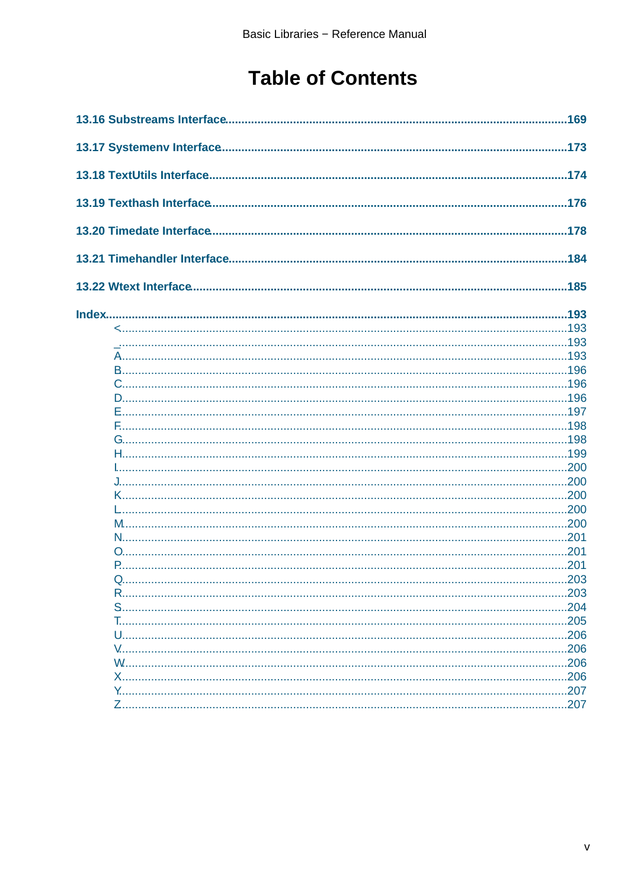# Table of Contents

13.16 Substreams Interface....................169

13.17 Systemenv Interface....................173

13.18 TextUtils Interface....................174

13.19 Texthash Interface....................176

13.20 Timedate Interface....................178

13.21 Timehandler Interface....................184

13.22 Wtext Interface....................185

Index....................193

- <....................193
- _....................193
- A....................193
- B....................196
- C....................196
- D....................196
- E....................197
- F....................198
- G....................198
- H....................199
- I....................200
- J....................200
- K....................200
- L....................200
- M....................200
- N....................201
- O....................201
- P....................201
- Q....................203
- R....................203
- S....................204
- T....................205
- U....................206
- V....................206
- W....................206
- X....................206
- Y....................207
- Z....................207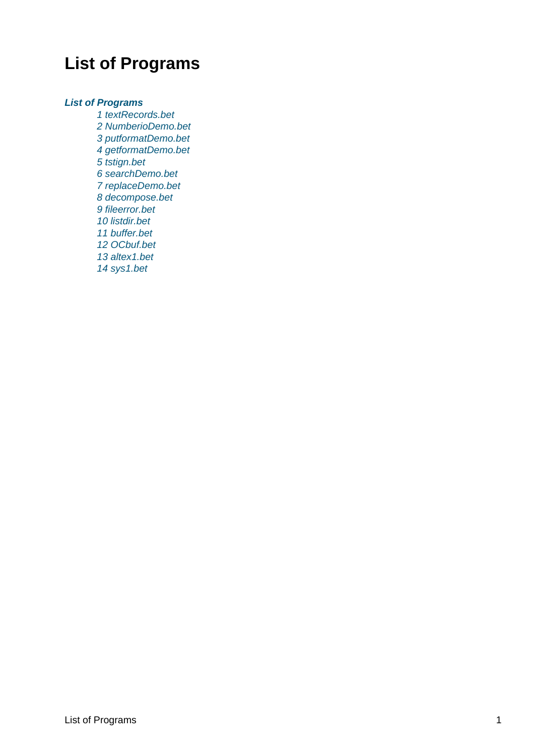# List of Programs

***List of Programs***

- *1 textRecords.bet*
- *2 NumberioDemo.bet*
- *3 putformatDemo.bet*
- *4 getformatDemo.bet*
- *5 tstign.bet*
- *6 searchDemo.bet*
- *7 replaceDemo.bet*
- *8 decompose.bet*
- *9 fileerror.bet*
- *10 listdir.bet*
- *11 buffer.bet*
- *12 OCbuf.bet*
- *13 altex1.bet*
- *14 sys1.bet*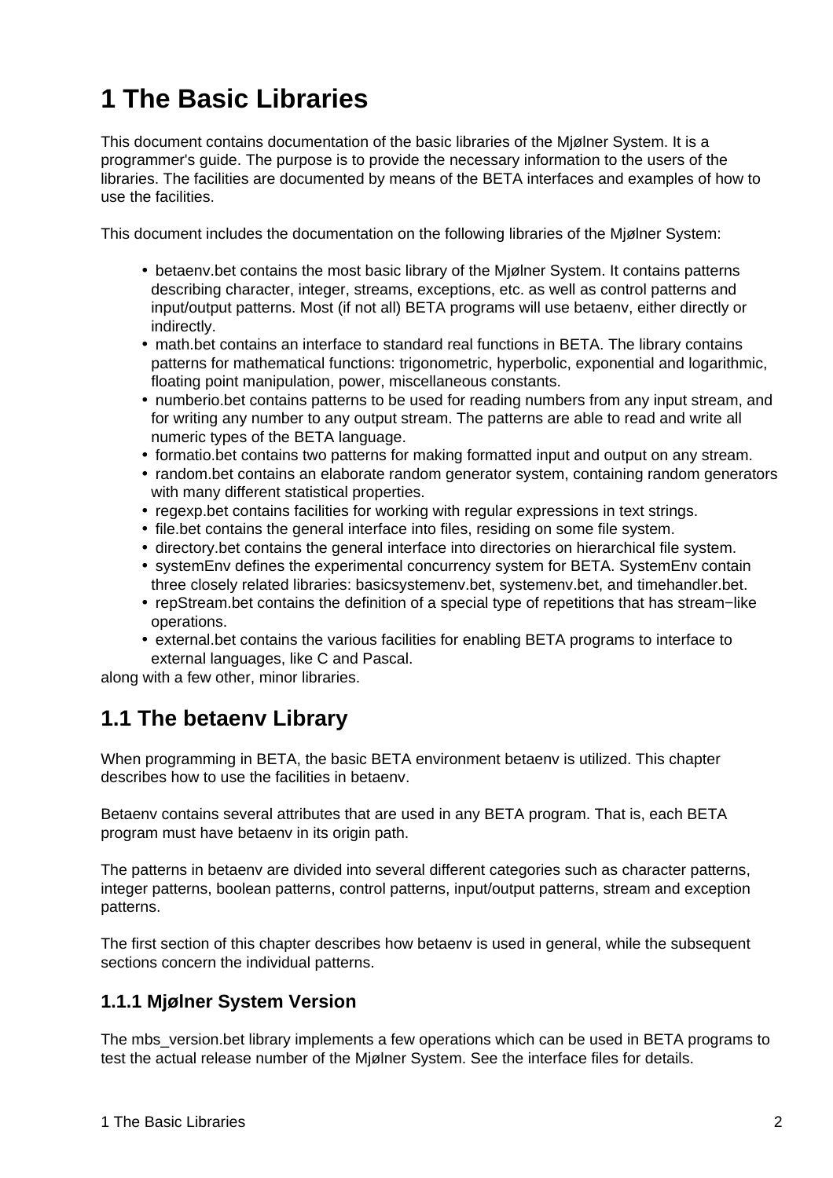# 1 The Basic Libraries

This document contains documentation of the basic libraries of the Mjølner System. It is a programmer's guide. The purpose is to provide the necessary information to the users of the libraries. The facilities are documented by means of the BETA interfaces and examples of how to use the facilities.

This document includes the documentation on the following libraries of the Mjølner System:

- betaenv.bet contains the most basic library of the Mjølner System. It contains patterns describing character, integer, streams, exceptions, etc. as well as control patterns and input/output patterns. Most (if not all) BETA programs will use betaenv, either directly or indirectly.
- math.bet contains an interface to standard real functions in BETA. The library contains patterns for mathematical functions: trigonometric, hyperbolic, exponential and logarithmic, floating point manipulation, power, miscellaneous constants.
- numberio.bet contains patterns to be used for reading numbers from any input stream, and for writing any number to any output stream. The patterns are able to read and write all numeric types of the BETA language.
- formatio.bet contains two patterns for making formatted input and output on any stream.
- random.bet contains an elaborate random generator system, containing random generators with many different statistical properties.
- regexp.bet contains facilities for working with regular expressions in text strings.
- file.bet contains the general interface into files, residing on some file system.
- directory.bet contains the general interface into directories on hierarchical file system.
- systemEnv defines the experimental concurrency system for BETA. SystemEnv contain three closely related libraries: basicsystemenv.bet, systemenv.bet, and timehandler.bet.
- repStream.bet contains the definition of a special type of repetitions that has stream−like operations.
- external.bet contains the various facilities for enabling BETA programs to interface to external languages, like C and Pascal.

along with a few other, minor libraries.

## 1.1 The betaenv Library

When programming in BETA, the basic BETA environment betaenv is utilized. This chapter describes how to use the facilities in betaenv.

Betaenv contains several attributes that are used in any BETA program. That is, each BETA program must have betaenv in its origin path.

The patterns in betaenv are divided into several different categories such as character patterns, integer patterns, boolean patterns, control patterns, input/output patterns, stream and exception patterns.

The first section of this chapter describes how betaenv is used in general, while the subsequent sections concern the individual patterns.

### 1.1.1 Mjølner System Version

The mbs_version.bet library implements a few operations which can be used in BETA programs to test the actual release number of the Mjølner System. See the interface files for details.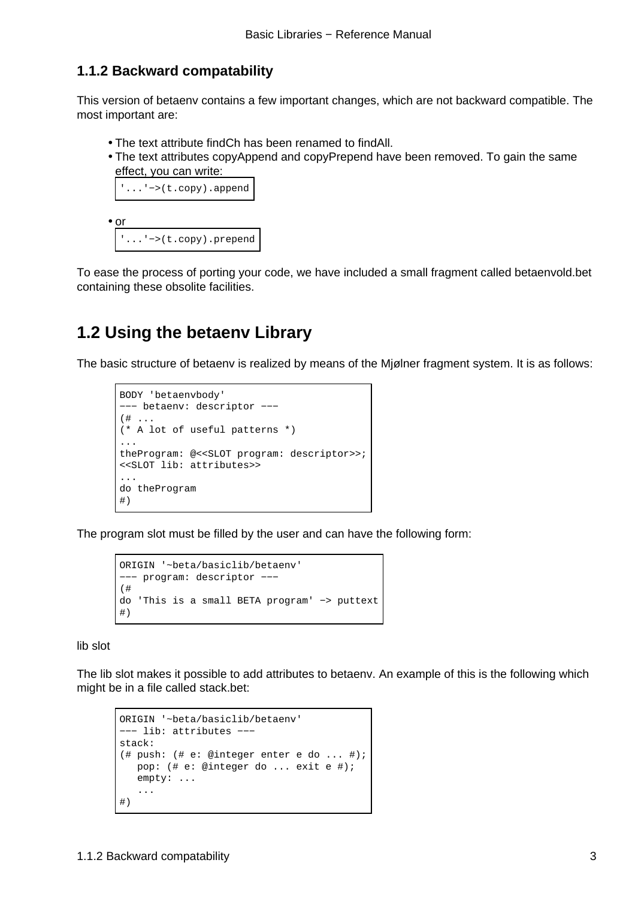### 1.1.2 Backward compatability

This version of betaenv contains a few important changes, which are not backward compatible. The most important are:

- The text attribute findCh has been renamed to findAll.
- The text attributes copyAppend and copyPrepend have been removed. To gain the same effect, you can write:

```
'...'−>(t.copy).append
```

- or

```
'...'−>(t.copy).prepend
```

To ease the process of porting your code, we have included a small fragment called betaenvold.bet containing these obsolite facilities.

## 1.2 Using the betaenv Library

The basic structure of betaenv is realized by means of the Mjølner fragment system. It is as follows:

```
BODY 'betaenvbody'
−−− betaenv: descriptor −−−
(# ...
(* A lot of useful patterns *)
...
theProgram: @<<SLOT program: descriptor>>;
<<SLOT lib: attributes>>
...
do theProgram
#)
```

The program slot must be filled by the user and can have the following form:

```
ORIGIN '~beta/basiclib/betaenv'
−−− program: descriptor −−−
(#
do 'This is a small BETA program' −> puttext
#)
```

lib slot

The lib slot makes it possible to add attributes to betaenv. An example of this is the following which might be in a file called stack.bet:

```
ORIGIN '~beta/basiclib/betaenv'
−−− lib: attributes −−−
stack:
(# push: (# e: @integer enter e do ... #);
   pop: (# e: @integer do ... exit e #);
   empty: ...
   ...
#)
```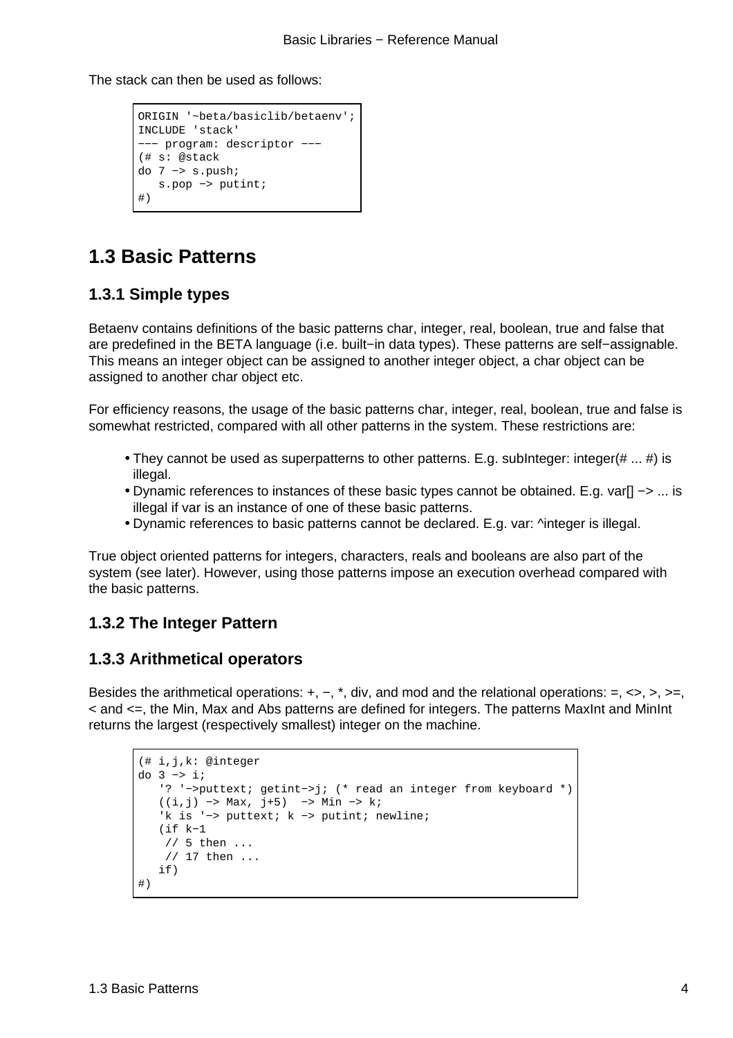The stack can then be used as follows:

```
ORIGIN '~beta/basiclib/betaenv';
INCLUDE 'stack'
−−− program: descriptor −−−
(# s: @stack
do 7 −> s.push;
   s.pop −> putint;
#)
```

# 1.3 Basic Patterns

## 1.3.1 Simple types

Betaenv contains definitions of the basic patterns char, integer, real, boolean, true and false that are predefined in the BETA language (i.e. built−in data types). These patterns are self−assignable. This means an integer object can be assigned to another integer object, a char object can be assigned to another char object etc.

For efficiency reasons, the usage of the basic patterns char, integer, real, boolean, true and false is somewhat restricted, compared with all other patterns in the system. These restrictions are:

- They cannot be used as superpatterns to other patterns. E.g. subInteger: integer(# ... #) is illegal.
- Dynamic references to instances of these basic types cannot be obtained. E.g. var[] −> ... is illegal if var is an instance of one of these basic patterns.
- Dynamic references to basic patterns cannot be declared. E.g. var: ^integer is illegal.

True object oriented patterns for integers, characters, reals and booleans are also part of the system (see later). However, using those patterns impose an execution overhead compared with the basic patterns.

## 1.3.2 The Integer Pattern

## 1.3.3 Arithmetical operators

Besides the arithmetical operations: +, −, *, div, and mod and the relational operations: =, <>, >, >=, < and <=, the Min, Max and Abs patterns are defined for integers. The patterns MaxInt and MinInt returns the largest (respectively smallest) integer on the machine.

```
(# i,j,k: @integer
do 3 −> i;
   '? '−>puttext; getint−>j; (* read an integer from keyboard *)
   ((i,j) −> Max, j+5)  −> Min −> k;
   'k is '−> puttext; k −> putint; newline;
   (if k−1
    // 5 then ...
    // 17 then ...
   if)
#)
```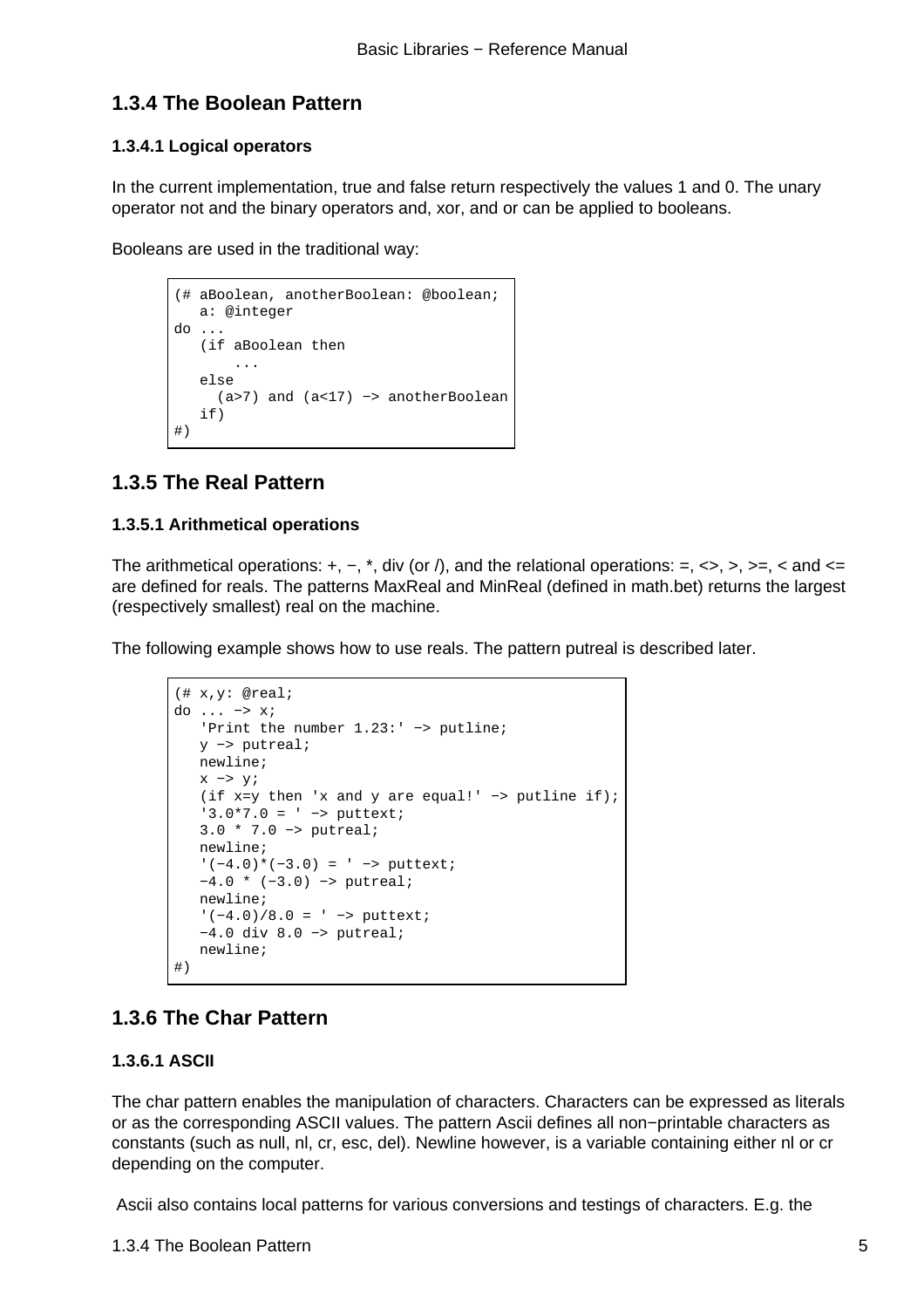## 1.3.4 The Boolean Pattern

### 1.3.4.1 Logical operators

In the current implementation, true and false return respectively the values 1 and 0. The unary operator not and the binary operators and, xor, and or can be applied to booleans.

Booleans are used in the traditional way:

```
(# aBoolean, anotherBoolean: @boolean;
   a: @integer
do ...
   (if aBoolean then
       ...
   else
     (a>7) and (a<17) −> anotherBoolean
   if)
#)
```

## 1.3.5 The Real Pattern

### 1.3.5.1 Arithmetical operations

The arithmetical operations: +, −, *, div (or /), and the relational operations: =, <>, >, >=, < and <= are defined for reals. The patterns MaxReal and MinReal (defined in math.bet) returns the largest (respectively smallest) real on the machine.

The following example shows how to use reals. The pattern putreal is described later.

```
(# x,y: @real;
do ... −> x;
   'Print the number 1.23:' −> putline;
   y −> putreal;
   newline;
   x −> y;
   (if x=y then 'x and y are equal!' −> putline if);
   '3.0*7.0 = ' −> puttext;
   3.0 * 7.0 −> putreal;
   newline;
   '(−4.0)*(−3.0) = ' −> puttext;
   −4.0 * (−3.0) −> putreal;
   newline;
   '(−4.0)/8.0 = ' −> puttext;
   −4.0 div 8.0 −> putreal;
   newline;
#)
```

## 1.3.6 The Char Pattern

### 1.3.6.1 ASCII

The char pattern enables the manipulation of characters. Characters can be expressed as literals or as the corresponding ASCII values. The pattern Ascii defines all non−printable characters as constants (such as null, nl, cr, esc, del). Newline however, is a variable containing either nl or cr depending on the computer.

Ascii also contains local patterns for various conversions and testings of characters. E.g. the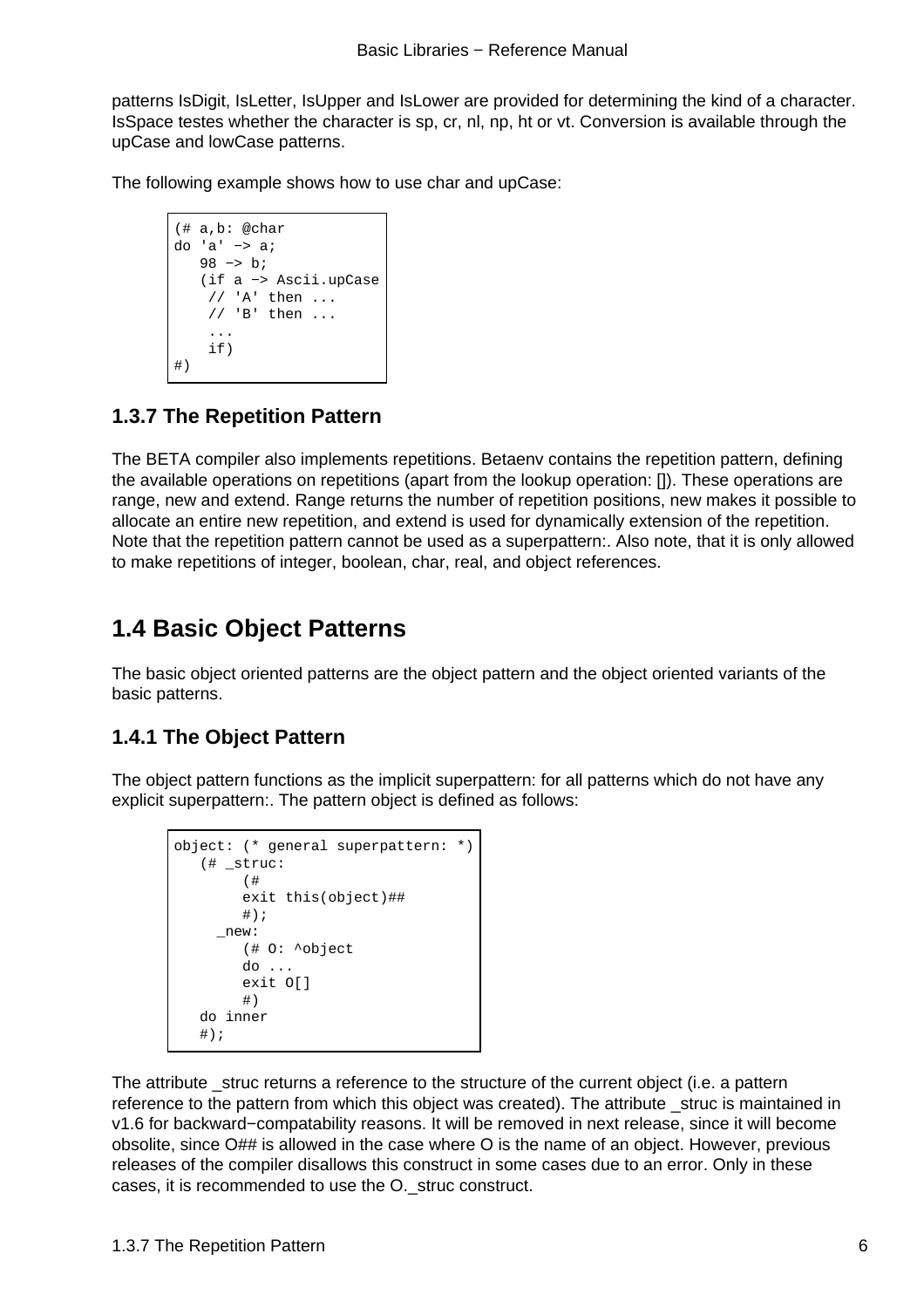patterns IsDigit, IsLetter, IsUpper and IsLower are provided for determining the kind of a character. IsSpace testes whether the character is sp, cr, nl, np, ht or vt. Conversion is available through the upCase and lowCase patterns.

The following example shows how to use char and upCase:

```
(# a,b: @char
do 'a' −> a;
   98 −> b;
   (if a −> Ascii.upCase
    // 'A' then ...
    // 'B' then ...
    ...
    if)
#)
```

### 1.3.7 The Repetition Pattern

The BETA compiler also implements repetitions. Betaenv contains the repetition pattern, defining the available operations on repetitions (apart from the lookup operation: []). These operations are range, new and extend. Range returns the number of repetition positions, new makes it possible to allocate an entire new repetition, and extend is used for dynamically extension of the repetition. Note that the repetition pattern cannot be used as a superpattern:. Also note, that it is only allowed to make repetitions of integer, boolean, char, real, and object references.

## 1.4 Basic Object Patterns

The basic object oriented patterns are the object pattern and the object oriented variants of the basic patterns.

### 1.4.1 The Object Pattern

The object pattern functions as the implicit superpattern: for all patterns which do not have any explicit superpattern:. The pattern object is defined as follows:

```
object: (* general superpattern: *)
   (# _struc:
        (#
        exit this(object)##
        #);
     _new:
        (# O: ^object
        do ...
        exit O[]
        #)
   do inner
   #);
```

The attribute _struc returns a reference to the structure of the current object (i.e. a pattern reference to the pattern from which this object was created). The attribute _struc is maintained in v1.6 for backward−compatability reasons. It will be removed in next release, since it will become obsolite, since O## is allowed in the case where O is the name of an object. However, previous releases of the compiler disallows this construct in some cases due to an error. Only in these cases, it is recommended to use the O._struc construct.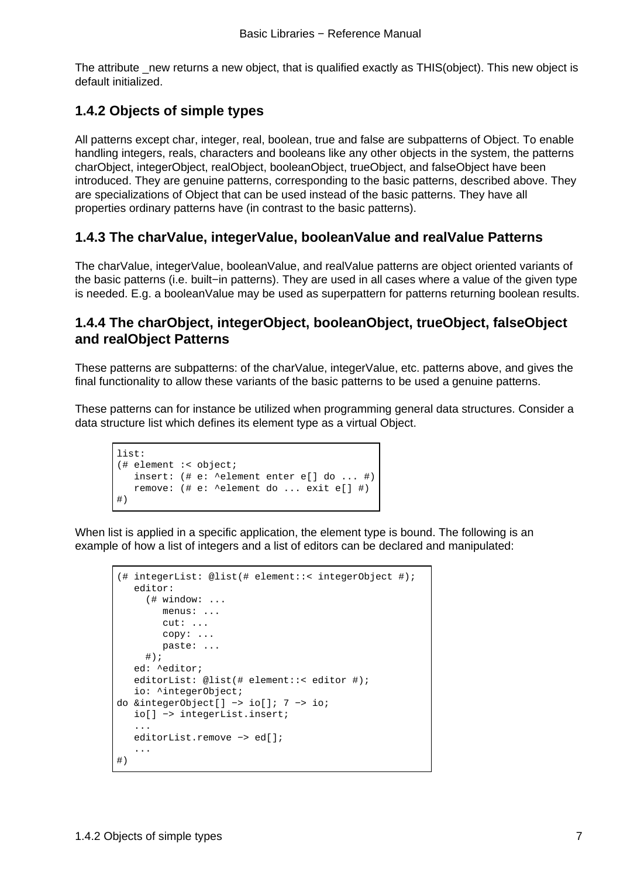The attribute _new returns a new object, that is qualified exactly as THIS(object). This new object is default initialized.

### 1.4.2 Objects of simple types

All patterns except char, integer, real, boolean, true and false are subpatterns of Object. To enable handling integers, reals, characters and booleans like any other objects in the system, the patterns charObject, integerObject, realObject, booleanObject, trueObject, and falseObject have been introduced. They are genuine patterns, corresponding to the basic patterns, described above. They are specializations of Object that can be used instead of the basic patterns. They have all properties ordinary patterns have (in contrast to the basic patterns).

### 1.4.3 The charValue, integerValue, booleanValue and realValue Patterns

The charValue, integerValue, booleanValue, and realValue patterns are object oriented variants of the basic patterns (i.e. built−in patterns). They are used in all cases where a value of the given type is needed. E.g. a booleanValue may be used as superpattern for patterns returning boolean results.

### 1.4.4 The charObject, integerObject, booleanObject, trueObject, falseObject and realObject Patterns

These patterns are subpatterns: of the charValue, integerValue, etc. patterns above, and gives the final functionality to allow these variants of the basic patterns to be used a genuine patterns.

These patterns can for instance be utilized when programming general data structures. Consider a data structure list which defines its element type as a virtual Object.

```
list:
(# element :< object;
   insert: (# e: ^element enter e[] do ... #)
   remove: (# e: ^element do ... exit e[] #)
#)
```

When list is applied in a specific application, the element type is bound. The following is an example of how a list of integers and a list of editors can be declared and manipulated:

```
(# integerList: @list(# element::< integerObject #);
   editor:
     (# window: ...
        menus: ...
        cut: ...
        copy: ...
        paste: ...
     #);
   ed: ^editor;
   editorList: @list(# element::< editor #);
   io: ^integerObject;
do &integerObject[] −> io[]; 7 −> io;
   io[] −> integerList.insert;
   ...
   editorList.remove −> ed[];
   ...
#)
```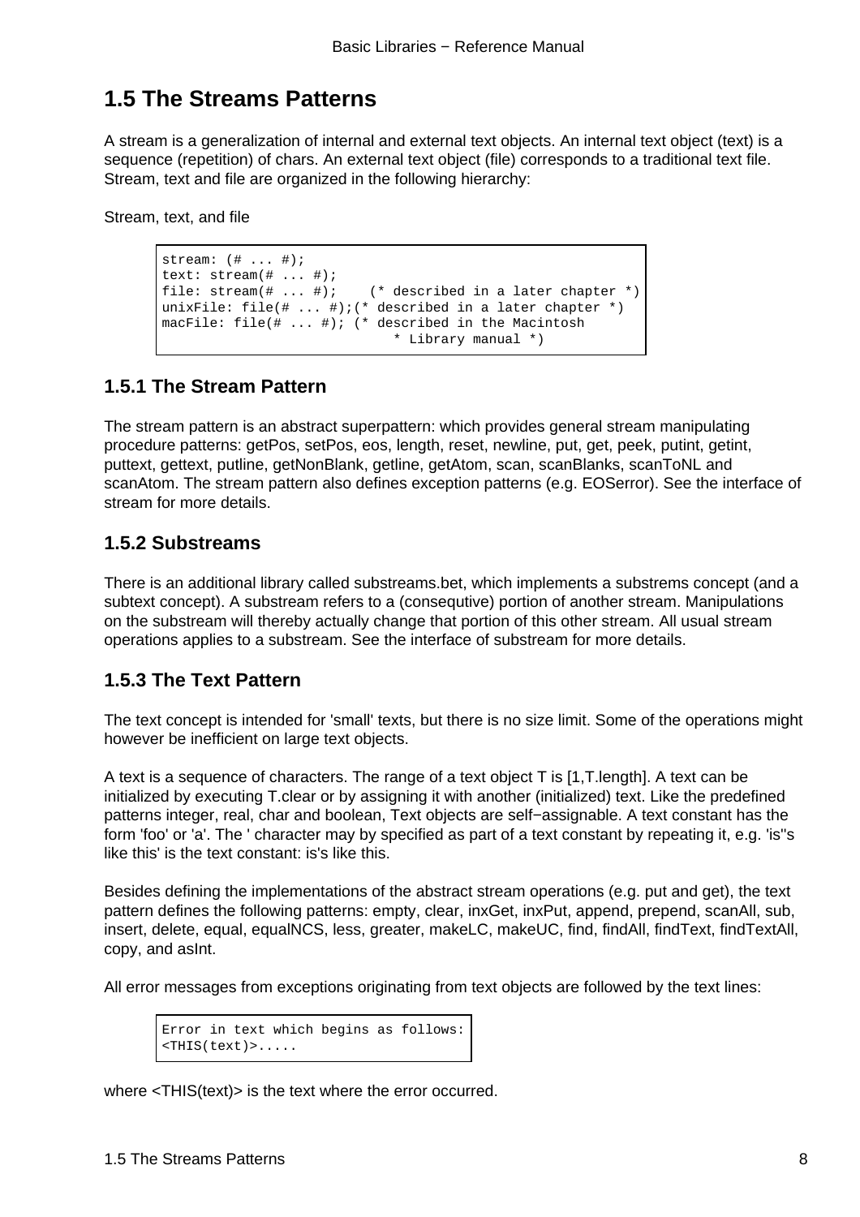## 1.5 The Streams Patterns

A stream is a generalization of internal and external text objects. An internal text object (text) is a sequence (repetition) of chars. An external text object (file) corresponds to a traditional text file. Stream, text and file are organized in the following hierarchy:

Stream, text, and file

```
stream: (# ... #);
text: stream(# ... #);
file: stream(# ... #);    (* described in a later chapter *)
unixFile: file(# ... #);(* described in a later chapter *)
macFile: file(# ... #); (* described in the Macintosh
                             * Library manual *)
```

### 1.5.1 The Stream Pattern

The stream pattern is an abstract superpattern: which provides general stream manipulating procedure patterns: getPos, setPos, eos, length, reset, newline, put, get, peek, putint, getint, puttext, gettext, putline, getNonBlank, getline, getAtom, scan, scanBlanks, scanToNL and scanAtom. The stream pattern also defines exception patterns (e.g. EOSerror). See the interface of stream for more details.

### 1.5.2 Substreams

There is an additional library called substreams.bet, which implements a substrems concept (and a subtext concept). A substream refers to a (consequtive) portion of another stream. Manipulations on the substream will thereby actually change that portion of this other stream. All usual stream operations applies to a substream. See the interface of substream for more details.

### 1.5.3 The Text Pattern

The text concept is intended for 'small' texts, but there is no size limit. Some of the operations might however be inefficient on large text objects.

A text is a sequence of characters. The range of a text object T is [1,T.length]. A text can be initialized by executing T.clear or by assigning it with another (initialized) text. Like the predefined patterns integer, real, char and boolean, Text objects are self−assignable. A text constant has the form 'foo' or 'a'. The ' character may by specified as part of a text constant by repeating it, e.g. 'is''s like this' is the text constant: is's like this.

Besides defining the implementations of the abstract stream operations (e.g. put and get), the text pattern defines the following patterns: empty, clear, inxGet, inxPut, append, prepend, scanAll, sub, insert, delete, equal, equalNCS, less, greater, makeLC, makeUC, find, findAll, findText, findTextAll, copy, and asInt.

All error messages from exceptions originating from text objects are followed by the text lines:

```
Error in text which begins as follows:
<THIS(text)>.....
```

where <THIS(text)> is the text where the error occurred.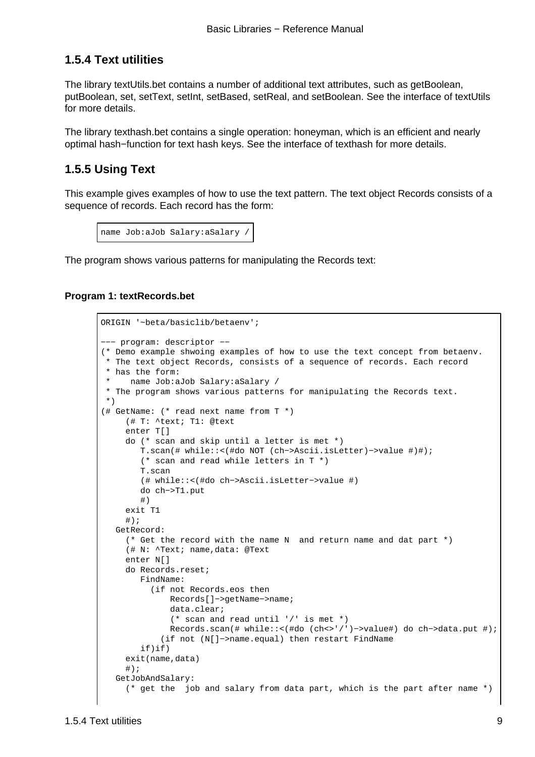### 1.5.4 Text utilities

The library textUtils.bet contains a number of additional text attributes, such as getBoolean, putBoolean, set, setText, setInt, setBased, setReal, and setBoolean. See the interface of textUtils for more details.

The library texthash.bet contains a single operation: honeyman, which is an efficient and nearly optimal hash−function for text hash keys. See the interface of texthash for more details.

### 1.5.5 Using Text

This example gives examples of how to use the text pattern. The text object Records consists of a sequence of records. Each record has the form:

```
name Job:aJob Salary:aSalary /
```

The program shows various patterns for manipulating the Records text:

**Program 1: textRecords.bet**

```
ORIGIN '~beta/basiclib/betaenv';

−−− program: descriptor −−
(* Demo example shwoing examples of how to use the text concept from betaenv.
 * The text object Records, consists of a sequence of records. Each record
 * has the form:
 *    name Job:aJob Salary:aSalary /
 * The program shows various patterns for manipulating the Records text.
 *)
(# GetName: (* read next name from T *)
     (# T: ^text; T1: @text
     enter T[]
     do (* scan and skip until a letter is met *)
        T.scan(# while::<(#do NOT (ch−>Ascii.isLetter)−>value #)#);
        (* scan and read while letters in T *)
        T.scan
        (# while::<(#do ch−>Ascii.isLetter−>value #)
        do ch−>T1.put
        #)
     exit T1
     #);
   GetRecord:
     (* Get the record with the name N  and return name and dat part *)
     (# N: ^Text; name,data: @Text
     enter N[]
     do Records.reset;
        FindName:
          (if not Records.eos then
              Records[]−>getName−>name;
              data.clear;
              (* scan and read until '/' is met *)
              Records.scan(# while::<(#do (ch<>'/')−>value#) do ch−>data.put #);
            (if not (N[]−>name.equal) then restart FindName
        if)if)
     exit(name,data)
     #);
   GetJobAndSalary:
     (* get the  job and salary from data part, which is the part after name *)
```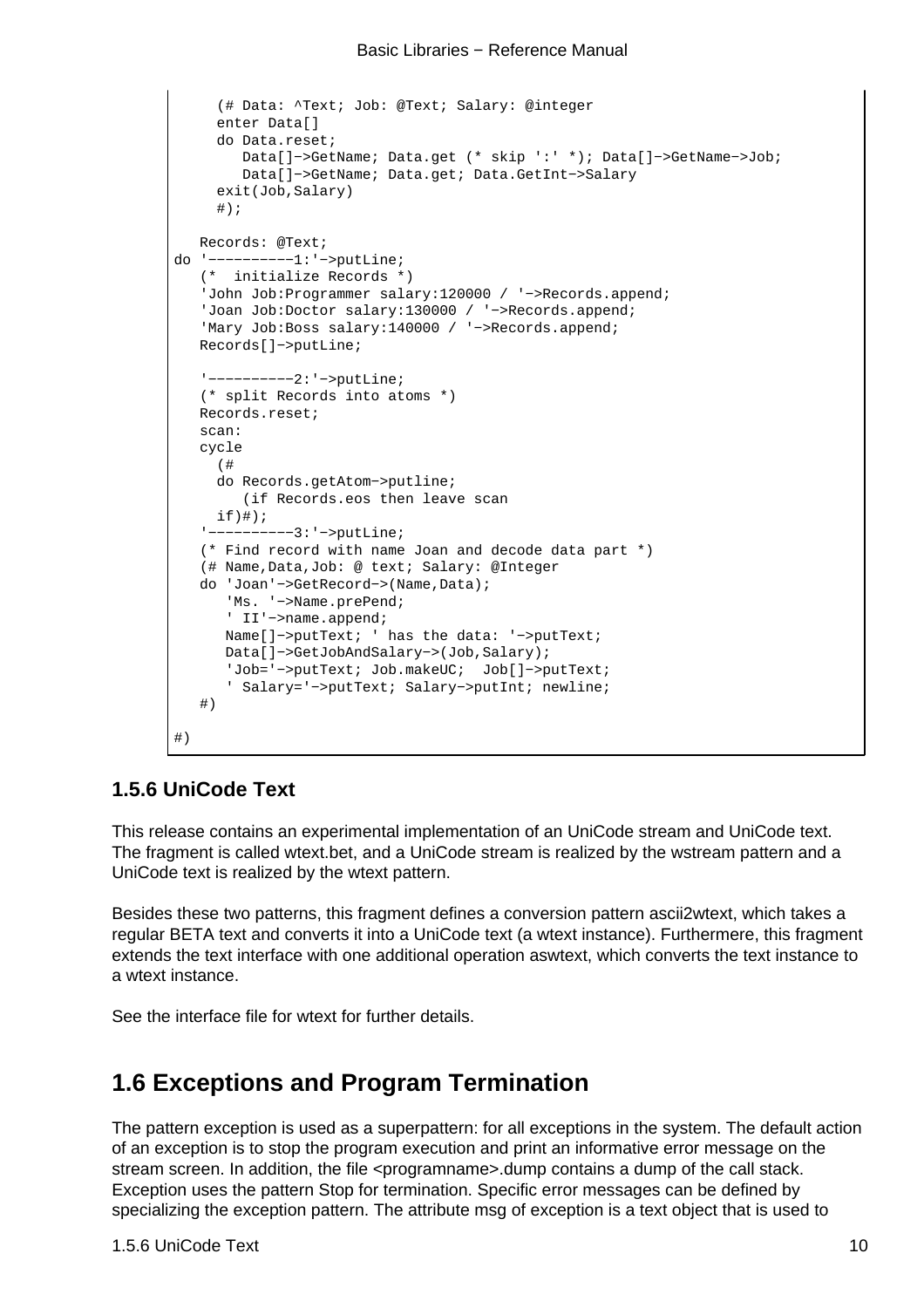```
      (# Data: ^Text; Job: @Text; Salary: @integer
      enter Data[]
      do Data.reset;
         Data[]−>GetName; Data.get (* skip ':' *); Data[]−>GetName−>Job;
         Data[]−>GetName; Data.get; Data.GetInt−>Salary
      exit(Job,Salary)
      #);

   Records: @Text;
do '−−−−−−−−−−1:'−>putLine;
   (*  initialize Records *)
   'John Job:Programmer salary:120000 / '−>Records.append;
   'Joan Job:Doctor salary:130000 / '−>Records.append;
   'Mary Job:Boss salary:140000 / '−>Records.append;
   Records[]−>putLine;

   '−−−−−−−−−−2:'−>putLine;
   (* split Records into atoms *)
   Records.reset;
   scan:
   cycle
     (#
     do Records.getAtom−>putline;
        (if Records.eos then leave scan
     if)#);
   '−−−−−−−−−−3:'−>putLine;
   (* Find record with name Joan and decode data part *)
   (# Name,Data,Job: @ text; Salary: @Integer
   do 'Joan'−>GetRecord−>(Name,Data);
      'Ms. '−>Name.prePend;
      ' II'−>name.append;
      Name[]−>putText; ' has the data: '−>putText;
      Data[]−>GetJobAndSalary−>(Job,Salary);
      'Job='−>putText; Job.makeUC;  Job[]−>putText;
      ' Salary='−>putText; Salary−>putInt; newline;
   #)

#)
```

### 1.5.6 UniCode Text

This release contains an experimental implementation of an UniCode stream and UniCode text. The fragment is called wtext.bet, and a UniCode stream is realized by the wstream pattern and a UniCode text is realized by the wtext pattern.

Besides these two patterns, this fragment defines a conversion pattern ascii2wtext, which takes a regular BETA text and converts it into a UniCode text (a wtext instance). Furthermere, this fragment extends the text interface with one additional operation aswtext, which converts the text instance to a wtext instance.

See the interface file for wtext for further details.

## 1.6 Exceptions and Program Termination

The pattern exception is used as a superpattern: for all exceptions in the system. The default action of an exception is to stop the program execution and print an informative error message on the stream screen. In addition, the file <programname>.dump contains a dump of the call stack. Exception uses the pattern Stop for termination. Specific error messages can be defined by specializing the exception pattern. The attribute msg of exception is a text object that is used to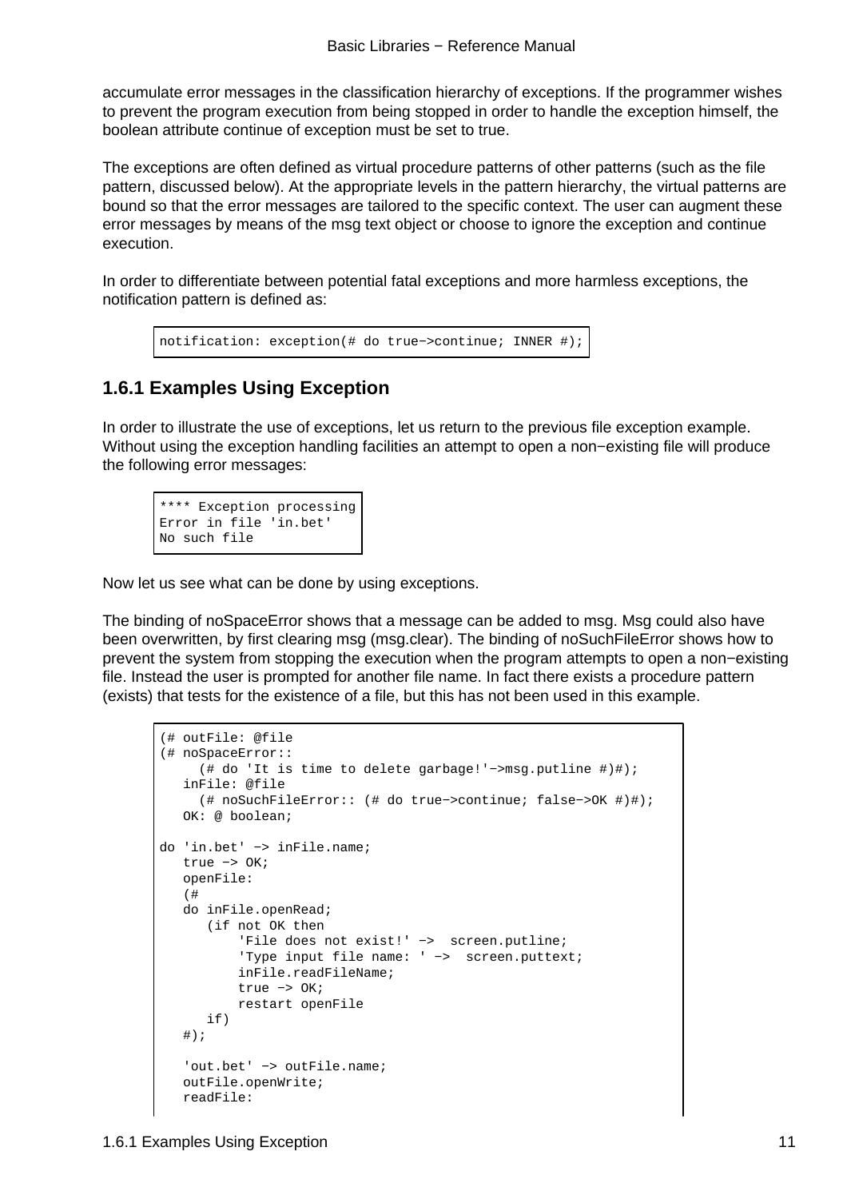accumulate error messages in the classification hierarchy of exceptions. If the programmer wishes to prevent the program execution from being stopped in order to handle the exception himself, the boolean attribute continue of exception must be set to true.

The exceptions are often defined as virtual procedure patterns of other patterns (such as the file pattern, discussed below). At the appropriate levels in the pattern hierarchy, the virtual patterns are bound so that the error messages are tailored to the specific context. The user can augment these error messages by means of the msg text object or choose to ignore the exception and continue execution.

In order to differentiate between potential fatal exceptions and more harmless exceptions, the notification pattern is defined as:

```
notification: exception(# do true−>continue; INNER #);
```

### 1.6.1 Examples Using Exception

In order to illustrate the use of exceptions, let us return to the previous file exception example. Without using the exception handling facilities an attempt to open a non−existing file will produce the following error messages:

```
**** Exception processing
Error in file 'in.bet'
No such file
```

Now let us see what can be done by using exceptions.

The binding of noSpaceError shows that a message can be added to msg. Msg could also have been overwritten, by first clearing msg (msg.clear). The binding of noSuchFileError shows how to prevent the system from stopping the execution when the program attempts to open a non−existing file. Instead the user is prompted for another file name. In fact there exists a procedure pattern (exists) that tests for the existence of a file, but this has not been used in this example.

```
(# outFile: @file
(# noSpaceError::
     (# do 'It is time to delete garbage!'−>msg.putline #)#);
   inFile: @file
     (# noSuchFileError:: (# do true−>continue; false−>OK #)#);
   OK: @ boolean;

do 'in.bet' −> inFile.name;
   true −> OK;
   openFile:
   (#
   do inFile.openRead;
      (if not OK then
          'File does not exist!' −>  screen.putline;
          'Type input file name: ' −>  screen.puttext;
          inFile.readFileName;
          true −> OK;
          restart openFile
      if)
   #);

   'out.bet' −> outFile.name;
   outFile.openWrite;
   readFile:
```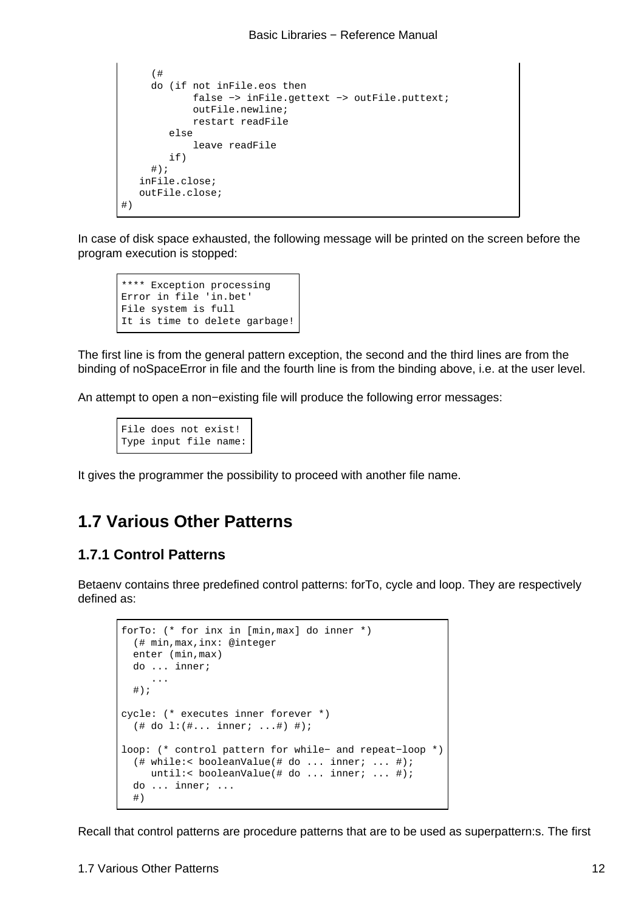```
     (#
     do (if not inFile.eos then
             false −> inFile.gettext −> outFile.puttext;
             outFile.newline;
             restart readFile
        else
             leave readFile
        if)
     #);
   inFile.close;
   outFile.close;
#)
```

In case of disk space exhausted, the following message will be printed on the screen before the program execution is stopped:

```
**** Exception processing
Error in file 'in.bet'
File system is full
It is time to delete garbage!
```

The first line is from the general pattern exception, the second and the third lines are from the binding of noSpaceError in file and the fourth line is from the binding above, i.e. at the user level.

An attempt to open a non−existing file will produce the following error messages:

```
File does not exist!
Type input file name:
```

It gives the programmer the possibility to proceed with another file name.

## 1.7 Various Other Patterns

### 1.7.1 Control Patterns

Betaenv contains three predefined control patterns: forTo, cycle and loop. They are respectively defined as:

```
forTo: (* for inx in [min,max] do inner *)
  (# min,max,inx: @integer
  enter (min,max)
  do ... inner;
     ...
  #);

cycle: (* executes inner forever *)
  (# do l:(#... inner; ...#) #);

loop: (* control pattern for while− and repeat−loop *)
  (# while:< booleanValue(# do ... inner; ... #);
     until:< booleanValue(# do ... inner; ... #);
  do ... inner; ...
  #)
```

Recall that control patterns are procedure patterns that are to be used as superpattern:s. The first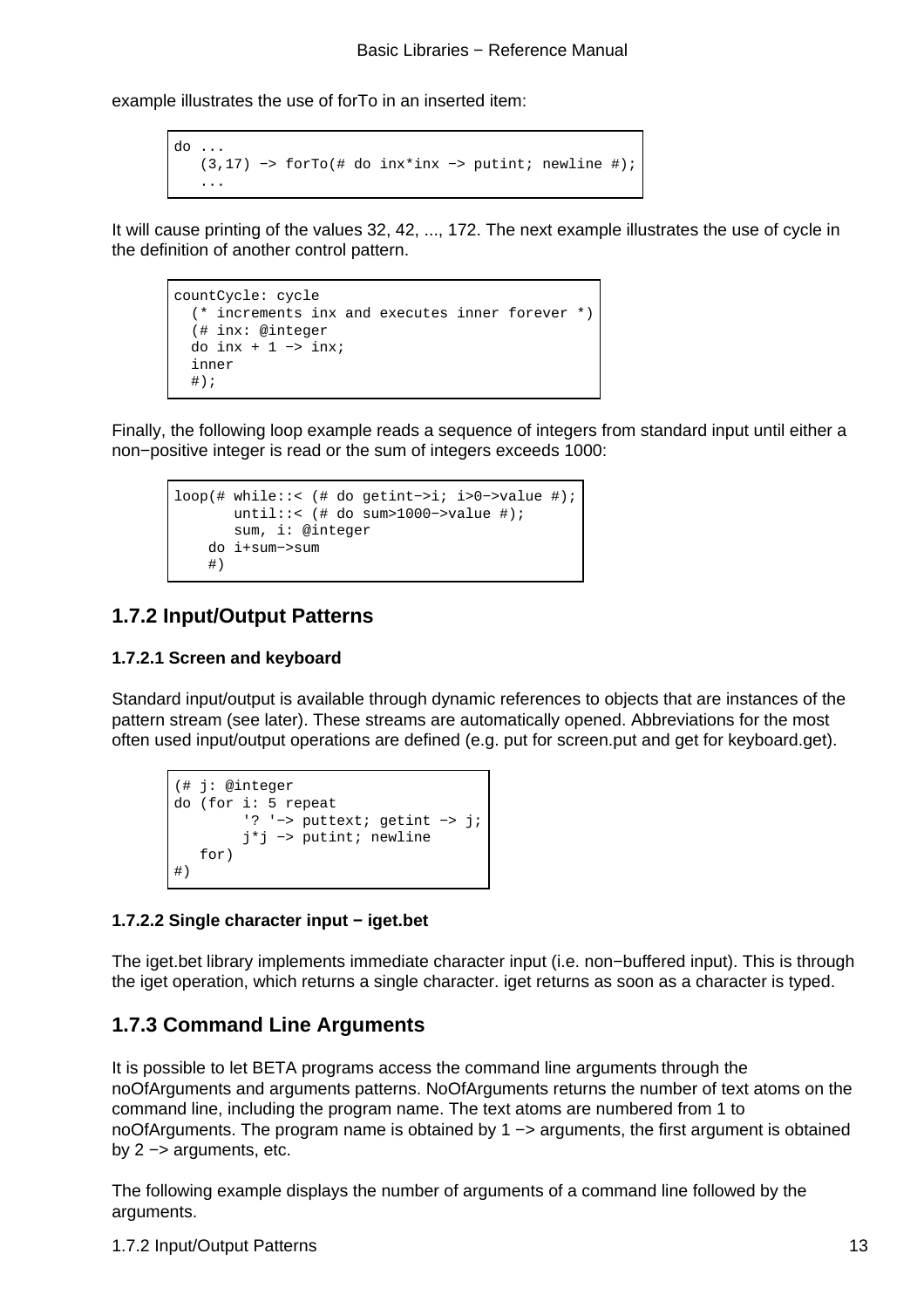example illustrates the use of forTo in an inserted item:

```
do ...
   (3,17) −> forTo(# do inx*inx −> putint; newline #);
   ...
```

It will cause printing of the values 32, 42, ..., 172. The next example illustrates the use of cycle in the definition of another control pattern.

```
countCycle: cycle
  (* increments inx and executes inner forever *)
  (# inx: @integer
  do inx + 1 −> inx;
  inner
  #);
```

Finally, the following loop example reads a sequence of integers from standard input until either a non−positive integer is read or the sum of integers exceeds 1000:

```
loop(# while::< (# do getint−>i; i>0−>value #);
       until::< (# do sum>1000−>value #);
       sum, i: @integer
    do i+sum−>sum
    #)
```

## 1.7.2 Input/Output Patterns

### 1.7.2.1 Screen and keyboard

Standard input/output is available through dynamic references to objects that are instances of the pattern stream (see later). These streams are automatically opened. Abbreviations for the most often used input/output operations are defined (e.g. put for screen.put and get for keyboard.get).

```
(# j: @integer
do (for i: 5 repeat
        '? '−> puttext; getint −> j;
        j*j −> putint; newline
   for)
#)
```

### 1.7.2.2 Single character input − iget.bet

The iget.bet library implements immediate character input (i.e. non−buffered input). This is through the iget operation, which returns a single character. iget returns as soon as a character is typed.

## 1.7.3 Command Line Arguments

It is possible to let BETA programs access the command line arguments through the noOfArguments and arguments patterns. NoOfArguments returns the number of text atoms on the command line, including the program name. The text atoms are numbered from 1 to noOfArguments. The program name is obtained by 1 −> arguments, the first argument is obtained by 2 −> arguments, etc.

The following example displays the number of arguments of a command line followed by the arguments.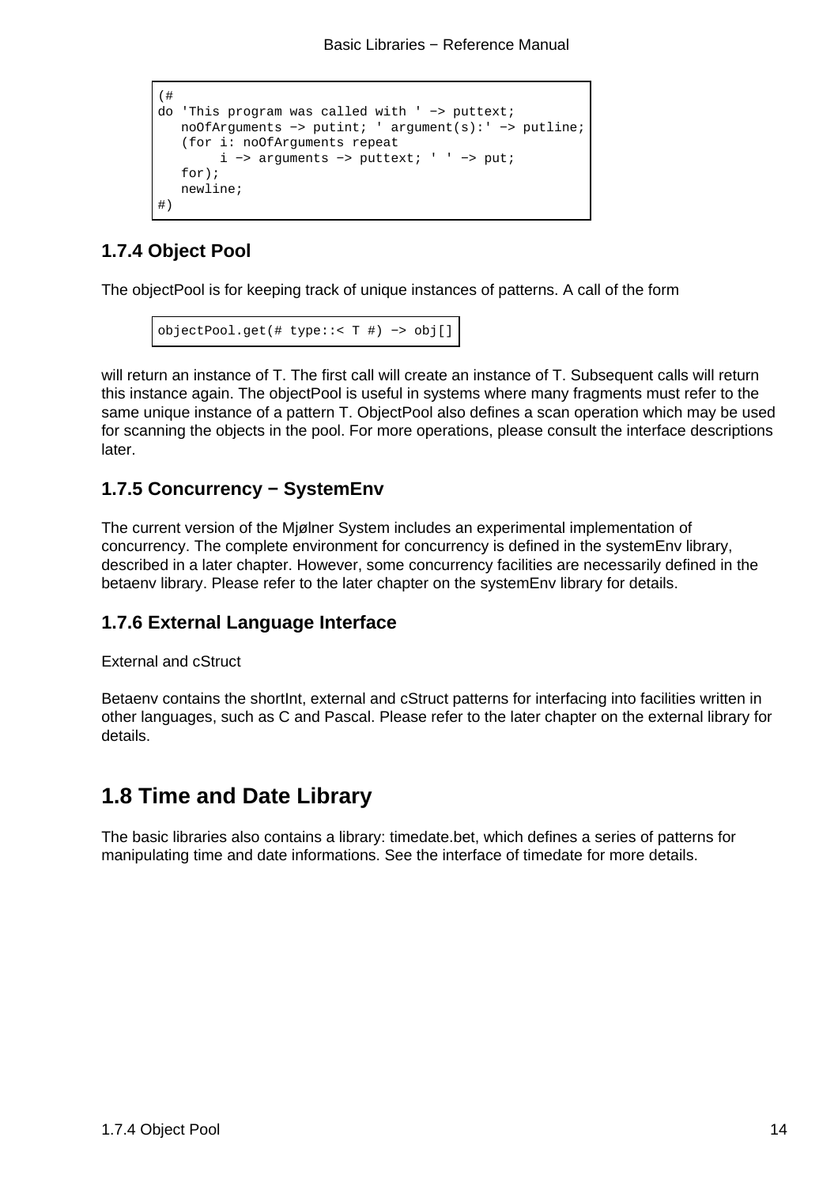```
(#
do 'This program was called with ' −> puttext;
   noOfArguments −> putint; ' argument(s):' −> putline;
   (for i: noOfArguments repeat
        i −> arguments −> puttext; ' ' −> put;
   for);
   newline;
#)
```

### 1.7.4 Object Pool

The objectPool is for keeping track of unique instances of patterns. A call of the form

```
objectPool.get(# type::< T #) −> obj[]
```

will return an instance of T. The first call will create an instance of T. Subsequent calls will return this instance again. The objectPool is useful in systems where many fragments must refer to the same unique instance of a pattern T. ObjectPool also defines a scan operation which may be used for scanning the objects in the pool. For more operations, please consult the interface descriptions later.

### 1.7.5 Concurrency − SystemEnv

The current version of the Mjølner System includes an experimental implementation of concurrency. The complete environment for concurrency is defined in the systemEnv library, described in a later chapter. However, some concurrency facilities are necessarily defined in the betaenv library. Please refer to the later chapter on the systemEnv library for details.

### 1.7.6 External Language Interface

External and cStruct

Betaenv contains the shortInt, external and cStruct patterns for interfacing into facilities written in other languages, such as C and Pascal. Please refer to the later chapter on the external library for details.

## 1.8 Time and Date Library

The basic libraries also contains a library: timedate.bet, which defines a series of patterns for manipulating time and date informations. See the interface of timedate for more details.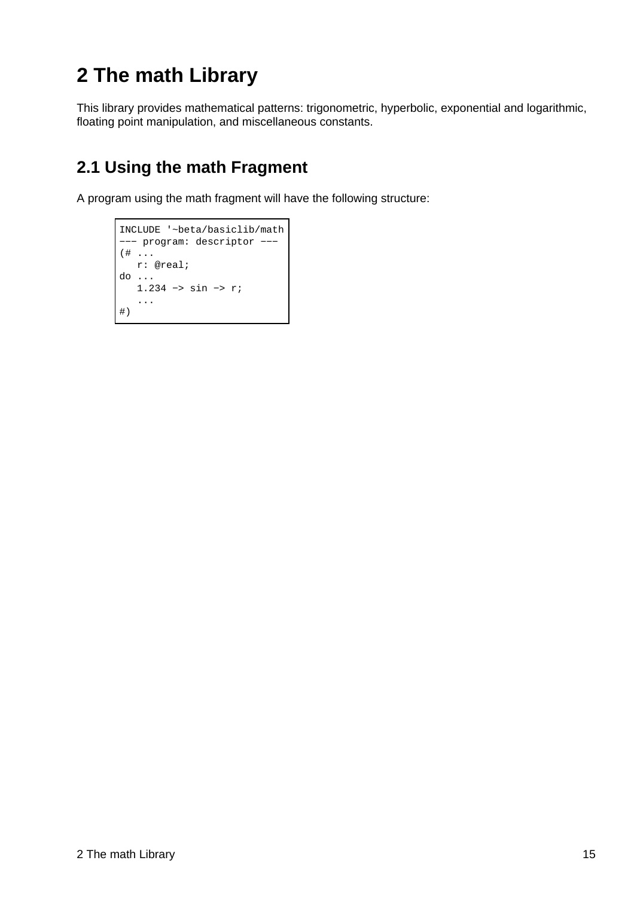# 2 The math Library

This library provides mathematical patterns: trigonometric, hyperbolic, exponential and logarithmic, floating point manipulation, and miscellaneous constants.

## 2.1 Using the math Fragment

A program using the math fragment will have the following structure:

```
INCLUDE '~beta/basiclib/math
––– program: descriptor –––
(# ...
   r: @real;
do ...
   1.234 –> sin –> r;
   ...
#)
```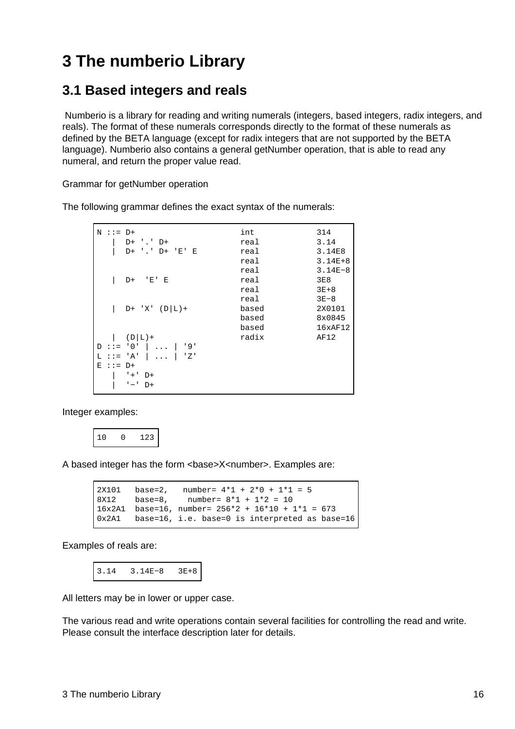# 3 The numberio Library

## 3.1 Based integers and reals

Numberio is a library for reading and writing numerals (integers, based integers, radix integers, and reals). The format of these numerals corresponds directly to the format of these numerals as defined by the BETA language (except for radix integers that are not supported by the BETA language). Numberio also contains a general getNumber operation, that is able to read any numeral, and return the proper value read.

Grammar for getNumber operation

The following grammar defines the exact syntax of the numerals:

```
N ::= D+                        int            314
   |  D+ '.' D+                 real           3.14
   |  D+ '.' D+ 'E' E           real           3.14E8
                                real           3.14E+8
                                real           3.14E-8
   |  D+  'E' E                 real           3E8
                                real           3E+8
                                real           3E-8
   |  D+ 'X' (D|L)+             based          2X0101
                                based          8x0845
                                based          16xAF12
   |  (D|L)+                    radix          AF12
D ::= '0' | ... | '9'
L ::= 'A' | ... | 'Z'
E ::= D+
   |  '+' D+
   |  '-' D+
```

Integer examples:

```
10   0   123
```

A based integer has the form <base>X<number>. Examples are:

```
2X101   base=2,   number= 4*1 + 2*0 + 1*1 = 5
8X12    base=8,    number= 8*1 + 1*2 = 10
16x2A1  base=16, number= 256*2 + 16*10 + 1*1 = 673
0x2A1   base=16, i.e. base=0 is interpreted as base=16
```

Examples of reals are:

```
3.14   3.14E-8   3E+8
```

All letters may be in lower or upper case.

The various read and write operations contain several facilities for controlling the read and write. Please consult the interface description later for details.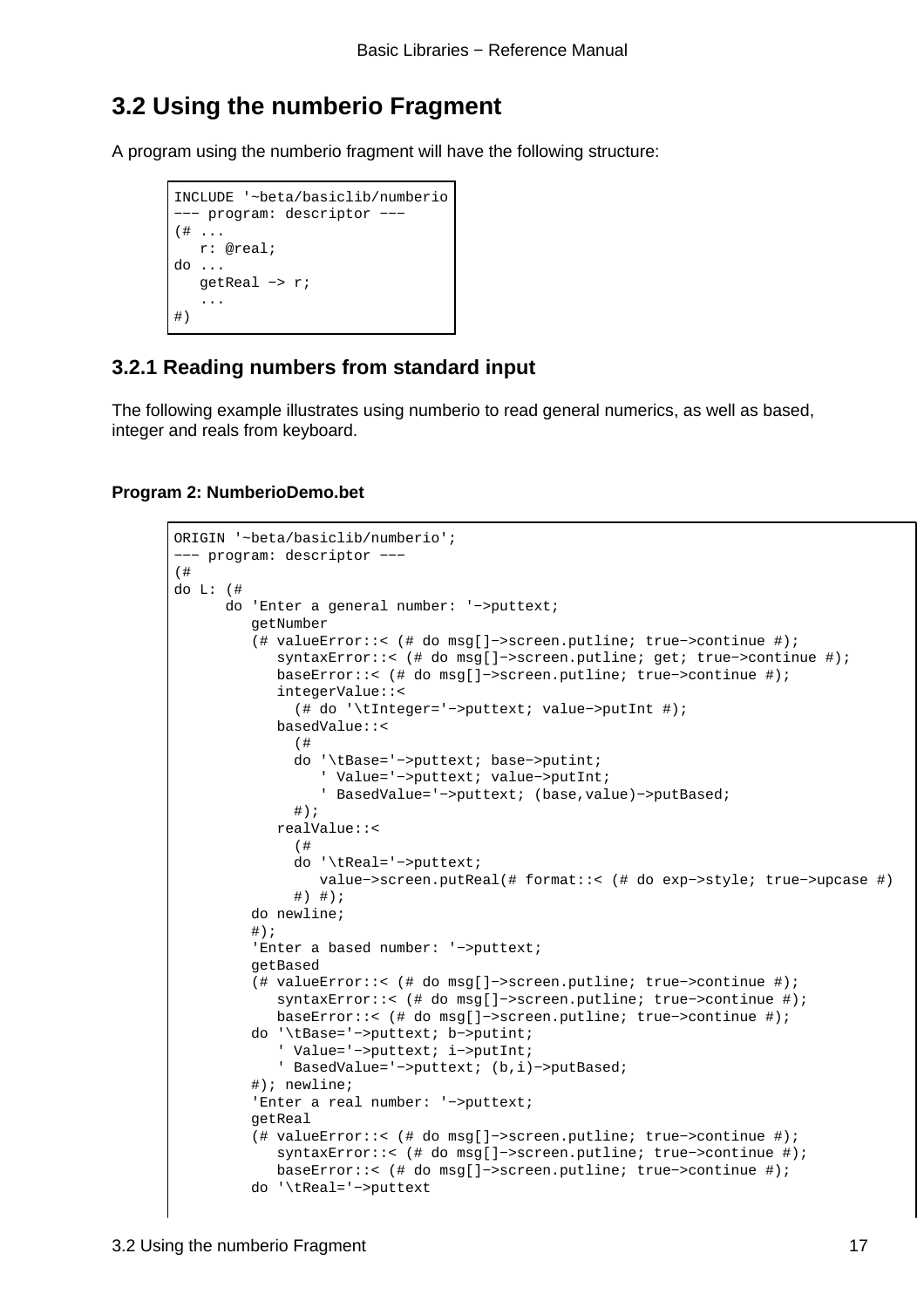## 3.2 Using the numberio Fragment

A program using the numberio fragment will have the following structure:

```
INCLUDE '~beta/basiclib/numberio
--- program: descriptor ---
(# ...
   r: @real;
do ...
   getReal -> r;
   ...
#)
```

### 3.2.1 Reading numbers from standard input

The following example illustrates using numberio to read general numerics, as well as based, integer and reals from keyboard.

**Program 2: NumberioDemo.bet**

```
ORIGIN '~beta/basiclib/numberio';
--- program: descriptor ---
(#
do L: (#
      do 'Enter a general number: '->puttext;
         getNumber
         (# valueError::< (# do msg[]->screen.putline; true->continue #);
            syntaxError::< (# do msg[]->screen.putline; get; true->continue #);
            baseError::< (# do msg[]->screen.putline; true->continue #);
            integerValue::<
              (# do '\tInteger='->puttext; value->putInt #);
            basedValue::<
              (#
              do '\tBase='->puttext; base->putint;
                 ' Value='->puttext; value->putInt;
                 ' BasedValue='->puttext; (base,value)->putBased;
              #);
            realValue::<
              (#
              do '\tReal='->puttext;
                 value->screen.putReal(# format::< (# do exp->style; true->upcase #)
              #) #);
         do newline;
         #);
         'Enter a based number: '->puttext;
         getBased
         (# valueError::< (# do msg[]->screen.putline; true->continue #);
            syntaxError::< (# do msg[]->screen.putline; true->continue #);
            baseError::< (# do msg[]->screen.putline; true->continue #);
         do '\tBase='->puttext; b->putint;
            ' Value='->puttext; i->putInt;
            ' BasedValue='->puttext; (b,i)->putBased;
         #); newline;
         'Enter a real number: '->puttext;
         getReal
         (# valueError::< (# do msg[]->screen.putline; true->continue #);
            syntaxError::< (# do msg[]->screen.putline; true->continue #);
            baseError::< (# do msg[]->screen.putline; true->continue #);
         do '\tReal='->puttext
```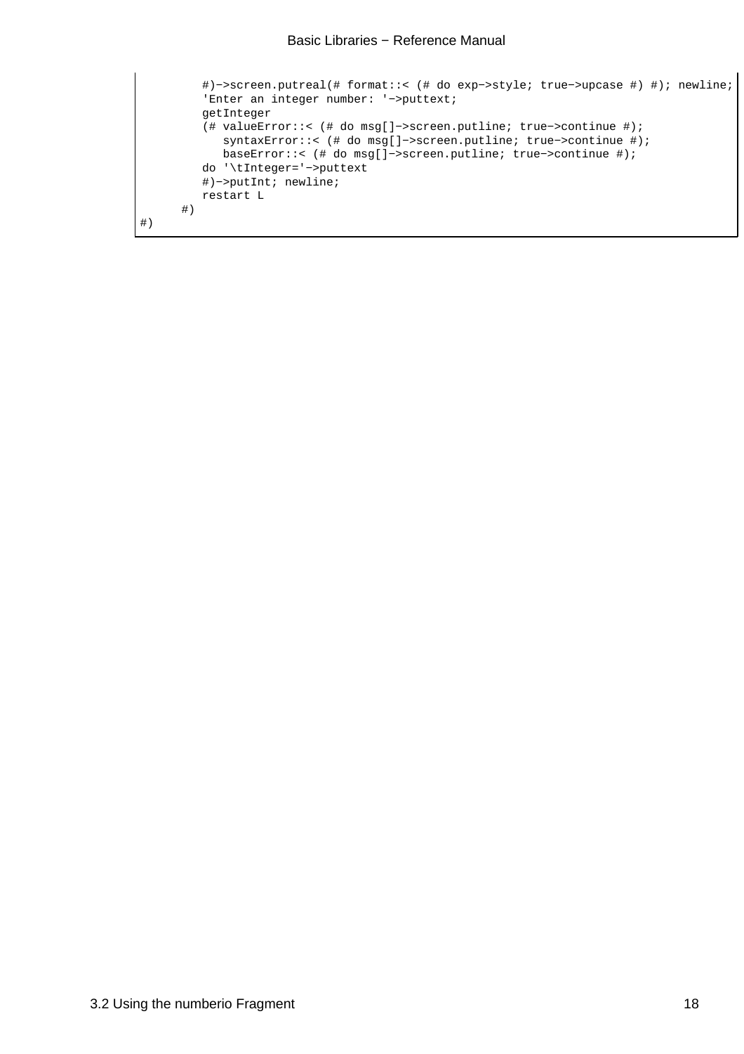```
         #)−>screen.putreal(# format::< (# do exp−>style; true−>upcase #) #); newline;
         'Enter an integer number: '−>puttext;
         getInteger
         (# valueError::< (# do msg[]−>screen.putline; true−>continue #);
            syntaxError::< (# do msg[]−>screen.putline; true−>continue #);
            baseError::< (# do msg[]−>screen.putline; true−>continue #);
         do '\tInteger='−>puttext
         #)−>putInt; newline;
         restart L
      #)
#)
```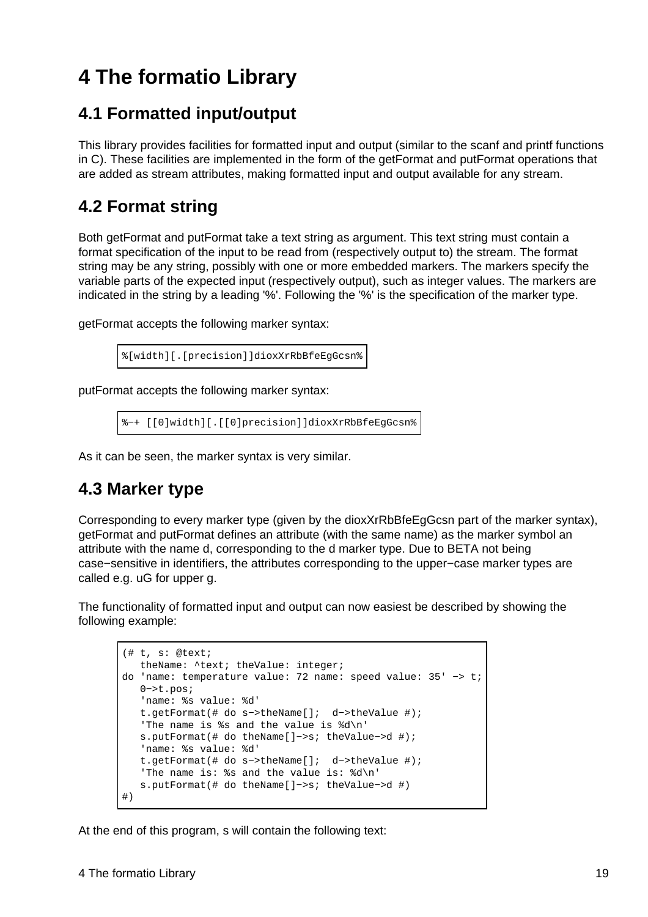# 4 The formatio Library

## 4.1 Formatted input/output

This library provides facilities for formatted input and output (similar to the scanf and printf functions in C). These facilities are implemented in the form of the getFormat and putFormat operations that are added as stream attributes, making formatted input and output available for any stream.

## 4.2 Format string

Both getFormat and putFormat take a text string as argument. This text string must contain a format specification of the input to be read from (respectively output to) the stream. The format string may be any string, possibly with one or more embedded markers. The markers specify the variable parts of the expected input (respectively output), such as integer values. The markers are indicated in the string by a leading '%'. Following the '%' is the specification of the marker type.

getFormat accepts the following marker syntax:

```
%[width][.[precision]]dioxXrRbBfeEgGcsn%
```

putFormat accepts the following marker syntax:

```
%−+ [[0]width][.[[0]precision]]dioxXrRbBfeEgGcsn%
```

As it can be seen, the marker syntax is very similar.

## 4.3 Marker type

Corresponding to every marker type (given by the dioxXrRbBfeEgGcsn part of the marker syntax), getFormat and putFormat defines an attribute (with the same name) as the marker symbol an attribute with the name d, corresponding to the d marker type. Due to BETA not being case−sensitive in identifiers, the attributes corresponding to the upper−case marker types are called e.g. uG for upper g.

The functionality of formatted input and output can now easiest be described by showing the following example:

```
(# t, s: @text;
   theName: ^text; theValue: integer;
do 'name: temperature value: 72 name: speed value: 35' −> t;
   0−>t.pos;
   'name: %s value: %d'
   t.getFormat(# do s−>theName[];  d−>theValue #);
   'The name is %s and the value is %d\n'
   s.putFormat(# do theName[]−>s; theValue−>d #);
   'name: %s value: %d'
   t.getFormat(# do s−>theName[];  d−>theValue #);
   'The name is: %s and the value is: %d\n'
   s.putFormat(# do theName[]−>s; theValue−>d #)
#)
```

At the end of this program, s will contain the following text: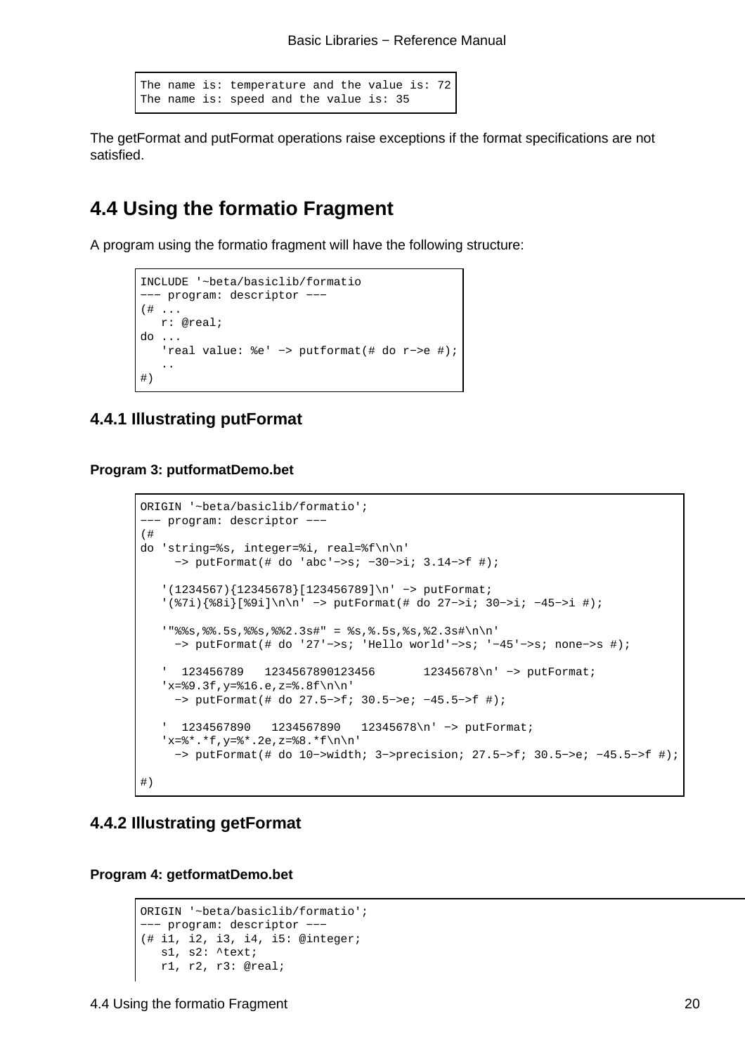```
The name is: temperature and the value is: 72
The name is: speed and the value is: 35
```

The getFormat and putFormat operations raise exceptions if the format specifications are not satisfied.

## 4.4 Using the formatio Fragment

A program using the formatio fragment will have the following structure:

```
INCLUDE '~beta/basiclib/formatio
--- program: descriptor ---
(# ...
   r: @real;
do ...
   'real value: %e' -> putformat(# do r->e #);
   ..
#)
```

### 4.4.1 Illustrating putFormat

**Program 3: putformatDemo.bet**

```
ORIGIN '~beta/basiclib/formatio';
--- program: descriptor ---
(#
do 'string=%s, integer=%i, real=%f\n\n'
     -> putFormat(# do 'abc'->s; -30->i; 3.14->f #);

   '(1234567){12345678}[123456789]\n' -> putFormat;
   '(%7i){%8i}[%9i]\n\n' -> putFormat(# do 27->i; 30->i; -45->i #);

   '"%%s,%%.5s,%%s,%%2.3s#" = %s,%.5s,%s,%2.3s#\n\n'
     -> putFormat(# do '27'->s; 'Hello world'->s; '-45'->s; none->s #);

   '  123456789   1234567890123456       12345678\n' -> putFormat;
   'x=%9.3f,y=%16.e,z=%.8f\n\n'
     -> putFormat(# do 27.5->f; 30.5->e; -45.5->f #);

   '  1234567890   1234567890   12345678\n' -> putFormat;
   'x=%*.*f,y=%*.2e,z=%8.*f\n\n'
     -> putFormat(# do 10->width; 3->precision; 27.5->f; 30.5->e; -45.5->f #);

#)
```

### 4.4.2 Illustrating getFormat

**Program 4: getformatDemo.bet**

```
ORIGIN '~beta/basiclib/formatio';
--- program: descriptor ---
(# i1, i2, i3, i4, i5: @integer;
   s1, s2: ^text;
   r1, r2, r3: @real;
```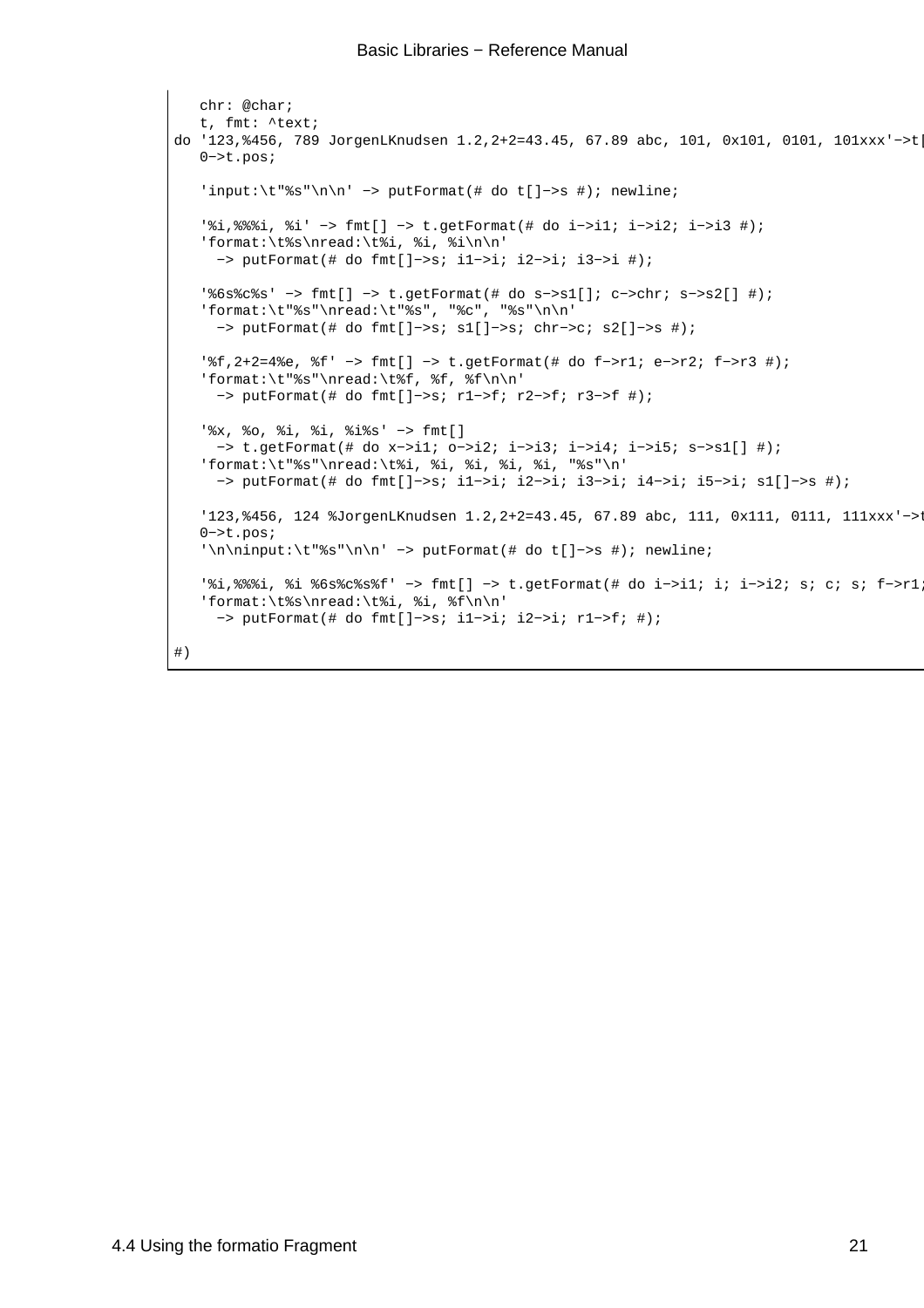```
   chr: @char;
   t, fmt: ^text;
do '123,%456, 789 JorgenLKnudsen 1.2,2+2=43.45, 67.89 abc, 101, 0x101, 0101, 101xxx'->t[
   0->t.pos;

   'input:\t"%s"\n\n' -> putFormat(# do t[]->s #); newline;

   '%i,%%%i, %i' -> fmt[] -> t.getFormat(# do i->i1; i->i2; i->i3 #);
   'format:\t%s\nread:\t%i, %i, %i\n\n'
     -> putFormat(# do fmt[]->s; i1->i; i2->i; i3->i #);

   '%6s%c%s' -> fmt[] -> t.getFormat(# do s->s1[]; c->chr; s->s2[] #);
   'format:\t"%s"\nread:\t"%s", "%c", "%s"\n\n'
     -> putFormat(# do fmt[]->s; s1[]->s; chr->c; s2[]->s #);

   '%f,2+2=4%e, %f' -> fmt[] -> t.getFormat(# do f->r1; e->r2; f->r3 #);
   'format:\t"%s"\nread:\t%f, %f, %f\n\n'
     -> putFormat(# do fmt[]->s; r1->f; r2->f; r3->f #);

   '%x, %o, %i, %i, %i%s' -> fmt[]
     -> t.getFormat(# do x->i1; o->i2; i->i3; i->i4; i->i5; s->s1[] #);
   'format:\t"%s"\nread:\t%i, %i, %i, %i, %i, "%s"\n'
     -> putFormat(# do fmt[]->s; i1->i; i2->i; i3->i; i4->i; i5->i; s1[]->s #);

   '123,%456, 124 %JorgenLKnudsen 1.2,2+2=43.45, 67.89 abc, 111, 0x111, 0111, 111xxx'->t
   0->t.pos;
   '\n\ninput:\t"%s"\n\n' -> putFormat(# do t[]->s #); newline;

   '%i,%%%i, %i %6s%c%s%f' -> fmt[] -> t.getFormat(# do i->i1; i; i->i2; s; c; s; f->r1;
   'format:\t%s\nread:\t%i, %i, %f\n\n'
     -> putFormat(# do fmt[]->s; i1->i; i2->i; r1->f; #);

#)
```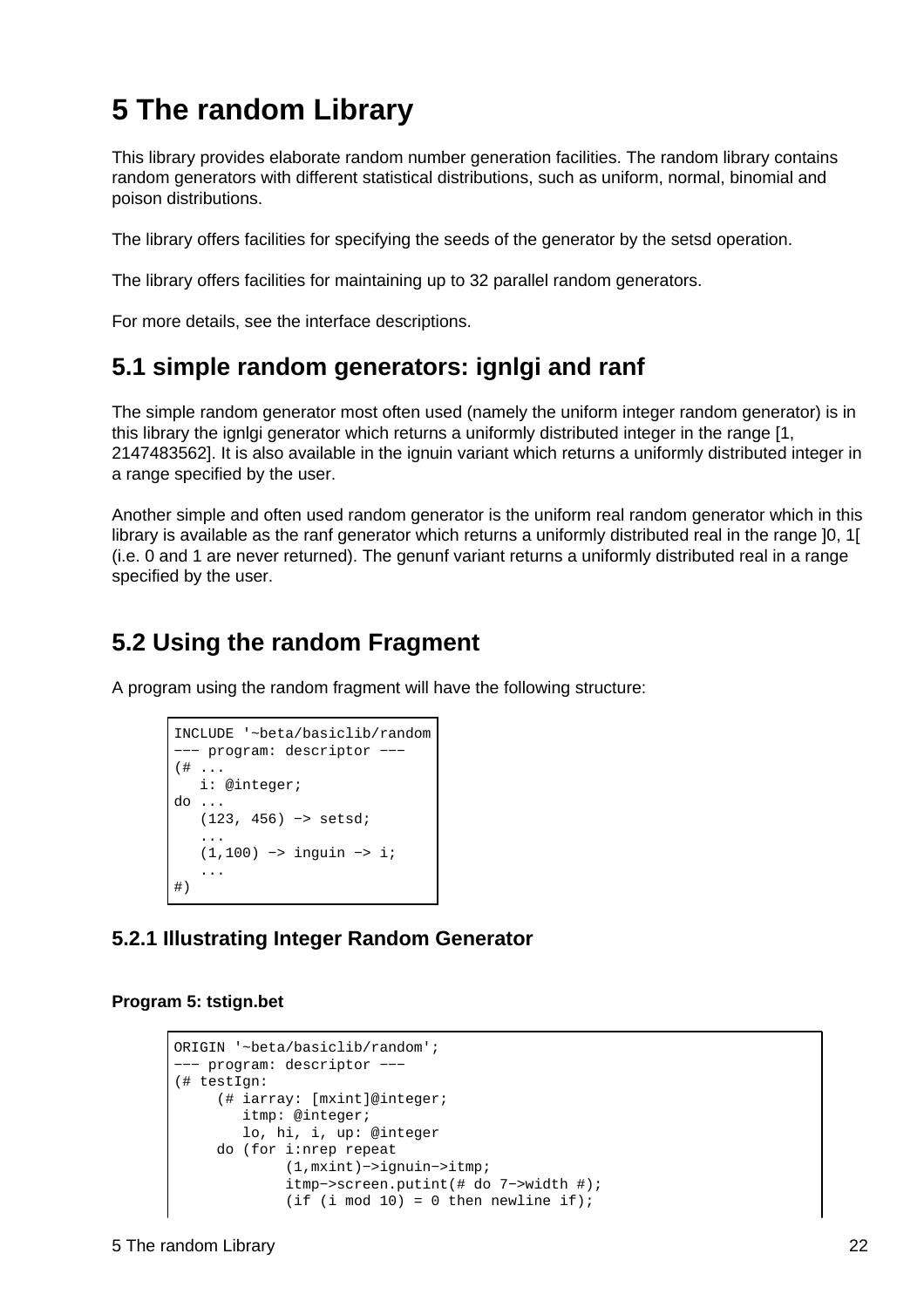# 5 The random Library

This library provides elaborate random number generation facilities. The random library contains random generators with different statistical distributions, such as uniform, normal, binomial and poison distributions.

The library offers facilities for specifying the seeds of the generator by the setsd operation.

The library offers facilities for maintaining up to 32 parallel random generators.

For more details, see the interface descriptions.

## 5.1 simple random generators: ignlgi and ranf

The simple random generator most often used (namely the uniform integer random generator) is in this library the ignlgi generator which returns a uniformly distributed integer in the range [1, 2147483562]. It is also available in the ignuin variant which returns a uniformly distributed integer in a range specified by the user.

Another simple and often used random generator is the uniform real random generator which in this library is available as the ranf generator which returns a uniformly distributed real in the range ]0, 1[ (i.e. 0 and 1 are never returned). The genunf variant returns a uniformly distributed real in a range specified by the user.

## 5.2 Using the random Fragment

A program using the random fragment will have the following structure:

```
INCLUDE '~beta/basiclib/random
––– program: descriptor –––
(# ...
   i: @integer;
do ...
   (123, 456) –> setsd;
   ...
   (1,100) –> inguin –> i;
   ...
#)
```

### 5.2.1 Illustrating Integer Random Generator

**Program 5: tstign.bet**

```
ORIGIN '~beta/basiclib/random';
––– program: descriptor –––
(# testIgn:
     (# iarray: [mxint]@integer;
        itmp: @integer;
        lo, hi, i, up: @integer
     do (for i:nrep repeat
             (1,mxint)–>ignuin–>itmp;
             itmp–>screen.putint(# do 7–>width #);
             (if (i mod 10) = 0 then newline if);
```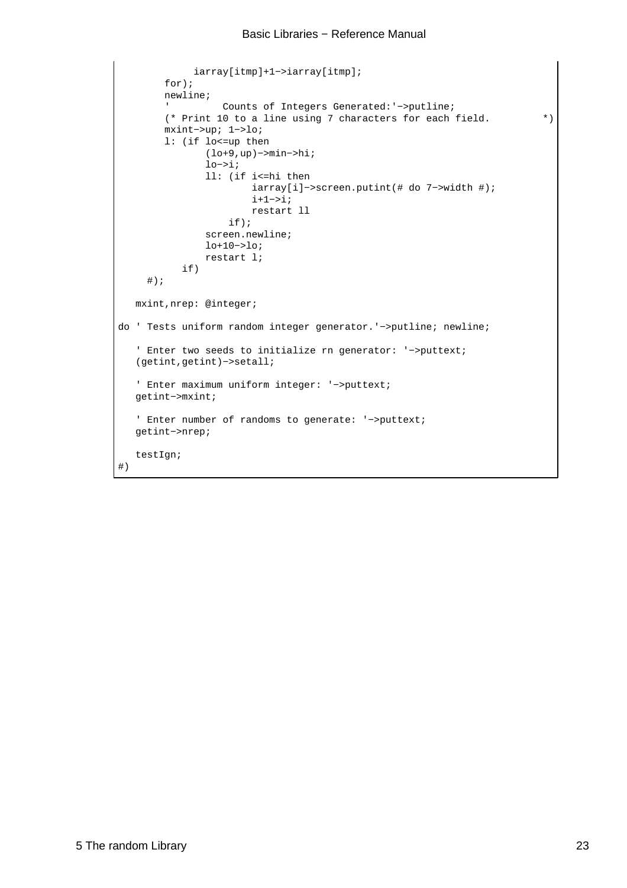```
            iarray[itmp]+1->iarray[itmp];
       for);
       newline;
       '         Counts of Integers Generated:'->putline;
       (* Print 10 to a line using 7 characters for each field.         *)
       mxint->up; 1->lo;
       l: (if lo<=up then
              (lo+9,up)->min->hi;
              lo->i;
              ll: (if i<=hi then
                     iarray[i]->screen.putint(# do 7->width #);
                     i+1->i;
                     restart ll
                 if);
              screen.newline;
              lo+10->lo;
              restart l;
          if)
     #);

   mxint,nrep: @integer;

do ' Tests uniform random integer generator.'->putline; newline;

   ' Enter two seeds to initialize rn generator: '->puttext;
   (getint,getint)->setall;

   ' Enter maximum uniform integer: '->puttext;
   getint->mxint;

   ' Enter number of randoms to generate: '->puttext;
   getint->nrep;

   testIgn;
#)
```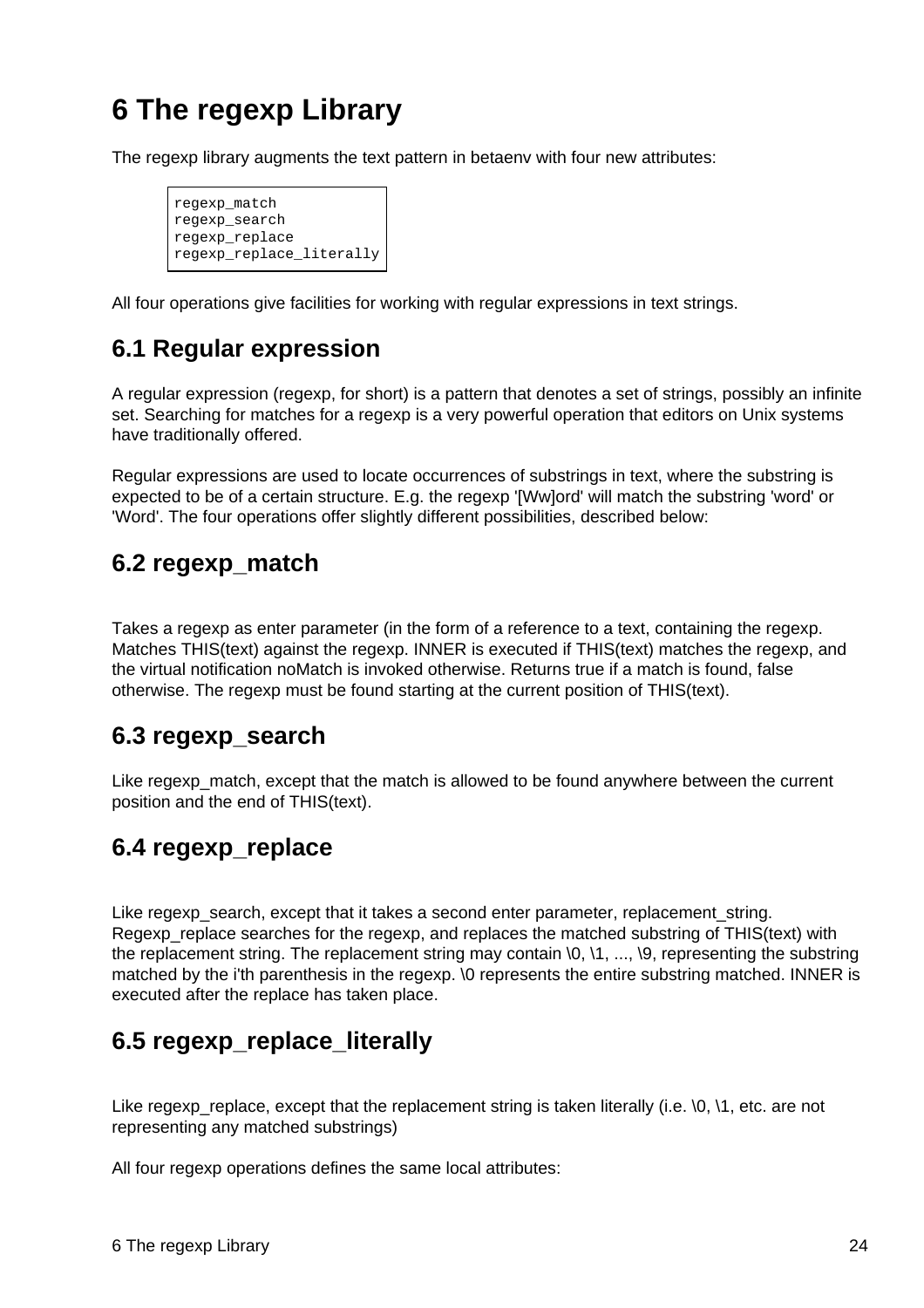# 6 The regexp Library

The regexp library augments the text pattern in betaenv with four new attributes:

```
regexp_match
regexp_search
regexp_replace
regexp_replace_literally
```

All four operations give facilities for working with regular expressions in text strings.

## 6.1 Regular expression

A regular expression (regexp, for short) is a pattern that denotes a set of strings, possibly an infinite set. Searching for matches for a regexp is a very powerful operation that editors on Unix systems have traditionally offered.

Regular expressions are used to locate occurrences of substrings in text, where the substring is expected to be of a certain structure. E.g. the regexp '[Ww]ord' will match the substring 'word' or 'Word'. The four operations offer slightly different possibilities, described below:

## 6.2 regexp_match

Takes a regexp as enter parameter (in the form of a reference to a text, containing the regexp. Matches THIS(text) against the regexp. INNER is executed if THIS(text) matches the regexp, and the virtual notification noMatch is invoked otherwise. Returns true if a match is found, false otherwise. The regexp must be found starting at the current position of THIS(text).

## 6.3 regexp_search

Like regexp_match, except that the match is allowed to be found anywhere between the current position and the end of THIS(text).

## 6.4 regexp_replace

Like regexp_search, except that it takes a second enter parameter, replacement_string. Regexp_replace searches for the regexp, and replaces the matched substring of THIS(text) with the replacement string. The replacement string may contain \0, \1, ..., \9, representing the substring matched by the i'th parenthesis in the regexp. \0 represents the entire substring matched. INNER is executed after the replace has taken place.

## 6.5 regexp_replace_literally

Like regexp_replace, except that the replacement string is taken literally (i.e. \0, \1, etc. are not representing any matched substrings)

All four regexp operations defines the same local attributes: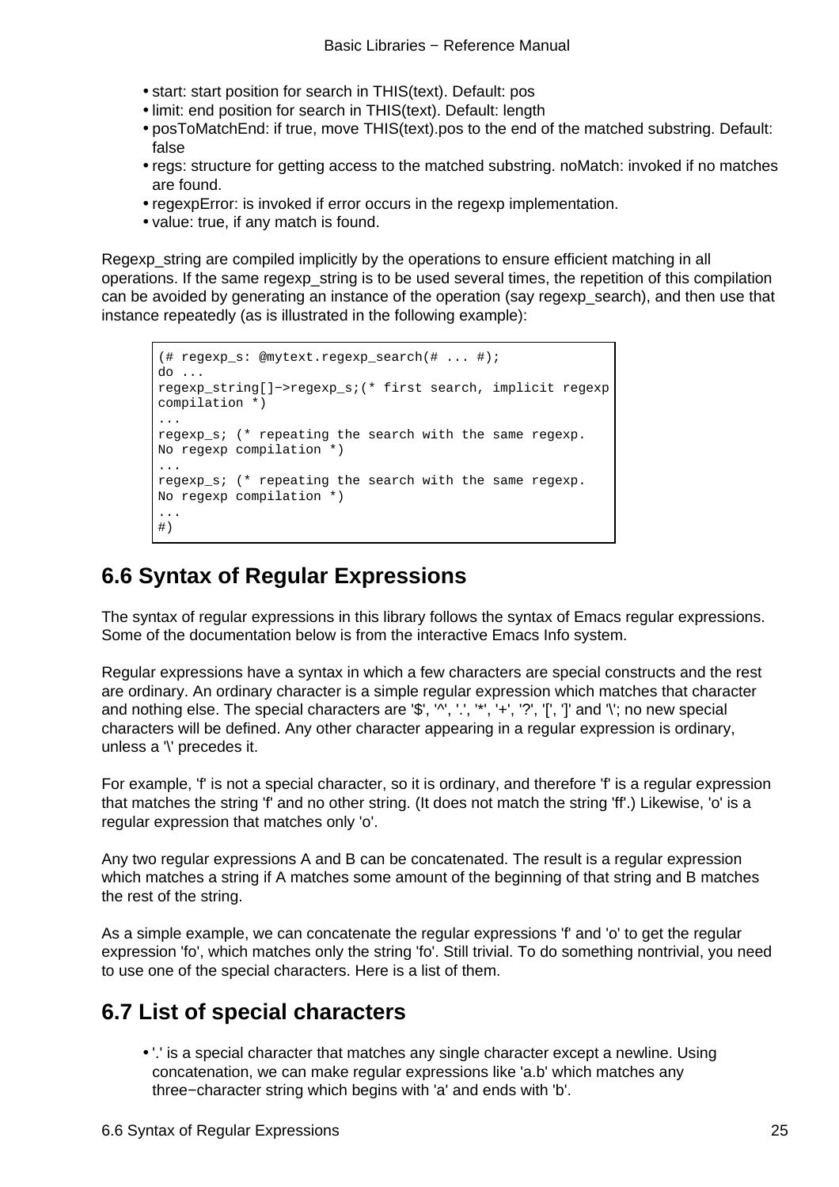- start: start position for search in THIS(text). Default: pos
- limit: end position for search in THIS(text). Default: length
- posToMatchEnd: if true, move THIS(text).pos to the end of the matched substring. Default: false
- regs: structure for getting access to the matched substring. noMatch: invoked if no matches are found.
- regexpError: is invoked if error occurs in the regexp implementation.
- value: true, if any match is found.

Regexp_string are compiled implicitly by the operations to ensure efficient matching in all operations. If the same regexp_string is to be used several times, the repetition of this compilation can be avoided by generating an instance of the operation (say regexp_search), and then use that instance repeatedly (as is illustrated in the following example):

```
(# regexp_s: @mytext.regexp_search(# ... #);
do ...
regexp_string[]−>regexp_s;(* first search, implicit regexp
compilation *)
...
regexp_s; (* repeating the search with the same regexp.
No regexp compilation *)
...
regexp_s; (* repeating the search with the same regexp.
No regexp compilation *)
...
#)
```

## 6.6 Syntax of Regular Expressions

The syntax of regular expressions in this library follows the syntax of Emacs regular expressions. Some of the documentation below is from the interactive Emacs Info system.

Regular expressions have a syntax in which a few characters are special constructs and the rest are ordinary. An ordinary character is a simple regular expression which matches that character and nothing else. The special characters are '$', '^', '.', '*', '+', '?', '[', ']' and '\'; no new special characters will be defined. Any other character appearing in a regular expression is ordinary, unless a '\' precedes it.

For example, 'f' is not a special character, so it is ordinary, and therefore 'f' is a regular expression that matches the string 'f' and no other string. (It does not match the string 'ff'.) Likewise, 'o' is a regular expression that matches only 'o'.

Any two regular expressions A and B can be concatenated. The result is a regular expression which matches a string if A matches some amount of the beginning of that string and B matches the rest of the string.

As a simple example, we can concatenate the regular expressions 'f' and 'o' to get the regular expression 'fo', which matches only the string 'fo'. Still trivial. To do something nontrivial, you need to use one of the special characters. Here is a list of them.

## 6.7 List of special characters

- '.' is a special character that matches any single character except a newline. Using concatenation, we can make regular expressions like 'a.b' which matches any three−character string which begins with 'a' and ends with 'b'.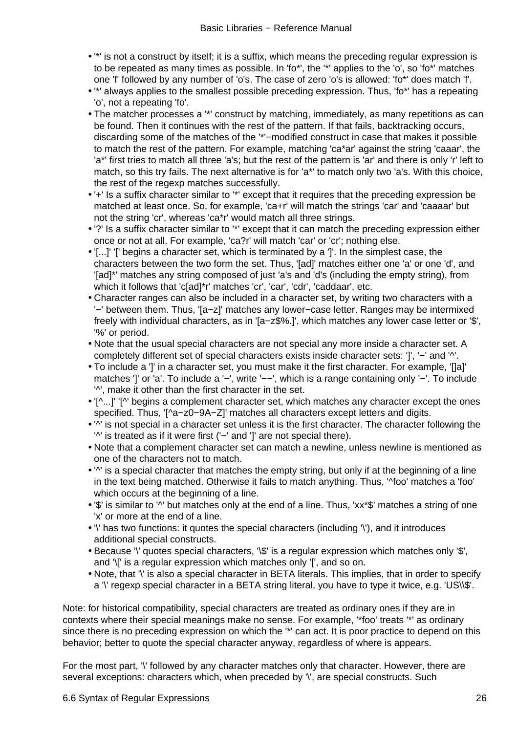- '*' is not a construct by itself; it is a suffix, which means the preceding regular expression is to be repeated as many times as possible. In 'fo*', the '*' applies to the 'o', so 'fo*' matches one 'f' followed by any number of 'o's. The case of zero 'o's is allowed: 'fo*' does match 'f'.
- '*' always applies to the smallest possible preceding expression. Thus, 'fo*' has a repeating 'o', not a repeating 'fo'.
- The matcher processes a '*' construct by matching, immediately, as many repetitions as can be found. Then it continues with the rest of the pattern. If that fails, backtracking occurs, discarding some of the matches of the '*'−modified construct in case that makes it possible to match the rest of the pattern. For example, matching 'ca*ar' against the string 'caaar', the 'a*' first tries to match all three 'a's; but the rest of the pattern is 'ar' and there is only 'r' left to match, so this try fails. The next alternative is for 'a*' to match only two 'a's. With this choice, the rest of the regexp matches successfully.
- '+' Is a suffix character similar to '*' except that it requires that the preceding expression be matched at least once. So, for example, 'ca+r' will match the strings 'car' and 'caaaar' but not the string 'cr', whereas 'ca*r' would match all three strings.
- '?' Is a suffix character similar to '*' except that it can match the preceding expression either once or not at all. For example, 'ca?r' will match 'car' or 'cr'; nothing else.
- '[...]' '[' begins a character set, which is terminated by a ']'. In the simplest case, the characters between the two form the set. Thus, '[ad]' matches either one 'a' or one 'd', and '[ad]*' matches any string composed of just 'a's and 'd's (including the empty string), from which it follows that 'c[ad]*r' matches 'cr', 'car', 'cdr', 'caddaar', etc.
- Character ranges can also be included in a character set, by writing two characters with a '−' between them. Thus, '[a−z]' matches any lower−case letter. Ranges may be intermixed freely with individual characters, as in '[a−z$%.]', which matches any lower case letter or '$', '%' or period.
- Note that the usual special characters are not special any more inside a character set. A completely different set of special characters exists inside character sets: ']', '−' and '^'.
- To include a ']' in a character set, you must make it the first character. For example, '[]a]' matches ']' or 'a'. To include a '−', write '−−', which is a range containing only '−'. To include '^', make it other than the first character in the set.
- '[^...]' '[^' begins a complement character set, which matches any character except the ones specified. Thus, '[^a−z0−9A−Z]' matches all characters except letters and digits.
- '^' is not special in a character set unless it is the first character. The character following the '^' is treated as if it were first ('−' and ']' are not special there).
- Note that a complement character set can match a newline, unless newline is mentioned as one of the characters not to match.
- '^' is a special character that matches the empty string, but only if at the beginning of a line in the text being matched. Otherwise it fails to match anything. Thus, '^foo' matches a 'foo' which occurs at the beginning of a line.
- '$' is similar to '^' but matches only at the end of a line. Thus, 'xx*$' matches a string of one 'x' or more at the end of a line.
- '\' has two functions: it quotes the special characters (including '\'), and it introduces additional special constructs.
- Because '\' quotes special characters, '\$' is a regular expression which matches only '$', and '\[' is a regular expression which matches only '[', and so on.
- Note, that '\' is also a special character in BETA literals. This implies, that in order to specify a '\' regexp special character in a BETA string literal, you have to type it twice, e.g. 'US\\$'.

Note: for historical compatibility, special characters are treated as ordinary ones if they are in contexts where their special meanings make no sense. For example, '*foo' treats '*' as ordinary since there is no preceding expression on which the '*' can act. It is poor practice to depend on this behavior; better to quote the special character anyway, regardless of where is appears.

For the most part, '\' followed by any character matches only that character. However, there are several exceptions: characters which, when preceded by '\', are special constructs. Such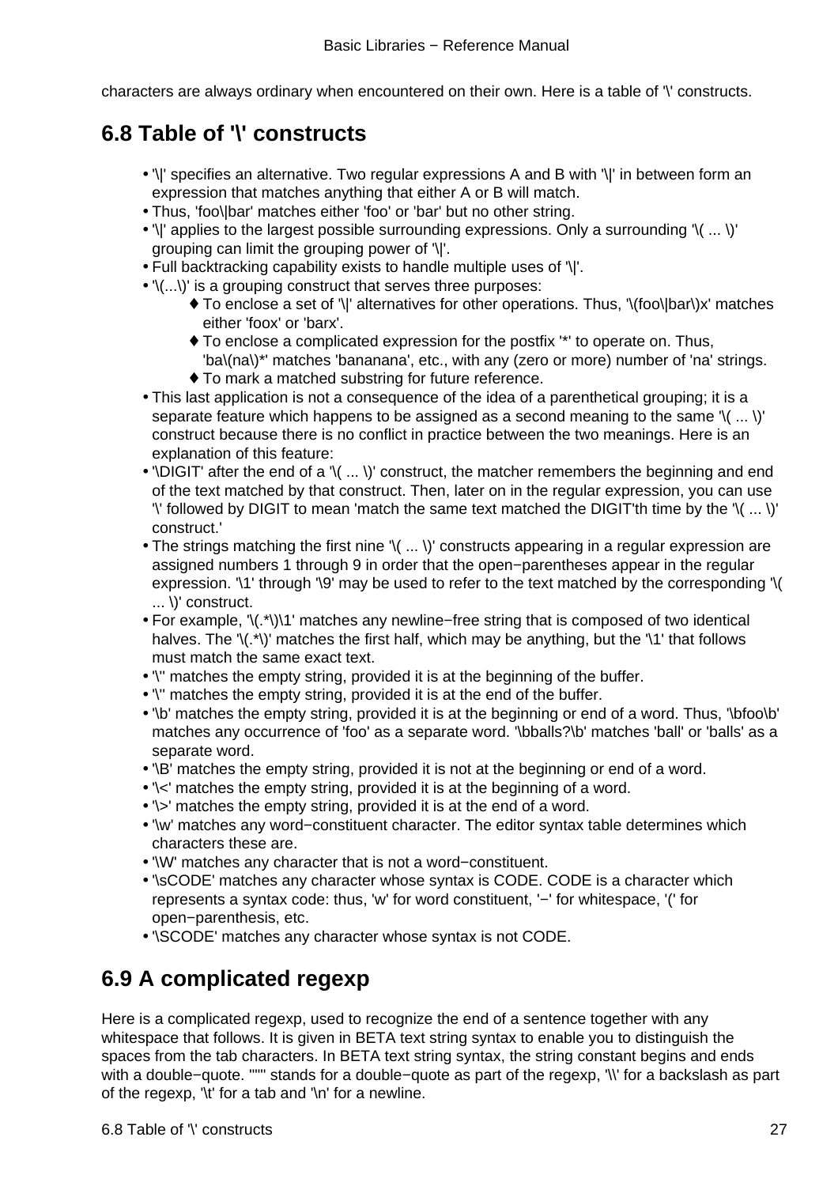characters are always ordinary when encountered on their own. Here is a table of '\' constructs.

## 6.8 Table of '\' constructs

- '\|' specifies an alternative. Two regular expressions A and B with '\|' in between form an expression that matches anything that either A or B will match.
- Thus, 'foo\|bar' matches either 'foo' or 'bar' but no other string.
- '\|' applies to the largest possible surrounding expressions. Only a surrounding '\( ... \)' grouping can limit the grouping power of '\|'.
- Full backtracking capability exists to handle multiple uses of '\|'.
- '\(...\)' is a grouping construct that serves three purposes:
    - To enclose a set of '\|' alternatives for other operations. Thus, '\(foo\|bar\)x' matches either 'foox' or 'barx'.
    - To enclose a complicated expression for the postfix '*' to operate on. Thus, 'ba\(na\)*' matches 'bananana', etc., with any (zero or more) number of 'na' strings.
    - To mark a matched substring for future reference.
- This last application is not a consequence of the idea of a parenthetical grouping; it is a separate feature which happens to be assigned as a second meaning to the same '\( ... \)' construct because there is no conflict in practice between the two meanings. Here is an explanation of this feature:
- '\DIGIT' after the end of a '\( ... \)' construct, the matcher remembers the beginning and end of the text matched by that construct. Then, later on in the regular expression, you can use '\' followed by DIGIT to mean 'match the same text matched the DIGIT'th time by the '\( ... \)' construct.'
- The strings matching the first nine '\( ... \)' constructs appearing in a regular expression are assigned numbers 1 through 9 in order that the open−parentheses appear in the regular expression. '\1' through '\9' may be used to refer to the text matched by the corresponding '\( ... \)' construct.
- For example, '\(.*\)\1' matches any newline−free string that is composed of two identical halves. The '\(.*\)' matches the first half, which may be anything, but the '\1' that follows must match the same exact text.
- '\'' matches the empty string, provided it is at the beginning of the buffer.
- '\'' matches the empty string, provided it is at the end of the buffer.
- '\b' matches the empty string, provided it is at the beginning or end of a word. Thus, '\bfoo\b' matches any occurrence of 'foo' as a separate word. '\bballs?\b' matches 'ball' or 'balls' as a separate word.
- '\B' matches the empty string, provided it is not at the beginning or end of a word.
- '\<' matches the empty string, provided it is at the beginning of a word.
- '\>' matches the empty string, provided it is at the end of a word.
- '\w' matches any word−constituent character. The editor syntax table determines which characters these are.
- '\W' matches any character that is not a word−constituent.
- '\sCODE' matches any character whose syntax is CODE. CODE is a character which represents a syntax code: thus, 'w' for word constituent, '−' for whitespace, '(' for open−parenthesis, etc.
- '\SCODE' matches any character whose syntax is not CODE.

## 6.9 A complicated regexp

Here is a complicated regexp, used to recognize the end of a sentence together with any whitespace that follows. It is given in BETA text string syntax to enable you to distinguish the spaces from the tab characters. In BETA text string syntax, the string constant begins and ends with a double−quote. '\"' stands for a double−quote as part of the regexp, '\\' for a backslash as part of the regexp, '\t' for a tab and '\n' for a newline.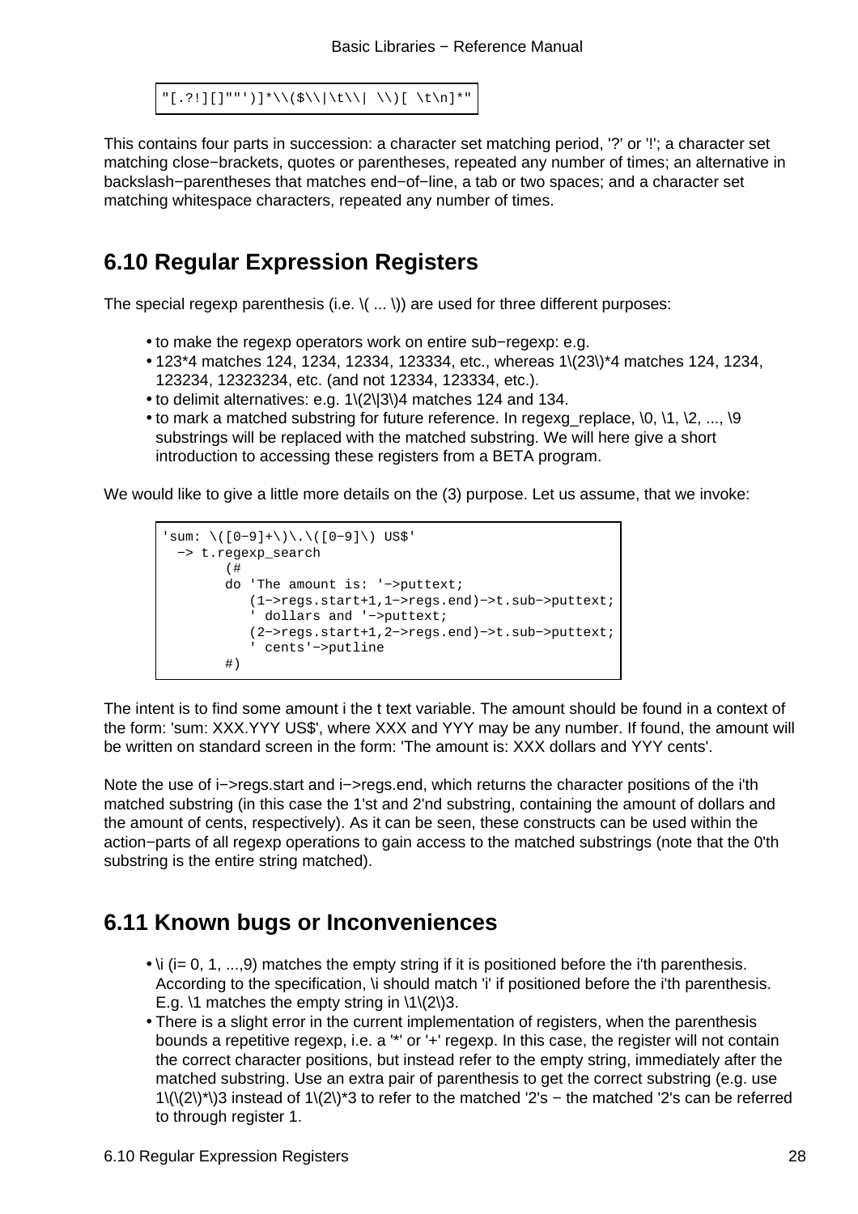```
"[.?!][]""')]*\\($\\|\t\\| \\)[ \t\n]*"
```

This contains four parts in succession: a character set matching period, '?' or '!'; a character set matching close−brackets, quotes or parentheses, repeated any number of times; an alternative in backslash−parentheses that matches end−of−line, a tab or two spaces; and a character set matching whitespace characters, repeated any number of times.

## 6.10 Regular Expression Registers

The special regexp parenthesis (i.e. \( ... \)) are used for three different purposes:

- to make the regexp operators work on entire sub−regexp: e.g.
- 123*4 matches 124, 1234, 12334, 123334, etc., whereas 1\(23\)*4 matches 124, 1234, 123234, 12323234, etc. (and not 12334, 123334, etc.).
- to delimit alternatives: e.g. 1\(2\|3\)4 matches 124 and 134.
- to mark a matched substring for future reference. In regexg_replace, \0, \1, \2, ..., \9 substrings will be replaced with the matched substring. We will here give a short introduction to accessing these registers from a BETA program.

We would like to give a little more details on the (3) purpose. Let us assume, that we invoke:

```
'sum: \([0−9]+\)\.\([0−9]\) US$'
  −> t.regexp_search
        (#
        do 'The amount is: '−>puttext;
           (1−>regs.start+1,1−>regs.end)−>t.sub−>puttext;
           ' dollars and '−>puttext;
           (2−>regs.start+1,2−>regs.end)−>t.sub−>puttext;
           ' cents'−>putline
        #)
```

The intent is to find some amount i the t text variable. The amount should be found in a context of the form: 'sum: XXX.YYY US$', where XXX and YYY may be any number. If found, the amount will be written on standard screen in the form: 'The amount is: XXX dollars and YYY cents'.

Note the use of i−>regs.start and i−>regs.end, which returns the character positions of the i'th matched substring (in this case the 1'st and 2'nd substring, containing the amount of dollars and the amount of cents, respectively). As it can be seen, these constructs can be used within the action−parts of all regexp operations to gain access to the matched substrings (note that the 0'th substring is the entire string matched).

## 6.11 Known bugs or Inconveniences

- \i (i= 0, 1, ...,9) matches the empty string if it is positioned before the i'th parenthesis. According to the specification, \i should match 'i' if positioned before the i'th parenthesis. E.g. \1 matches the empty string in \1\(2\)3.
- There is a slight error in the current implementation of registers, when the parenthesis bounds a repetitive regexp, i.e. a '*' or '+' regexp. In this case, the register will not contain the correct character positions, but instead refer to the empty string, immediately after the matched substring. Use an extra pair of parenthesis to get the correct substring (e.g. use 1\(\(2\)*\)3 instead of 1\(2\)*3 to refer to the matched '2's − the matched '2's can be referred to through register 1.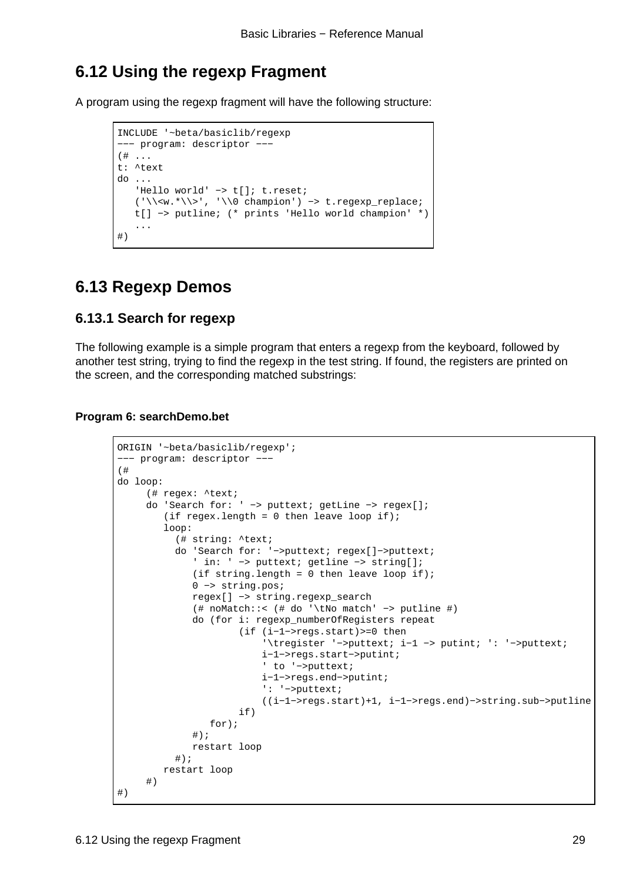## 6.12 Using the regexp Fragment

A program using the regexp fragment will have the following structure:

```
INCLUDE '~beta/basiclib/regexp
--- program: descriptor ---
(# ...
t: ^text
do ...
   'Hello world' -> t[]; t.reset;
   ('\\<w.*\\>', '\\0 champion') -> t.regexp_replace;
   t[] -> putline; (* prints 'Hello world champion' *)
   ...
#)
```

## 6.13 Regexp Demos

### 6.13.1 Search for regexp

The following example is a simple program that enters a regexp from the keyboard, followed by another test string, trying to find the regexp in the test string. If found, the registers are printed on the screen, and the corresponding matched substrings:

**Program 6: searchDemo.bet**

```
ORIGIN '~beta/basiclib/regexp';
--- program: descriptor ---
(#
do loop:
     (# regex: ^text;
     do 'Search for: ' -> puttext; getLine -> regex[];
        (if regex.length = 0 then leave loop if);
        loop:
          (# string: ^text;
          do 'Search for: '->puttext; regex[]->puttext;
             ' in: ' -> puttext; getline -> string[];
             (if string.length = 0 then leave loop if);
             0 -> string.pos;
             regex[] -> string.regexp_search
             (# noMatch::< (# do '\tNo match' -> putline #)
             do (for i: regexp_numberOfRegisters repeat
                     (if (i-1->regs.start)>=0 then
                         '\tregister '->puttext; i-1 -> putint; ': '->puttext;
                         i-1->regs.start->putint;
                         ' to '->puttext;
                         i-1->regs.end->putint;
                         ': '->puttext;
                         ((i-1->regs.start)+1, i-1->regs.end)->string.sub->putline
                     if)
                for);
             #);
             restart loop
          #);
        restart loop
     #)
#)
```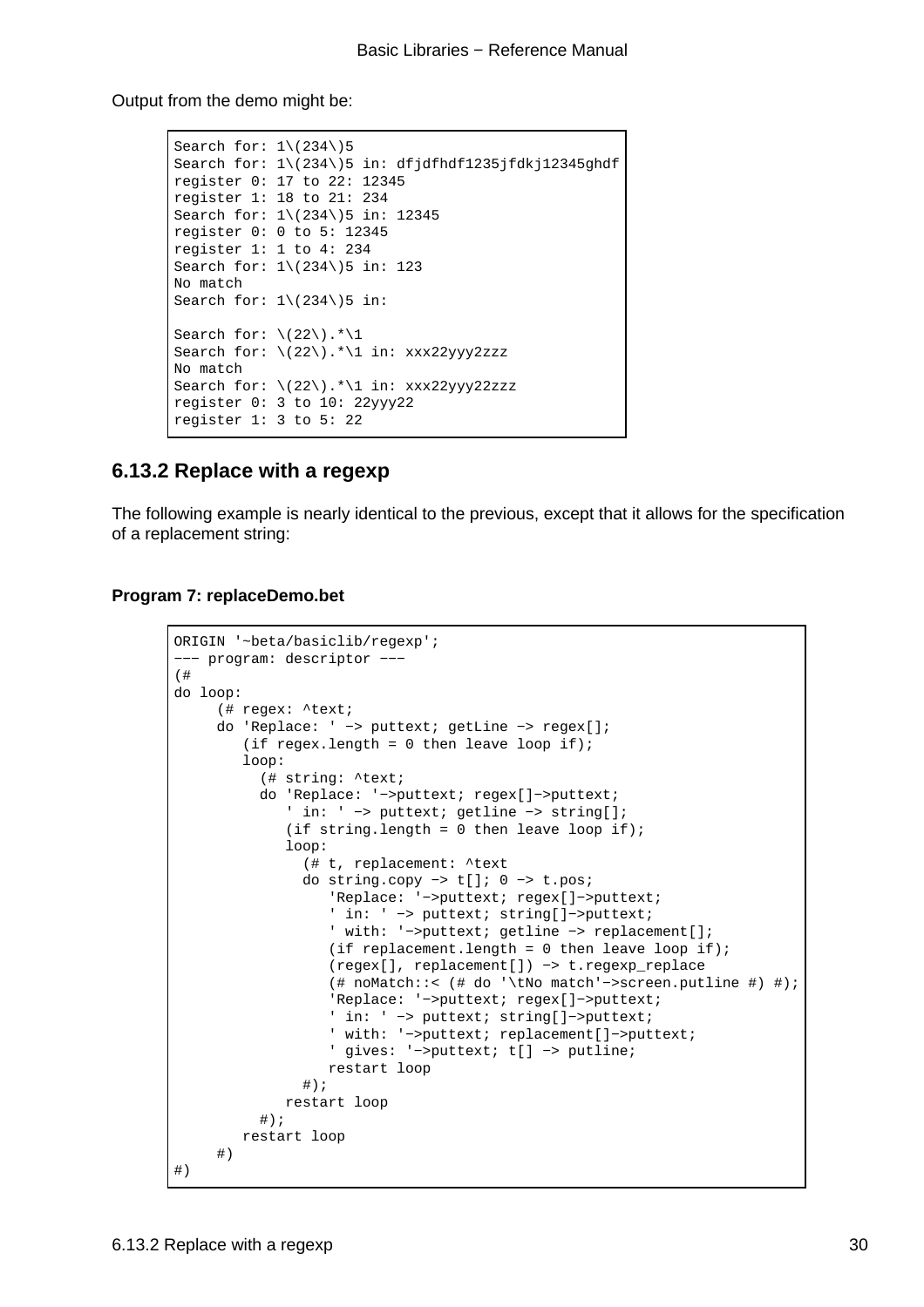Output from the demo might be:

```
Search for: 1\(234\)5
Search for: 1\(234\)5 in: dfjdfhdf1235jfdkj12345ghdf
register 0: 17 to 22: 12345
register 1: 18 to 21: 234
Search for: 1\(234\)5 in: 12345
register 0: 0 to 5: 12345
register 1: 1 to 4: 234
Search for: 1\(234\)5 in: 123
No match
Search for: 1\(234\)5 in:

Search for: \(22\).*\1
Search for: \(22\).*\1 in: xxx22yyy2zzz
No match
Search for: \(22\).*\1 in: xxx22yyy22zzz
register 0: 3 to 10: 22yyy22
register 1: 3 to 5: 22
```

## 6.13.2 Replace with a regexp

The following example is nearly identical to the previous, except that it allows for the specification of a replacement string:

**Program 7: replaceDemo.bet**

```
ORIGIN '~beta/basiclib/regexp';
−−− program: descriptor −−−
(#
do loop:
     (# regex: ^text;
     do 'Replace: ' −> puttext; getLine −> regex[];
        (if regex.length = 0 then leave loop if);
        loop:
          (# string: ^text;
          do 'Replace: '−>puttext; regex[]−>puttext;
             ' in: ' −> puttext; getline −> string[];
             (if string.length = 0 then leave loop if);
             loop:
               (# t, replacement: ^text
               do string.copy −> t[]; 0 −> t.pos;
                  'Replace: '−>puttext; regex[]−>puttext;
                  ' in: ' −> puttext; string[]−>puttext;
                  ' with: '−>puttext; getline −> replacement[];
                  (if replacement.length = 0 then leave loop if);
                  (regex[], replacement[]) −> t.regexp_replace
                  (# noMatch::< (# do '\tNo match'−>screen.putline #) #);
                  'Replace: '−>puttext; regex[]−>puttext;
                  ' in: ' −> puttext; string[]−>puttext;
                  ' with: '−>puttext; replacement[]−>puttext;
                  ' gives: '−>puttext; t[] −> putline;
                  restart loop
               #);
             restart loop
          #);
        restart loop
     #)
#)
```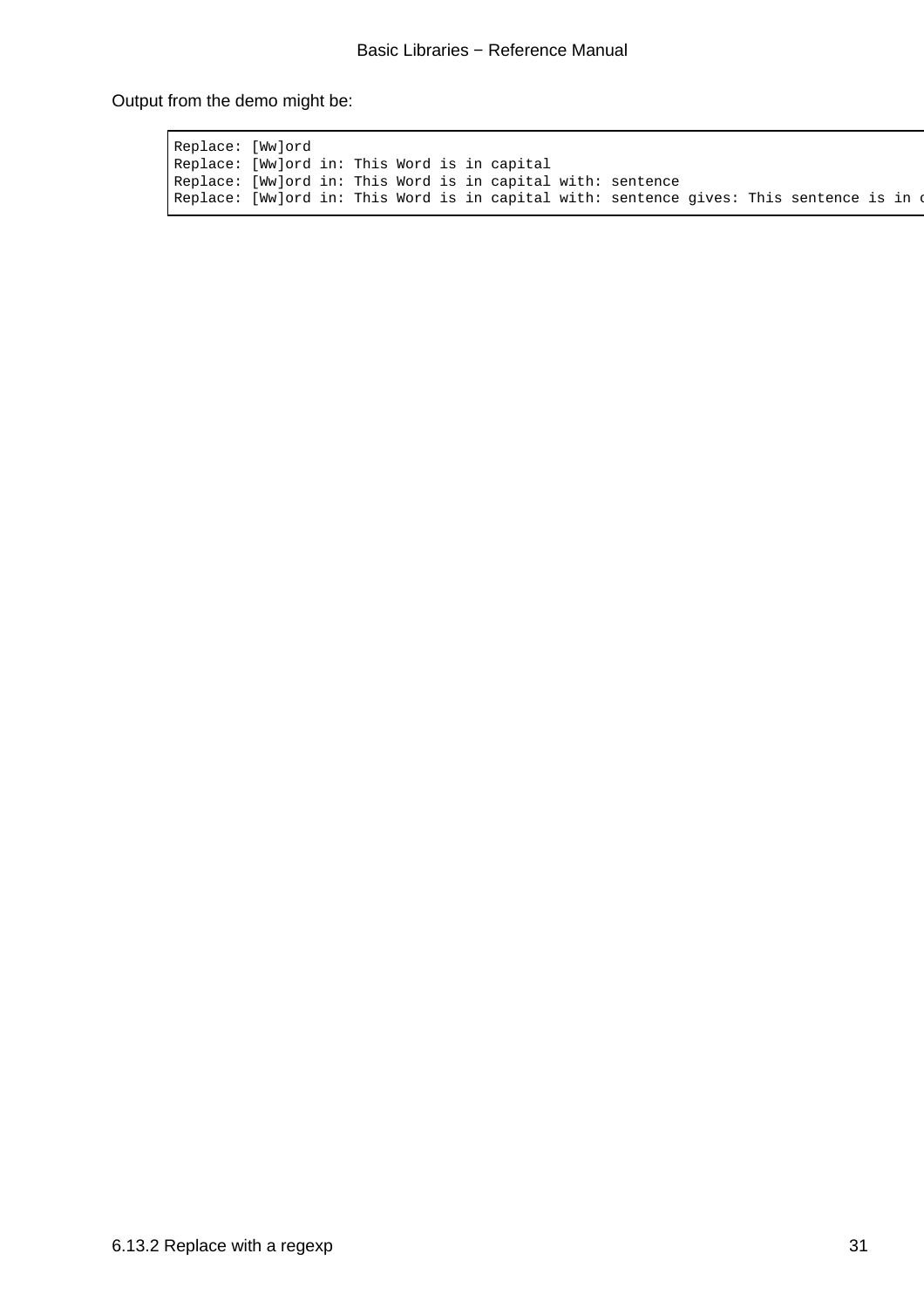Output from the demo might be:

```
Replace: [Ww]ord
Replace: [Ww]ord in: This Word is in capital
Replace: [Ww]ord in: This Word is in capital with: sentence
Replace: [Ww]ord in: This Word is in capital with: sentence gives: This sentence is in c
```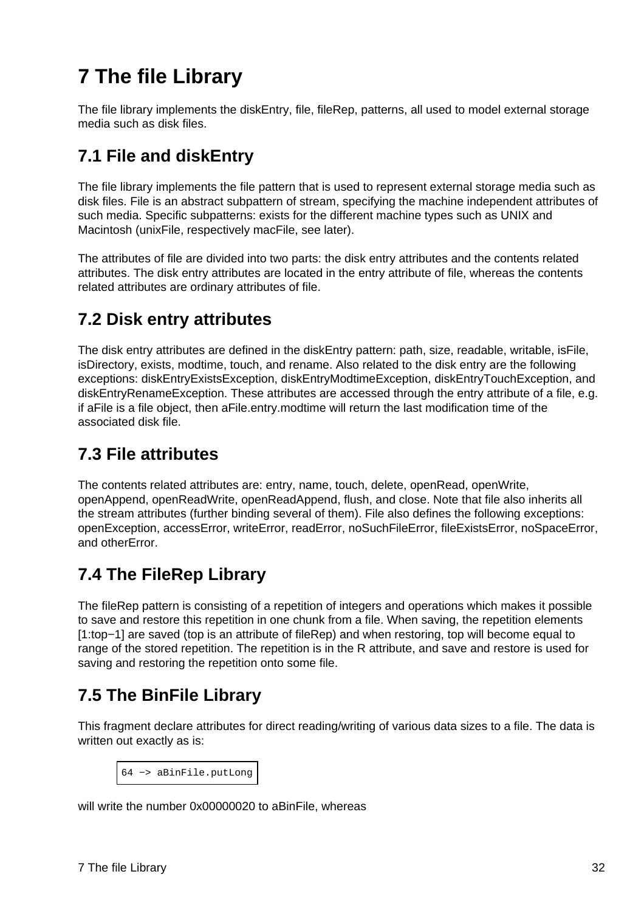# 7 The file Library

The file library implements the diskEntry, file, fileRep, patterns, all used to model external storage media such as disk files.

## 7.1 File and diskEntry

The file library implements the file pattern that is used to represent external storage media such as disk files. File is an abstract subpattern of stream, specifying the machine independent attributes of such media. Specific subpatterns: exists for the different machine types such as UNIX and Macintosh (unixFile, respectively macFile, see later).

The attributes of file are divided into two parts: the disk entry attributes and the contents related attributes. The disk entry attributes are located in the entry attribute of file, whereas the contents related attributes are ordinary attributes of file.

## 7.2 Disk entry attributes

The disk entry attributes are defined in the diskEntry pattern: path, size, readable, writable, isFile, isDirectory, exists, modtime, touch, and rename. Also related to the disk entry are the following exceptions: diskEntryExistsException, diskEntryModtimeException, diskEntryTouchException, and diskEntryRenameException. These attributes are accessed through the entry attribute of a file, e.g. if aFile is a file object, then aFile.entry.modtime will return the last modification time of the associated disk file.

## 7.3 File attributes

The contents related attributes are: entry, name, touch, delete, openRead, openWrite, openAppend, openReadWrite, openReadAppend, flush, and close. Note that file also inherits all the stream attributes (further binding several of them). File also defines the following exceptions: openException, accessError, writeError, readError, noSuchFileError, fileExistsError, noSpaceError, and otherError.

## 7.4 The FileRep Library

The fileRep pattern is consisting of a repetition of integers and operations which makes it possible to save and restore this repetition in one chunk from a file. When saving, the repetition elements [1:top−1] are saved (top is an attribute of fileRep) and when restoring, top will become equal to range of the stored repetition. The repetition is in the R attribute, and save and restore is used for saving and restoring the repetition onto some file.

## 7.5 The BinFile Library

This fragment declare attributes for direct reading/writing of various data sizes to a file. The data is written out exactly as is:

```
64 −> aBinFile.putLong
```

will write the number 0x00000020 to aBinFile, whereas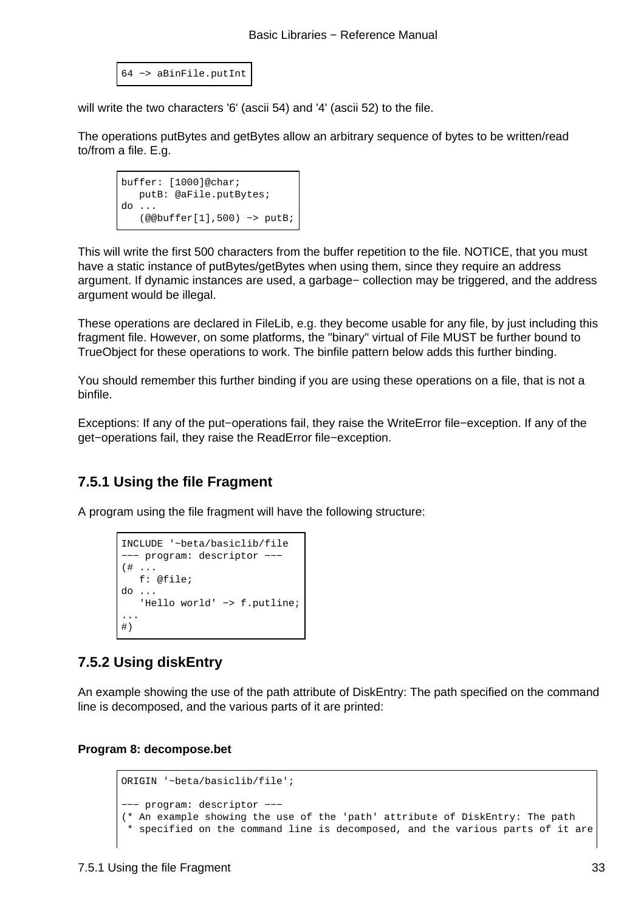```
64 −> aBinFile.putInt
```

will write the two characters '6' (ascii 54) and '4' (ascii 52) to the file.

The operations putBytes and getBytes allow an arbitrary sequence of bytes to be written/read to/from a file. E.g.

```
buffer: [1000]@char;
   putB: @aFile.putBytes;
do ...
   (@@buffer[1],500) −> putB;
```

This will write the first 500 characters from the buffer repetition to the file. NOTICE, that you must have a static instance of putBytes/getBytes when using them, since they require an address argument. If dynamic instances are used, a garbage− collection may be triggered, and the address argument would be illegal.

These operations are declared in FileLib, e.g. they become usable for any file, by just including this fragment file. However, on some platforms, the "binary" virtual of File MUST be further bound to TrueObject for these operations to work. The binfile pattern below adds this further binding.

You should remember this further binding if you are using these operations on a file, that is not a binfile.

Exceptions: If any of the put−operations fail, they raise the WriteError file−exception. If any of the get−operations fail, they raise the ReadError file−exception.

### 7.5.1 Using the file Fragment

A program using the file fragment will have the following structure:

```
INCLUDE '~beta/basiclib/file
−−− program: descriptor −−−
(# ...
   f: @file;
do ...
   'Hello world' −> f.putline;
...
#)
```

### 7.5.2 Using diskEntry

An example showing the use of the path attribute of DiskEntry: The path specified on the command line is decomposed, and the various parts of it are printed:

**Program 8: decompose.bet**

```
ORIGIN '~beta/basiclib/file';

−−− program: descriptor −−−
(* An example showing the use of the 'path' attribute of DiskEntry: The path
 * specified on the command line is decomposed, and the various parts of it are
```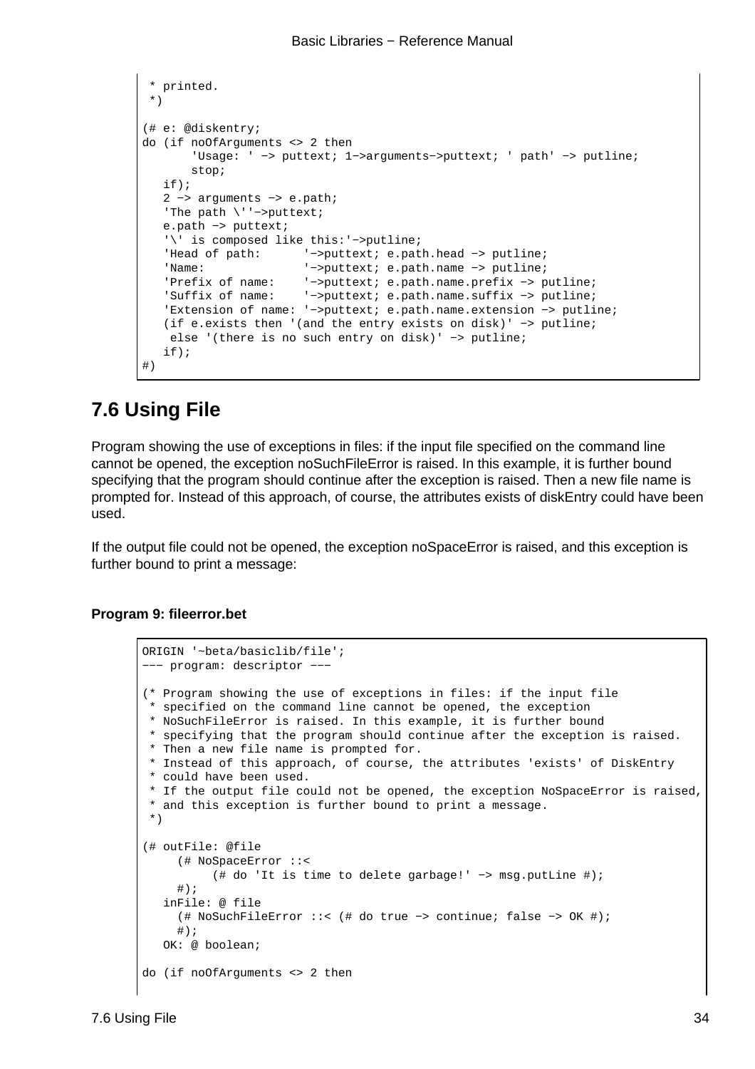```
 * printed.
 *)

(# e: @diskentry;
do (if noOfArguments <> 2 then
       'Usage: ' −> puttext; 1−>arguments−>puttext; ' path' −> putline;
       stop;
   if);
   2 −> arguments −> e.path;
   'The path \''−>puttext;
   e.path −> puttext;
   '\' is composed like this:'−>putline;
   'Head of path:      '−>puttext; e.path.head −> putline;
   'Name:              '−>puttext; e.path.name −> putline;
   'Prefix of name:    '−>puttext; e.path.name.prefix −> putline;
   'Suffix of name:    '−>puttext; e.path.name.suffix −> putline;
   'Extension of name: '−>puttext; e.path.name.extension −> putline;
   (if e.exists then '(and the entry exists on disk)' −> putline;
    else '(there is no such entry on disk)' −> putline;
   if);
#)
```

## 7.6 Using File

Program showing the use of exceptions in files: if the input file specified on the command line cannot be opened, the exception noSuchFileError is raised. In this example, it is further bound specifying that the program should continue after the exception is raised. Then a new file name is prompted for. Instead of this approach, of course, the attributes exists of diskEntry could have been used.

If the output file could not be opened, the exception noSpaceError is raised, and this exception is further bound to print a message:

**Program 9: fileerror.bet**

```
ORIGIN '~beta/basiclib/file';
−−− program: descriptor −−−

(* Program showing the use of exceptions in files: if the input file
 * specified on the command line cannot be opened, the exception
 * NoSuchFileError is raised. In this example, it is further bound
 * specifying that the program should continue after the exception is raised.
 * Then a new file name is prompted for.
 * Instead of this approach, of course, the attributes 'exists' of DiskEntry
 * could have been used.
 * If the output file could not be opened, the exception NoSpaceError is raised,
 * and this exception is further bound to print a message.
 *)

(# outFile: @file
     (# NoSpaceError ::<
          (# do 'It is time to delete garbage!' −> msg.putLine #);
     #);
   inFile: @ file
     (# NoSuchFileError ::< (# do true −> continue; false −> OK #);
     #);
   OK: @ boolean;

do (if noOfArguments <> 2 then
```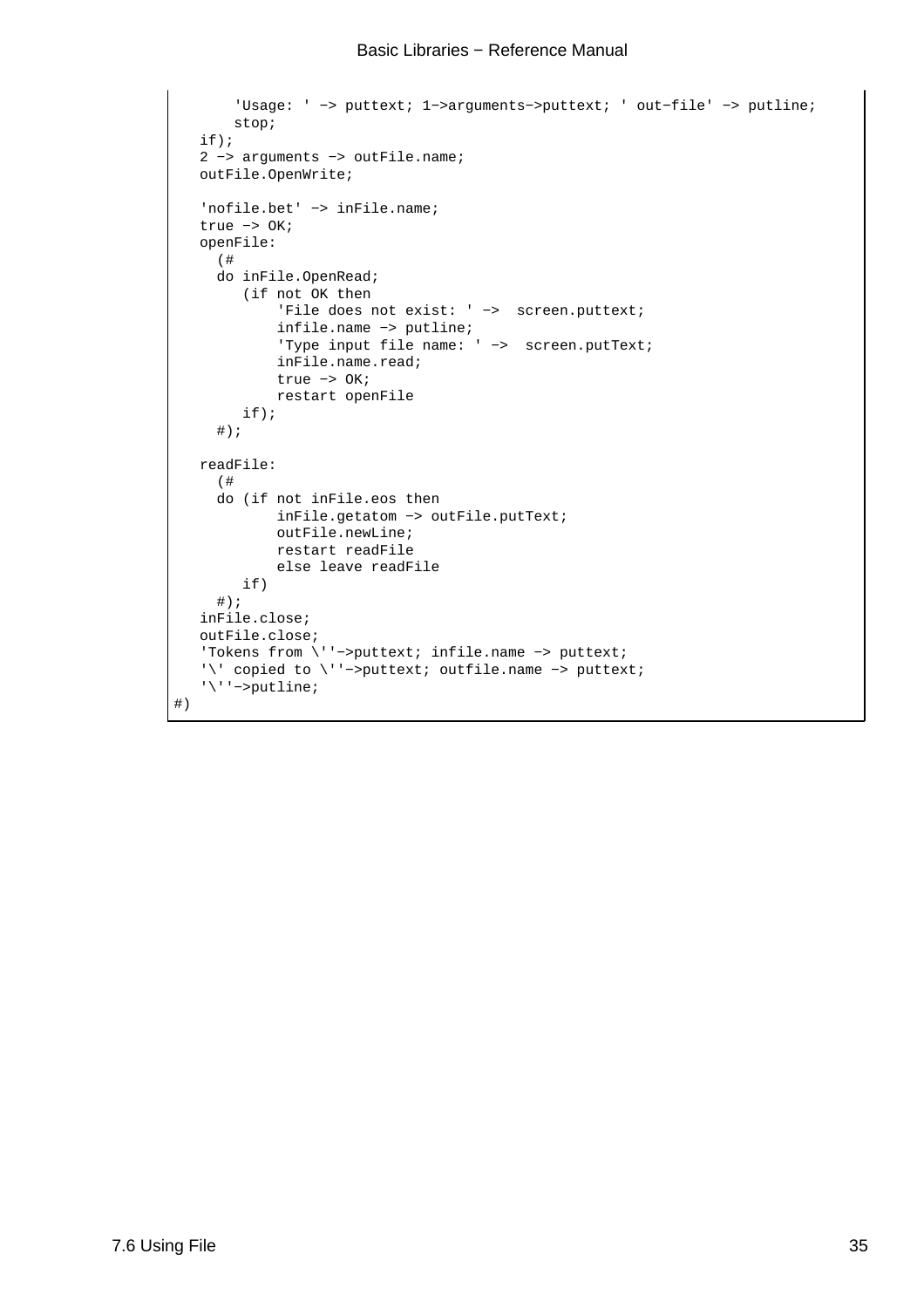```
        'Usage: ' −> puttext; 1−>arguments−>puttext; ' out−file' −> putline;
        stop;
   if);
   2 −> arguments −> outFile.name;
   outFile.OpenWrite;

   'nofile.bet' −> inFile.name;
   true −> OK;
   openFile:
     (#
     do inFile.OpenRead;
        (if not OK then
            'File does not exist: ' −>  screen.puttext;
            infile.name −> putline;
            'Type input file name: ' −>  screen.putText;
            inFile.name.read;
            true −> OK;
            restart openFile
        if);
     #);

   readFile:
     (#
     do (if not inFile.eos then
            inFile.getatom −> outFile.putText;
            outFile.newLine;
            restart readFile
            else leave readFile
        if)
     #);
   inFile.close;
   outFile.close;
   'Tokens from \''−>puttext; infile.name −> puttext;
   '\' copied to \''−>puttext; outfile.name −> puttext;
   '\''−>putline;
#)
```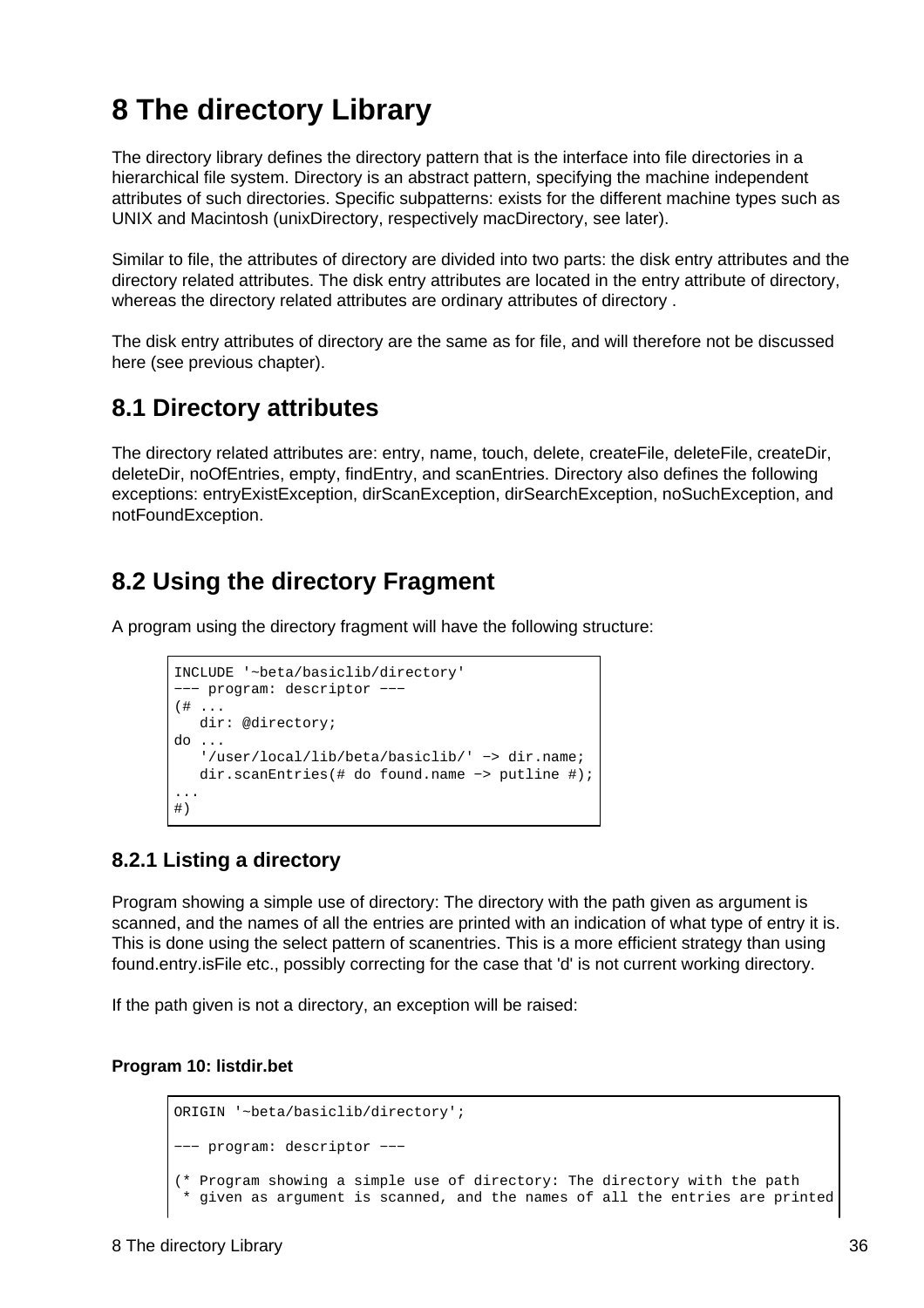# 8 The directory Library

The directory library defines the directory pattern that is the interface into file directories in a hierarchical file system. Directory is an abstract pattern, specifying the machine independent attributes of such directories. Specific subpatterns: exists for the different machine types such as UNIX and Macintosh (unixDirectory, respectively macDirectory, see later).

Similar to file, the attributes of directory are divided into two parts: the disk entry attributes and the directory related attributes. The disk entry attributes are located in the entry attribute of directory, whereas the directory related attributes are ordinary attributes of directory .

The disk entry attributes of directory are the same as for file, and will therefore not be discussed here (see previous chapter).

## 8.1 Directory attributes

The directory related attributes are: entry, name, touch, delete, createFile, deleteFile, createDir, deleteDir, noOfEntries, empty, findEntry, and scanEntries. Directory also defines the following exceptions: entryExistException, dirScanException, dirSearchException, noSuchException, and notFoundException.

## 8.2 Using the directory Fragment

A program using the directory fragment will have the following structure:

```
INCLUDE '~beta/basiclib/directory'
−−− program: descriptor −−−
(# ...
   dir: @directory;
do ...
   '/user/local/lib/beta/basiclib/' −> dir.name;
   dir.scanEntries(# do found.name −> putline #);
...
#)
```

### 8.2.1 Listing a directory

Program showing a simple use of directory: The directory with the path given as argument is scanned, and the names of all the entries are printed with an indication of what type of entry it is. This is done using the select pattern of scanentries. This is a more efficient strategy than using found.entry.isFile etc., possibly correcting for the case that 'd' is not current working directory.

If the path given is not a directory, an exception will be raised:

**Program 10: listdir.bet**

```
ORIGIN '~beta/basiclib/directory';

−−− program: descriptor −−−

(* Program showing a simple use of directory: The directory with the path
 * given as argument is scanned, and the names of all the entries are printed
```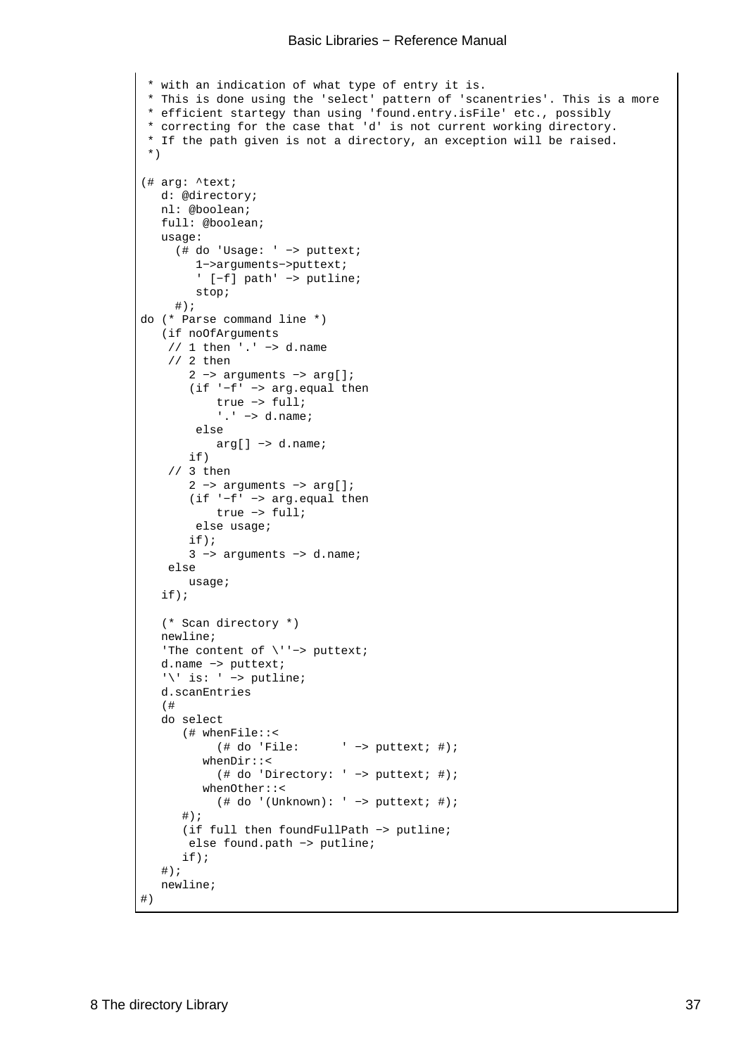```
 * with an indication of what type of entry it is.
 * This is done using the 'select' pattern of 'scanentries'. This is a more
 * efficient startegy than using 'found.entry.isFile' etc., possibly
 * correcting for the case that 'd' is not current working directory.
 * If the path given is not a directory, an exception will be raised.
 *)

(# arg: ^text;
   d: @directory;
   nl: @boolean;
   full: @boolean;
   usage:
     (# do 'Usage: ' -> puttext;
        1->arguments->puttext;
        ' [-f] path' -> putline;
        stop;
     #);
do (* Parse command line *)
   (if noOfArguments
    // 1 then '.' -> d.name
    // 2 then
       2 -> arguments -> arg[];
       (if '-f' -> arg.equal then
           true -> full;
           '.' -> d.name;
        else
           arg[] -> d.name;
       if)
    // 3 then
       2 -> arguments -> arg[];
       (if '-f' -> arg.equal then
           true -> full;
        else usage;
       if);
       3 -> arguments -> d.name;
    else
       usage;
   if);

   (* Scan directory *)
   newline;
   'The content of \''-> puttext;
   d.name -> puttext;
   '\' is: ' -> putline;
   d.scanEntries
   (#
   do select
      (# whenFile::<
           (# do 'File:      ' -> puttext; #);
         whenDir::<
           (# do 'Directory: ' -> puttext; #);
         whenOther::<
           (# do '(Unknown): ' -> puttext; #);
      #);
      (if full then foundFullPath -> putline;
       else found.path -> putline;
      if);
   #);
   newline;
#)
```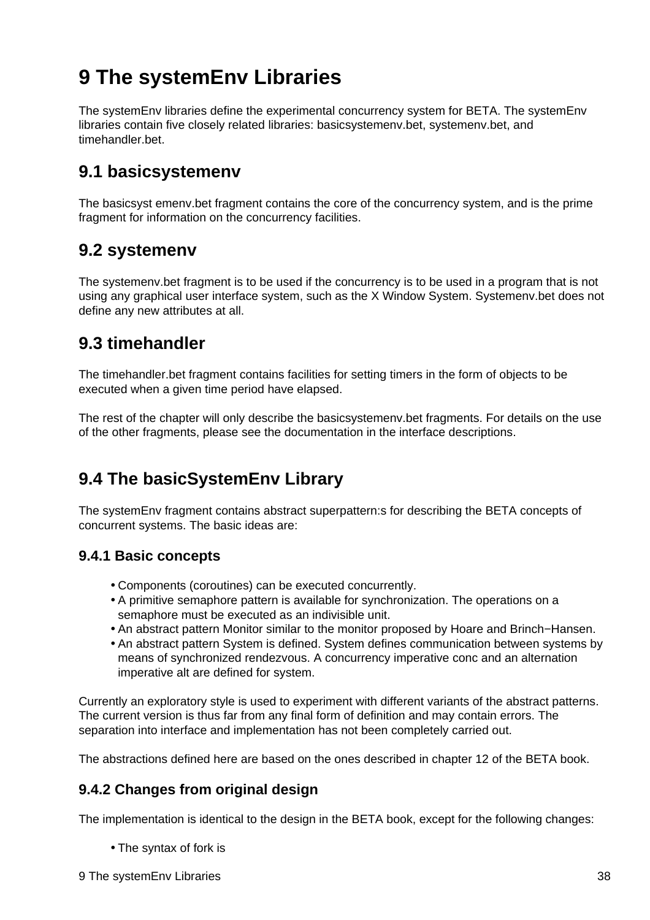# 9 The systemEnv Libraries

The systemEnv libraries define the experimental concurrency system for BETA. The systemEnv libraries contain five closely related libraries: basicsystemenv.bet, systemenv.bet, and timehandler.bet.

## 9.1 basicsystemenv

The basicsyst emenv.bet fragment contains the core of the concurrency system, and is the prime fragment for information on the concurrency facilities.

## 9.2 systemenv

The systemenv.bet fragment is to be used if the concurrency is to be used in a program that is not using any graphical user interface system, such as the X Window System. Systemenv.bet does not define any new attributes at all.

## 9.3 timehandler

The timehandler.bet fragment contains facilities for setting timers in the form of objects to be executed when a given time period have elapsed.

The rest of the chapter will only describe the basicsystemenv.bet fragments. For details on the use of the other fragments, please see the documentation in the interface descriptions.

## 9.4 The basicSystemEnv Library

The systemEnv fragment contains abstract superpattern:s for describing the BETA concepts of concurrent systems. The basic ideas are:

### 9.4.1 Basic concepts

- Components (coroutines) can be executed concurrently.
- A primitive semaphore pattern is available for synchronization. The operations on a semaphore must be executed as an indivisible unit.
- An abstract pattern Monitor similar to the monitor proposed by Hoare and Brinch−Hansen.
- An abstract pattern System is defined. System defines communication between systems by means of synchronized rendezvous. A concurrency imperative conc and an alternation imperative alt are defined for system.

Currently an exploratory style is used to experiment with different variants of the abstract patterns. The current version is thus far from any final form of definition and may contain errors. The separation into interface and implementation has not been completely carried out.

The abstractions defined here are based on the ones described in chapter 12 of the BETA book.

### 9.4.2 Changes from original design

The implementation is identical to the design in the BETA book, except for the following changes:

- The syntax of fork is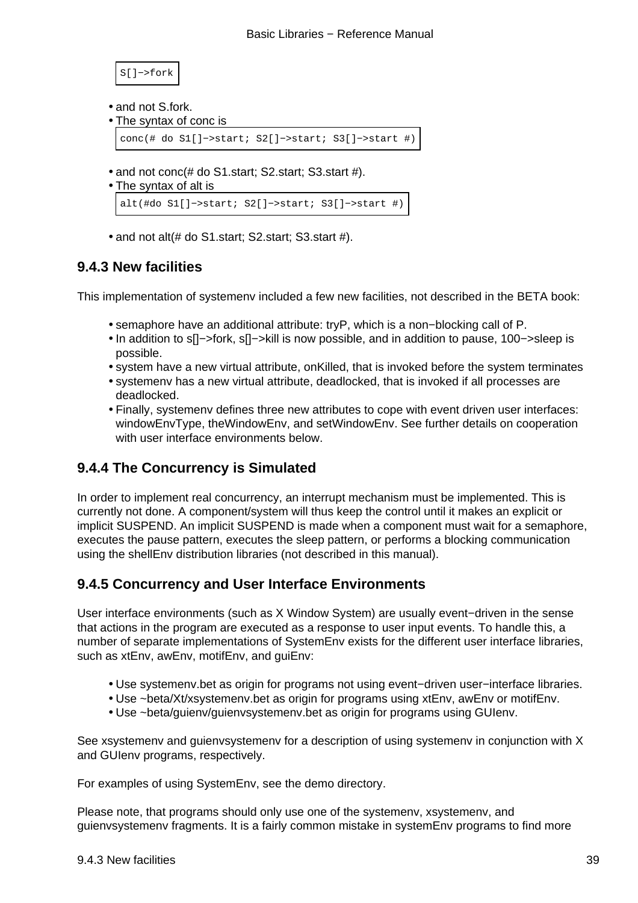```
S[]−>fork
```

- and not S.fork.
- The syntax of conc is

```
conc(# do S1[]−>start; S2[]−>start; S3[]−>start #)
```

- and not conc(# do S1.start; S2.start; S3.start #).
- The syntax of alt is

```
alt(#do S1[]−>start; S2[]−>start; S3[]−>start #)
```

- and not alt(# do S1.start; S2.start; S3.start #).

### 9.4.3 New facilities

This implementation of systemenv included a few new facilities, not described in the BETA book:

- semaphore have an additional attribute: tryP, which is a non−blocking call of P.
- In addition to s[]−>fork, s[]−>kill is now possible, and in addition to pause, 100−>sleep is possible.
- system have a new virtual attribute, onKilled, that is invoked before the system terminates
- systemenv has a new virtual attribute, deadlocked, that is invoked if all processes are deadlocked.
- Finally, systemenv defines three new attributes to cope with event driven user interfaces: windowEnvType, theWindowEnv, and setWindowEnv. See further details on cooperation with user interface environments below.

### 9.4.4 The Concurrency is Simulated

In order to implement real concurrency, an interrupt mechanism must be implemented. This is currently not done. A component/system will thus keep the control until it makes an explicit or implicit SUSPEND. An implicit SUSPEND is made when a component must wait for a semaphore, executes the pause pattern, executes the sleep pattern, or performs a blocking communication using the shellEnv distribution libraries (not described in this manual).

### 9.4.5 Concurrency and User Interface Environments

User interface environments (such as X Window System) are usually event−driven in the sense that actions in the program are executed as a response to user input events. To handle this, a number of separate implementations of SystemEnv exists for the different user interface libraries, such as xtEnv, awEnv, motifEnv, and guiEnv:

- Use systemenv.bet as origin for programs not using event−driven user−interface libraries.
- Use ~beta/Xt/xsystemenv.bet as origin for programs using xtEnv, awEnv or motifEnv.
- Use ~beta/guienv/guienvsystemenv.bet as origin for programs using GUIenv.

See xsystemenv and guienvsystemenv for a description of using systemenv in conjunction with X and GUIenv programs, respectively.

For examples of using SystemEnv, see the demo directory.

Please note, that programs should only use one of the systemenv, xsystemenv, and guienvsystemenv fragments. It is a fairly common mistake in systemEnv programs to find more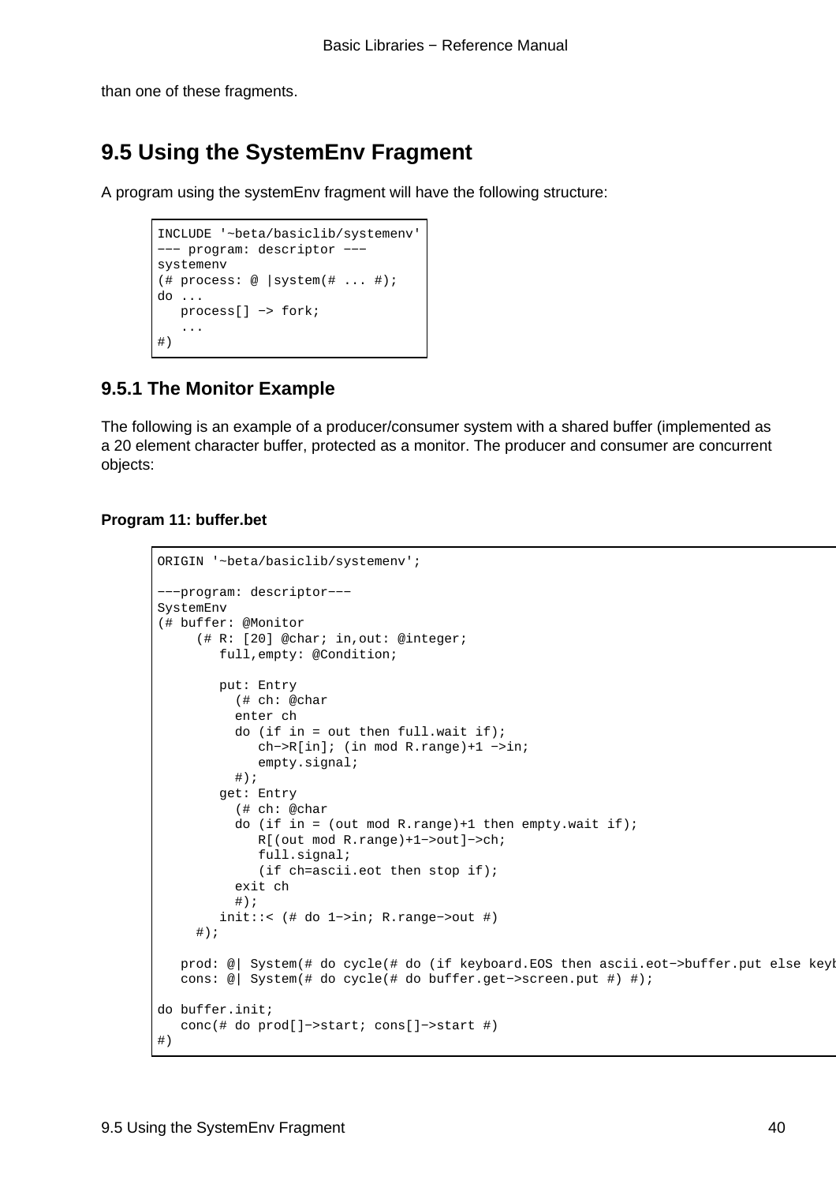than one of these fragments.

## 9.5 Using the SystemEnv Fragment

A program using the systemEnv fragment will have the following structure:

```
INCLUDE '~beta/basiclib/systemenv'
--- program: descriptor ---
systemenv
(# process: @ |system(# ... #);
do ...
   process[] -> fork;
   ...
#)
```

### 9.5.1 The Monitor Example

The following is an example of a producer/consumer system with a shared buffer (implemented as a 20 element character buffer, protected as a monitor. The producer and consumer are concurrent objects:

**Program 11: buffer.bet**

```
ORIGIN '~beta/basiclib/systemenv';

---program: descriptor---
SystemEnv
(# buffer: @Monitor
     (# R: [20] @char; in,out: @integer;
        full,empty: @Condition;

        put: Entry
          (# ch: @char
          enter ch
          do (if in = out then full.wait if);
             ch->R[in]; (in mod R.range)+1 ->in;
             empty.signal;
          #);
        get: Entry
          (# ch: @char
          do (if in = (out mod R.range)+1 then empty.wait if);
             R[(out mod R.range)+1->out]->ch;
             full.signal;
             (if ch=ascii.eot then stop if);
          exit ch
          #);
        init::< (# do 1->in; R.range->out #)
     #);

   prod: @| System(# do cycle(# do (if keyboard.EOS then ascii.eot->buffer.put else keyb
   cons: @| System(# do cycle(# do buffer.get->screen.put #) #);

do buffer.init;
   conc(# do prod[]->start; cons[]->start #)
#)
```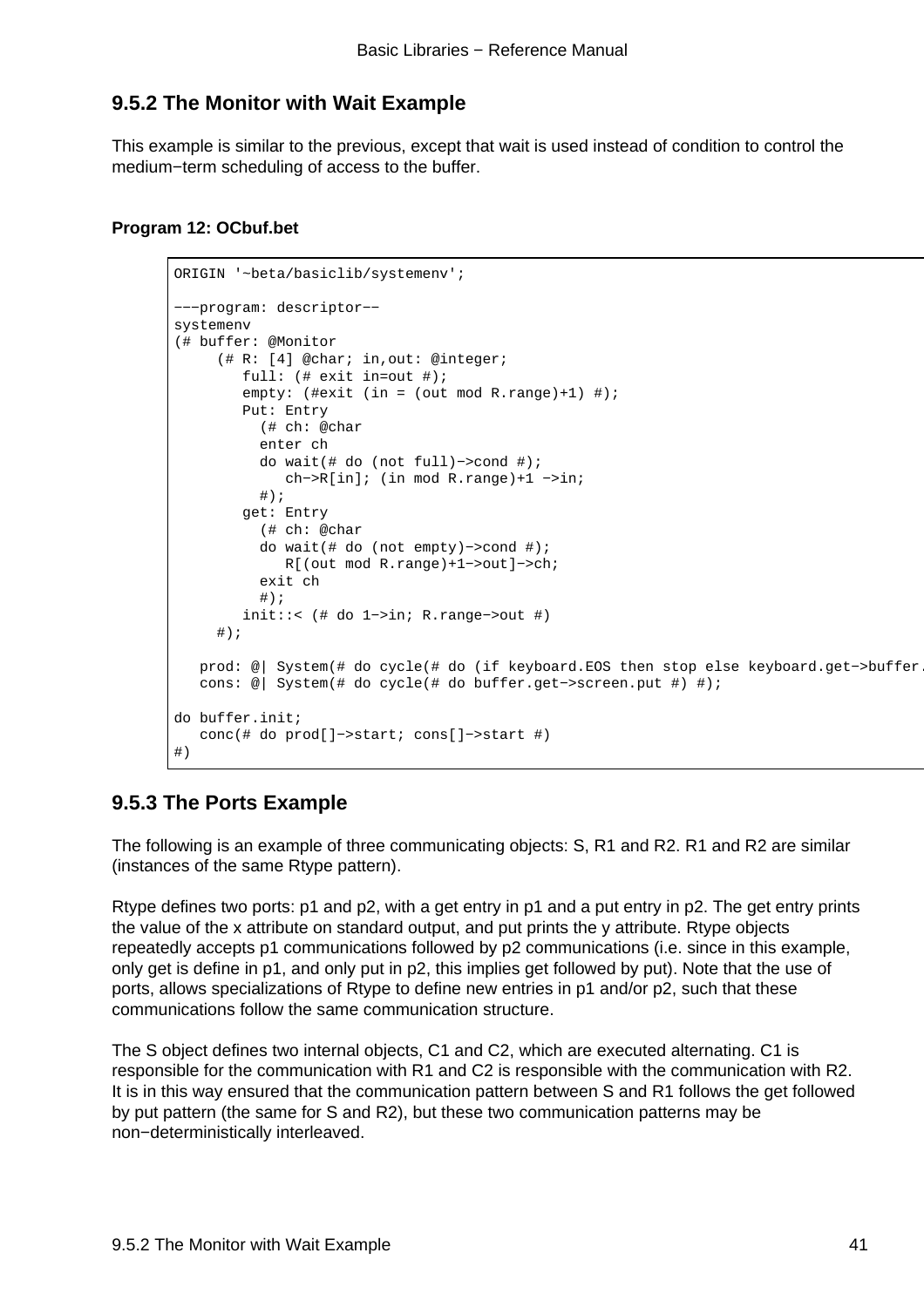## 9.5.2 The Monitor with Wait Example

This example is similar to the previous, except that wait is used instead of condition to control the medium−term scheduling of access to the buffer.

**Program 12: OCbuf.bet**

```
ORIGIN '~beta/basiclib/systemenv';

−−−program: descriptor−−
systemenv
(# buffer: @Monitor
     (# R: [4] @char; in,out: @integer;
        full: (# exit in=out #);
        empty: (#exit (in = (out mod R.range)+1) #);
        Put: Entry
          (# ch: @char
          enter ch
          do wait(# do (not full)−>cond #);
             ch−>R[in]; (in mod R.range)+1 −>in;
          #);
        get: Entry
          (# ch: @char
          do wait(# do (not empty)−>cond #);
             R[(out mod R.range)+1−>out]−>ch;
          exit ch
          #);
        init::< (# do 1−>in; R.range−>out #)
     #);

   prod: @| System(# do cycle(# do (if keyboard.EOS then stop else keyboard.get−>buffer.
   cons: @| System(# do cycle(# do buffer.get−>screen.put #) #);

do buffer.init;
   conc(# do prod[]−>start; cons[]−>start #)
#)
```

## 9.5.3 The Ports Example

The following is an example of three communicating objects: S, R1 and R2. R1 and R2 are similar (instances of the same Rtype pattern).

Rtype defines two ports: p1 and p2, with a get entry in p1 and a put entry in p2. The get entry prints the value of the x attribute on standard output, and put prints the y attribute. Rtype objects repeatedly accepts p1 communications followed by p2 communications (i.e. since in this example, only get is define in p1, and only put in p2, this implies get followed by put). Note that the use of ports, allows specializations of Rtype to define new entries in p1 and/or p2, such that these communications follow the same communication structure.

The S object defines two internal objects, C1 and C2, which are executed alternating. C1 is responsible for the communication with R1 and C2 is responsible with the communication with R2. It is in this way ensured that the communication pattern between S and R1 follows the get followed by put pattern (the same for S and R2), but these two communication patterns may be non−deterministically interleaved.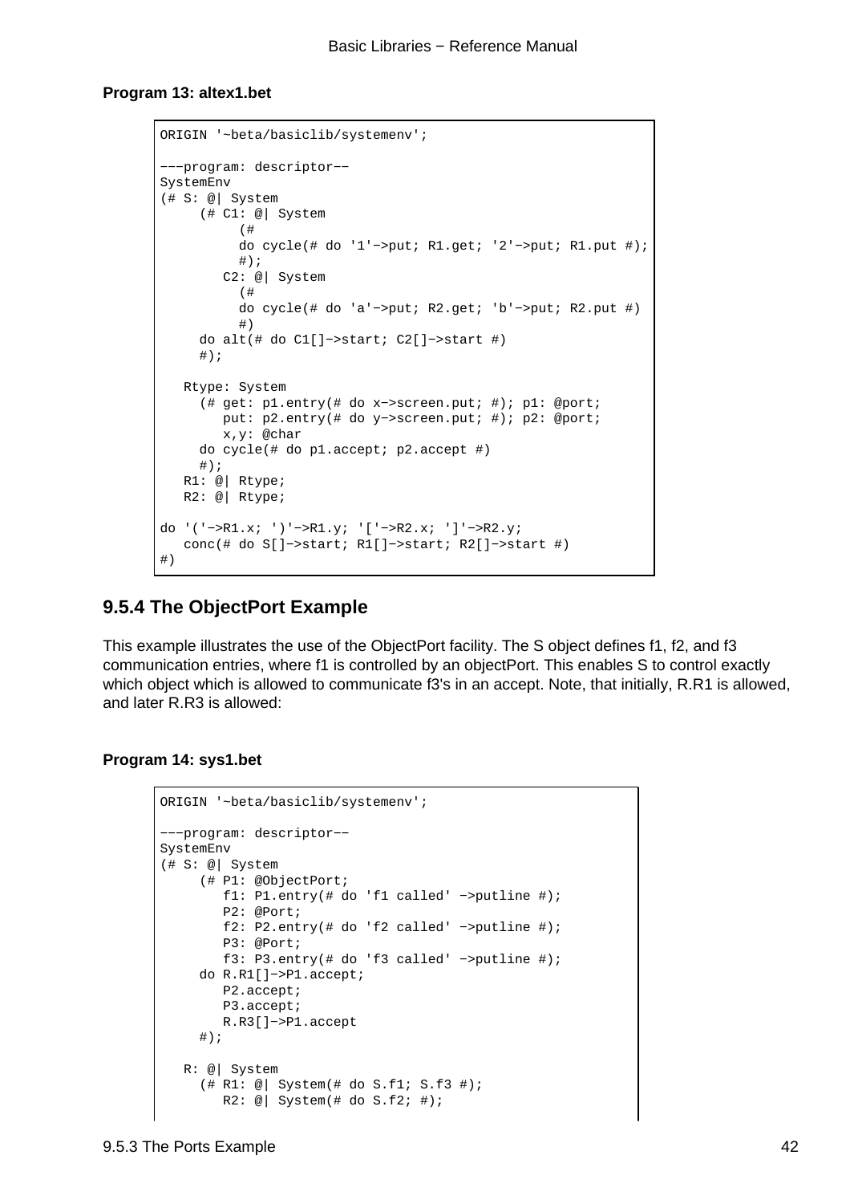**Program 13: altex1.bet**

```
ORIGIN '~beta/basiclib/systemenv';

−−−program: descriptor−−
SystemEnv
(# S: @| System
     (# C1: @| System
          (#
          do cycle(# do '1'−>put; R1.get; '2'−>put; R1.put #);
          #);
        C2: @| System
          (#
          do cycle(# do 'a'−>put; R2.get; 'b'−>put; R2.put #)
          #)
     do alt(# do C1[]−>start; C2[]−>start #)
     #);

   Rtype: System
     (# get: p1.entry(# do x−>screen.put; #); p1: @port;
        put: p2.entry(# do y−>screen.put; #); p2: @port;
        x,y: @char
     do cycle(# do p1.accept; p2.accept #)
     #);
   R1: @| Rtype;
   R2: @| Rtype;

do '('−>R1.x; ')'−>R1.y; '['−>R2.x; ']'−>R2.y;
   conc(# do S[]−>start; R1[]−>start; R2[]−>start #)
#)
```

### 9.5.4 The ObjectPort Example

This example illustrates the use of the ObjectPort facility. The S object defines f1, f2, and f3 communication entries, where f1 is controlled by an objectPort. This enables S to control exactly which object which is allowed to communicate f3's in an accept. Note, that initially, R.R1 is allowed, and later R.R3 is allowed:

**Program 14: sys1.bet**

```
ORIGIN '~beta/basiclib/systemenv';

−−−program: descriptor−−
SystemEnv
(# S: @| System
     (# P1: @ObjectPort;
        f1: P1.entry(# do 'f1 called' −>putline #);
        P2: @Port;
        f2: P2.entry(# do 'f2 called' −>putline #);
        P3: @Port;
        f3: P3.entry(# do 'f3 called' −>putline #);
     do R.R1[]−>P1.accept;
        P2.accept;
        P3.accept;
        R.R3[]−>P1.accept
     #);

   R: @| System
     (# R1: @| System(# do S.f1; S.f3 #);
        R2: @| System(# do S.f2; #);
```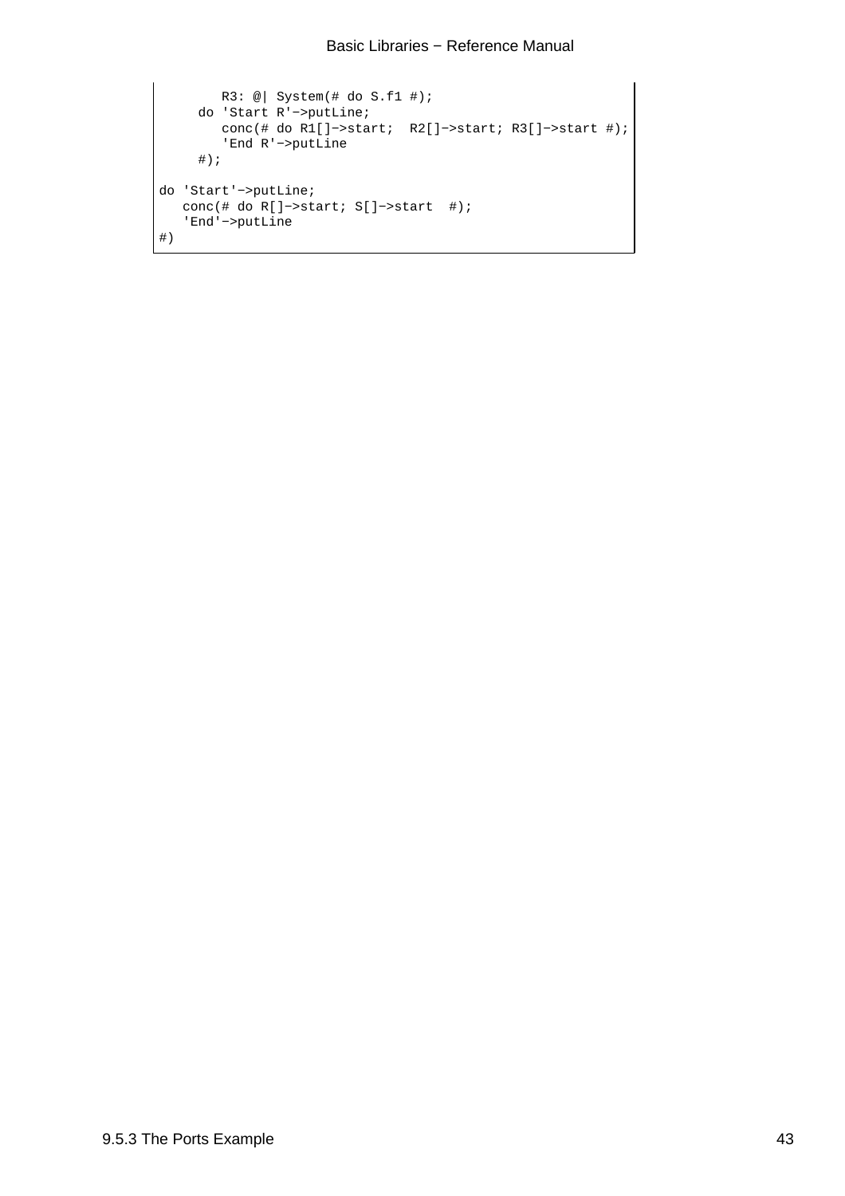```
        R3: @| System(# do S.f1 #);
     do 'Start R'−>putLine;
        conc(# do R1[]−>start;  R2[]−>start; R3[]−>start #);
        'End R'−>putLine
     #);

do 'Start'−>putLine;
   conc(# do R[]−>start; S[]−>start  #);
   'End'−>putLine
#)
```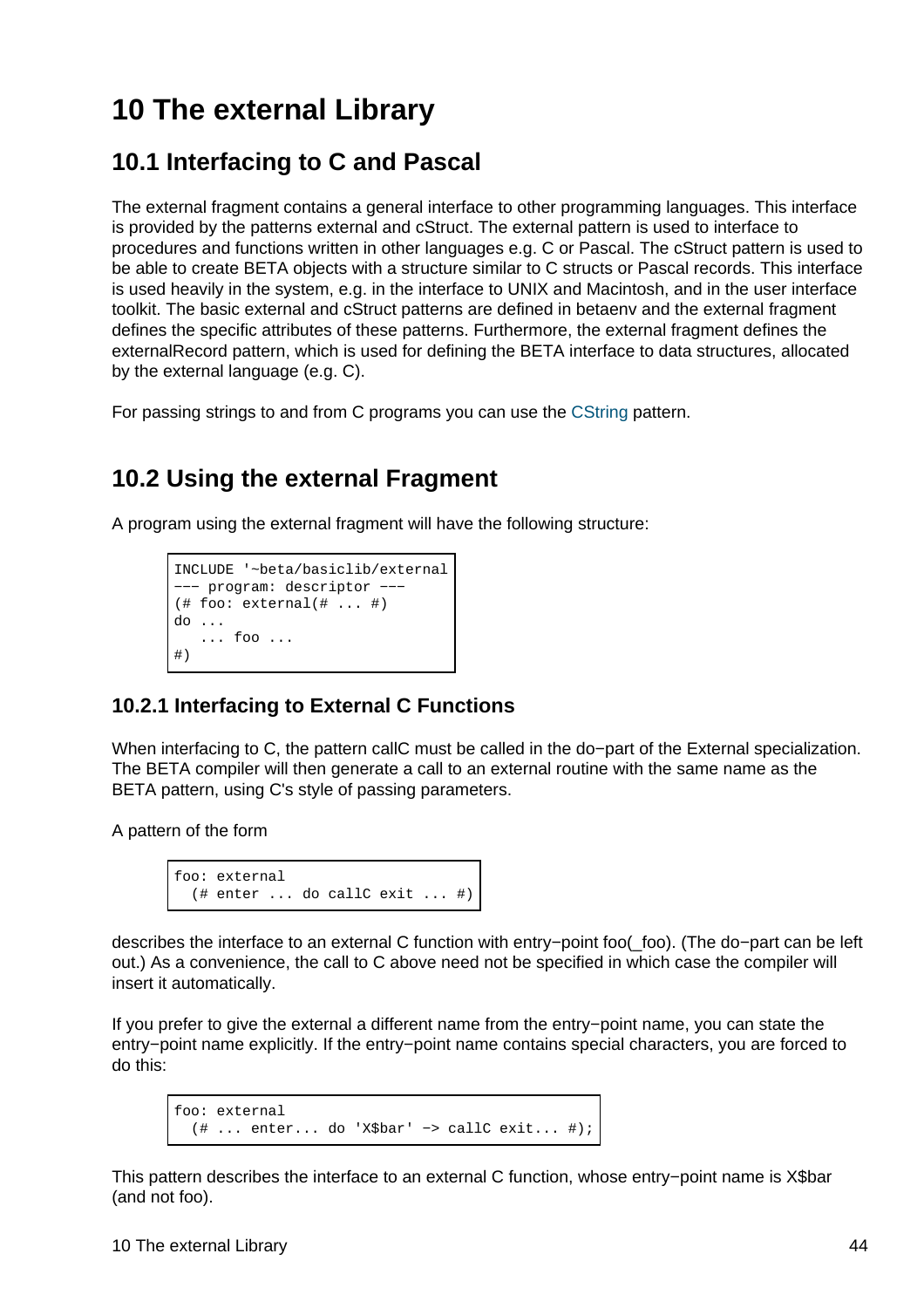# 10 The external Library

## 10.1 Interfacing to C and Pascal

The external fragment contains a general interface to other programming languages. This interface is provided by the patterns external and cStruct. The external pattern is used to interface to procedures and functions written in other languages e.g. C or Pascal. The cStruct pattern is used to be able to create BETA objects with a structure similar to C structs or Pascal records. This interface is used heavily in the system, e.g. in the interface to UNIX and Macintosh, and in the user interface toolkit. The basic external and cStruct patterns are defined in betaenv and the external fragment defines the specific attributes of these patterns. Furthermore, the external fragment defines the externalRecord pattern, which is used for defining the BETA interface to data structures, allocated by the external language (e.g. C).

For passing strings to and from C programs you can use the CString pattern.

## 10.2 Using the external Fragment

A program using the external fragment will have the following structure:

```
INCLUDE '~beta/basiclib/external
--- program: descriptor ---
(# foo: external(# ... #)
do ...
   ... foo ...
#)
```

### 10.2.1 Interfacing to External C Functions

When interfacing to C, the pattern callC must be called in the do−part of the External specialization. The BETA compiler will then generate a call to an external routine with the same name as the BETA pattern, using C's style of passing parameters.

A pattern of the form

```
foo: external
  (# enter ... do callC exit ... #)
```

describes the interface to an external C function with entry−point foo(_foo). (The do−part can be left out.) As a convenience, the call to C above need not be specified in which case the compiler will insert it automatically.

If you prefer to give the external a different name from the entry−point name, you can state the entry−point name explicitly. If the entry−point name contains special characters, you are forced to do this:

```
foo: external
  (# ... enter... do 'X$bar' −> callC exit... #);
```

This pattern describes the interface to an external C function, whose entry−point name is X$bar (and not foo).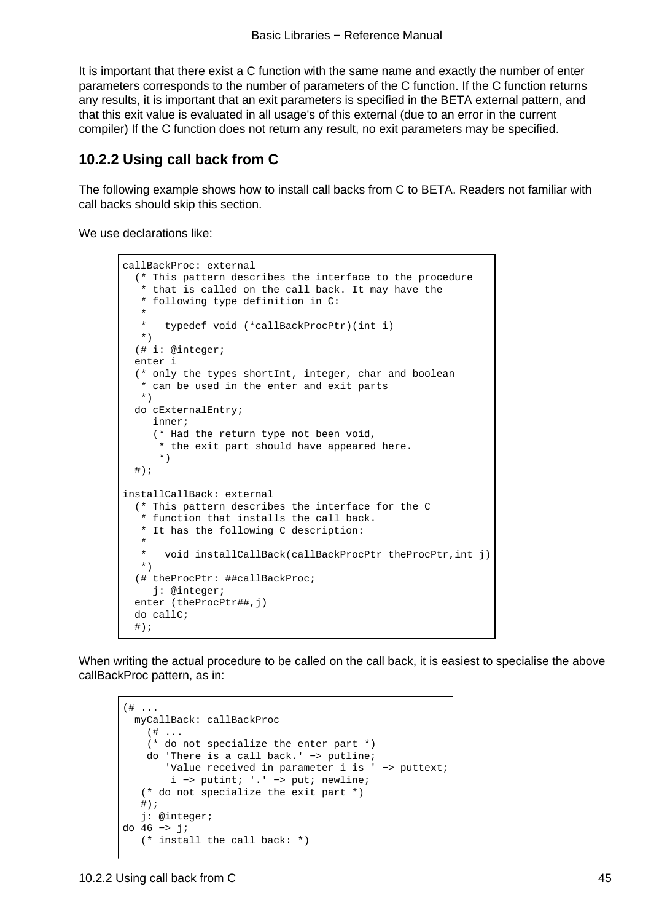It is important that there exist a C function with the same name and exactly the number of enter parameters corresponds to the number of parameters of the C function. If the C function returns any results, it is important that an exit parameters is specified in the BETA external pattern, and that this exit value is evaluated in all usage's of this external (due to an error in the current compiler) If the C function does not return any result, no exit parameters may be specified.

## 10.2.2 Using call back from C

The following example shows how to install call backs from C to BETA. Readers not familiar with call backs should skip this section.

We use declarations like:

```
callBackProc: external
  (* This pattern describes the interface to the procedure
   * that is called on the call back. It may have the
   * following type definition in C:
   *
   *   typedef void (*callBackProcPtr)(int i)
   *)
  (# i: @integer;
  enter i
  (* only the types shortInt, integer, char and boolean
   * can be used in the enter and exit parts
   *)
  do cExternalEntry;
     inner;
     (* Had the return type not been void,
      * the exit part should have appeared here.
      *)
  #);

installCallBack: external
  (* This pattern describes the interface for the C
   * function that installs the call back.
   * It has the following C description:
   *
   *   void installCallBack(callBackProcPtr theProcPtr,int j)
   *)
  (# theProcPtr: ##callBackProc;
     j: @integer;
  enter (theProcPtr##,j)
  do callC;
  #);
```

When writing the actual procedure to be called on the call back, it is easiest to specialise the above callBackProc pattern, as in:

```
(# ...
  myCallBack: callBackProc
    (# ...
    (* do not specialize the enter part *)
    do 'There is a call back.' −> putline;
       'Value received in parameter i is ' −> puttext;
        i −> putint; '.' −> put; newline;
   (* do not specialize the exit part *)
   #);
   j: @integer;
do 46 −> j;
   (* install the call back: *)
```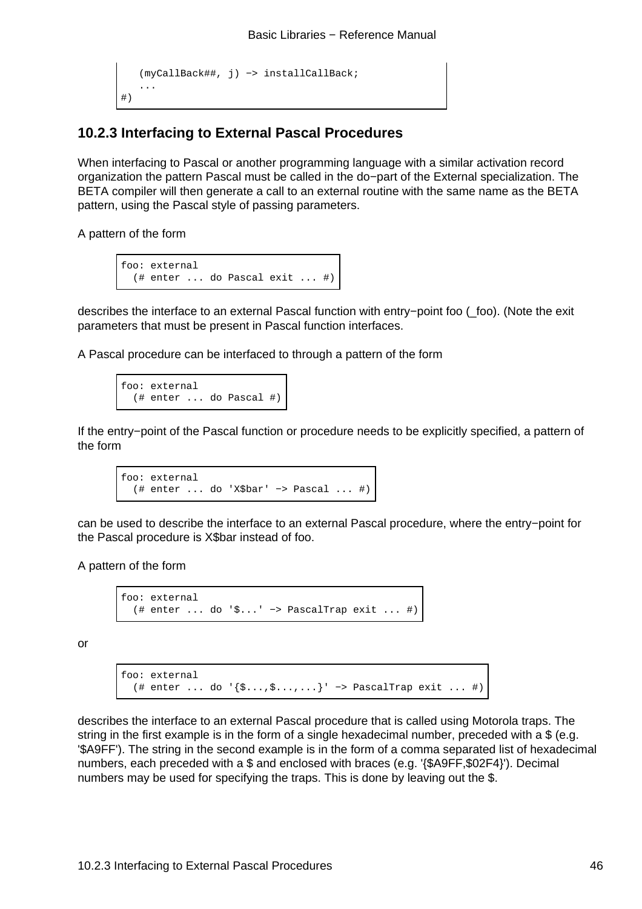```
   (myCallBack##, j) -> installCallBack;
   ...
#)
```

### 10.2.3 Interfacing to External Pascal Procedures

When interfacing to Pascal or another programming language with a similar activation record organization the pattern Pascal must be called in the do−part of the External specialization. The BETA compiler will then generate a call to an external routine with the same name as the BETA pattern, using the Pascal style of passing parameters.

A pattern of the form

```
foo: external
  (# enter ... do Pascal exit ... #)
```

describes the interface to an external Pascal function with entry−point foo (_foo). (Note the exit parameters that must be present in Pascal function interfaces.

A Pascal procedure can be interfaced to through a pattern of the form

```
foo: external
  (# enter ... do Pascal #)
```

If the entry−point of the Pascal function or procedure needs to be explicitly specified, a pattern of the form

```
foo: external
  (# enter ... do 'X$bar' -> Pascal ... #)
```

can be used to describe the interface to an external Pascal procedure, where the entry−point for the Pascal procedure is X$bar instead of foo.

A pattern of the form

```
foo: external
  (# enter ... do '$...' -> PascalTrap exit ... #)
```

or

```
foo: external
  (# enter ... do '{$...,$...,...}' -> PascalTrap exit ... #)
```

describes the interface to an external Pascal procedure that is called using Motorola traps. The string in the first example is in the form of a single hexadecimal number, preceded with a $ (e.g. '$A9FF'). The string in the second example is in the form of a comma separated list of hexadecimal numbers, each preceded with a $ and enclosed with braces (e.g. '{$A9FF,$02F4}'). Decimal numbers may be used for specifying the traps. This is done by leaving out the $.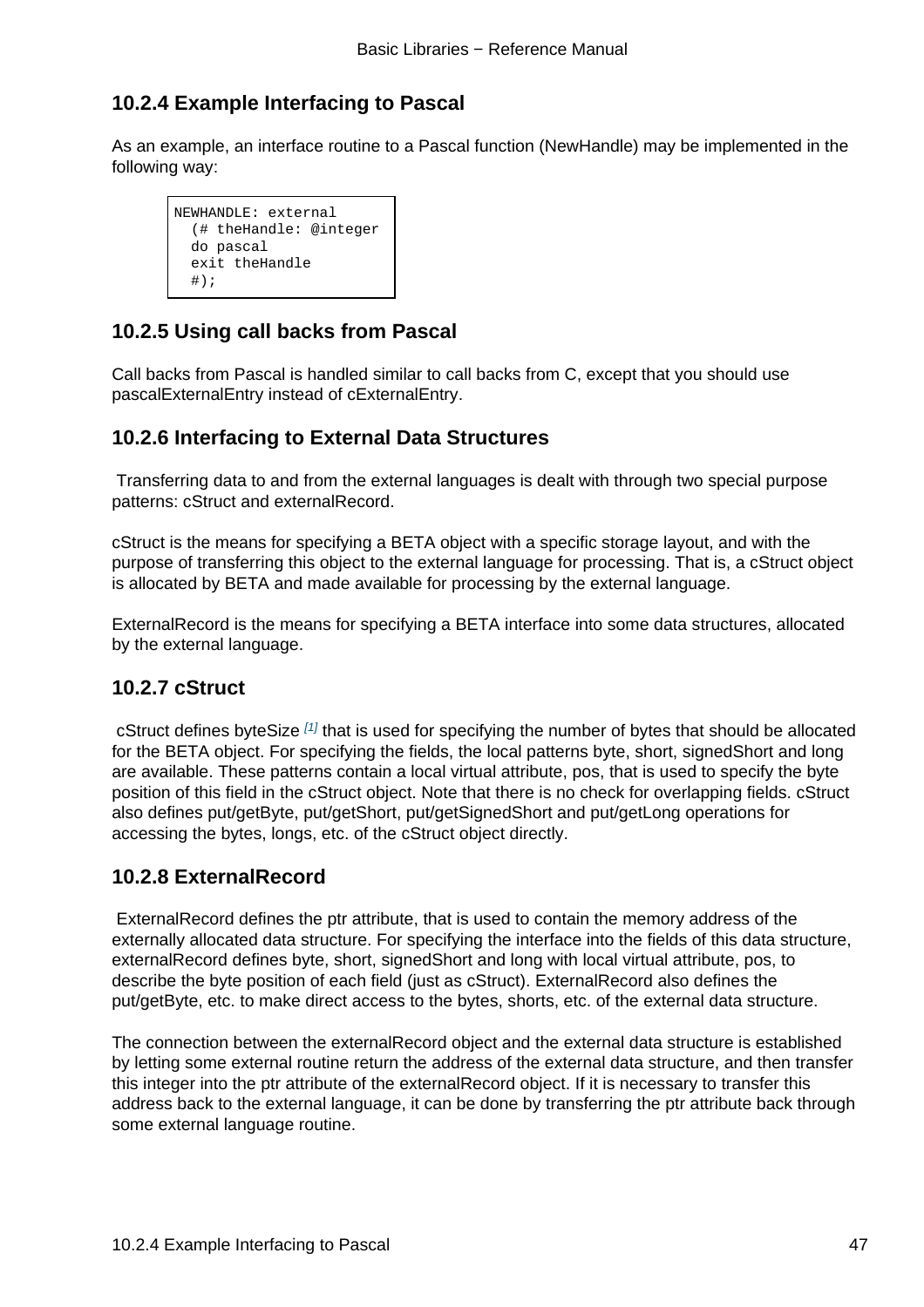### 10.2.4 Example Interfacing to Pascal

As an example, an interface routine to a Pascal function (NewHandle) may be implemented in the following way:

```
NEWHANDLE: external
  (# theHandle: @integer
  do pascal
  exit theHandle
  #);
```

### 10.2.5 Using call backs from Pascal

Call backs from Pascal is handled similar to call backs from C, except that you should use pascalExternalEntry instead of cExternalEntry.

### 10.2.6 Interfacing to External Data Structures

Transferring data to and from the external languages is dealt with through two special purpose patterns: cStruct and externalRecord.

cStruct is the means for specifying a BETA object with a specific storage layout, and with the purpose of transferring this object to the external language for processing. That is, a cStruct object is allocated by BETA and made available for processing by the external language.

ExternalRecord is the means for specifying a BETA interface into some data structures, allocated by the external language.

### 10.2.7 cStruct

cStruct defines byteSize [1] that is used for specifying the number of bytes that should be allocated for the BETA object. For specifying the fields, the local patterns byte, short, signedShort and long are available. These patterns contain a local virtual attribute, pos, that is used to specify the byte position of this field in the cStruct object. Note that there is no check for overlapping fields. cStruct also defines put/getByte, put/getShort, put/getSignedShort and put/getLong operations for accessing the bytes, longs, etc. of the cStruct object directly.

### 10.2.8 ExternalRecord

ExternalRecord defines the ptr attribute, that is used to contain the memory address of the externally allocated data structure. For specifying the interface into the fields of this data structure, externalRecord defines byte, short, signedShort and long with local virtual attribute, pos, to describe the byte position of each field (just as cStruct). ExternalRecord also defines the put/getByte, etc. to make direct access to the bytes, shorts, etc. of the external data structure.

The connection between the externalRecord object and the external data structure is established by letting some external routine return the address of the external data structure, and then transfer this integer into the ptr attribute of the externalRecord object. If it is necessary to transfer this address back to the external language, it can be done by transferring the ptr attribute back through some external language routine.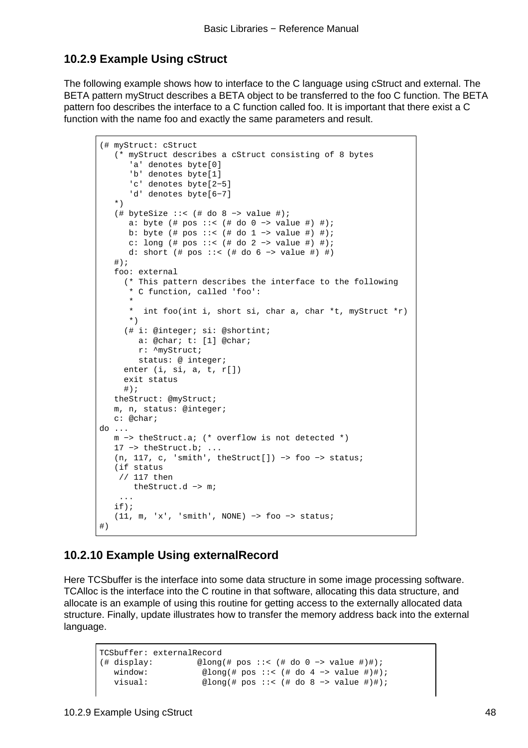### 10.2.9 Example Using cStruct

The following example shows how to interface to the C language using cStruct and external. The BETA pattern myStruct describes a BETA object to be transferred to the foo C function. The BETA pattern foo describes the interface to a C function called foo. It is important that there exist a C function with the name foo and exactly the same parameters and result.

```
(# myStruct: cStruct
   (* myStruct describes a cStruct consisting of 8 bytes
      'a' denotes byte[0]
      'b' denotes byte[1]
      'c' denotes byte[2−5]
      'd' denotes byte[6−7]
   *)
   (# byteSize ::< (# do 8 −> value #);
      a: byte (# pos ::< (# do 0 −> value #) #);
      b: byte (# pos ::< (# do 1 −> value #) #);
      c: long (# pos ::< (# do 2 −> value #) #);
      d: short (# pos ::< (# do 6 −> value #) #)
   #);
   foo: external
     (* This pattern describes the interface to the following
      * C function, called 'foo':
      *
      *  int foo(int i, short si, char a, char *t, myStruct *r)
      *)
     (# i: @integer; si: @shortint;
        a: @char; t: [1] @char;
        r: ^myStruct;
        status: @ integer;
     enter (i, si, a, t, r[])
     exit status
     #);
   theStruct: @myStruct;
   m, n, status: @integer;
   c: @char;
do ...
   m −> theStruct.a; (* overflow is not detected *)
   17 −> theStruct.b; ...
   (n, 117, c, 'smith', theStruct[]) −> foo −> status;
   (if status
    // 117 then
       theStruct.d −> m;
    ...
   if);
   (11, m, 'x', 'smith', NONE) −> foo −> status;
#)
```

### 10.2.10 Example Using externalRecord

Here TCSbuffer is the interface into some data structure in some image processing software. TCAlloc is the interface into the C routine in that software, allocating this data structure, and allocate is an example of using this routine for getting access to the externally allocated data structure. Finally, update illustrates how to transfer the memory address back into the external language.

```
TCSbuffer: externalRecord
(# display:         @long(# pos ::< (# do 0 −> value #)#);
   window:           @long(# pos ::< (# do 4 −> value #)#);
   visual:           @long(# pos ::< (# do 8 −> value #)#);
```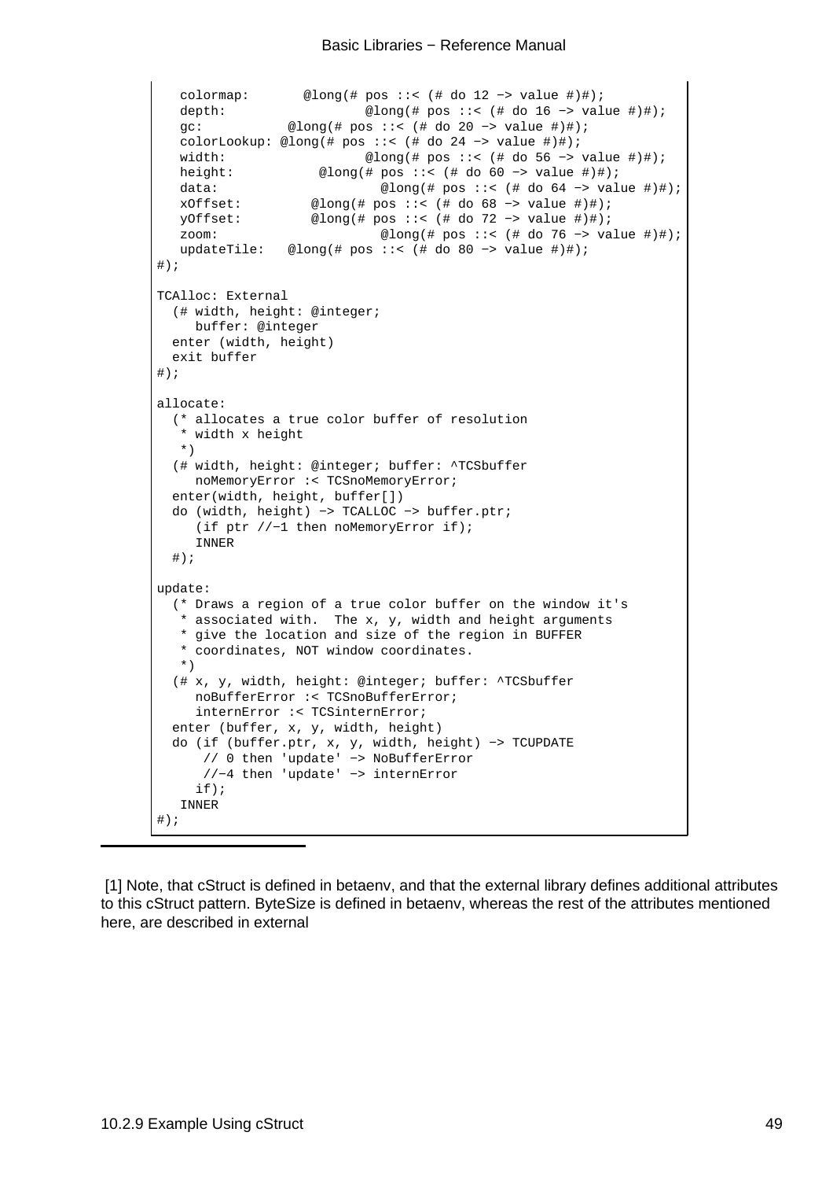```
   colormap:       @long(# pos ::< (# do 12 -> value #)#);
   depth:                  @long(# pos ::< (# do 16 -> value #)#);
   gc:           @long(# pos ::< (# do 20 -> value #)#);
   colorLookup: @long(# pos ::< (# do 24 -> value #)#);
   width:                  @long(# pos ::< (# do 56 -> value #)#);
   height:           @long(# pos ::< (# do 60 -> value #)#);
   data:                     @long(# pos ::< (# do 64 -> value #)#);
   xOffset:          @long(# pos ::< (# do 68 -> value #)#);
   yOffset:          @long(# pos ::< (# do 72 -> value #)#);
   zoom:                     @long(# pos ::< (# do 76 -> value #)#);
   updateTile:   @long(# pos ::< (# do 80 -> value #)#);
#);

TCAlloc: External
  (# width, height: @integer;
     buffer: @integer
  enter (width, height)
  exit buffer
#);

allocate:
  (* allocates a true color buffer of resolution
   * width x height
   *)
  (# width, height: @integer; buffer: ^TCSbuffer
     noMemoryError :< TCSnoMemoryError;
  enter(width, height, buffer[])
  do (width, height) -> TCALLOC -> buffer.ptr;
     (if ptr //-1 then noMemoryError if);
     INNER
  #);

update:
  (* Draws a region of a true color buffer on the window it's
   * associated with.  The x, y, width and height arguments
   * give the location and size of the region in BUFFER
   * coordinates, NOT window coordinates.
   *)
  (# x, y, width, height: @integer; buffer: ^TCSbuffer
     noBufferError :< TCSnoBufferError;
     internError :< TCSinternError;
  enter (buffer, x, y, width, height)
  do (if (buffer.ptr, x, y, width, height) -> TCUPDATE
      // 0 then 'update' -> NoBufferError
      //-4 then 'update' -> internError
     if);
   INNER
#);
```

---

[1] Note, that cStruct is defined in betaenv, and that the external library defines additional attributes to this cStruct pattern. ByteSize is defined in betaenv, whereas the rest of the attributes mentioned here, are described in external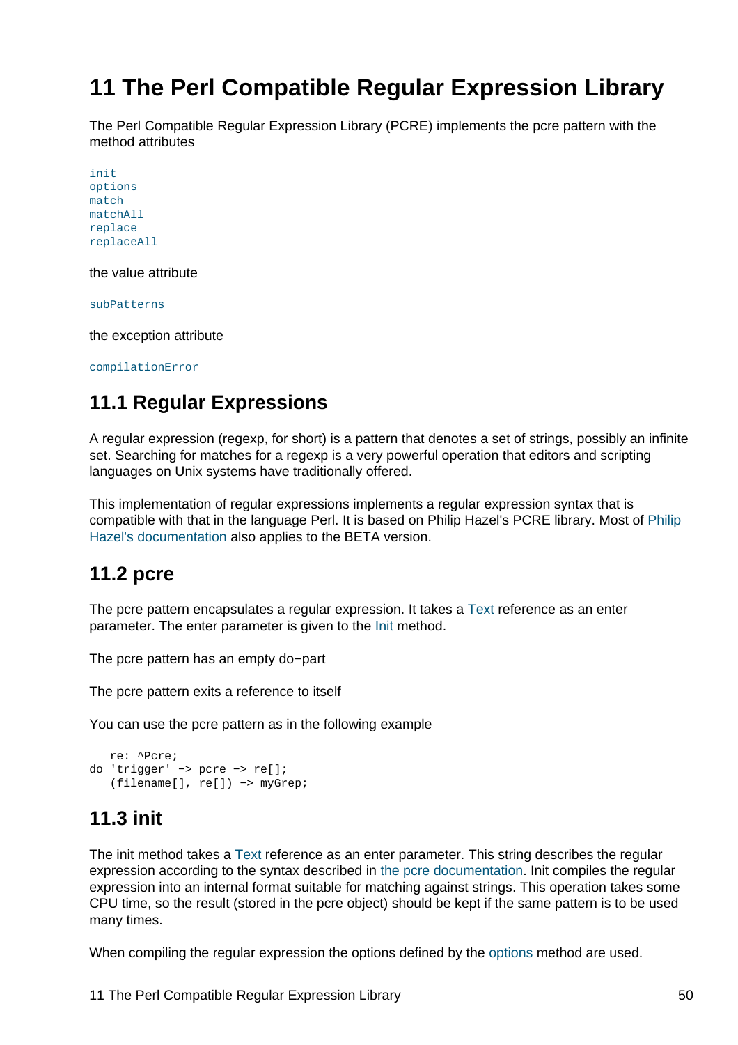# 11 The Perl Compatible Regular Expression Library

The Perl Compatible Regular Expression Library (PCRE) implements the pcre pattern with the method attributes

```
init
options
match
matchAll
replace
replaceAll
```

the value attribute

```
subPatterns
```

the exception attribute

```
compilationError
```

## 11.1 Regular Expressions

A regular expression (regexp, for short) is a pattern that denotes a set of strings, possibly an infinite set. Searching for matches for a regexp is a very powerful operation that editors and scripting languages on Unix systems have traditionally offered.

This implementation of regular expressions implements a regular expression syntax that is compatible with that in the language Perl. It is based on Philip Hazel's PCRE library. Most of Philip Hazel's documentation also applies to the BETA version.

## 11.2 pcre

The pcre pattern encapsulates a regular expression. It takes a Text reference as an enter parameter. The enter parameter is given to the Init method.

The pcre pattern has an empty do−part

The pcre pattern exits a reference to itself

You can use the pcre pattern as in the following example

```
   re: ^Pcre;
do 'trigger' -> pcre -> re[];
   (filename[], re[]) -> myGrep;
```

## 11.3 init

The init method takes a Text reference as an enter parameter. This string describes the regular expression according to the syntax described in the pcre documentation. Init compiles the regular expression into an internal format suitable for matching against strings. This operation takes some CPU time, so the result (stored in the pcre object) should be kept if the same pattern is to be used many times.

When compiling the regular expression the options defined by the options method are used.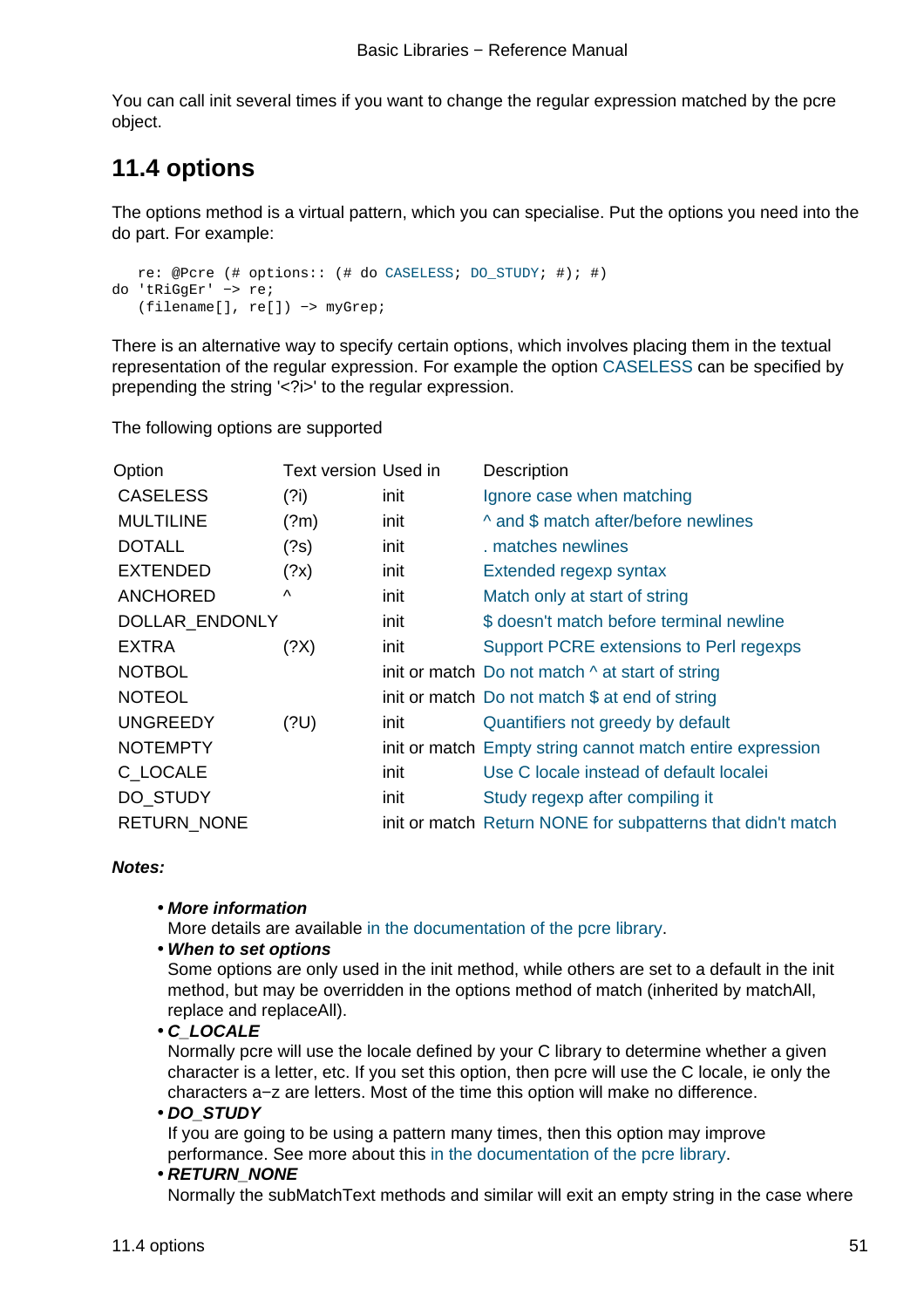You can call init several times if you want to change the regular expression matched by the pcre object.

## 11.4 options

The options method is a virtual pattern, which you can specialise. Put the options you need into the do part. For example:

```
   re: @Pcre (# options:: (# do CASELESS; DO_STUDY; #); #)
do 'tRiGgEr' -> re;
   (filename[], re[]) -> myGrep;
```

There is an alternative way to specify certain options, which involves placing them in the textual representation of the regular expression. For example the option CASELESS can be specified by prepending the string '<?i>' to the regular expression.

The following options are supported

| Option | Text version | Used in | Description |
|---|---|---|---|
| CASELESS | (?i) | init | Ignore case when matching |
| MULTILINE | (?m) | init | ^ and $ match after/before newlines |
| DOTALL | (?s) | init | . matches newlines |
| EXTENDED | (?x) | init | Extended regexp syntax |
| ANCHORED | ^ | init | Match only at start of string |
| DOLLAR_ENDONLY | | init | $ doesn't match before terminal newline |
| EXTRA | (?X) | init | Support PCRE extensions to Perl regexps |
| NOTBOL | | init or match | Do not match ^ at start of string |
| NOTEOL | | init or match | Do not match $ at end of string |
| UNGREEDY | (?U) | init | Quantifiers not greedy by default |
| NOTEMPTY | | init or match | Empty string cannot match entire expression |
| C_LOCALE | | init | Use C locale instead of default localei |
| DO_STUDY | | init | Study regexp after compiling it |
| RETURN_NONE | | init or match | Return NONE for subpatterns that didn't match |

***Notes:***

- ***More information***
  More details are available in the documentation of the pcre library.
- ***When to set options***
  Some options are only used in the init method, while others are set to a default in the init method, but may be overridden in the options method of match (inherited by matchAll, replace and replaceAll).
- ***C_LOCALE***
  Normally pcre will use the locale defined by your C library to determine whether a given character is a letter, etc. If you set this option, then pcre will use the C locale, ie only the characters a−z are letters. Most of the time this option will make no difference.
- ***DO_STUDY***
  If you are going to be using a pattern many times, then this option may improve performance. See more about this in the documentation of the pcre library.
- ***RETURN_NONE***
  Normally the subMatchText methods and similar will exit an empty string in the case where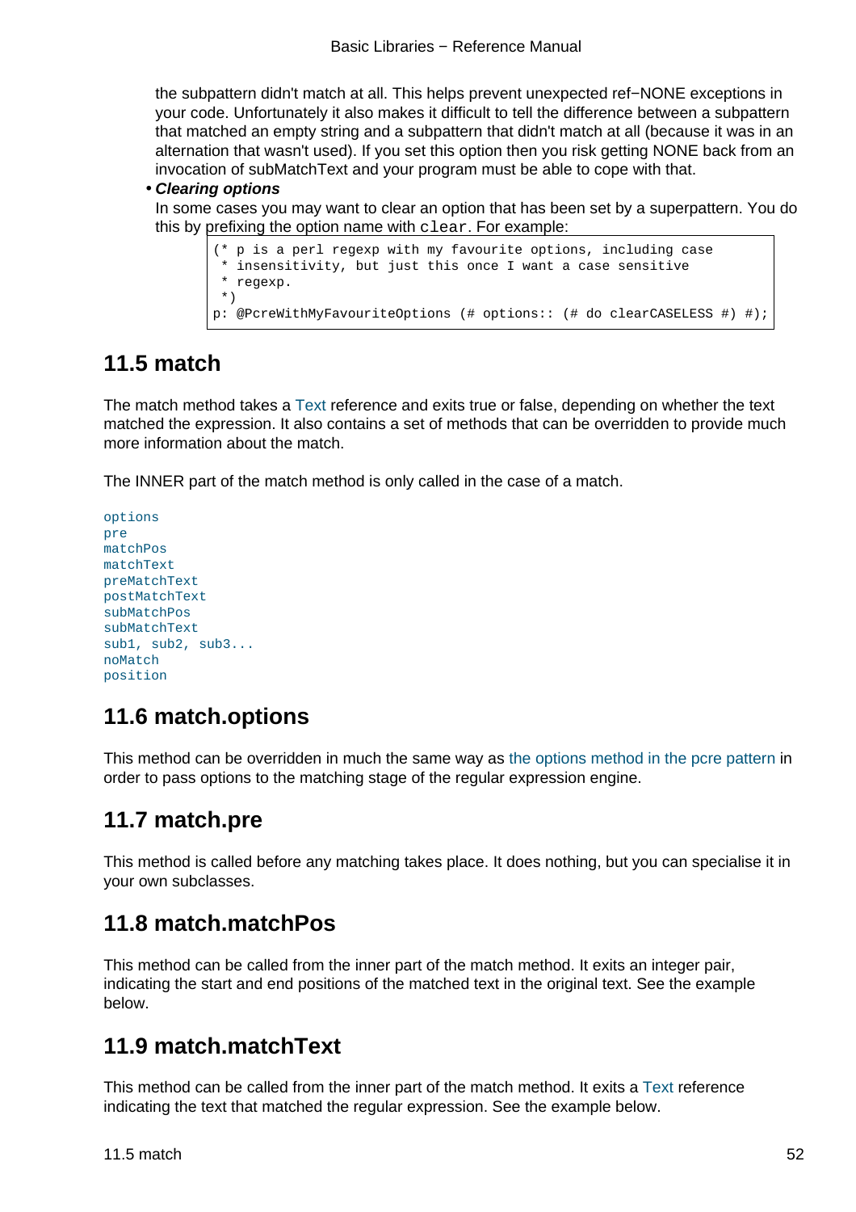the subpattern didn't match at all. This helps prevent unexpected ref−NONE exceptions in your code. Unfortunately it also makes it difficult to tell the difference between a subpattern that matched an empty string and a subpattern that didn't match at all (because it was in an alternation that wasn't used). If you set this option then you risk getting NONE back from an invocation of subMatchText and your program must be able to cope with that.

- ***Clearing options***
  In some cases you may want to clear an option that has been set by a superpattern. You do this by prefixing the option name with `clear`. For example:

```
(* p is a perl regexp with my favourite options, including case
 * insensitivity, but just this once I want a case sensitive
 * regexp.
 *)
p: @PcreWithMyFavouriteOptions (# options:: (# do clearCASELESS #) #);
```

## 11.5 match

The match method takes a Text reference and exits true or false, depending on whether the text matched the expression. It also contains a set of methods that can be overridden to provide much more information about the match.

The INNER part of the match method is only called in the case of a match.

```
options
pre
matchPos
matchText
preMatchText
postMatchText
subMatchPos
subMatchText
sub1, sub2, sub3...
noMatch
position
```

## 11.6 match.options

This method can be overridden in much the same way as the options method in the pcre pattern in order to pass options to the matching stage of the regular expression engine.

## 11.7 match.pre

This method is called before any matching takes place. It does nothing, but you can specialise it in your own subclasses.

## 11.8 match.matchPos

This method can be called from the inner part of the match method. It exits an integer pair, indicating the start and end positions of the matched text in the original text. See the example below.

## 11.9 match.matchText

This method can be called from the inner part of the match method. It exits a Text reference indicating the text that matched the regular expression. See the example below.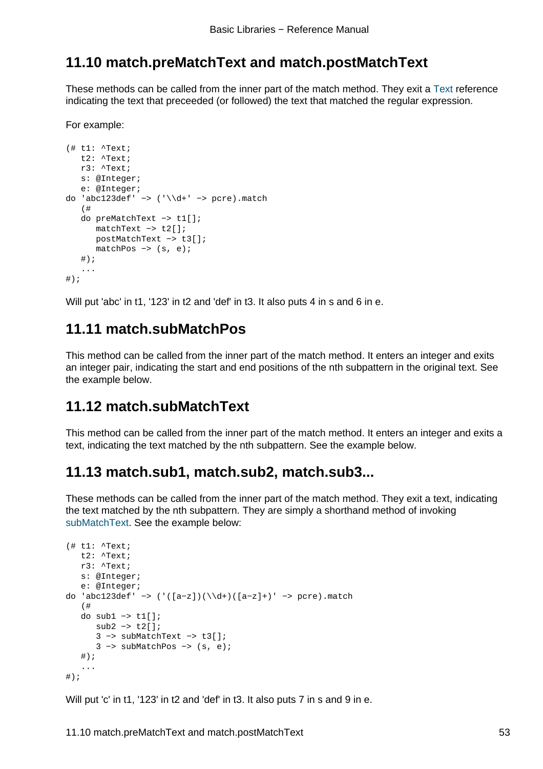## 11.10 match.preMatchText and match.postMatchText

These methods can be called from the inner part of the match method. They exit a Text reference indicating the text that preceeded (or followed) the text that matched the regular expression.

For example:

```
(# t1: ^Text;
   t2: ^Text;
   r3: ^Text;
   s: @Integer;
   e: @Integer;
do 'abc123def' -> ('\\d+' -> pcre).match
   (#
   do preMatchText -> t1[];
      matchText -> t2[];
      postMatchText -> t3[];
      matchPos -> (s, e);
   #);
   ...
#);
```

Will put 'abc' in t1, '123' in t2 and 'def' in t3. It also puts 4 in s and 6 in e.

## 11.11 match.subMatchPos

This method can be called from the inner part of the match method. It enters an integer and exits an integer pair, indicating the start and end positions of the nth subpattern in the original text. See the example below.

## 11.12 match.subMatchText

This method can be called from the inner part of the match method. It enters an integer and exits a text, indicating the text matched by the nth subpattern. See the example below.

## 11.13 match.sub1, match.sub2, match.sub3...

These methods can be called from the inner part of the match method. They exit a text, indicating the text matched by the nth subpattern. They are simply a shorthand method of invoking subMatchText. See the example below:

```
(# t1: ^Text;
   t2: ^Text;
   r3: ^Text;
   s: @Integer;
   e: @Integer;
do 'abc123def' -> ('([a-z])(\\d+)([a-z]+)' -> pcre).match
   (#
   do sub1 -> t1[];
      sub2 -> t2[];
      3 -> subMatchText -> t3[];
      3 -> subMatchPos -> (s, e);
   #);
   ...
#);
```

Will put 'c' in t1, '123' in t2 and 'def' in t3. It also puts 7 in s and 9 in e.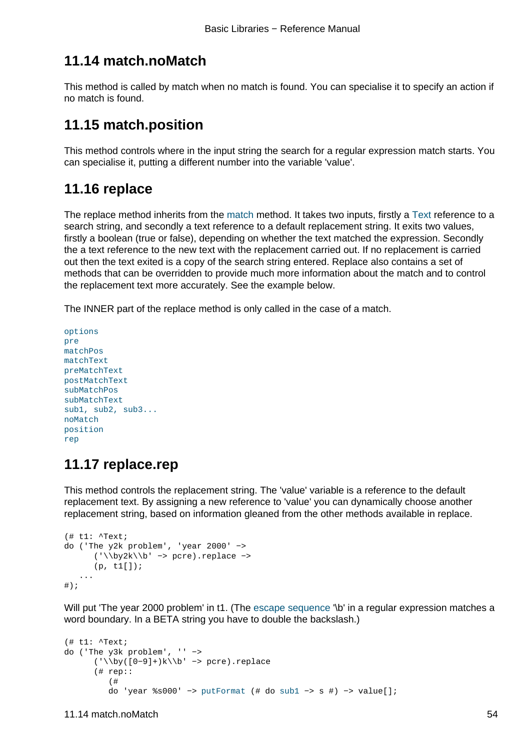## 11.14 match.noMatch

This method is called by match when no match is found. You can specialise it to specify an action if no match is found.

## 11.15 match.position

This method controls where in the input string the search for a regular expression match starts. You can specialise it, putting a different number into the variable 'value'.

## 11.16 replace

The replace method inherits from the match method. It takes two inputs, firstly a Text reference to a search string, and secondly a text reference to a default replacement string. It exits two values, firstly a boolean (true or false), depending on whether the text matched the expression. Secondly the a text reference to the new text with the replacement carried out. If no replacement is carried out then the text exited is a copy of the search string entered. Replace also contains a set of methods that can be overridden to provide much more information about the match and to control the replacement text more accurately. See the example below.

The INNER part of the replace method is only called in the case of a match.

options
pre
matchPos
matchText
preMatchText
postMatchText
subMatchPos
subMatchText
sub1, sub2, sub3...
noMatch
position
rep

## 11.17 replace.rep

This method controls the replacement string. The 'value' variable is a reference to the default replacement text. By assigning a new reference to 'value' you can dynamically choose another replacement string, based on information gleaned from the other methods available in replace.

```
(# t1: ^Text;
do ('The y2k problem', 'year 2000' ->
      ('\\by2k\\b' -> pcre).replace ->
      (p, t1[]);
   ...
#);
```

Will put 'The year 2000 problem' in t1. (The escape sequence '\b' in a regular expression matches a word boundary. In a BETA string you have to double the backslash.)

```
(# t1: ^Text;
do ('The y3k problem', '' ->
      ('\\by([0-9]+)k\\b' -> pcre).replace
      (# rep::
         (#
         do 'year %s000' -> putFormat (# do sub1 -> s #) -> value[];
```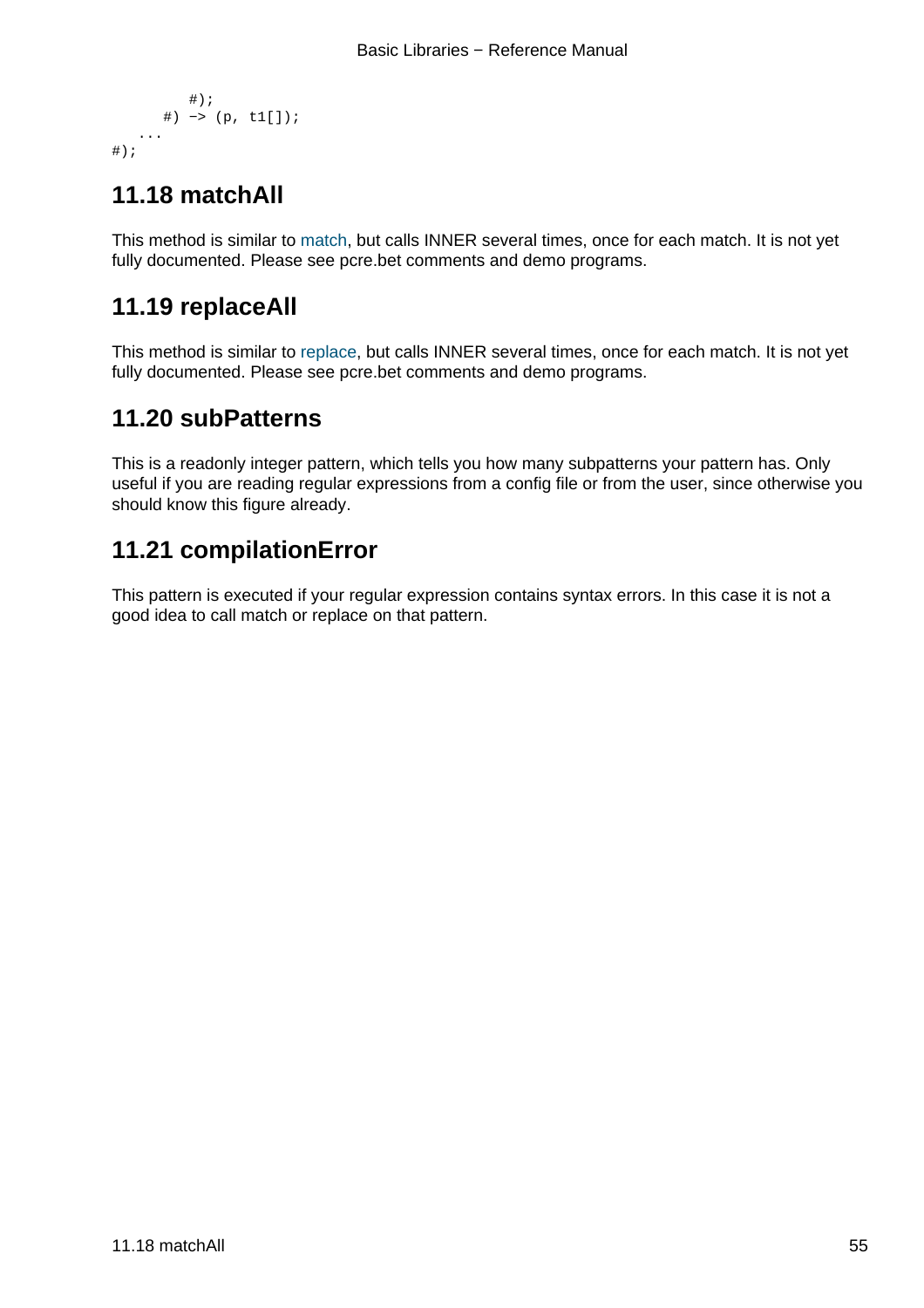```
        #);
      #) -> (p, t1[]);
   ...
#);
```

## 11.18 matchAll

This method is similar to match, but calls INNER several times, once for each match. It is not yet fully documented. Please see pcre.bet comments and demo programs.

## 11.19 replaceAll

This method is similar to replace, but calls INNER several times, once for each match. It is not yet fully documented. Please see pcre.bet comments and demo programs.

## 11.20 subPatterns

This is a readonly integer pattern, which tells you how many subpatterns your pattern has. Only useful if you are reading regular expressions from a config file or from the user, since otherwise you should know this figure already.

## 11.21 compilationError

This pattern is executed if your regular expression contains syntax errors. In this case it is not a good idea to call match or replace on that pattern.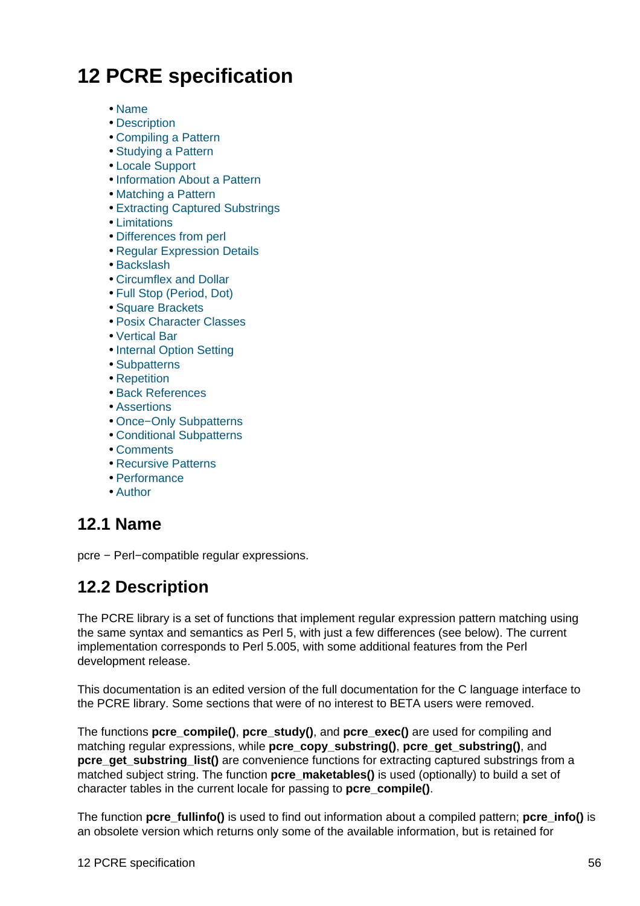// 12 PCRE specification

* Name
* Description
* Compiling a Pattern
* Studying a Pattern
* Locale Support
* Information About a Pattern
* Matching a Pattern
* Extracting Captured Substrings
* Limitations
* Differences from perl
* Regular Expression Details
* Backslash
* Circumflex and Dollar
* Full Stop (Period, Dot)
* Square Brackets
* Posix Character Classes
* Vertical Bar
* Internal Option Setting
* Subpatterns
* Repetition
* Back References
* Assertions
* Once−Only Subpatterns
* Conditional Subpatterns
* Comments
* Recursive Patterns
* Performance
* Author

## 12.1 Name

pcre − Perl−compatible regular expressions.

## 12.2 Description

The PCRE library is a set of functions that implement regular expression pattern matching using the same syntax and semantics as Perl 5, with just a few differences (see below). The current implementation corresponds to Perl 5.005, with some additional features from the Perl development release.

This documentation is an edited version of the full documentation for the C language interface to the PCRE library. Some sections that were of no interest to BETA users were removed.

The functions **pcre_compile()**, **pcre_study()**, and **pcre_exec()** are used for compiling and matching regular expressions, while **pcre_copy_substring()**, **pcre_get_substring()**, and **pcre_get_substring_list()** are convenience functions for extracting captured substrings from a matched subject string. The function **pcre_maketables()** is used (optionally) to build a set of character tables in the current locale for passing to **pcre_compile()**.

The function **pcre_fullinfo()** is used to find out information about a compiled pattern; **pcre_info()** is an obsolete version which returns only some of the available information, but is retained for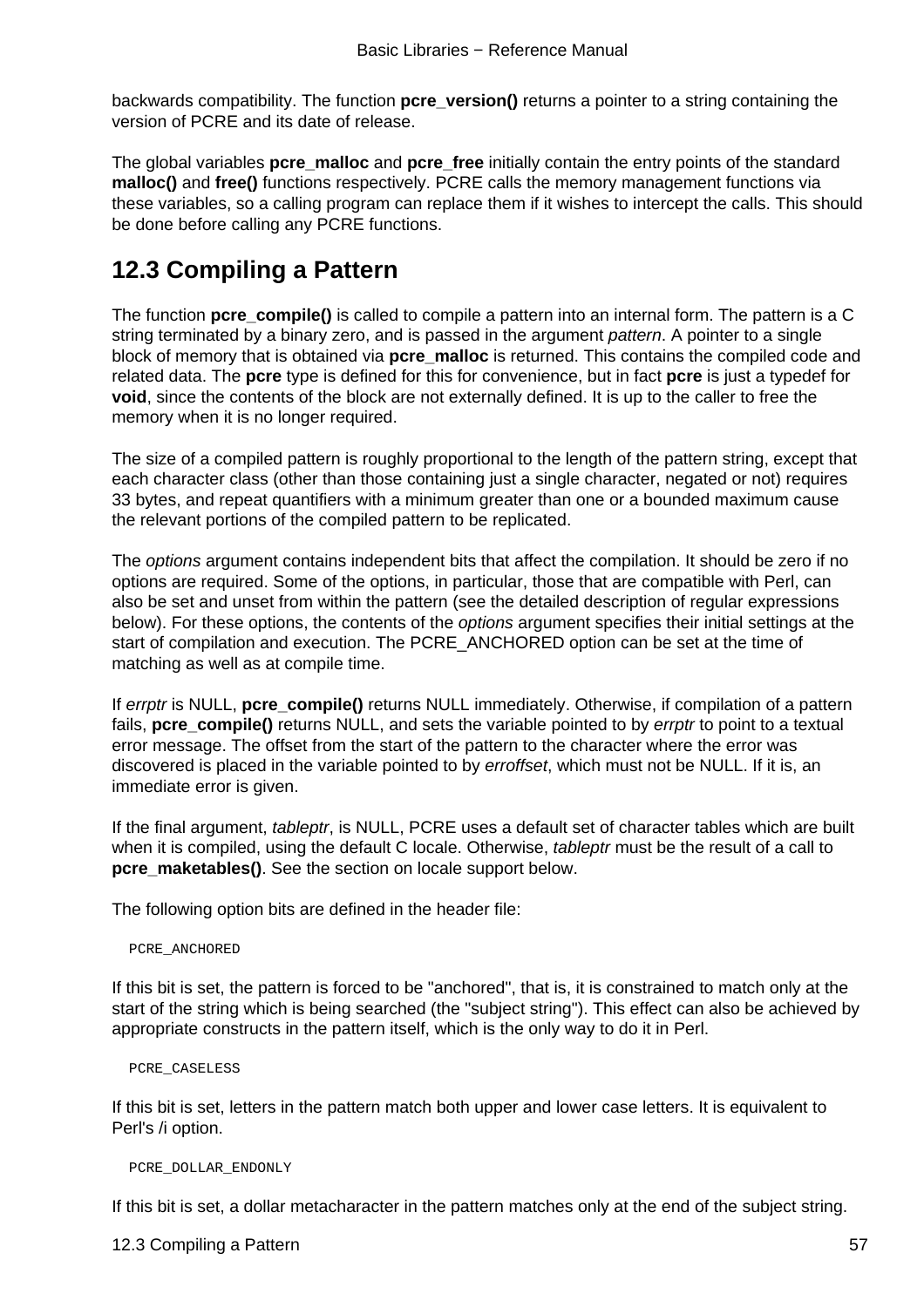backwards compatibility. The function **pcre_version()** returns a pointer to a string containing the version of PCRE and its date of release.

The global variables **pcre_malloc** and **pcre_free** initially contain the entry points of the standard **malloc()** and **free()** functions respectively. PCRE calls the memory management functions via these variables, so a calling program can replace them if it wishes to intercept the calls. This should be done before calling any PCRE functions.

## 12.3 Compiling a Pattern

The function **pcre_compile()** is called to compile a pattern into an internal form. The pattern is a C string terminated by a binary zero, and is passed in the argument *pattern*. A pointer to a single block of memory that is obtained via **pcre_malloc** is returned. This contains the compiled code and related data. The **pcre** type is defined for this for convenience, but in fact **pcre** is just a typedef for **void**, since the contents of the block are not externally defined. It is up to the caller to free the memory when it is no longer required.

The size of a compiled pattern is roughly proportional to the length of the pattern string, except that each character class (other than those containing just a single character, negated or not) requires 33 bytes, and repeat quantifiers with a minimum greater than one or a bounded maximum cause the relevant portions of the compiled pattern to be replicated.

The *options* argument contains independent bits that affect the compilation. It should be zero if no options are required. Some of the options, in particular, those that are compatible with Perl, can also be set and unset from within the pattern (see the detailed description of regular expressions below). For these options, the contents of the *options* argument specifies their initial settings at the start of compilation and execution. The PCRE_ANCHORED option can be set at the time of matching as well as at compile time.

If *errptr* is NULL, **pcre_compile()** returns NULL immediately. Otherwise, if compilation of a pattern fails, **pcre_compile()** returns NULL, and sets the variable pointed to by *errptr* to point to a textual error message. The offset from the start of the pattern to the character where the error was discovered is placed in the variable pointed to by *erroffset*, which must not be NULL. If it is, an immediate error is given.

If the final argument, *tableptr*, is NULL, PCRE uses a default set of character tables which are built when it is compiled, using the default C locale. Otherwise, *tableptr* must be the result of a call to **pcre_maketables()**. See the section on locale support below.

The following option bits are defined in the header file:

```
PCRE_ANCHORED
```

If this bit is set, the pattern is forced to be "anchored", that is, it is constrained to match only at the start of the string which is being searched (the "subject string"). This effect can also be achieved by appropriate constructs in the pattern itself, which is the only way to do it in Perl.

```
PCRE_CASELESS
```

If this bit is set, letters in the pattern match both upper and lower case letters. It is equivalent to Perl's /i option.

```
PCRE_DOLLAR_ENDONLY
```

If this bit is set, a dollar metacharacter in the pattern matches only at the end of the subject string.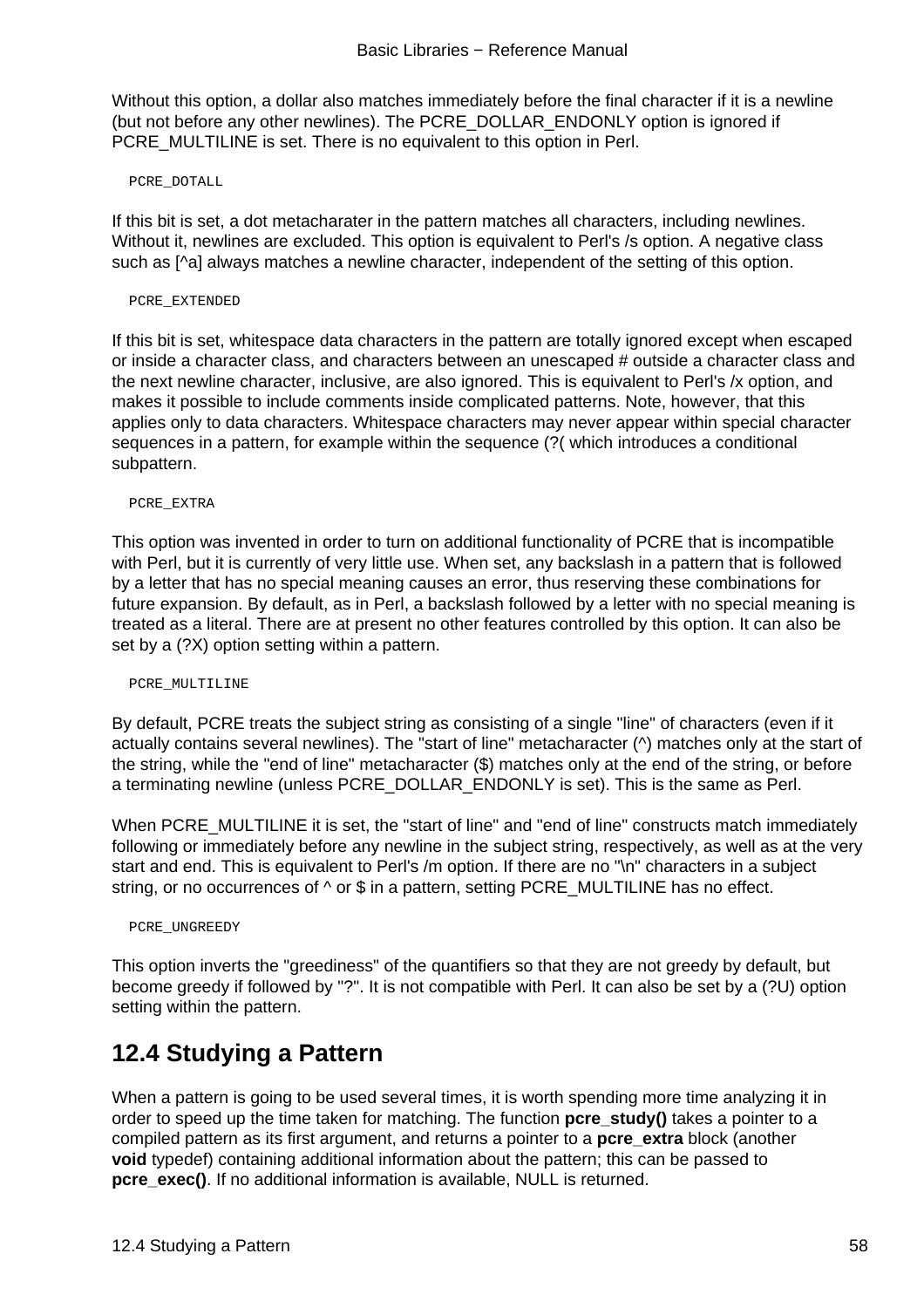Without this option, a dollar also matches immediately before the final character if it is a newline (but not before any other newlines). The PCRE_DOLLAR_ENDONLY option is ignored if PCRE_MULTILINE is set. There is no equivalent to this option in Perl.

```
PCRE_DOTALL
```

If this bit is set, a dot metacharater in the pattern matches all characters, including newlines. Without it, newlines are excluded. This option is equivalent to Perl's /s option. A negative class such as [^a] always matches a newline character, independent of the setting of this option.

```
PCRE_EXTENDED
```

If this bit is set, whitespace data characters in the pattern are totally ignored except when escaped or inside a character class, and characters between an unescaped # outside a character class and the next newline character, inclusive, are also ignored. This is equivalent to Perl's /x option, and makes it possible to include comments inside complicated patterns. Note, however, that this applies only to data characters. Whitespace characters may never appear within special character sequences in a pattern, for example within the sequence (?( which introduces a conditional subpattern.

```
PCRE_EXTRA
```

This option was invented in order to turn on additional functionality of PCRE that is incompatible with Perl, but it is currently of very little use. When set, any backslash in a pattern that is followed by a letter that has no special meaning causes an error, thus reserving these combinations for future expansion. By default, as in Perl, a backslash followed by a letter with no special meaning is treated as a literal. There are at present no other features controlled by this option. It can also be set by a (?X) option setting within a pattern.

```
PCRE_MULTILINE
```

By default, PCRE treats the subject string as consisting of a single "line" of characters (even if it actually contains several newlines). The "start of line" metacharacter (^) matches only at the start of the string, while the "end of line" metacharacter ($) matches only at the end of the string, or before a terminating newline (unless PCRE_DOLLAR_ENDONLY is set). This is the same as Perl.

When PCRE_MULTILINE it is set, the "start of line" and "end of line" constructs match immediately following or immediately before any newline in the subject string, respectively, as well as at the very start and end. This is equivalent to Perl's /m option. If there are no "\n" characters in a subject string, or no occurrences of ^ or $ in a pattern, setting PCRE_MULTILINE has no effect.

```
PCRE_UNGREEDY
```

This option inverts the "greediness" of the quantifiers so that they are not greedy by default, but become greedy if followed by "?". It is not compatible with Perl. It can also be set by a (?U) option setting within the pattern.

## 12.4 Studying a Pattern

When a pattern is going to be used several times, it is worth spending more time analyzing it in order to speed up the time taken for matching. The function **pcre_study()** takes a pointer to a compiled pattern as its first argument, and returns a pointer to a **pcre_extra** block (another **void** typedef) containing additional information about the pattern; this can be passed to **pcre_exec()**. If no additional information is available, NULL is returned.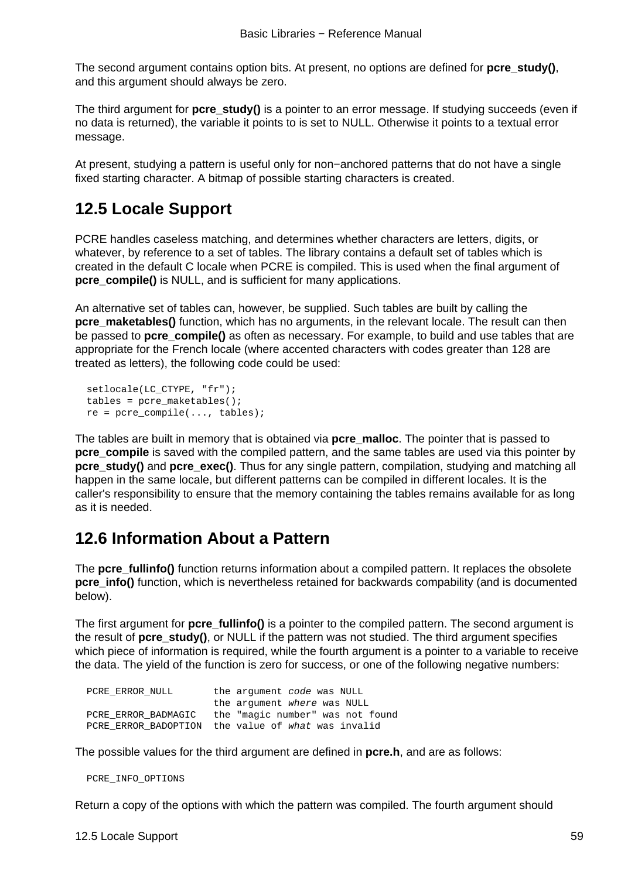The second argument contains option bits. At present, no options are defined for **pcre_study()**, and this argument should always be zero.

The third argument for **pcre_study()** is a pointer to an error message. If studying succeeds (even if no data is returned), the variable it points to is set to NULL. Otherwise it points to a textual error message.

At present, studying a pattern is useful only for non−anchored patterns that do not have a single fixed starting character. A bitmap of possible starting characters is created.

## 12.5 Locale Support

PCRE handles caseless matching, and determines whether characters are letters, digits, or whatever, by reference to a set of tables. The library contains a default set of tables which is created in the default C locale when PCRE is compiled. This is used when the final argument of **pcre_compile()** is NULL, and is sufficient for many applications.

An alternative set of tables can, however, be supplied. Such tables are built by calling the **pcre_maketables()** function, which has no arguments, in the relevant locale. The result can then be passed to **pcre_compile()** as often as necessary. For example, to build and use tables that are appropriate for the French locale (where accented characters with codes greater than 128 are treated as letters), the following code could be used:

```
setlocale(LC_CTYPE, "fr");
tables = pcre_maketables();
re = pcre_compile(..., tables);
```

The tables are built in memory that is obtained via **pcre_malloc**. The pointer that is passed to **pcre_compile** is saved with the compiled pattern, and the same tables are used via this pointer by **pcre_study()** and **pcre_exec()**. Thus for any single pattern, compilation, studying and matching all happen in the same locale, but different patterns can be compiled in different locales. It is the caller's responsibility to ensure that the memory containing the tables remains available for as long as it is needed.

## 12.6 Information About a Pattern

The **pcre_fullinfo()** function returns information about a compiled pattern. It replaces the obsolete **pcre_info()** function, which is nevertheless retained for backwards compability (and is documented below).

The first argument for **pcre_fullinfo()** is a pointer to the compiled pattern. The second argument is the result of **pcre_study()**, or NULL if the pattern was not studied. The third argument specifies which piece of information is required, while the fourth argument is a pointer to a variable to receive the data. The yield of the function is zero for success, or one of the following negative numbers:

```
PCRE_ERROR_NULL       the argument code was NULL
                      the argument where was NULL
PCRE_ERROR_BADMAGIC   the "magic number" was not found
PCRE_ERROR_BADOPTION  the value of what was invalid
```

The possible values for the third argument are defined in **pcre.h**, and are as follows:

```
PCRE_INFO_OPTIONS
```

Return a copy of the options with which the pattern was compiled. The fourth argument should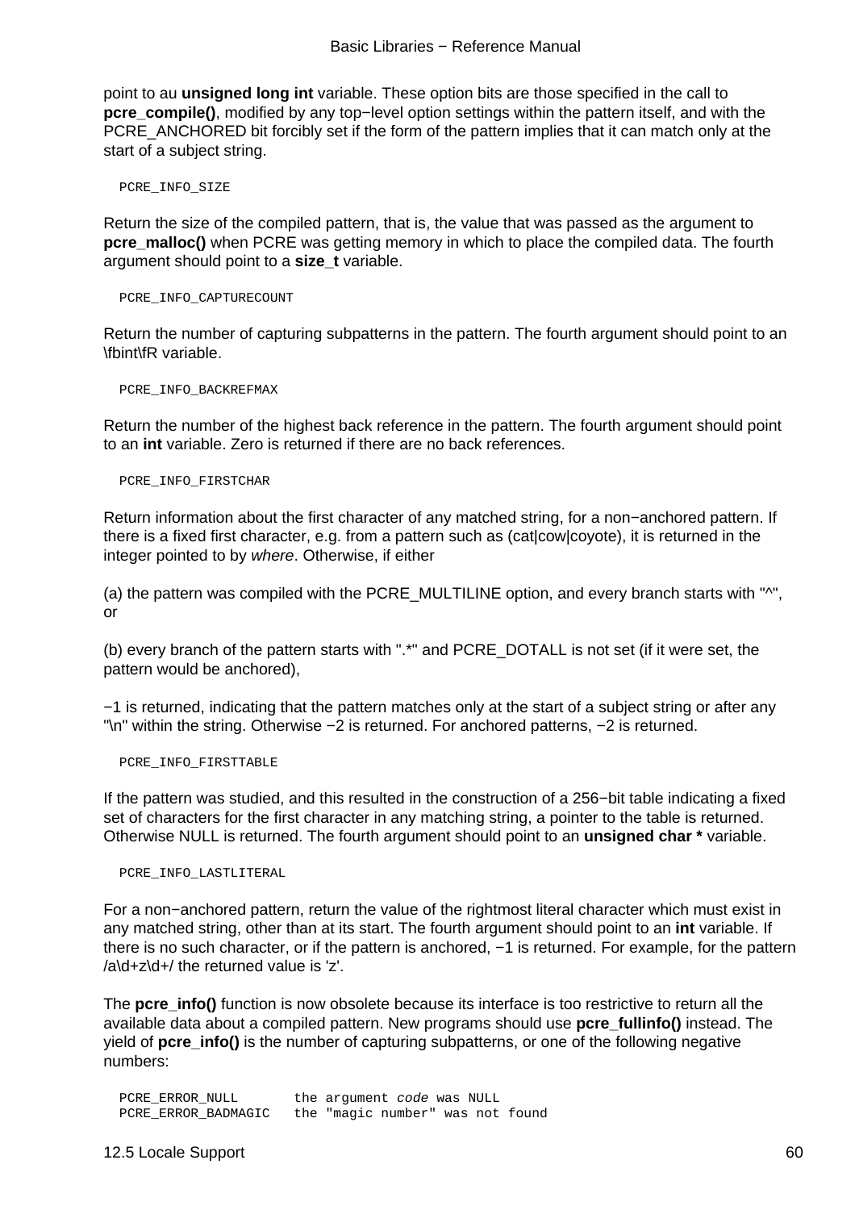point to au **unsigned long int** variable. These option bits are those specified in the call to **pcre_compile()**, modified by any top−level option settings within the pattern itself, and with the PCRE_ANCHORED bit forcibly set if the form of the pattern implies that it can match only at the start of a subject string.

```
PCRE_INFO_SIZE
```

Return the size of the compiled pattern, that is, the value that was passed as the argument to **pcre_malloc()** when PCRE was getting memory in which to place the compiled data. The fourth argument should point to a **size_t** variable.

```
PCRE_INFO_CAPTURECOUNT
```

Return the number of capturing subpatterns in the pattern. The fourth argument should point to an \fbint\fR variable.

```
PCRE_INFO_BACKREFMAX
```

Return the number of the highest back reference in the pattern. The fourth argument should point to an **int** variable. Zero is returned if there are no back references.

```
PCRE_INFO_FIRSTCHAR
```

Return information about the first character of any matched string, for a non−anchored pattern. If there is a fixed first character, e.g. from a pattern such as (cat|cow|coyote), it is returned in the integer pointed to by *where*. Otherwise, if either

(a) the pattern was compiled with the PCRE_MULTILINE option, and every branch starts with "^", or

(b) every branch of the pattern starts with ".*" and PCRE_DOTALL is not set (if it were set, the pattern would be anchored),

−1 is returned, indicating that the pattern matches only at the start of a subject string or after any "\n" within the string. Otherwise −2 is returned. For anchored patterns, −2 is returned.

```
PCRE_INFO_FIRSTTABLE
```

If the pattern was studied, and this resulted in the construction of a 256−bit table indicating a fixed set of characters for the first character in any matching string, a pointer to the table is returned. Otherwise NULL is returned. The fourth argument should point to an **unsigned char *** variable.

```
PCRE_INFO_LASTLITERAL
```

For a non−anchored pattern, return the value of the rightmost literal character which must exist in any matched string, other than at its start. The fourth argument should point to an **int** variable. If there is no such character, or if the pattern is anchored, −1 is returned. For example, for the pattern /a\d+z\d+/ the returned value is 'z'.

The **pcre_info()** function is now obsolete because its interface is too restrictive to return all the available data about a compiled pattern. New programs should use **pcre_fullinfo()** instead. The yield of **pcre_info()** is the number of capturing subpatterns, or one of the following negative numbers:

```
PCRE_ERROR_NULL       the argument code was NULL
PCRE_ERROR_BADMAGIC   the "magic number" was not found
```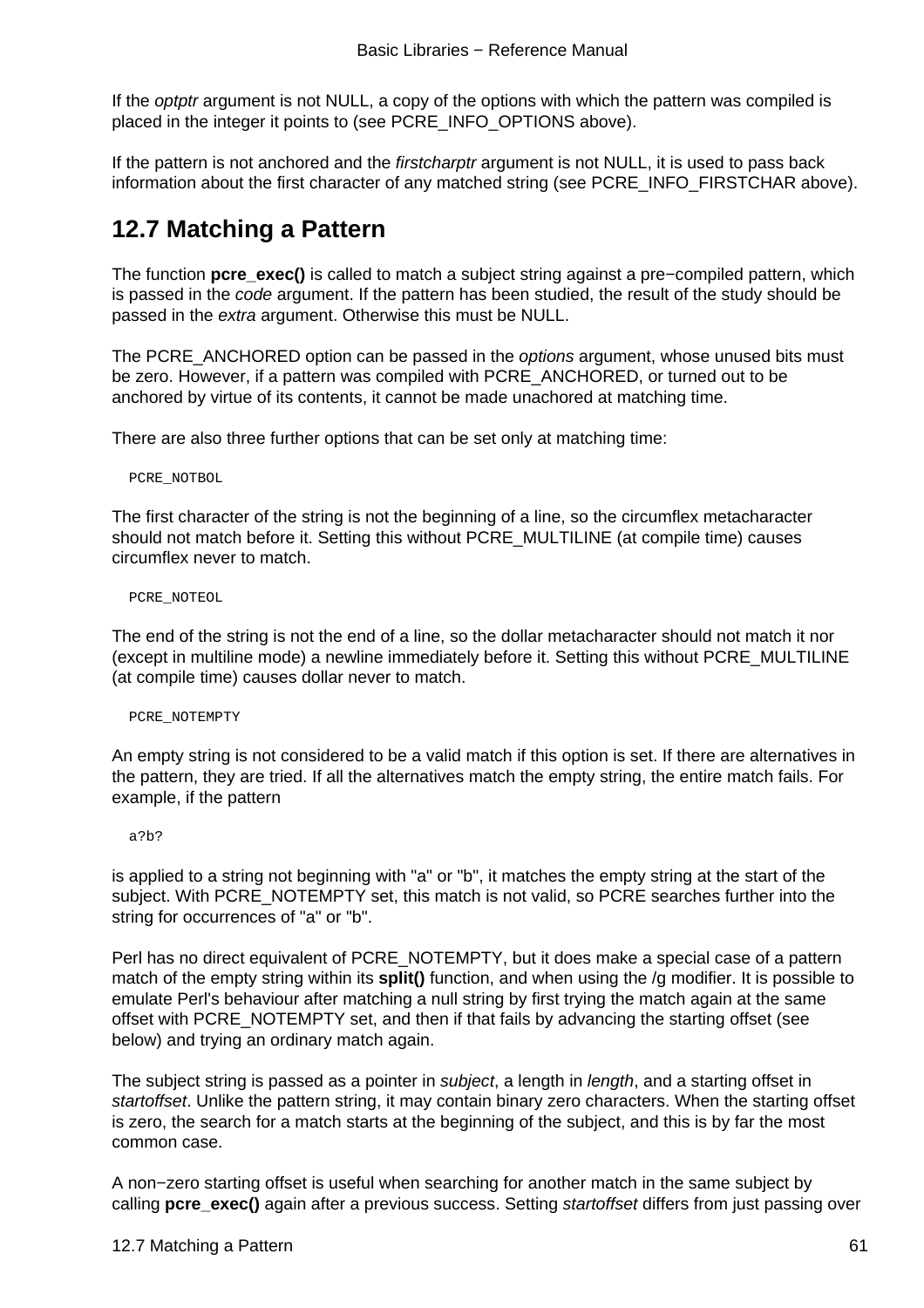If the *optptr* argument is not NULL, a copy of the options with which the pattern was compiled is placed in the integer it points to (see PCRE_INFO_OPTIONS above).

If the pattern is not anchored and the *firstcharptr* argument is not NULL, it is used to pass back information about the first character of any matched string (see PCRE_INFO_FIRSTCHAR above).

## 12.7 Matching a Pattern

The function **pcre_exec()** is called to match a subject string against a pre−compiled pattern, which is passed in the *code* argument. If the pattern has been studied, the result of the study should be passed in the *extra* argument. Otherwise this must be NULL.

The PCRE_ANCHORED option can be passed in the *options* argument, whose unused bits must be zero. However, if a pattern was compiled with PCRE_ANCHORED, or turned out to be anchored by virtue of its contents, it cannot be made unachored at matching time.

There are also three further options that can be set only at matching time:

```
PCRE_NOTBOL
```

The first character of the string is not the beginning of a line, so the circumflex metacharacter should not match before it. Setting this without PCRE_MULTILINE (at compile time) causes circumflex never to match.

```
PCRE_NOTEOL
```

The end of the string is not the end of a line, so the dollar metacharacter should not match it nor (except in multiline mode) a newline immediately before it. Setting this without PCRE_MULTILINE (at compile time) causes dollar never to match.

```
PCRE_NOTEMPTY
```

An empty string is not considered to be a valid match if this option is set. If there are alternatives in the pattern, they are tried. If all the alternatives match the empty string, the entire match fails. For example, if the pattern

```
a?b?
```

is applied to a string not beginning with "a" or "b", it matches the empty string at the start of the subject. With PCRE_NOTEMPTY set, this match is not valid, so PCRE searches further into the string for occurrences of "a" or "b".

Perl has no direct equivalent of PCRE_NOTEMPTY, but it does make a special case of a pattern match of the empty string within its **split()** function, and when using the /g modifier. It is possible to emulate Perl's behaviour after matching a null string by first trying the match again at the same offset with PCRE_NOTEMPTY set, and then if that fails by advancing the starting offset (see below) and trying an ordinary match again.

The subject string is passed as a pointer in *subject*, a length in *length*, and a starting offset in *startoffset*. Unlike the pattern string, it may contain binary zero characters. When the starting offset is zero, the search for a match starts at the beginning of the subject, and this is by far the most common case.

A non−zero starting offset is useful when searching for another match in the same subject by calling **pcre_exec()** again after a previous success. Setting *startoffset* differs from just passing over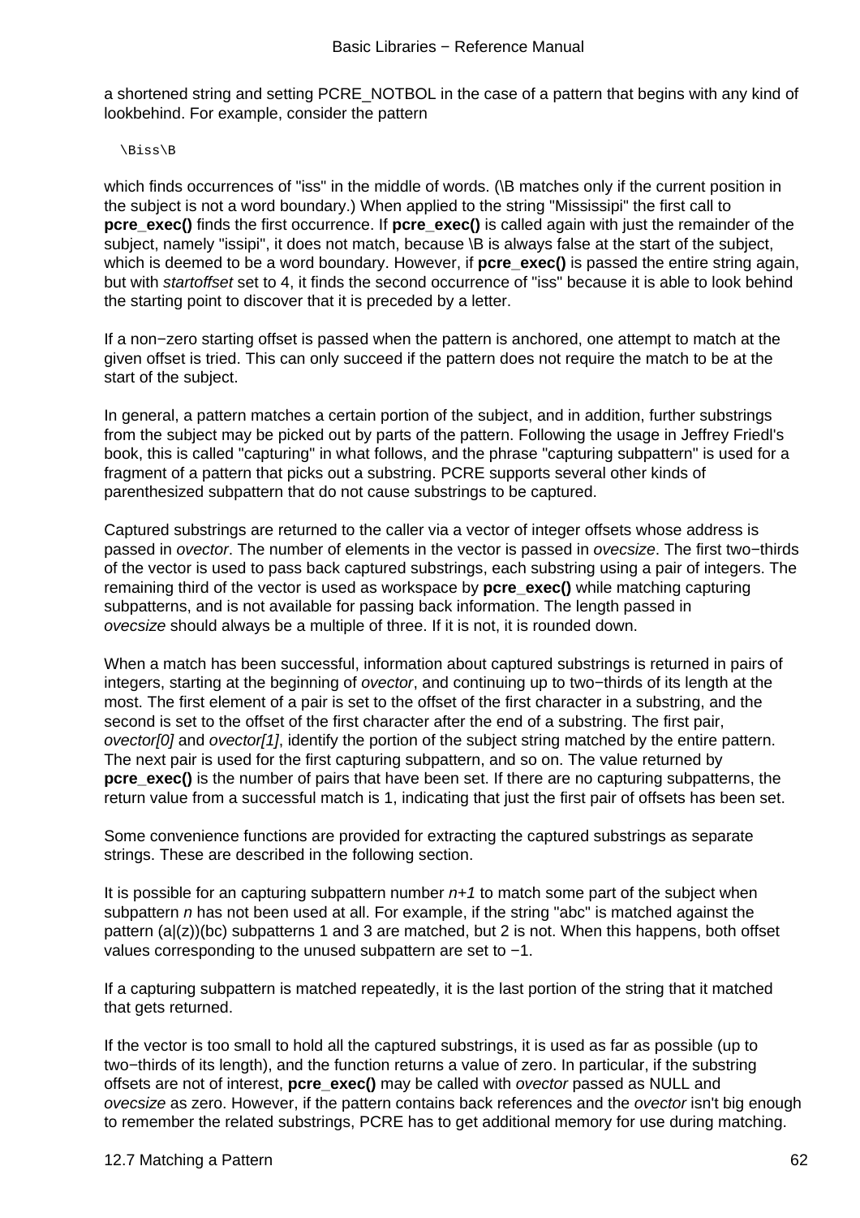a shortened string and setting PCRE_NOTBOL in the case of a pattern that begins with any kind of lookbehind. For example, consider the pattern

```
\Biss\B
```

which finds occurrences of "iss" in the middle of words. (\B matches only if the current position in the subject is not a word boundary.) When applied to the string "Mississipi" the first call to **pcre_exec()** finds the first occurrence. If **pcre_exec()** is called again with just the remainder of the subject, namely "issipi", it does not match, because \B is always false at the start of the subject, which is deemed to be a word boundary. However, if **pcre_exec()** is passed the entire string again, but with *startoffset* set to 4, it finds the second occurrence of "iss" because it is able to look behind the starting point to discover that it is preceded by a letter.

If a non−zero starting offset is passed when the pattern is anchored, one attempt to match at the given offset is tried. This can only succeed if the pattern does not require the match to be at the start of the subject.

In general, a pattern matches a certain portion of the subject, and in addition, further substrings from the subject may be picked out by parts of the pattern. Following the usage in Jeffrey Friedl's book, this is called "capturing" in what follows, and the phrase "capturing subpattern" is used for a fragment of a pattern that picks out a substring. PCRE supports several other kinds of parenthesized subpattern that do not cause substrings to be captured.

Captured substrings are returned to the caller via a vector of integer offsets whose address is passed in *ovector*. The number of elements in the vector is passed in *ovecsize*. The first two−thirds of the vector is used to pass back captured substrings, each substring using a pair of integers. The remaining third of the vector is used as workspace by **pcre_exec()** while matching capturing subpatterns, and is not available for passing back information. The length passed in *ovecsize* should always be a multiple of three. If it is not, it is rounded down.

When a match has been successful, information about captured substrings is returned in pairs of integers, starting at the beginning of *ovector*, and continuing up to two−thirds of its length at the most. The first element of a pair is set to the offset of the first character in a substring, and the second is set to the offset of the first character after the end of a substring. The first pair, *ovector[0]* and *ovector[1]*, identify the portion of the subject string matched by the entire pattern. The next pair is used for the first capturing subpattern, and so on. The value returned by **pcre_exec()** is the number of pairs that have been set. If there are no capturing subpatterns, the return value from a successful match is 1, indicating that just the first pair of offsets has been set.

Some convenience functions are provided for extracting the captured substrings as separate strings. These are described in the following section.

It is possible for an capturing subpattern number *n+1* to match some part of the subject when subpattern *n* has not been used at all. For example, if the string "abc" is matched against the pattern (a|(z))(bc) subpatterns 1 and 3 are matched, but 2 is not. When this happens, both offset values corresponding to the unused subpattern are set to −1.

If a capturing subpattern is matched repeatedly, it is the last portion of the string that it matched that gets returned.

If the vector is too small to hold all the captured substrings, it is used as far as possible (up to two−thirds of its length), and the function returns a value of zero. In particular, if the substring offsets are not of interest, **pcre_exec()** may be called with *ovector* passed as NULL and *ovecsize* as zero. However, if the pattern contains back references and the *ovector* isn't big enough to remember the related substrings, PCRE has to get additional memory for use during matching.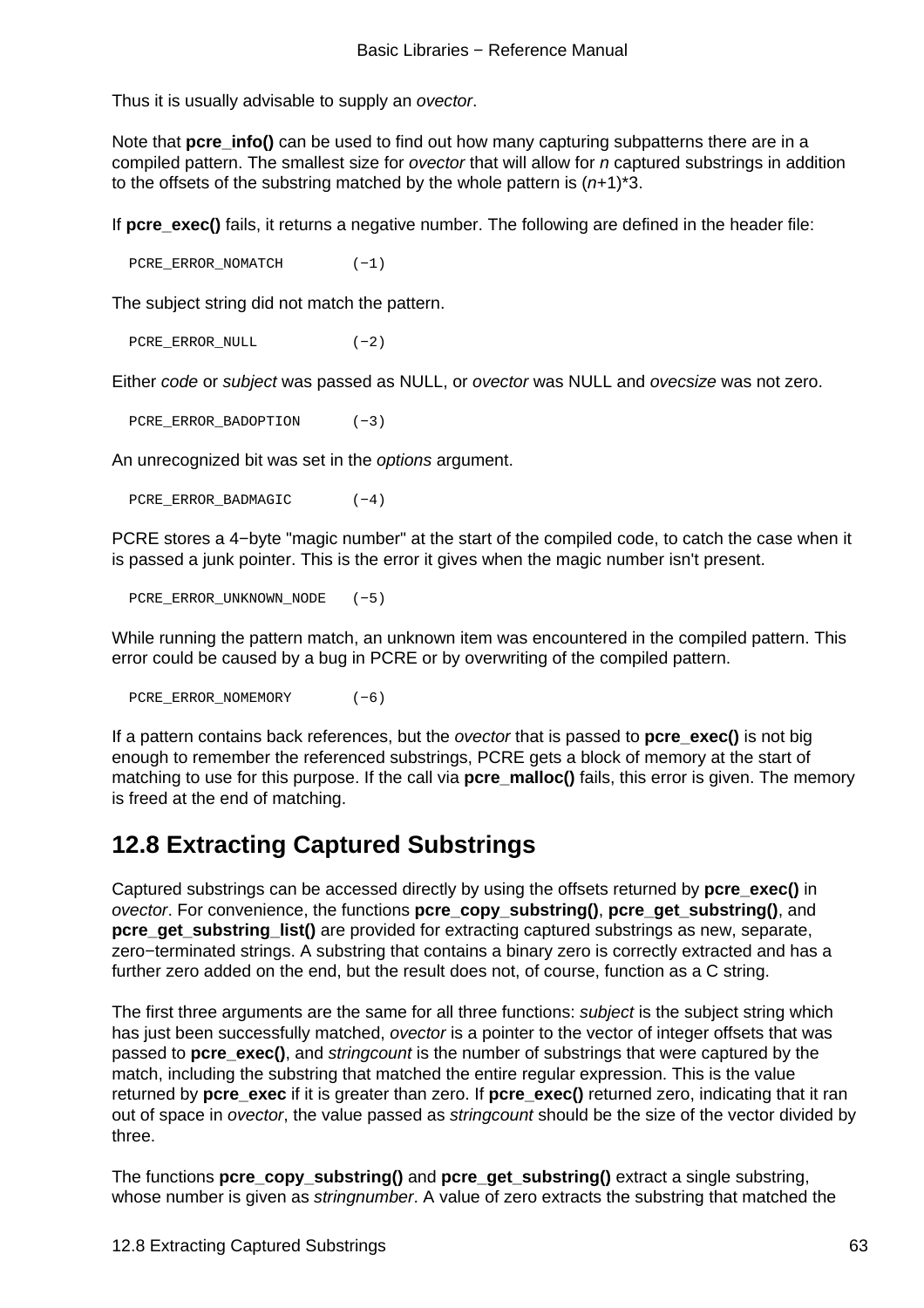Thus it is usually advisable to supply an *ovector*.

Note that **pcre_info()** can be used to find out how many capturing subpatterns there are in a compiled pattern. The smallest size for *ovector* that will allow for *n* captured substrings in addition to the offsets of the substring matched by the whole pattern is (*n*+1)*3.

If **pcre_exec()** fails, it returns a negative number. The following are defined in the header file:

```
PCRE_ERROR_NOMATCH        (−1)
```

The subject string did not match the pattern.

```
PCRE_ERROR_NULL           (−2)
```

Either *code* or *subject* was passed as NULL, or *ovector* was NULL and *ovecsize* was not zero.

```
PCRE_ERROR_BADOPTION      (−3)
```

An unrecognized bit was set in the *options* argument.

```
PCRE_ERROR_BADMAGIC       (−4)
```

PCRE stores a 4−byte "magic number" at the start of the compiled code, to catch the case when it is passed a junk pointer. This is the error it gives when the magic number isn't present.

```
PCRE_ERROR_UNKNOWN_NODE   (−5)
```

While running the pattern match, an unknown item was encountered in the compiled pattern. This error could be caused by a bug in PCRE or by overwriting of the compiled pattern.

```
PCRE_ERROR_NOMEMORY       (−6)
```

If a pattern contains back references, but the *ovector* that is passed to **pcre_exec()** is not big enough to remember the referenced substrings, PCRE gets a block of memory at the start of matching to use for this purpose. If the call via **pcre_malloc()** fails, this error is given. The memory is freed at the end of matching.

## 12.8 Extracting Captured Substrings

Captured substrings can be accessed directly by using the offsets returned by **pcre_exec()** in *ovector*. For convenience, the functions **pcre_copy_substring()**, **pcre_get_substring()**, and **pcre_get_substring_list()** are provided for extracting captured substrings as new, separate, zero−terminated strings. A substring that contains a binary zero is correctly extracted and has a further zero added on the end, but the result does not, of course, function as a C string.

The first three arguments are the same for all three functions: *subject* is the subject string which has just been successfully matched, *ovector* is a pointer to the vector of integer offsets that was passed to **pcre_exec()**, and *stringcount* is the number of substrings that were captured by the match, including the substring that matched the entire regular expression. This is the value returned by **pcre_exec** if it is greater than zero. If **pcre_exec()** returned zero, indicating that it ran out of space in *ovector*, the value passed as *stringcount* should be the size of the vector divided by three.

The functions **pcre_copy_substring()** and **pcre_get_substring()** extract a single substring, whose number is given as *stringnumber*. A value of zero extracts the substring that matched the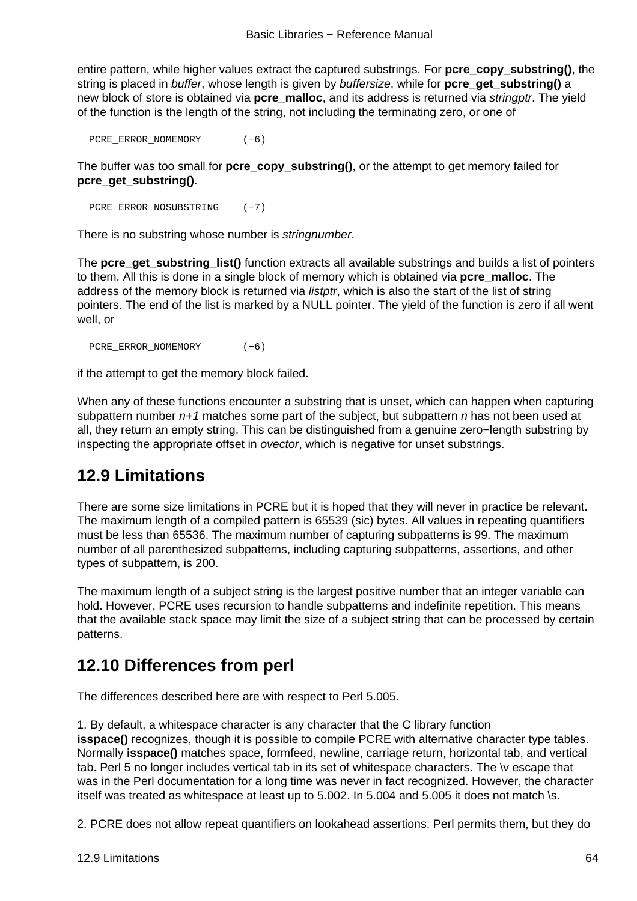entire pattern, while higher values extract the captured substrings. For **pcre_copy_substring()**, the string is placed in *buffer*, whose length is given by *buffersize*, while for **pcre_get_substring()** a new block of store is obtained via **pcre_malloc**, and its address is returned via *stringptr*. The yield of the function is the length of the string, not including the terminating zero, or one of

```
PCRE_ERROR_NOMEMORY       (−6)
```

The buffer was too small for **pcre_copy_substring()**, or the attempt to get memory failed for **pcre_get_substring()**.

```
PCRE_ERROR_NOSUBSTRING    (−7)
```

There is no substring whose number is *stringnumber*.

The **pcre_get_substring_list()** function extracts all available substrings and builds a list of pointers to them. All this is done in a single block of memory which is obtained via **pcre_malloc**. The address of the memory block is returned via *listptr*, which is also the start of the list of string pointers. The end of the list is marked by a NULL pointer. The yield of the function is zero if all went well, or

```
PCRE_ERROR_NOMEMORY       (−6)
```

if the attempt to get the memory block failed.

When any of these functions encounter a substring that is unset, which can happen when capturing subpattern number *n+1* matches some part of the subject, but subpattern *n* has not been used at all, they return an empty string. This can be distinguished from a genuine zero−length substring by inspecting the appropriate offset in *ovector*, which is negative for unset substrings.

## 12.9 Limitations

There are some size limitations in PCRE but it is hoped that they will never in practice be relevant. The maximum length of a compiled pattern is 65539 (sic) bytes. All values in repeating quantifiers must be less than 65536. The maximum number of capturing subpatterns is 99. The maximum number of all parenthesized subpatterns, including capturing subpatterns, assertions, and other types of subpattern, is 200.

The maximum length of a subject string is the largest positive number that an integer variable can hold. However, PCRE uses recursion to handle subpatterns and indefinite repetition. This means that the available stack space may limit the size of a subject string that can be processed by certain patterns.

## 12.10 Differences from perl

The differences described here are with respect to Perl 5.005.

1. By default, a whitespace character is any character that the C library function **isspace()** recognizes, though it is possible to compile PCRE with alternative character type tables. Normally **isspace()** matches space, formfeed, newline, carriage return, horizontal tab, and vertical tab. Perl 5 no longer includes vertical tab in its set of whitespace characters. The \v escape that was in the Perl documentation for a long time was never in fact recognized. However, the character itself was treated as whitespace at least up to 5.002. In 5.004 and 5.005 it does not match \s.

2. PCRE does not allow repeat quantifiers on lookahead assertions. Perl permits them, but they do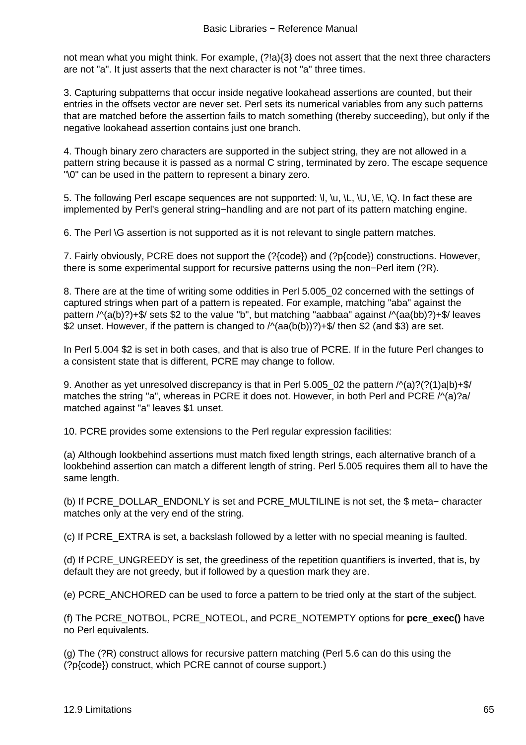not mean what you might think. For example, (?!a){3} does not assert that the next three characters are not "a". It just asserts that the next character is not "a" three times.

3. Capturing subpatterns that occur inside negative lookahead assertions are counted, but their entries in the offsets vector are never set. Perl sets its numerical variables from any such patterns that are matched before the assertion fails to match something (thereby succeeding), but only if the negative lookahead assertion contains just one branch.

4. Though binary zero characters are supported in the subject string, they are not allowed in a pattern string because it is passed as a normal C string, terminated by zero. The escape sequence "\0" can be used in the pattern to represent a binary zero.

5. The following Perl escape sequences are not supported: \l, \u, \L, \U, \E, \Q. In fact these are implemented by Perl's general string−handling and are not part of its pattern matching engine.

6. The Perl \G assertion is not supported as it is not relevant to single pattern matches.

7. Fairly obviously, PCRE does not support the (?{code}) and (?p{code}) constructions. However, there is some experimental support for recursive patterns using the non−Perl item (?R).

8. There are at the time of writing some oddities in Perl 5.005_02 concerned with the settings of captured strings when part of a pattern is repeated. For example, matching "aba" against the pattern /^(a(b)?)+$/ sets $2 to the value "b", but matching "aabbaa" against /^(aa(bb)?)+$/ leaves $2 unset. However, if the pattern is changed to /^(aa(b(b))?)+$/ then $2 (and $3) are set.

In Perl 5.004 $2 is set in both cases, and that is also true of PCRE. If in the future Perl changes to a consistent state that is different, PCRE may change to follow.

9. Another as yet unresolved discrepancy is that in Perl 5.005_02 the pattern /^(a)?(?(1)a|b)+$/ matches the string "a", whereas in PCRE it does not. However, in both Perl and PCRE /^(a)?a/ matched against "a" leaves $1 unset.

10. PCRE provides some extensions to the Perl regular expression facilities:

(a) Although lookbehind assertions must match fixed length strings, each alternative branch of a lookbehind assertion can match a different length of string. Perl 5.005 requires them all to have the same length.

(b) If PCRE_DOLLAR_ENDONLY is set and PCRE_MULTILINE is not set, the $ meta− character matches only at the very end of the string.

(c) If PCRE_EXTRA is set, a backslash followed by a letter with no special meaning is faulted.

(d) If PCRE_UNGREEDY is set, the greediness of the repetition quantifiers is inverted, that is, by default they are not greedy, but if followed by a question mark they are.

(e) PCRE_ANCHORED can be used to force a pattern to be tried only at the start of the subject.

(f) The PCRE_NOTBOL, PCRE_NOTEOL, and PCRE_NOTEMPTY options for **pcre_exec()** have no Perl equivalents.

(g) The (?R) construct allows for recursive pattern matching (Perl 5.6 can do this using the (?p{code}) construct, which PCRE cannot of course support.)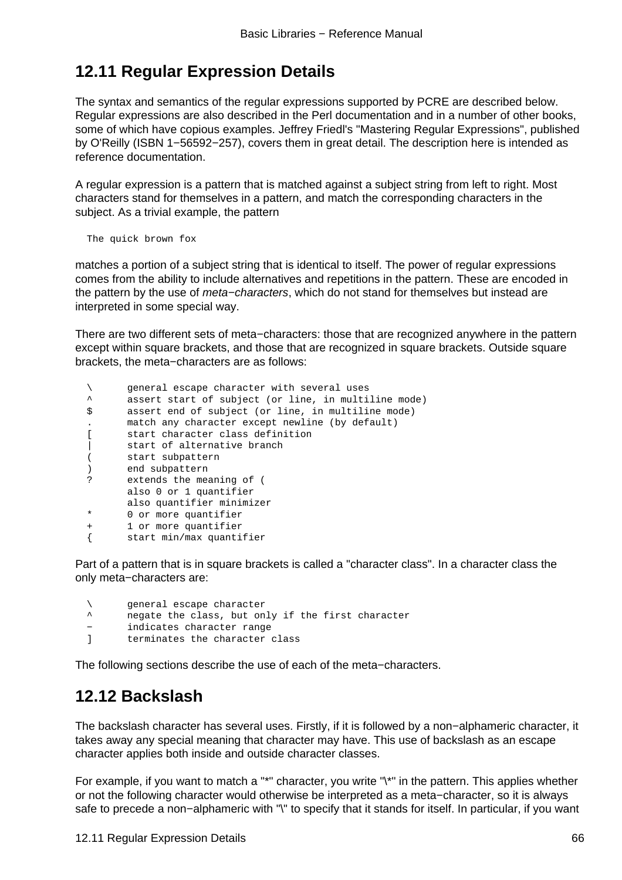## 12.11 Regular Expression Details

The syntax and semantics of the regular expressions supported by PCRE are described below. Regular expressions are also described in the Perl documentation and in a number of other books, some of which have copious examples. Jeffrey Friedl's "Mastering Regular Expressions", published by O'Reilly (ISBN 1−56592−257), covers them in great detail. The description here is intended as reference documentation.

A regular expression is a pattern that is matched against a subject string from left to right. Most characters stand for themselves in a pattern, and match the corresponding characters in the subject. As a trivial example, the pattern

```
The quick brown fox
```

matches a portion of a subject string that is identical to itself. The power of regular expressions comes from the ability to include alternatives and repetitions in the pattern. These are encoded in the pattern by the use of *meta−characters*, which do not stand for themselves but instead are interpreted in some special way.

There are two different sets of meta−characters: those that are recognized anywhere in the pattern except within square brackets, and those that are recognized in square brackets. Outside square brackets, the meta−characters are as follows:

```
\      general escape character with several uses
^      assert start of subject (or line, in multiline mode)
$      assert end of subject (or line, in multiline mode)
.      match any character except newline (by default)
[      start character class definition
|      start of alternative branch
(      start subpattern
)      end subpattern
?      extends the meaning of (
       also 0 or 1 quantifier
       also quantifier minimizer
*      0 or more quantifier
+      1 or more quantifier
{      start min/max quantifier
```

Part of a pattern that is in square brackets is called a "character class". In a character class the only meta−characters are:

```
\      general escape character
^      negate the class, but only if the first character
−      indicates character range
]      terminates the character class
```

The following sections describe the use of each of the meta−characters.

## 12.12 Backslash

The backslash character has several uses. Firstly, if it is followed by a non−alphameric character, it takes away any special meaning that character may have. This use of backslash as an escape character applies both inside and outside character classes.

For example, if you want to match a "*" character, you write "\*" in the pattern. This applies whether or not the following character would otherwise be interpreted as a meta−character, so it is always safe to precede a non−alphameric with "\" to specify that it stands for itself. In particular, if you want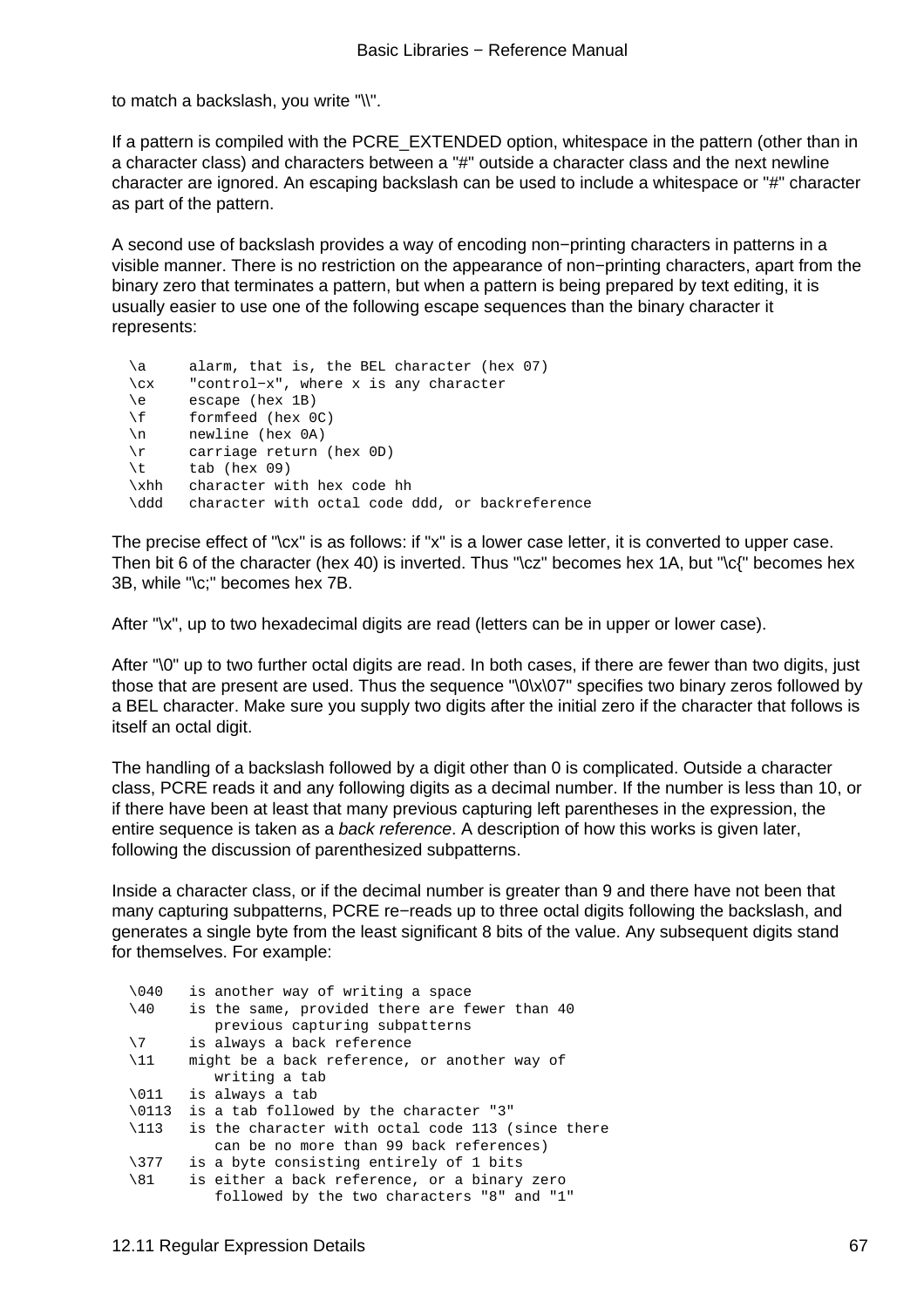to match a backslash, you write "\\".

If a pattern is compiled with the PCRE_EXTENDED option, whitespace in the pattern (other than in a character class) and characters between a "#" outside a character class and the next newline character are ignored. An escaping backslash can be used to include a whitespace or "#" character as part of the pattern.

A second use of backslash provides a way of encoding non−printing characters in patterns in a visible manner. There is no restriction on the appearance of non−printing characters, apart from the binary zero that terminates a pattern, but when a pattern is being prepared by text editing, it is usually easier to use one of the following escape sequences than the binary character it represents:

```
\a     alarm, that is, the BEL character (hex 07)
\cx    "control−x", where x is any character
\e     escape (hex 1B)
\f     formfeed (hex 0C)
\n     newline (hex 0A)
\r     carriage return (hex 0D)
\t     tab (hex 09)
\xhh   character with hex code hh
\ddd   character with octal code ddd, or backreference
```

The precise effect of "\cx" is as follows: if "x" is a lower case letter, it is converted to upper case. Then bit 6 of the character (hex 40) is inverted. Thus "\cz" becomes hex 1A, but "\c{" becomes hex 3B, while "\c;" becomes hex 7B.

After "\x", up to two hexadecimal digits are read (letters can be in upper or lower case).

After "\0" up to two further octal digits are read. In both cases, if there are fewer than two digits, just those that are present are used. Thus the sequence "\0\x\07" specifies two binary zeros followed by a BEL character. Make sure you supply two digits after the initial zero if the character that follows is itself an octal digit.

The handling of a backslash followed by a digit other than 0 is complicated. Outside a character class, PCRE reads it and any following digits as a decimal number. If the number is less than 10, or if there have been at least that many previous capturing left parentheses in the expression, the entire sequence is taken as a *back reference*. A description of how this works is given later, following the discussion of parenthesized subpatterns.

Inside a character class, or if the decimal number is greater than 9 and there have not been that many capturing subpatterns, PCRE re−reads up to three octal digits following the backslash, and generates a single byte from the least significant 8 bits of the value. Any subsequent digits stand for themselves. For example:

```
\040   is another way of writing a space
\40    is the same, provided there are fewer than 40
          previous capturing subpatterns
\7     is always a back reference
\11    might be a back reference, or another way of
          writing a tab
\011   is always a tab
\0113  is a tab followed by the character "3"
\113   is the character with octal code 113 (since there
          can be no more than 99 back references)
\377   is a byte consisting entirely of 1 bits
\81    is either a back reference, or a binary zero
          followed by the two characters "8" and "1"
```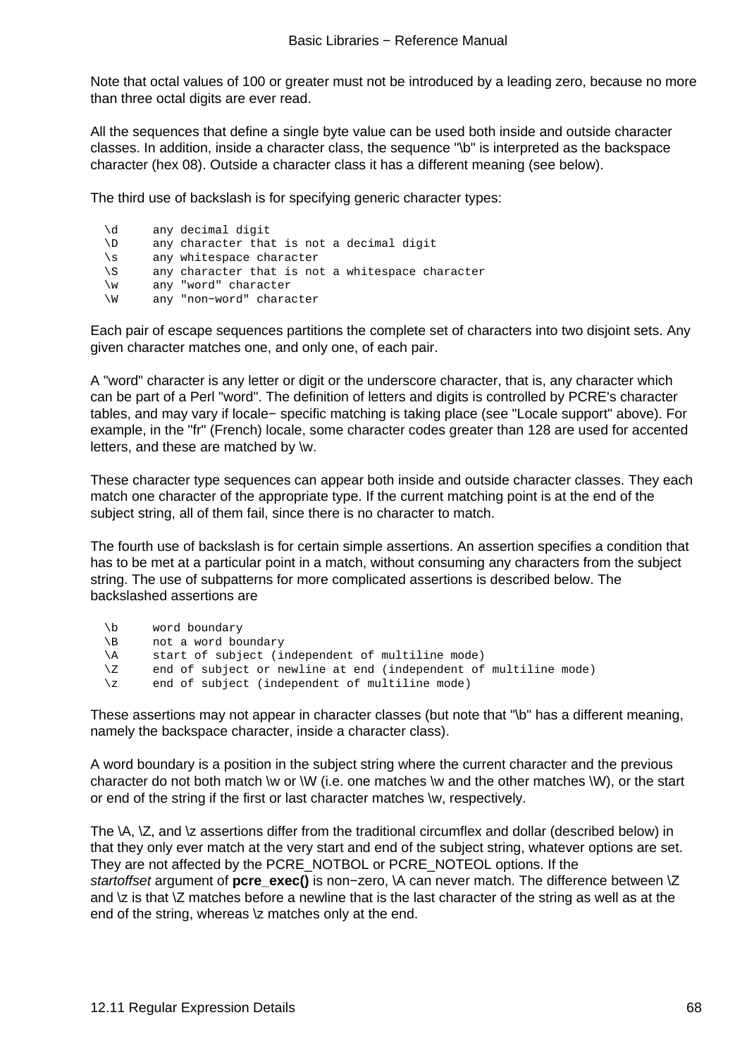Note that octal values of 100 or greater must not be introduced by a leading zero, because no more than three octal digits are ever read.

All the sequences that define a single byte value can be used both inside and outside character classes. In addition, inside a character class, the sequence "\b" is interpreted as the backspace character (hex 08). Outside a character class it has a different meaning (see below).

The third use of backslash is for specifying generic character types:

```
\d     any decimal digit
\D     any character that is not a decimal digit
\s     any whitespace character
\S     any character that is not a whitespace character
\w     any "word" character
\W     any "non−word" character
```

Each pair of escape sequences partitions the complete set of characters into two disjoint sets. Any given character matches one, and only one, of each pair.

A "word" character is any letter or digit or the underscore character, that is, any character which can be part of a Perl "word". The definition of letters and digits is controlled by PCRE's character tables, and may vary if locale− specific matching is taking place (see "Locale support" above). For example, in the "fr" (French) locale, some character codes greater than 128 are used for accented letters, and these are matched by \w.

These character type sequences can appear both inside and outside character classes. They each match one character of the appropriate type. If the current matching point is at the end of the subject string, all of them fail, since there is no character to match.

The fourth use of backslash is for certain simple assertions. An assertion specifies a condition that has to be met at a particular point in a match, without consuming any characters from the subject string. The use of subpatterns for more complicated assertions is described below. The backslashed assertions are

```
\b     word boundary
\B     not a word boundary
\A     start of subject (independent of multiline mode)
\Z     end of subject or newline at end (independent of multiline mode)
\z     end of subject (independent of multiline mode)
```

These assertions may not appear in character classes (but note that "\b" has a different meaning, namely the backspace character, inside a character class).

A word boundary is a position in the subject string where the current character and the previous character do not both match \w or \W (i.e. one matches \w and the other matches \W), or the start or end of the string if the first or last character matches \w, respectively.

The \A, \Z, and \z assertions differ from the traditional circumflex and dollar (described below) in that they only ever match at the very start and end of the subject string, whatever options are set. They are not affected by the PCRE_NOTBOL or PCRE_NOTEOL options. If the *startoffset* argument of **pcre_exec()** is non−zero, \A can never match. The difference between \Z and \z is that \Z matches before a newline that is the last character of the string as well as at the end of the string, whereas \z matches only at the end.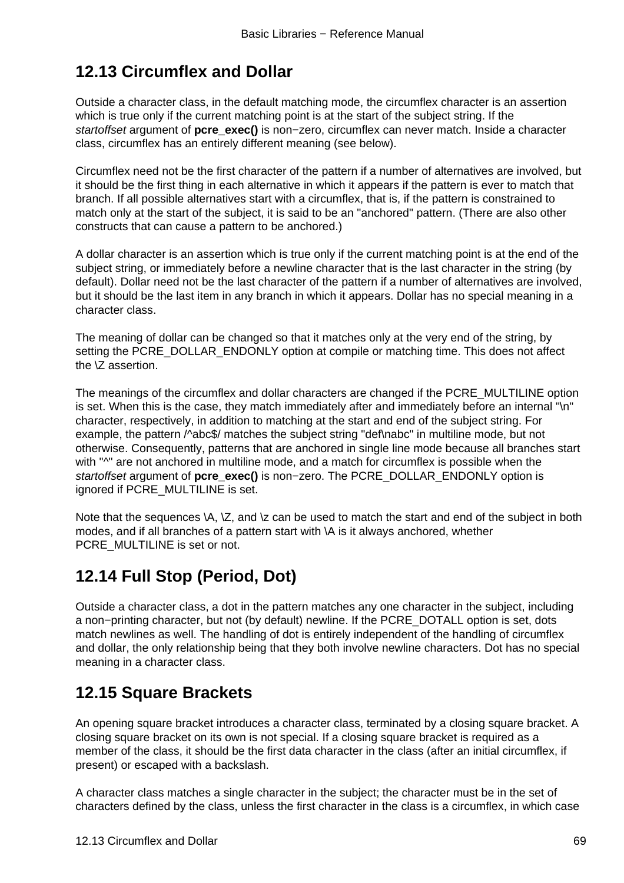## 12.13 Circumflex and Dollar

Outside a character class, in the default matching mode, the circumflex character is an assertion which is true only if the current matching point is at the start of the subject string. If the *startoffset* argument of **pcre_exec()** is non−zero, circumflex can never match. Inside a character class, circumflex has an entirely different meaning (see below).

Circumflex need not be the first character of the pattern if a number of alternatives are involved, but it should be the first thing in each alternative in which it appears if the pattern is ever to match that branch. If all possible alternatives start with a circumflex, that is, if the pattern is constrained to match only at the start of the subject, it is said to be an "anchored" pattern. (There are also other constructs that can cause a pattern to be anchored.)

A dollar character is an assertion which is true only if the current matching point is at the end of the subject string, or immediately before a newline character that is the last character in the string (by default). Dollar need not be the last character of the pattern if a number of alternatives are involved, but it should be the last item in any branch in which it appears. Dollar has no special meaning in a character class.

The meaning of dollar can be changed so that it matches only at the very end of the string, by setting the PCRE_DOLLAR_ENDONLY option at compile or matching time. This does not affect the \Z assertion.

The meanings of the circumflex and dollar characters are changed if the PCRE_MULTILINE option is set. When this is the case, they match immediately after and immediately before an internal "\n" character, respectively, in addition to matching at the start and end of the subject string. For example, the pattern /^abc$/ matches the subject string "def\nabc" in multiline mode, but not otherwise. Consequently, patterns that are anchored in single line mode because all branches start with "^" are not anchored in multiline mode, and a match for circumflex is possible when the *startoffset* argument of **pcre_exec()** is non−zero. The PCRE_DOLLAR_ENDONLY option is ignored if PCRE_MULTILINE is set.

Note that the sequences \A, \Z, and \z can be used to match the start and end of the subject in both modes, and if all branches of a pattern start with \A is it always anchored, whether PCRE_MULTILINE is set or not.

## 12.14 Full Stop (Period, Dot)

Outside a character class, a dot in the pattern matches any one character in the subject, including a non−printing character, but not (by default) newline. If the PCRE_DOTALL option is set, dots match newlines as well. The handling of dot is entirely independent of the handling of circumflex and dollar, the only relationship being that they both involve newline characters. Dot has no special meaning in a character class.

## 12.15 Square Brackets

An opening square bracket introduces a character class, terminated by a closing square bracket. A closing square bracket on its own is not special. If a closing square bracket is required as a member of the class, it should be the first data character in the class (after an initial circumflex, if present) or escaped with a backslash.

A character class matches a single character in the subject; the character must be in the set of characters defined by the class, unless the first character in the class is a circumflex, in which case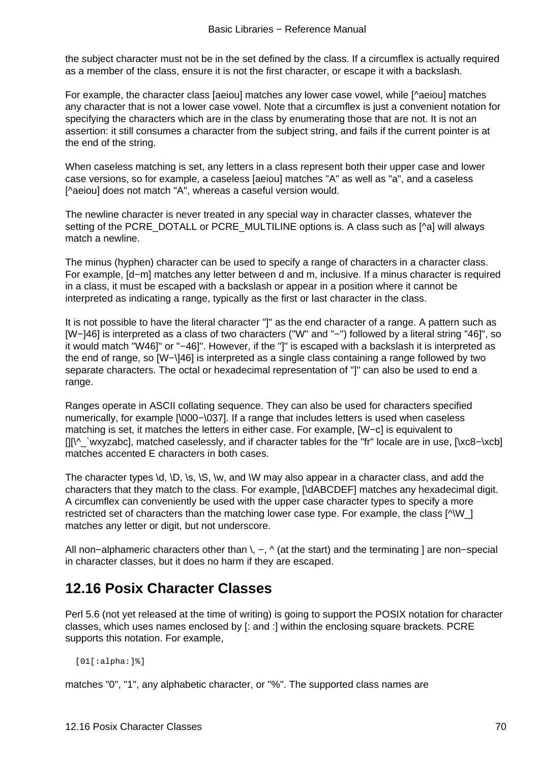the subject character must not be in the set defined by the class. If a circumflex is actually required as a member of the class, ensure it is not the first character, or escape it with a backslash.

For example, the character class [aeiou] matches any lower case vowel, while [^aeiou] matches any character that is not a lower case vowel. Note that a circumflex is just a convenient notation for specifying the characters which are in the class by enumerating those that are not. It is not an assertion: it still consumes a character from the subject string, and fails if the current pointer is at the end of the string.

When caseless matching is set, any letters in a class represent both their upper case and lower case versions, so for example, a caseless [aeiou] matches "A" as well as "a", and a caseless [^aeiou] does not match "A", whereas a caseful version would.

The newline character is never treated in any special way in character classes, whatever the setting of the PCRE_DOTALL or PCRE_MULTILINE options is. A class such as [^a] will always match a newline.

The minus (hyphen) character can be used to specify a range of characters in a character class. For example, [d−m] matches any letter between d and m, inclusive. If a minus character is required in a class, it must be escaped with a backslash or appear in a position where it cannot be interpreted as indicating a range, typically as the first or last character in the class.

It is not possible to have the literal character "]" as the end character of a range. A pattern such as [W−]46] is interpreted as a class of two characters ("W" and "−") followed by a literal string "46]", so it would match "W46]" or "−46]". However, if the "]" is escaped with a backslash it is interpreted as the end of range, so [W−\]46] is interpreted as a single class containing a range followed by two separate characters. The octal or hexadecimal representation of "]" can also be used to end a range.

Ranges operate in ASCII collating sequence. They can also be used for characters specified numerically, for example [\000−\037]. If a range that includes letters is used when caseless matching is set, it matches the letters in either case. For example, [W−c] is equivalent to [][\^_`wxyzabc], matched caselessly, and if character tables for the "fr" locale are in use, [\xc8−\xcb] matches accented E characters in both cases.

The character types \d, \D, \s, \S, \w, and \W may also appear in a character class, and add the characters that they match to the class. For example, [\dABCDEF] matches any hexadecimal digit. A circumflex can conveniently be used with the upper case character types to specify a more restricted set of characters than the matching lower case type. For example, the class [^\W_] matches any letter or digit, but not underscore.

All non−alphameric characters other than \, −, ^ (at the start) and the terminating ] are non−special in character classes, but it does no harm if they are escaped.

## 12.16 Posix Character Classes

Perl 5.6 (not yet released at the time of writing) is going to support the POSIX notation for character classes, which uses names enclosed by [: and :] within the enclosing square brackets. PCRE supports this notation. For example,

```
[01[:alpha:]%]
```

matches "0", "1", any alphabetic character, or "%". The supported class names are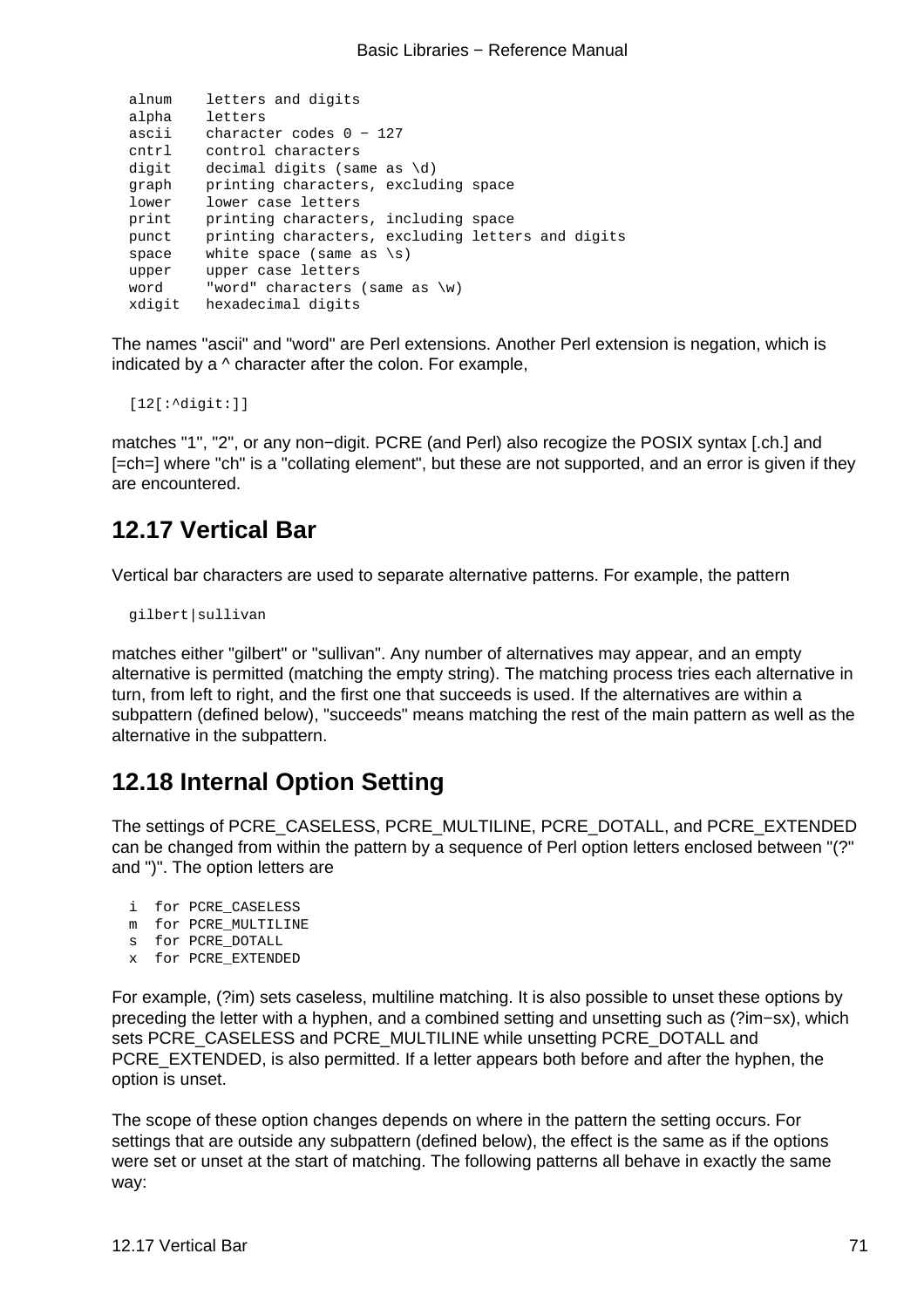```
alnum    letters and digits
alpha    letters
ascii    character codes 0 − 127
cntrl    control characters
digit    decimal digits (same as \d)
graph    printing characters, excluding space
lower    lower case letters
print    printing characters, including space
punct    printing characters, excluding letters and digits
space    white space (same as \s)
upper    upper case letters
word     "word" characters (same as \w)
xdigit   hexadecimal digits
```

The names "ascii" and "word" are Perl extensions. Another Perl extension is negation, which is indicated by a ^ character after the colon. For example,

```
[12[:^digit:]]
```

matches "1", "2", or any non−digit. PCRE (and Perl) also recogize the POSIX syntax [.ch.] and [=ch=] where "ch" is a "collating element", but these are not supported, and an error is given if they are encountered.

## 12.17 Vertical Bar

Vertical bar characters are used to separate alternative patterns. For example, the pattern

```
gilbert|sullivan
```

matches either "gilbert" or "sullivan". Any number of alternatives may appear, and an empty alternative is permitted (matching the empty string). The matching process tries each alternative in turn, from left to right, and the first one that succeeds is used. If the alternatives are within a subpattern (defined below), "succeeds" means matching the rest of the main pattern as well as the alternative in the subpattern.

## 12.18 Internal Option Setting

The settings of PCRE_CASELESS, PCRE_MULTILINE, PCRE_DOTALL, and PCRE_EXTENDED can be changed from within the pattern by a sequence of Perl option letters enclosed between "(?" and ")". The option letters are

```
i  for PCRE_CASELESS
m  for PCRE_MULTILINE
s  for PCRE_DOTALL
x  for PCRE_EXTENDED
```

For example, (?im) sets caseless, multiline matching. It is also possible to unset these options by preceding the letter with a hyphen, and a combined setting and unsetting such as (?im−sx), which sets PCRE_CASELESS and PCRE_MULTILINE while unsetting PCRE_DOTALL and PCRE_EXTENDED, is also permitted. If a letter appears both before and after the hyphen, the option is unset.

The scope of these option changes depends on where in the pattern the setting occurs. For settings that are outside any subpattern (defined below), the effect is the same as if the options were set or unset at the start of matching. The following patterns all behave in exactly the same way: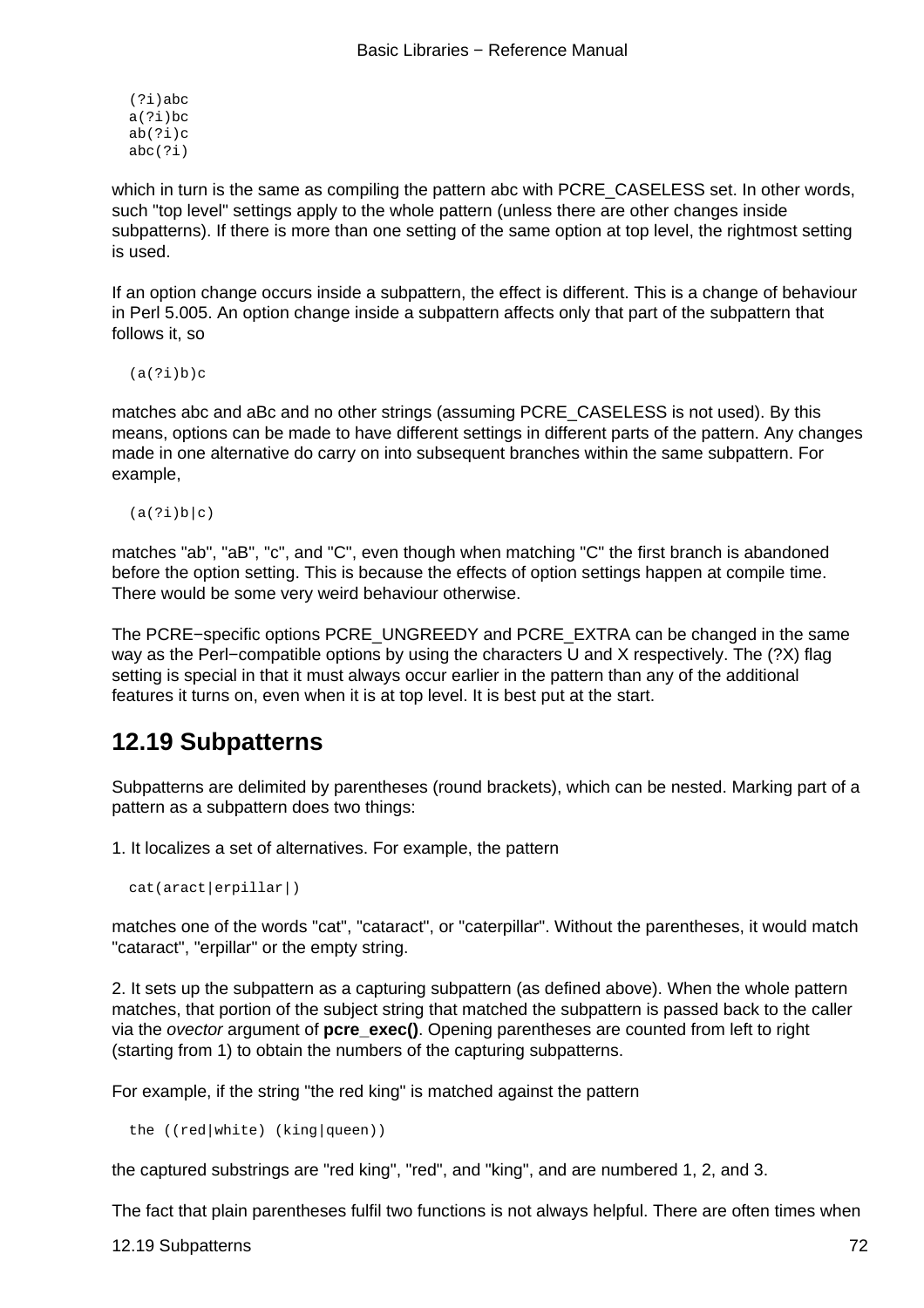```
(?i)abc
a(?i)bc
ab(?i)c
abc(?i)
```

which in turn is the same as compiling the pattern abc with PCRE_CASELESS set. In other words, such "top level" settings apply to the whole pattern (unless there are other changes inside subpatterns). If there is more than one setting of the same option at top level, the rightmost setting is used.

If an option change occurs inside a subpattern, the effect is different. This is a change of behaviour in Perl 5.005. An option change inside a subpattern affects only that part of the subpattern that follows it, so

```
(a(?i)b)c
```

matches abc and aBc and no other strings (assuming PCRE_CASELESS is not used). By this means, options can be made to have different settings in different parts of the pattern. Any changes made in one alternative do carry on into subsequent branches within the same subpattern. For example,

```
(a(?i)b|c)
```

matches "ab", "aB", "c", and "C", even though when matching "C" the first branch is abandoned before the option setting. This is because the effects of option settings happen at compile time. There would be some very weird behaviour otherwise.

The PCRE−specific options PCRE_UNGREEDY and PCRE_EXTRA can be changed in the same way as the Perl−compatible options by using the characters U and X respectively. The (?X) flag setting is special in that it must always occur earlier in the pattern than any of the additional features it turns on, even when it is at top level. It is best put at the start.

## 12.19 Subpatterns

Subpatterns are delimited by parentheses (round brackets), which can be nested. Marking part of a pattern as a subpattern does two things:

1. It localizes a set of alternatives. For example, the pattern

```
cat(aract|erpillar|)
```

matches one of the words "cat", "cataract", or "caterpillar". Without the parentheses, it would match "cataract", "erpillar" or the empty string.

2. It sets up the subpattern as a capturing subpattern (as defined above). When the whole pattern matches, that portion of the subject string that matched the subpattern is passed back to the caller via the *ovector* argument of **pcre_exec()**. Opening parentheses are counted from left to right (starting from 1) to obtain the numbers of the capturing subpatterns.

For example, if the string "the red king" is matched against the pattern

```
the ((red|white) (king|queen))
```

the captured substrings are "red king", "red", and "king", and are numbered 1, 2, and 3.

The fact that plain parentheses fulfil two functions is not always helpful. There are often times when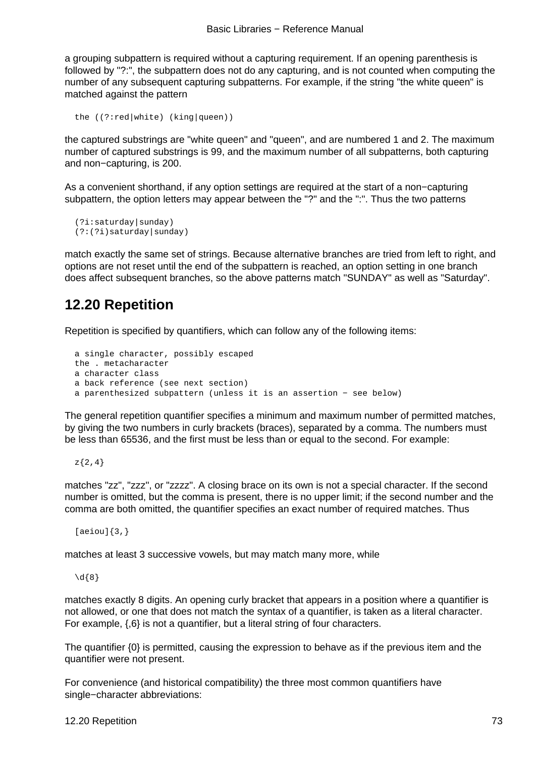a grouping subpattern is required without a capturing requirement. If an opening parenthesis is followed by "?:", the subpattern does not do any capturing, and is not counted when computing the number of any subsequent capturing subpatterns. For example, if the string "the white queen" is matched against the pattern

```
the ((?:red|white) (king|queen))
```

the captured substrings are "white queen" and "queen", and are numbered 1 and 2. The maximum number of captured substrings is 99, and the maximum number of all subpatterns, both capturing and non−capturing, is 200.

As a convenient shorthand, if any option settings are required at the start of a non−capturing subpattern, the option letters may appear between the "?" and the ":". Thus the two patterns

```
(?i:saturday|sunday)
(?:(?i)saturday|sunday)
```

match exactly the same set of strings. Because alternative branches are tried from left to right, and options are not reset until the end of the subpattern is reached, an option setting in one branch does affect subsequent branches, so the above patterns match "SUNDAY" as well as "Saturday".

## 12.20 Repetition

Repetition is specified by quantifiers, which can follow any of the following items:

```
a single character, possibly escaped
the . metacharacter
a character class
a back reference (see next section)
a parenthesized subpattern (unless it is an assertion − see below)
```

The general repetition quantifier specifies a minimum and maximum number of permitted matches, by giving the two numbers in curly brackets (braces), separated by a comma. The numbers must be less than 65536, and the first must be less than or equal to the second. For example:

```
z{2,4}
```

matches "zz", "zzz", or "zzzz". A closing brace on its own is not a special character. If the second number is omitted, but the comma is present, there is no upper limit; if the second number and the comma are both omitted, the quantifier specifies an exact number of required matches. Thus

```
[aeiou]{3,}
```

matches at least 3 successive vowels, but may match many more, while

```
\d{8}
```

matches exactly 8 digits. An opening curly bracket that appears in a position where a quantifier is not allowed, or one that does not match the syntax of a quantifier, is taken as a literal character. For example, {,6} is not a quantifier, but a literal string of four characters.

The quantifier {0} is permitted, causing the expression to behave as if the previous item and the quantifier were not present.

For convenience (and historical compatibility) the three most common quantifiers have single−character abbreviations: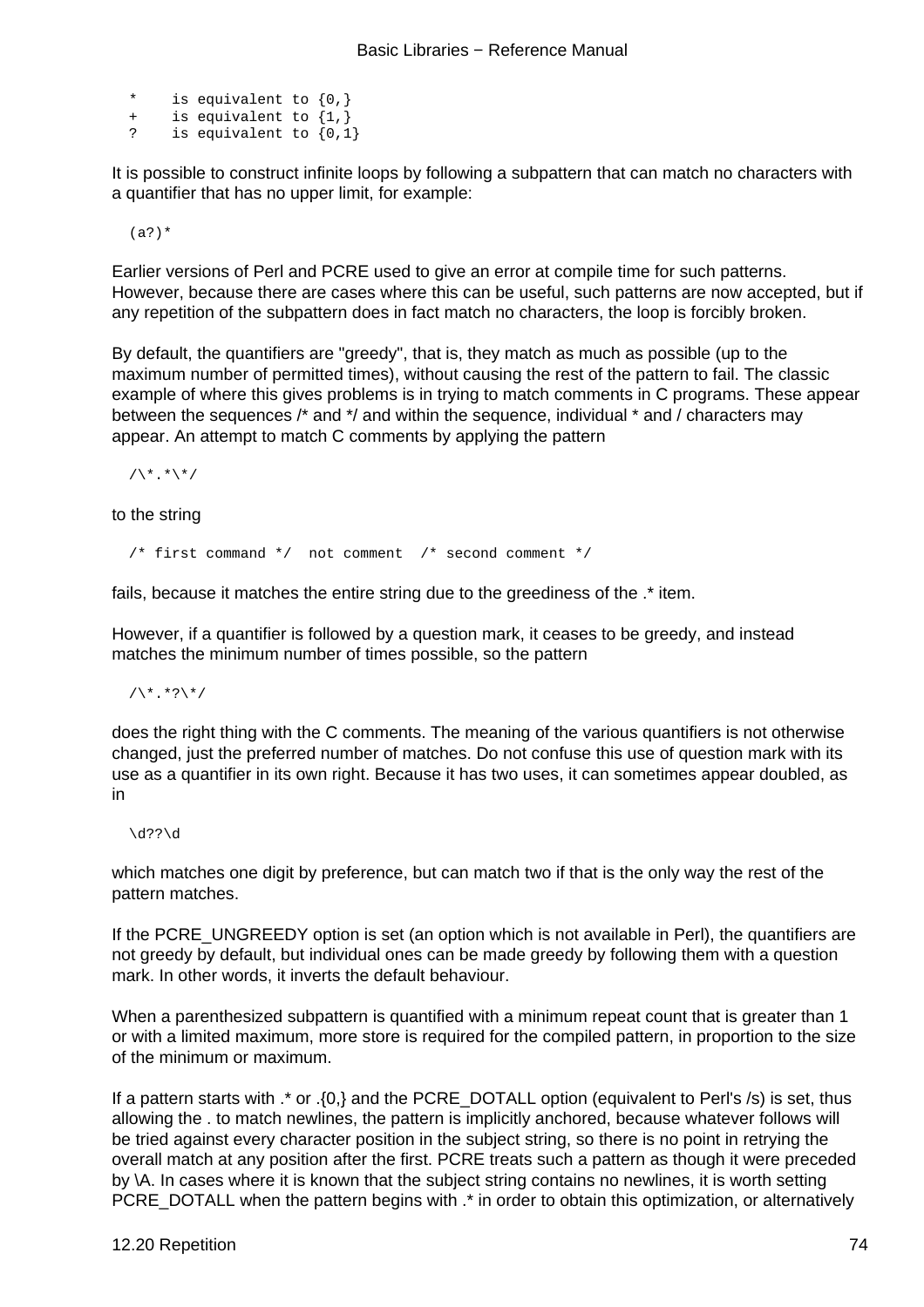```
*    is equivalent to {0,}
+    is equivalent to {1,}
?    is equivalent to {0,1}
```

It is possible to construct infinite loops by following a subpattern that can match no characters with a quantifier that has no upper limit, for example:

```
(a?)*
```

Earlier versions of Perl and PCRE used to give an error at compile time for such patterns. However, because there are cases where this can be useful, such patterns are now accepted, but if any repetition of the subpattern does in fact match no characters, the loop is forcibly broken.

By default, the quantifiers are "greedy", that is, they match as much as possible (up to the maximum number of permitted times), without causing the rest of the pattern to fail. The classic example of where this gives problems is in trying to match comments in C programs. These appear between the sequences /* and */ and within the sequence, individual * and / characters may appear. An attempt to match C comments by applying the pattern

```
/\*.*\*/
```

to the string

```
/* first command */  not comment  /* second comment */
```

fails, because it matches the entire string due to the greediness of the .* item.

However, if a quantifier is followed by a question mark, it ceases to be greedy, and instead matches the minimum number of times possible, so the pattern

```
/\*.*?\*/
```

does the right thing with the C comments. The meaning of the various quantifiers is not otherwise changed, just the preferred number of matches. Do not confuse this use of question mark with its use as a quantifier in its own right. Because it has two uses, it can sometimes appear doubled, as in

```
\d??\d
```

which matches one digit by preference, but can match two if that is the only way the rest of the pattern matches.

If the PCRE_UNGREEDY option is set (an option which is not available in Perl), the quantifiers are not greedy by default, but individual ones can be made greedy by following them with a question mark. In other words, it inverts the default behaviour.

When a parenthesized subpattern is quantified with a minimum repeat count that is greater than 1 or with a limited maximum, more store is required for the compiled pattern, in proportion to the size of the minimum or maximum.

If a pattern starts with .* or .{0,} and the PCRE_DOTALL option (equivalent to Perl's /s) is set, thus allowing the . to match newlines, the pattern is implicitly anchored, because whatever follows will be tried against every character position in the subject string, so there is no point in retrying the overall match at any position after the first. PCRE treats such a pattern as though it were preceded by \A. In cases where it is known that the subject string contains no newlines, it is worth setting PCRE_DOTALL when the pattern begins with .* in order to obtain this optimization, or alternatively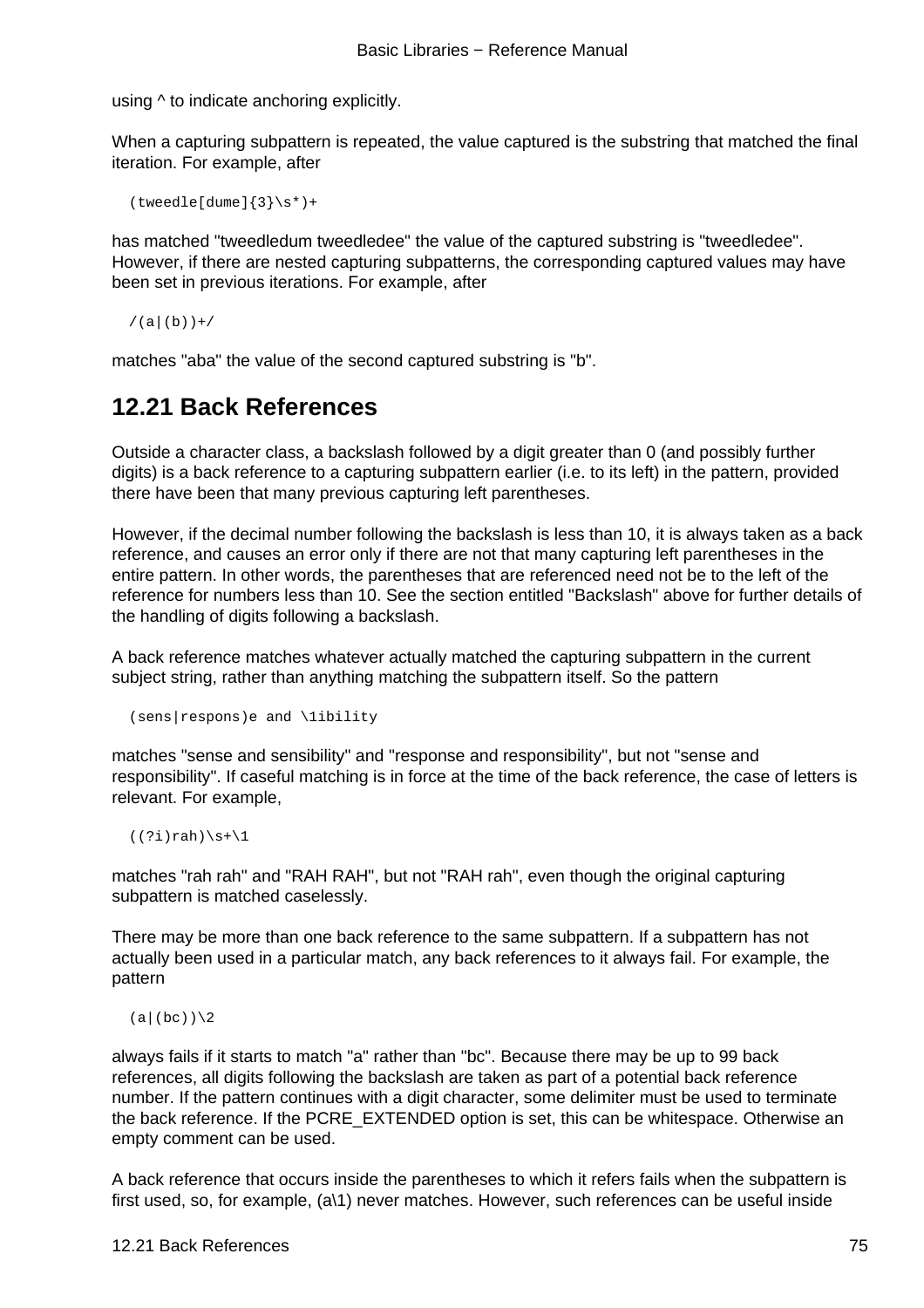using ^ to indicate anchoring explicitly.

When a capturing subpattern is repeated, the value captured is the substring that matched the final iteration. For example, after

```
(tweedle[dume]{3}\s*)+
```

has matched "tweedledum tweedledee" the value of the captured substring is "tweedledee". However, if there are nested capturing subpatterns, the corresponding captured values may have been set in previous iterations. For example, after

```
/(a|(b))+/
```

matches "aba" the value of the second captured substring is "b".

## 12.21 Back References

Outside a character class, a backslash followed by a digit greater than 0 (and possibly further digits) is a back reference to a capturing subpattern earlier (i.e. to its left) in the pattern, provided there have been that many previous capturing left parentheses.

However, if the decimal number following the backslash is less than 10, it is always taken as a back reference, and causes an error only if there are not that many capturing left parentheses in the entire pattern. In other words, the parentheses that are referenced need not be to the left of the reference for numbers less than 10. See the section entitled "Backslash" above for further details of the handling of digits following a backslash.

A back reference matches whatever actually matched the capturing subpattern in the current subject string, rather than anything matching the subpattern itself. So the pattern

```
(sens|respons)e and \1ibility
```

matches "sense and sensibility" and "response and responsibility", but not "sense and responsibility". If caseful matching is in force at the time of the back reference, the case of letters is relevant. For example,

```
((?i)rah)\s+\1
```

matches "rah rah" and "RAH RAH", but not "RAH rah", even though the original capturing subpattern is matched caselessly.

There may be more than one back reference to the same subpattern. If a subpattern has not actually been used in a particular match, any back references to it always fail. For example, the pattern

```
(a|(bc))\2
```

always fails if it starts to match "a" rather than "bc". Because there may be up to 99 back references, all digits following the backslash are taken as part of a potential back reference number. If the pattern continues with a digit character, some delimiter must be used to terminate the back reference. If the PCRE_EXTENDED option is set, this can be whitespace. Otherwise an empty comment can be used.

A back reference that occurs inside the parentheses to which it refers fails when the subpattern is first used, so, for example, (a\1) never matches. However, such references can be useful inside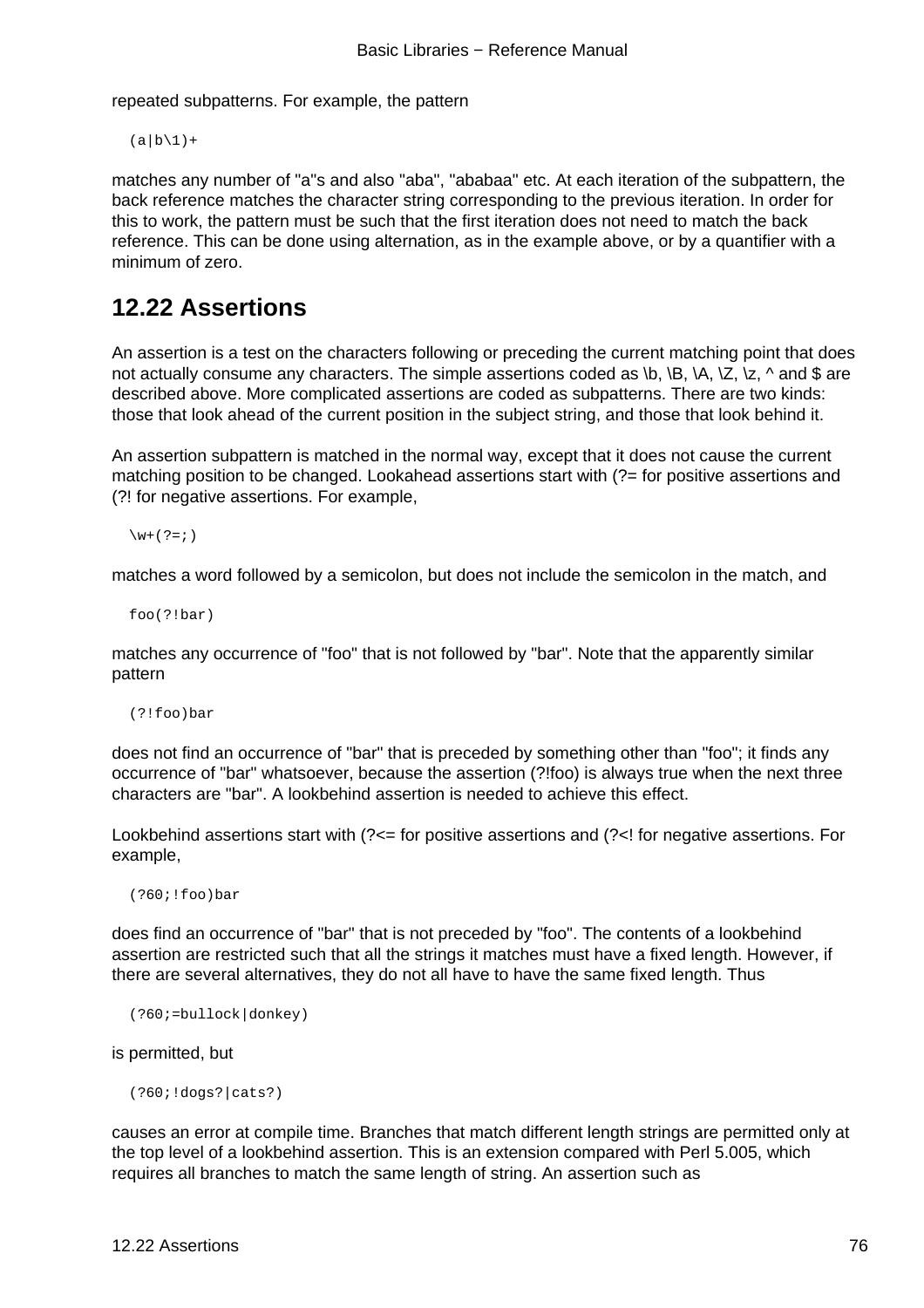repeated subpatterns. For example, the pattern

```
(a|b\1)+
```

matches any number of "a"s and also "aba", "ababaa" etc. At each iteration of the subpattern, the back reference matches the character string corresponding to the previous iteration. In order for this to work, the pattern must be such that the first iteration does not need to match the back reference. This can be done using alternation, as in the example above, or by a quantifier with a minimum of zero.

## 12.22 Assertions

An assertion is a test on the characters following or preceding the current matching point that does not actually consume any characters. The simple assertions coded as \b, \B, \A, \Z, \z, ^ and $ are described above. More complicated assertions are coded as subpatterns. There are two kinds: those that look ahead of the current position in the subject string, and those that look behind it.

An assertion subpattern is matched in the normal way, except that it does not cause the current matching position to be changed. Lookahead assertions start with (?= for positive assertions and (?! for negative assertions. For example,

```
\w+(?=;)
```

matches a word followed by a semicolon, but does not include the semicolon in the match, and

```
foo(?!bar)
```

matches any occurrence of "foo" that is not followed by "bar". Note that the apparently similar pattern

```
(?!foo)bar
```

does not find an occurrence of "bar" that is preceded by something other than "foo"; it finds any occurrence of "bar" whatsoever, because the assertion (?!foo) is always true when the next three characters are "bar". A lookbehind assertion is needed to achieve this effect.

Lookbehind assertions start with (?<= for positive assertions and (?<! for negative assertions. For example,

```
(?60;!foo)bar
```

does find an occurrence of "bar" that is not preceded by "foo". The contents of a lookbehind assertion are restricted such that all the strings it matches must have a fixed length. However, if there are several alternatives, they do not all have to have the same fixed length. Thus

```
(?60;=bullock|donkey)
```

is permitted, but

```
(?60;!dogs?|cats?)
```

causes an error at compile time. Branches that match different length strings are permitted only at the top level of a lookbehind assertion. This is an extension compared with Perl 5.005, which requires all branches to match the same length of string. An assertion such as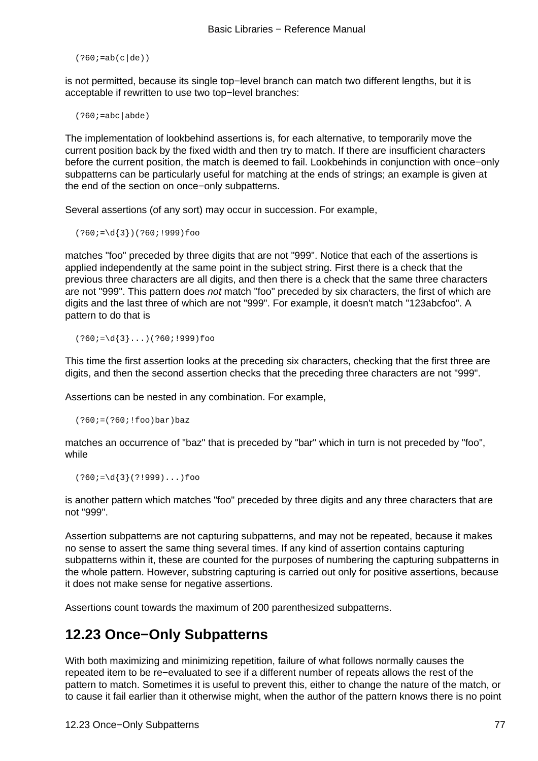```
(?60;=ab(c|de))
```

is not permitted, because its single top−level branch can match two different lengths, but it is acceptable if rewritten to use two top−level branches:

```
(?60;=abc|abde)
```

The implementation of lookbehind assertions is, for each alternative, to temporarily move the current position back by the fixed width and then try to match. If there are insufficient characters before the current position, the match is deemed to fail. Lookbehinds in conjunction with once−only subpatterns can be particularly useful for matching at the ends of strings; an example is given at the end of the section on once−only subpatterns.

Several assertions (of any sort) may occur in succession. For example,

```
(?60;=\d{3})(?60;!999)foo
```

matches "foo" preceded by three digits that are not "999". Notice that each of the assertions is applied independently at the same point in the subject string. First there is a check that the previous three characters are all digits, and then there is a check that the same three characters are not "999". This pattern does *not* match "foo" preceded by six characters, the first of which are digits and the last three of which are not "999". For example, it doesn't match "123abcfoo". A pattern to do that is

```
(?60;=\d{3}...)(?60;!999)foo
```

This time the first assertion looks at the preceding six characters, checking that the first three are digits, and then the second assertion checks that the preceding three characters are not "999".

Assertions can be nested in any combination. For example,

```
(?60;=(?60;!foo)bar)baz
```

matches an occurrence of "baz" that is preceded by "bar" which in turn is not preceded by "foo", while

```
(?60;=\d{3}(?!999)...)foo
```

is another pattern which matches "foo" preceded by three digits and any three characters that are not "999".

Assertion subpatterns are not capturing subpatterns, and may not be repeated, because it makes no sense to assert the same thing several times. If any kind of assertion contains capturing subpatterns within it, these are counted for the purposes of numbering the capturing subpatterns in the whole pattern. However, substring capturing is carried out only for positive assertions, because it does not make sense for negative assertions.

Assertions count towards the maximum of 200 parenthesized subpatterns.

## 12.23 Once−Only Subpatterns

With both maximizing and minimizing repetition, failure of what follows normally causes the repeated item to be re−evaluated to see if a different number of repeats allows the rest of the pattern to match. Sometimes it is useful to prevent this, either to change the nature of the match, or to cause it fail earlier than it otherwise might, when the author of the pattern knows there is no point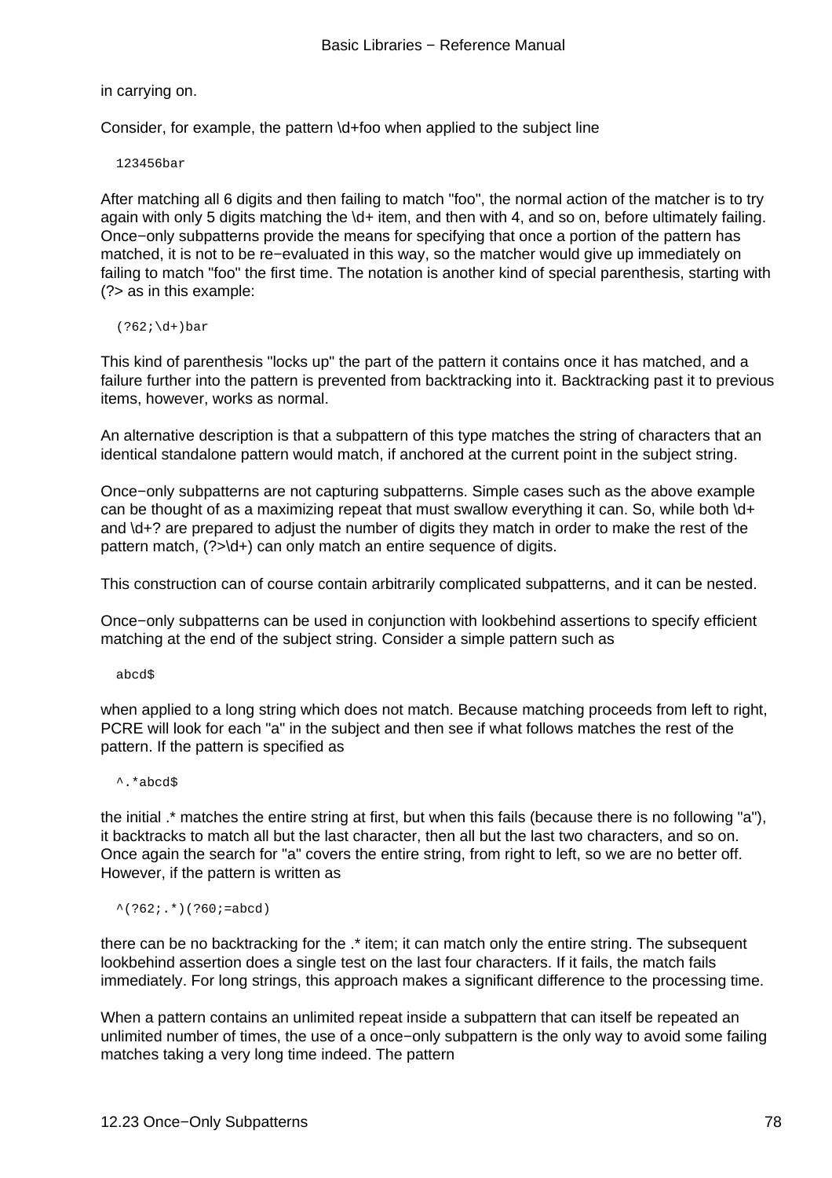in carrying on.

Consider, for example, the pattern \d+foo when applied to the subject line

```
123456bar
```

After matching all 6 digits and then failing to match "foo", the normal action of the matcher is to try again with only 5 digits matching the \d+ item, and then with 4, and so on, before ultimately failing. Once−only subpatterns provide the means for specifying that once a portion of the pattern has matched, it is not to be re−evaluated in this way, so the matcher would give up immediately on failing to match "foo" the first time. The notation is another kind of special parenthesis, starting with (?> as in this example:

```
(?62;\d+)bar
```

This kind of parenthesis "locks up" the part of the pattern it contains once it has matched, and a failure further into the pattern is prevented from backtracking into it. Backtracking past it to previous items, however, works as normal.

An alternative description is that a subpattern of this type matches the string of characters that an identical standalone pattern would match, if anchored at the current point in the subject string.

Once−only subpatterns are not capturing subpatterns. Simple cases such as the above example can be thought of as a maximizing repeat that must swallow everything it can. So, while both \d+ and \d+? are prepared to adjust the number of digits they match in order to make the rest of the pattern match, (?>\d+) can only match an entire sequence of digits.

This construction can of course contain arbitrarily complicated subpatterns, and it can be nested.

Once−only subpatterns can be used in conjunction with lookbehind assertions to specify efficient matching at the end of the subject string. Consider a simple pattern such as

```
abcd$
```

when applied to a long string which does not match. Because matching proceeds from left to right, PCRE will look for each "a" in the subject and then see if what follows matches the rest of the pattern. If the pattern is specified as

```
^.*abcd$
```

the initial .* matches the entire string at first, but when this fails (because there is no following "a"), it backtracks to match all but the last character, then all but the last two characters, and so on. Once again the search for "a" covers the entire string, from right to left, so we are no better off. However, if the pattern is written as

```
^(?62;.*)(?60;=abcd)
```

there can be no backtracking for the .* item; it can match only the entire string. The subsequent lookbehind assertion does a single test on the last four characters. If it fails, the match fails immediately. For long strings, this approach makes a significant difference to the processing time.

When a pattern contains an unlimited repeat inside a subpattern that can itself be repeated an unlimited number of times, the use of a once−only subpattern is the only way to avoid some failing matches taking a very long time indeed. The pattern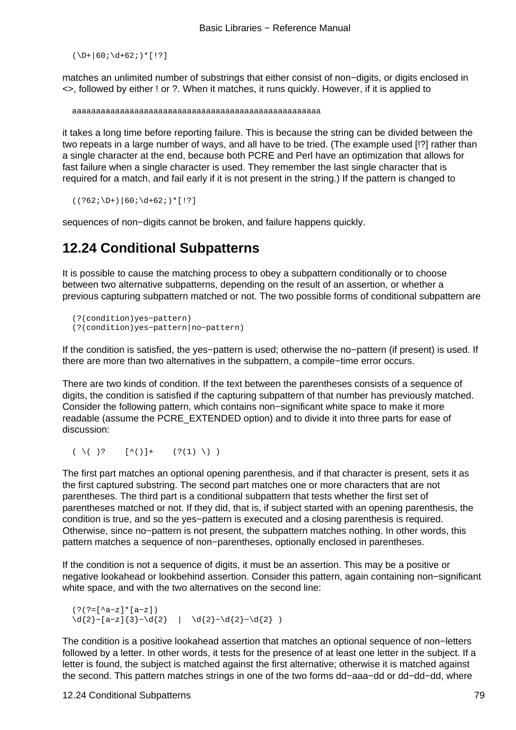```
(\D+|60;\d+62;)*[!?]
```

matches an unlimited number of substrings that either consist of non−digits, or digits enclosed in <>, followed by either ! or ?. When it matches, it runs quickly. However, if it is applied to

```
aaaaaaaaaaaaaaaaaaaaaaaaaaaaaaaaaaaaaaaaaaaaaaaaaaaa
```

it takes a long time before reporting failure. This is because the string can be divided between the two repeats in a large number of ways, and all have to be tried. (The example used [!?] rather than a single character at the end, because both PCRE and Perl have an optimization that allows for fast failure when a single character is used. They remember the last single character that is required for a match, and fail early if it is not present in the string.) If the pattern is changed to

```
((?62;\D+)|60;\d+62;)*[!?]
```

sequences of non−digits cannot be broken, and failure happens quickly.

## 12.24 Conditional Subpatterns

It is possible to cause the matching process to obey a subpattern conditionally or to choose between two alternative subpatterns, depending on the result of an assertion, or whether a previous capturing subpattern matched or not. The two possible forms of conditional subpattern are

```
(?(condition)yes−pattern)
(?(condition)yes−pattern|no−pattern)
```

If the condition is satisfied, the yes−pattern is used; otherwise the no−pattern (if present) is used. If there are more than two alternatives in the subpattern, a compile−time error occurs.

There are two kinds of condition. If the text between the parentheses consists of a sequence of digits, the condition is satisfied if the capturing subpattern of that number has previously matched. Consider the following pattern, which contains non−significant white space to make it more readable (assume the PCRE_EXTENDED option) and to divide it into three parts for ease of discussion:

```
( \( )?    [^()]+    (?(1) \) )
```

The first part matches an optional opening parenthesis, and if that character is present, sets it as the first captured substring. The second part matches one or more characters that are not parentheses. The third part is a conditional subpattern that tests whether the first set of parentheses matched or not. If they did, that is, if subject started with an opening parenthesis, the condition is true, and so the yes−pattern is executed and a closing parenthesis is required. Otherwise, since no−pattern is not present, the subpattern matches nothing. In other words, this pattern matches a sequence of non−parentheses, optionally enclosed in parentheses.

If the condition is not a sequence of digits, it must be an assertion. This may be a positive or negative lookahead or lookbehind assertion. Consider this pattern, again containing non−significant white space, and with the two alternatives on the second line:

```
(?(?=[^a−z]*[a−z])
\d{2}−[a−z]{3}−\d{2}  |  \d{2}−\d{2}−\d{2} )
```

The condition is a positive lookahead assertion that matches an optional sequence of non−letters followed by a letter. In other words, it tests for the presence of at least one letter in the subject. If a letter is found, the subject is matched against the first alternative; otherwise it is matched against the second. This pattern matches strings in one of the two forms dd−aaa−dd or dd−dd−dd, where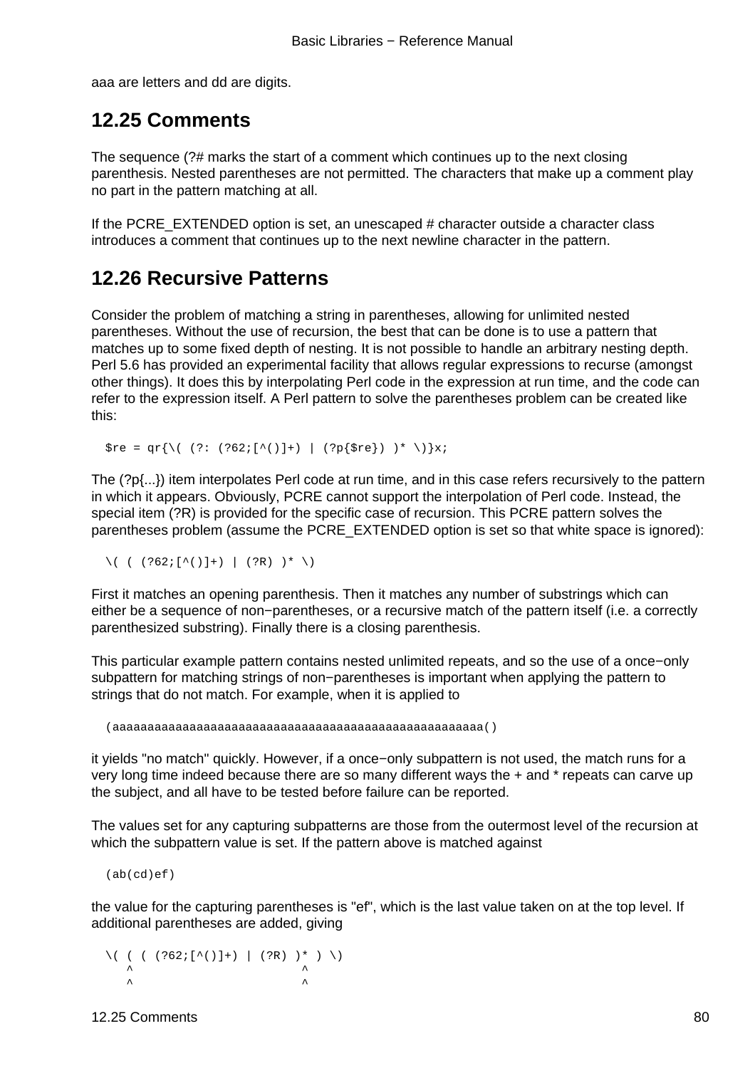aaa are letters and dd are digits.

## 12.25 Comments

The sequence (?# marks the start of a comment which continues up to the next closing parenthesis. Nested parentheses are not permitted. The characters that make up a comment play no part in the pattern matching at all.

If the PCRE_EXTENDED option is set, an unescaped # character outside a character class introduces a comment that continues up to the next newline character in the pattern.

## 12.26 Recursive Patterns

Consider the problem of matching a string in parentheses, allowing for unlimited nested parentheses. Without the use of recursion, the best that can be done is to use a pattern that matches up to some fixed depth of nesting. It is not possible to handle an arbitrary nesting depth. Perl 5.6 has provided an experimental facility that allows regular expressions to recurse (amongst other things). It does this by interpolating Perl code in the expression at run time, and the code can refer to the expression itself. A Perl pattern to solve the parentheses problem can be created like this:

```
$re = qr{\( (?: (?62;[^()]+) | (?p{$re}) )* \)}x;
```

The (?p{...}) item interpolates Perl code at run time, and in this case refers recursively to the pattern in which it appears. Obviously, PCRE cannot support the interpolation of Perl code. Instead, the special item (?R) is provided for the specific case of recursion. This PCRE pattern solves the parentheses problem (assume the PCRE_EXTENDED option is set so that white space is ignored):

```
\( ( (?62;[^()]+) | (?R) )* \)
```

First it matches an opening parenthesis. Then it matches any number of substrings which can either be a sequence of non−parentheses, or a recursive match of the pattern itself (i.e. a correctly parenthesized substring). Finally there is a closing parenthesis.

This particular example pattern contains nested unlimited repeats, and so the use of a once−only subpattern for matching strings of non−parentheses is important when applying the pattern to strings that do not match. For example, when it is applied to

```
(aaaaaaaaaaaaaaaaaaaaaaaaaaaaaaaaaaaaaaaaaaaaaaaaaaaaaa()
```

it yields "no match" quickly. However, if a once−only subpattern is not used, the match runs for a very long time indeed because there are so many different ways the + and * repeats can carve up the subject, and all have to be tested before failure can be reported.

The values set for any capturing subpatterns are those from the outermost level of the recursion at which the subpattern value is set. If the pattern above is matched against

```
(ab(cd)ef)
```

the value for the capturing parentheses is "ef", which is the last value taken on at the top level. If additional parentheses are added, giving

```
\( ( ( (?62;[^()]+) | (?R) )* ) \)
   ^                        ^
   ^                        ^
```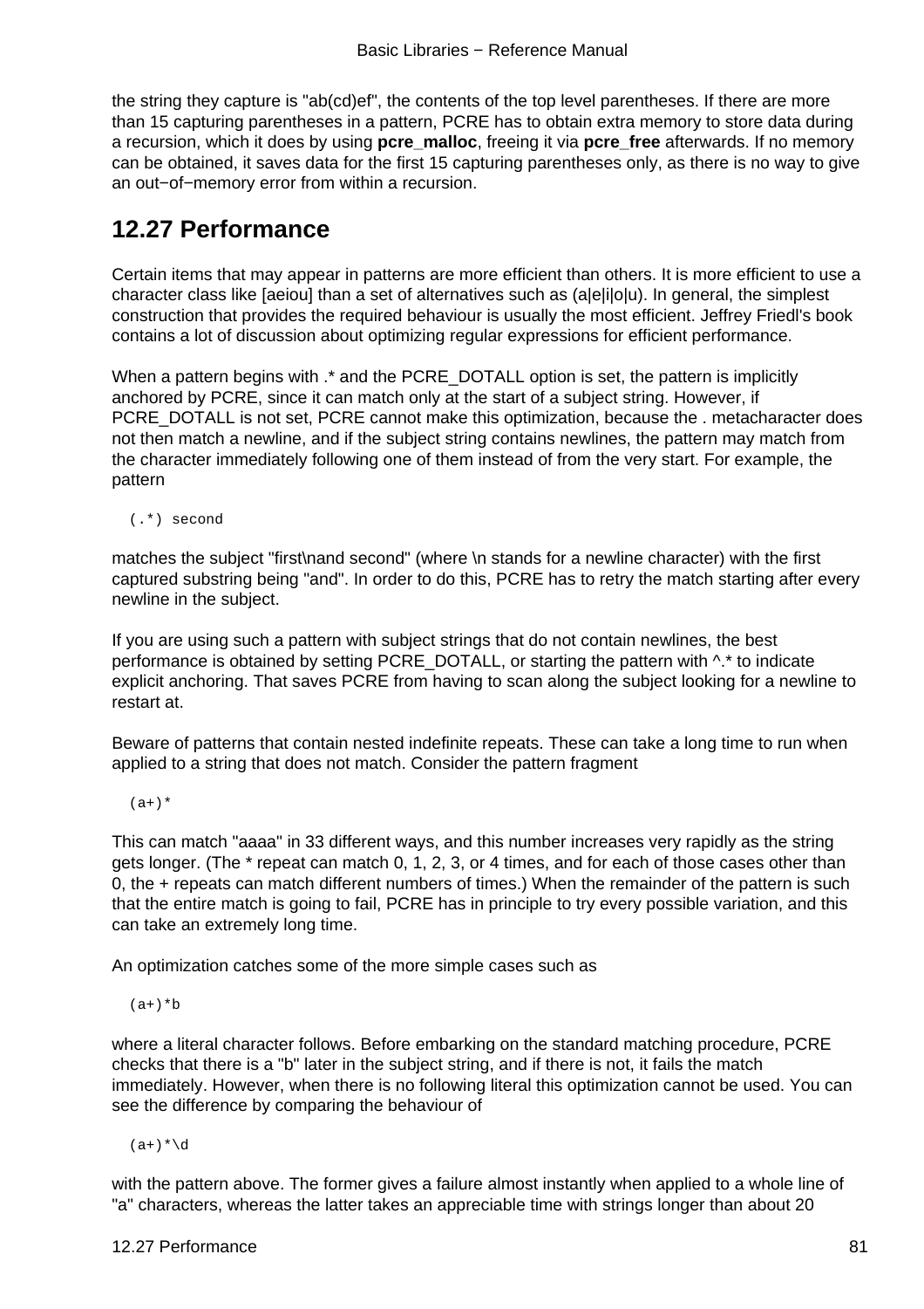the string they capture is "ab(cd)ef", the contents of the top level parentheses. If there are more than 15 capturing parentheses in a pattern, PCRE has to obtain extra memory to store data during a recursion, which it does by using **pcre_malloc**, freeing it via **pcre_free** afterwards. If no memory can be obtained, it saves data for the first 15 capturing parentheses only, as there is no way to give an out−of−memory error from within a recursion.

## 12.27 Performance

Certain items that may appear in patterns are more efficient than others. It is more efficient to use a character class like [aeiou] than a set of alternatives such as (a|e|i|o|u). In general, the simplest construction that provides the required behaviour is usually the most efficient. Jeffrey Friedl's book contains a lot of discussion about optimizing regular expressions for efficient performance.

When a pattern begins with .* and the PCRE_DOTALL option is set, the pattern is implicitly anchored by PCRE, since it can match only at the start of a subject string. However, if PCRE_DOTALL is not set, PCRE cannot make this optimization, because the . metacharacter does not then match a newline, and if the subject string contains newlines, the pattern may match from the character immediately following one of them instead of from the very start. For example, the pattern

```
(.*) second
```

matches the subject "first\nand second" (where \n stands for a newline character) with the first captured substring being "and". In order to do this, PCRE has to retry the match starting after every newline in the subject.

If you are using such a pattern with subject strings that do not contain newlines, the best performance is obtained by setting PCRE_DOTALL, or starting the pattern with ^.* to indicate explicit anchoring. That saves PCRE from having to scan along the subject looking for a newline to restart at.

Beware of patterns that contain nested indefinite repeats. These can take a long time to run when applied to a string that does not match. Consider the pattern fragment

```
(a+)*
```

This can match "aaaa" in 33 different ways, and this number increases very rapidly as the string gets longer. (The * repeat can match 0, 1, 2, 3, or 4 times, and for each of those cases other than 0, the + repeats can match different numbers of times.) When the remainder of the pattern is such that the entire match is going to fail, PCRE has in principle to try every possible variation, and this can take an extremely long time.

An optimization catches some of the more simple cases such as

```
(a+)*b
```

where a literal character follows. Before embarking on the standard matching procedure, PCRE checks that there is a "b" later in the subject string, and if there is not, it fails the match immediately. However, when there is no following literal this optimization cannot be used. You can see the difference by comparing the behaviour of

```
(a+)*\d
```

with the pattern above. The former gives a failure almost instantly when applied to a whole line of "a" characters, whereas the latter takes an appreciable time with strings longer than about 20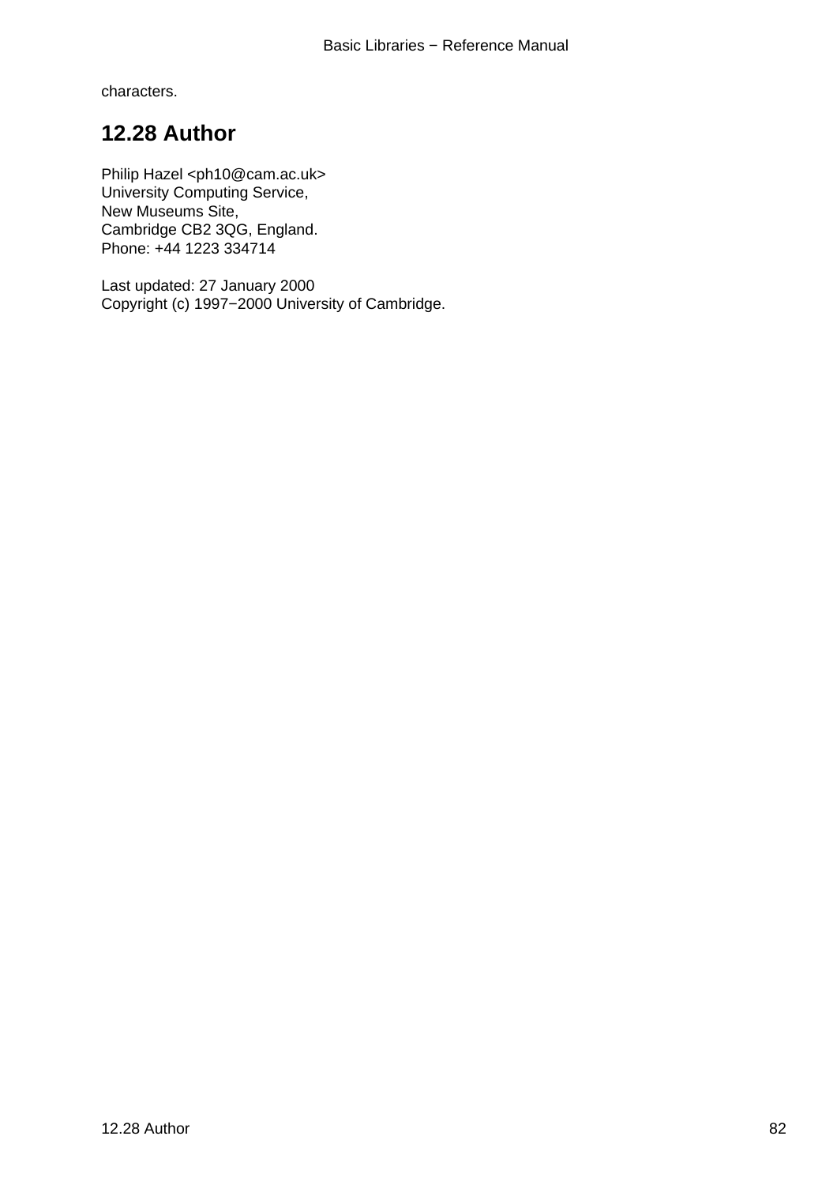characters.

## 12.28 Author

Philip Hazel <ph10@cam.ac.uk>  
University Computing Service,  
New Museums Site,  
Cambridge CB2 3QG, England.  
Phone: +44 1223 334714

Last updated: 27 January 2000  
Copyright (c) 1997−2000 University of Cambridge.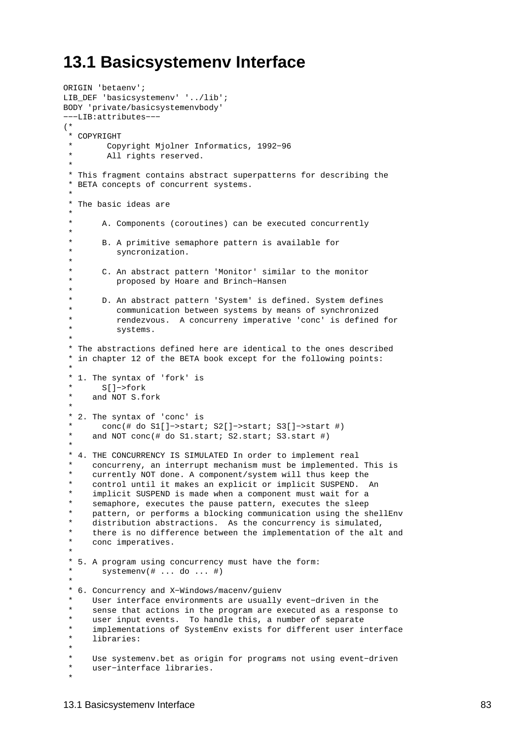# 13.1 Basicsystemenv Interface

```
ORIGIN 'betaenv';
LIB_DEF 'basicsystemenv' '../lib';
BODY 'private/basicsystemenvbody'
−−−LIB:attributes−−−
(*
 * COPYRIGHT
 *       Copyright Mjolner Informatics, 1992−96
 *       All rights reserved.
 *
 * This fragment contains abstract superpatterns for describing the
 * BETA concepts of concurrent systems.
 *
 * The basic ideas are
 *
 *      A. Components (coroutines) can be executed concurrently
 *
 *      B. A primitive semaphore pattern is available for
 *         syncronization.
 *
 *      C. An abstract pattern 'Monitor' similar to the monitor
 *         proposed by Hoare and Brinch−Hansen
 *
 *      D. An abstract pattern 'System' is defined. System defines
 *         communication between systems by means of synchronized
 *         rendezvous.  A concurreny imperative 'conc' is defined for
 *         systems.
 *
 * The abstractions defined here are identical to the ones described
 * in chapter 12 of the BETA book except for the following points:
 *
 * 1. The syntax of 'fork' is
 *      S[]−>fork
 *    and NOT S.fork
 *
 * 2. The syntax of 'conc' is
 *      conc(# do S1[]−>start; S2[]−>start; S3[]−>start #)
 *    and NOT conc(# do S1.start; S2.start; S3.start #)
 *
 * 4. THE CONCURRENCY IS SIMULATED In order to implement real
 *    concurreny, an interrupt mechanism must be implemented. This is
 *    currently NOT done. A component/system will thus keep the
 *    control until it makes an explicit or implicit SUSPEND.  An
 *    implicit SUSPEND is made when a component must wait for a
 *    semaphore, executes the pause pattern, executes the sleep
 *    pattern, or performs a blocking communication using the shellEnv
 *    distribution abstractions.  As the concurrency is simulated,
 *    there is no difference between the implementation of the alt and
 *    conc imperatives.
 *
 * 5. A program using concurrency must have the form:
 *      systemenv(# ... do ... #)
 *
 * 6. Concurrency and X−Windows/macenv/guienv
 *    User interface environments are usually event−driven in the
 *    sense that actions in the program are executed as a response to
 *    user input events.  To handle this, a number of separate
 *    implementations of SystemEnv exists for different user interface
 *    libraries:
 *
 *    Use systemenv.bet as origin for programs not using event−driven
 *    user−interface libraries.
 *
```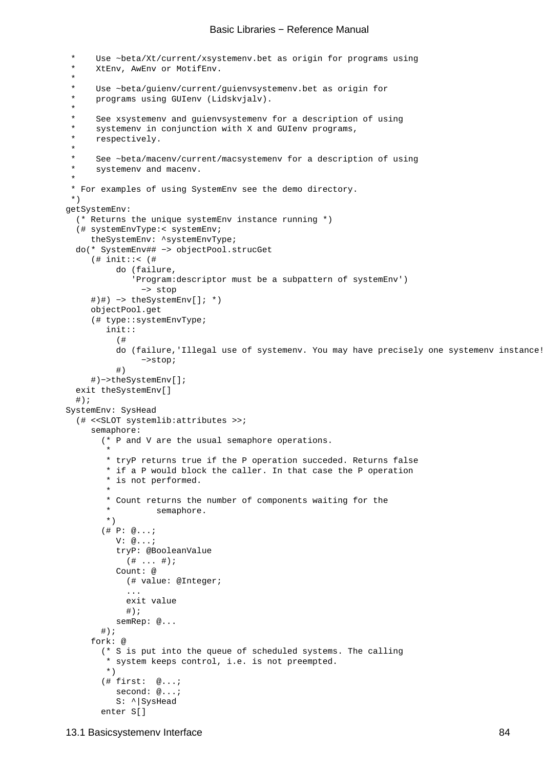```
 *    Use ~beta/Xt/current/xsystemenv.bet as origin for programs using
 *    XtEnv, AwEnv or MotifEnv.
 *
 *    Use ~beta/guienv/current/guienvsystemenv.bet as origin for
 *    programs using GUIenv (Lidskvjalv).
 *
 *    See xsystemenv and guienvsystemenv for a description of using
 *    systemenv in conjunction with X and GUIenv programs,
 *    respectively.
 *
 *    See ~beta/macenv/current/macsystemenv for a description of using
 *    systemenv and macenv.
 *
 * For examples of using SystemEnv see the demo directory.
 *)
getSystemEnv:
  (* Returns the unique systemEnv instance running *)
  (# systemEnvType:< systemEnv;
     theSystemEnv: ^systemEnvType;
  do(* SystemEnv## -> objectPool.strucGet
     (# init::< (#
          do (failure,
             'Program:descriptor must be a subpattern of systemEnv')
               -> stop
     #)#) -> theSystemEnv[]; *)
     objectPool.get
     (# type::systemEnvType;
        init::
          (#
          do (failure,'Illegal use of systemenv. You may have precisely one systemenv instance!
               ->stop;
          #)
     #)->theSystemEnv[];
  exit theSystemEnv[]
  #);
SystemEnv: SysHead
  (# <<SLOT systemlib:attributes >>;
     semaphore:
       (* P and V are the usual semaphore operations.
        *
        * tryP returns true if the P operation succeded. Returns false
        * if a P would block the caller. In that case the P operation
        * is not performed.
        *
        * Count returns the number of components waiting for the
        *         semaphore.
        *)
       (# P: @...;
          V: @...;
          tryP: @BooleanValue
            (# ... #);
          Count: @
            (# value: @Integer;
            ...
            exit value
            #);
          semRep: @...
       #);
     fork: @
       (* S is put into the queue of scheduled systems. The calling
        * system keeps control, i.e. is not preempted.
        *)
       (# first:  @...;
          second: @...;
          S: ^|SysHead
       enter S[]
```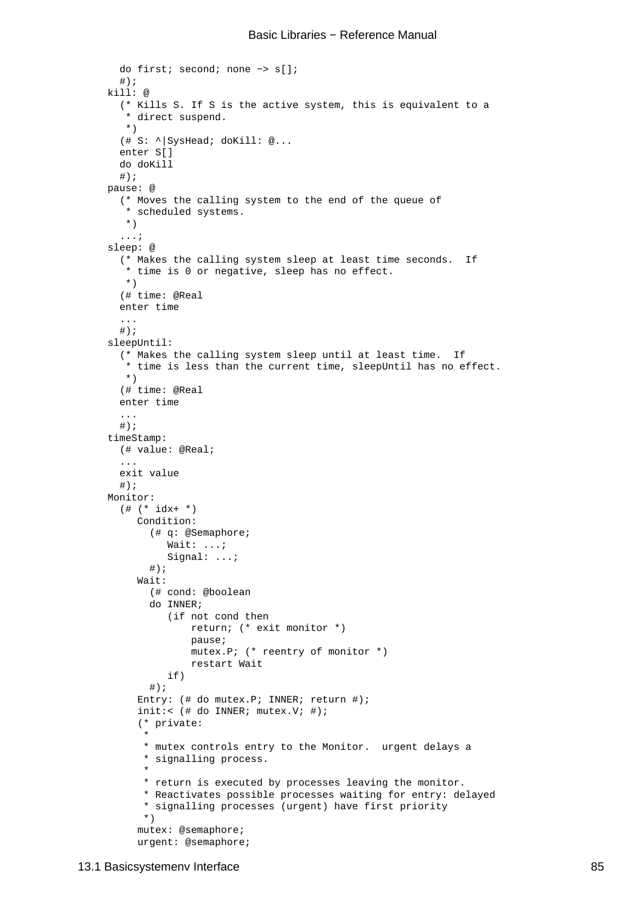```
    do first; second; none -> s[];
    #);
  kill: @
    (* Kills S. If S is the active system, this is equivalent to a
     * direct suspend.
     *)
    (# S: ^|SysHead; doKill: @...
    enter S[]
    do doKill
    #);
  pause: @
    (* Moves the calling system to the end of the queue of
     * scheduled systems.
     *)
    ...;
  sleep: @
    (* Makes the calling system sleep at least time seconds.  If
     * time is 0 or negative, sleep has no effect.
     *)
    (# time: @Real
    enter time
    ...
    #);
  sleepUntil:
    (* Makes the calling system sleep until at least time.  If
     * time is less than the current time, sleepUntil has no effect.
     *)
    (# time: @Real
    enter time
    ...
    #);
  timeStamp:
    (# value: @Real;
    ...
    exit value
    #);
  Monitor:
    (# (* idx+ *)
       Condition:
         (# q: @Semaphore;
            Wait: ...;
            Signal: ...;
         #);
       Wait:
         (# cond: @boolean
         do INNER;
            (if not cond then
                return; (* exit monitor *)
                pause;
                mutex.P; (* reentry of monitor *)
                restart Wait
            if)
         #);
       Entry: (# do mutex.P; INNER; return #);
       init:< (# do INNER; mutex.V; #);
       (* private:
        *
        * mutex controls entry to the Monitor.  urgent delays a
        * signalling process.
        *
        * return is executed by processes leaving the monitor.
        * Reactivates possible processes waiting for entry: delayed
        * signalling processes (urgent) have first priority
        *)
       mutex: @semaphore;
       urgent: @semaphore;
```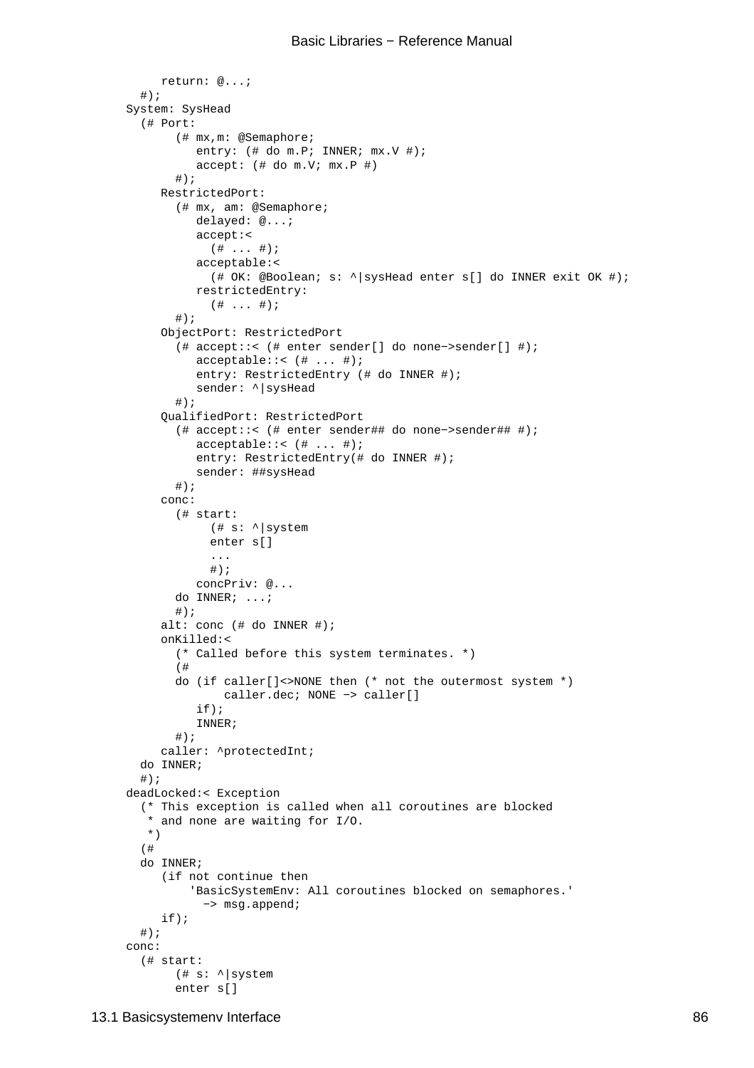```
      return: @...;
    #);
  System: SysHead
    (# Port:
         (# mx,m: @Semaphore;
            entry: (# do m.P; INNER; mx.V #);
            accept: (# do m.V; mx.P #)
         #);
       RestrictedPort:
         (# mx, am: @Semaphore;
            delayed: @...;
            accept:<
              (# ... #);
            acceptable:<
              (# OK: @Boolean; s: ^|sysHead enter s[] do INNER exit OK #);
            restrictedEntry:
              (# ... #);
         #);
       ObjectPort: RestrictedPort
         (# accept::< (# enter sender[] do none−>sender[] #);
            acceptable::< (# ... #);
            entry: RestrictedEntry (# do INNER #);
            sender: ^|sysHead
         #);
       QualifiedPort: RestrictedPort
         (# accept::< (# enter sender## do none−>sender## #);
            acceptable::< (# ... #);
            entry: RestrictedEntry(# do INNER #);
            sender: ##sysHead
         #);
       conc:
         (# start:
              (# s: ^|system
              enter s[]
              ...
              #);
            concPriv: @...
         do INNER; ...;
         #);
       alt: conc (# do INNER #);
       onKilled:<
         (* Called before this system terminates. *)
         (#
         do (if caller[]<>NONE then (* not the outermost system *)
                caller.dec; NONE −> caller[]
            if);
            INNER;
         #);
       caller: ^protectedInt;
    do INNER;
    #);
  deadLocked:< Exception
    (* This exception is called when all coroutines are blocked
     * and none are waiting for I/O.
     *)
    (#
    do INNER;
       (if not continue then
           'BasicSystemEnv: All coroutines blocked on semaphores.'
             −> msg.append;
       if);
    #);
  conc:
    (# start:
         (# s: ^|system
         enter s[]
```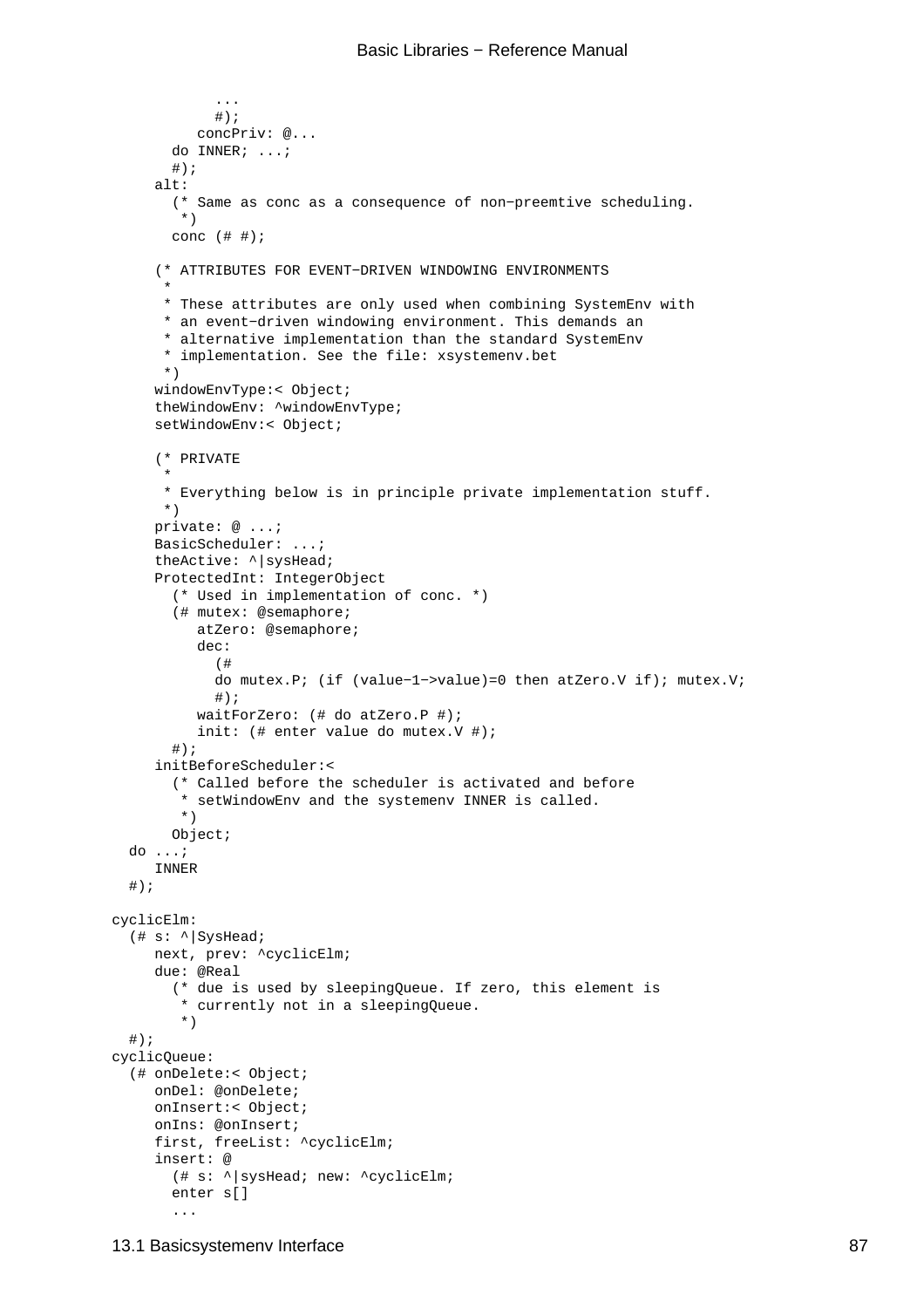```
            ...
            #);
          concPriv: @...
       do INNER; ...;
       #);
     alt:
       (* Same as conc as a consequence of non−preemtive scheduling.
        *)
       conc (# #);

     (* ATTRIBUTES FOR EVENT−DRIVEN WINDOWING ENVIRONMENTS
      *
      * These attributes are only used when combining SystemEnv with
      * an event−driven windowing environment. This demands an
      * alternative implementation than the standard SystemEnv
      * implementation. See the file: xsystemenv.bet
      *)
     windowEnvType:< Object;
     theWindowEnv: ^windowEnvType;
     setWindowEnv:< Object;

     (* PRIVATE
      *
      * Everything below is in principle private implementation stuff.
      *)
     private: @ ...;
     BasicScheduler: ...;
     theActive: ^|sysHead;
     ProtectedInt: IntegerObject
       (* Used in implementation of conc. *)
       (# mutex: @semaphore;
          atZero: @semaphore;
          dec:
            (#
            do mutex.P; (if (value−1−>value)=0 then atZero.V if); mutex.V;
            #);
          waitForZero: (# do atZero.P #);
          init: (# enter value do mutex.V #);
       #);
     initBeforeScheduler:<
       (* Called before the scheduler is activated and before
        * setWindowEnv and the systemenv INNER is called.
        *)
       Object;
  do ...;
     INNER
  #);

cyclicElm:
  (# s: ^|SysHead;
     next, prev: ^cyclicElm;
     due: @Real
       (* due is used by sleepingQueue. If zero, this element is
        * currently not in a sleepingQueue.
        *)
  #);
cyclicQueue:
  (# onDelete:< Object;
     onDel: @onDelete;
     onInsert:< Object;
     onIns: @onInsert;
     first, freeList: ^cyclicElm;
     insert: @
       (# s: ^|sysHead; new: ^cyclicElm;
       enter s[]
       ...
```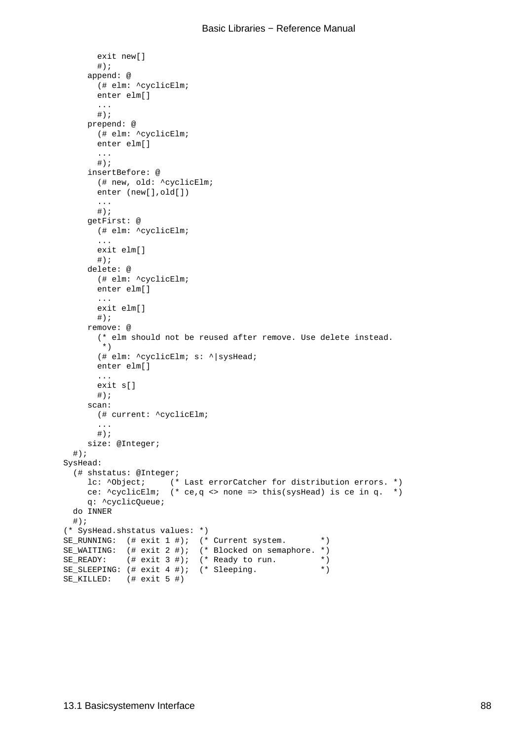```
        exit new[]
        #);
      append: @
        (# elm: ^cyclicElm;
        enter elm[]
        ...
        #);
      prepend: @
        (# elm: ^cyclicElm;
        enter elm[]
        ...
        #);
      insertBefore: @
        (# new, old: ^cyclicElm;
        enter (new[],old[])
        ...
        #);
      getFirst: @
        (# elm: ^cyclicElm;
        ...
        exit elm[]
        #);
      delete: @
        (# elm: ^cyclicElm;
        enter elm[]
        ...
        exit elm[]
        #);
      remove: @
        (* elm should not be reused after remove. Use delete instead.
         *)
        (# elm: ^cyclicElm; s: ^|sysHead;
        enter elm[]
        ...
        exit s[]
        #);
      scan:
        (# current: ^cyclicElm;
        ...
        #);
      size: @Integer;
  #);
SysHead:
  (# shstatus: @Integer;
     lc: ^Object;     (* Last errorCatcher for distribution errors. *)
     ce: ^cyclicElm;  (* ce,q <> none => this(sysHead) is ce in q.  *)
     q: ^cyclicQueue;
  do INNER
  #);
(* SysHead.shstatus values: *)
SE_RUNNING:  (# exit 1 #);  (* Current system.       *)
SE_WAITING:  (# exit 2 #);  (* Blocked on semaphore. *)
SE_READY:    (# exit 3 #);  (* Ready to run.         *)
SE_SLEEPING: (# exit 4 #);  (* Sleeping.             *)
SE_KILLED:   (# exit 5 #)
```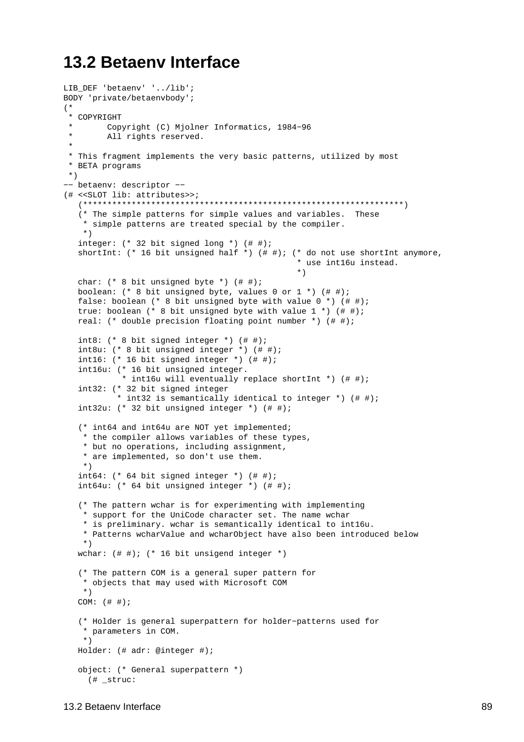## 13.2 Betaenv Interface

```
LIB_DEF 'betaenv' '../lib';
BODY 'private/betaenvbody';
(*
 * COPYRIGHT
 *       Copyright (C) Mjolner Informatics, 1984−96
 *       All rights reserved.
 *
 * This fragment implements the very basic patterns, utilized by most
 * BETA programs
 *)
−− betaenv: descriptor −−
(# <<SLOT lib: attributes>>;
   (****************************************************************)
   (* The simple patterns for simple values and variables.  These
    * simple patterns are treated special by the compiler.
    *)
   integer: (* 32 bit signed long *) (# #);
   shortInt: (* 16 bit unsigned half *) (# #); (* do not use shortInt anymore,
                                              * use int16u instead.
                                              *)
   char: (* 8 bit unsigned byte *) (# #);
   boolean: (* 8 bit unsigned byte, values 0 or 1 *) (# #);
   false: boolean (* 8 bit unsigned byte with value 0 *) (# #);
   true: boolean (* 8 bit unsigned byte with value 1 *) (# #);
   real: (* double precision floating point number *) (# #);

   int8: (* 8 bit signed integer *) (# #);
   int8u: (* 8 bit unsigned integer *) (# #);
   int16: (* 16 bit signed integer *) (# #);
   int16u: (* 16 bit unsigned integer.
            * int16u will eventually replace shortInt *) (# #);
   int32: (* 32 bit signed integer
           * int32 is semantically identical to integer *) (# #);
   int32u: (* 32 bit unsigned integer *) (# #);

   (* int64 and int64u are NOT yet implemented;
    * the compiler allows variables of these types,
    * but no operations, including assignment,
    * are implemented, so don't use them.
    *)
   int64: (* 64 bit signed integer *) (# #);
   int64u: (* 64 bit unsigned integer *) (# #);

   (* The pattern wchar is for experimenting with implementing
    * support for the UniCode character set. The name wchar
    * is preliminary. wchar is semantically identical to int16u.
    * Patterns wcharValue and wcharObject have also been introduced below
    *)
   wchar: (# #); (* 16 bit unsigend integer *)

   (* The pattern COM is a general super pattern for
    * objects that may used with Microsoft COM
    *)
   COM: (# #);

   (* Holder is general superpattern for holder−patterns used for
    * parameters in COM.
    *)
   Holder: (# adr: @integer #);

   object: (* General superpattern *)
     (# _struc:
```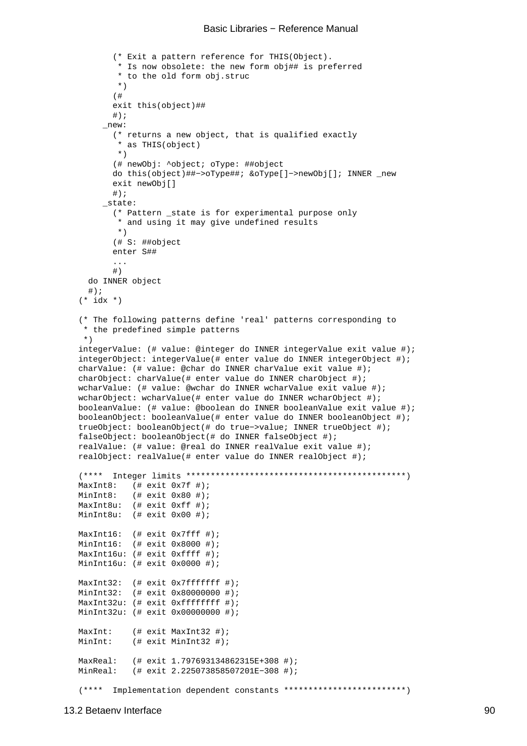```
        (* Exit a pattern reference for THIS(Object).
         * Is now obsolete: the new form obj## is preferred
         * to the old form obj.struc
         *)
        (#
        exit this(object)##
        #);
      _new:
        (* returns a new object, that is qualified exactly
         * as THIS(object)
         *)
        (# newObj: ^object; oType: ##object
        do this(object)##−>oType##; &oType[]−>newObj[]; INNER _new
        exit newObj[]
        #);
      _state:
        (* Pattern _state is for experimental purpose only
         * and using it may give undefined results
         *)
        (# S: ##object
        enter S##
        ...
        #)
   do INNER object
   #);
 (* idx *)

 (* The following patterns define 'real' patterns corresponding to
  * the predefined simple patterns
  *)
 integerValue: (# value: @integer do INNER integerValue exit value #);
 integerObject: integerValue(# enter value do INNER integerObject #);
 charValue: (# value: @char do INNER charValue exit value #);
 charObject: charValue(# enter value do INNER charObject #);
 wcharValue: (# value: @wchar do INNER wcharValue exit value #);
 wcharObject: wcharValue(# enter value do INNER wcharObject #);
 booleanValue: (# value: @boolean do INNER booleanValue exit value #);
 booleanObject: booleanValue(# enter value do INNER booleanObject #);
 trueObject: booleanObject(# do true−>value; INNER trueObject #);
 falseObject: booleanObject(# do INNER falseObject #);
 realValue: (# value: @real do INNER realValue exit value #);
 realObject: realValue(# enter value do INNER realObject #);

 (****  Integer limits *********************************************)
 MaxInt8:   (# exit 0x7f #);
 MinInt8:   (# exit 0x80 #);
 MaxInt8u:  (# exit 0xff #);
 MinInt8u:  (# exit 0x00 #);

 MaxInt16:  (# exit 0x7fff #);
 MinInt16:  (# exit 0x8000 #);
 MaxInt16u: (# exit 0xffff #);
 MinInt16u: (# exit 0x0000 #);

 MaxInt32:  (# exit 0x7fffffff #);
 MinInt32:  (# exit 0x80000000 #);
 MaxInt32u: (# exit 0xffffffff #);
 MinInt32u: (# exit 0x00000000 #);

 MaxInt:    (# exit MaxInt32 #);
 MinInt:    (# exit MinInt32 #);

 MaxReal:   (# exit 1.797693134862315E+308 #);
 MinReal:   (# exit 2.225073858507201E−308 #);

 (****  Implementation dependent constants *************************)
```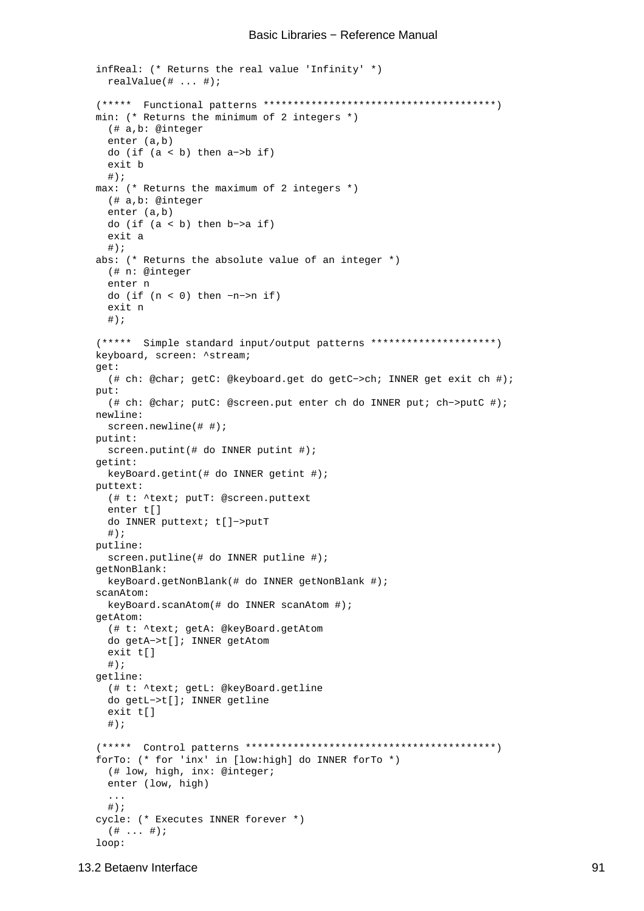```
infReal: (* Returns the real value 'Infinity' *)
  realValue(# ... #);

(*****  Functional patterns **************************************)
min: (* Returns the minimum of 2 integers *)
  (# a,b: @integer
  enter (a,b)
  do (if (a < b) then a->b if)
  exit b
  #);
max: (* Returns the maximum of 2 integers *)
  (# a,b: @integer
  enter (a,b)
  do (if (a < b) then b->a if)
  exit a
  #);
abs: (* Returns the absolute value of an integer *)
  (# n: @integer
  enter n
  do (if (n < 0) then -n->n if)
  exit n
  #);

(*****  Simple standard input/output patterns ********************)
keyboard, screen: ^stream;
get:
  (# ch: @char; getC: @keyboard.get do getC->ch; INNER get exit ch #);
put:
  (# ch: @char; putC: @screen.put enter ch do INNER put; ch->putC #);
newline:
  screen.newline(# #);
putint:
  screen.putint(# do INNER putint #);
getint:
  keyBoard.getint(# do INNER getint #);
puttext:
  (# t: ^text; putT: @screen.puttext
  enter t[]
  do INNER puttext; t[]->putT
  #);
putline:
  screen.putline(# do INNER putline #);
getNonBlank:
  keyBoard.getNonBlank(# do INNER getNonBlank #);
scanAtom:
  keyBoard.scanAtom(# do INNER scanAtom #);
getAtom:
  (# t: ^text; getA: @keyBoard.getAtom
  do getA->t[]; INNER getAtom
  exit t[]
  #);
getline:
  (# t: ^text; getL: @keyBoard.getline
  do getL->t[]; INNER getline
  exit t[]
  #);

(*****  Control patterns *****************************************)
forTo: (* for 'inx' in [low:high] do INNER forTo *)
  (# low, high, inx: @integer;
  enter (low, high)
  ...
  #);
cycle: (* Executes INNER forever *)
  (# ... #);
loop:
```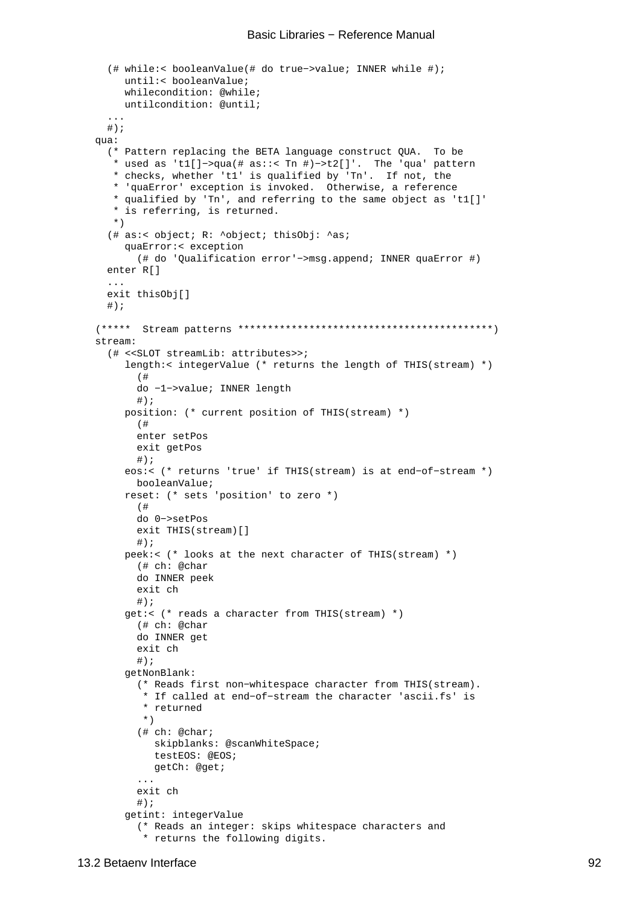```
  (# while:< booleanValue(# do true->value; INNER while #);
     until:< booleanValue;
     whilecondition: @while;
     untilcondition: @until;
  ...
  #);
qua:
  (* Pattern replacing the BETA language construct QUA.  To be
   * used as 't1[]->qua(# as::< Tn #)->t2[]'.  The 'qua' pattern
   * checks, whether 't1' is qualified by 'Tn'.  If not, the
   * 'quaError' exception is invoked.  Otherwise, a reference
   * qualified by 'Tn', and referring to the same object as 't1[]'
   * is referring, is returned.
   *)
  (# as:< object; R: ^object; thisObj: ^as;
     quaError:< exception
       (# do 'Qualification error'->msg.append; INNER quaError #)
  enter R[]
  ...
  exit thisObj[]
  #);

(*****  Stream patterns ******************************************)
stream:
  (# <<SLOT streamLib: attributes>>;
     length:< integerValue (* returns the length of THIS(stream) *)
       (#
       do -1->value; INNER length
       #);
     position: (* current position of THIS(stream) *)
       (#
       enter setPos
       exit getPos
       #);
     eos:< (* returns 'true' if THIS(stream) is at end-of-stream *)
       booleanValue;
     reset: (* sets 'position' to zero *)
       (#
       do 0->setPos
       exit THIS(stream)[]
       #);
     peek:< (* looks at the next character of THIS(stream) *)
       (# ch: @char
       do INNER peek
       exit ch
       #);
     get:< (* reads a character from THIS(stream) *)
       (# ch: @char
       do INNER get
       exit ch
       #);
     getNonBlank:
       (* Reads first non-whitespace character from THIS(stream).
        * If called at end-of-stream the character 'ascii.fs' is
        * returned
        *)
       (# ch: @char;
          skipblanks: @scanWhiteSpace;
          testEOS: @EOS;
          getCh: @get;
       ...
       exit ch
       #);
     getint: integerValue
       (* Reads an integer: skips whitespace characters and
        * returns the following digits.
```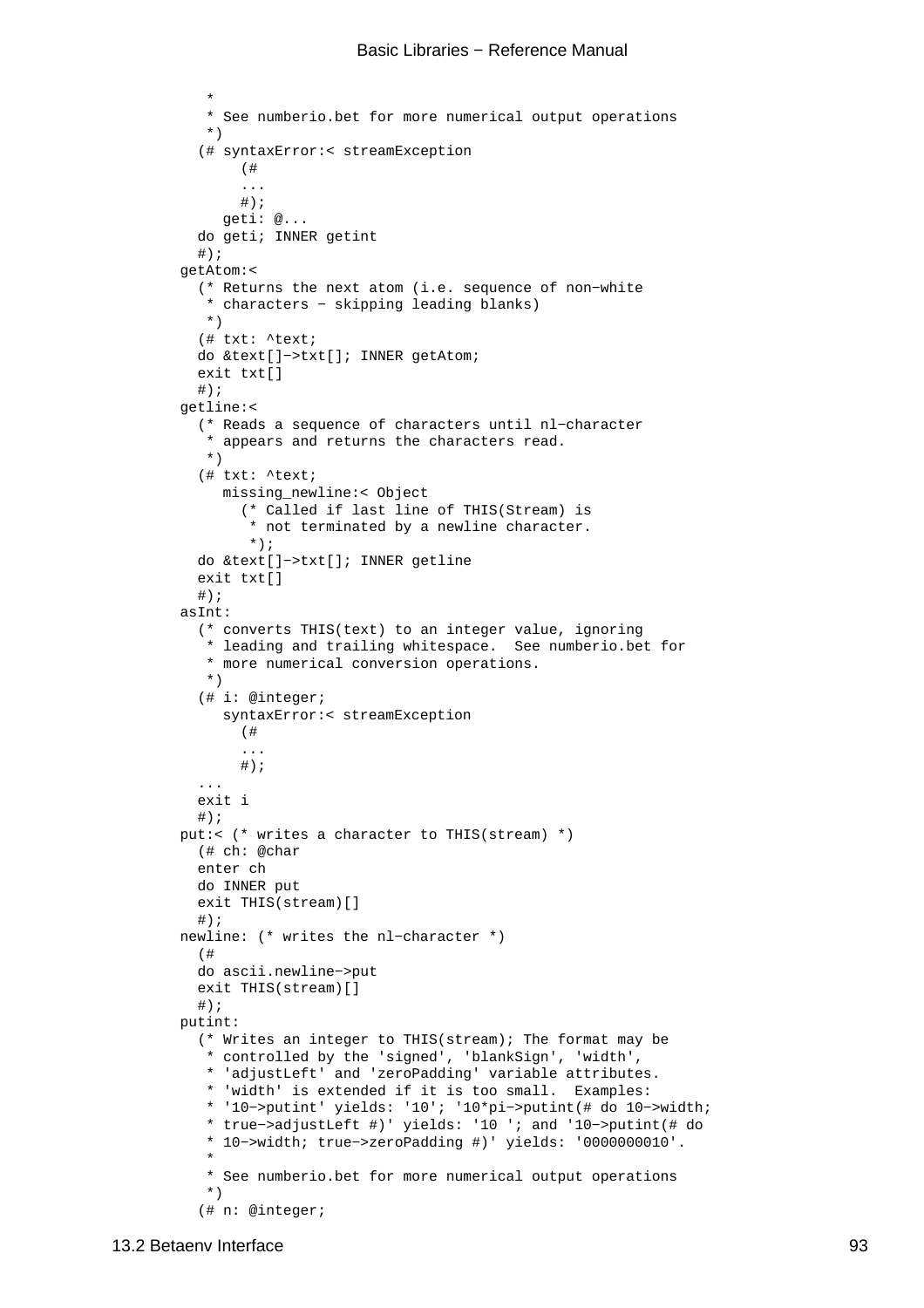```
       *
       * See numberio.bet for more numerical output operations
       *)
      (# syntaxError:< streamException
           (#
           ...
           #);
         geti: @...
      do geti; INNER getint
      #);
   getAtom:<
      (* Returns the next atom (i.e. sequence of non−white
       * characters − skipping leading blanks)
       *)
      (# txt: ^text;
      do &text[]−>txt[]; INNER getAtom;
      exit txt[]
      #);
   getline:<
      (* Reads a sequence of characters until nl−character
       * appears and returns the characters read.
       *)
      (# txt: ^text;
         missing_newline:< Object
           (* Called if last line of THIS(Stream) is
            * not terminated by a newline character.
            *);
      do &text[]−>txt[]; INNER getline
      exit txt[]
      #);
   asInt:
      (* converts THIS(text) to an integer value, ignoring
       * leading and trailing whitespace.  See numberio.bet for
       * more numerical conversion operations.
       *)
      (# i: @integer;
         syntaxError:< streamException
           (#
           ...
           #);
      ...
      exit i
      #);
   put:< (* writes a character to THIS(stream) *)
      (# ch: @char
      enter ch
      do INNER put
      exit THIS(stream)[]
      #);
   newline: (* writes the nl−character *)
      (#
      do ascii.newline−>put
      exit THIS(stream)[]
      #);
   putint:
      (* Writes an integer to THIS(stream); The format may be
       * controlled by the 'signed', 'blankSign', 'width',
       * 'adjustLeft' and 'zeroPadding' variable attributes.
       * 'width' is extended if it is too small.  Examples:
       * '10−>putint' yields: '10'; '10*pi−>putint(# do 10−>width;
       * true−>adjustLeft #)' yields: '10 '; and '10−>putint(# do
       * 10−>width; true−>zeroPadding #)' yields: '0000000010'.
       *
       * See numberio.bet for more numerical output operations
       *)
      (# n: @integer;
```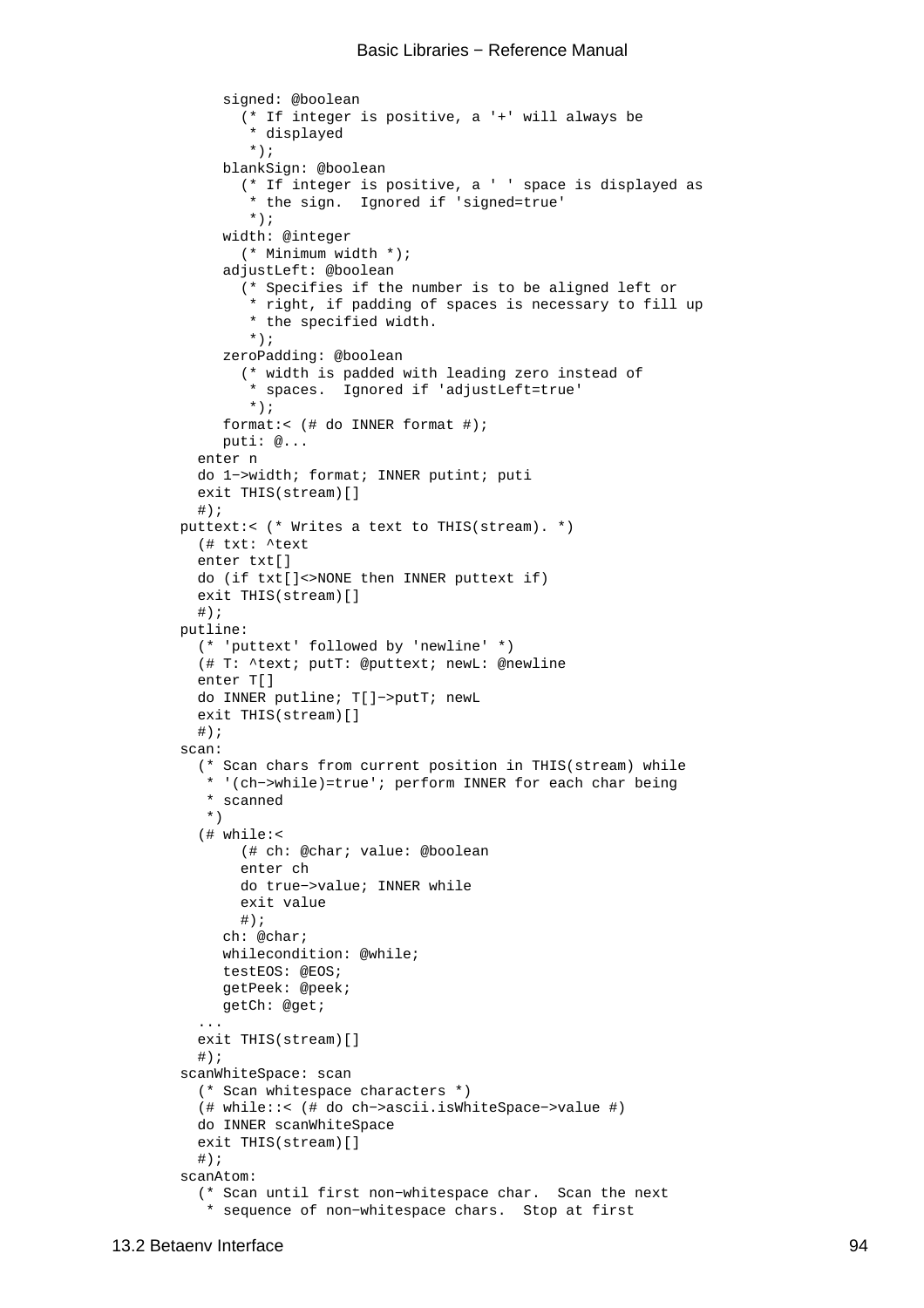```
      signed: @boolean
        (* If integer is positive, a '+' will always be
         * displayed
         *);
      blankSign: @boolean
        (* If integer is positive, a ' ' space is displayed as
         * the sign.  Ignored if 'signed=true'
         *);
      width: @integer
        (* Minimum width *);
      adjustLeft: @boolean
        (* Specifies if the number is to be aligned left or
         * right, if padding of spaces is necessary to fill up
         * the specified width.
         *);
      zeroPadding: @boolean
        (* width is padded with leading zero instead of
         * spaces.  Ignored if 'adjustLeft=true'
         *);
      format:< (# do INNER format #);
      puti: @...
   enter n
   do 1−>width; format; INNER putint; puti
   exit THIS(stream)[]
   #);
puttext:< (* Writes a text to THIS(stream). *)
   (# txt: ^text
   enter txt[]
   do (if txt[]<>NONE then INNER puttext if)
   exit THIS(stream)[]
   #);
putline:
   (* 'puttext' followed by 'newline' *)
   (# T: ^text; putT: @puttext; newL: @newline
   enter T[]
   do INNER putline; T[]−>putT; newL
   exit THIS(stream)[]
   #);
scan:
   (* Scan chars from current position in THIS(stream) while
    * '(ch−>while)=true'; perform INNER for each char being
    * scanned
    *)
   (# while:<
        (# ch: @char; value: @boolean
        enter ch
        do true−>value; INNER while
        exit value
        #);
      ch: @char;
      whilecondition: @while;
      testEOS: @EOS;
      getPeek: @peek;
      getCh: @get;
   ...
   exit THIS(stream)[]
   #);
scanWhiteSpace: scan
   (* Scan whitespace characters *)
   (# while::< (# do ch−>ascii.isWhiteSpace−>value #)
   do INNER scanWhiteSpace
   exit THIS(stream)[]
   #);
scanAtom:
   (* Scan until first non−whitespace char.  Scan the next
    * sequence of non−whitespace chars.  Stop at first
```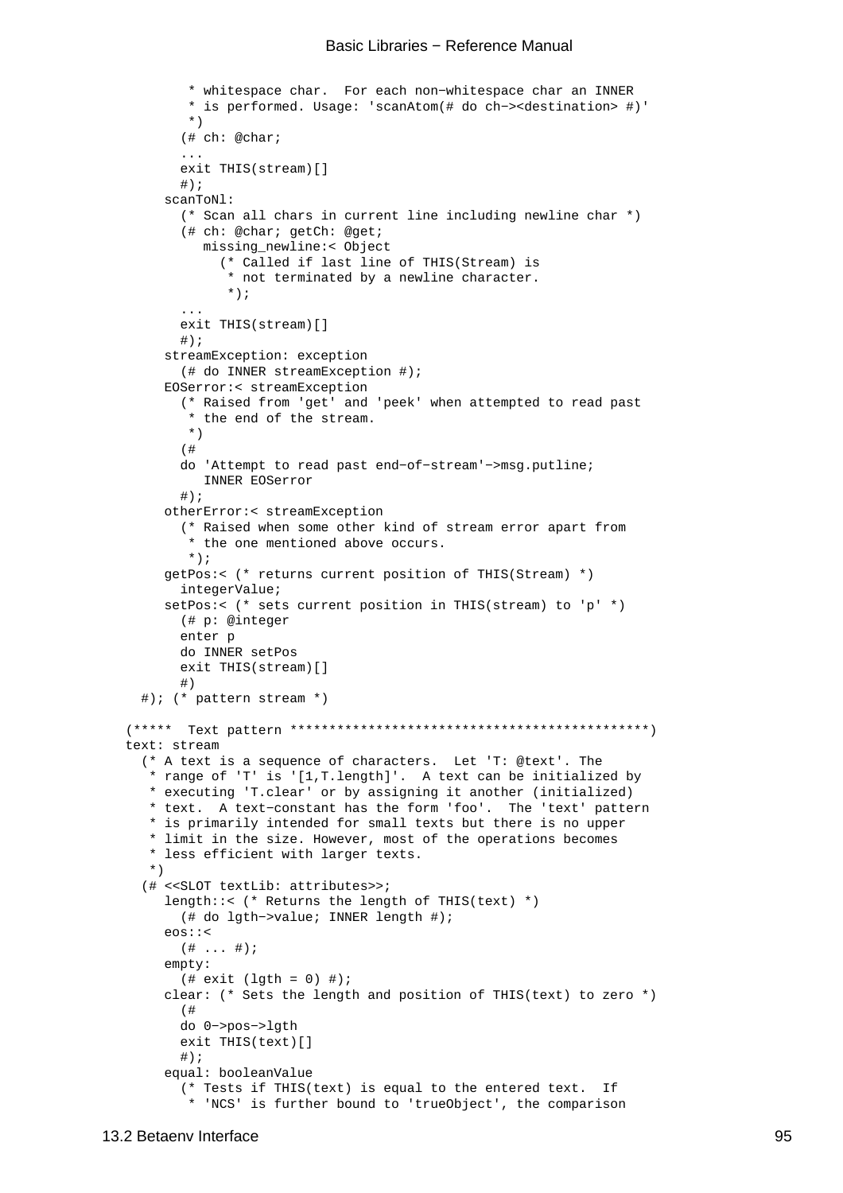```
        * whitespace char.  For each non-whitespace char an INNER
        * is performed. Usage: 'scanAtom(# do ch-><destination> #)'
        *)
       (# ch: @char;
       ...
       exit THIS(stream)[]
       #);
     scanToNl:
       (* Scan all chars in current line including newline char *)
       (# ch: @char; getCh: @get;
          missing_newline:< Object
            (* Called if last line of THIS(Stream) is
             * not terminated by a newline character.
             *);
       ...
       exit THIS(stream)[]
       #);
     streamException: exception
       (# do INNER streamException #);
     EOSerror:< streamException
       (* Raised from 'get' and 'peek' when attempted to read past
        * the end of the stream.
        *)
       (#
       do 'Attempt to read past end-of-stream'->msg.putline;
          INNER EOSerror
       #);
     otherError:< streamException
       (* Raised when some other kind of stream error apart from
        * the one mentioned above occurs.
        *);
     getPos:< (* returns current position of THIS(Stream) *)
       integerValue;
     setPos:< (* sets current position in THIS(stream) to 'p' *)
       (# p: @integer
       enter p
       do INNER setPos
       exit THIS(stream)[]
       #)
  #); (* pattern stream *)

(*****  Text pattern ********************************************)
text: stream
  (* A text is a sequence of characters.  Let 'T: @text'. The
   * range of 'T' is '[1,T.length]'.  A text can be initialized by
   * executing 'T.clear' or by assigning it another (initialized)
   * text.  A text-constant has the form 'foo'.  The 'text' pattern
   * is primarily intended for small texts but there is no upper
   * limit in the size. However, most of the operations becomes
   * less efficient with larger texts.
   *)
  (# <<SLOT textLib: attributes>>;
     length::< (* Returns the length of THIS(text) *)
       (# do lgth->value; INNER length #);
     eos::<
       (# ... #);
     empty:
       (# exit (lgth = 0) #);
     clear: (* Sets the length and position of THIS(text) to zero *)
       (#
       do 0->pos->lgth
       exit THIS(text)[]
       #);
     equal: booleanValue
       (* Tests if THIS(text) is equal to the entered text.  If
        * 'NCS' is further bound to 'trueObject', the comparison
```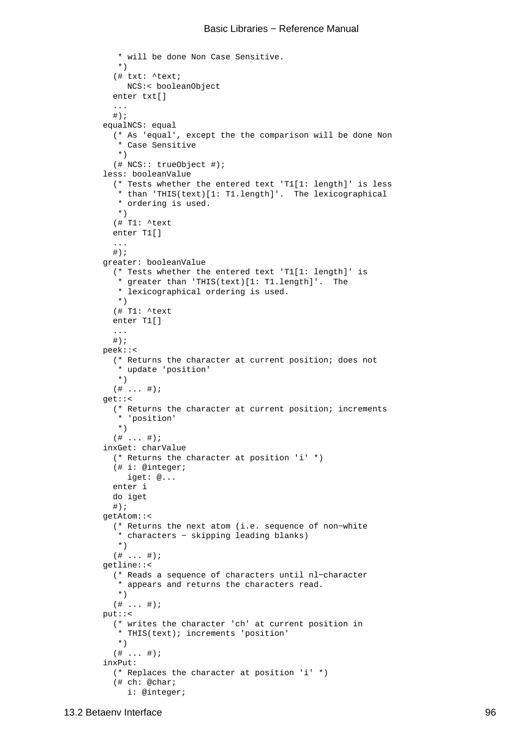```
     * will be done Non Case Sensitive.
     *)
    (# txt: ^text;
       NCS:< booleanObject
    enter txt[]
    ...
    #);
  equalNCS: equal
    (* As 'equal', except the the comparison will be done Non
     * Case Sensitive
     *)
    (# NCS:: trueObject #);
  less: booleanValue
    (* Tests whether the entered text 'T1[1: length]' is less
     * than 'THIS(text)[1: T1.length]'.  The lexicographical
     * ordering is used.
     *)
    (# T1: ^text
    enter T1[]
    ...
    #);
  greater: booleanValue
    (* Tests whether the entered text 'T1[1: length]' is
     * greater than 'THIS(text)[1: T1.length]'.  The
     * lexicographical ordering is used.
     *)
    (# T1: ^text
    enter T1[]
    ...
    #);
  peek::<
    (* Returns the character at current position; does not
     * update 'position'
     *)
    (# ... #);
  get::<
    (* Returns the character at current position; increments
     * 'position'
     *)
    (# ... #);
  inxGet: charValue
    (* Returns the character at position 'i' *)
    (# i: @integer;
       iget: @...
    enter i
    do iget
    #);
  getAtom::<
    (* Returns the next atom (i.e. sequence of non-white
     * characters - skipping leading blanks)
     *)
    (# ... #);
  getline::<
    (* Reads a sequence of characters until nl-character
     * appears and returns the characters read.
     *)
    (# ... #);
  put::<
    (* writes the character 'ch' at current position in
     * THIS(text); increments 'position'
     *)
    (# ... #);
  inxPut:
    (* Replaces the character at position 'i' *)
    (# ch: @char;
       i: @integer;
```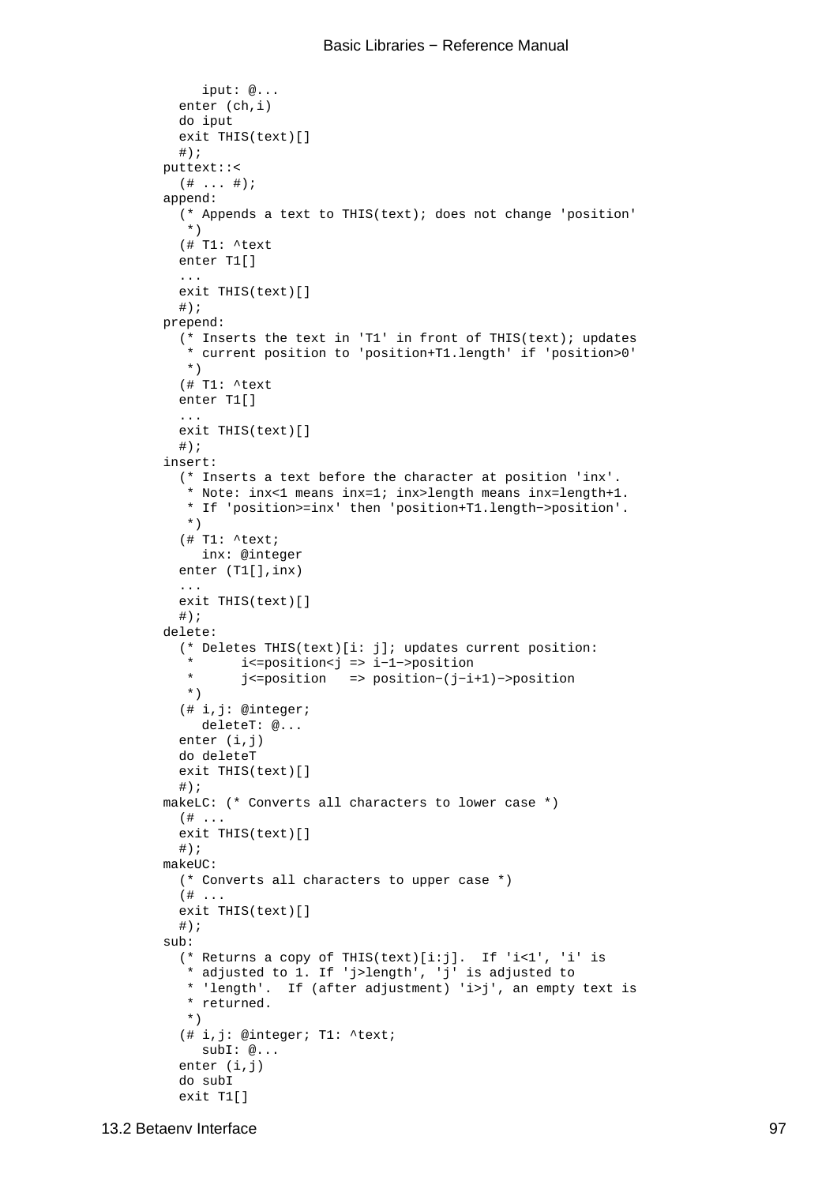```
    iput: @...
  enter (ch,i)
  do iput
  exit THIS(text)[]
  #);
puttext::<
  (# ... #);
append:
  (* Appends a text to THIS(text); does not change 'position'
   *)
  (# T1: ^text
  enter T1[]
  ...
  exit THIS(text)[]
  #);
prepend:
  (* Inserts the text in 'T1' in front of THIS(text); updates
   * current position to 'position+T1.length' if 'position>0'
   *)
  (# T1: ^text
  enter T1[]
  ...
  exit THIS(text)[]
  #);
insert:
  (* Inserts a text before the character at position 'inx'.
   * Note: inx<1 means inx=1; inx>length means inx=length+1.
   * If 'position>=inx' then 'position+T1.length−>position'.
   *)
  (# T1: ^text;
     inx: @integer
  enter (T1[],inx)
  ...
  exit THIS(text)[]
  #);
delete:
  (* Deletes THIS(text)[i: j]; updates current position:
   *      i<=position<j => i−1−>position
   *      j<=position   => position−(j−i+1)−>position
   *)
  (# i,j: @integer;
     deleteT: @...
  enter (i,j)
  do deleteT
  exit THIS(text)[]
  #);
makeLC: (* Converts all characters to lower case *)
  (# ...
  exit THIS(text)[]
  #);
makeUC:
  (* Converts all characters to upper case *)
  (# ...
  exit THIS(text)[]
  #);
sub:
  (* Returns a copy of THIS(text)[i:j].  If 'i<1', 'i' is
   * adjusted to 1. If 'j>length', 'j' is adjusted to
   * 'length'.  If (after adjustment) 'i>j', an empty text is
   * returned.
   *)
  (# i,j: @integer; T1: ^text;
     subI: @...
  enter (i,j)
  do subI
  exit T1[]
```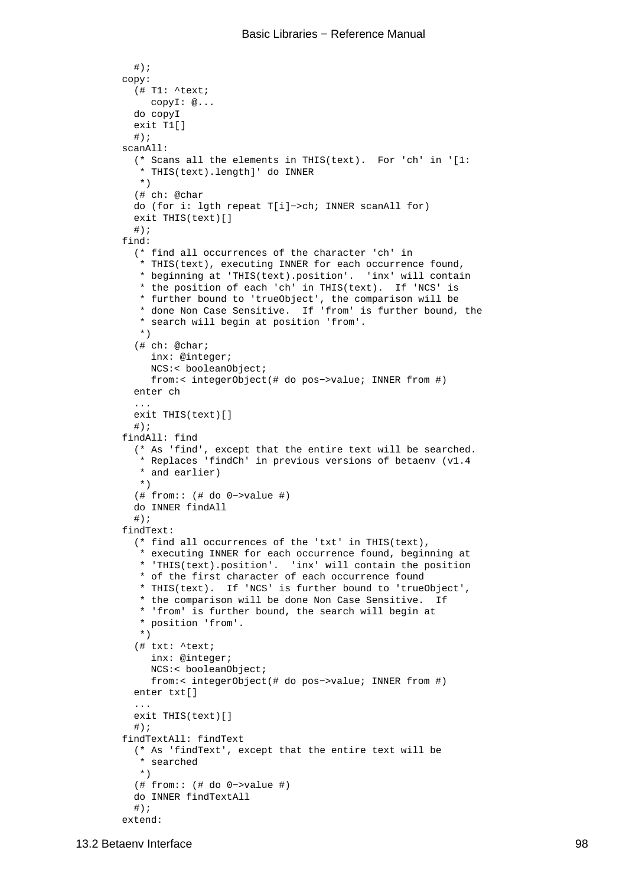```
  #);
copy:
  (# T1: ^text;
     copyI: @...
  do copyI
  exit T1[]
  #);
scanAll:
  (* Scans all the elements in THIS(text).  For 'ch' in '[1:
   * THIS(text).length]' do INNER
   *)
  (# ch: @char
  do (for i: lgth repeat T[i]->ch; INNER scanAll for)
  exit THIS(text)[]
  #);
find:
  (* find all occurrences of the character 'ch' in
   * THIS(text), executing INNER for each occurrence found,
   * beginning at 'THIS(text).position'.  'inx' will contain
   * the position of each 'ch' in THIS(text).  If 'NCS' is
   * further bound to 'trueObject', the comparison will be
   * done Non Case Sensitive.  If 'from' is further bound, the
   * search will begin at position 'from'.
   *)
  (# ch: @char;
     inx: @integer;
     NCS:< booleanObject;
     from:< integerObject(# do pos->value; INNER from #)
  enter ch
  ...
  exit THIS(text)[]
  #);
findAll: find
  (* As 'find', except that the entire text will be searched.
   * Replaces 'findCh' in previous versions of betaenv (v1.4
   * and earlier)
   *)
  (# from:: (# do 0->value #)
  do INNER findAll
  #);
findText:
  (* find all occurrences of the 'txt' in THIS(text),
   * executing INNER for each occurrence found, beginning at
   * 'THIS(text).position'.  'inx' will contain the position
   * of the first character of each occurrence found
   * THIS(text).  If 'NCS' is further bound to 'trueObject',
   * the comparison will be done Non Case Sensitive.  If
   * 'from' is further bound, the search will begin at
   * position 'from'.
   *)
  (# txt: ^text;
     inx: @integer;
     NCS:< booleanObject;
     from:< integerObject(# do pos->value; INNER from #)
  enter txt[]
  ...
  exit THIS(text)[]
  #);
findTextAll: findText
  (* As 'findText', except that the entire text will be
   * searched
   *)
  (# from:: (# do 0->value #)
  do INNER findTextAll
  #);
extend:
```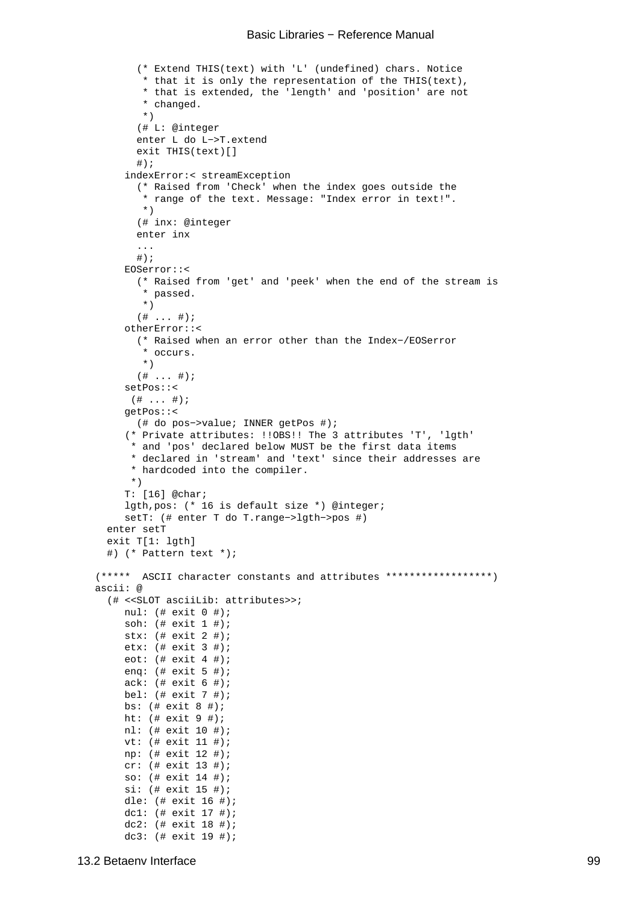```
        (* Extend THIS(text) with 'L' (undefined) chars. Notice
         * that it is only the representation of the THIS(text),
         * that is extended, the 'length' and 'position' are not
         * changed.
         *)
        (# L: @integer
        enter L do L−>T.extend
        exit THIS(text)[]
        #);
      indexError:< streamException
        (* Raised from 'Check' when the index goes outside the
         * range of the text. Message: "Index error in text!".
         *)
        (# inx: @integer
        enter inx
        ...
        #);
      EOSerror::<
        (* Raised from 'get' and 'peek' when the end of the stream is
         * passed.
         *)
        (# ... #);
      otherError::<
        (* Raised when an error other than the Index−/EOSerror
         * occurs.
         *)
        (# ... #);
      setPos::<
       (# ... #);
      getPos::<
        (# do pos−>value; INNER getPos #);
      (* Private attributes: !!OBS!! The 3 attributes 'T', 'lgth'
       * and 'pos' declared below MUST be the first data items
       * declared in 'stream' and 'text' since their addresses are
       * hardcoded into the compiler.
       *)
      T: [16] @char;
      lgth,pos: (* 16 is default size *) @integer;
      setT: (# enter T do T.range−>lgth−>pos #)
  enter setT
  exit T[1: lgth]
  #) (* Pattern text *);

(*****  ASCII character constants and attributes ******************)
ascii: @
  (# <<SLOT asciiLib: attributes>>;
      nul: (# exit 0 #);
      soh: (# exit 1 #);
      stx: (# exit 2 #);
      etx: (# exit 3 #);
      eot: (# exit 4 #);
      enq: (# exit 5 #);
      ack: (# exit 6 #);
      bel: (# exit 7 #);
      bs: (# exit 8 #);
      ht: (# exit 9 #);
      nl: (# exit 10 #);
      vt: (# exit 11 #);
      np: (# exit 12 #);
      cr: (# exit 13 #);
      so: (# exit 14 #);
      si: (# exit 15 #);
      dle: (# exit 16 #);
      dc1: (# exit 17 #);
      dc2: (# exit 18 #);
      dc3: (# exit 19 #);
```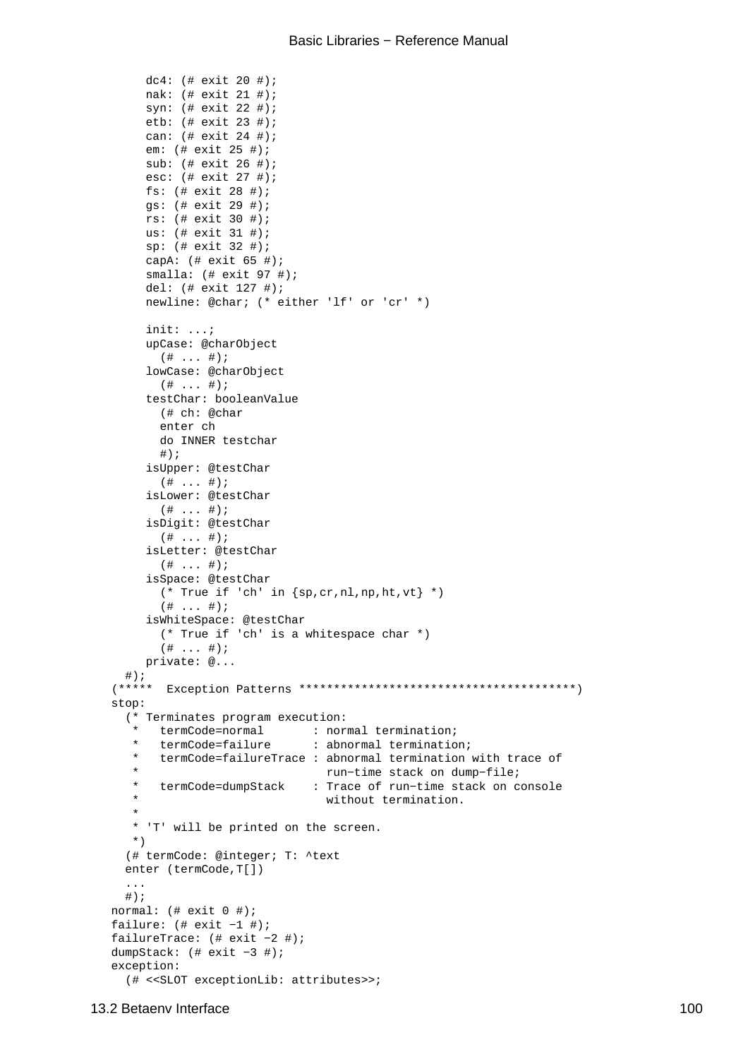```
      dc4: (# exit 20 #);
      nak: (# exit 21 #);
      syn: (# exit 22 #);
      etb: (# exit 23 #);
      can: (# exit 24 #);
      em: (# exit 25 #);
      sub: (# exit 26 #);
      esc: (# exit 27 #);
      fs: (# exit 28 #);
      gs: (# exit 29 #);
      rs: (# exit 30 #);
      us: (# exit 31 #);
      sp: (# exit 32 #);
      capA: (# exit 65 #);
      smalla: (# exit 97 #);
      del: (# exit 127 #);
      newline: @char; (* either 'lf' or 'cr' *)

      init: ...;
      upCase: @charObject
        (# ... #);
      lowCase: @charObject
        (# ... #);
      testChar: booleanValue
        (# ch: @char
        enter ch
        do INNER testchar
        #);
      isUpper: @testChar
        (# ... #);
      isLower: @testChar
        (# ... #);
      isDigit: @testChar
        (# ... #);
      isLetter: @testChar
        (# ... #);
      isSpace: @testChar
        (* True if 'ch' in {sp,cr,nl,np,ht,vt} *)
        (# ... #);
      isWhiteSpace: @testChar
        (* True if 'ch' is a whitespace char *)
        (# ... #);
      private: @...
   #);
 (*****  Exception Patterns ****************************************)
 stop:
   (* Terminates program execution:
    *   termCode=normal       : normal termination;
    *   termCode=failure      : abnormal termination;
    *   termCode=failureTrace : abnormal termination with trace of
    *                           run-time stack on dump-file;
    *   termCode=dumpStack    : Trace of run-time stack on console
    *                           without termination.
    *
    * 'T' will be printed on the screen.
    *)
   (# termCode: @integer; T: ^text
   enter (termCode,T[])
   ...
   #);
 normal: (# exit 0 #);
 failure: (# exit -1 #);
 failureTrace: (# exit -2 #);
 dumpStack: (# exit -3 #);
 exception:
   (# <<SLOT exceptionLib: attributes>>;
```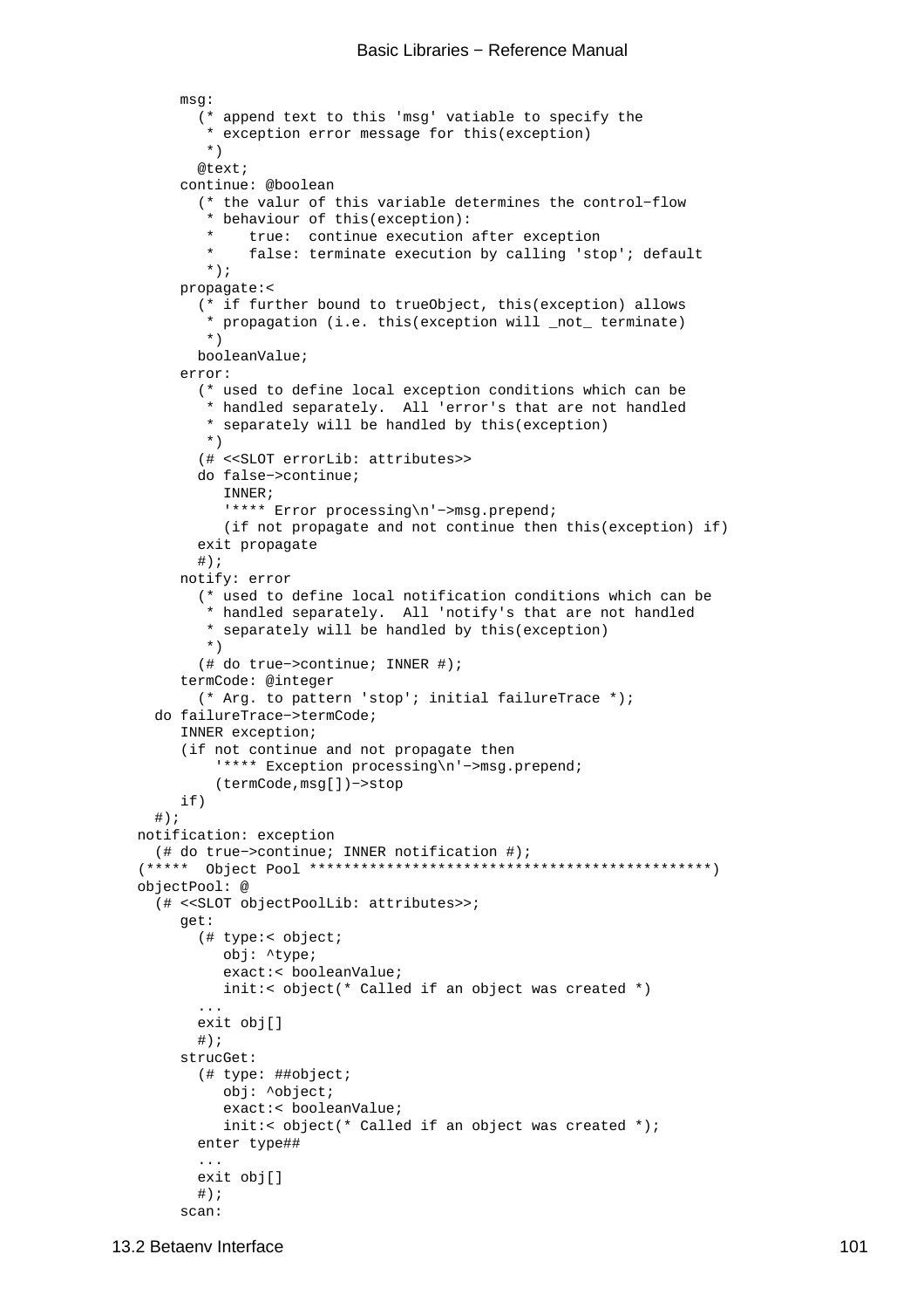```
      msg:
        (* append text to this 'msg' vatiable to specify the
         * exception error message for this(exception)
         *)
        @text;
      continue: @boolean
        (* the valur of this variable determines the control−flow
         * behaviour of this(exception):
         *    true:  continue execution after exception
         *    false: terminate execution by calling 'stop'; default
         *);
      propagate:<
        (* if further bound to trueObject, this(exception) allows
         * propagation (i.e. this(exception will _not_ terminate)
         *)
        booleanValue;
      error:
        (* used to define local exception conditions which can be
         * handled separately.  All 'error's that are not handled
         * separately will be handled by this(exception)
         *)
        (# <<SLOT errorLib: attributes>>
        do false−>continue;
           INNER;
           '**** Error processing\n'−>msg.prepend;
           (if not propagate and not continue then this(exception) if)
        exit propagate
        #);
      notify: error
        (* used to define local notification conditions which can be
         * handled separately.  All 'notify's that are not handled
         * separately will be handled by this(exception)
         *)
        (# do true−>continue; INNER #);
      termCode: @integer
        (* Arg. to pattern 'stop'; initial failureTrace *);
   do failureTrace−>termCode;
      INNER exception;
      (if not continue and not propagate then
          '**** Exception processing\n'−>msg.prepend;
          (termCode,msg[])−>stop
      if)
   #);
 notification: exception
   (# do true−>continue; INNER notification #);
(*****  Object Pool **********************************************)
 objectPool: @
   (# <<SLOT objectPoolLib: attributes>>;
      get:
        (# type:< object;
           obj: ^type;
           exact:< booleanValue;
           init:< object(* Called if an object was created *)
        ...
        exit obj[]
        #);
      strucGet:
        (# type: ##object;
           obj: ^object;
           exact:< booleanValue;
           init:< object(* Called if an object was created *);
        enter type##
        ...
        exit obj[]
        #);
      scan:
```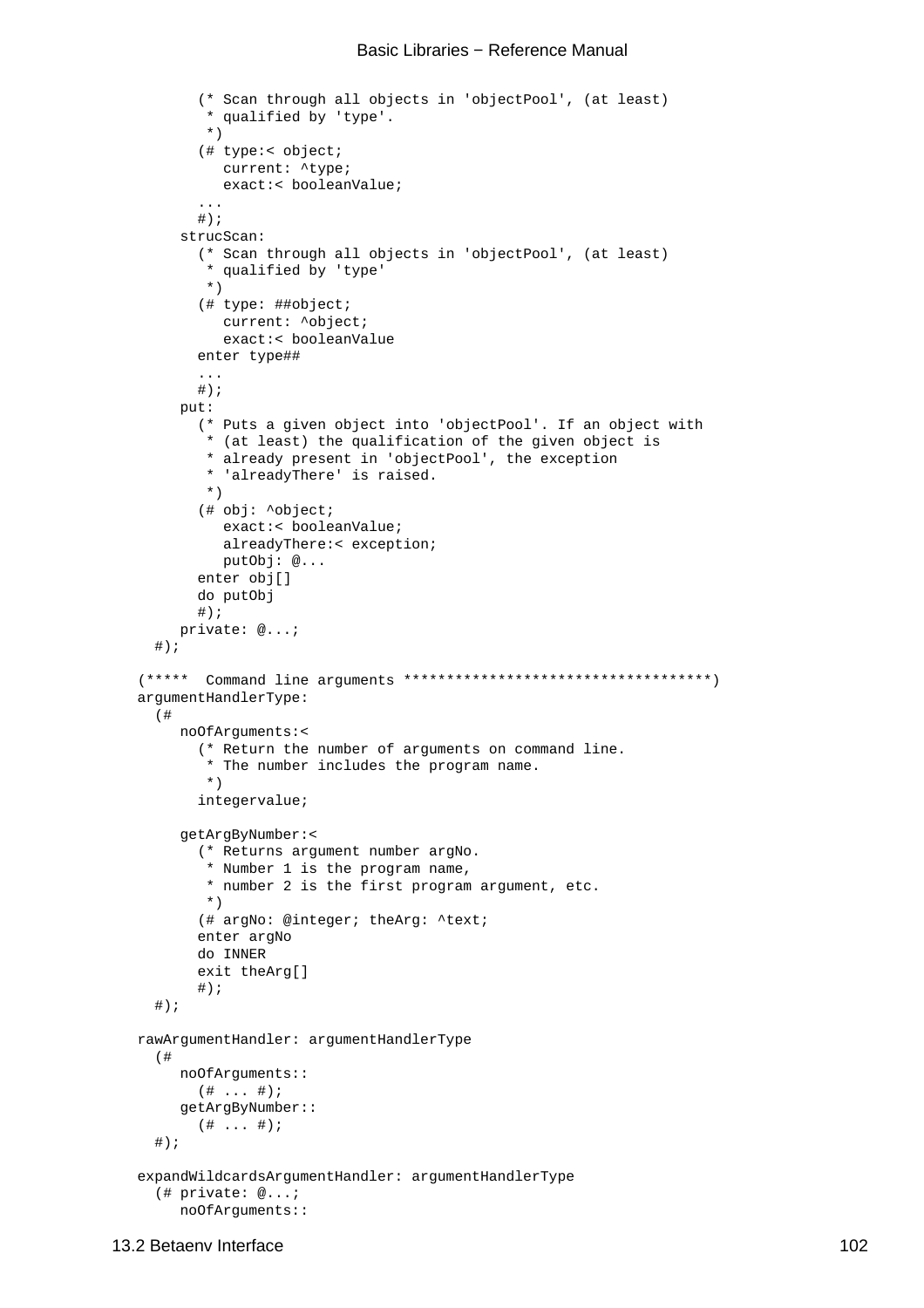```
        (* Scan through all objects in 'objectPool', (at least)
         * qualified by 'type'.
         *)
        (# type:< object;
           current: ^type;
           exact:< booleanValue;
        ...
        #);
      strucScan:
        (* Scan through all objects in 'objectPool', (at least)
         * qualified by 'type'
         *)
        (# type: ##object;
           current: ^object;
           exact:< booleanValue
        enter type##
        ...
        #);
      put:
        (* Puts a given object into 'objectPool'. If an object with
         * (at least) the qualification of the given object is
         * already present in 'objectPool', the exception
         * 'alreadyThere' is raised.
         *)
        (# obj: ^object;
           exact:< booleanValue;
           alreadyThere:< exception;
           putObj: @...
        enter obj[]
        do putObj
        #);
      private: @...;
   #);

  (*****  Command line arguments ************************************)
  argumentHandlerType:
    (#
      noOfArguments:<
        (* Return the number of arguments on command line.
         * The number includes the program name.
         *)
        integervalue;

      getArgByNumber:<
        (* Returns argument number argNo.
         * Number 1 is the program name,
         * number 2 is the first program argument, etc.
         *)
        (# argNo: @integer; theArg: ^text;
        enter argNo
        do INNER
        exit theArg[]
        #);
    #);

  rawArgumentHandler: argumentHandlerType
    (#
      noOfArguments::
        (# ... #);
      getArgByNumber::
        (# ... #);
    #);

  expandWildcardsArgumentHandler: argumentHandlerType
    (# private: @...;
      noOfArguments::
```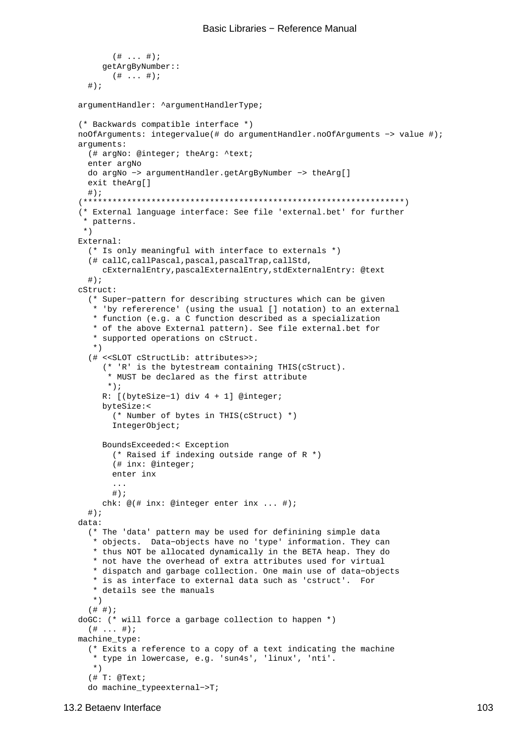```
      (# ... #);
    getArgByNumber::
      (# ... #);
  #);

argumentHandler: ^argumentHandlerType;

(* Backwards compatible interface *)
noOfArguments: integervalue(# do argumentHandler.noOfArguments -> value #);
arguments:
  (# argNo: @integer; theArg: ^text;
  enter argNo
  do argNo -> argumentHandler.getArgByNumber -> theArg[]
  exit theArg[]
  #);
(*****************************************************************)
(* External language interface: See file 'external.bet' for further
 * patterns.
 *)
External:
  (* Is only meaningful with interface to externals *)
  (# callC,callPascal,pascal,pascalTrap,callStd,
     cExternalEntry,pascalExternalEntry,stdExternalEntry: @text
  #);
cStruct:
  (* Super-pattern for describing structures which can be given
   * 'by refererence' (using the usual [] notation) to an external
   * function (e.g. a C function described as a specialization
   * of the above External pattern). See file external.bet for
   * supported operations on cStruct.
   *)
  (# <<SLOT cStructLib: attributes>>;
     (* 'R' is the bytestream containing THIS(cStruct).
      * MUST be declared as the first attribute
      *);
     R: [(byteSize-1) div 4 + 1] @integer;
     byteSize:<
       (* Number of bytes in THIS(cStruct) *)
       IntegerObject;

     BoundsExceeded:< Exception
       (* Raised if indexing outside range of R *)
       (# inx: @integer;
       enter inx
       ...
       #);
     chk: @(# inx: @integer enter inx ... #);
  #);
data:
  (* The 'data' pattern may be used for definining simple data
   * objects.  Data-objects have no 'type' information. They can
   * thus NOT be allocated dynamically in the BETA heap. They do
   * not have the overhead of extra attributes used for virtual
   * dispatch and garbage collection. One main use of data-objects
   * is as interface to external data such as 'cstruct'.  For
   * details see the manuals
   *)
  (# #);
doGC: (* will force a garbage collection to happen *)
  (# ... #);
machine_type:
  (* Exits a reference to a copy of a text indicating the machine
   * type in lowercase, e.g. 'sun4s', 'linux', 'nti'.
   *)
  (# T: @Text;
  do machine_typeexternal->T;
```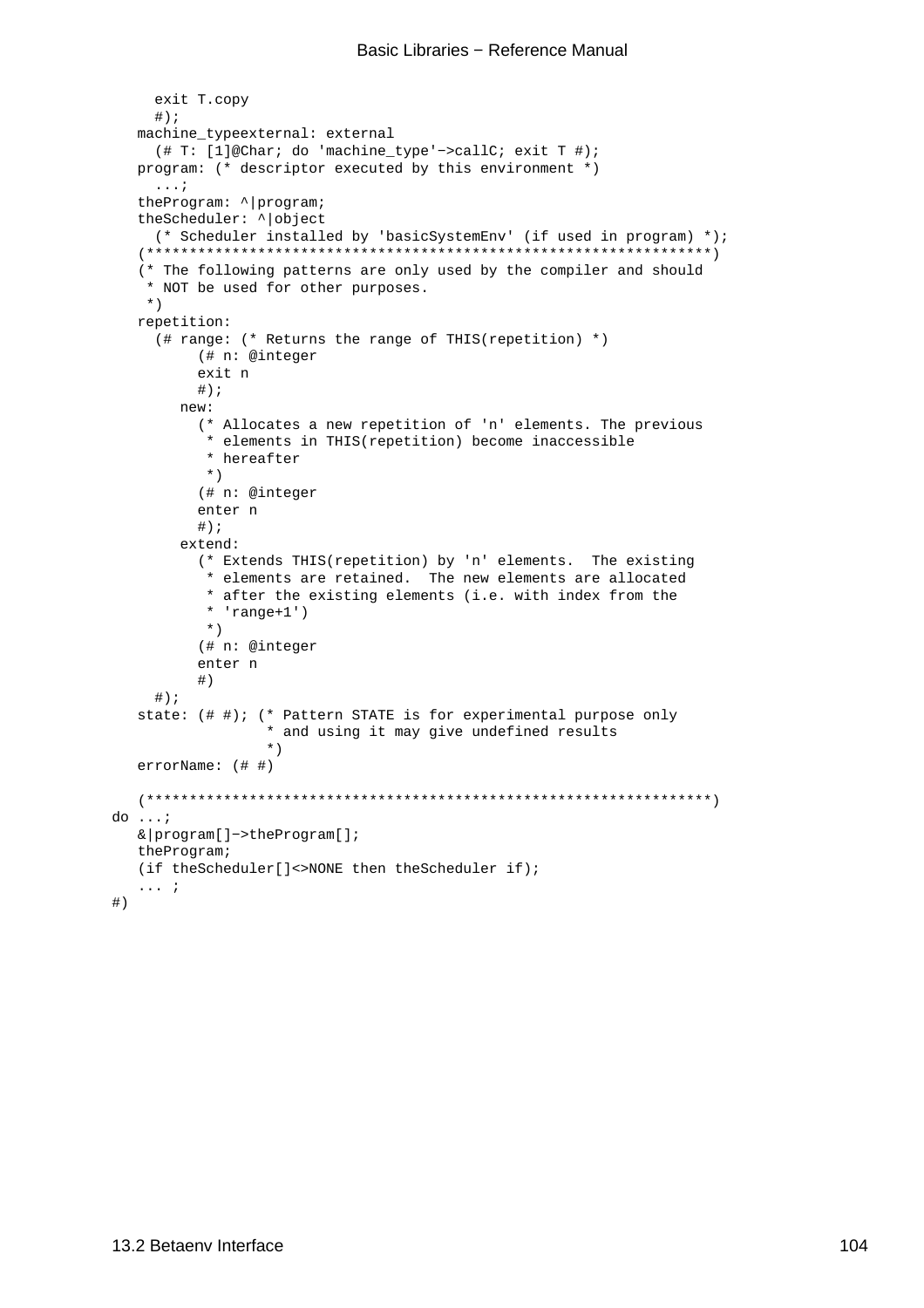```
      exit T.copy
      #);
   machine_typeexternal: external
      (# T: [1]@Char; do 'machine_type'−>callC; exit T #);
   program: (* descriptor executed by this environment *)
      ...;
   theProgram: ^|program;
   theScheduler: ^|object
      (* Scheduler installed by 'basicSystemEnv' (if used in program) *);
   (*****************************************************************)
   (* The following patterns are only used by the compiler and should
    * NOT be used for other purposes.
    *)
   repetition:
      (# range: (* Returns the range of THIS(repetition) *)
           (# n: @integer
           exit n
           #);
         new:
           (* Allocates a new repetition of 'n' elements. The previous
            * elements in THIS(repetition) become inaccessible
            * hereafter
            *)
           (# n: @integer
           enter n
           #);
         extend:
           (* Extends THIS(repetition) by 'n' elements.  The existing
            * elements are retained.  The new elements are allocated
            * after the existing elements (i.e. with index from the
            * 'range+1')
            *)
           (# n: @integer
           enter n
           #)
      #);
   state: (# #); (* Pattern STATE is for experimental purpose only
                 * and using it may give undefined results
                 *)
   errorName: (# #)

   (*****************************************************************)
do ...;
   &|program[]−>theProgram[];
   theProgram;
   (if theScheduler[]<>NONE then theScheduler if);
   ... ;
#)
```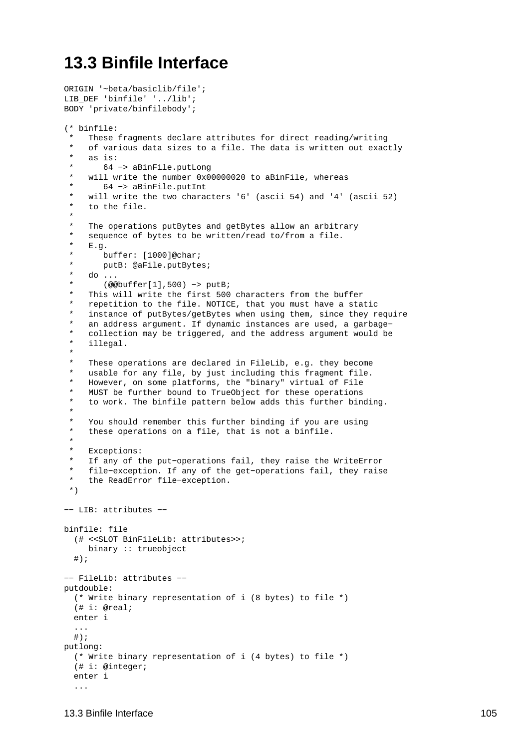# 13.3 Binfile Interface

```
ORIGIN '~beta/basiclib/file';
LIB_DEF 'binfile' '../lib';
BODY 'private/binfilebody';

(* binfile:
 *   These fragments declare attributes for direct reading/writing
 *   of various data sizes to a file. The data is written out exactly
 *   as is:
 *      64 −> aBinFile.putLong
 *   will write the number 0x00000020 to aBinFile, whereas
 *      64 −> aBinFile.putInt
 *   will write the two characters '6' (ascii 54) and '4' (ascii 52)
 *   to the file.
 *
 *   The operations putBytes and getBytes allow an arbitrary
 *   sequence of bytes to be written/read to/from a file.
 *   E.g.
 *      buffer: [1000]@char;
 *      putB: @aFile.putBytes;
 *   do ...
 *      (@@buffer[1],500) −> putB;
 *   This will write the first 500 characters from the buffer
 *   repetition to the file. NOTICE, that you must have a static
 *   instance of putBytes/getBytes when using them, since they require
 *   an address argument. If dynamic instances are used, a garbage−
 *   collection may be triggered, and the address argument would be
 *   illegal.
 *
 *   These operations are declared in FileLib, e.g. they become
 *   usable for any file, by just including this fragment file.
 *   However, on some platforms, the "binary" virtual of File
 *   MUST be further bound to TrueObject for these operations
 *   to work. The binfile pattern below adds this further binding.
 *
 *   You should remember this further binding if you are using
 *   these operations on a file, that is not a binfile.
 *
 *   Exceptions:
 *   If any of the put−operations fail, they raise the WriteError
 *   file−exception. If any of the get−operations fail, they raise
 *   the ReadError file−exception.
 *)

−− LIB: attributes −−

binfile: file
  (# <<SLOT BinFileLib: attributes>>;
     binary :: trueobject
  #);

−− FileLib: attributes −−
putdouble:
  (* Write binary representation of i (8 bytes) to file *)
  (# i: @real;
  enter i
  ...
  #);
putlong:
  (* Write binary representation of i (4 bytes) to file *)
  (# i: @integer;
  enter i
  ...
```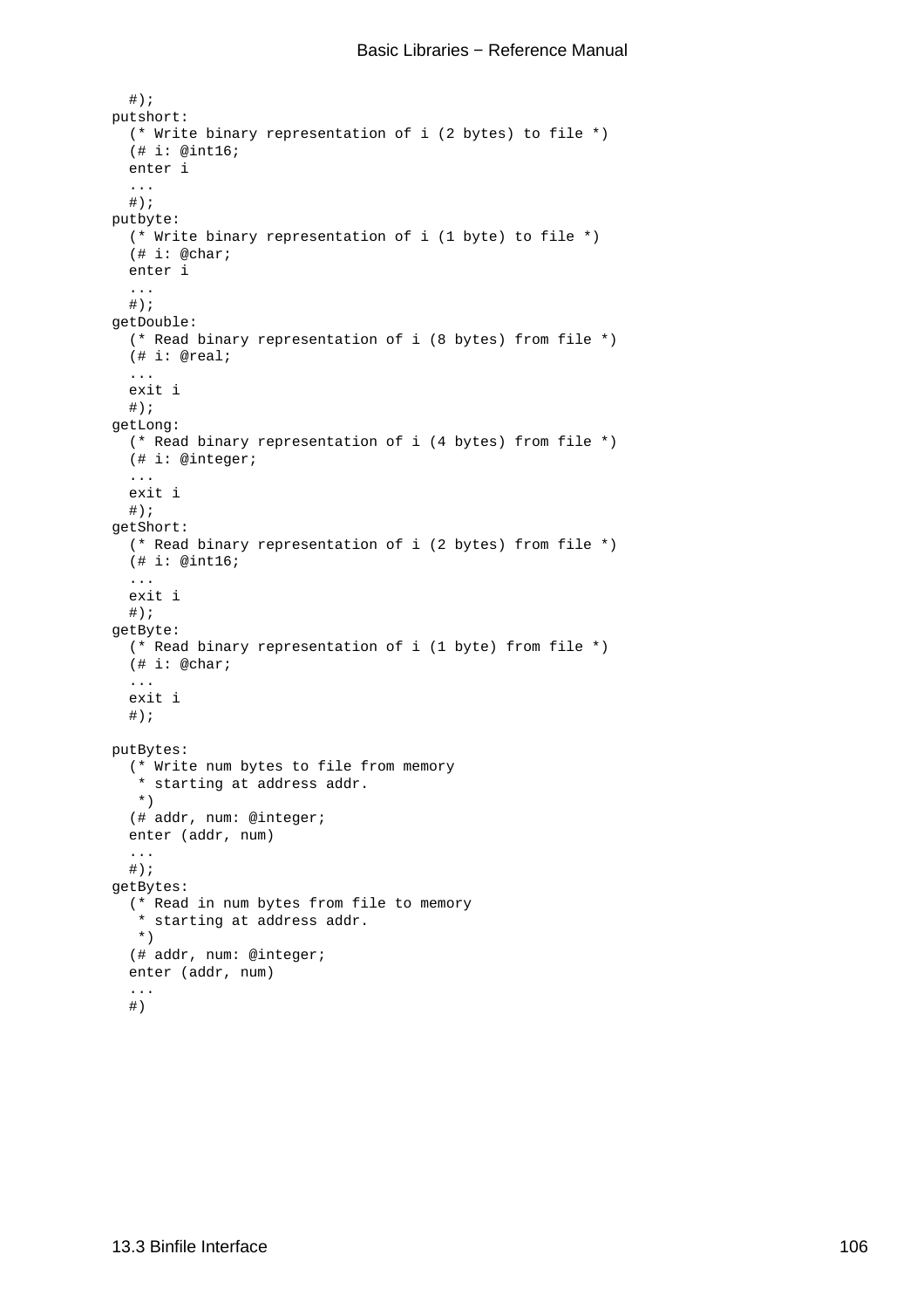```
  #);
putshort:
  (* Write binary representation of i (2 bytes) to file *)
  (# i: @int16;
  enter i
  ...
  #);
putbyte:
  (* Write binary representation of i (1 byte) to file *)
  (# i: @char;
  enter i
  ...
  #);
getDouble:
  (* Read binary representation of i (8 bytes) from file *)
  (# i: @real;
  ...
  exit i
  #);
getLong:
  (* Read binary representation of i (4 bytes) from file *)
  (# i: @integer;
  ...
  exit i
  #);
getShort:
  (* Read binary representation of i (2 bytes) from file *)
  (# i: @int16;
  ...
  exit i
  #);
getByte:
  (* Read binary representation of i (1 byte) from file *)
  (# i: @char;
  ...
  exit i
  #);

putBytes:
  (* Write num bytes to file from memory
   * starting at address addr.
   *)
  (# addr, num: @integer;
  enter (addr, num)
  ...
  #);
getBytes:
  (* Read in num bytes from file to memory
   * starting at address addr.
   *)
  (# addr, num: @integer;
  enter (addr, num)
  ...
  #)
```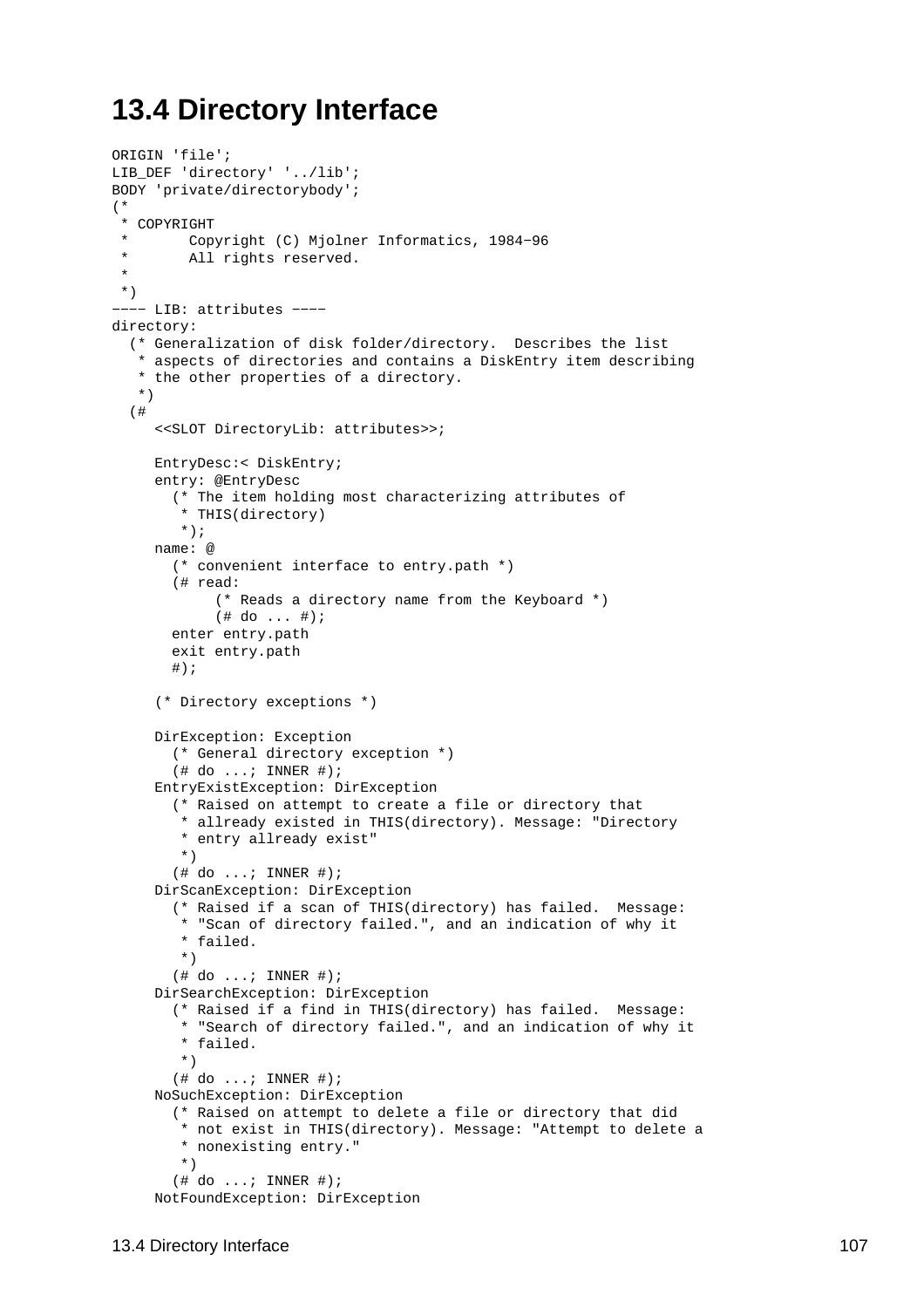## 13.4 Directory Interface

```
ORIGIN 'file';
LIB_DEF 'directory' '../lib';
BODY 'private/directorybody';
(*
 * COPYRIGHT
 *       Copyright (C) Mjolner Informatics, 1984-96
 *       All rights reserved.
 *
 *)
---- LIB: attributes ----
directory:
  (* Generalization of disk folder/directory.  Describes the list
   * aspects of directories and contains a DiskEntry item describing
   * the other properties of a directory.
   *)
  (#
     <<SLOT DirectoryLib: attributes>>;

     EntryDesc:< DiskEntry;
     entry: @EntryDesc
       (* The item holding most characterizing attributes of
        * THIS(directory)
        *);
     name: @
       (* convenient interface to entry.path *)
       (# read:
            (* Reads a directory name from the Keyboard *)
            (# do ... #);
       enter entry.path
       exit entry.path
       #);

     (* Directory exceptions *)

     DirException: Exception
       (* General directory exception *)
       (# do ...; INNER #);
     EntryExistException: DirException
       (* Raised on attempt to create a file or directory that
        * allready existed in THIS(directory). Message: "Directory
        * entry allready exist"
        *)
       (# do ...; INNER #);
     DirScanException: DirException
       (* Raised if a scan of THIS(directory) has failed.  Message:
        * "Scan of directory failed.", and an indication of why it
        * failed.
        *)
       (# do ...; INNER #);
     DirSearchException: DirException
       (* Raised if a find in THIS(directory) has failed.  Message:
        * "Search of directory failed.", and an indication of why it
        * failed.
        *)
       (# do ...; INNER #);
     NoSuchException: DirException
       (* Raised on attempt to delete a file or directory that did
        * not exist in THIS(directory). Message: "Attempt to delete a
        * nonexisting entry."
        *)
       (# do ...; INNER #);
     NotFoundException: DirException
```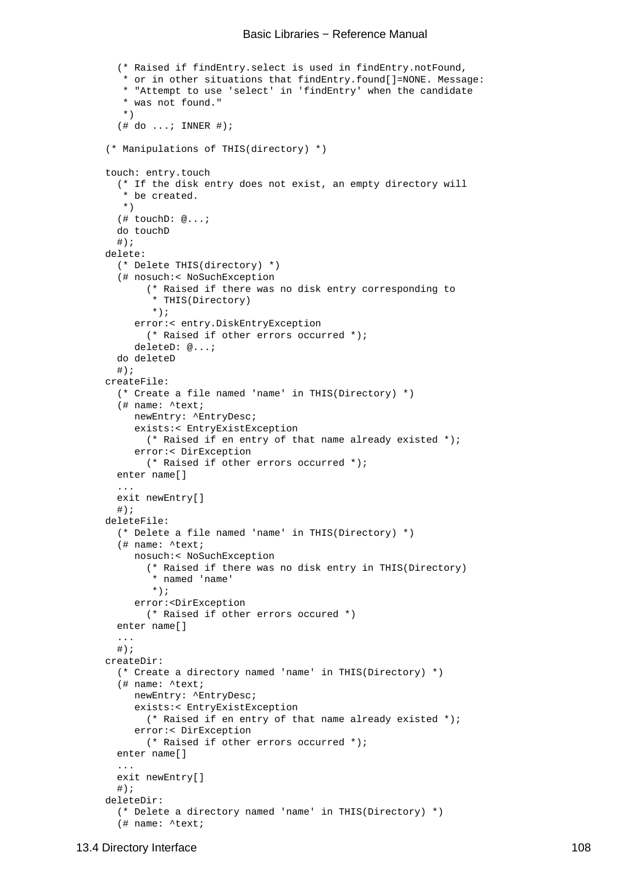```
      (* Raised if findEntry.select is used in findEntry.notFound,
       * or in other situations that findEntry.found[]=NONE. Message:
       * "Attempt to use 'select' in 'findEntry' when the candidate
       * was not found."
       *)
      (# do ...; INNER #);

    (* Manipulations of THIS(directory) *)

    touch: entry.touch
      (* If the disk entry does not exist, an empty directory will
       * be created.
       *)
      (# touchD: @...;
      do touchD
      #);
    delete:
      (* Delete THIS(directory) *)
      (# nosuch:< NoSuchException
           (* Raised if there was no disk entry corresponding to
            * THIS(Directory)
            *);
         error:< entry.DiskEntryException
           (* Raised if other errors occurred *);
         deleteD: @...;
      do deleteD
      #);
    createFile:
      (* Create a file named 'name' in THIS(Directory) *)
      (# name: ^text;
         newEntry: ^EntryDesc;
         exists:< EntryExistException
           (* Raised if en entry of that name already existed *);
         error:< DirException
           (* Raised if other errors occurred *);
      enter name[]
      ...
      exit newEntry[]
      #);
    deleteFile:
      (* Delete a file named 'name' in THIS(Directory) *)
      (# name: ^text;
         nosuch:< NoSuchException
           (* Raised if there was no disk entry in THIS(Directory)
            * named 'name'
            *);
         error:<DirException
           (* Raised if other errors occured *)
      enter name[]
      ...
      #);
    createDir:
      (* Create a directory named 'name' in THIS(Directory) *)
      (# name: ^text;
         newEntry: ^EntryDesc;
         exists:< EntryExistException
           (* Raised if en entry of that name already existed *);
         error:< DirException
           (* Raised if other errors occurred *);
      enter name[]
      ...
      exit newEntry[]
      #);
    deleteDir:
      (* Delete a directory named 'name' in THIS(Directory) *)
      (# name: ^text;
```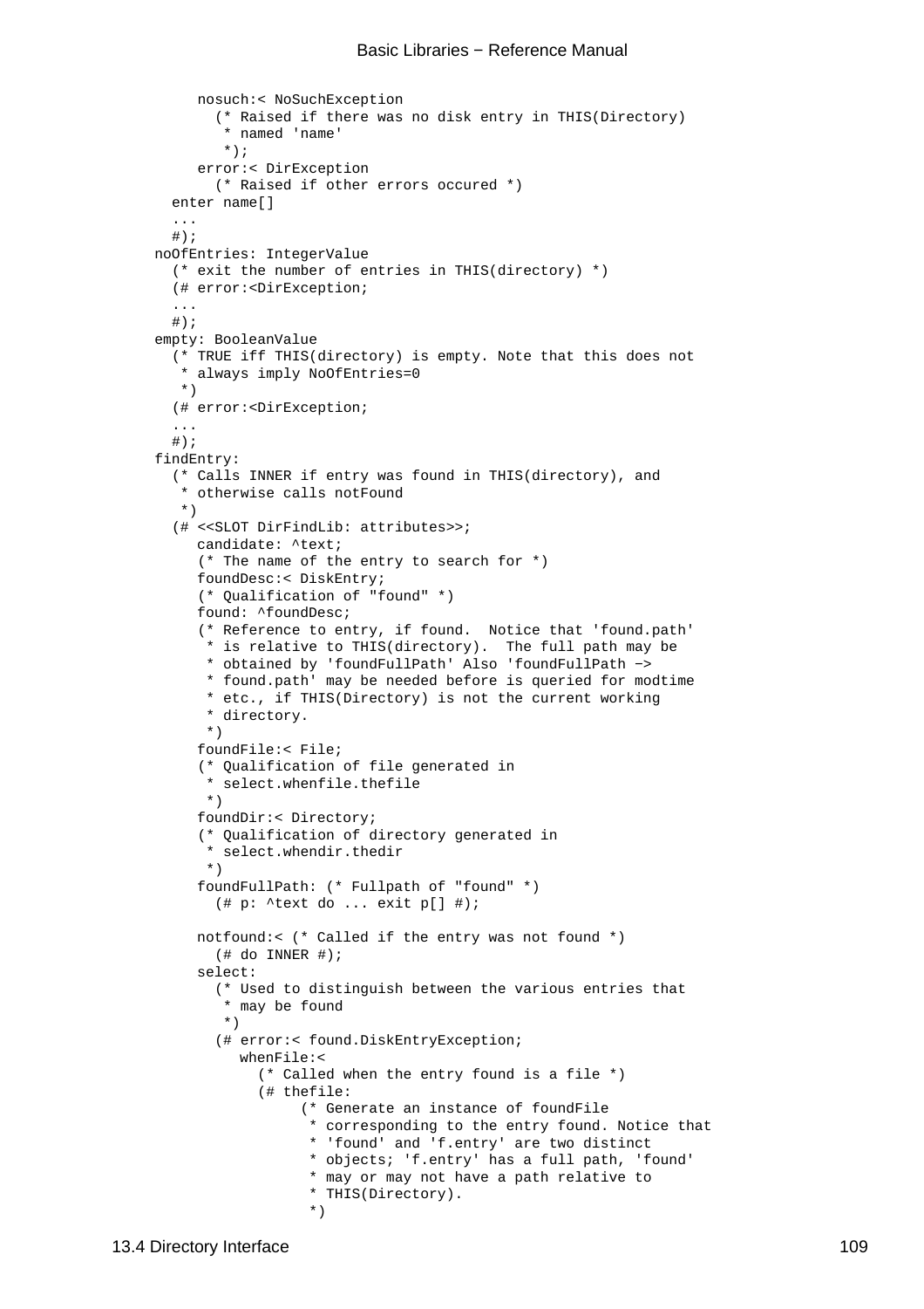```
      nosuch:< NoSuchException
        (* Raised if there was no disk entry in THIS(Directory)
         * named 'name'
         *);
      error:< DirException
        (* Raised if other errors occured *)
    enter name[]
    ...
    #);
  noOfEntries: IntegerValue
    (* exit the number of entries in THIS(directory) *)
    (# error:<DirException;
    ...
    #);
  empty: BooleanValue
    (* TRUE iff THIS(directory) is empty. Note that this does not
     * always imply NoOfEntries=0
     *)
    (# error:<DirException;
    ...
    #);
  findEntry:
    (* Calls INNER if entry was found in THIS(directory), and
     * otherwise calls notFound
     *)
    (# <<SLOT DirFindLib: attributes>>;
      candidate: ^text;
      (* The name of the entry to search for *)
      foundDesc:< DiskEntry;
      (* Qualification of "found" *)
      found: ^foundDesc;
      (* Reference to entry, if found.  Notice that 'found.path'
       * is relative to THIS(directory).  The full path may be
       * obtained by 'foundFullPath' Also 'foundFullPath ->
       * found.path' may be needed before is queried for modtime
       * etc., if THIS(Directory) is not the current working
       * directory.
       *)
      foundFile:< File;
      (* Qualification of file generated in
       * select.whenfile.thefile
       *)
      foundDir:< Directory;
      (* Qualification of directory generated in
       * select.whendir.thedir
       *)
      foundFullPath: (* Fullpath of "found" *)
        (# p: ^text do ... exit p[] #);

      notfound:< (* Called if the entry was not found *)
        (# do INNER #);
      select:
        (* Used to distinguish between the various entries that
         * may be found
         *)
        (# error:< found.DiskEntryException;
           whenFile:<
             (* Called when the entry found is a file *)
             (# thefile:
                  (* Generate an instance of foundFile
                   * corresponding to the entry found. Notice that
                   * 'found' and 'f.entry' are two distinct
                   * objects; 'f.entry' has a full path, 'found'
                   * may or may not have a path relative to
                   * THIS(Directory).
                   *)
```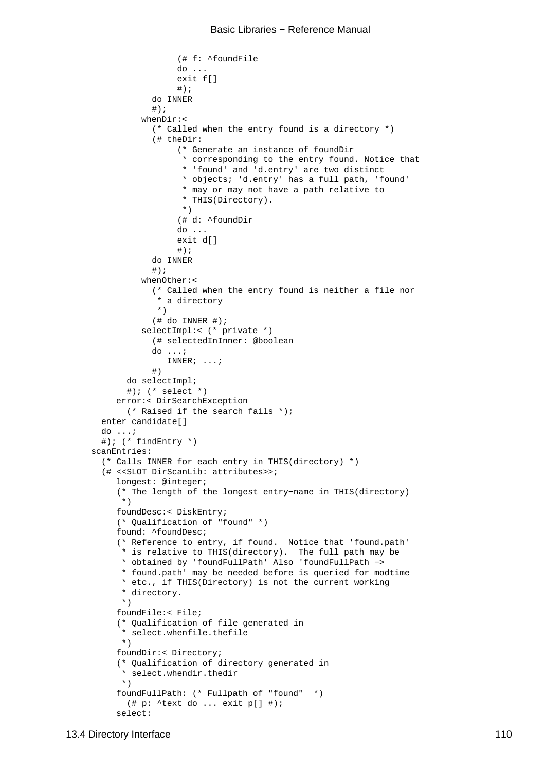```
                (# f: ^foundFile
                do ...
                exit f[]
                #);
            do INNER
            #);
          whenDir:<
            (* Called when the entry found is a directory *)
            (# theDir:
                 (* Generate an instance of foundDir
                  * corresponding to the entry found. Notice that
                  * 'found' and 'd.entry' are two distinct
                  * objects; 'd.entry' has a full path, 'found'
                  * may or may not have a path relative to
                  * THIS(Directory).
                  *)
                 (# d: ^foundDir
                 do ...
                 exit d[]
                 #);
            do INNER
            #);
          whenOther:<
            (* Called when the entry found is neither a file nor
             * a directory
             *)
            (# do INNER #);
          selectImpl:< (* private *)
            (# selectedInInner: @boolean
            do ...;
               INNER; ...;
            #)
        do selectImpl;
        #); (* select *)
      error:< DirSearchException
        (* Raised if the search fails *);
  enter candidate[]
  do ...;
  #); (* findEntry *)
scanEntries:
  (* Calls INNER for each entry in THIS(directory) *)
  (# <<SLOT DirScanLib: attributes>>;
     longest: @integer;
     (* The length of the longest entry−name in THIS(directory)
      *)
     foundDesc:< DiskEntry;
     (* Qualification of "found" *)
     found: ^foundDesc;
     (* Reference to entry, if found.  Notice that 'found.path'
      * is relative to THIS(directory).  The full path may be
      * obtained by 'foundFullPath' Also 'foundFullPath −>
      * found.path' may be needed before is queried for modtime
      * etc., if THIS(Directory) is not the current working
      * directory.
      *)
     foundFile:< File;
     (* Qualification of file generated in
      * select.whenfile.thefile
      *)
     foundDir:< Directory;
     (* Qualification of directory generated in
      * select.whendir.thedir
      *)
     foundFullPath: (* Fullpath of "found"  *)
       (# p: ^text do ... exit p[] #);
     select:
```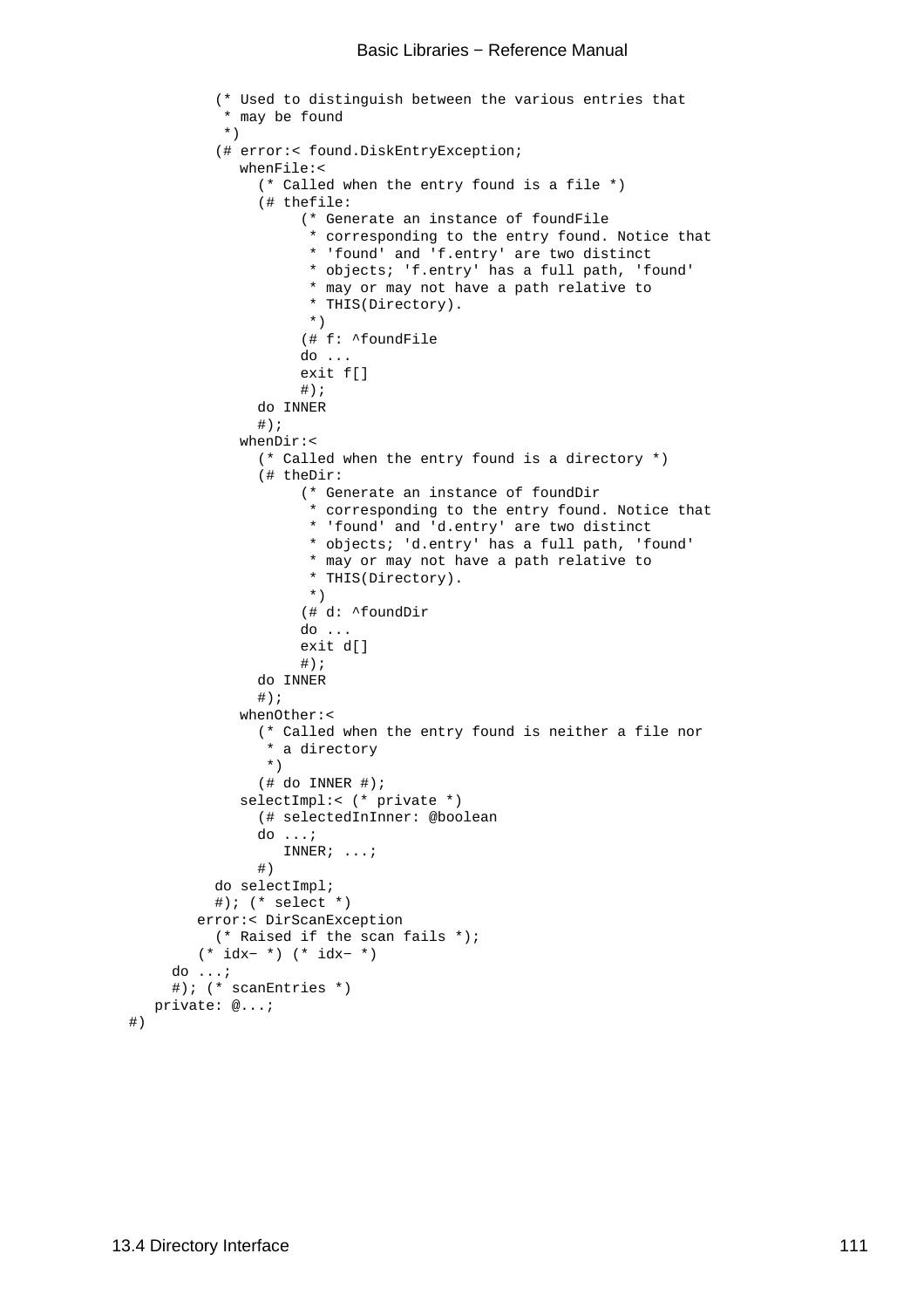```
        (* Used to distinguish between the various entries that
         * may be found
         *)
        (# error:< found.DiskEntryException;
           whenFile:<
             (* Called when the entry found is a file *)
             (# thefile:
                  (* Generate an instance of foundFile
                   * corresponding to the entry found. Notice that
                   * 'found' and 'f.entry' are two distinct
                   * objects; 'f.entry' has a full path, 'found'
                   * may or may not have a path relative to
                   * THIS(Directory).
                   *)
                  (# f: ^foundFile
                  do ...
                  exit f[]
                  #);
             do INNER
             #);
           whenDir:<
             (* Called when the entry found is a directory *)
             (# theDir:
                  (* Generate an instance of foundDir
                   * corresponding to the entry found. Notice that
                   * 'found' and 'd.entry' are two distinct
                   * objects; 'd.entry' has a full path, 'found'
                   * may or may not have a path relative to
                   * THIS(Directory).
                   *)
                  (# d: ^foundDir
                  do ...
                  exit d[]
                  #);
             do INNER
             #);
           whenOther:<
             (* Called when the entry found is neither a file nor
              * a directory
              *)
             (# do INNER #);
           selectImpl:< (* private *)
             (# selectedInInner: @boolean
             do ...;
                INNER; ...;
             #)
        do selectImpl;
        #); (* select *)
       error:< DirScanException
         (* Raised if the scan fails *);
       (* idx- *) (* idx- *)
    do ...;
    #); (* scanEntries *)
  private: @...;
#)
```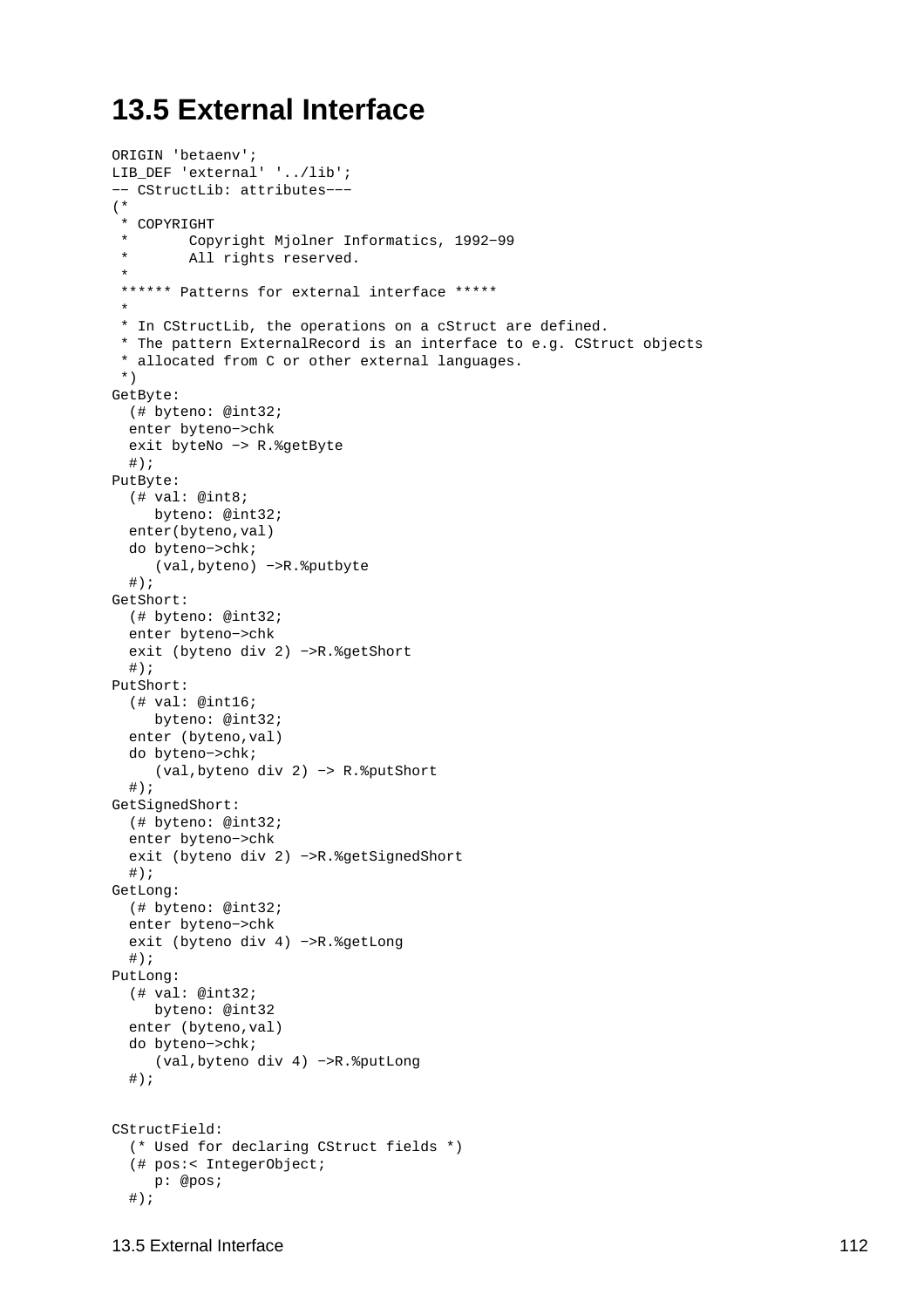# 13.5 External Interface

```
ORIGIN 'betaenv';
LIB_DEF 'external' '../lib';
-- CStructLib: attributes---
(*
 * COPYRIGHT
 *       Copyright Mjolner Informatics, 1992-99
 *       All rights reserved.
 *
 ****** Patterns for external interface *****
 *
 * In CStructLib, the operations on a cStruct are defined.
 * The pattern ExternalRecord is an interface to e.g. CStruct objects
 * allocated from C or other external languages.
 *)
GetByte:
  (# byteno: @int32;
  enter byteno->chk
  exit byteNo -> R.%getByte
  #);
PutByte:
  (# val: @int8;
     byteno: @int32;
  enter(byteno,val)
  do byteno->chk;
     (val,byteno) ->R.%putbyte
  #);
GetShort:
  (# byteno: @int32;
  enter byteno->chk
  exit (byteno div 2) ->R.%getShort
  #);
PutShort:
  (# val: @int16;
     byteno: @int32;
  enter (byteno,val)
  do byteno->chk;
     (val,byteno div 2) -> R.%putShort
  #);
GetSignedShort:
  (# byteno: @int32;
  enter byteno->chk
  exit (byteno div 2) ->R.%getSignedShort
  #);
GetLong:
  (# byteno: @int32;
  enter byteno->chk
  exit (byteno div 4) ->R.%getLong
  #);
PutLong:
  (# val: @int32;
     byteno: @int32
  enter (byteno,val)
  do byteno->chk;
     (val,byteno div 4) ->R.%putLong
  #);


CStructField:
  (* Used for declaring CStruct fields *)
  (# pos:< IntegerObject;
     p: @pos;
  #);
```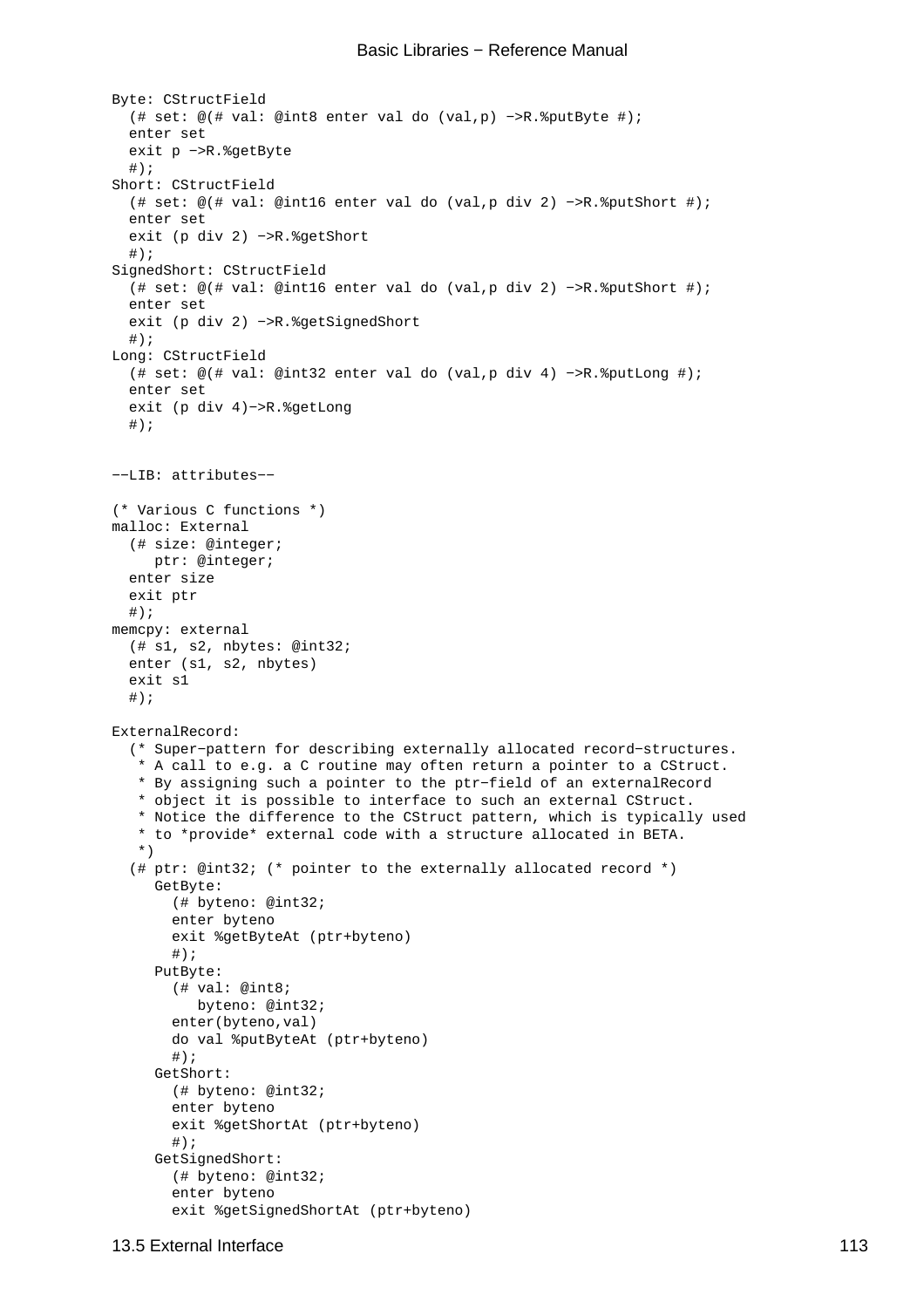```
Byte: CStructField
  (# set: @(# val: @int8 enter val do (val,p) −>R.%putByte #);
  enter set
  exit p −>R.%getByte
  #);
Short: CStructField
  (# set: @(# val: @int16 enter val do (val,p div 2) −>R.%putShort #);
  enter set
  exit (p div 2) −>R.%getShort
  #);
SignedShort: CStructField
  (# set: @(# val: @int16 enter val do (val,p div 2) −>R.%putShort #);
  enter set
  exit (p div 2) −>R.%getSignedShort
  #);
Long: CStructField
  (# set: @(# val: @int32 enter val do (val,p div 4) −>R.%putLong #);
  enter set
  exit (p div 4)−>R.%getLong
  #);


−−LIB: attributes−−

(* Various C functions *)
malloc: External
  (# size: @integer;
     ptr: @integer;
  enter size
  exit ptr
  #);
memcpy: external
  (# s1, s2, nbytes: @int32;
  enter (s1, s2, nbytes)
  exit s1
  #);

ExternalRecord:
  (* Super−pattern for describing externally allocated record−structures.
   * A call to e.g. a C routine may often return a pointer to a CStruct.
   * By assigning such a pointer to the ptr−field of an externalRecord
   * object it is possible to interface to such an external CStruct.
   * Notice the difference to the CStruct pattern, which is typically used
   * to *provide* external code with a structure allocated in BETA.
   *)
  (# ptr: @int32; (* pointer to the externally allocated record *)
     GetByte:
       (# byteno: @int32;
       enter byteno
       exit %getByteAt (ptr+byteno)
       #);
     PutByte:
       (# val: @int8;
          byteno: @int32;
       enter(byteno,val)
       do val %putByteAt (ptr+byteno)
       #);
     GetShort:
       (# byteno: @int32;
       enter byteno
       exit %getShortAt (ptr+byteno)
       #);
     GetSignedShort:
       (# byteno: @int32;
       enter byteno
       exit %getSignedShortAt (ptr+byteno)
```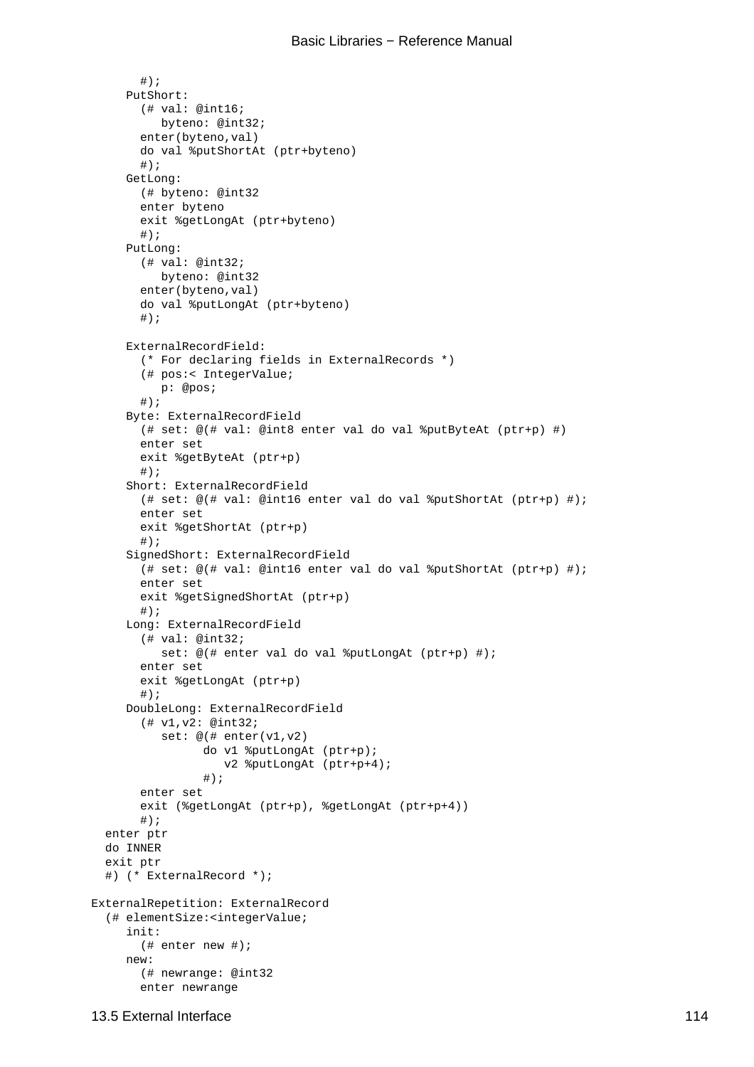```
        #);
      PutShort:
        (# val: @int16;
           byteno: @int32;
        enter(byteno,val)
        do val %putShortAt (ptr+byteno)
        #);
      GetLong:
        (# byteno: @int32
        enter byteno
        exit %getLongAt (ptr+byteno)
        #);
      PutLong:
        (# val: @int32;
           byteno: @int32
        enter(byteno,val)
        do val %putLongAt (ptr+byteno)
        #);

      ExternalRecordField:
        (* For declaring fields in ExternalRecords *)
        (# pos:< IntegerValue;
           p: @pos;
        #);
      Byte: ExternalRecordField
        (# set: @(# val: @int8 enter val do val %putByteAt (ptr+p) #)
        enter set
        exit %getByteAt (ptr+p)
        #);
      Short: ExternalRecordField
        (# set: @(# val: @int16 enter val do val %putShortAt (ptr+p) #);
        enter set
        exit %getShortAt (ptr+p)
        #);
      SignedShort: ExternalRecordField
        (# set: @(# val: @int16 enter val do val %putShortAt (ptr+p) #);
        enter set
        exit %getSignedShortAt (ptr+p)
        #);
      Long: ExternalRecordField
        (# val: @int32;
           set: @(# enter val do val %putLongAt (ptr+p) #);
        enter set
        exit %getLongAt (ptr+p)
        #);
      DoubleLong: ExternalRecordField
        (# v1,v2: @int32;
           set: @(# enter(v1,v2)
                 do v1 %putLongAt (ptr+p);
                    v2 %putLongAt (ptr+p+4);
                 #);
        enter set
        exit (%getLongAt (ptr+p), %getLongAt (ptr+p+4))
        #);
   enter ptr
   do INNER
   exit ptr
   #) (* ExternalRecord *);

 ExternalRepetition: ExternalRecord
   (# elementSize:<integerValue;
      init:
        (# enter new #);
      new:
        (# newrange: @int32
        enter newrange
```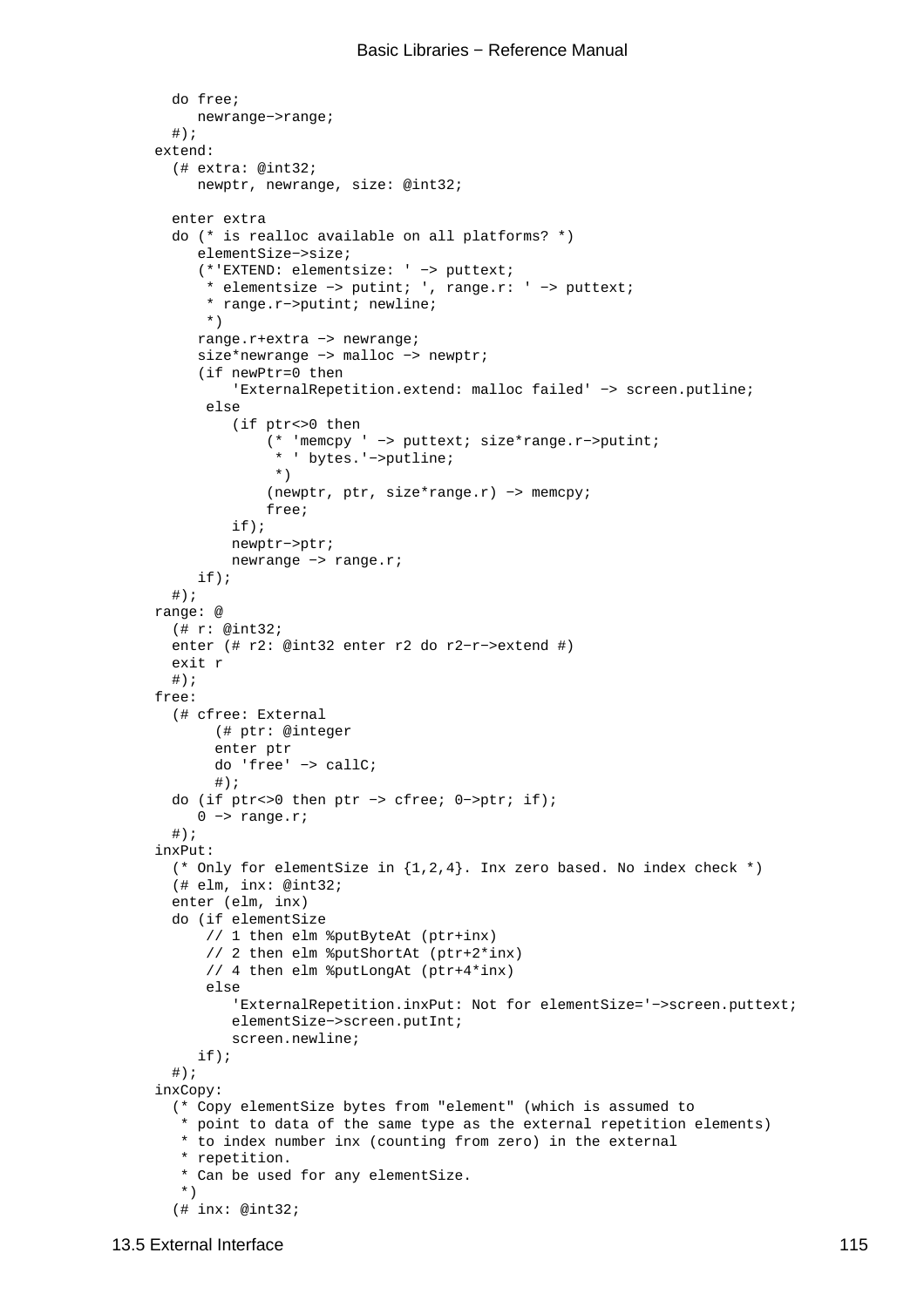```
    do free;
       newrange->range;
    #);
  extend:
    (# extra: @int32;
       newptr, newrange, size: @int32;

    enter extra
    do (* is realloc available on all platforms? *)
       elementSize->size;
       (*'EXTEND: elementsize: ' -> puttext;
        * elementsize -> putint; ', range.r: ' -> puttext;
        * range.r->putint; newline;
        *)
       range.r+extra -> newrange;
       size*newrange -> malloc -> newptr;
       (if newPtr=0 then
           'ExternalRepetition.extend: malloc failed' -> screen.putline;
        else
          (if ptr<>0 then
              (* 'memcpy ' -> puttext; size*range.r->putint;
               * ' bytes.'->putline;
               *)
              (newptr, ptr, size*range.r) -> memcpy;
              free;
          if);
          newptr->ptr;
          newrange -> range.r;
       if);
    #);
  range: @
    (# r: @int32;
    enter (# r2: @int32 enter r2 do r2-r->extend #)
    exit r
    #);
  free:
    (# cfree: External
         (# ptr: @integer
         enter ptr
         do 'free' -> callC;
         #);
    do (if ptr<>0 then ptr -> cfree; 0->ptr; if);
       0 -> range.r;
    #);
  inxPut:
    (* Only for elementSize in {1,2,4}. Inx zero based. No index check *)
    (# elm, inx: @int32;
    enter (elm, inx)
    do (if elementSize
        // 1 then elm %putByteAt (ptr+inx)
        // 2 then elm %putShortAt (ptr+2*inx)
        // 4 then elm %putLongAt (ptr+4*inx)
        else
          'ExternalRepetition.inxPut: Not for elementSize='->screen.puttext;
          elementSize->screen.putInt;
          screen.newline;
       if);
    #);
  inxCopy:
    (* Copy elementSize bytes from "element" (which is assumed to
     * point to data of the same type as the external repetition elements)
     * to index number inx (counting from zero) in the external
     * repetition.
     * Can be used for any elementSize.
     *)
    (# inx: @int32;
```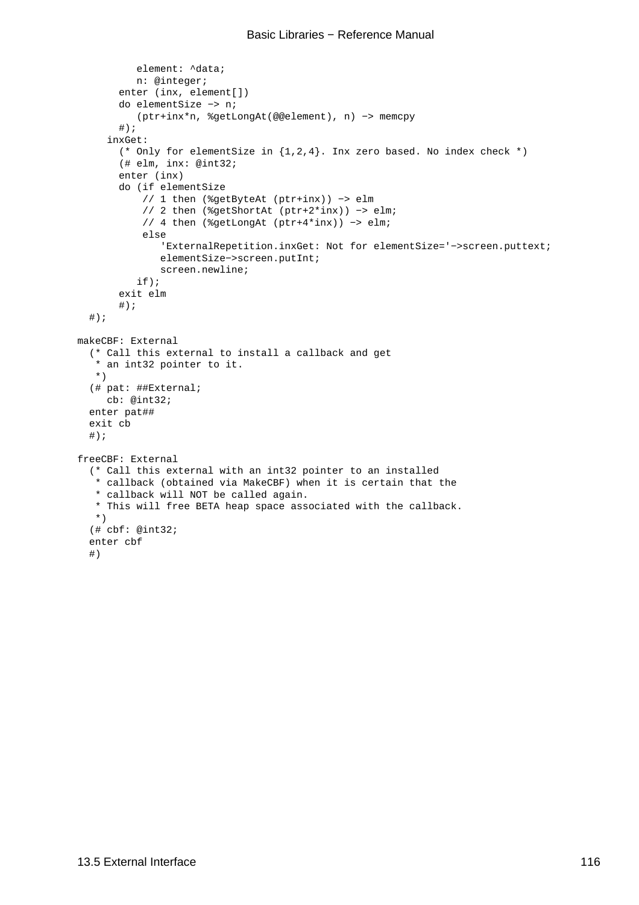```
          element: ^data;
          n: @integer;
       enter (inx, element[])
       do elementSize −> n;
          (ptr+inx*n, %getLongAt(@@element), n) −> memcpy
       #);
     inxGet:
       (* Only for elementSize in {1,2,4}. Inx zero based. No index check *)
       (# elm, inx: @int32;
       enter (inx)
       do (if elementSize
           // 1 then (%getByteAt (ptr+inx)) −> elm
           // 2 then (%getShortAt (ptr+2*inx)) −> elm;
           // 4 then (%getLongAt (ptr+4*inx)) −> elm;
           else
              'ExternalRepetition.inxGet: Not for elementSize='−>screen.puttext;
              elementSize−>screen.putInt;
              screen.newline;
          if);
       exit elm
       #);
  #);

makeCBF: External
  (* Call this external to install a callback and get
   * an int32 pointer to it.
   *)
  (# pat: ##External;
     cb: @int32;
  enter pat##
  exit cb
  #);

freeCBF: External
  (* Call this external with an int32 pointer to an installed
   * callback (obtained via MakeCBF) when it is certain that the
   * callback will NOT be called again.
   * This will free BETA heap space associated with the callback.
   *)
  (# cbf: @int32;
  enter cbf
  #)
```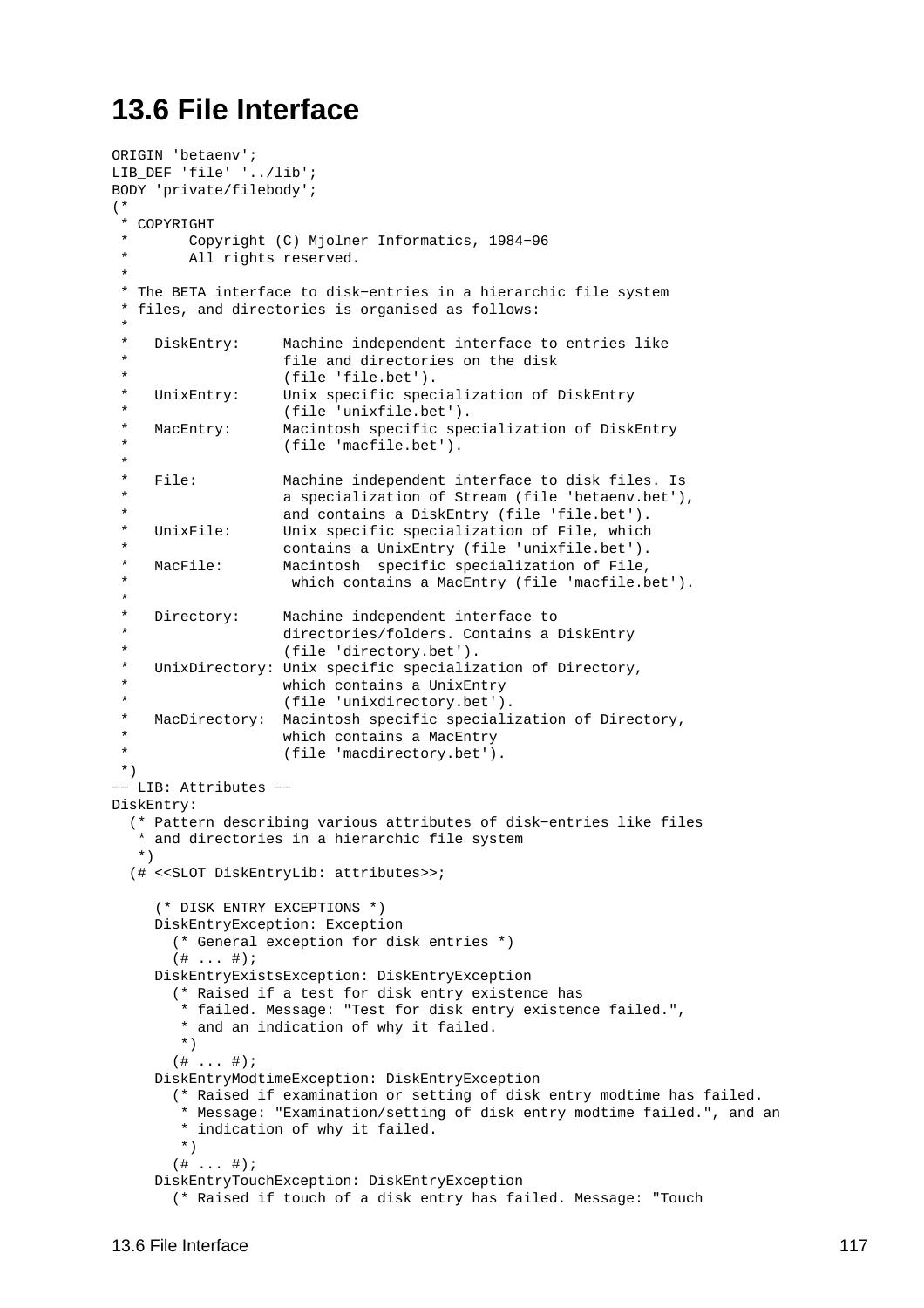## 13.6 File Interface

```
ORIGIN 'betaenv';
LIB_DEF 'file' '../lib';
BODY 'private/filebody';
(*
 * COPYRIGHT
 *       Copyright (C) Mjolner Informatics, 1984-96
 *       All rights reserved.
 *
 * The BETA interface to disk-entries in a hierarchic file system
 * files, and directories is organised as follows:
 *
 *   DiskEntry:     Machine independent interface to entries like
 *                  file and directories on the disk
 *                  (file 'file.bet').
 *   UnixEntry:     Unix specific specialization of DiskEntry
 *                  (file 'unixfile.bet').
 *   MacEntry:      Macintosh specific specialization of DiskEntry
 *                  (file 'macfile.bet').
 *
 *   File:          Machine independent interface to disk files. Is
 *                  a specialization of Stream (file 'betaenv.bet'),
 *                  and contains a DiskEntry (file 'file.bet').
 *   UnixFile:      Unix specific specialization of File, which
 *                  contains a UnixEntry (file 'unixfile.bet').
 *   MacFile:       Macintosh  specific specialization of File,
 *                   which contains a MacEntry (file 'macfile.bet').
 *
 *   Directory:     Machine independent interface to
 *                  directories/folders. Contains a DiskEntry
 *                  (file 'directory.bet').
 *   UnixDirectory: Unix specific specialization of Directory,
 *                  which contains a UnixEntry
 *                  (file 'unixdirectory.bet').
 *   MacDirectory:  Macintosh specific specialization of Directory,
 *                  which contains a MacEntry
 *                  (file 'macdirectory.bet').
 *)
-- LIB: Attributes --
DiskEntry:
   (* Pattern describing various attributes of disk-entries like files
    * and directories in a hierarchic file system
    *)
   (# <<SLOT DiskEntryLib: attributes>>;

      (* DISK ENTRY EXCEPTIONS *)
      DiskEntryException: Exception
        (* General exception for disk entries *)
        (# ... #);
      DiskEntryExistsException: DiskEntryException
        (* Raised if a test for disk entry existence has
         * failed. Message: "Test for disk entry existence failed.",
         * and an indication of why it failed.
         *)
        (# ... #);
      DiskEntryModtimeException: DiskEntryException
        (* Raised if examination or setting of disk entry modtime has failed.
         * Message: "Examination/setting of disk entry modtime failed.", and an
         * indication of why it failed.
         *)
        (# ... #);
      DiskEntryTouchException: DiskEntryException
        (* Raised if touch of a disk entry has failed. Message: "Touch
```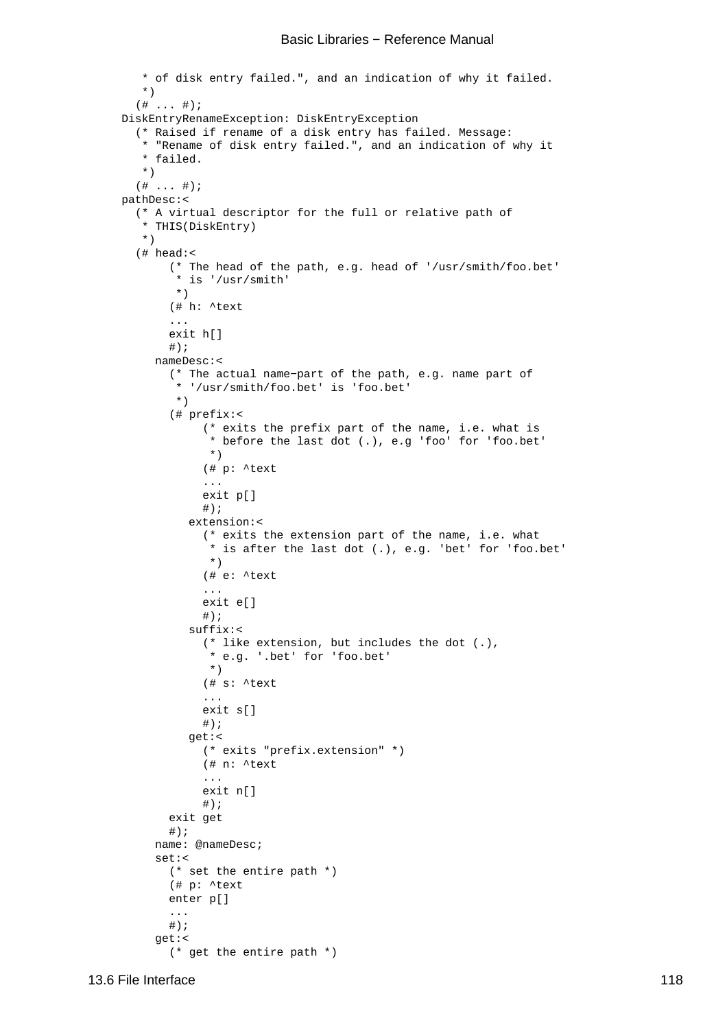```
        * of disk entry failed.", and an indication of why it failed.
        *)
       (# ... #);
     DiskEntryRenameException: DiskEntryException
       (* Raised if rename of a disk entry has failed. Message:
        * "Rename of disk entry failed.", and an indication of why it
        * failed.
        *)
       (# ... #);
     pathDesc:<
       (* A virtual descriptor for the full or relative path of
        * THIS(DiskEntry)
        *)
       (# head:<
            (* The head of the path, e.g. head of '/usr/smith/foo.bet'
             * is '/usr/smith'
             *)
            (# h: ^text
            ...
            exit h[]
            #);
          nameDesc:<
            (* The actual name−part of the path, e.g. name part of
             * '/usr/smith/foo.bet' is 'foo.bet'
             *)
            (# prefix:<
                 (* exits the prefix part of the name, i.e. what is
                  * before the last dot (.), e.g 'foo' for 'foo.bet'
                  *)
                 (# p: ^text
                 ...
                 exit p[]
                 #);
               extension:<
                 (* exits the extension part of the name, i.e. what
                  * is after the last dot (.), e.g. 'bet' for 'foo.bet'
                  *)
                 (# e: ^text
                 ...
                 exit e[]
                 #);
               suffix:<
                 (* like extension, but includes the dot (.),
                  * e.g. '.bet' for 'foo.bet'
                  *)
                 (# s: ^text
                 ...
                 exit s[]
                 #);
               get:<
                 (* exits "prefix.extension" *)
                 (# n: ^text
                 ...
                 exit n[]
                 #);
            exit get
            #);
          name: @nameDesc;
          set:<
            (* set the entire path *)
            (# p: ^text
            enter p[]
            ...
            #);
          get:<
            (* get the entire path *)
```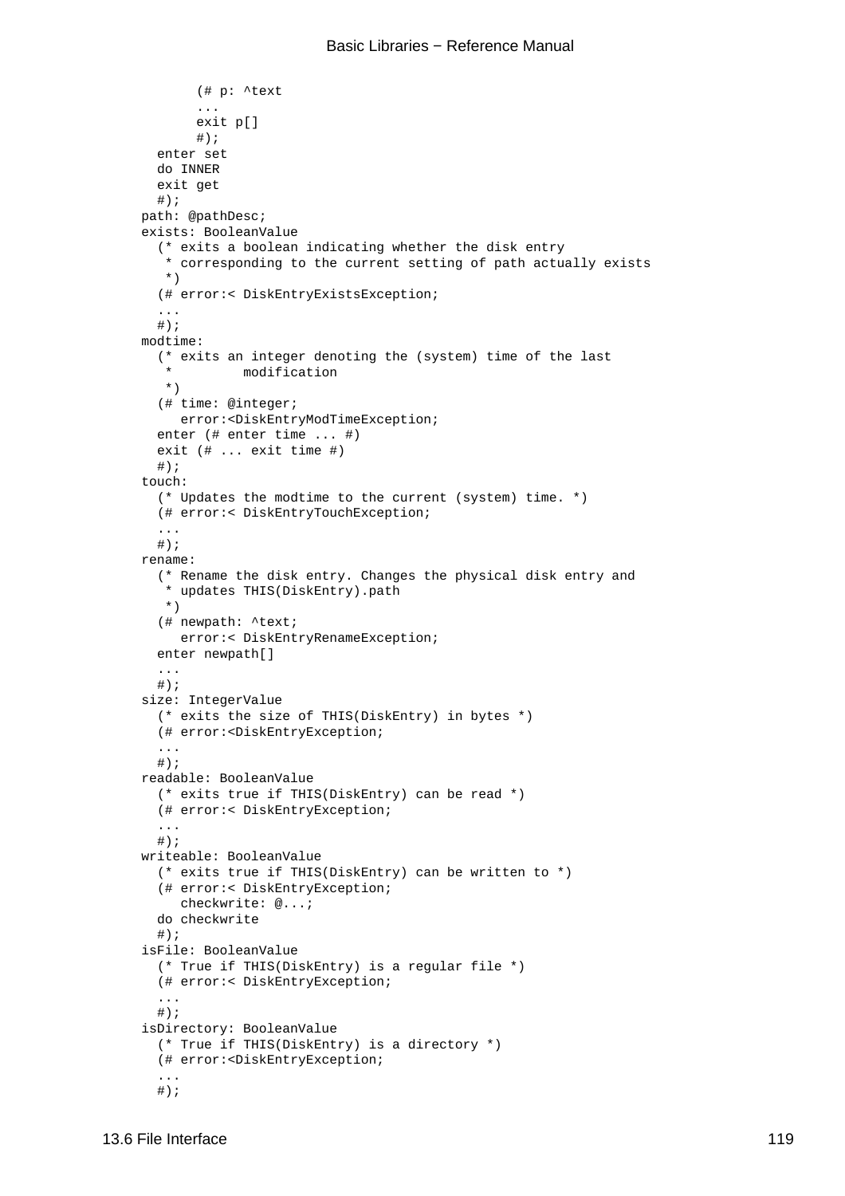```
        (# p: ^text
        ...
        exit p[]
        #);
   enter set
   do INNER
   exit get
   #);
 path: @pathDesc;
 exists: BooleanValue
   (* exits a boolean indicating whether the disk entry
    * corresponding to the current setting of path actually exists
    *)
   (# error:< DiskEntryExistsException;
   ...
   #);
 modtime:
   (* exits an integer denoting the (system) time of the last
    *         modification
    *)
   (# time: @integer;
      error:<DiskEntryModTimeException;
   enter (# enter time ... #)
   exit (# ... exit time #)
   #);
 touch:
   (* Updates the modtime to the current (system) time. *)
   (# error:< DiskEntryTouchException;
   ...
   #);
 rename:
   (* Rename the disk entry. Changes the physical disk entry and
    * updates THIS(DiskEntry).path
    *)
   (# newpath: ^text;
      error:< DiskEntryRenameException;
   enter newpath[]
   ...
   #);
 size: IntegerValue
   (* exits the size of THIS(DiskEntry) in bytes *)
   (# error:<DiskEntryException;
   ...
   #);
 readable: BooleanValue
   (* exits true if THIS(DiskEntry) can be read *)
   (# error:< DiskEntryException;
   ...
   #);
 writeable: BooleanValue
   (* exits true if THIS(DiskEntry) can be written to *)
   (# error:< DiskEntryException;
      checkwrite: @...;
   do checkwrite
   #);
 isFile: BooleanValue
   (* True if THIS(DiskEntry) is a regular file *)
   (# error:< DiskEntryException;
   ...
   #);
 isDirectory: BooleanValue
   (* True if THIS(DiskEntry) is a directory *)
   (# error:<DiskEntryException;
   ...
   #);
```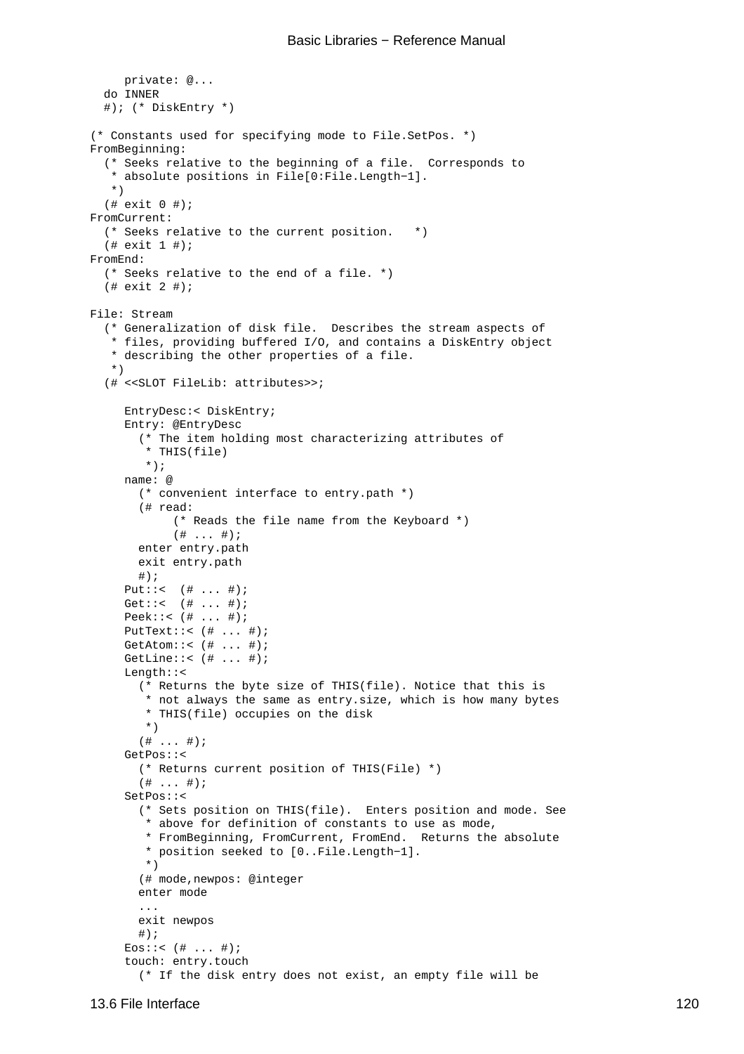```
      private: @...
   do INNER
   #); (* DiskEntry *)

(* Constants used for specifying mode to File.SetPos. *)
FromBeginning:
   (* Seeks relative to the beginning of a file.  Corresponds to
    * absolute positions in File[0:File.Length−1].
    *)
   (# exit 0 #);
FromCurrent:
   (* Seeks relative to the current position.   *)
   (# exit 1 #);
FromEnd:
   (* Seeks relative to the end of a file. *)
   (# exit 2 #);

File: Stream
   (* Generalization of disk file.  Describes the stream aspects of
    * files, providing buffered I/O, and contains a DiskEntry object
    * describing the other properties of a file.
    *)
   (# <<SLOT FileLib: attributes>>;

      EntryDesc:< DiskEntry;
      Entry: @EntryDesc
        (* The item holding most characterizing attributes of
         * THIS(file)
         *);
      name: @
        (* convenient interface to entry.path *)
        (# read:
             (* Reads the file name from the Keyboard *)
             (# ... #);
        enter entry.path
        exit entry.path
        #);
      Put::<  (# ... #);
      Get::<  (# ... #);
      Peek::< (# ... #);
      PutText::< (# ... #);
      GetAtom::< (# ... #);
      GetLine::< (# ... #);
      Length::<
        (* Returns the byte size of THIS(file). Notice that this is
         * not always the same as entry.size, which is how many bytes
         * THIS(file) occupies on the disk
         *)
        (# ... #);
      GetPos::<
        (* Returns current position of THIS(File) *)
        (# ... #);
      SetPos::<
        (* Sets position on THIS(file).  Enters position and mode. See
         * above for definition of constants to use as mode,
         * FromBeginning, FromCurrent, FromEnd.  Returns the absolute
         * position seeked to [0..File.Length−1].
         *)
        (# mode,newpos: @integer
        enter mode
        ...
        exit newpos
        #);
      Eos::< (# ... #);
      touch: entry.touch
        (* If the disk entry does not exist, an empty file will be
```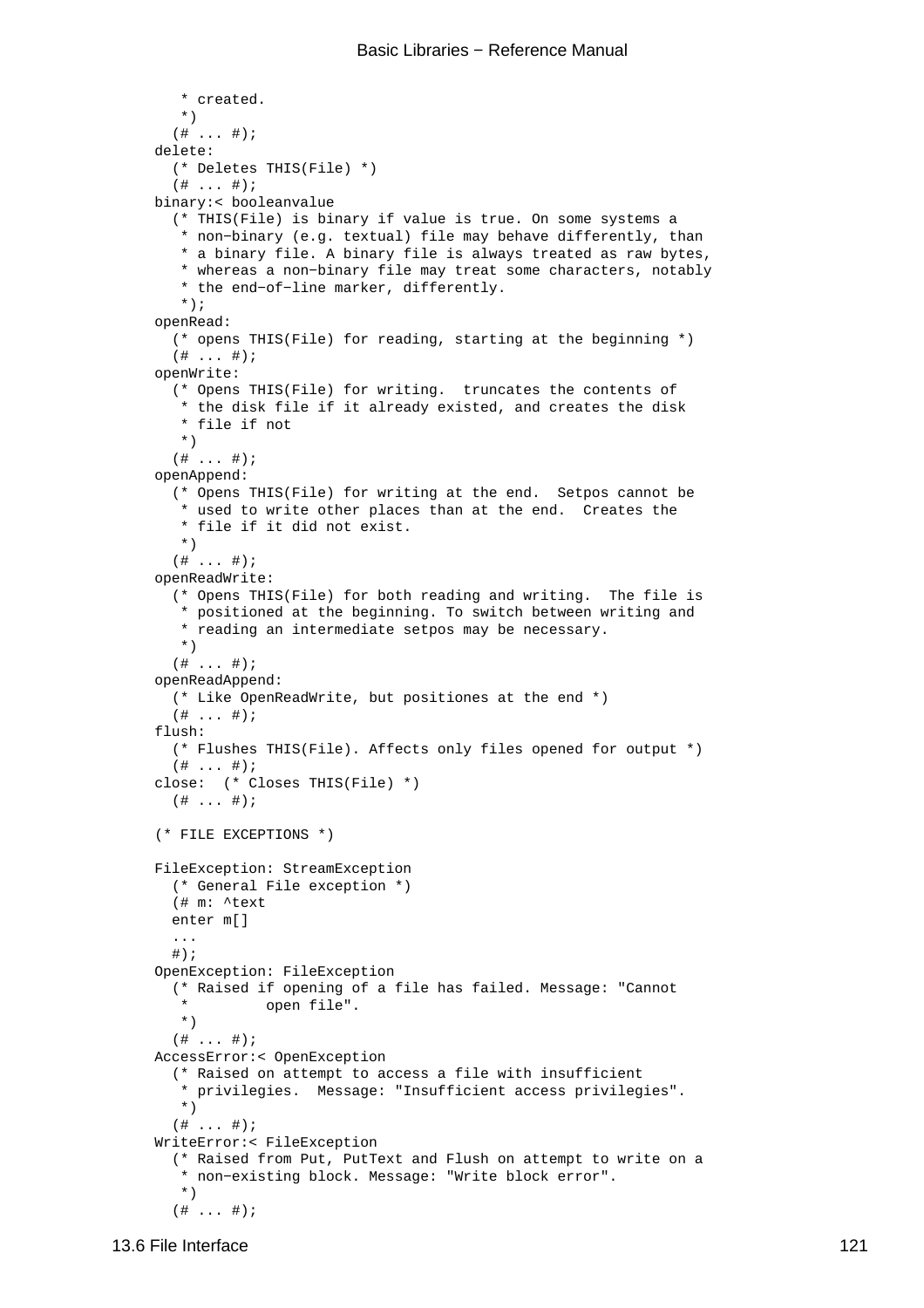```
    * created.
    *)
   (# ... #);
delete:
  (* Deletes THIS(File) *)
  (# ... #);
binary:< booleanvalue
  (* THIS(File) is binary if value is true. On some systems a
   * non−binary (e.g. textual) file may behave differently, than
   * a binary file. A binary file is always treated as raw bytes,
   * whereas a non−binary file may treat some characters, notably
   * the end−of−line marker, differently.
   *);
openRead:
  (* opens THIS(File) for reading, starting at the beginning *)
  (# ... #);
openWrite:
  (* Opens THIS(File) for writing.  truncates the contents of
   * the disk file if it already existed, and creates the disk
   * file if not
   *)
  (# ... #);
openAppend:
  (* Opens THIS(File) for writing at the end.  Setpos cannot be
   * used to write other places than at the end.  Creates the
   * file if it did not exist.
   *)
  (# ... #);
openReadWrite:
  (* Opens THIS(File) for both reading and writing.  The file is
   * positioned at the beginning. To switch between writing and
   * reading an intermediate setpos may be necessary.
   *)
  (# ... #);
openReadAppend:
  (* Like OpenReadWrite, but positiones at the end *)
  (# ... #);
flush:
  (* Flushes THIS(File). Affects only files opened for output *)
  (# ... #);
close:  (* Closes THIS(File) *)
  (# ... #);

(* FILE EXCEPTIONS *)

FileException: StreamException
  (* General File exception *)
  (# m: ^text
  enter m[]
  ...
  #);
OpenException: FileException
  (* Raised if opening of a file has failed. Message: "Cannot
   *         open file".
   *)
  (# ... #);
AccessError:< OpenException
  (* Raised on attempt to access a file with insufficient
   * privilegies.  Message: "Insufficient access privilegies".
   *)
  (# ... #);
WriteError:< FileException
  (* Raised from Put, PutText and Flush on attempt to write on a
   * non−existing block. Message: "Write block error".
   *)
  (# ... #);
```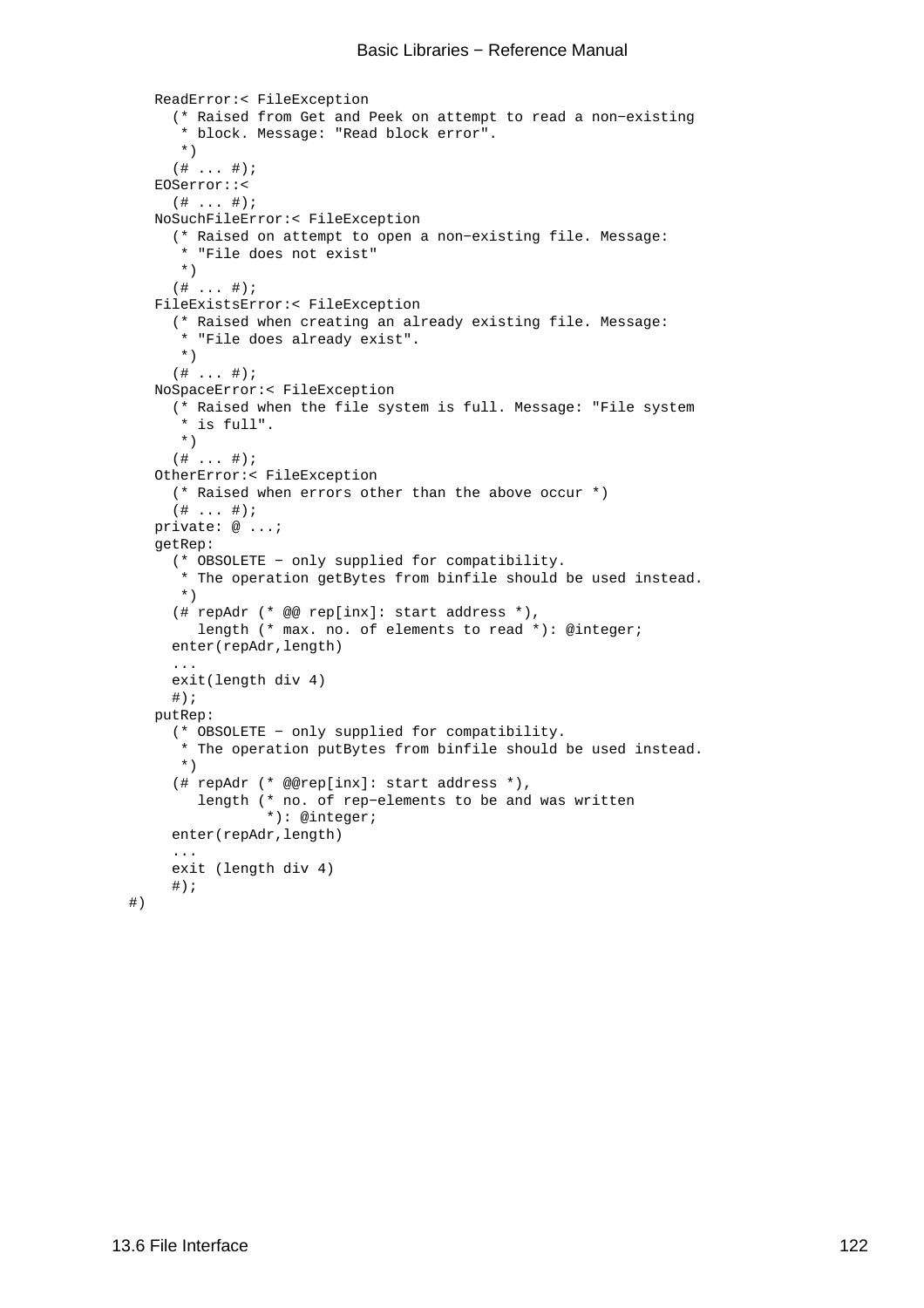```
    ReadError:< FileException
      (* Raised from Get and Peek on attempt to read a non−existing
       * block. Message: "Read block error".
       *)
      (# ... #);
    EOSerror::<
      (# ... #);
    NoSuchFileError:< FileException
      (* Raised on attempt to open a non−existing file. Message:
       * "File does not exist"
       *)
      (# ... #);
    FileExistsError:< FileException
      (* Raised when creating an already existing file. Message:
       * "File does already exist".
       *)
      (# ... #);
    NoSpaceError:< FileException
      (* Raised when the file system is full. Message: "File system
       * is full".
       *)
      (# ... #);
    OtherError:< FileException
      (* Raised when errors other than the above occur *)
      (# ... #);
    private: @ ...;
    getRep:
      (* OBSOLETE − only supplied for compatibility.
       * The operation getBytes from binfile should be used instead.
       *)
      (# repAdr (* @@ rep[inx]: start address *),
         length (* max. no. of elements to read *): @integer;
      enter(repAdr,length)
      ...
      exit(length div 4)
      #);
    putRep:
      (* OBSOLETE − only supplied for compatibility.
       * The operation putBytes from binfile should be used instead.
       *)
      (# repAdr (* @@rep[inx]: start address *),
         length (* no. of rep−elements to be and was written
                 *): @integer;
      enter(repAdr,length)
      ...
      exit (length div 4)
      #);
#)
```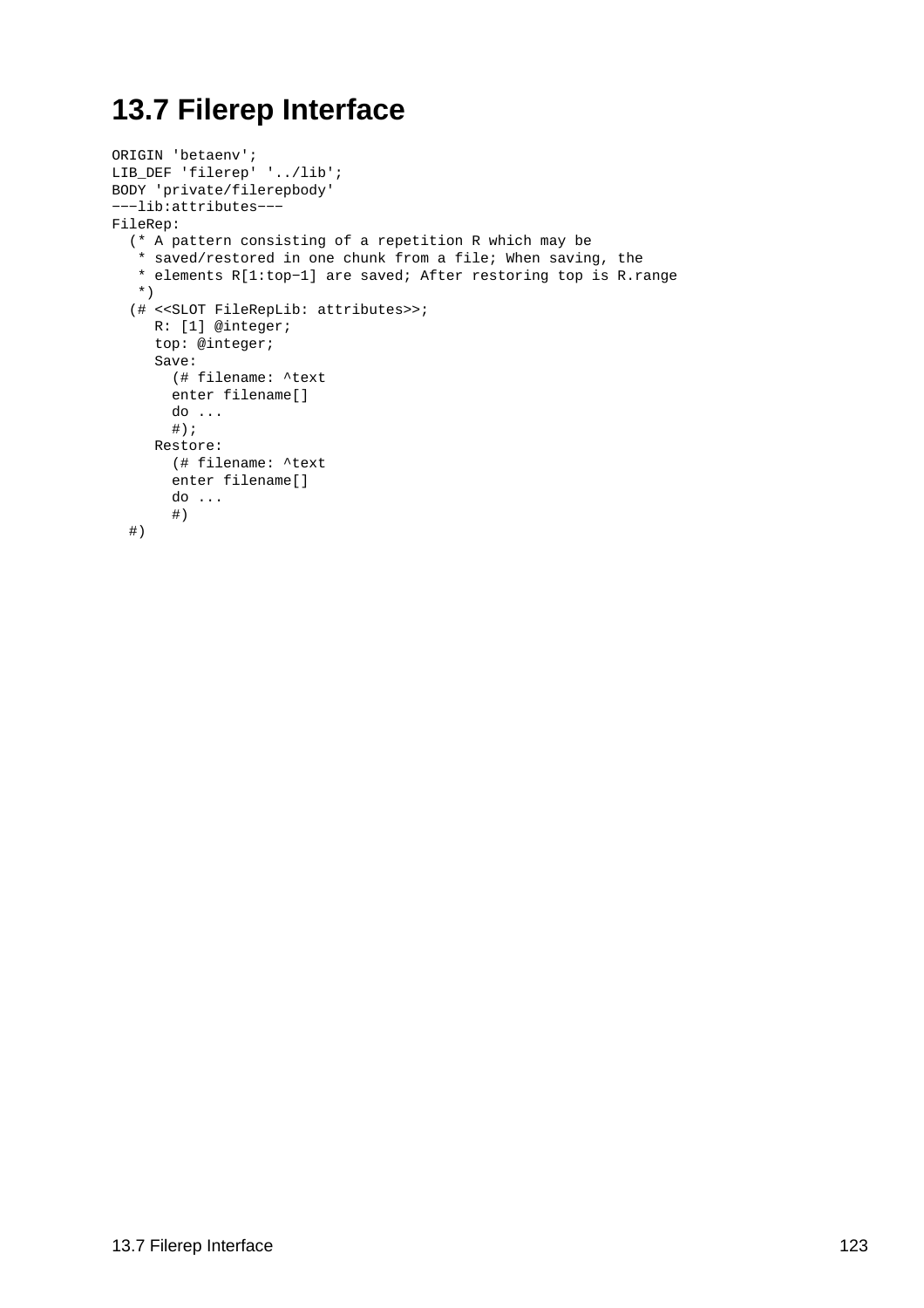# 13.7 Filerep Interface

```
ORIGIN 'betaenv';
LIB_DEF 'filerep' '../lib';
BODY 'private/filerepbody'
---lib:attributes---
FileRep:
  (* A pattern consisting of a repetition R which may be
   * saved/restored in one chunk from a file; When saving, the
   * elements R[1:top-1] are saved; After restoring top is R.range
   *)
  (# <<SLOT FileRepLib: attributes>>;
     R: [1] @integer;
     top: @integer;
     Save:
       (# filename: ^text
       enter filename[]
       do ...
       #);
     Restore:
       (# filename: ^text
       enter filename[]
       do ...
       #)
  #)
```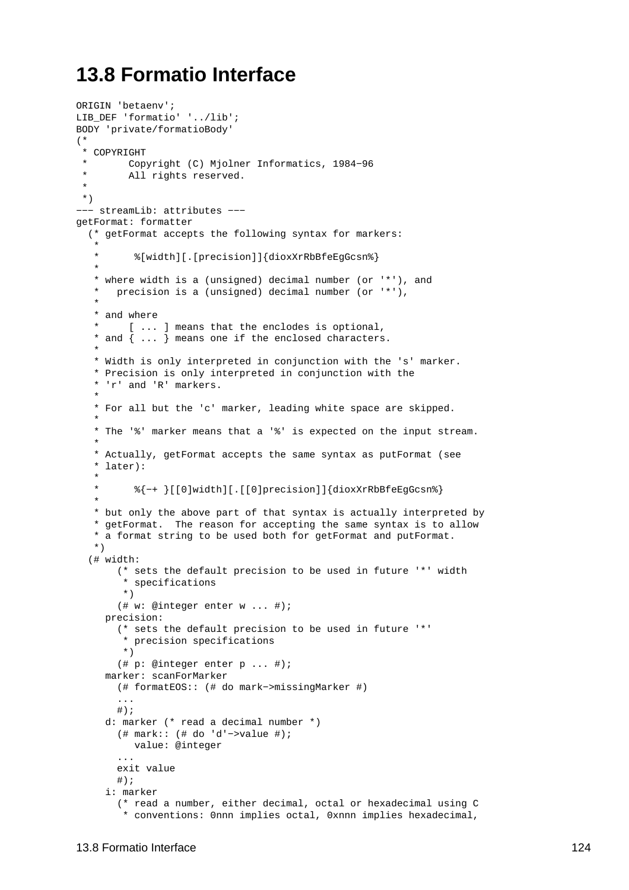# 13.8 Formatio Interface

```
ORIGIN 'betaenv';
LIB_DEF 'formatio' '../lib';
BODY 'private/formatioBody'
(*
 * COPYRIGHT
 *       Copyright (C) Mjolner Informatics, 1984−96
 *       All rights reserved.
 *
 *)
−−− streamLib: attributes −−−
getFormat: formatter
  (* getFormat accepts the following syntax for markers:
   *
   *      %[width][.[precision]]{dioxXrRbBfeEgGcsn%}
   *
   * where width is a (unsigned) decimal number (or '*'), and
   *   precision is a (unsigned) decimal number (or '*'),
   *
   * and where
   *     [ ... ] means that the enclodes is optional,
   * and { ... } means one if the enclosed characters.
   *
   * Width is only interpreted in conjunction with the 's' marker.
   * Precision is only interpreted in conjunction with the
   * 'r' and 'R' markers.
   *
   * For all but the 'c' marker, leading white space are skipped.
   *
   * The '%' marker means that a '%' is expected on the input stream.
   *
   * Actually, getFormat accepts the same syntax as putFormat (see
   * later):
   *
   *      %{−+ }[[0]width][.[[0]precision]]{dioxXrRbBfeEgGcsn%}
   *
   * but only the above part of that syntax is actually interpreted by
   * getFormat.  The reason for accepting the same syntax is to allow
   * a format string to be used both for getFormat and putFormat.
   *)
  (# width:
       (* sets the default precision to be used in future '*' width
        * specifications
        *)
       (# w: @integer enter w ... #);
     precision:
       (* sets the default precision to be used in future '*'
        * precision specifications
        *)
       (# p: @integer enter p ... #);
     marker: scanForMarker
       (# formatEOS:: (# do mark−>missingMarker #)
       ...
       #);
     d: marker (* read a decimal number *)
       (# mark:: (# do 'd'−>value #);
          value: @integer
       ...
       exit value
       #);
     i: marker
       (* read a number, either decimal, octal or hexadecimal using C
        * conventions: 0nnn implies octal, 0xnnn implies hexadecimal,
```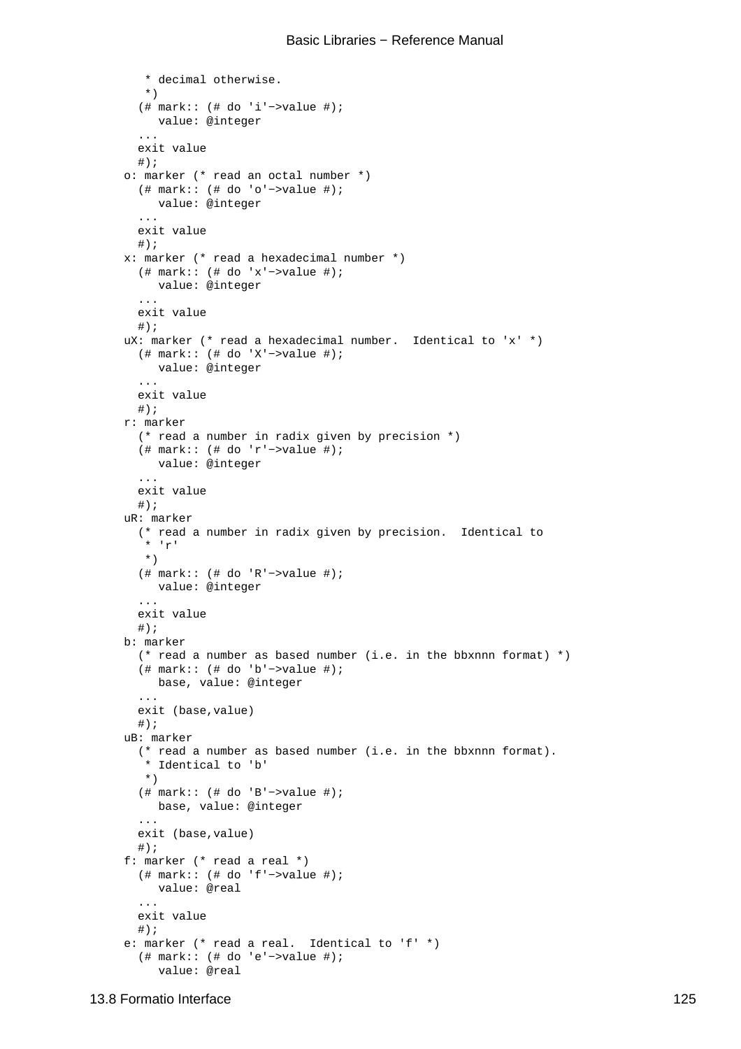```
     * decimal otherwise.
     *)
    (# mark:: (# do 'i'->value #);
       value: @integer
    ...
    exit value
    #);
  o: marker (* read an octal number *)
    (# mark:: (# do 'o'->value #);
       value: @integer
    ...
    exit value
    #);
  x: marker (* read a hexadecimal number *)
    (# mark:: (# do 'x'->value #);
       value: @integer
    ...
    exit value
    #);
  uX: marker (* read a hexadecimal number.  Identical to 'x' *)
    (# mark:: (# do 'X'->value #);
       value: @integer
    ...
    exit value
    #);
  r: marker
    (* read a number in radix given by precision *)
    (# mark:: (# do 'r'->value #);
       value: @integer
    ...
    exit value
    #);
  uR: marker
    (* read a number in radix given by precision.  Identical to
     * 'r'
     *)
    (# mark:: (# do 'R'->value #);
       value: @integer
    ...
    exit value
    #);
  b: marker
    (* read a number as based number (i.e. in the bbxnnn format) *)
    (# mark:: (# do 'b'->value #);
       base, value: @integer
    ...
    exit (base,value)
    #);
  uB: marker
    (* read a number as based number (i.e. in the bbxnnn format).
     * Identical to 'b'
     *)
    (# mark:: (# do 'B'->value #);
       base, value: @integer
    ...
    exit (base,value)
    #);
  f: marker (* read a real *)
    (# mark:: (# do 'f'->value #);
       value: @real
    ...
    exit value
    #);
  e: marker (* read a real.  Identical to 'f' *)
    (# mark:: (# do 'e'->value #);
       value: @real
```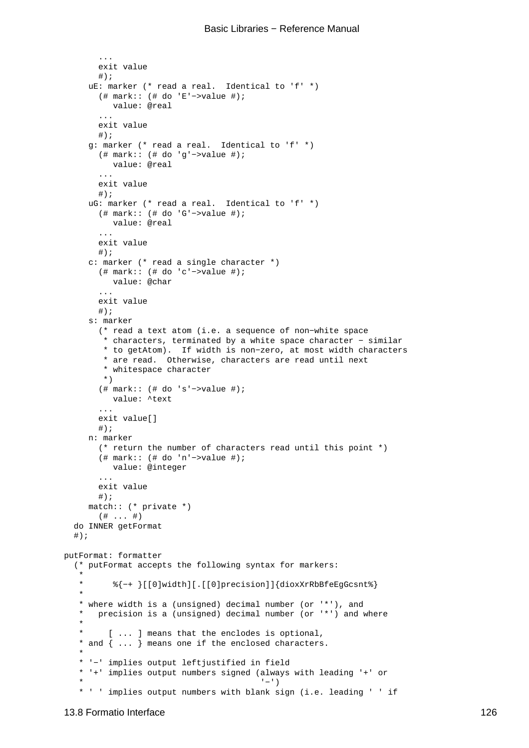```
        ...
        exit value
        #);
      uE: marker (* read a real.  Identical to 'f' *)
        (# mark:: (# do 'E'−>value #);
           value: @real
        ...
        exit value
        #);
      g: marker (* read a real.  Identical to 'f' *)
        (# mark:: (# do 'g'−>value #);
           value: @real
        ...
        exit value
        #);
      uG: marker (* read a real.  Identical to 'f' *)
        (# mark:: (# do 'G'−>value #);
           value: @real
        ...
        exit value
        #);
      c: marker (* read a single character *)
        (# mark:: (# do 'c'−>value #);
           value: @char
        ...
        exit value
        #);
      s: marker
        (* read a text atom (i.e. a sequence of non−white space
         * characters, terminated by a white space character − similar
         * to getAtom).  If width is non−zero, at most width characters
         * are read.  Otherwise, characters are read until next
         * whitespace character
         *)
        (# mark:: (# do 's'−>value #);
           value: ^text
        ...
        exit value[]
        #);
      n: marker
        (* return the number of characters read until this point *)
        (# mark:: (# do 'n'−>value #);
           value: @integer
        ...
        exit value
        #);
      match:: (* private *)
        (# ... #)
   do INNER getFormat
   #);

putFormat: formatter
  (* putFormat accepts the following syntax for markers:
   *
   *      %{−+ }[[0]width][.[[0]precision]]{dioxXrRbBfeEgGcsnt%}
   *
   * where width is a (unsigned) decimal number (or '*'), and
   *   precision is a (unsigned) decimal number (or '*') and where
   *
   *     [ ... ] means that the enclodes is optional,
   * and { ... } means one if the enclosed characters.
   *
   * '−' implies output leftjustified in field
   * '+' implies output numbers signed (always with leading '+' or
   *                                    '−')
   * ' ' implies output numbers with blank sign (i.e. leading ' ' if
```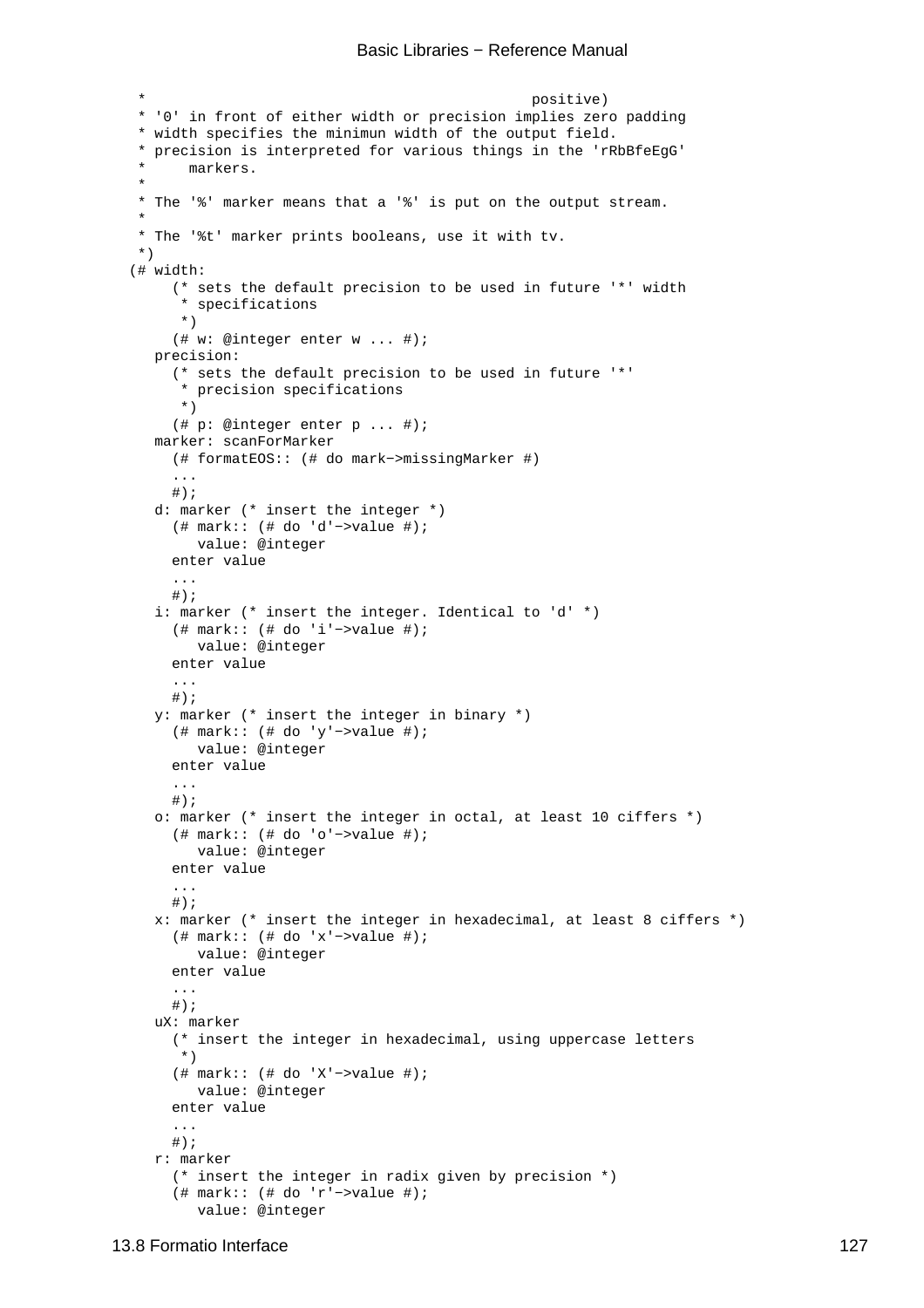```
 *                                           positive)
 * '0' in front of either width or precision implies zero padding
 * width specifies the minimun width of the output field.
 * precision is interpreted for various things in the 'rRbBfeEgG'
 *     markers.
 *
 * The '%' marker means that a '%' is put on the output stream.
 *
 * The '%t' marker prints booleans, use it with tv.
 *)
(# width:
     (* sets the default precision to be used in future '*' width
      * specifications
      *)
     (# w: @integer enter w ... #);
   precision:
     (* sets the default precision to be used in future '*'
      * precision specifications
      *)
     (# p: @integer enter p ... #);
   marker: scanForMarker
     (# formatEOS:: (# do mark−>missingMarker #)
     ...
     #);
   d: marker (* insert the integer *)
     (# mark:: (# do 'd'−>value #);
        value: @integer
     enter value
     ...
     #);
   i: marker (* insert the integer. Identical to 'd' *)
     (# mark:: (# do 'i'−>value #);
        value: @integer
     enter value
     ...
     #);
   y: marker (* insert the integer in binary *)
     (# mark:: (# do 'y'−>value #);
        value: @integer
     enter value
     ...
     #);
   o: marker (* insert the integer in octal, at least 10 ciffers *)
     (# mark:: (# do 'o'−>value #);
        value: @integer
     enter value
     ...
     #);
   x: marker (* insert the integer in hexadecimal, at least 8 ciffers *)
     (# mark:: (# do 'x'−>value #);
        value: @integer
     enter value
     ...
     #);
   uX: marker
     (* insert the integer in hexadecimal, using uppercase letters
      *)
     (# mark:: (# do 'X'−>value #);
        value: @integer
     enter value
     ...
     #);
   r: marker
     (* insert the integer in radix given by precision *)
     (# mark:: (# do 'r'−>value #);
        value: @integer
```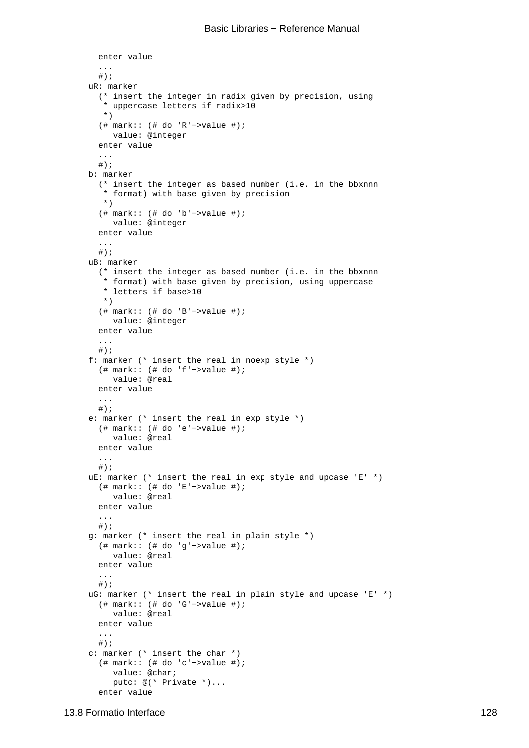```
    enter value
    ...
    #);
  uR: marker
    (* insert the integer in radix given by precision, using
     * uppercase letters if radix>10
     *)
    (# mark:: (# do 'R'−>value #);
       value: @integer
    enter value
    ...
    #);
  b: marker
    (* insert the integer as based number (i.e. in the bbxnnn
     * format) with base given by precision
     *)
    (# mark:: (# do 'b'−>value #);
       value: @integer
    enter value
    ...
    #);
  uB: marker
    (* insert the integer as based number (i.e. in the bbxnnn
     * format) with base given by precision, using uppercase
     * letters if base>10
     *)
    (# mark:: (# do 'B'−>value #);
       value: @integer
    enter value
    ...
    #);
  f: marker (* insert the real in noexp style *)
    (# mark:: (# do 'f'−>value #);
       value: @real
    enter value
    ...
    #);
  e: marker (* insert the real in exp style *)
    (# mark:: (# do 'e'−>value #);
       value: @real
    enter value
    ...
    #);
  uE: marker (* insert the real in exp style and upcase 'E' *)
    (# mark:: (# do 'E'−>value #);
       value: @real
    enter value
    ...
    #);
  g: marker (* insert the real in plain style *)
    (# mark:: (# do 'g'−>value #);
       value: @real
    enter value
    ...
    #);
  uG: marker (* insert the real in plain style and upcase 'E' *)
    (# mark:: (# do 'G'−>value #);
       value: @real
    enter value
    ...
    #);
  c: marker (* insert the char *)
    (# mark:: (# do 'c'−>value #);
       value: @char;
       putc: @(* Private *)...
    enter value
```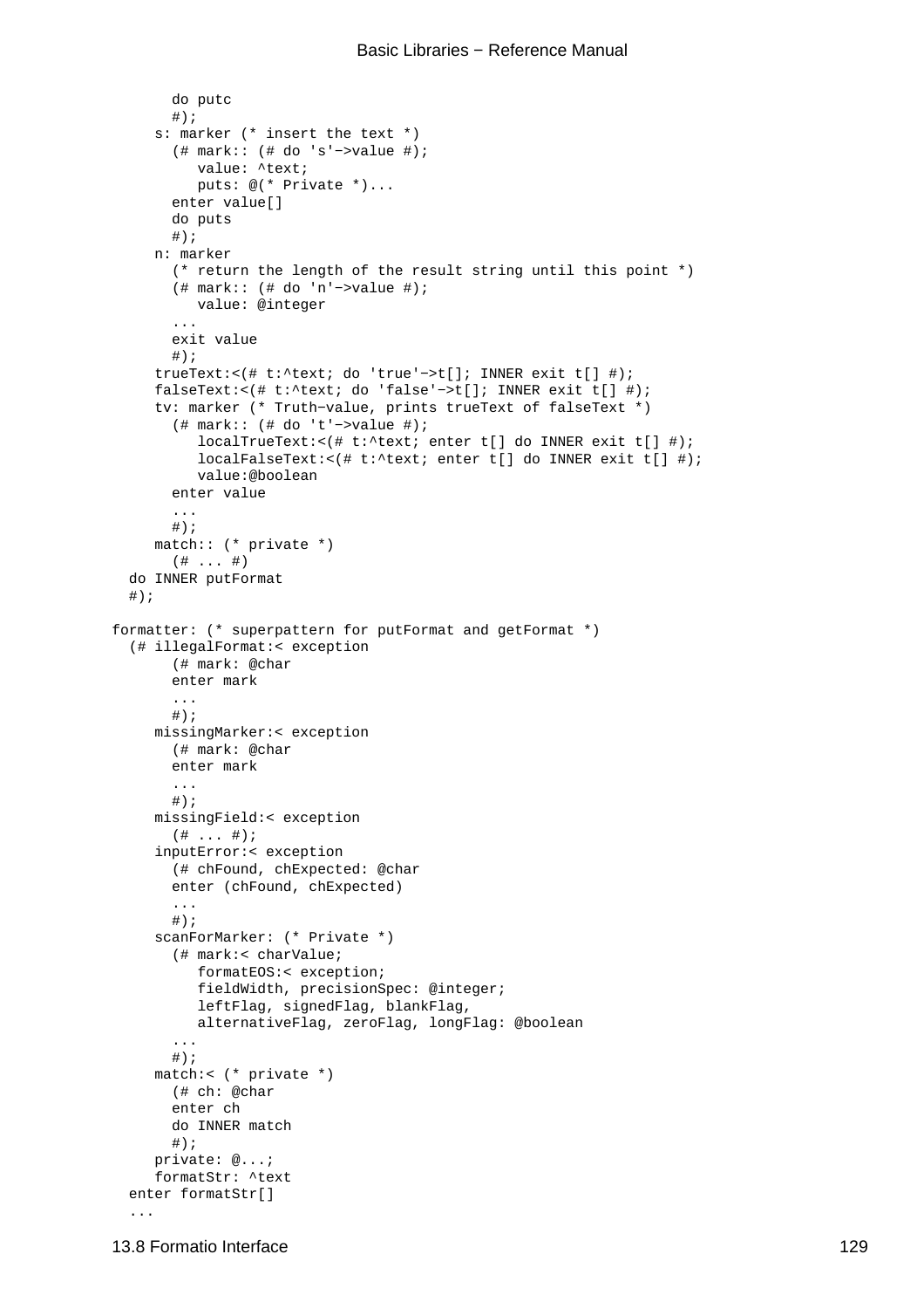```
        do putc
        #);
      s: marker (* insert the text *)
        (# mark:: (# do 's'−>value #);
           value: ^text;
           puts: @(* Private *)...
        enter value[]
        do puts
        #);
      n: marker
        (* return the length of the result string until this point *)
        (# mark:: (# do 'n'−>value #);
           value: @integer
        ...
        exit value
        #);
      trueText:<(# t:^text; do 'true'−>t[]; INNER exit t[] #);
      falseText:<(# t:^text; do 'false'−>t[]; INNER exit t[] #);
      tv: marker (* Truth−value, prints trueText of falseText *)
        (# mark:: (# do 't'−>value #);
           localTrueText:<(# t:^text; enter t[] do INNER exit t[] #);
           localFalseText:<(# t:^text; enter t[] do INNER exit t[] #);
           value:@boolean
        enter value
        ...
        #);
      match:: (* private *)
        (# ... #)
   do INNER putFormat
   #);

 formatter: (* superpattern for putFormat and getFormat *)
   (# illegalFormat:< exception
        (# mark: @char
        enter mark
        ...
        #);
      missingMarker:< exception
        (# mark: @char
        enter mark
        ...
        #);
      missingField:< exception
        (# ... #);
      inputError:< exception
        (# chFound, chExpected: @char
        enter (chFound, chExpected)
        ...
        #);
      scanForMarker: (* Private *)
        (# mark:< charValue;
           formatEOS:< exception;
           fieldWidth, precisionSpec: @integer;
           leftFlag, signedFlag, blankFlag,
           alternativeFlag, zeroFlag, longFlag: @boolean
        ...
        #);
      match:< (* private *)
        (# ch: @char
        enter ch
        do INNER match
        #);
      private: @...;
      formatStr: ^text
   enter formatStr[]
   ...
```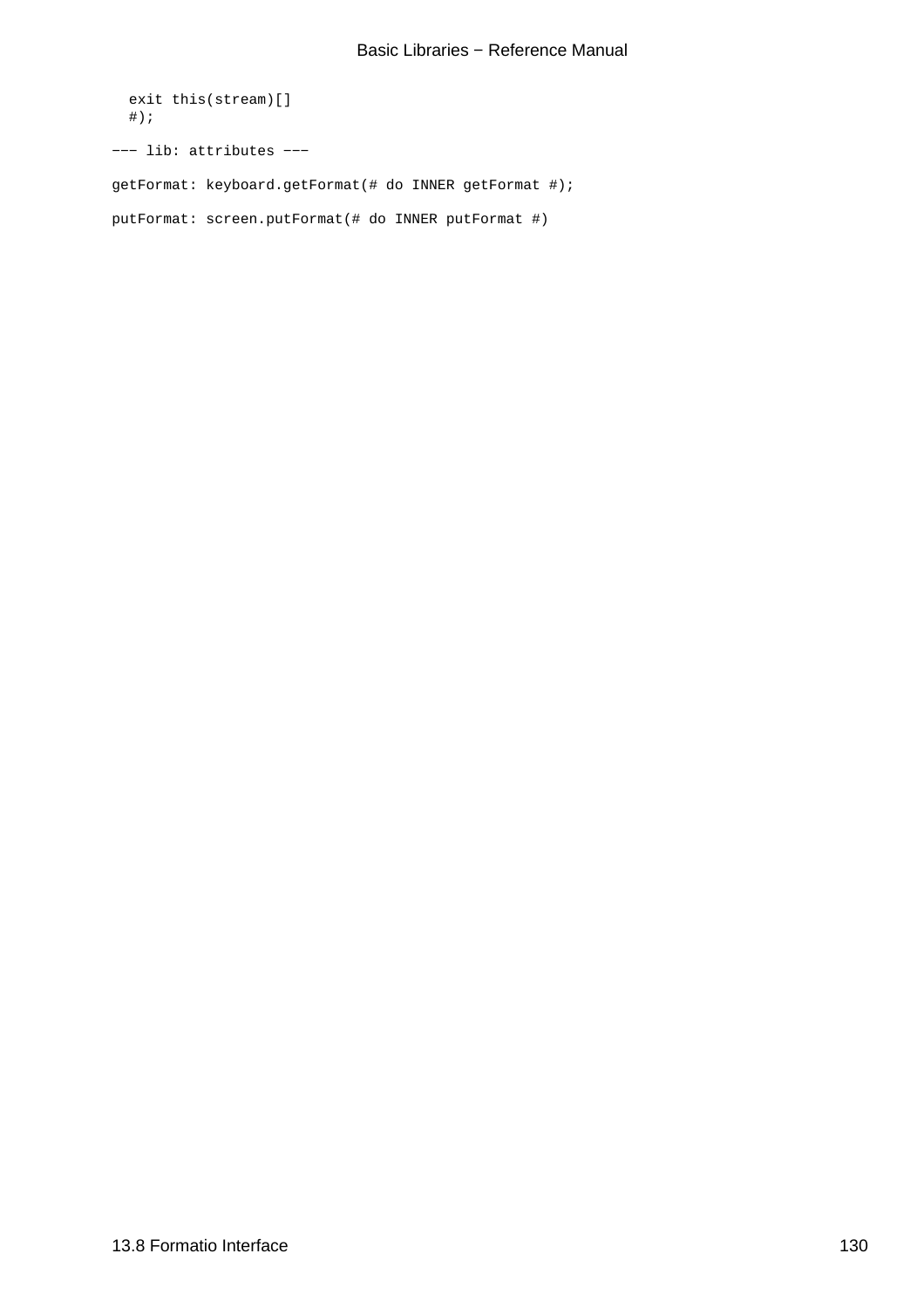```
  exit this(stream)[]
  #);

--- lib: attributes ---

getFormat: keyboard.getFormat(# do INNER getFormat #);

putFormat: screen.putFormat(# do INNER putFormat #)
```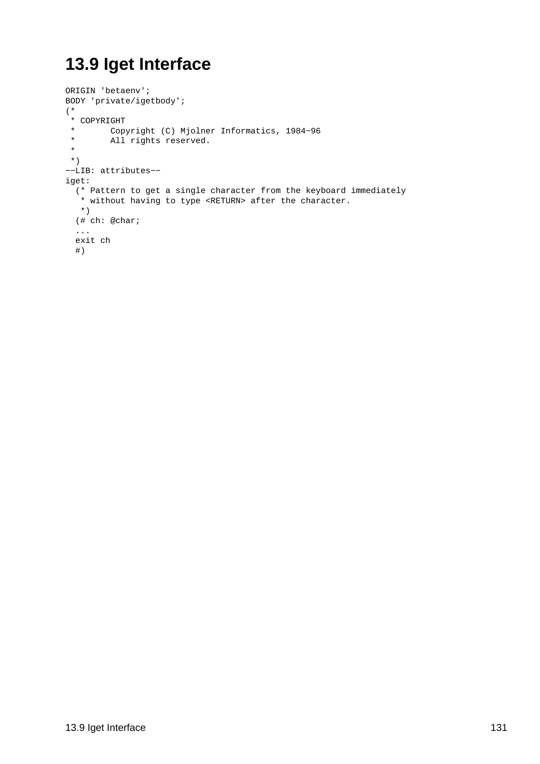## 13.9 Iget Interface

```
ORIGIN 'betaenv';
BODY 'private/igetbody';
(*
 * COPYRIGHT
 *       Copyright (C) Mjolner Informatics, 1984-96
 *       All rights reserved.
 *
 *)
--LIB: attributes--
iget:
  (* Pattern to get a single character from the keyboard immediately
   * without having to type <RETURN> after the character.
   *)
  (# ch: @char;
  ...
  exit ch
  #)
```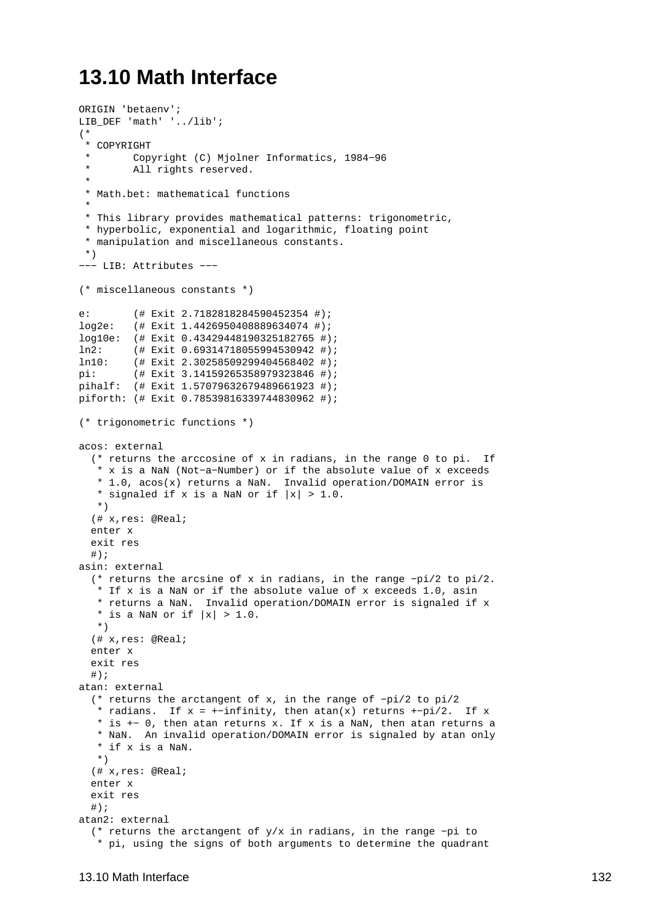# 13.10 Math Interface

```
ORIGIN 'betaenv';
LIB_DEF 'math' '../lib';
(*
 * COPYRIGHT
 *       Copyright (C) Mjolner Informatics, 1984-96
 *       All rights reserved.
 *
 * Math.bet: mathematical functions
 *
 * This library provides mathematical patterns: trigonometric,
 * hyperbolic, exponential and logarithmic, floating point
 * manipulation and miscellaneous constants.
 *)
--- LIB: Attributes ---

(* miscellaneous constants *)

e:       (# Exit 2.7182818284590452354 #);
log2e:   (# Exit 1.4426950408889634074 #);
log10e:  (# Exit 0.43429448190325182765 #);
ln2:     (# Exit 0.69314718055994530942 #);
ln10:    (# Exit 2.30258509299404568402 #);
pi:      (# Exit 3.14159265358979323846 #);
pihalf:  (# Exit 1.57079632679489661923 #);
piforth: (# Exit 0.78539816339744830962 #);

(* trigonometric functions *)

acos: external
  (* returns the arccosine of x in radians, in the range 0 to pi.  If
   * x is a NaN (Not-a-Number) or if the absolute value of x exceeds
   * 1.0, acos(x) returns a NaN.  Invalid operation/DOMAIN error is
   * signaled if x is a NaN or if |x| > 1.0.
   *)
  (# x,res: @Real;
  enter x
  exit res
  #);
asin: external
  (* returns the arcsine of x in radians, in the range -pi/2 to pi/2.
   * If x is a NaN or if the absolute value of x exceeds 1.0, asin
   * returns a NaN.  Invalid operation/DOMAIN error is signaled if x
   * is a NaN or if |x| > 1.0.
   *)
  (# x,res: @Real;
  enter x
  exit res
  #);
atan: external
  (* returns the arctangent of x, in the range of -pi/2 to pi/2
   * radians.  If x = +-infinity, then atan(x) returns +-pi/2.  If x
   * is +- 0, then atan returns x. If x is a NaN, then atan returns a
   * NaN.  An invalid operation/DOMAIN error is signaled by atan only
   * if x is a NaN.
   *)
  (# x,res: @Real;
  enter x
  exit res
  #);
atan2: external
  (* returns the arctangent of y/x in radians, in the range -pi to
   * pi, using the signs of both arguments to determine the quadrant
```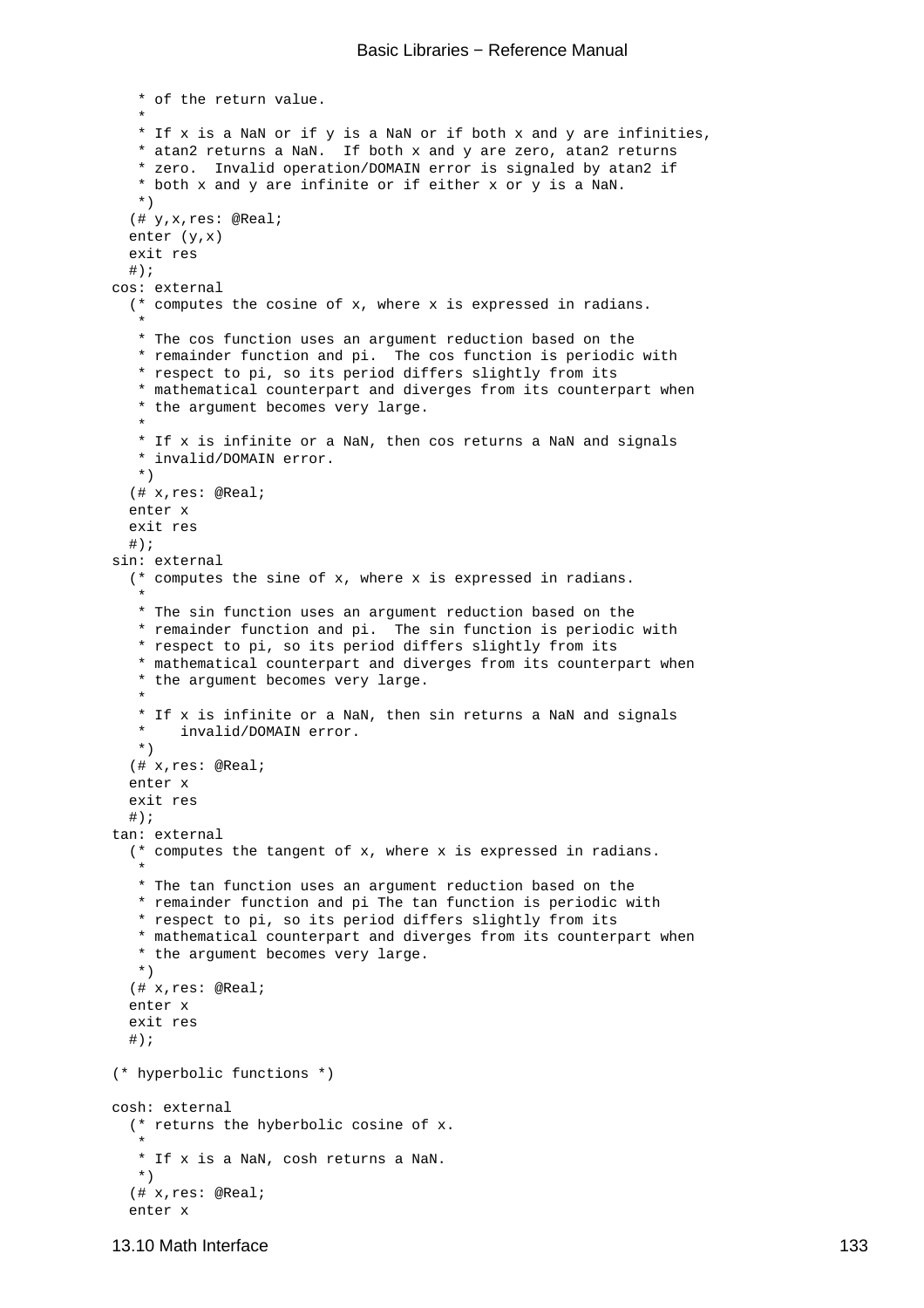```
   * of the return value.
   *
   * If x is a NaN or if y is a NaN or if both x and y are infinities,
   * atan2 returns a NaN.  If both x and y are zero, atan2 returns
   * zero.  Invalid operation/DOMAIN error is signaled by atan2 if
   * both x and y are infinite or if either x or y is a NaN.
   *)
  (# y,x,res: @Real;
  enter (y,x)
  exit res
  #);
cos: external
  (* computes the cosine of x, where x is expressed in radians.
   *
   * The cos function uses an argument reduction based on the
   * remainder function and pi.  The cos function is periodic with
   * respect to pi, so its period differs slightly from its
   * mathematical counterpart and diverges from its counterpart when
   * the argument becomes very large.
   *
   * If x is infinite or a NaN, then cos returns a NaN and signals
   * invalid/DOMAIN error.
   *)
  (# x,res: @Real;
  enter x
  exit res
  #);
sin: external
  (* computes the sine of x, where x is expressed in radians.
   *
   * The sin function uses an argument reduction based on the
   * remainder function and pi.  The sin function is periodic with
   * respect to pi, so its period differs slightly from its
   * mathematical counterpart and diverges from its counterpart when
   * the argument becomes very large.
   *
   * If x is infinite or a NaN, then sin returns a NaN and signals
   *    invalid/DOMAIN error.
   *)
  (# x,res: @Real;
  enter x
  exit res
  #);
tan: external
  (* computes the tangent of x, where x is expressed in radians.
   *
   * The tan function uses an argument reduction based on the
   * remainder function and pi The tan function is periodic with
   * respect to pi, so its period differs slightly from its
   * mathematical counterpart and diverges from its counterpart when
   * the argument becomes very large.
   *)
  (# x,res: @Real;
  enter x
  exit res
  #);

(* hyperbolic functions *)

cosh: external
  (* returns the hyberbolic cosine of x.
   *
   * If x is a NaN, cosh returns a NaN.
   *)
  (# x,res: @Real;
  enter x
```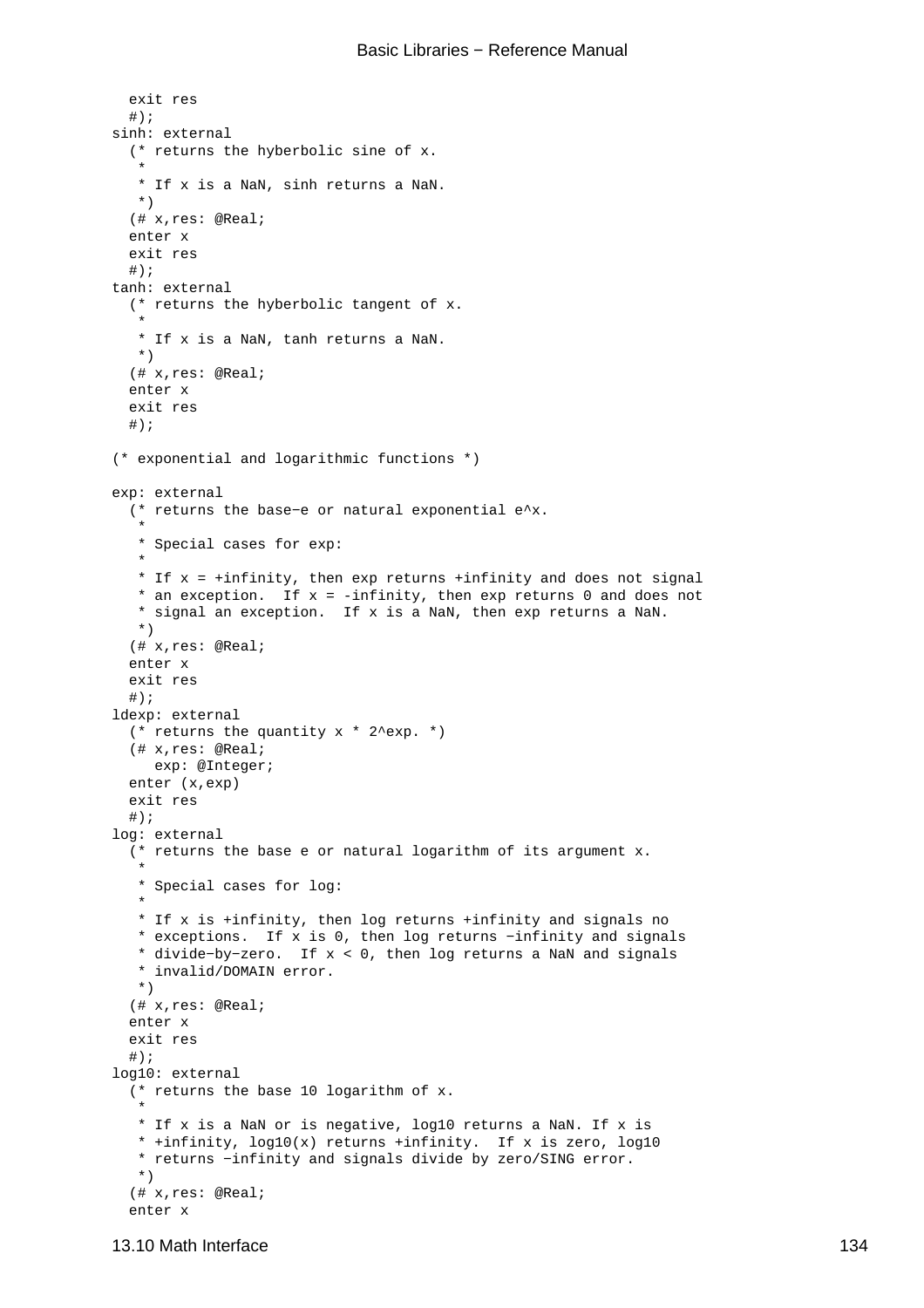```
  exit res
  #);
sinh: external
  (* returns the hyberbolic sine of x.
   *
   * If x is a NaN, sinh returns a NaN.
   *)
  (# x,res: @Real;
  enter x
  exit res
  #);
tanh: external
  (* returns the hyberbolic tangent of x.
   *
   * If x is a NaN, tanh returns a NaN.
   *)
  (# x,res: @Real;
  enter x
  exit res
  #);

(* exponential and logarithmic functions *)

exp: external
  (* returns the base−e or natural exponential e^x.
   *
   * Special cases for exp:
   *
   * If x = +infinity, then exp returns +infinity and does not signal
   * an exception.  If x = -infinity, then exp returns 0 and does not
   * signal an exception.  If x is a NaN, then exp returns a NaN.
   *)
  (# x,res: @Real;
  enter x
  exit res
  #);
ldexp: external
  (* returns the quantity x * 2^exp. *)
  (# x,res: @Real;
     exp: @Integer;
  enter (x,exp)
  exit res
  #);
log: external
  (* returns the base e or natural logarithm of its argument x.
   *
   * Special cases for log:
   *
   * If x is +infinity, then log returns +infinity and signals no
   * exceptions.  If x is 0, then log returns −infinity and signals
   * divide−by−zero.  If x < 0, then log returns a NaN and signals
   * invalid/DOMAIN error.
   *)
  (# x,res: @Real;
  enter x
  exit res
  #);
log10: external
  (* returns the base 10 logarithm of x.
   *
   * If x is a NaN or is negative, log10 returns a NaN. If x is
   * +infinity, log10(x) returns +infinity.  If x is zero, log10
   * returns −infinity and signals divide by zero/SING error.
   *)
  (# x,res: @Real;
  enter x
```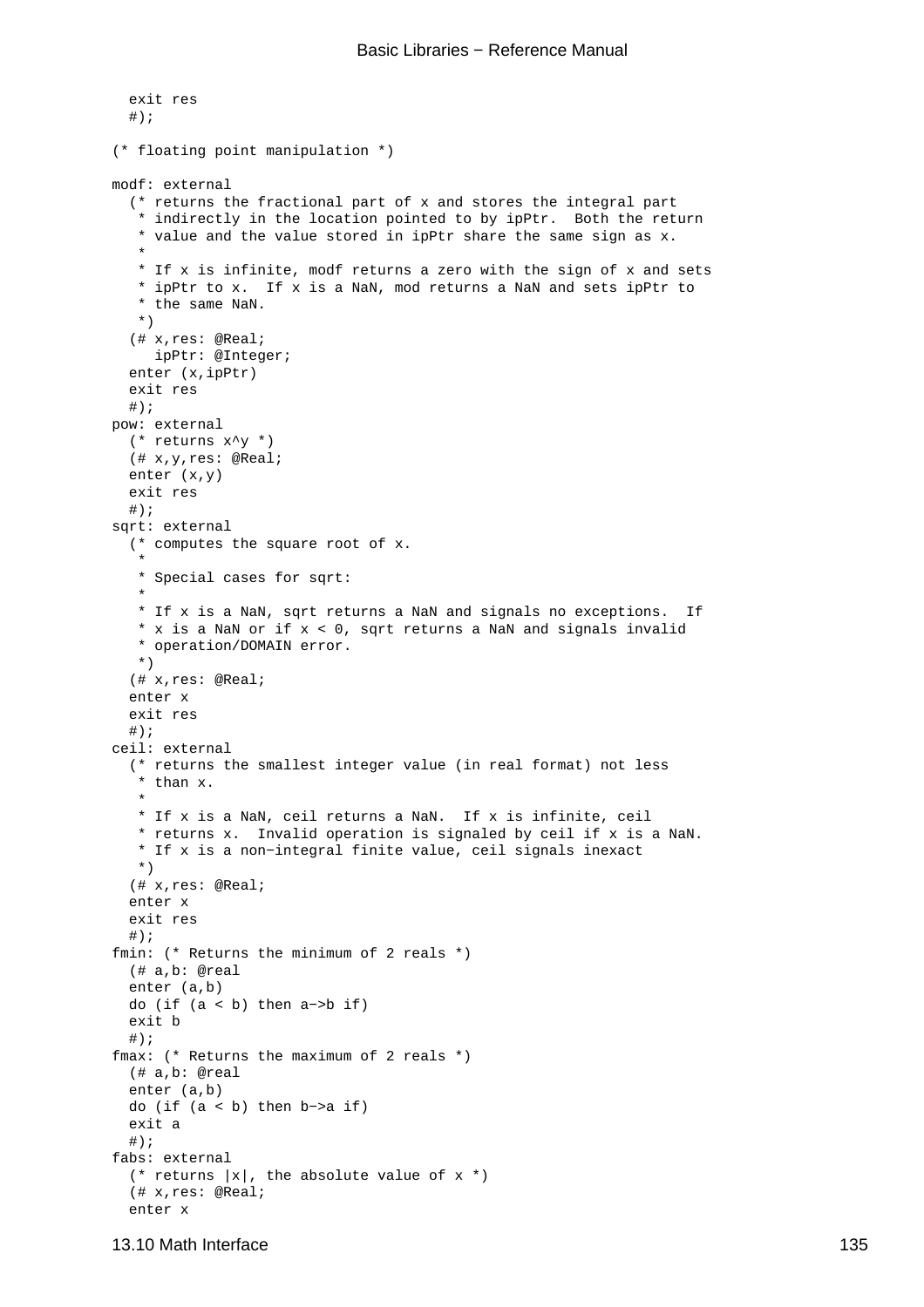```
  exit res
  #);

(* floating point manipulation *)

modf: external
  (* returns the fractional part of x and stores the integral part
   * indirectly in the location pointed to by ipPtr.  Both the return
   * value and the value stored in ipPtr share the same sign as x.
   *
   * If x is infinite, modf returns a zero with the sign of x and sets
   * ipPtr to x.  If x is a NaN, mod returns a NaN and sets ipPtr to
   * the same NaN.
   *)
  (# x,res: @Real;
     ipPtr: @Integer;
  enter (x,ipPtr)
  exit res
  #);
pow: external
  (* returns x^y *)
  (# x,y,res: @Real;
  enter (x,y)
  exit res
  #);
sqrt: external
  (* computes the square root of x.
   *
   * Special cases for sqrt:
   *
   * If x is a NaN, sqrt returns a NaN and signals no exceptions.  If
   * x is a NaN or if x < 0, sqrt returns a NaN and signals invalid
   * operation/DOMAIN error.
   *)
  (# x,res: @Real;
  enter x
  exit res
  #);
ceil: external
  (* returns the smallest integer value (in real format) not less
   * than x.
   *
   * If x is a NaN, ceil returns a NaN.  If x is infinite, ceil
   * returns x.  Invalid operation is signaled by ceil if x is a NaN.
   * If x is a non-integral finite value, ceil signals inexact
   *)
  (# x,res: @Real;
  enter x
  exit res
  #);
fmin: (* Returns the minimum of 2 reals *)
  (# a,b: @real
  enter (a,b)
  do (if (a < b) then a->b if)
  exit b
  #);
fmax: (* Returns the maximum of 2 reals *)
  (# a,b: @real
  enter (a,b)
  do (if (a < b) then b->a if)
  exit a
  #);
fabs: external
  (* returns |x|, the absolute value of x *)
  (# x,res: @Real;
  enter x
```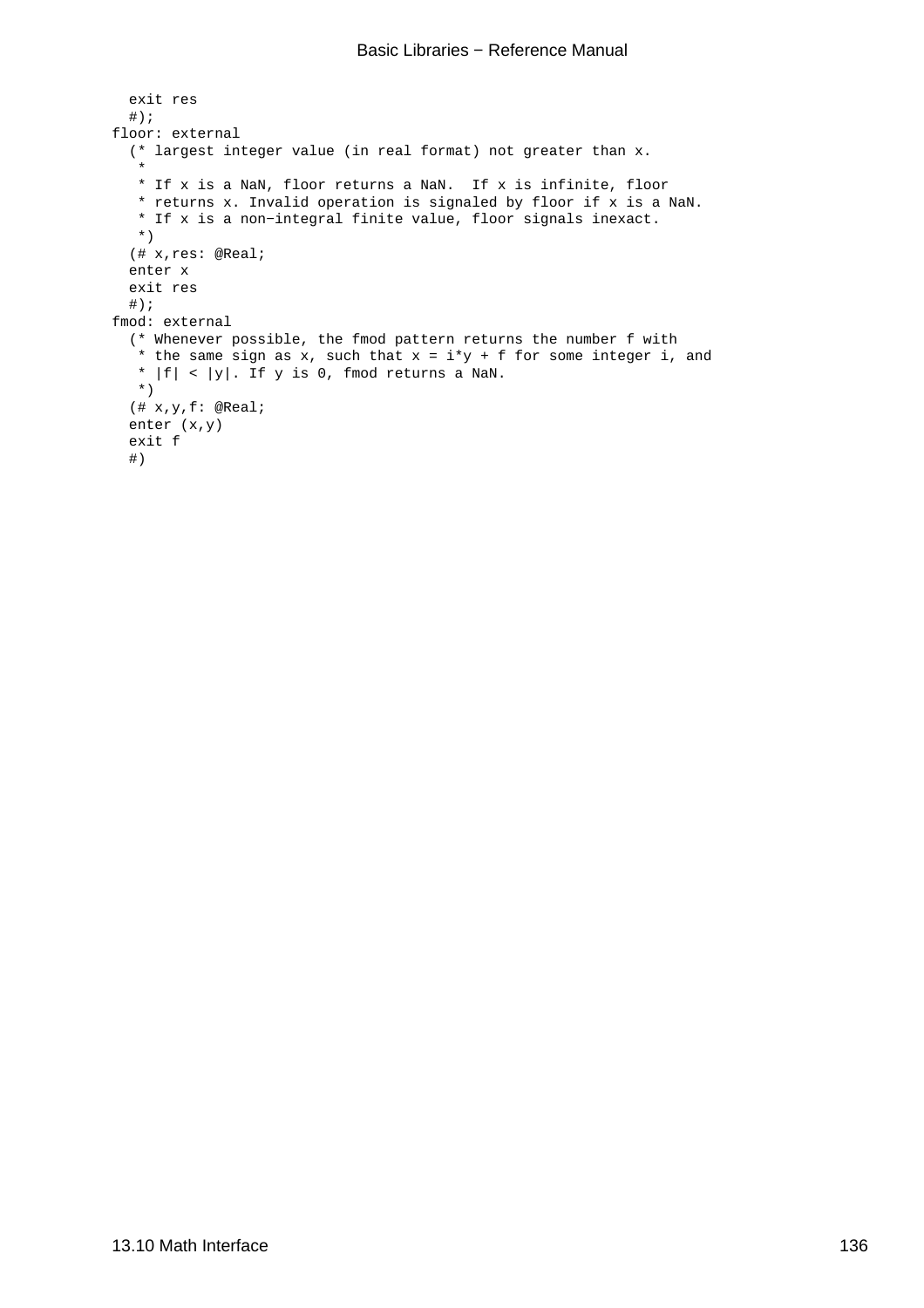```
  exit res
  #);
floor: external
  (* largest integer value (in real format) not greater than x.
   *
   * If x is a NaN, floor returns a NaN.  If x is infinite, floor
   * returns x. Invalid operation is signaled by floor if x is a NaN.
   * If x is a non−integral finite value, floor signals inexact.
   *)
  (# x,res: @Real;
  enter x
  exit res
  #);
fmod: external
  (* Whenever possible, the fmod pattern returns the number f with
   * the same sign as x, such that x = i*y + f for some integer i, and
   * |f| < |y|. If y is 0, fmod returns a NaN.
   *)
  (# x,y,f: @Real;
  enter (x,y)
  exit f
  #)
```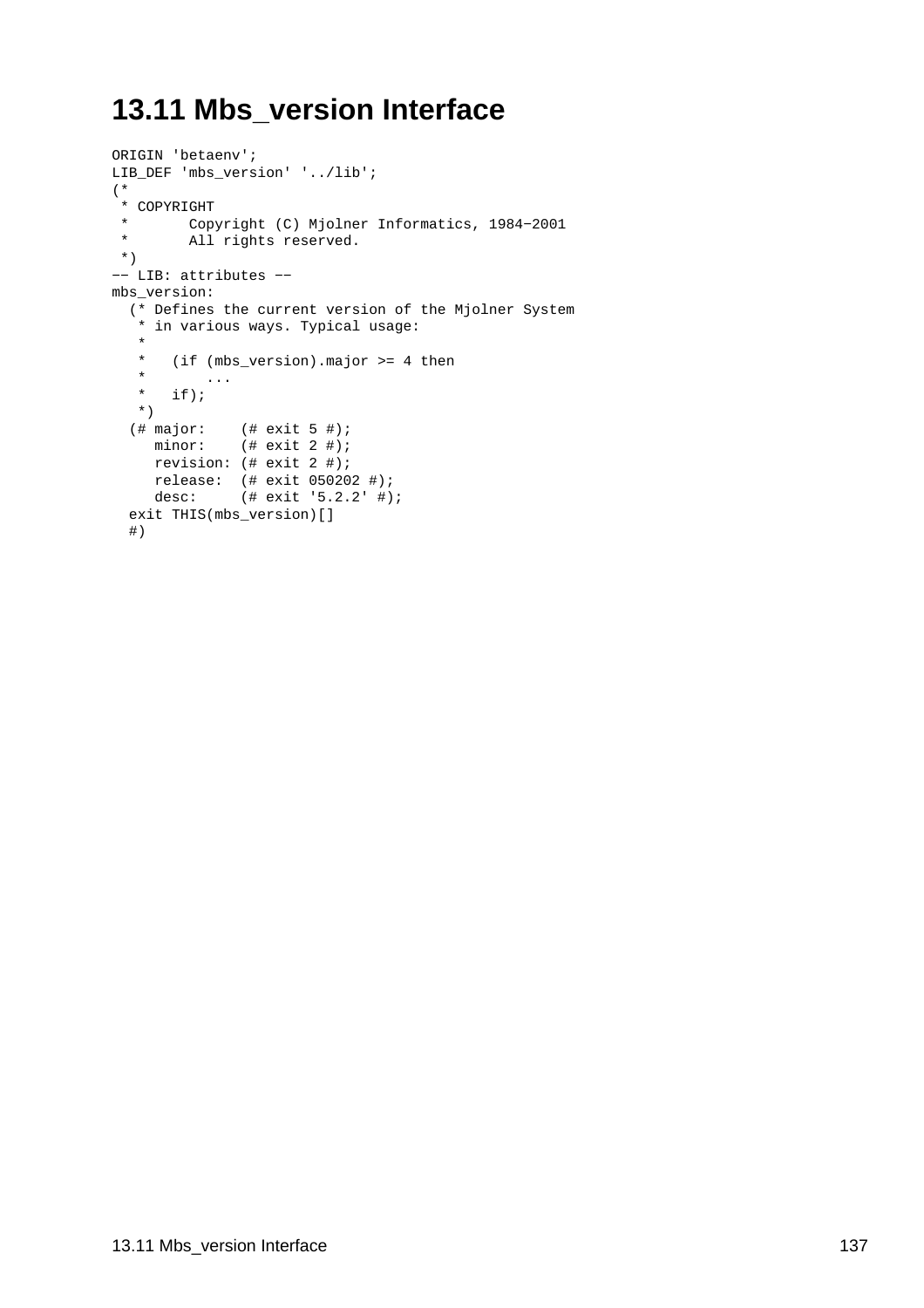# 13.11 Mbs_version Interface

```
ORIGIN 'betaenv';
LIB_DEF 'mbs_version' '../lib';
(*
 * COPYRIGHT
 *       Copyright (C) Mjolner Informatics, 1984-2001
 *       All rights reserved.
 *)
-- LIB: attributes --
mbs_version:
  (* Defines the current version of the Mjolner System
   * in various ways. Typical usage:
   *
   *   (if (mbs_version).major >= 4 then
   *       ...
   *   if);
   *)
  (# major:    (# exit 5 #);
     minor:    (# exit 2 #);
     revision: (# exit 2 #);
     release:  (# exit 050202 #);
     desc:     (# exit '5.2.2' #);
  exit THIS(mbs_version)[]
  #)
```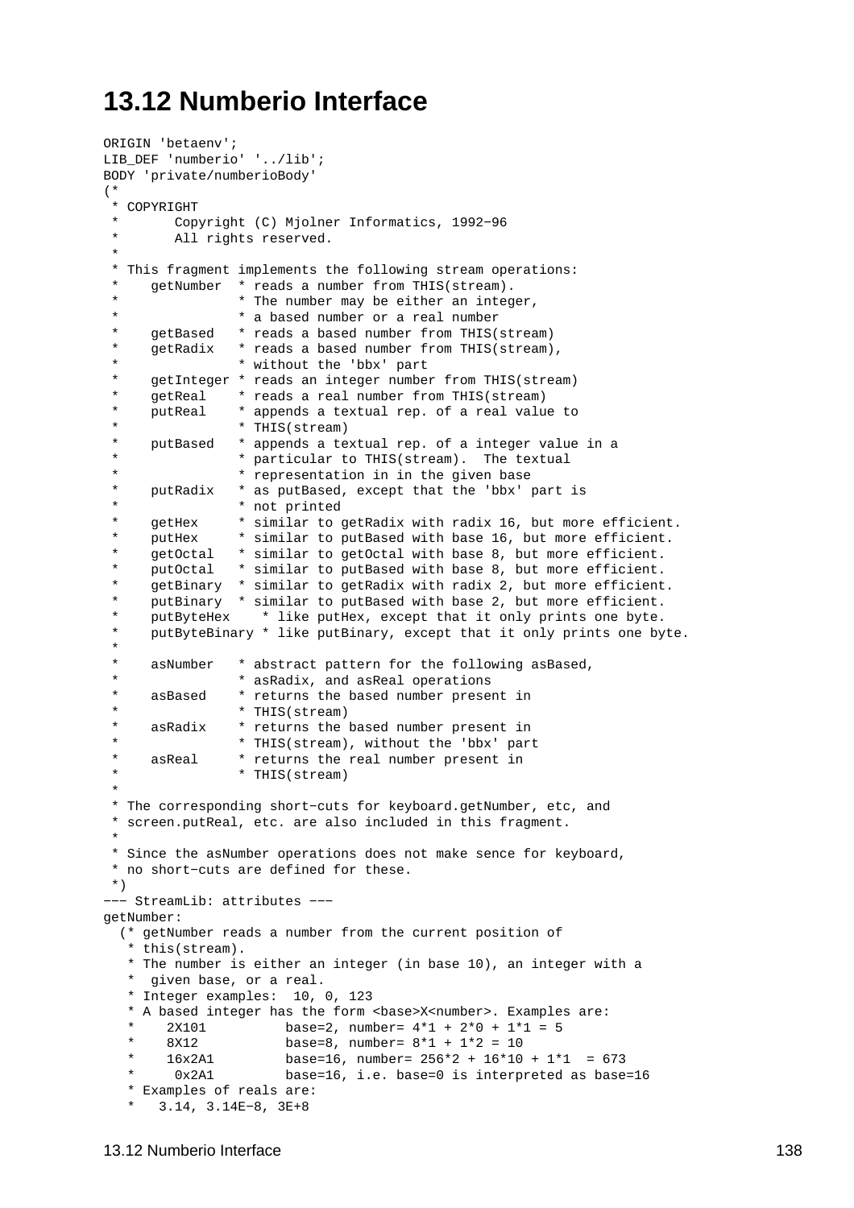## 13.12 Numberio Interface

```
ORIGIN 'betaenv';
LIB_DEF 'numberio' '../lib';
BODY 'private/numberioBody'
(*
 * COPYRIGHT
 *       Copyright (C) Mjolner Informatics, 1992−96
 *       All rights reserved.
 *
 * This fragment implements the following stream operations:
 *    getNumber  * reads a number from THIS(stream).
 *               * The number may be either an integer,
 *               * a based number or a real number
 *    getBased   * reads a based number from THIS(stream)
 *    getRadix   * reads a based number from THIS(stream),
 *               * without the 'bbx' part
 *    getInteger * reads an integer number from THIS(stream)
 *    getReal    * reads a real number from THIS(stream)
 *    putReal    * appends a textual rep. of a real value to
 *               * THIS(stream)
 *    putBased   * appends a textual rep. of a integer value in a
 *               * particular to THIS(stream).  The textual
 *               * representation in in the given base
 *    putRadix   * as putBased, except that the 'bbx' part is
 *               * not printed
 *    getHex     * similar to getRadix with radix 16, but more efficient.
 *    putHex     * similar to putBased with base 16, but more efficient.
 *    getOctal   * similar to getOctal with base 8, but more efficient.
 *    putOctal   * similar to putBased with base 8, but more efficient.
 *    getBinary  * similar to getRadix with radix 2, but more efficient.
 *    putBinary  * similar to putBased with base 2, but more efficient.
 *    putByteHex    * like putHex, except that it only prints one byte.
 *    putByteBinary * like putBinary, except that it only prints one byte.
 *
 *    asNumber   * abstract pattern for the following asBased,
 *               * asRadix, and asReal operations
 *    asBased    * returns the based number present in
 *               * THIS(stream)
 *    asRadix    * returns the based number present in
 *               * THIS(stream), without the 'bbx' part
 *    asReal     * returns the real number present in
 *               * THIS(stream)
 *
 * The corresponding short−cuts for keyboard.getNumber, etc, and
 * screen.putReal, etc. are also included in this fragment.
 *
 * Since the asNumber operations does not make sence for keyboard,
 * no short−cuts are defined for these.
 *)
−−− StreamLib: attributes −−−
getNumber:
  (* getNumber reads a number from the current position of
   * this(stream).
   * The number is either an integer (in base 10), an integer with a
   *  given base, or a real.
   * Integer examples:  10, 0, 123
   * A based integer has the form <base>X<number>. Examples are:
   *    2X101          base=2, number= 4*1 + 2*0 + 1*1 = 5
   *    8X12           base=8, number= 8*1 + 1*2 = 10
   *    16x2A1         base=16, number= 256*2 + 16*10 + 1*1  = 673
   *     0x2A1         base=16, i.e. base=0 is interpreted as base=16
   * Examples of reals are:
   *   3.14, 3.14E−8, 3E+8
```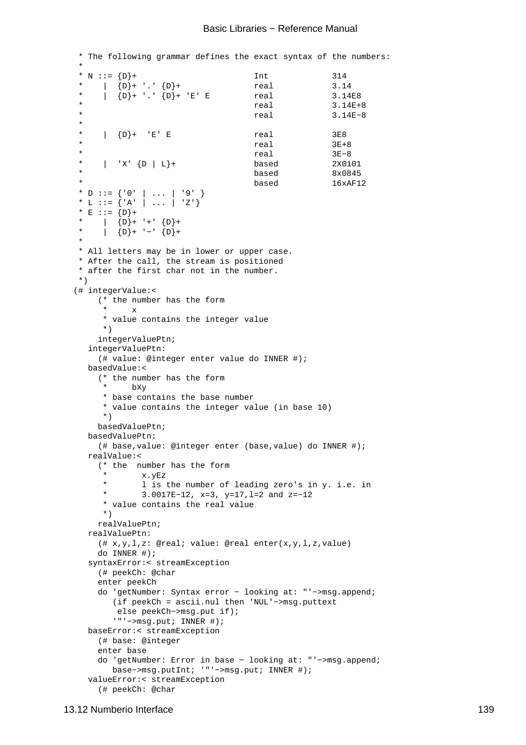```
 * The following grammar defines the exact syntax of the numbers:
 *
 * N ::= {D}+                          Int            314
 *    |  {D}+ '.' {D}+                 real           3.14
 *    |  {D}+ '.' {D}+ 'E' E           real           3.14E8
 *                                     real           3.14E+8
 *                                     real           3.14E−8
 *
 *    |  {D}+  'E' E                   real           3E8
 *                                     real           3E+8
 *                                     real           3E−8
 *    |  'X' {D | L}+                  based          2X0101
 *                                     based          8x0845
 *                                     based          16xAF12
 * D ::= {'0' | ... | '9' }
 * L ::= {'A' | ... | 'Z'}
 * E ::= {D}+
 *    |  {D}+ '+' {D}+
 *    |  {D}+ '−' {D}+
 *
 * All letters may be in lower or upper case.
 * After the call, the stream is positioned
 * after the first char not in the number.
 *)
(# integerValue:<
     (* the number has the form
      *     x
      * value contains the integer value
      *)
     integerValuePtn;
   integerValuePtn:
     (# value: @integer enter value do INNER #);
   basedValue:<
     (* the number has the form
      *     bXy
      * base contains the base number
      * value contains the integer value (in base 10)
      *)
     basedValuePtn;
   basedValuePtn:
     (# base,value: @integer enter (base,value) do INNER #);
   realValue:<
     (* the  number has the form
      *       x.yEz
      *       l is the number of leading zero's in y. i.e. in
      *       3.0017E−12, x=3, y=17,l=2 and z=−12
      * value contains the real value
      *)
     realValuePtn;
   realValuePtn:
     (# x,y,l,z: @real; value: @real enter(x,y,l,z,value)
     do INNER #);
   syntaxError:< streamException
     (# peekCh: @char
     enter peekCh
     do 'getNumber: Syntax error − looking at: "'−>msg.append;
        (if peekCh = ascii.nul then 'NUL'−>msg.puttext
         else peekCh−>msg.put if);
        '"'−>msg.put; INNER #);
   baseError:< streamException
     (# base: @integer
     enter base
     do 'getNumber: Error in base − looking at: "'−>msg.append;
        base−>msg.putInt; '"'−>msg.put; INNER #);
   valueError:< streamException
     (# peekCh: @char
```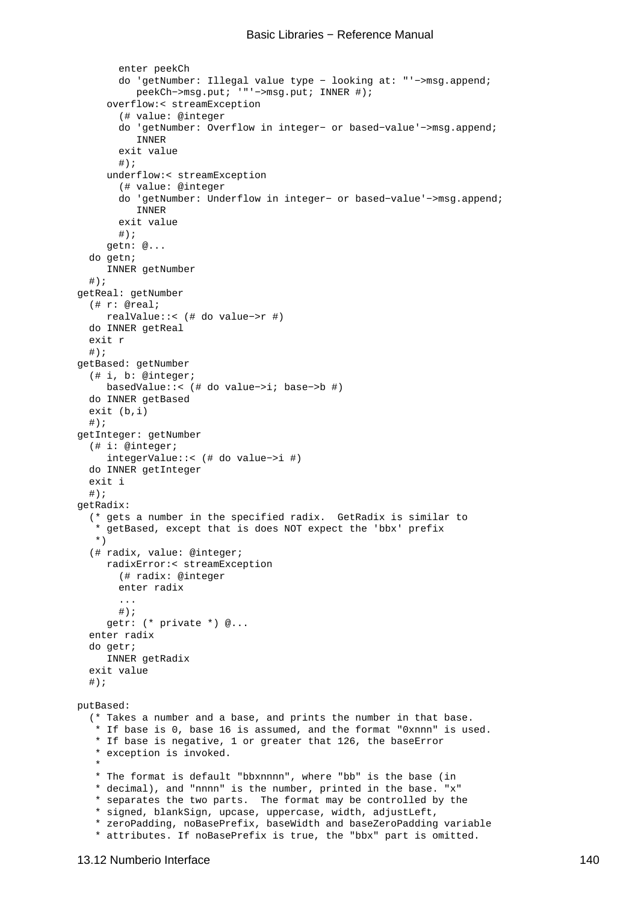```
      enter peekCh
      do 'getNumber: Illegal value type − looking at: "'−>msg.append;
         peekCh−>msg.put; '"'−>msg.put; INNER #);
    overflow:< streamException
      (# value: @integer
      do 'getNumber: Overflow in integer− or based−value'−>msg.append;
         INNER
      exit value
      #);
    underflow:< streamException
      (# value: @integer
      do 'getNumber: Underflow in integer− or based−value'−>msg.append;
         INNER
      exit value
      #);
    getn: @...
  do getn;
    INNER getNumber
  #);
getReal: getNumber
  (# r: @real;
    realValue::< (# do value−>r #)
  do INNER getReal
  exit r
  #);
getBased: getNumber
  (# i, b: @integer;
    basedValue::< (# do value−>i; base−>b #)
  do INNER getBased
  exit (b,i)
  #);
getInteger: getNumber
  (# i: @integer;
    integerValue::< (# do value−>i #)
  do INNER getInteger
  exit i
  #);
getRadix:
  (* gets a number in the specified radix.  GetRadix is similar to
   * getBased, except that is does NOT expect the 'bbx' prefix
   *)
  (# radix, value: @integer;
    radixError:< streamException
      (# radix: @integer
      enter radix
      ...
      #);
    getr: (* private *) @...
  enter radix
  do getr;
    INNER getRadix
  exit value
  #);

putBased:
  (* Takes a number and a base, and prints the number in that base.
   * If base is 0, base 16 is assumed, and the format "0xnnn" is used.
   * If base is negative, 1 or greater that 126, the baseError
   * exception is invoked.
   *
   * The format is default "bbxnnnn", where "bb" is the base (in
   * decimal), and "nnnn" is the number, printed in the base. "x"
   * separates the two parts.  The format may be controlled by the
   * signed, blankSign, upcase, uppercase, width, adjustLeft,
   * zeroPadding, noBasePrefix, baseWidth and baseZeroPadding variable
   * attributes. If noBasePrefix is true, the "bbx" part is omitted.
```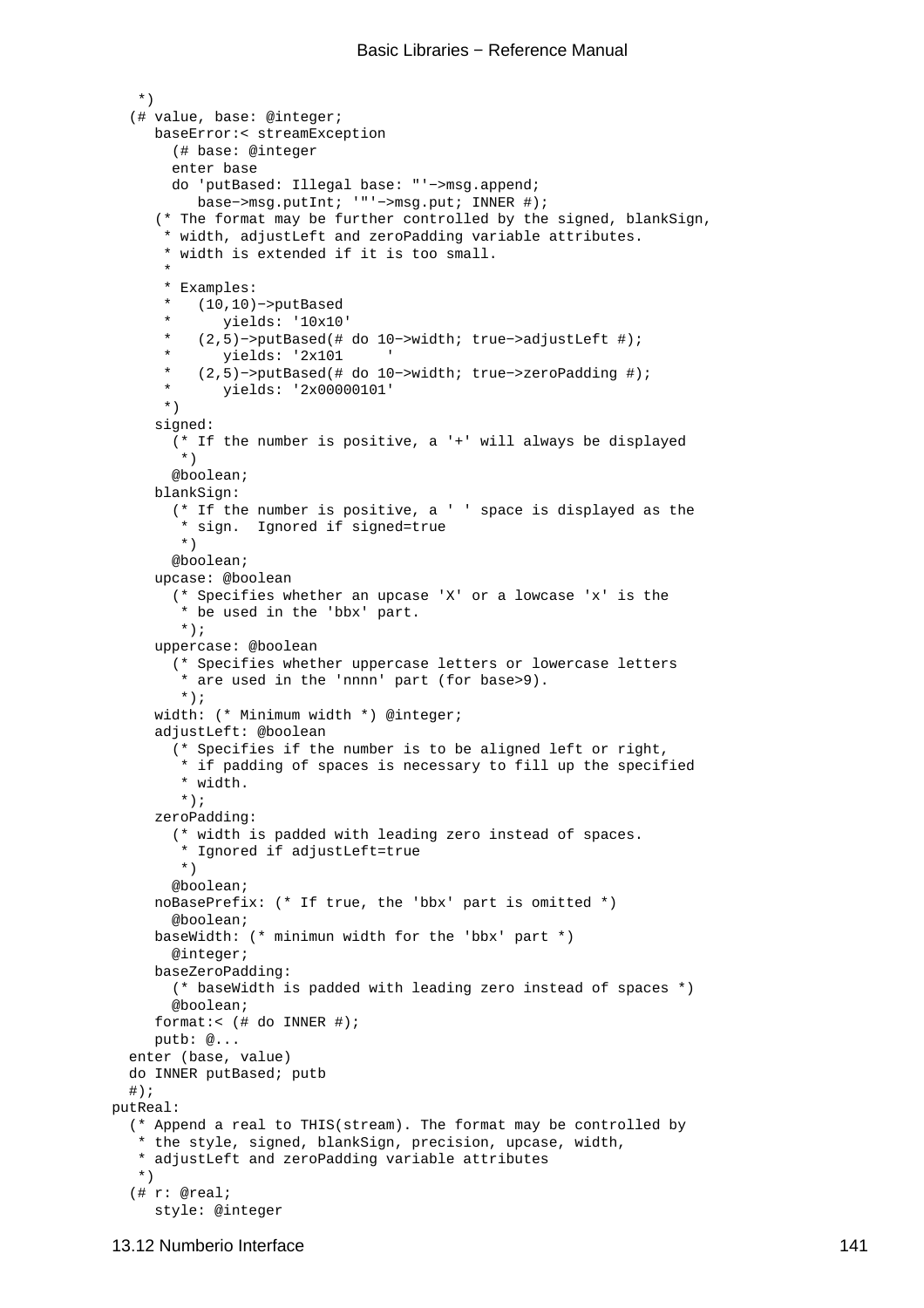```
    *)
   (# value, base: @integer;
      baseError:< streamException
        (# base: @integer
        enter base
        do 'putBased: Illegal base: "'−>msg.append;
           base−>msg.putInt; '"'−>msg.put; INNER #);
      (* The format may be further controlled by the signed, blankSign,
       * width, adjustLeft and zeroPadding variable attributes.
       * width is extended if it is too small.
       *
       * Examples:
       *   (10,10)−>putBased
       *      yields: '10x10'
       *   (2,5)−>putBased(# do 10−>width; true−>adjustLeft #);
       *      yields: '2x101     '
       *   (2,5)−>putBased(# do 10−>width; true−>zeroPadding #);
       *      yields: '2x00000101'
       *)
      signed:
        (* If the number is positive, a '+' will always be displayed
         *)
        @boolean;
      blankSign:
        (* If the number is positive, a ' ' space is displayed as the
         * sign.  Ignored if signed=true
         *)
        @boolean;
      upcase: @boolean
        (* Specifies whether an upcase 'X' or a lowcase 'x' is the
         * be used in the 'bbx' part.
         *);
      uppercase: @boolean
        (* Specifies whether uppercase letters or lowercase letters
         * are used in the 'nnnn' part (for base>9).
         *);
      width: (* Minimum width *) @integer;
      adjustLeft: @boolean
        (* Specifies if the number is to be aligned left or right,
         * if padding of spaces is necessary to fill up the specified
         * width.
         *);
      zeroPadding:
        (* width is padded with leading zero instead of spaces.
         * Ignored if adjustLeft=true
         *)
        @boolean;
      noBasePrefix: (* If true, the 'bbx' part is omitted *)
        @boolean;
      baseWidth: (* minimun width for the 'bbx' part *)
        @integer;
      baseZeroPadding:
        (* baseWidth is padded with leading zero instead of spaces *)
        @boolean;
      format:< (# do INNER #);
      putb: @...
   enter (base, value)
   do INNER putBased; putb
   #);
 putReal:
   (* Append a real to THIS(stream). The format may be controlled by
    * the style, signed, blankSign, precision, upcase, width,
    * adjustLeft and zeroPadding variable attributes
    *)
   (# r: @real;
      style: @integer
```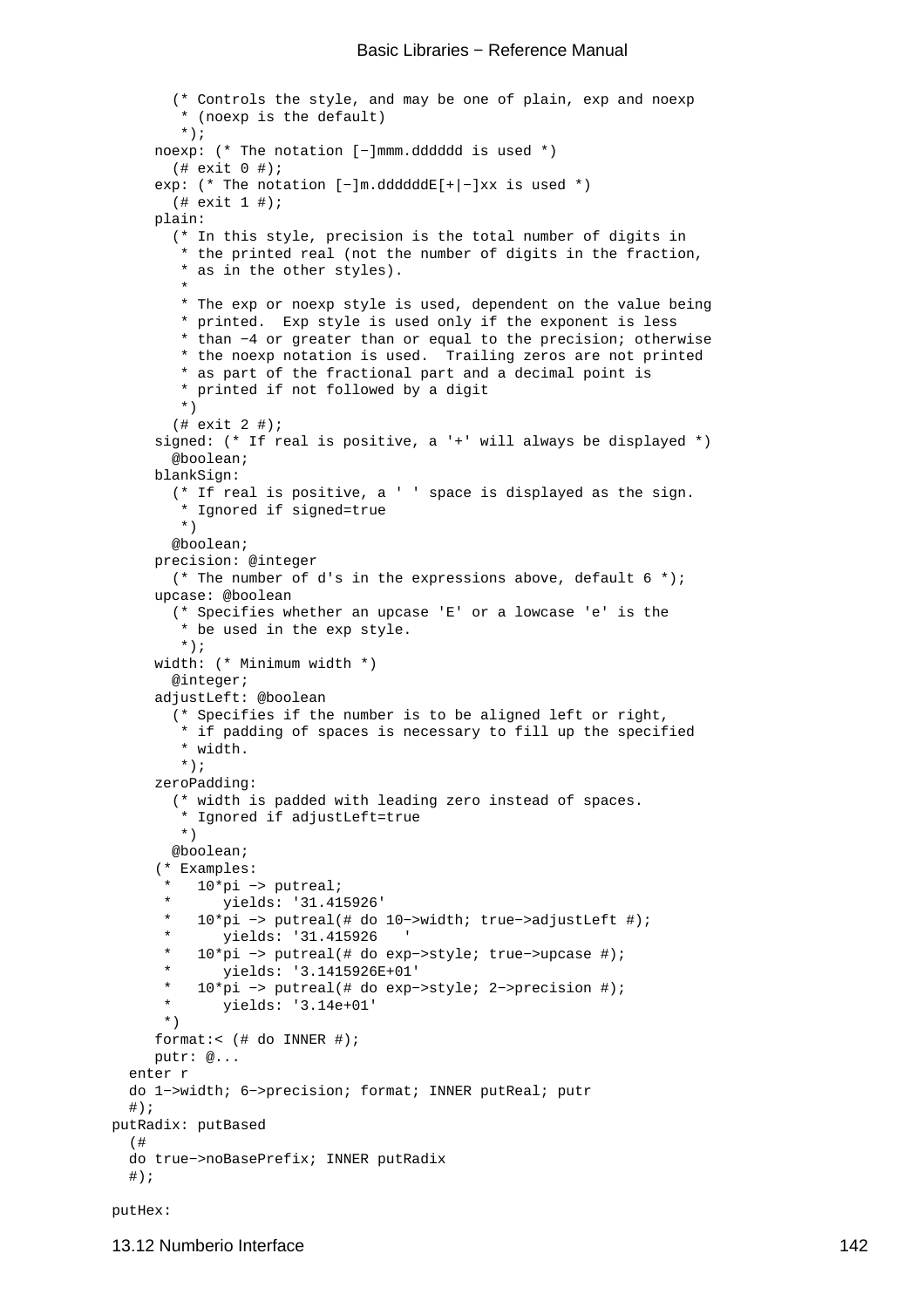```
        (* Controls the style, and may be one of plain, exp and noexp
         * (noexp is the default)
         *);
      noexp: (* The notation [−]mmm.dddddd is used *)
        (# exit 0 #);
      exp: (* The notation [−]m.ddddddE[+|−]xx is used *)
        (# exit 1 #);
      plain:
        (* In this style, precision is the total number of digits in
         * the printed real (not the number of digits in the fraction,
         * as in the other styles).
         *
         * The exp or noexp style is used, dependent on the value being
         * printed.  Exp style is used only if the exponent is less
         * than −4 or greater than or equal to the precision; otherwise
         * the noexp notation is used.  Trailing zeros are not printed
         * as part of the fractional part and a decimal point is
         * printed if not followed by a digit
         *)
        (# exit 2 #);
      signed: (* If real is positive, a '+' will always be displayed *)
        @boolean;
      blankSign:
        (* If real is positive, a ' ' space is displayed as the sign.
         * Ignored if signed=true
         *)
        @boolean;
      precision: @integer
        (* The number of d's in the expressions above, default 6 *);
      upcase: @boolean
        (* Specifies whether an upcase 'E' or a lowcase 'e' is the
         * be used in the exp style.
         *);
      width: (* Minimum width *)
        @integer;
      adjustLeft: @boolean
        (* Specifies if the number is to be aligned left or right,
         * if padding of spaces is necessary to fill up the specified
         * width.
         *);
      zeroPadding:
        (* width is padded with leading zero instead of spaces.
         * Ignored if adjustLeft=true
         *)
        @boolean;
      (* Examples:
       *   10*pi −> putreal;
       *      yields: '31.415926'
       *   10*pi −> putreal(# do 10−>width; true−>adjustLeft #);
       *      yields: '31.415926   '
       *   10*pi −> putreal(# do exp−>style; true−>upcase #);
       *      yields: '3.1415926E+01'
       *   10*pi −> putreal(# do exp−>style; 2−>precision #);
       *      yields: '3.14e+01'
       *)
      format:< (# do INNER #);
      putr: @...
   enter r
   do 1−>width; 6−>precision; format; INNER putReal; putr
   #);
 putRadix: putBased
   (#
   do true−>noBasePrefix; INNER putRadix
   #);

 putHex:
```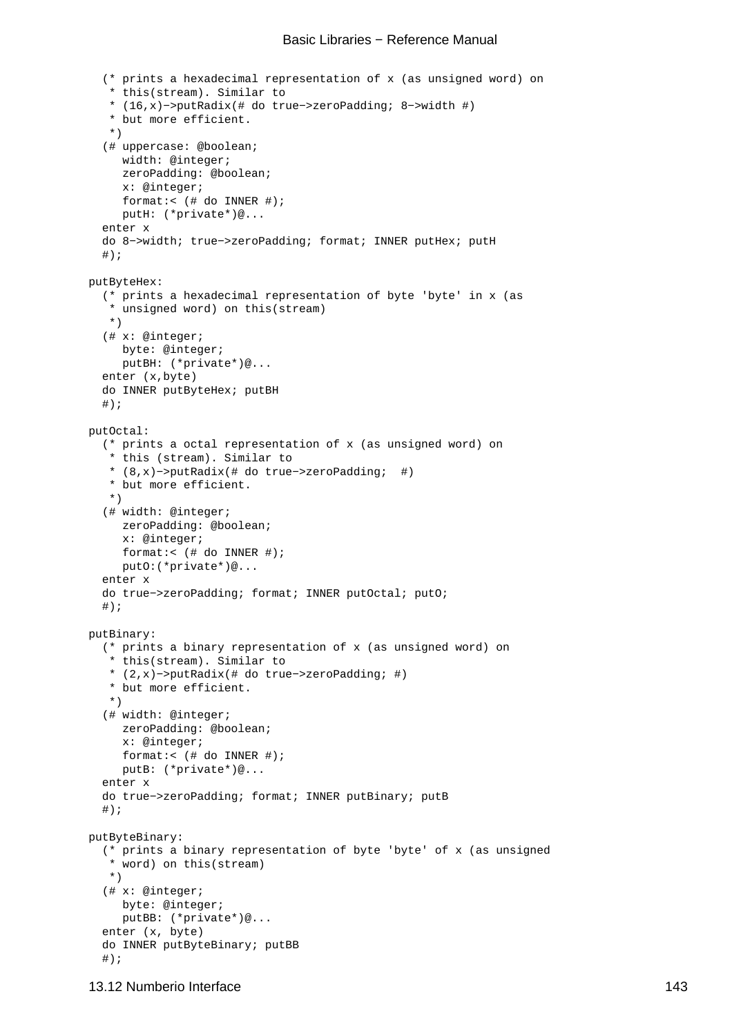```
  (* prints a hexadecimal representation of x (as unsigned word) on
   * this(stream). Similar to
   * (16,x)->putRadix(# do true->zeroPadding; 8->width #)
   * but more efficient.
   *)
  (# uppercase: @boolean;
     width: @integer;
     zeroPadding: @boolean;
     x: @integer;
     format:< (# do INNER #);
     putH: (*private*)@...
  enter x
  do 8->width; true->zeroPadding; format; INNER putHex; putH
  #);

putByteHex:
  (* prints a hexadecimal representation of byte 'byte' in x (as
   * unsigned word) on this(stream)
   *)
  (# x: @integer;
     byte: @integer;
     putBH: (*private*)@...
  enter (x,byte)
  do INNER putByteHex; putBH
  #);

putOctal:
  (* prints a octal representation of x (as unsigned word) on
   * this (stream). Similar to
   * (8,x)->putRadix(# do true->zeroPadding;  #)
   * but more efficient.
   *)
  (# width: @integer;
     zeroPadding: @boolean;
     x: @integer;
     format:< (# do INNER #);
     putO:(*private*)@...
  enter x
  do true->zeroPadding; format; INNER putOctal; putO;
  #);

putBinary:
  (* prints a binary representation of x (as unsigned word) on
   * this(stream). Similar to
   * (2,x)->putRadix(# do true->zeroPadding; #)
   * but more efficient.
   *)
  (# width: @integer;
     zeroPadding: @boolean;
     x: @integer;
     format:< (# do INNER #);
     putB: (*private*)@...
  enter x
  do true->zeroPadding; format; INNER putBinary; putB
  #);

putByteBinary:
  (* prints a binary representation of byte 'byte' of x (as unsigned
   * word) on this(stream)
   *)
  (# x: @integer;
     byte: @integer;
     putBB: (*private*)@...
  enter (x, byte)
  do INNER putByteBinary; putBB
  #);
```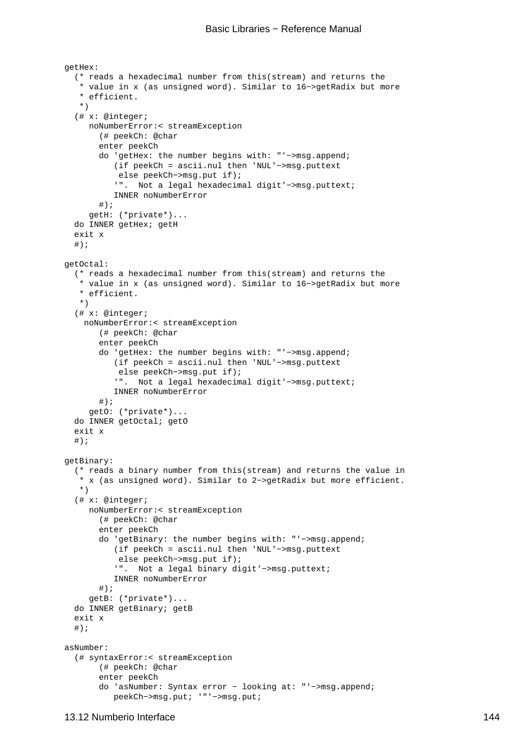```
getHex:
  (* reads a hexadecimal number from this(stream) and returns the
   * value in x (as unsigned word). Similar to 16->getRadix but more
   * efficient.
   *)
  (# x: @integer;
     noNumberError:< streamException
       (# peekCh: @char
       enter peekCh
       do 'getHex: the number begins with: "'->msg.append;
          (if peekCh = ascii.nul then 'NUL'->msg.puttext
           else peekCh->msg.put if);
          '".  Not a legal hexadecimal digit'->msg.puttext;
          INNER noNumberError
       #);
     getH: (*private*)...
  do INNER getHex; getH
  exit x
  #);

getOctal:
  (* reads a hexadecimal number from this(stream) and returns the
   * value in x (as unsigned word). Similar to 16->getRadix but more
   * efficient.
   *)
  (# x: @integer;
    noNumberError:< streamException
       (# peekCh: @char
       enter peekCh
       do 'getHex: the number begins with: "'->msg.append;
          (if peekCh = ascii.nul then 'NUL'->msg.puttext
           else peekCh->msg.put if);
          '".  Not a legal hexadecimal digit'->msg.puttext;
          INNER noNumberError
       #);
     getO: (*private*)...
  do INNER getOctal; getO
  exit x
  #);

getBinary:
  (* reads a binary number from this(stream) and returns the value in
   * x (as unsigned word). Similar to 2->getRadix but more efficient.
   *)
  (# x: @integer;
     noNumberError:< streamException
       (# peekCh: @char
       enter peekCh
       do 'getBinary: the number begins with: "'->msg.append;
          (if peekCh = ascii.nul then 'NUL'->msg.puttext
           else peekCh->msg.put if);
          '".  Not a legal binary digit'->msg.puttext;
          INNER noNumberError
       #);
     getB: (*private*)...
  do INNER getBinary; getB
  exit x
  #);

asNumber:
  (# syntaxError:< streamException
       (# peekCh: @char
       enter peekCh
       do 'asNumber: Syntax error - looking at: "'->msg.append;
          peekCh->msg.put; '"'->msg.put;
```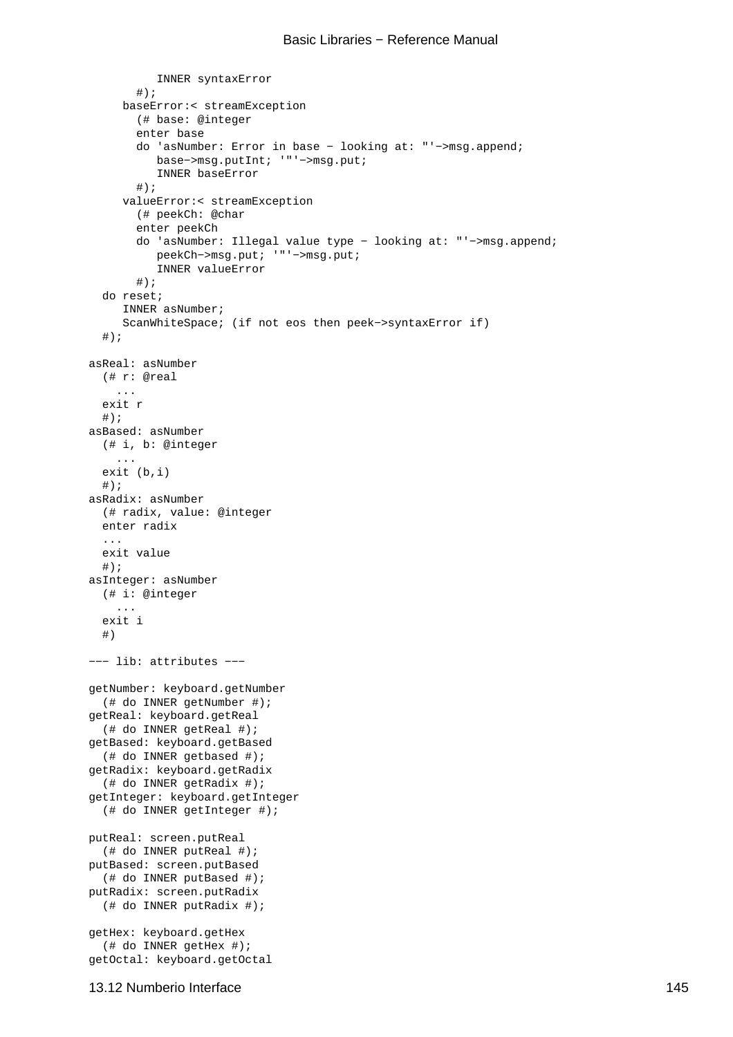```
          INNER syntaxError
       #);
     baseError:< streamException
       (# base: @integer
       enter base
       do 'asNumber: Error in base − looking at: "'−>msg.append;
          base−>msg.putInt; '"'−>msg.put;
          INNER baseError
       #);
     valueError:< streamException
       (# peekCh: @char
       enter peekCh
       do 'asNumber: Illegal value type − looking at: "'−>msg.append;
          peekCh−>msg.put; '"'−>msg.put;
          INNER valueError
       #);
  do reset;
     INNER asNumber;
     ScanWhiteSpace; (if not eos then peek−>syntaxError if)
  #);

asReal: asNumber
  (# r: @real
    ...
  exit r
  #);
asBased: asNumber
  (# i, b: @integer
    ...
  exit (b,i)
  #);
asRadix: asNumber
  (# radix, value: @integer
  enter radix
  ...
  exit value
  #);
asInteger: asNumber
  (# i: @integer
    ...
  exit i
  #)

−−− lib: attributes −−−

getNumber: keyboard.getNumber
  (# do INNER getNumber #);
getReal: keyboard.getReal
  (# do INNER getReal #);
getBased: keyboard.getBased
  (# do INNER getbased #);
getRadix: keyboard.getRadix
  (# do INNER getRadix #);
getInteger: keyboard.getInteger
  (# do INNER getInteger #);

putReal: screen.putReal
  (# do INNER putReal #);
putBased: screen.putBased
  (# do INNER putBased #);
putRadix: screen.putRadix
  (# do INNER putRadix #);

getHex: keyboard.getHex
  (# do INNER getHex #);
getOctal: keyboard.getOctal
```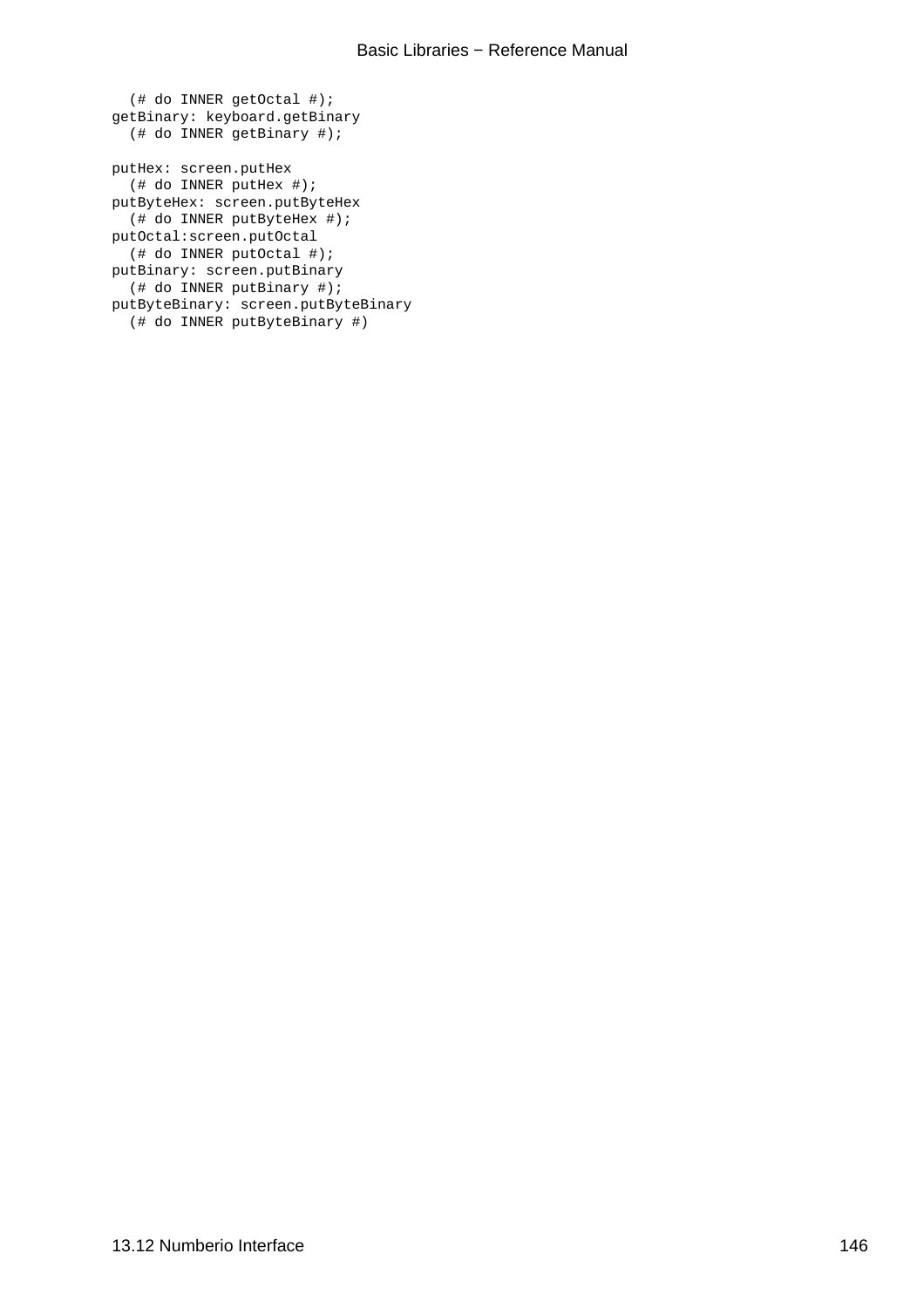```
  (# do INNER getOctal #);
getBinary: keyboard.getBinary
  (# do INNER getBinary #);

putHex: screen.putHex
  (# do INNER putHex #);
putByteHex: screen.putByteHex
  (# do INNER putByteHex #);
putOctal:screen.putOctal
  (# do INNER putOctal #);
putBinary: screen.putBinary
  (# do INNER putBinary #);
putByteBinary: screen.putByteBinary
  (# do INNER putByteBinary #)
```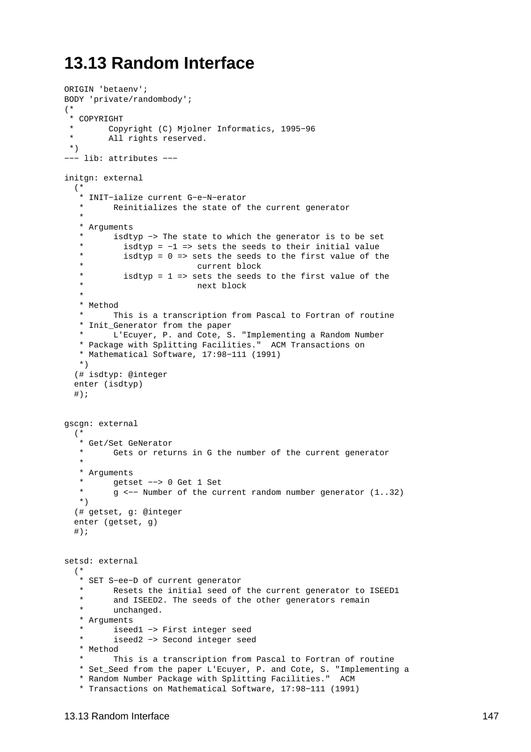# 13.13 Random Interface

```
ORIGIN 'betaenv';
BODY 'private/randombody';
(*
 * COPYRIGHT
 *       Copyright (C) Mjolner Informatics, 1995-96
 *       All rights reserved.
 *)
--- lib: attributes ---

initgn: external
  (*
   * INIT-ialize current G-e-N-erator
   *      Reinitializes the state of the current generator
   *
   * Arguments
   *      isdtyp -> The state to which the generator is to be set
   *        isdtyp = -1 => sets the seeds to their initial value
   *        isdtyp = 0 => sets the seeds to the first value of the
   *                      current block
   *        isdtyp = 1 => sets the seeds to the first value of the
   *                      next block
   *
   * Method
   *      This is a transcription from Pascal to Fortran of routine
   * Init_Generator from the paper
   *      L'Ecuyer, P. and Cote, S. "Implementing a Random Number
   * Package with Splitting Facilities."  ACM Transactions on
   * Mathematical Software, 17:98-111 (1991)
   *)
  (# isdtyp: @integer
  enter (isdtyp)
  #);


gscgn: external
  (*
   * Get/Set GeNerator
   *      Gets or returns in G the number of the current generator
   *
   * Arguments
   *      getset --> 0 Get 1 Set
   *      g <-- Number of the current random number generator (1..32)
   *)
  (# getset, g: @integer
  enter (getset, g)
  #);


setsd: external
  (*
   * SET S-ee-D of current generator
   *      Resets the initial seed of the current generator to ISEED1
   *      and ISEED2. The seeds of the other generators remain
   *      unchanged.
   * Arguments
   *      iseed1 -> First integer seed
   *      iseed2 -> Second integer seed
   * Method
   *      This is a transcription from Pascal to Fortran of routine
   * Set_Seed from the paper L'Ecuyer, P. and Cote, S. "Implementing a
   * Random Number Package with Splitting Facilities."  ACM
   * Transactions on Mathematical Software, 17:98-111 (1991)
```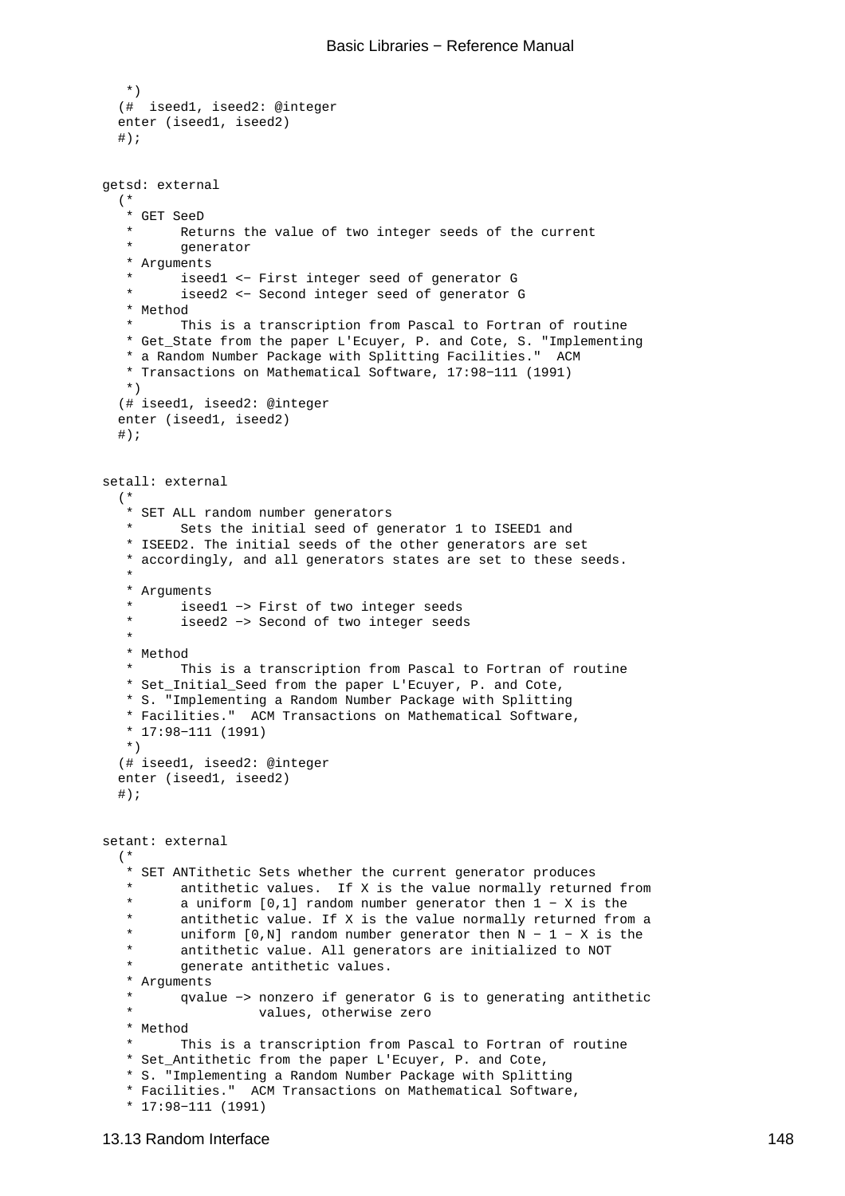```
   *)
  (#  iseed1, iseed2: @integer
  enter (iseed1, iseed2)
  #);


getsd: external
  (*
   * GET SeeD
   *      Returns the value of two integer seeds of the current
   *      generator
   * Arguments
   *      iseed1 <− First integer seed of generator G
   *      iseed2 <− Second integer seed of generator G
   * Method
   *      This is a transcription from Pascal to Fortran of routine
   * Get_State from the paper L'Ecuyer, P. and Cote, S. "Implementing
   * a Random Number Package with Splitting Facilities."  ACM
   * Transactions on Mathematical Software, 17:98−111 (1991)
   *)
  (# iseed1, iseed2: @integer
  enter (iseed1, iseed2)
  #);


setall: external
  (*
   * SET ALL random number generators
   *      Sets the initial seed of generator 1 to ISEED1 and
   * ISEED2. The initial seeds of the other generators are set
   * accordingly, and all generators states are set to these seeds.
   *
   * Arguments
   *      iseed1 −> First of two integer seeds
   *      iseed2 −> Second of two integer seeds
   *
   * Method
   *      This is a transcription from Pascal to Fortran of routine
   * Set_Initial_Seed from the paper L'Ecuyer, P. and Cote,
   * S. "Implementing a Random Number Package with Splitting
   * Facilities."  ACM Transactions on Mathematical Software,
   * 17:98−111 (1991)
   *)
  (# iseed1, iseed2: @integer
  enter (iseed1, iseed2)
  #);


setant: external
  (*
   * SET ANTithetic Sets whether the current generator produces
   *      antithetic values.  If X is the value normally returned from
   *      a uniform [0,1] random number generator then 1 − X is the
   *      antithetic value. If X is the value normally returned from a
   *      uniform [0,N] random number generator then N − 1 − X is the
   *      antithetic value. All generators are initialized to NOT
   *      generate antithetic values.
   * Arguments
   *      qvalue −> nonzero if generator G is to generating antithetic
   *                values, otherwise zero
   * Method
   *      This is a transcription from Pascal to Fortran of routine
   * Set_Antithetic from the paper L'Ecuyer, P. and Cote,
   * S. "Implementing a Random Number Package with Splitting
   * Facilities."  ACM Transactions on Mathematical Software,
   * 17:98−111 (1991)
```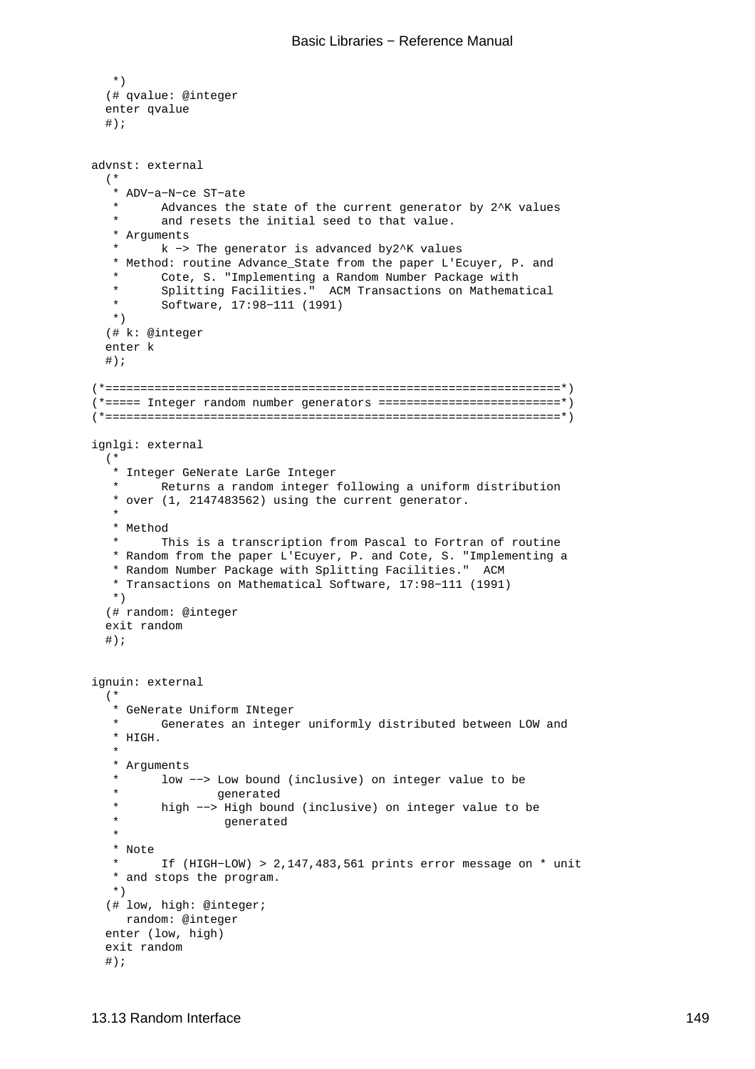```
   *)
  (# qvalue: @integer
  enter qvalue
  #);


advnst: external
  (*
   * ADV−a−N−ce ST−ate
   *      Advances the state of the current generator by 2^K values
   *      and resets the initial seed to that value.
   * Arguments
   *      k −> The generator is advanced by2^K values
   * Method: routine Advance_State from the paper L'Ecuyer, P. and
   *      Cote, S. "Implementing a Random Number Package with
   *      Splitting Facilities."  ACM Transactions on Mathematical
   *      Software, 17:98−111 (1991)
   *)
  (# k: @integer
  enter k
  #);

(*=================================================================*)
(*===== Integer random number generators ==========================*)
(*=================================================================*)

ignlgi: external
  (*
   * Integer GeNerate LarGe Integer
   *      Returns a random integer following a uniform distribution
   * over (1, 2147483562) using the current generator.
   *
   * Method
   *      This is a transcription from Pascal to Fortran of routine
   * Random from the paper L'Ecuyer, P. and Cote, S. "Implementing a
   * Random Number Package with Splitting Facilities."  ACM
   * Transactions on Mathematical Software, 17:98−111 (1991)
   *)
  (# random: @integer
  exit random
  #);


ignuin: external
  (*
   * GeNerate Uniform INteger
   *      Generates an integer uniformly distributed between LOW and
   * HIGH.
   *
   * Arguments
   *      low −−> Low bound (inclusive) on integer value to be
   *              generated
   *      high −−> High bound (inclusive) on integer value to be
   *               generated
   *
   * Note
   *      If (HIGH−LOW) > 2,147,483,561 prints error message on * unit
   * and stops the program.
   *)
  (# low, high: @integer;
     random: @integer
  enter (low, high)
  exit random
  #);
```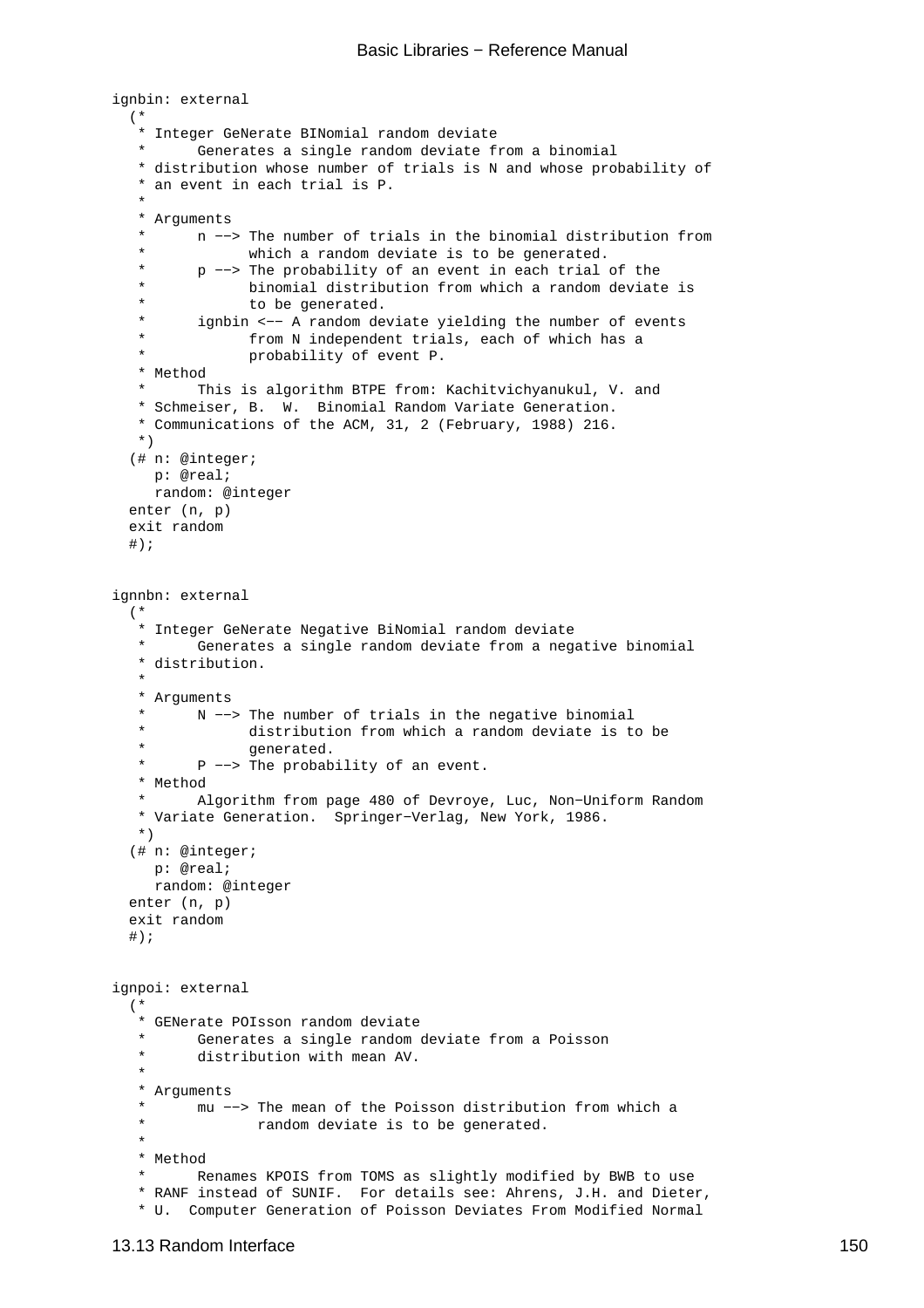```
ignbin: external
  (*
   * Integer GeNerate BINomial random deviate
   *      Generates a single random deviate from a binomial
   * distribution whose number of trials is N and whose probability of
   * an event in each trial is P.
   *
   * Arguments
   *      n --> The number of trials in the binomial distribution from
   *            which a random deviate is to be generated.
   *      p --> The probability of an event in each trial of the
   *            binomial distribution from which a random deviate is
   *            to be generated.
   *      ignbin <-- A random deviate yielding the number of events
   *            from N independent trials, each of which has a
   *            probability of event P.
   * Method
   *      This is algorithm BTPE from: Kachitvichyanukul, V. and
   * Schmeiser, B.  W.  Binomial Random Variate Generation.
   * Communications of the ACM, 31, 2 (February, 1988) 216.
   *)
  (# n: @integer;
     p: @real;
     random: @integer
  enter (n, p)
  exit random
  #);


ignnbn: external
  (*
   * Integer GeNerate Negative BiNomial random deviate
   *      Generates a single random deviate from a negative binomial
   * distribution.
   *
   * Arguments
   *      N --> The number of trials in the negative binomial
   *            distribution from which a random deviate is to be
   *            generated.
   *      P --> The probability of an event.
   * Method
   *      Algorithm from page 480 of Devroye, Luc, Non-Uniform Random
   * Variate Generation.  Springer-Verlag, New York, 1986.
   *)
  (# n: @integer;
     p: @real;
     random: @integer
  enter (n, p)
  exit random
  #);


ignpoi: external
  (*
   * GENerate POIsson random deviate
   *      Generates a single random deviate from a Poisson
   *      distribution with mean AV.
   *
   * Arguments
   *      mu --> The mean of the Poisson distribution from which a
   *             random deviate is to be generated.
   *
   * Method
   *      Renames KPOIS from TOMS as slightly modified by BWB to use
   * RANF instead of SUNIF.  For details see: Ahrens, J.H. and Dieter,
   * U.  Computer Generation of Poisson Deviates From Modified Normal
```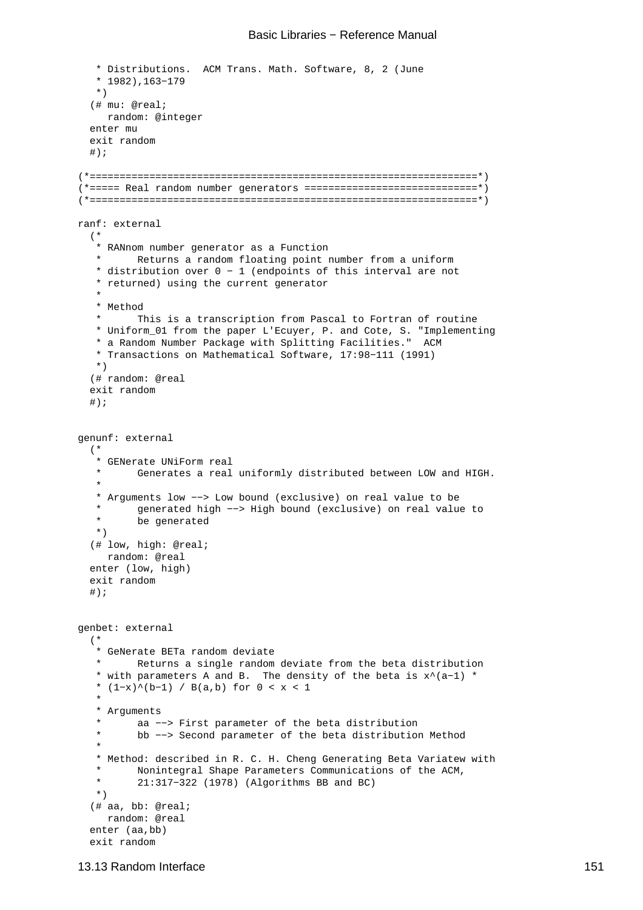```
   * Distributions.  ACM Trans. Math. Software, 8, 2 (June
   * 1982),163−179
   *)
  (# mu: @real;
     random: @integer
  enter mu
  exit random
  #);

(*===============================================================*)
(*===== Real random number generators ==========================*)
(*===============================================================*)

ranf: external
  (*
   * RANnom number generator as a Function
   *      Returns a random floating point number from a uniform
   * distribution over 0 − 1 (endpoints of this interval are not
   * returned) using the current generator
   *
   * Method
   *      This is a transcription from Pascal to Fortran of routine
   * Uniform_01 from the paper L'Ecuyer, P. and Cote, S. "Implementing
   * a Random Number Package with Splitting Facilities."  ACM
   * Transactions on Mathematical Software, 17:98−111 (1991)
   *)
  (# random: @real
  exit random
  #);


genunf: external
  (*
   * GENerate UNiForm real
   *      Generates a real uniformly distributed between LOW and HIGH.
   *
   * Arguments low −−> Low bound (exclusive) on real value to be
   *      generated high −−> High bound (exclusive) on real value to
   *      be generated
   *)
  (# low, high: @real;
     random: @real
  enter (low, high)
  exit random
  #);


genbet: external
  (*
   * GeNerate BETa random deviate
   *      Returns a single random deviate from the beta distribution
   * with parameters A and B.  The density of the beta is x^(a−1) *
   * (1−x)^(b−1) / B(a,b) for 0 < x < 1
   *
   * Arguments
   *      aa −−> First parameter of the beta distribution
   *      bb −−> Second parameter of the beta distribution Method
   *
   * Method: described in R. C. H. Cheng Generating Beta Variatew with
   *      Nonintegral Shape Parameters Communications of the ACM,
   *      21:317−322 (1978) (Algorithms BB and BC)
   *)
  (# aa, bb: @real;
     random: @real
  enter (aa,bb)
  exit random
```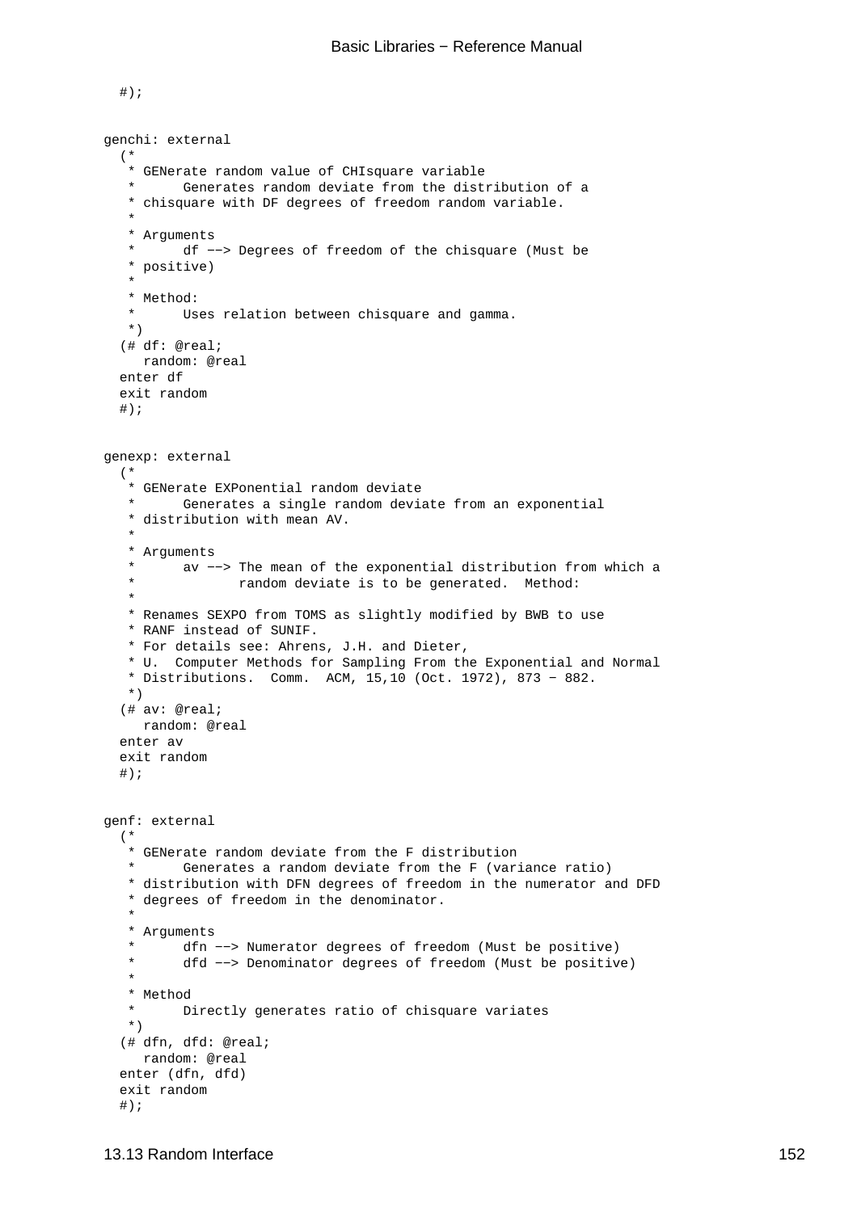```
  #);


genchi: external
  (*
   * GENerate random value of CHIsquare variable
   *      Generates random deviate from the distribution of a
   * chisquare with DF degrees of freedom random variable.
   *
   * Arguments
   *      df --> Degrees of freedom of the chisquare (Must be
   * positive)
   *
   * Method:
   *      Uses relation between chisquare and gamma.
   *)
  (# df: @real;
     random: @real
  enter df
  exit random
  #);


genexp: external
  (*
   * GENerate EXPonential random deviate
   *      Generates a single random deviate from an exponential
   * distribution with mean AV.
   *
   * Arguments
   *      av --> The mean of the exponential distribution from which a
   *             random deviate is to be generated.  Method:
   *
   * Renames SEXPO from TOMS as slightly modified by BWB to use
   * RANF instead of SUNIF.
   * For details see: Ahrens, J.H. and Dieter,
   * U.  Computer Methods for Sampling From the Exponential and Normal
   * Distributions.  Comm.  ACM, 15,10 (Oct. 1972), 873 - 882.
   *)
  (# av: @real;
     random: @real
  enter av
  exit random
  #);


genf: external
  (*
   * GENerate random deviate from the F distribution
   *      Generates a random deviate from the F (variance ratio)
   * distribution with DFN degrees of freedom in the numerator and DFD
   * degrees of freedom in the denominator.
   *
   * Arguments
   *      dfn --> Numerator degrees of freedom (Must be positive)
   *      dfd --> Denominator degrees of freedom (Must be positive)
   *
   * Method
   *      Directly generates ratio of chisquare variates
   *)
  (# dfn, dfd: @real;
     random: @real
  enter (dfn, dfd)
  exit random
  #);
```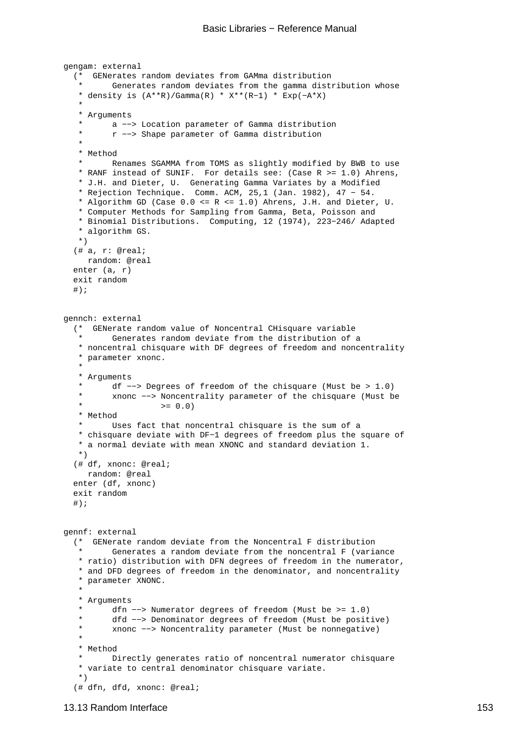```
gengam: external
  (*  GENerates random deviates from GAMma distribution
   *      Generates random deviates from the gamma distribution whose
   * density is (A**R)/Gamma(R) * X**(R-1) * Exp(-A*X)
   *
   * Arguments
   *      a --> Location parameter of Gamma distribution
   *      r --> Shape parameter of Gamma distribution
   *
   * Method
   *      Renames SGAMMA from TOMS as slightly modified by BWB to use
   * RANF instead of SUNIF.  For details see: (Case R >= 1.0) Ahrens,
   * J.H. and Dieter, U.  Generating Gamma Variates by a Modified
   * Rejection Technique.  Comm. ACM, 25,1 (Jan. 1982), 47 - 54.
   * Algorithm GD (Case 0.0 <= R <= 1.0) Ahrens, J.H. and Dieter, U.
   * Computer Methods for Sampling from Gamma, Beta, Poisson and
   * Binomial Distributions.  Computing, 12 (1974), 223-246/ Adapted
   * algorithm GS.
   *)
  (# a, r: @real;
     random: @real
  enter (a, r)
  exit random
  #);


gennch: external
  (*  GENerate random value of Noncentral CHisquare variable
   *      Generates random deviate from the distribution of a
   * noncentral chisquare with DF degrees of freedom and noncentrality
   * parameter xnonc.
   *
   * Arguments
   *      df --> Degrees of freedom of the chisquare (Must be > 1.0)
   *      xnonc --> Noncentrality parameter of the chisquare (Must be
   *                >= 0.0)
   * Method
   *      Uses fact that noncentral chisquare is the sum of a
   * chisquare deviate with DF-1 degrees of freedom plus the square of
   * a normal deviate with mean XNONC and standard deviation 1.
   *)
  (# df, xnonc: @real;
     random: @real
  enter (df, xnonc)
  exit random
  #);


gennf: external
  (*  GENerate random deviate from the Noncentral F distribution
   *      Generates a random deviate from the noncentral F (variance
   * ratio) distribution with DFN degrees of freedom in the numerator,
   * and DFD degrees of freedom in the denominator, and noncentrality
   * parameter XNONC.
   *
   * Arguments
   *      dfn --> Numerator degrees of freedom (Must be >= 1.0)
   *      dfd --> Denominator degrees of freedom (Must be positive)
   *      xnonc --> Noncentrality parameter (Must be nonnegative)
   *
   * Method
   *      Directly generates ratio of noncentral numerator chisquare
   * variate to central denominator chisquare variate.
   *)
  (# dfn, dfd, xnonc: @real;
```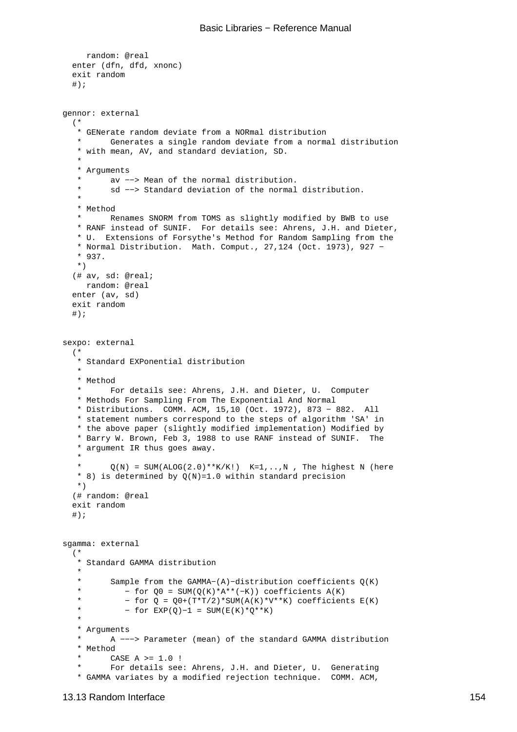```
     random: @real
  enter (dfn, dfd, xnonc)
  exit random
  #);


gennor: external
  (*
   * GENerate random deviate from a NORmal distribution
   *      Generates a single random deviate from a normal distribution
   * with mean, AV, and standard deviation, SD.
   *
   * Arguments
   *      av --> Mean of the normal distribution.
   *      sd --> Standard deviation of the normal distribution.
   *
   * Method
   *      Renames SNORM from TOMS as slightly modified by BWB to use
   * RANF instead of SUNIF.  For details see: Ahrens, J.H. and Dieter,
   * U.  Extensions of Forsythe's Method for Random Sampling from the
   * Normal Distribution.  Math. Comput., 27,124 (Oct. 1973), 927 -
   * 937.
   *)
  (# av, sd: @real;
     random: @real
  enter (av, sd)
  exit random
  #);


sexpo: external
  (*
   * Standard EXPonential distribution
   *
   * Method
   *      For details see: Ahrens, J.H. and Dieter, U.  Computer
   * Methods For Sampling From The Exponential And Normal
   * Distributions.  COMM. ACM, 15,10 (Oct. 1972), 873 - 882.  All
   * statement numbers correspond to the steps of algorithm 'SA' in
   * the above paper (slightly modified implementation) Modified by
   * Barry W. Brown, Feb 3, 1988 to use RANF instead of SUNIF.  The
   * argument IR thus goes away.
   *
   *      Q(N) = SUM(ALOG(2.0)**K/K!)  K=1,..,N , The highest N (here
   * 8) is determined by Q(N)=1.0 within standard precision
   *)
  (# random: @real
  exit random
  #);


sgamma: external
  (*
   * Standard GAMMA distribution
   *
   *      Sample from the GAMMA-(A)-distribution coefficients Q(K)
   *         - for Q0 = SUM(Q(K)*A**(-K)) coefficients A(K)
   *         - for Q = Q0+(T*T/2)*SUM(A(K)*V**K) coefficients E(K)
   *         - for EXP(Q)-1 = SUM(E(K)*Q**K)
   *
   * Arguments
   *      A ---> Parameter (mean) of the standard GAMMA distribution
   * Method
   *      CASE A >= 1.0 !
   *      For details see: Ahrens, J.H. and Dieter, U.  Generating
   * GAMMA variates by a modified rejection technique.  COMM. ACM,
```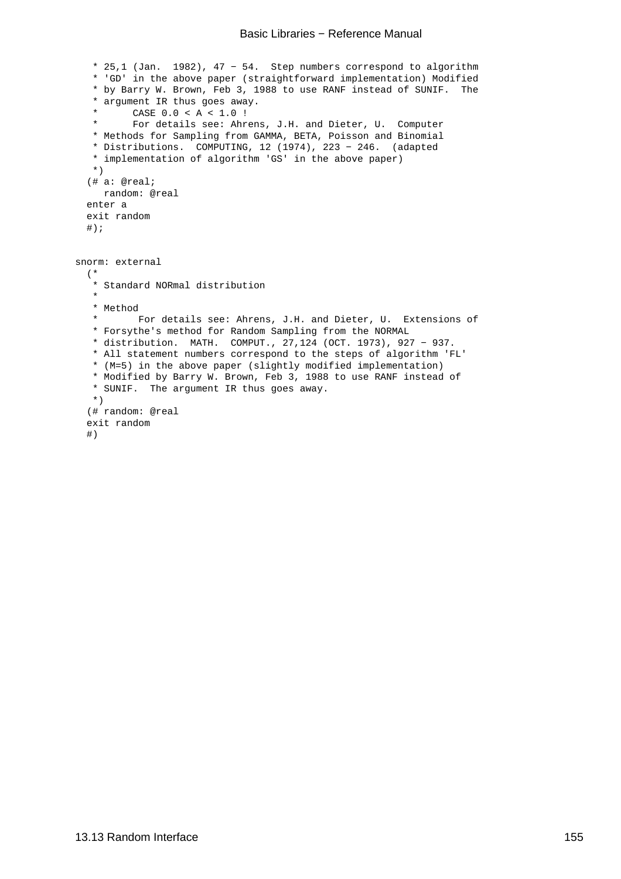```
    * 25,1 (Jan.  1982), 47 − 54.  Step numbers correspond to algorithm
    * 'GD' in the above paper (straightforward implementation) Modified
    * by Barry W. Brown, Feb 3, 1988 to use RANF instead of SUNIF.  The
    * argument IR thus goes away.
    *      CASE 0.0 < A < 1.0 !
    *      For details see: Ahrens, J.H. and Dieter, U.  Computer
    * Methods for Sampling from GAMMA, BETA, Poisson and Binomial
    * Distributions.  COMPUTING, 12 (1974), 223 − 246.  (adapted
    * implementation of algorithm 'GS' in the above paper)
    *)
   (# a: @real;
      random: @real
   enter a
   exit random
   #);


snorm: external
   (*
    * Standard NORmal distribution
    *
    * Method
    *       For details see: Ahrens, J.H. and Dieter, U.  Extensions of
    * Forsythe's method for Random Sampling from the NORMAL
    * distribution.  MATH.  COMPUT., 27,124 (OCT. 1973), 927 − 937.
    * All statement numbers correspond to the steps of algorithm 'FL'
    * (M=5) in the above paper (slightly modified implementation)
    * Modified by Barry W. Brown, Feb 3, 1988 to use RANF instead of
    * SUNIF.  The argument IR thus goes away.
    *)
   (# random: @real
   exit random
   #)
```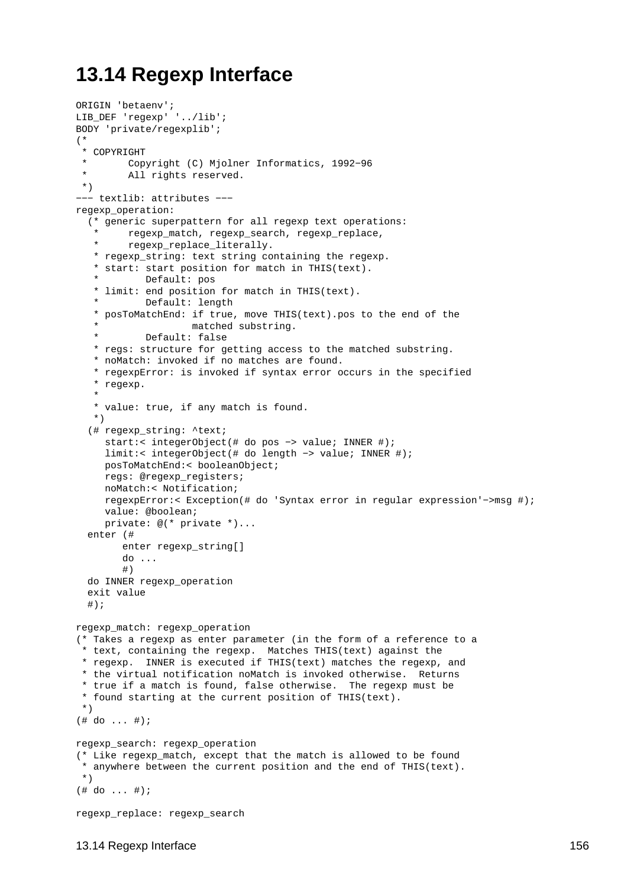# 13.14 Regexp Interface

```
ORIGIN 'betaenv';
LIB_DEF 'regexp' '../lib';
BODY 'private/regexplib';
(*
 * COPYRIGHT
 *       Copyright (C) Mjolner Informatics, 1992-96
 *       All rights reserved.
 *)
--- textlib: attributes ---
regexp_operation:
  (* generic superpattern for all regexp text operations:
   *     regexp_match, regexp_search, regexp_replace,
   *     regexp_replace_literally.
   * regexp_string: text string containing the regexp.
   * start: start position for match in THIS(text).
   *        Default: pos
   * limit: end position for match in THIS(text).
   *        Default: length
   * posToMatchEnd: if true, move THIS(text).pos to the end of the
   *                matched substring.
   *        Default: false
   * regs: structure for getting access to the matched substring.
   * noMatch: invoked if no matches are found.
   * regexpError: is invoked if syntax error occurs in the specified
   * regexp.
   *
   * value: true, if any match is found.
   *)
  (# regexp_string: ^text;
     start:< integerObject(# do pos -> value; INNER #);
     limit:< integerObject(# do length -> value; INNER #);
     posToMatchEnd:< booleanObject;
     regs: @regexp_registers;
     noMatch:< Notification;
     regexpError:< Exception(# do 'Syntax error in regular expression'->msg #);
     value: @boolean;
     private: @(* private *)...
  enter (#
        enter regexp_string[]
        do ...
        #)
  do INNER regexp_operation
  exit value
  #);

regexp_match: regexp_operation
(* Takes a regexp as enter parameter (in the form of a reference to a
 * text, containing the regexp.  Matches THIS(text) against the
 * regexp.  INNER is executed if THIS(text) matches the regexp, and
 * the virtual notification noMatch is invoked otherwise.  Returns
 * true if a match is found, false otherwise.  The regexp must be
 * found starting at the current position of THIS(text).
 *)
(# do ... #);

regexp_search: regexp_operation
(* Like regexp_match, except that the match is allowed to be found
 * anywhere between the current position and the end of THIS(text).
 *)
(# do ... #);

regexp_replace: regexp_search
```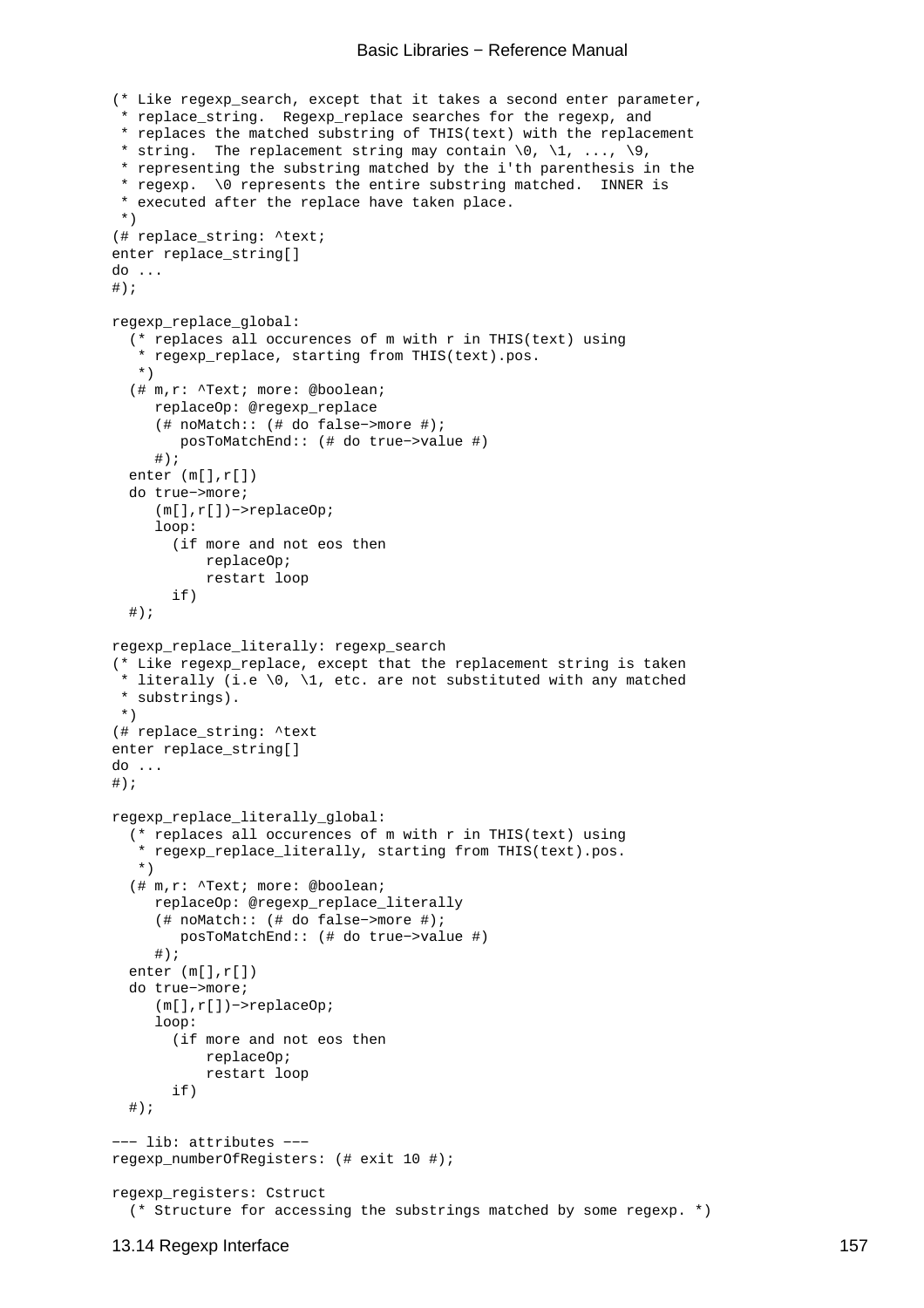```
(* Like regexp_search, except that it takes a second enter parameter,
 * replace_string.  Regexp_replace searches for the regexp, and
 * replaces the matched substring of THIS(text) with the replacement
 * string.  The replacement string may contain \0, \1, ..., \9,
 * representing the substring matched by the i'th parenthesis in the
 * regexp.  \0 represents the entire substring matched.  INNER is
 * executed after the replace have taken place.
 *)
(# replace_string: ^text;
enter replace_string[]
do ...
#);

regexp_replace_global:
  (* replaces all occurences of m with r in THIS(text) using
   * regexp_replace, starting from THIS(text).pos.
   *)
  (# m,r: ^Text; more: @boolean;
     replaceOp: @regexp_replace
     (# noMatch:: (# do false->more #);
        posToMatchEnd:: (# do true->value #)
     #);
  enter (m[],r[])
  do true->more;
     (m[],r[])->replaceOp;
     loop:
       (if more and not eos then
           replaceOp;
           restart loop
       if)
  #);

regexp_replace_literally: regexp_search
(* Like regexp_replace, except that the replacement string is taken
 * literally (i.e \0, \1, etc. are not substituted with any matched
 * substrings).
 *)
(# replace_string: ^text
enter replace_string[]
do ...
#);

regexp_replace_literally_global:
  (* replaces all occurences of m with r in THIS(text) using
   * regexp_replace_literally, starting from THIS(text).pos.
   *)
  (# m,r: ^Text; more: @boolean;
     replaceOp: @regexp_replace_literally
     (# noMatch:: (# do false->more #);
        posToMatchEnd:: (# do true->value #)
     #);
  enter (m[],r[])
  do true->more;
     (m[],r[])->replaceOp;
     loop:
       (if more and not eos then
           replaceOp;
           restart loop
       if)
  #);

−−− lib: attributes −−−
regexp_numberOfRegisters: (# exit 10 #);

regexp_registers: Cstruct
  (* Structure for accessing the substrings matched by some regexp. *)
```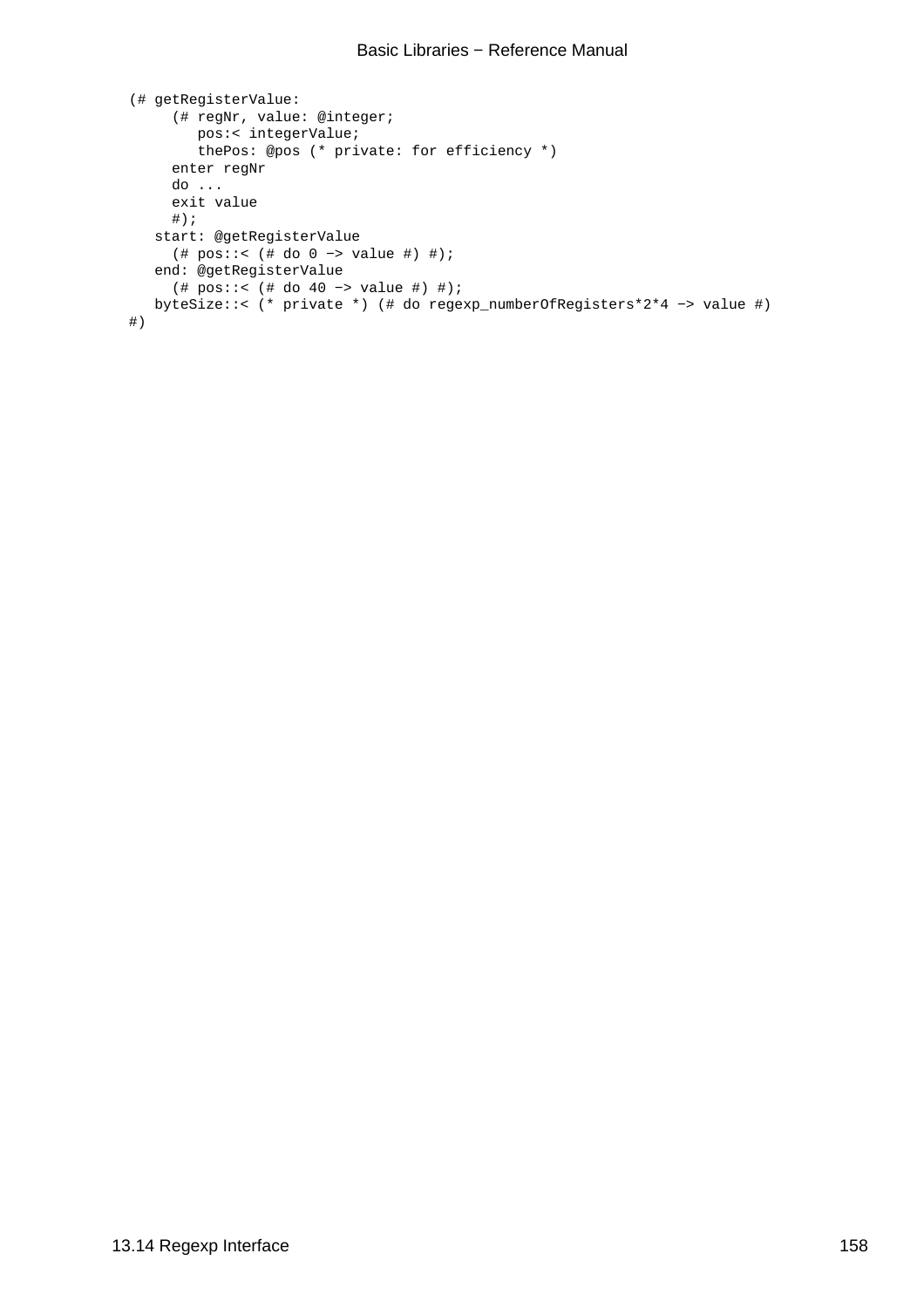```
(# getRegisterValue:
     (# regNr, value: @integer;
        pos:< integerValue;
        thePos: @pos (* private: for efficiency *)
     enter regNr
     do ...
     exit value
     #);
   start: @getRegisterValue
     (# pos::< (# do 0 −> value #) #);
   end: @getRegisterValue
     (# pos::< (# do 40 −> value #) #);
   byteSize::< (* private *) (# do regexp_numberOfRegisters*2*4 −> value #)
#)
```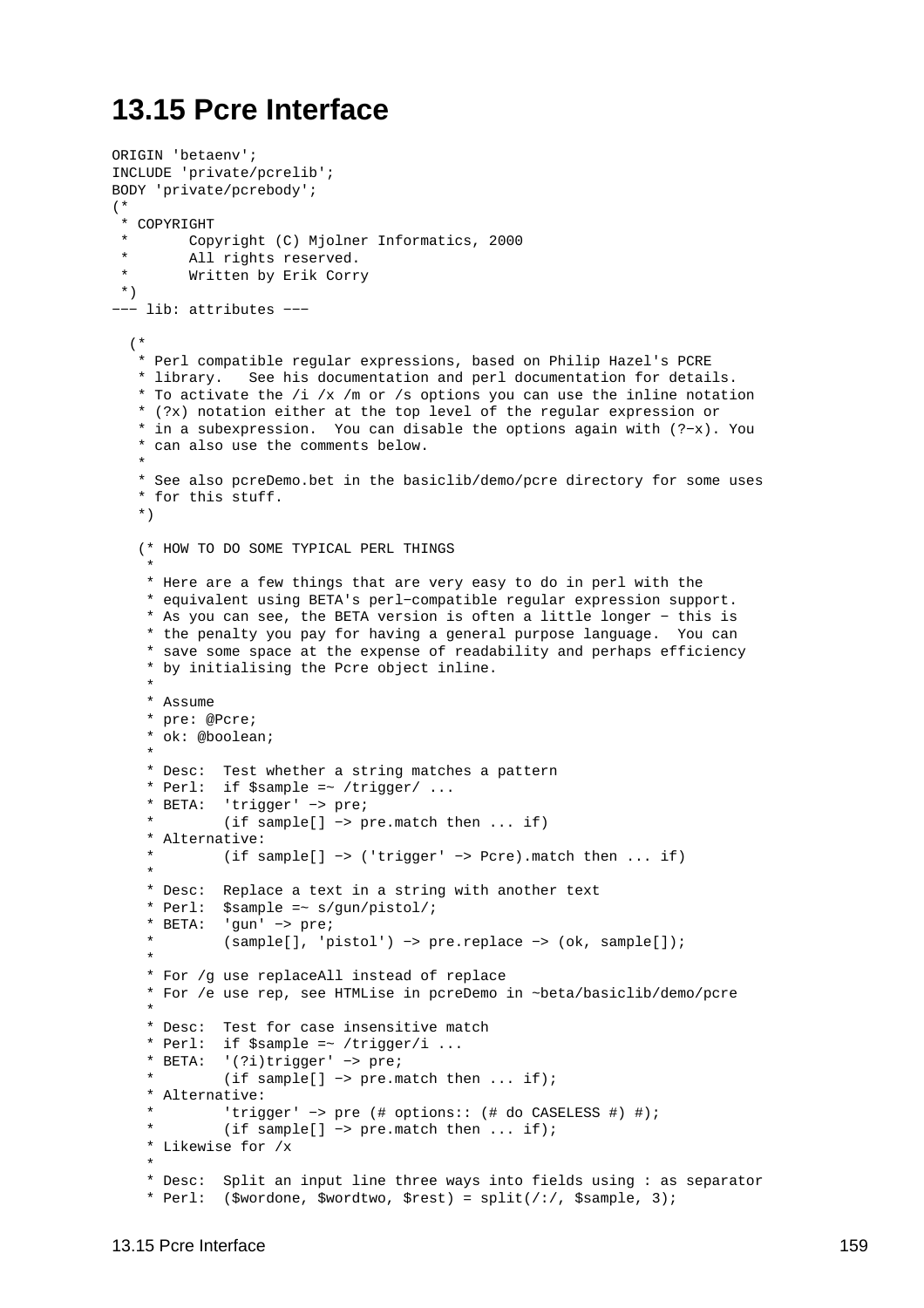# 13.15 Pcre Interface

```
ORIGIN 'betaenv';
INCLUDE 'private/pcrelib';
BODY 'private/pcrebody';
(*
 * COPYRIGHT
 *       Copyright (C) Mjolner Informatics, 2000
 *       All rights reserved.
 *       Written by Erik Corry
 *)
−−− lib: attributes −−−

  (*
   * Perl compatible regular expressions, based on Philip Hazel's PCRE
   * library.   See his documentation and perl documentation for details.
   * To activate the /i /x /m or /s options you can use the inline notation
   * (?x) notation either at the top level of the regular expression or
   * in a subexpression.  You can disable the options again with (?−x). You
   * can also use the comments below.
   *
   * See also pcreDemo.bet in the basiclib/demo/pcre directory for some uses
   * for this stuff.
   *)

   (* HOW TO DO SOME TYPICAL PERL THINGS
    *
    * Here are a few things that are very easy to do in perl with the
    * equivalent using BETA's perl−compatible regular expression support.
    * As you can see, the BETA version is often a little longer − this is
    * the penalty you pay for having a general purpose language.  You can
    * save some space at the expense of readability and perhaps efficiency
    * by initialising the Pcre object inline.
    *
    * Assume
    * pre: @Pcre;
    * ok: @boolean;
    *
    * Desc:  Test whether a string matches a pattern
    * Perl:  if $sample =~ /trigger/ ...
    * BETA:  'trigger' −> pre;
    *        (if sample[] −> pre.match then ... if)
    * Alternative:
    *        (if sample[] −> ('trigger' −> Pcre).match then ... if)
    *
    * Desc:  Replace a text in a string with another text
    * Perl:  $sample =~ s/gun/pistol/;
    * BETA:  'gun' −> pre;
    *        (sample[], 'pistol') −> pre.replace −> (ok, sample[]);
    *
    * For /g use replaceAll instead of replace
    * For /e use rep, see HTMLise in pcreDemo in ~beta/basiclib/demo/pcre
    *
    * Desc:  Test for case insensitive match
    * Perl:  if $sample =~ /trigger/i ...
    * BETA:  '(?i)trigger' −> pre;
    *        (if sample[] −> pre.match then ... if);
    * Alternative:
    *        'trigger' −> pre (# options:: (# do CASELESS #) #);
    *        (if sample[] −> pre.match then ... if);
    * Likewise for /x
    *
    * Desc:  Split an input line three ways into fields using : as separator
    * Perl:  ($wordone, $wordtwo, $rest) = split(/:/, $sample, 3);
```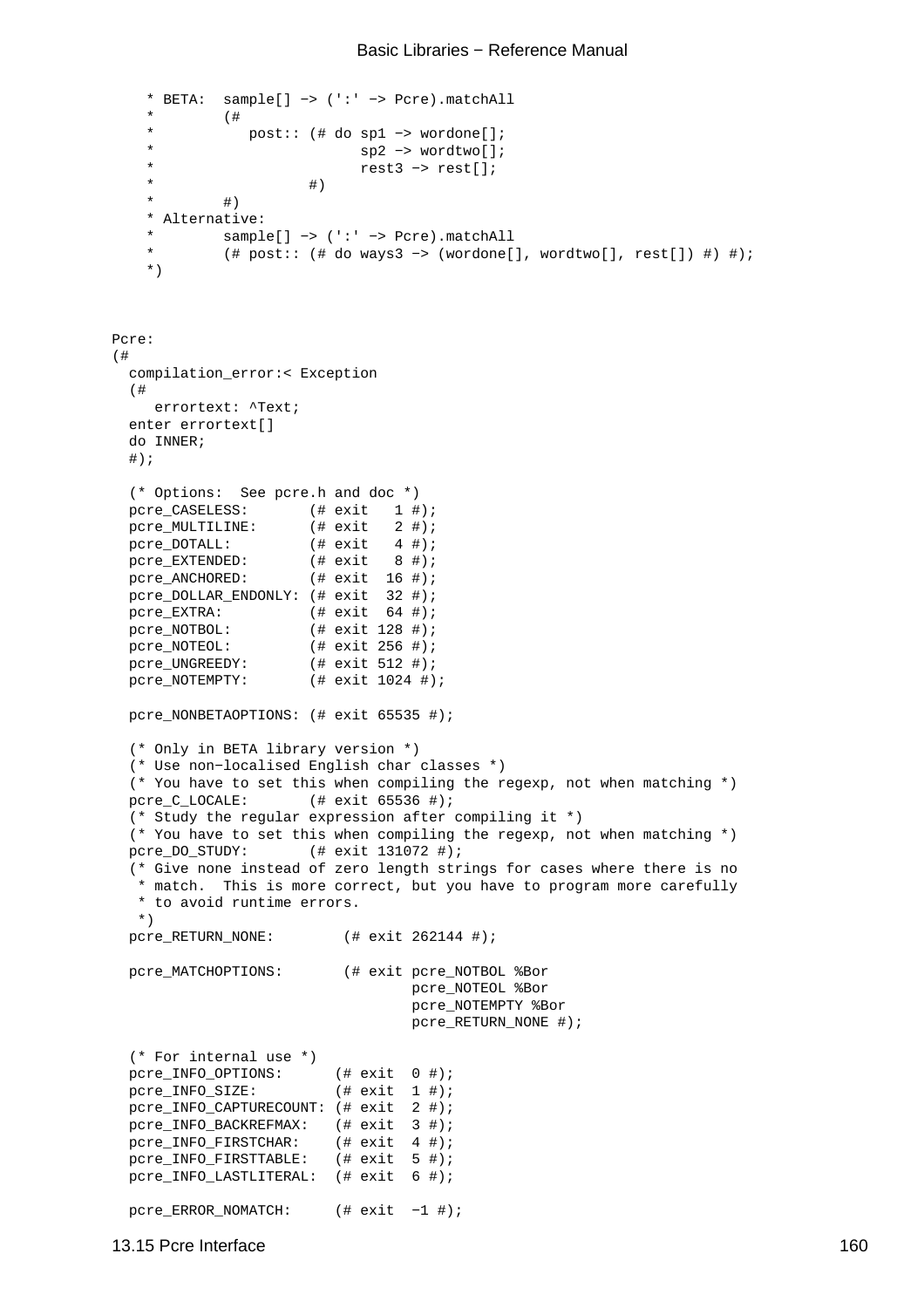```
    * BETA:  sample[] −> (':' −> Pcre).matchAll
    *        (#
    *           post:: (# do sp1 −> wordone[];
    *                        sp2 −> wordtwo[];
    *                        rest3 −> rest[];
    *                    #)
    *        #)
    * Alternative:
    *        sample[] −> (':' −> Pcre).matchAll
    *        (# post:: (# do ways3 −> (wordone[], wordtwo[], rest[]) #) #);
    *)



Pcre:
(#
  compilation_error:< Exception
  (#
     errortext: ^Text;
  enter errortext[]
  do INNER;
  #);

  (* Options:  See pcre.h and doc *)
  pcre_CASELESS:       (# exit   1 #);
  pcre_MULTILINE:      (# exit   2 #);
  pcre_DOTALL:         (# exit   4 #);
  pcre_EXTENDED:       (# exit   8 #);
  pcre_ANCHORED:       (# exit  16 #);
  pcre_DOLLAR_ENDONLY: (# exit  32 #);
  pcre_EXTRA:          (# exit  64 #);
  pcre_NOTBOL:         (# exit 128 #);
  pcre_NOTEOL:         (# exit 256 #);
  pcre_UNGREEDY:       (# exit 512 #);
  pcre_NOTEMPTY:       (# exit 1024 #);

  pcre_NONBETAOPTIONS: (# exit 65535 #);

  (* Only in BETA library version *)
  (* Use non−localised English char classes *)
  (* You have to set this when compiling the regexp, not when matching *)
  pcre_C_LOCALE:       (# exit 65536 #);
  (* Study the regular expression after compiling it *)
  (* You have to set this when compiling the regexp, not when matching *)
  pcre_DO_STUDY:       (# exit 131072 #);
  (* Give none instead of zero length strings for cases where there is no
   * match.  This is more correct, but you have to program more carefully
   * to avoid runtime errors.
   *)
  pcre_RETURN_NONE:        (# exit 262144 #);

  pcre_MATCHOPTIONS:       (# exit pcre_NOTBOL %Bor
                                   pcre_NOTEOL %Bor
                                   pcre_NOTEMPTY %Bor
                                   pcre_RETURN_NONE #);

  (* For internal use *)
  pcre_INFO_OPTIONS:      (# exit  0 #);
  pcre_INFO_SIZE:         (# exit  1 #);
  pcre_INFO_CAPTURECOUNT: (# exit  2 #);
  pcre_INFO_BACKREFMAX:   (# exit  3 #);
  pcre_INFO_FIRSTCHAR:    (# exit  4 #);
  pcre_INFO_FIRSTTABLE:   (# exit  5 #);
  pcre_INFO_LASTLITERAL:  (# exit  6 #);

  pcre_ERROR_NOMATCH:     (# exit  −1 #);
```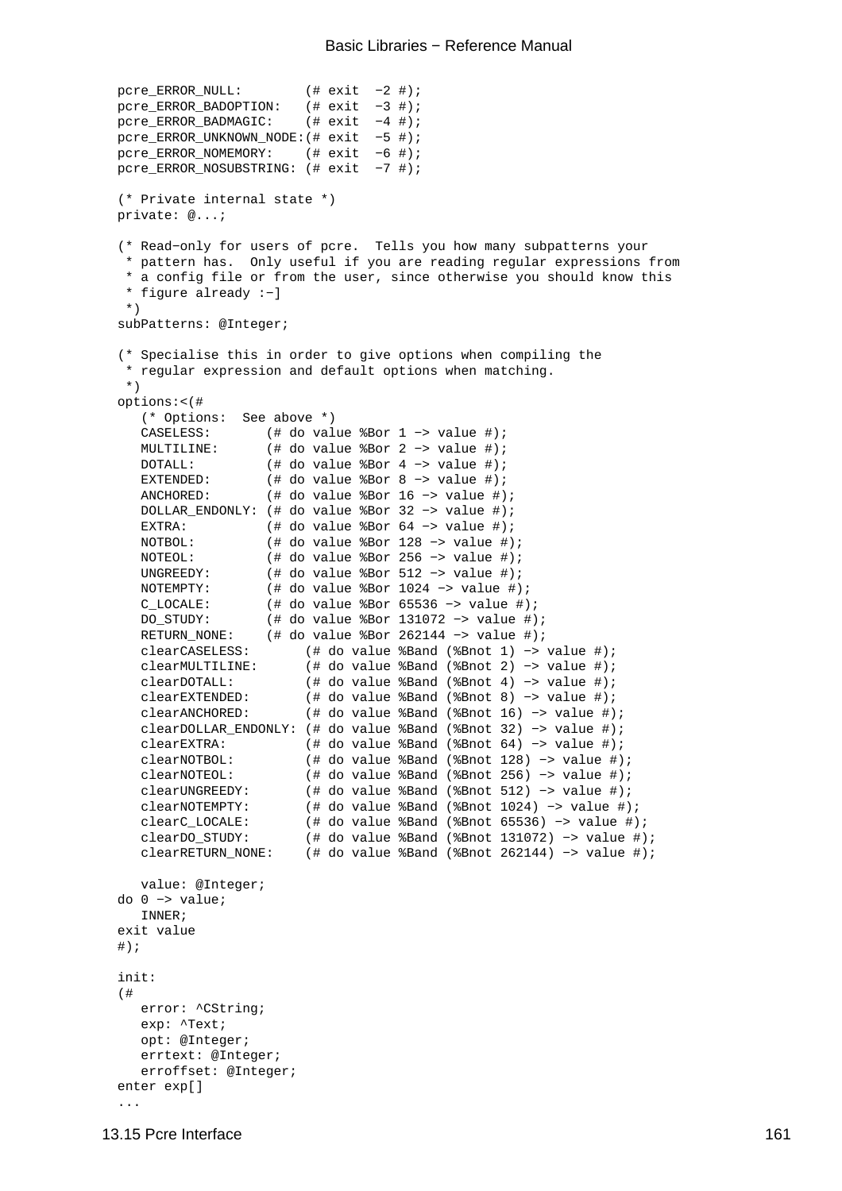```
pcre_ERROR_NULL:        (# exit  −2 #);
pcre_ERROR_BADOPTION:   (# exit  −3 #);
pcre_ERROR_BADMAGIC:    (# exit  −4 #);
pcre_ERROR_UNKNOWN_NODE:(# exit  −5 #);
pcre_ERROR_NOMEMORY:    (# exit  −6 #);
pcre_ERROR_NOSUBSTRING: (# exit  −7 #);

(* Private internal state *)
private: @...;

(* Read−only for users of pcre.  Tells you how many subpatterns your
 * pattern has.  Only useful if you are reading regular expressions from
 * a config file or from the user, since otherwise you should know this
 * figure already :−]
 *)
subPatterns: @Integer;

(* Specialise this in order to give options when compiling the
 * regular expression and default options when matching.
 *)
options:<(#
   (* Options:  See above *)
   CASELESS:       (# do value %Bor 1 −> value #);
   MULTILINE:      (# do value %Bor 2 −> value #);
   DOTALL:         (# do value %Bor 4 −> value #);
   EXTENDED:       (# do value %Bor 8 −> value #);
   ANCHORED:       (# do value %Bor 16 −> value #);
   DOLLAR_ENDONLY: (# do value %Bor 32 −> value #);
   EXTRA:          (# do value %Bor 64 −> value #);
   NOTBOL:         (# do value %Bor 128 −> value #);
   NOTEOL:         (# do value %Bor 256 −> value #);
   UNGREEDY:       (# do value %Bor 512 −> value #);
   NOTEMPTY:       (# do value %Bor 1024 −> value #);
   C_LOCALE:       (# do value %Bor 65536 −> value #);
   DO_STUDY:       (# do value %Bor 131072 −> value #);
   RETURN_NONE:    (# do value %Bor 262144 −> value #);
   clearCASELESS:       (# do value %Band (%Bnot 1) −> value #);
   clearMULTILINE:      (# do value %Band (%Bnot 2) −> value #);
   clearDOTALL:         (# do value %Band (%Bnot 4) −> value #);
   clearEXTENDED:       (# do value %Band (%Bnot 8) −> value #);
   clearANCHORED:       (# do value %Band (%Bnot 16) −> value #);
   clearDOLLAR_ENDONLY: (# do value %Band (%Bnot 32) −> value #);
   clearEXTRA:          (# do value %Band (%Bnot 64) −> value #);
   clearNOTBOL:         (# do value %Band (%Bnot 128) −> value #);
   clearNOTEOL:         (# do value %Band (%Bnot 256) −> value #);
   clearUNGREEDY:       (# do value %Band (%Bnot 512) −> value #);
   clearNOTEMPTY:       (# do value %Band (%Bnot 1024) −> value #);
   clearC_LOCALE:       (# do value %Band (%Bnot 65536) −> value #);
   clearDO_STUDY:       (# do value %Band (%Bnot 131072) −> value #);
   clearRETURN_NONE:    (# do value %Band (%Bnot 262144) −> value #);

   value: @Integer;
do 0 −> value;
   INNER;
exit value
#);

init:
(#
   error: ^CString;
   exp: ^Text;
   opt: @Integer;
   errtext: @Integer;
   erroffset: @Integer;
enter exp[]
...
```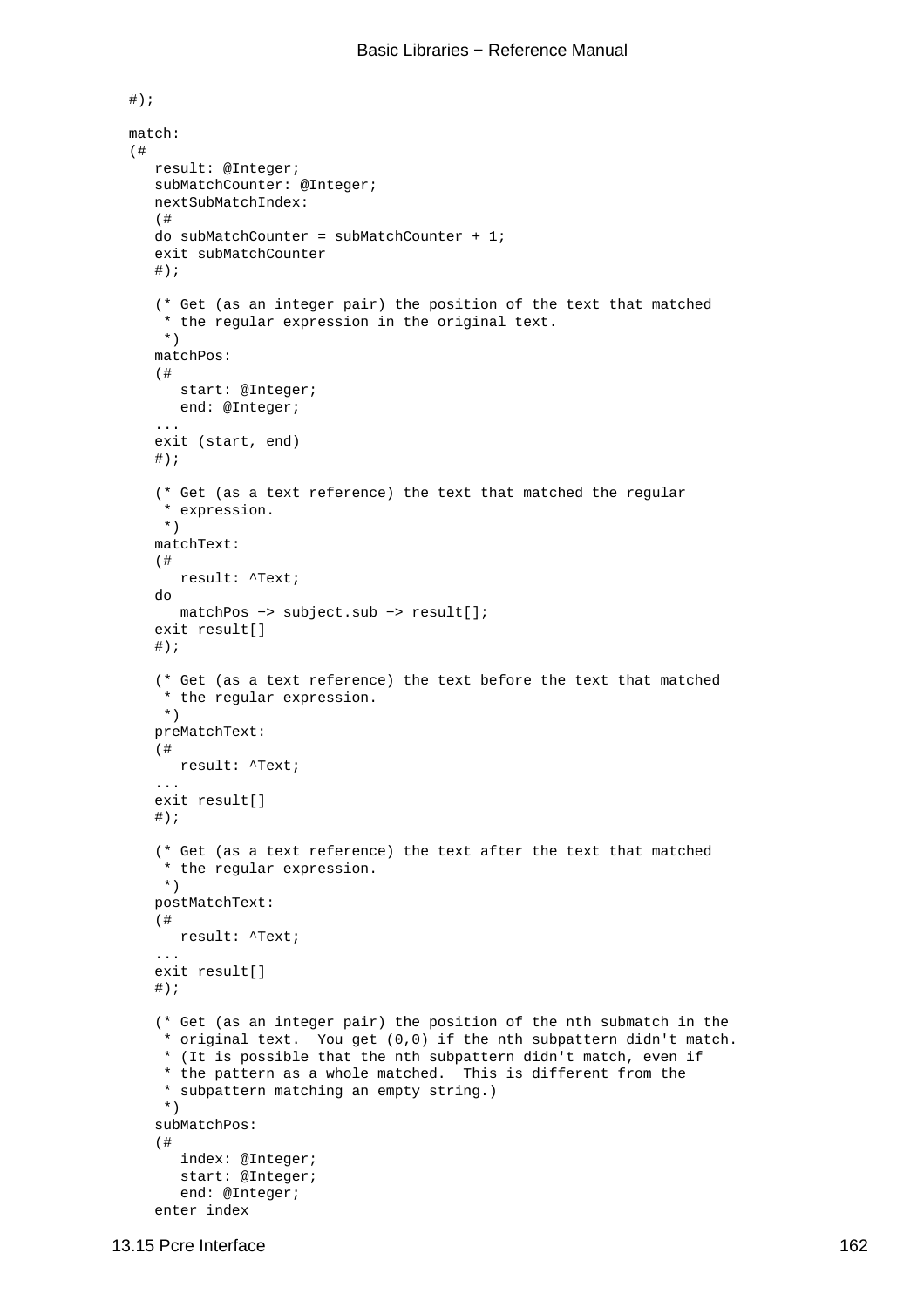```
#);

match:
(#
   result: @Integer;
   subMatchCounter: @Integer;
   nextSubMatchIndex:
   (#
   do subMatchCounter = subMatchCounter + 1;
   exit subMatchCounter
   #);

   (* Get (as an integer pair) the position of the text that matched
    * the regular expression in the original text.
    *)
   matchPos:
   (#
      start: @Integer;
      end: @Integer;
   ...
   exit (start, end)
   #);

   (* Get (as a text reference) the text that matched the regular
    * expression.
    *)
   matchText:
   (#
      result: ^Text;
   do
      matchPos -> subject.sub -> result[];
   exit result[]
   #);

   (* Get (as a text reference) the text before the text that matched
    * the regular expression.
    *)
   preMatchText:
   (#
      result: ^Text;
   ...
   exit result[]
   #);

   (* Get (as a text reference) the text after the text that matched
    * the regular expression.
    *)
   postMatchText:
   (#
      result: ^Text;
   ...
   exit result[]
   #);

   (* Get (as an integer pair) the position of the nth submatch in the
    * original text.  You get (0,0) if the nth subpattern didn't match.
    * (It is possible that the nth subpattern didn't match, even if
    * the pattern as a whole matched.  This is different from the
    * subpattern matching an empty string.)
    *)
   subMatchPos:
   (#
      index: @Integer;
      start: @Integer;
      end: @Integer;
   enter index
```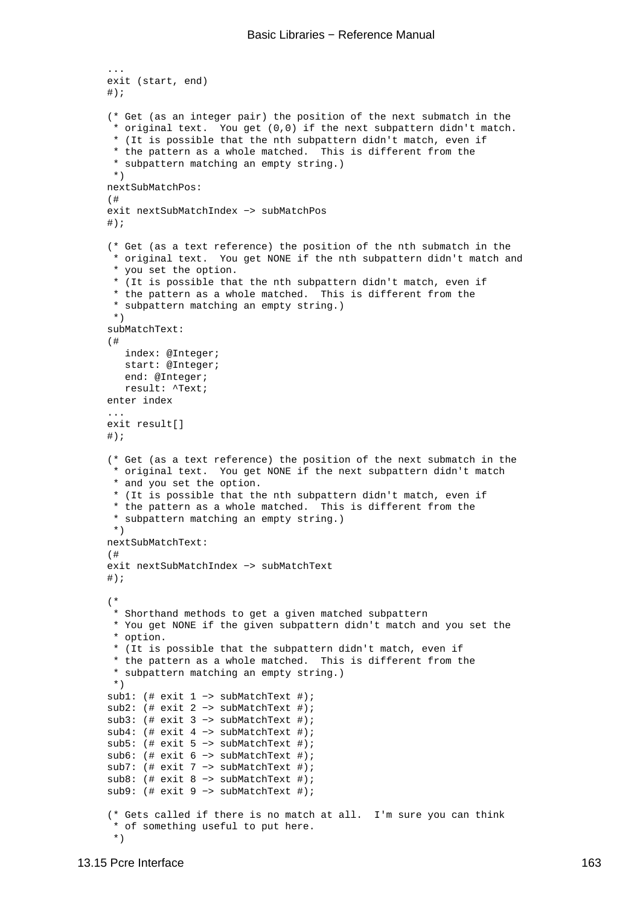```
...
exit (start, end)
#);

(* Get (as an integer pair) the position of the next submatch in the
 * original text.  You get (0,0) if the next subpattern didn't match.
 * (It is possible that the nth subpattern didn't match, even if
 * the pattern as a whole matched.  This is different from the
 * subpattern matching an empty string.)
 *)
nextSubMatchPos:
(#
exit nextSubMatchIndex −> subMatchPos
#);

(* Get (as a text reference) the position of the nth submatch in the
 * original text.  You get NONE if the nth subpattern didn't match and
 * you set the option.
 * (It is possible that the nth subpattern didn't match, even if
 * the pattern as a whole matched.  This is different from the
 * subpattern matching an empty string.)
 *)
subMatchText:
(#
   index: @Integer;
   start: @Integer;
   end: @Integer;
   result: ^Text;
enter index
...
exit result[]
#);

(* Get (as a text reference) the position of the next submatch in the
 * original text.  You get NONE if the next subpattern didn't match
 * and you set the option.
 * (It is possible that the nth subpattern didn't match, even if
 * the pattern as a whole matched.  This is different from the
 * subpattern matching an empty string.)
 *)
nextSubMatchText:
(#
exit nextSubMatchIndex −> subMatchText
#);

(*
 * Shorthand methods to get a given matched subpattern
 * You get NONE if the given subpattern didn't match and you set the
 * option.
 * (It is possible that the subpattern didn't match, even if
 * the pattern as a whole matched.  This is different from the
 * subpattern matching an empty string.)
 *)
sub1: (# exit 1 −> subMatchText #);
sub2: (# exit 2 −> subMatchText #);
sub3: (# exit 3 −> subMatchText #);
sub4: (# exit 4 −> subMatchText #);
sub5: (# exit 5 −> subMatchText #);
sub6: (# exit 6 −> subMatchText #);
sub7: (# exit 7 −> subMatchText #);
sub8: (# exit 8 −> subMatchText #);
sub9: (# exit 9 −> subMatchText #);

(* Gets called if there is no match at all.  I'm sure you can think
 * of something useful to put here.
 *)
```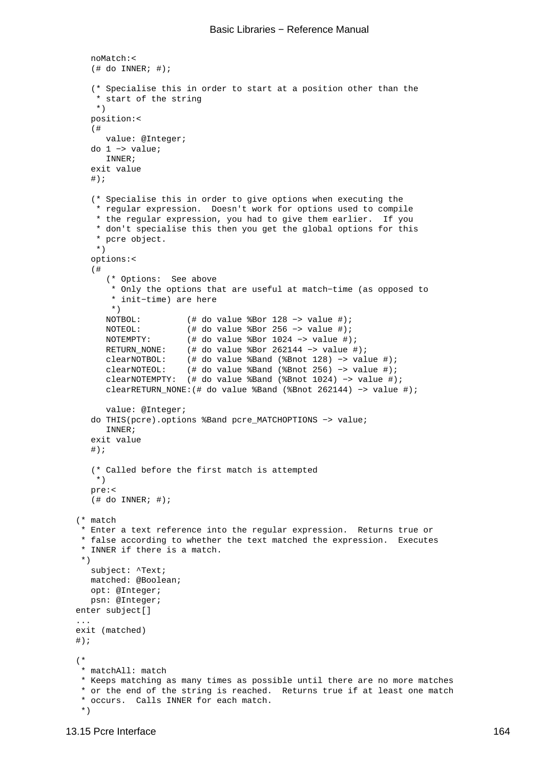```
   noMatch:<
   (# do INNER; #);

   (* Specialise this in order to start at a position other than the
    * start of the string
    *)
   position:<
   (#
      value: @Integer;
   do 1 −> value;
      INNER;
   exit value
   #);

   (* Specialise this in order to give options when executing the
    * regular expression.  Doesn't work for options used to compile
    * the regular expression, you had to give them earlier.  If you
    * don't specialise this then you get the global options for this
    * pcre object.
    *)
   options:<
   (#
      (* Options:  See above
       * Only the options that are useful at match−time (as opposed to
       * init−time) are here
       *)
      NOTBOL:         (# do value %Bor 128 −> value #);
      NOTEOL:         (# do value %Bor 256 −> value #);
      NOTEMPTY:       (# do value %Bor 1024 −> value #);
      RETURN_NONE:    (# do value %Bor 262144 −> value #);
      clearNOTBOL:    (# do value %Band (%Bnot 128) −> value #);
      clearNOTEOL:    (# do value %Band (%Bnot 256) −> value #);
      clearNOTEMPTY:  (# do value %Band (%Bnot 1024) −> value #);
      clearRETURN_NONE:(# do value %Band (%Bnot 262144) −> value #);

      value: @Integer;
   do THIS(pcre).options %Band pcre_MATCHOPTIONS −> value;
      INNER;
   exit value
   #);

   (* Called before the first match is attempted
    *)
   pre:<
   (# do INNER; #);

(* match
 * Enter a text reference into the regular expression.  Returns true or
 * false according to whether the text matched the expression.  Executes
 * INNER if there is a match.
 *)
   subject: ^Text;
   matched: @Boolean;
   opt: @Integer;
   psn: @Integer;
enter subject[]
...
exit (matched)
#);

(*
 * matchAll: match
 * Keeps matching as many times as possible until there are no more matches
 * or the end of the string is reached.  Returns true if at least one match
 * occurs.  Calls INNER for each match.
 *)
```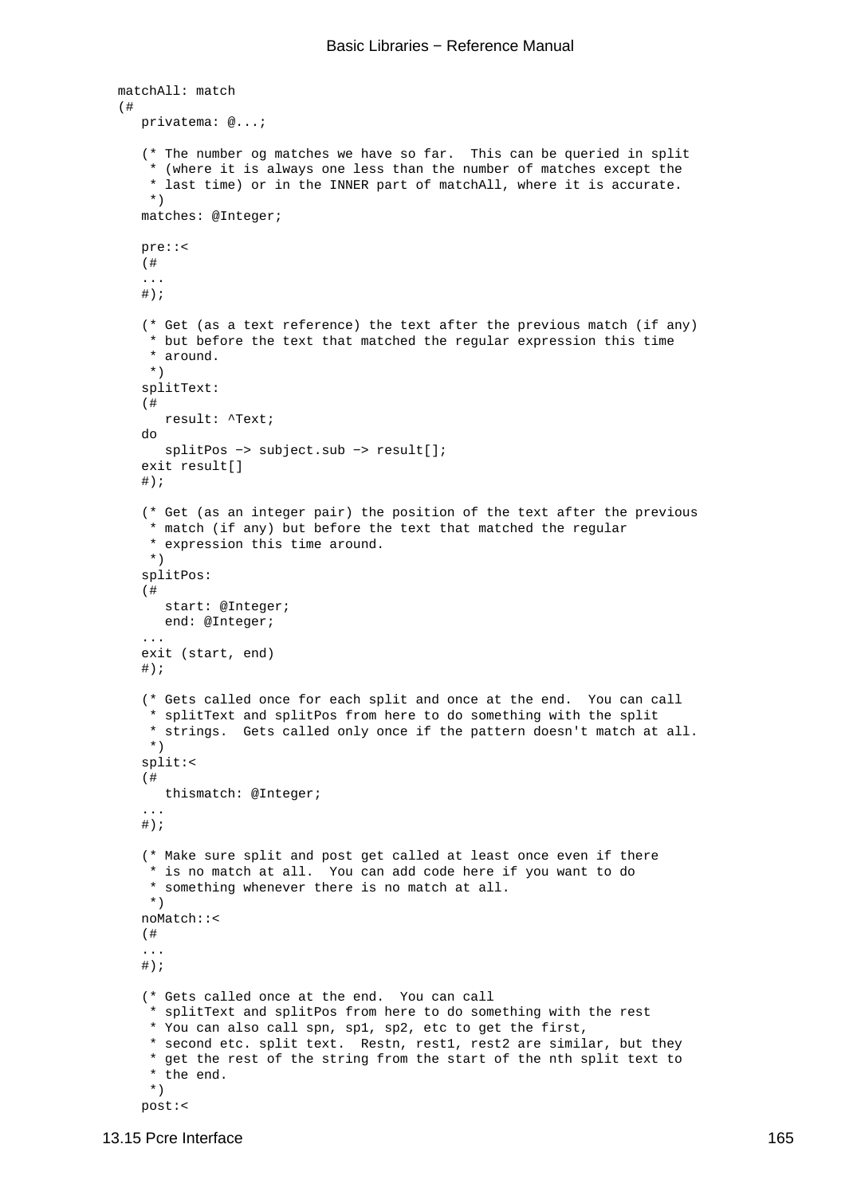```
matchAll: match
(#
   privatema: @...;

   (* The number og matches we have so far.  This can be queried in split
    * (where it is always one less than the number of matches except the
    * last time) or in the INNER part of matchAll, where it is accurate.
    *)
   matches: @Integer;

   pre::<
   (#
   ...
   #);

   (* Get (as a text reference) the text after the previous match (if any)
    * but before the text that matched the regular expression this time
    * around.
    *)
   splitText:
   (#
      result: ^Text;
   do
      splitPos −> subject.sub −> result[];
   exit result[]
   #);

   (* Get (as an integer pair) the position of the text after the previous
    * match (if any) but before the text that matched the regular
    * expression this time around.
    *)
   splitPos:
   (#
      start: @Integer;
      end: @Integer;
   ...
   exit (start, end)
   #);

   (* Gets called once for each split and once at the end.  You can call
    * splitText and splitPos from here to do something with the split
    * strings.  Gets called only once if the pattern doesn't match at all.
    *)
   split:<
   (#
      thismatch: @Integer;
   ...
   #);

   (* Make sure split and post get called at least once even if there
    * is no match at all.  You can add code here if you want to do
    * something whenever there is no match at all.
    *)
   noMatch::<
   (#
   ...
   #);

   (* Gets called once at the end.  You can call
    * splitText and splitPos from here to do something with the rest
    * You can also call spn, sp1, sp2, etc to get the first,
    * second etc. split text.  Restn, rest1, rest2 are similar, but they
    * get the rest of the string from the start of the nth split text to
    * the end.
    *)
   post:<
```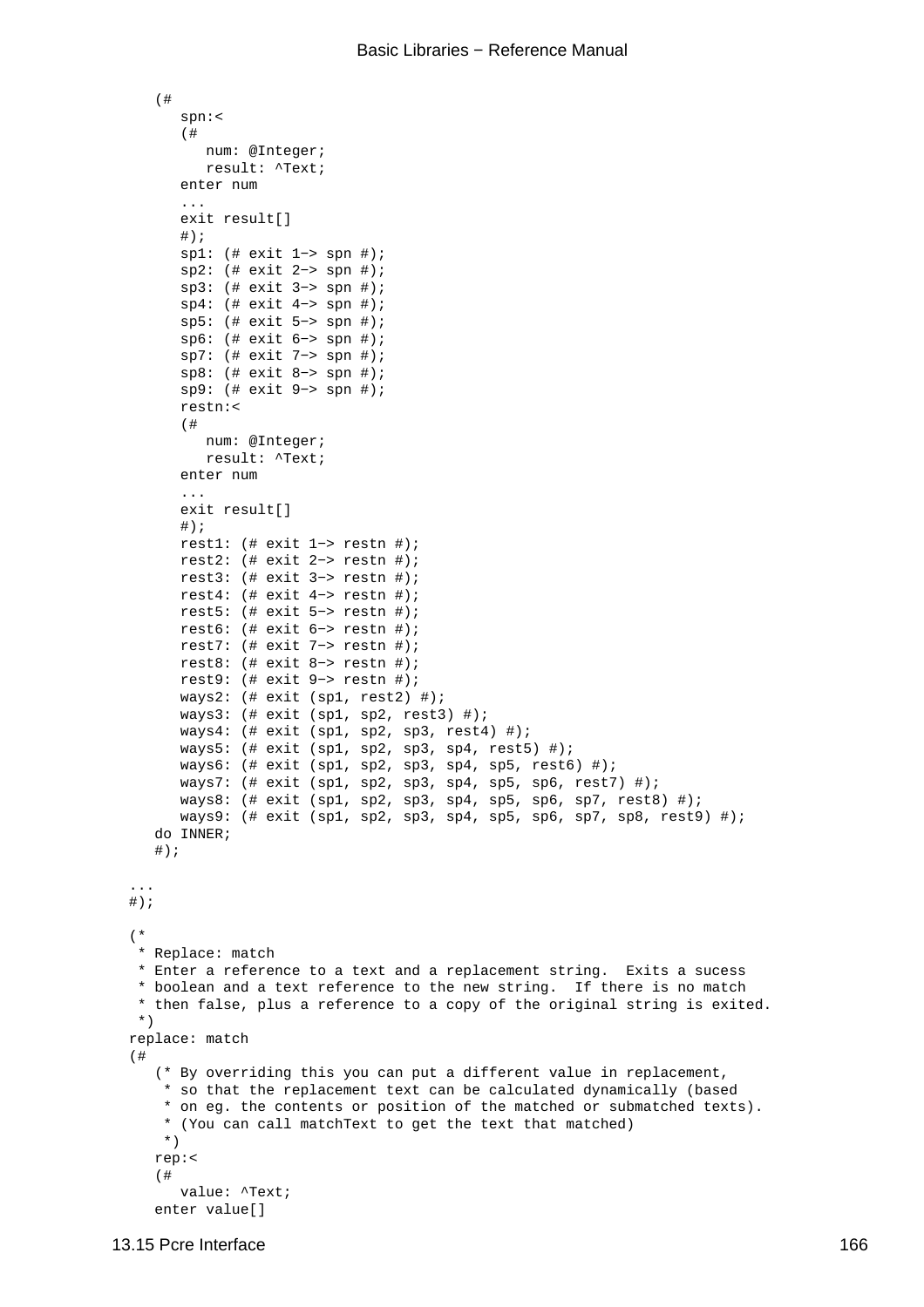```
   (#
      spn:<
      (#
         num: @Integer;
         result: ^Text;
      enter num
      ...
      exit result[]
      #);
      sp1: (# exit 1-> spn #);
      sp2: (# exit 2-> spn #);
      sp3: (# exit 3-> spn #);
      sp4: (# exit 4-> spn #);
      sp5: (# exit 5-> spn #);
      sp6: (# exit 6-> spn #);
      sp7: (# exit 7-> spn #);
      sp8: (# exit 8-> spn #);
      sp9: (# exit 9-> spn #);
      restn:<
      (#
         num: @Integer;
         result: ^Text;
      enter num
      ...
      exit result[]
      #);
      rest1: (# exit 1-> restn #);
      rest2: (# exit 2-> restn #);
      rest3: (# exit 3-> restn #);
      rest4: (# exit 4-> restn #);
      rest5: (# exit 5-> restn #);
      rest6: (# exit 6-> restn #);
      rest7: (# exit 7-> restn #);
      rest8: (# exit 8-> restn #);
      rest9: (# exit 9-> restn #);
      ways2: (# exit (sp1, rest2) #);
      ways3: (# exit (sp1, sp2, rest3) #);
      ways4: (# exit (sp1, sp2, sp3, rest4) #);
      ways5: (# exit (sp1, sp2, sp3, sp4, rest5) #);
      ways6: (# exit (sp1, sp2, sp3, sp4, sp5, rest6) #);
      ways7: (# exit (sp1, sp2, sp3, sp4, sp5, sp6, rest7) #);
      ways8: (# exit (sp1, sp2, sp3, sp4, sp5, sp6, sp7, rest8) #);
      ways9: (# exit (sp1, sp2, sp3, sp4, sp5, sp6, sp7, sp8, rest9) #);
   do INNER;
   #);

...
#);

(*
 * Replace: match
 * Enter a reference to a text and a replacement string.  Exits a sucess
 * boolean and a text reference to the new string.  If there is no match
 * then false, plus a reference to a copy of the original string is exited.
 *)
replace: match
(#
   (* By overriding this you can put a different value in replacement,
    * so that the replacement text can be calculated dynamically (based
    * on eg. the contents or position of the matched or submatched texts).
    * (You can call matchText to get the text that matched)
    *)
   rep:<
   (#
      value: ^Text;
   enter value[]
```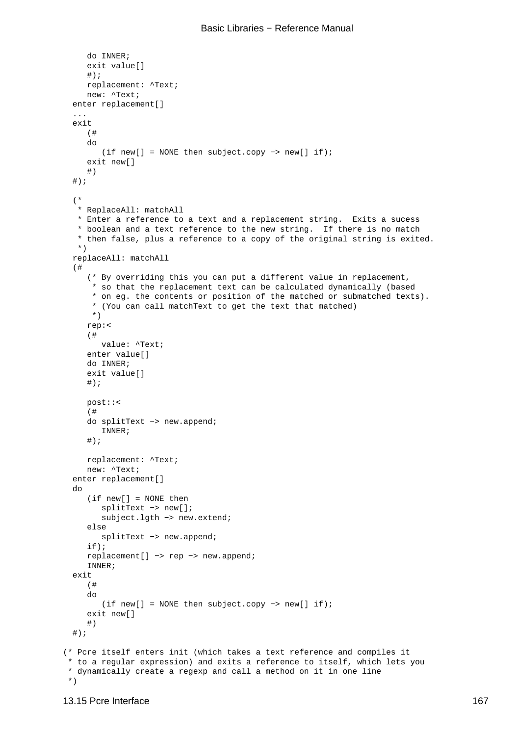```
      do INNER;
      exit value[]
      #);
      replacement: ^Text;
      new: ^Text;
   enter replacement[]
   ...
   exit
      (#
      do
         (if new[] = NONE then subject.copy -> new[] if);
      exit new[]
      #)
   #);

   (*
    * ReplaceAll: matchAll
    * Enter a reference to a text and a replacement string.  Exits a sucess
    * boolean and a text reference to the new string.  If there is no match
    * then false, plus a reference to a copy of the original string is exited.
    *)
   replaceAll: matchAll
   (#
      (* By overriding this you can put a different value in replacement,
       * so that the replacement text can be calculated dynamically (based
       * on eg. the contents or position of the matched or submatched texts).
       * (You can call matchText to get the text that matched)
       *)
      rep:<
      (#
         value: ^Text;
      enter value[]
      do INNER;
      exit value[]
      #);

      post::<
      (#
      do splitText -> new.append;
         INNER;
      #);

      replacement: ^Text;
      new: ^Text;
   enter replacement[]
   do
      (if new[] = NONE then
         splitText -> new[];
         subject.lgth -> new.extend;
      else
         splitText -> new.append;
      if);
      replacement[] -> rep -> new.append;
      INNER;
   exit
      (#
      do
         (if new[] = NONE then subject.copy -> new[] if);
      exit new[]
      #)
   #);

(* Pcre itself enters init (which takes a text reference and compiles it
 * to a regular expression) and exits a reference to itself, which lets you
 * dynamically create a regexp and call a method on it in one line
 *)
```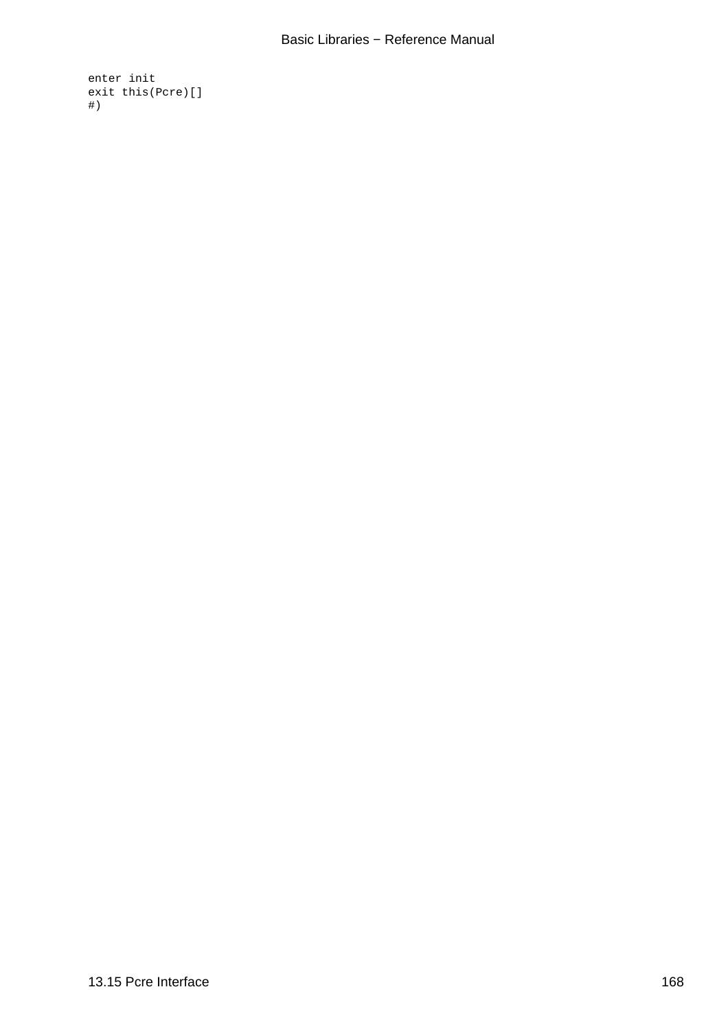```
enter init
exit this(Pcre)[]
#)
```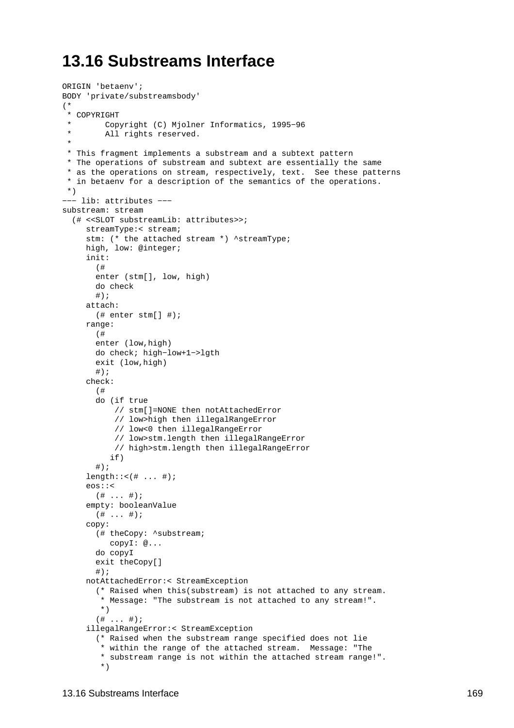# 13.16 Substreams Interface

```
ORIGIN 'betaenv';
BODY 'private/substreamsbody'
(*
 * COPYRIGHT
 *       Copyright (C) Mjolner Informatics, 1995-96
 *       All rights reserved.
 *
 * This fragment implements a substream and a subtext pattern
 * The operations of substream and subtext are essentially the same
 * as the operations on stream, respectively, text.  See these patterns
 * in betaenv for a description of the semantics of the operations.
 *)
--- lib: attributes ---
substream: stream
  (# <<SLOT substreamLib: attributes>>;
     streamType:< stream;
     stm: (* the attached stream *) ^streamType;
     high, low: @integer;
     init:
       (#
       enter (stm[], low, high)
       do check
       #);
     attach:
       (# enter stm[] #);
     range:
       (#
       enter (low,high)
       do check; high-low+1->lgth
       exit (low,high)
       #);
     check:
       (#
       do (if true
           // stm[]=NONE then notAttachedError
           // low>high then illegalRangeError
           // low<0 then illegalRangeError
           // low>stm.length then illegalRangeError
           // high>stm.length then illegalRangeError
          if)
       #);
     length::<(# ... #);
     eos::<
       (# ... #);
     empty: booleanValue
       (# ... #);
     copy:
       (# theCopy: ^substream;
          copyI: @...
       do copyI
       exit theCopy[]
       #);
     notAttachedError:< StreamException
       (* Raised when this(substream) is not attached to any stream.
        * Message: "The substream is not attached to any stream!".
        *)
       (# ... #);
     illegalRangeError:< StreamException
       (* Raised when the substream range specified does not lie
        * within the range of the attached stream.  Message: "The
        * substream range is not within the attached stream range!".
        *)
```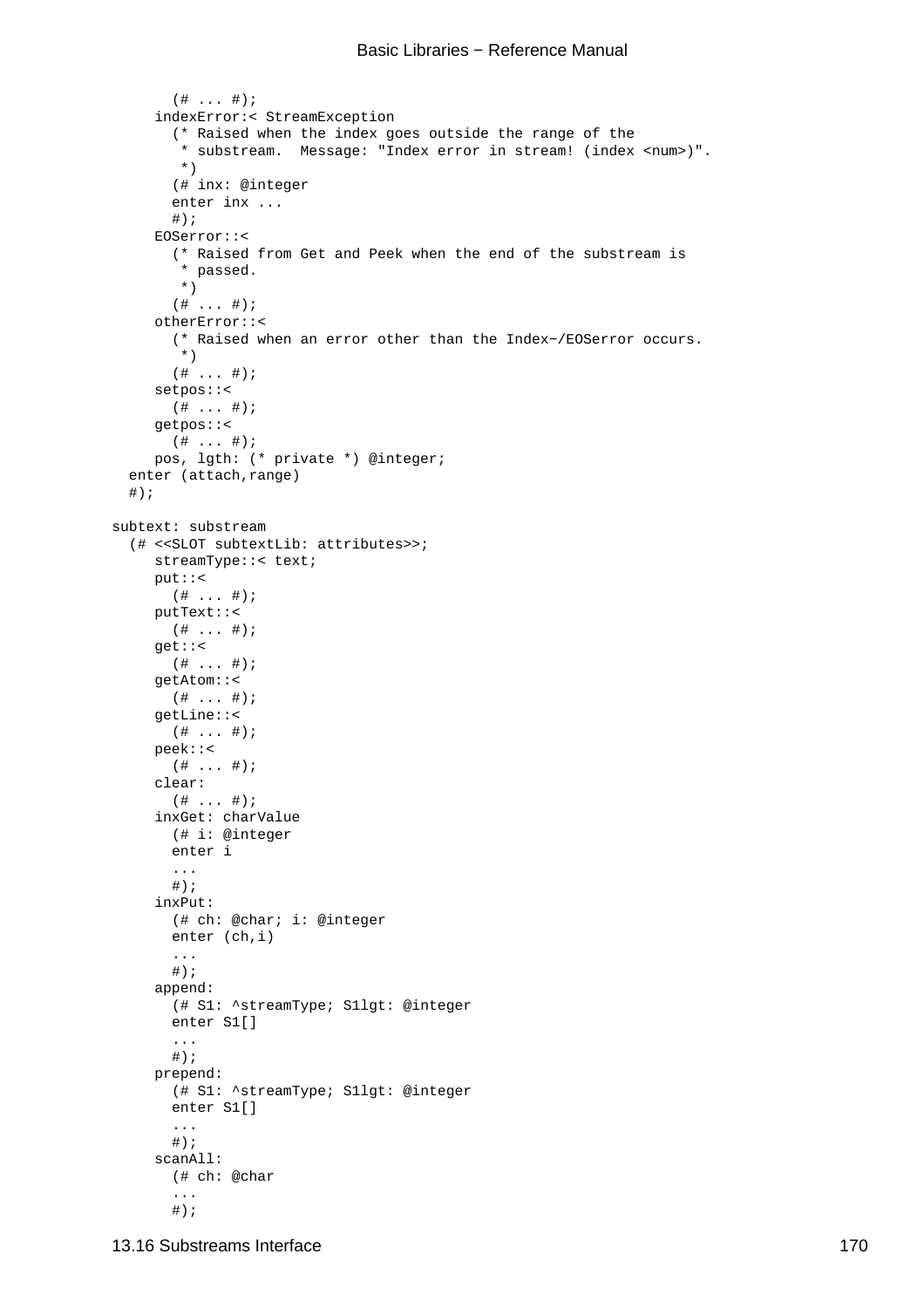```
        (# ... #);
      indexError:< StreamException
        (* Raised when the index goes outside the range of the
         * substream.  Message: "Index error in stream! (index <num>)".
         *)
        (# inx: @integer
        enter inx ...
        #);
      EOSerror::<
        (* Raised from Get and Peek when the end of the substream is
         * passed.
         *)
        (# ... #);
      otherError::<
        (* Raised when an error other than the Index−/EOSerror occurs.
         *)
        (# ... #);
      setpos::<
        (# ... #);
      getpos::<
        (# ... #);
      pos, lgth: (* private *) @integer;
   enter (attach,range)
   #);

subtext: substream
   (# <<SLOT subtextLib: attributes>>;
      streamType::< text;
      put::<
        (# ... #);
      putText::<
        (# ... #);
      get::<
        (# ... #);
      getAtom::<
        (# ... #);
      getLine::<
        (# ... #);
      peek::<
        (# ... #);
      clear:
        (# ... #);
      inxGet: charValue
        (# i: @integer
        enter i
        ...
        #);
      inxPut:
        (# ch: @char; i: @integer
        enter (ch,i)
        ...
        #);
      append:
        (# S1: ^streamType; S1lgt: @integer
        enter S1[]
        ...
        #);
      prepend:
        (# S1: ^streamType; S1lgt: @integer
        enter S1[]
        ...
        #);
      scanAll:
        (# ch: @char
        ...
        #);
```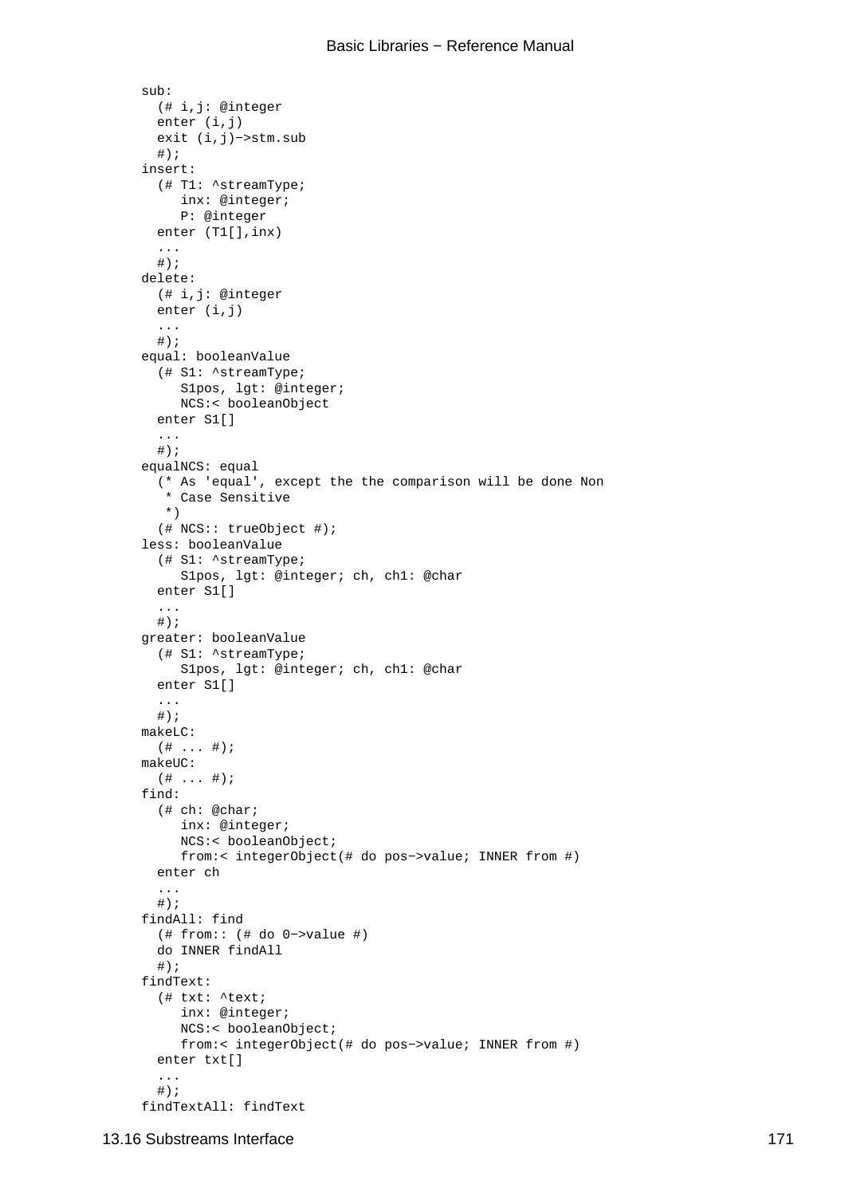```
sub:
  (# i,j: @integer
  enter (i,j)
  exit (i,j)->stm.sub
  #);
insert:
  (# T1: ^streamType;
     inx: @integer;
     P: @integer
  enter (T1[],inx)
  ...
  #);
delete:
  (# i,j: @integer
  enter (i,j)
  ...
  #);
equal: booleanValue
  (# S1: ^streamType;
     S1pos, lgt: @integer;
     NCS:< booleanObject
  enter S1[]
  ...
  #);
equalNCS: equal
  (* As 'equal', except the the comparison will be done Non
   * Case Sensitive
   *)
  (# NCS:: trueObject #);
less: booleanValue
  (# S1: ^streamType;
     S1pos, lgt: @integer; ch, ch1: @char
  enter S1[]
  ...
  #);
greater: booleanValue
  (# S1: ^streamType;
     S1pos, lgt: @integer; ch, ch1: @char
  enter S1[]
  ...
  #);
makeLC:
  (# ... #);
makeUC:
  (# ... #);
find:
  (# ch: @char;
     inx: @integer;
     NCS:< booleanObject;
     from:< integerObject(# do pos->value; INNER from #)
  enter ch
  ...
  #);
findAll: find
  (# from:: (# do 0->value #)
  do INNER findAll
  #);
findText:
  (# txt: ^text;
     inx: @integer;
     NCS:< booleanObject;
     from:< integerObject(# do pos->value; INNER from #)
  enter txt[]
  ...
  #);
findTextAll: findText
```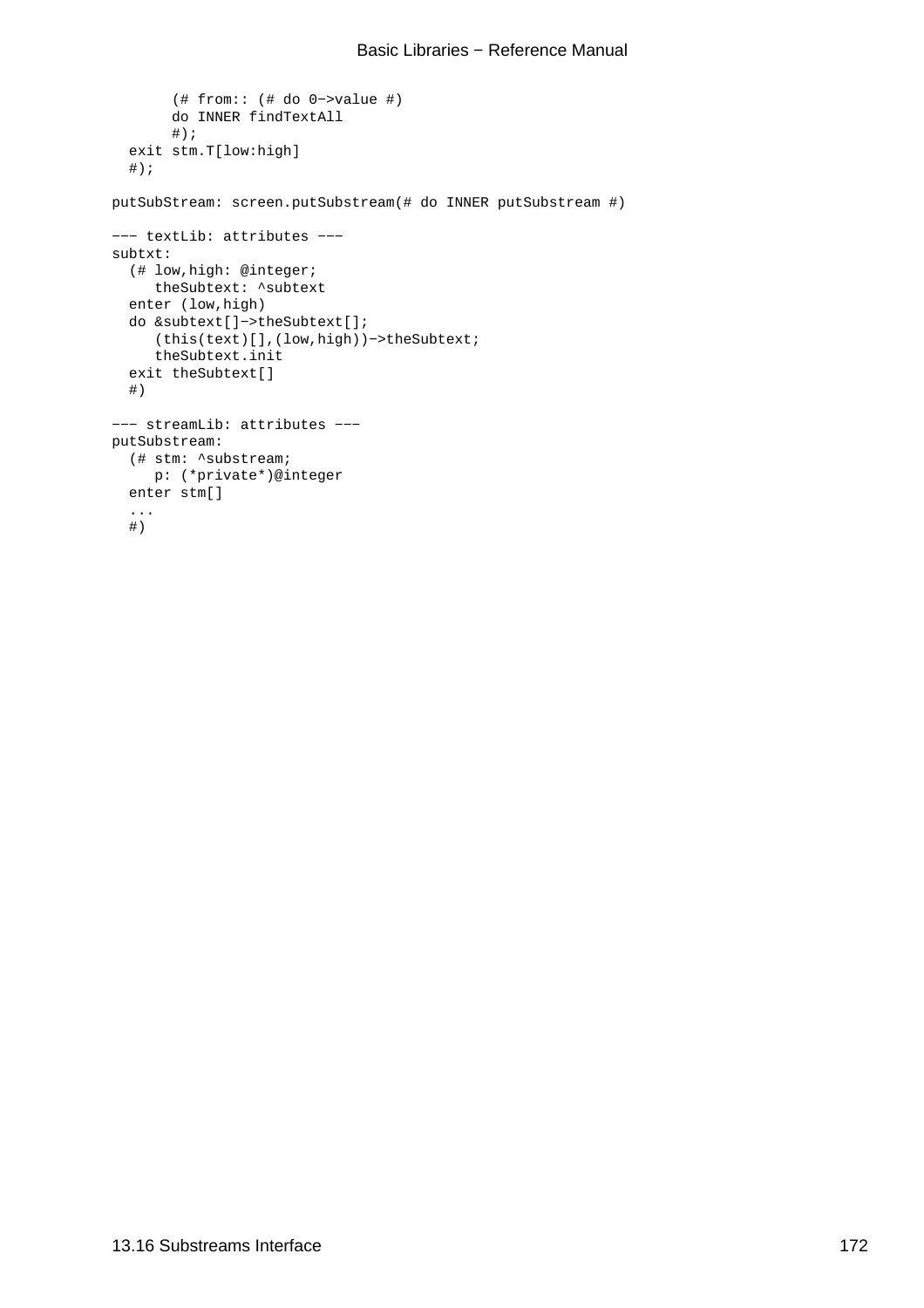```
      (# from:: (# do 0−>value #)
      do INNER findTextAll
      #);
  exit stm.T[low:high]
  #);

putSubStream: screen.putSubstream(# do INNER putSubstream #)

−−− textLib: attributes −−−
subtxt:
  (# low,high: @integer;
     theSubtext: ^subtext
  enter (low,high)
  do &subtext[]−>theSubtext[];
     (this(text)[],(low,high))−>theSubtext;
     theSubtext.init
  exit theSubtext[]
  #)

−−− streamLib: attributes −−−
putSubstream:
  (# stm: ^substream;
     p: (*private*)@integer
  enter stm[]
  ...
  #)
```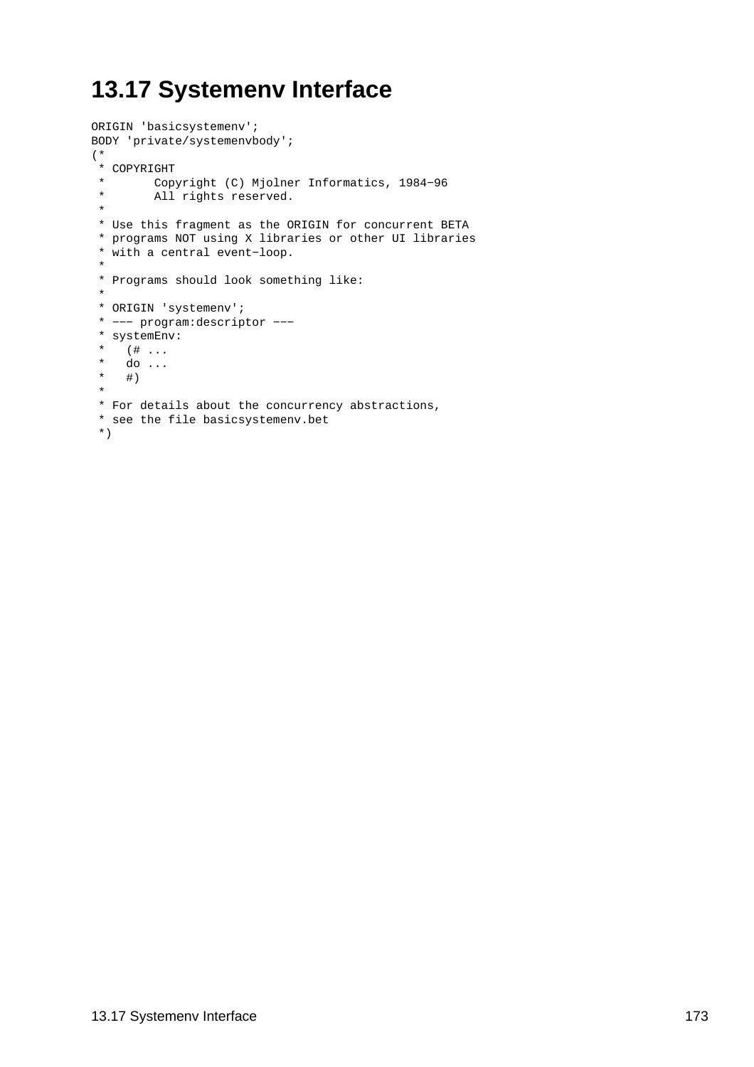## 13.17 Systemenv Interface

```
ORIGIN 'basicsystemenv';
BODY 'private/systemenvbody';
(*
 * COPYRIGHT
 *       Copyright (C) Mjolner Informatics, 1984−96
 *       All rights reserved.
 *
 * Use this fragment as the ORIGIN for concurrent BETA
 * programs NOT using X libraries or other UI libraries
 * with a central event−loop.
 *
 * Programs should look something like:
 *
 * ORIGIN 'systemenv';
 * −−− program:descriptor −−−
 * systemEnv:
 *   (# ...
 *   do ...
 *   #)
 *
 * For details about the concurrency abstractions,
 * see the file basicsystemenv.bet
 *)
```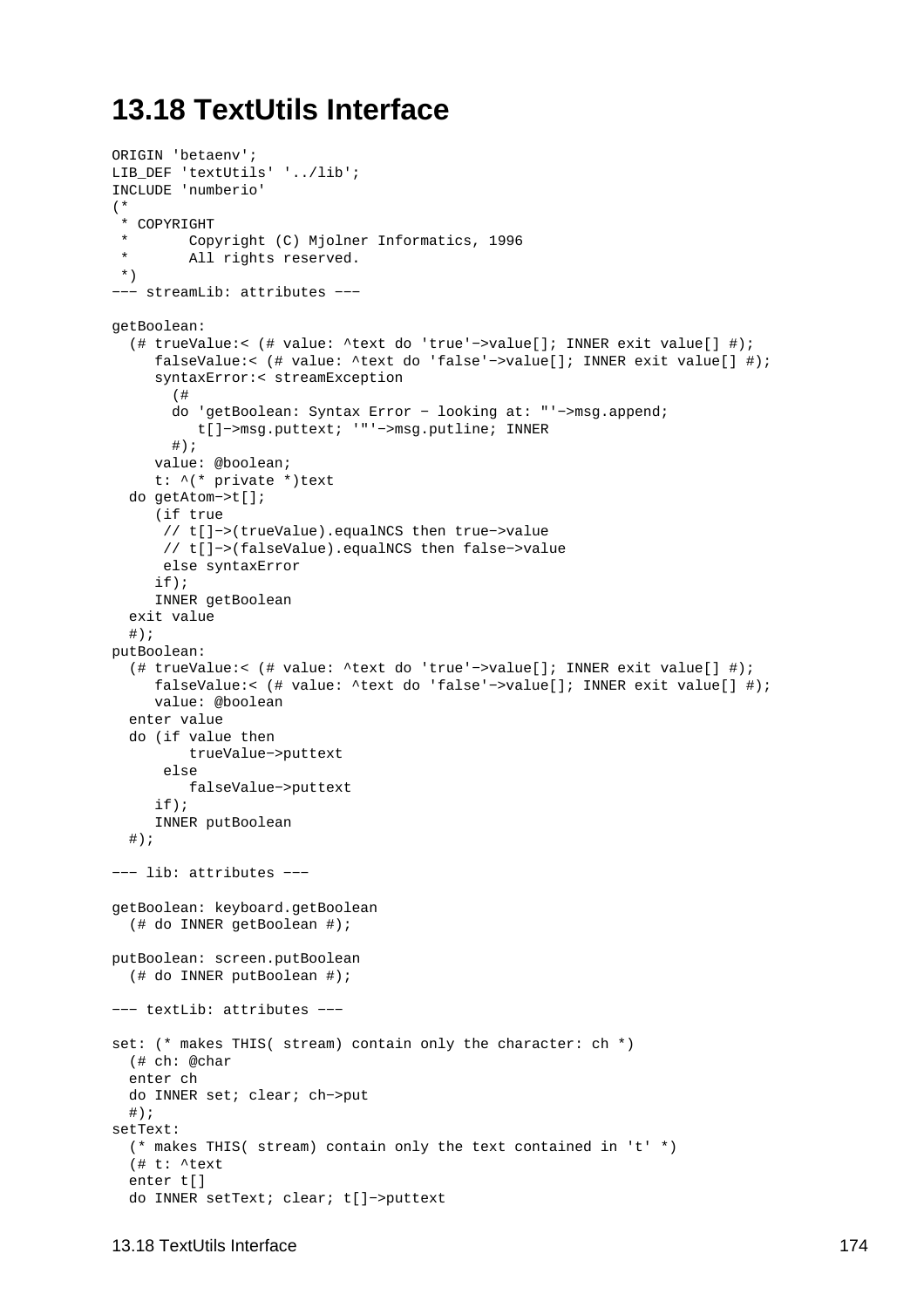# 13.18 TextUtils Interface

```
ORIGIN 'betaenv';
LIB_DEF 'textUtils' '../lib';
INCLUDE 'numberio'
(*
 * COPYRIGHT
 *       Copyright (C) Mjolner Informatics, 1996
 *       All rights reserved.
 *)
−−− streamLib: attributes −−−

getBoolean:
  (# trueValue:< (# value: ^text do 'true'−>value[]; INNER exit value[] #);
     falseValue:< (# value: ^text do 'false'−>value[]; INNER exit value[] #);
     syntaxError:< streamException
       (#
       do 'getBoolean: Syntax Error − looking at: "'−>msg.append;
          t[]−>msg.puttext; '"'−>msg.putline; INNER
       #);
     value: @boolean;
     t: ^(* private *)text
  do getAtom−>t[];
     (if true
      // t[]−>(trueValue).equalNCS then true−>value
      // t[]−>(falseValue).equalNCS then false−>value
      else syntaxError
     if);
     INNER getBoolean
  exit value
  #);
putBoolean:
  (# trueValue:< (# value: ^text do 'true'−>value[]; INNER exit value[] #);
     falseValue:< (# value: ^text do 'false'−>value[]; INNER exit value[] #);
     value: @boolean
  enter value
  do (if value then
         trueValue−>puttext
      else
         falseValue−>puttext
     if);
     INNER putBoolean
  #);

−−− lib: attributes −−−

getBoolean: keyboard.getBoolean
  (# do INNER getBoolean #);

putBoolean: screen.putBoolean
  (# do INNER putBoolean #);

−−− textLib: attributes −−−

set: (* makes THIS( stream) contain only the character: ch *)
  (# ch: @char
  enter ch
  do INNER set; clear; ch−>put
  #);
setText:
  (* makes THIS( stream) contain only the text contained in 't' *)
  (# t: ^text
  enter t[]
  do INNER setText; clear; t[]−>puttext
```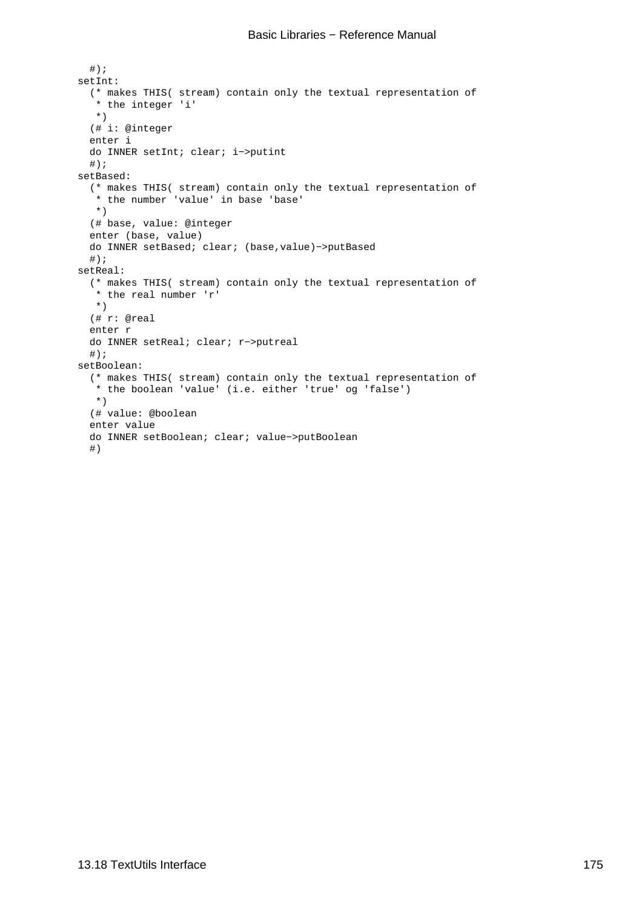```
  #);
setInt:
  (* makes THIS( stream) contain only the textual representation of
   * the integer 'i'
   *)
  (# i: @integer
  enter i
  do INNER setInt; clear; i->putint
  #);
setBased:
  (* makes THIS( stream) contain only the textual representation of
   * the number 'value' in base 'base'
   *)
  (# base, value: @integer
  enter (base, value)
  do INNER setBased; clear; (base,value)->putBased
  #);
setReal:
  (* makes THIS( stream) contain only the textual representation of
   * the real number 'r'
   *)
  (# r: @real
  enter r
  do INNER setReal; clear; r->putreal
  #);
setBoolean:
  (* makes THIS( stream) contain only the textual representation of
   * the boolean 'value' (i.e. either 'true' og 'false')
   *)
  (# value: @boolean
  enter value
  do INNER setBoolean; clear; value->putBoolean
  #)
```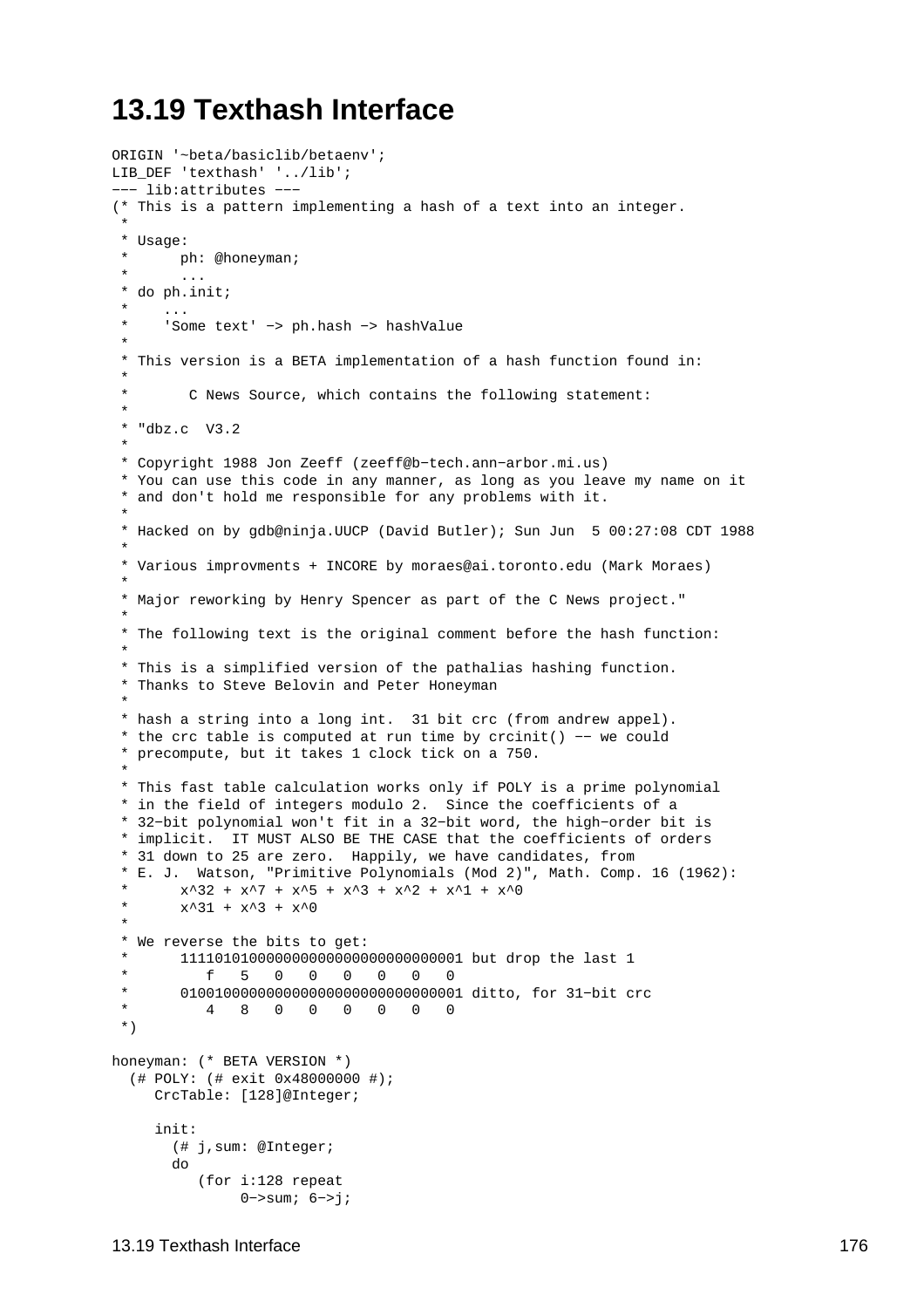# 13.19 Texthash Interface

```
ORIGIN '~beta/basiclib/betaenv';
LIB_DEF 'texthash' '../lib';
--- lib:attributes ---
(* This is a pattern implementing a hash of a text into an integer.
 *
 * Usage:
 *      ph: @honeyman;
 *      ...
 * do ph.init;
 *    ...
 *    'Some text' -> ph.hash -> hashValue
 *
 * This version is a BETA implementation of a hash function found in:
 *
 *       C News Source, which contains the following statement:
 *
 * "dbz.c  V3.2
 *
 * Copyright 1988 Jon Zeeff (zeeff@b-tech.ann-arbor.mi.us)
 * You can use this code in any manner, as long as you leave my name on it
 * and don't hold me responsible for any problems with it.
 *
 * Hacked on by gdb@ninja.UUCP (David Butler); Sun Jun  5 00:27:08 CDT 1988
 *
 * Various improvments + INCORE by moraes@ai.toronto.edu (Mark Moraes)
 *
 * Major reworking by Henry Spencer as part of the C News project."
 *
 * The following text is the original comment before the hash function:
 *
 * This is a simplified version of the pathalias hashing function.
 * Thanks to Steve Belovin and Peter Honeyman
 *
 * hash a string into a long int.  31 bit crc (from andrew appel).
 * the crc table is computed at run time by crcinit() -- we could
 * precompute, but it takes 1 clock tick on a 750.
 *
 * This fast table calculation works only if POLY is a prime polynomial
 * in the field of integers modulo 2.  Since the coefficients of a
 * 32-bit polynomial won't fit in a 32-bit word, the high-order bit is
 * implicit.  IT MUST ALSO BE THE CASE that the coefficients of orders
 * 31 down to 25 are zero.  Happily, we have candidates, from
 * E. J.  Watson, "Primitive Polynomials (Mod 2)", Math. Comp. 16 (1962):
 *      x^32 + x^7 + x^5 + x^3 + x^2 + x^1 + x^0
 *      x^31 + x^3 + x^0
 *
 * We reverse the bits to get:
 *      111101010000000000000000000000001 but drop the last 1
 *         f   5   0   0   0   0   0   0
 *      010010000000000000000000000000001 ditto, for 31-bit crc
 *         4   8   0   0   0   0   0   0
 *)

honeyman: (* BETA VERSION *)
  (# POLY: (# exit 0x48000000 #);
     CrcTable: [128]@Integer;

     init:
       (# j,sum: @Integer;
       do
          (for i:128 repeat
               0->sum; 6->j;
```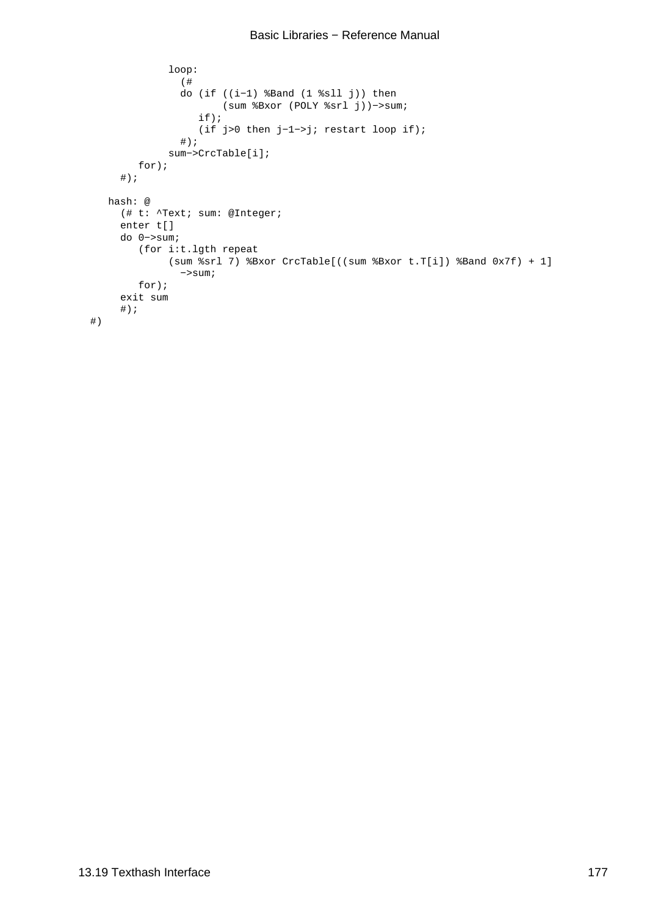```
            loop:
              (#
              do (if ((i−1) %Band (1 %sll j)) then
                     (sum %Bxor (POLY %srl j))−>sum;
                 if);
                 (if j>0 then j−1−>j; restart loop if);
              #);
            sum−>CrcTable[i];
         for);
      #);

   hash: @
      (# t: ^Text; sum: @Integer;
      enter t[]
      do 0−>sum;
         (for i:t.lgth repeat
              (sum %srl 7) %Bxor CrcTable[((sum %Bxor t.T[i]) %Band 0x7f) + 1]
                −>sum;
         for);
      exit sum
      #);
#)
```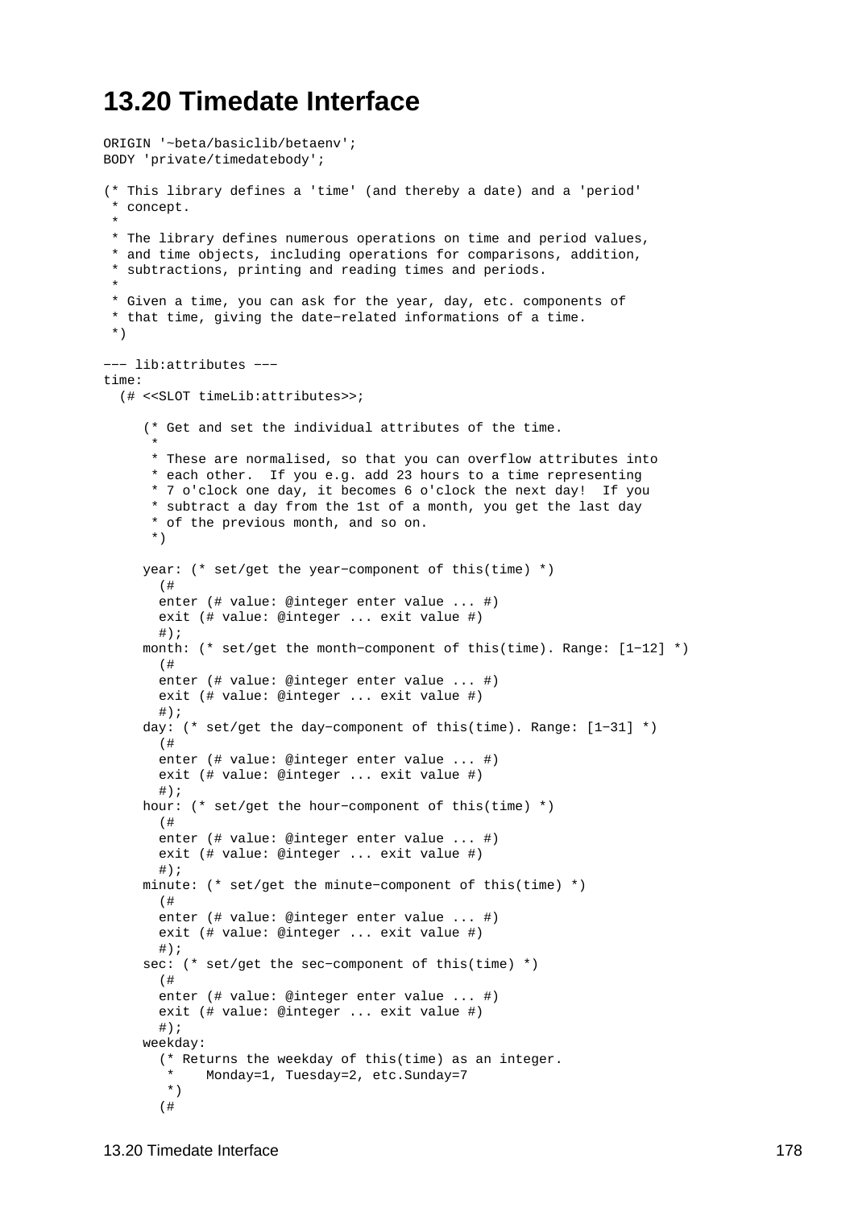## 13.20 Timedate Interface

```
ORIGIN '~beta/basiclib/betaenv';
BODY 'private/timedatebody';

(* This library defines a 'time' (and thereby a date) and a 'period'
 * concept.
 *
 * The library defines numerous operations on time and period values,
 * and time objects, including operations for comparisons, addition,
 * subtractions, printing and reading times and periods.
 *
 * Given a time, you can ask for the year, day, etc. components of
 * that time, giving the date-related informations of a time.
 *)

--- lib:attributes ---
time:
  (# <<SLOT timeLib:attributes>>;

     (* Get and set the individual attributes of the time.
      *
      * These are normalised, so that you can overflow attributes into
      * each other.  If you e.g. add 23 hours to a time representing
      * 7 o'clock one day, it becomes 6 o'clock the next day!  If you
      * subtract a day from the 1st of a month, you get the last day
      * of the previous month, and so on.
      *)

     year: (* set/get the year-component of this(time) *)
       (#
       enter (# value: @integer enter value ... #)
       exit (# value: @integer ... exit value #)
       #);
     month: (* set/get the month-component of this(time). Range: [1-12] *)
       (#
       enter (# value: @integer enter value ... #)
       exit (# value: @integer ... exit value #)
       #);
     day: (* set/get the day-component of this(time). Range: [1-31] *)
       (#
       enter (# value: @integer enter value ... #)
       exit (# value: @integer ... exit value #)
       #);
     hour: (* set/get the hour-component of this(time) *)
       (#
       enter (# value: @integer enter value ... #)
       exit (# value: @integer ... exit value #)
       #);
     minute: (* set/get the minute-component of this(time) *)
       (#
       enter (# value: @integer enter value ... #)
       exit (# value: @integer ... exit value #)
       #);
     sec: (* set/get the sec-component of this(time) *)
       (#
       enter (# value: @integer enter value ... #)
       exit (# value: @integer ... exit value #)
       #);
     weekday:
       (* Returns the weekday of this(time) as an integer.
        *    Monday=1, Tuesday=2, etc.Sunday=7
        *)
       (#
```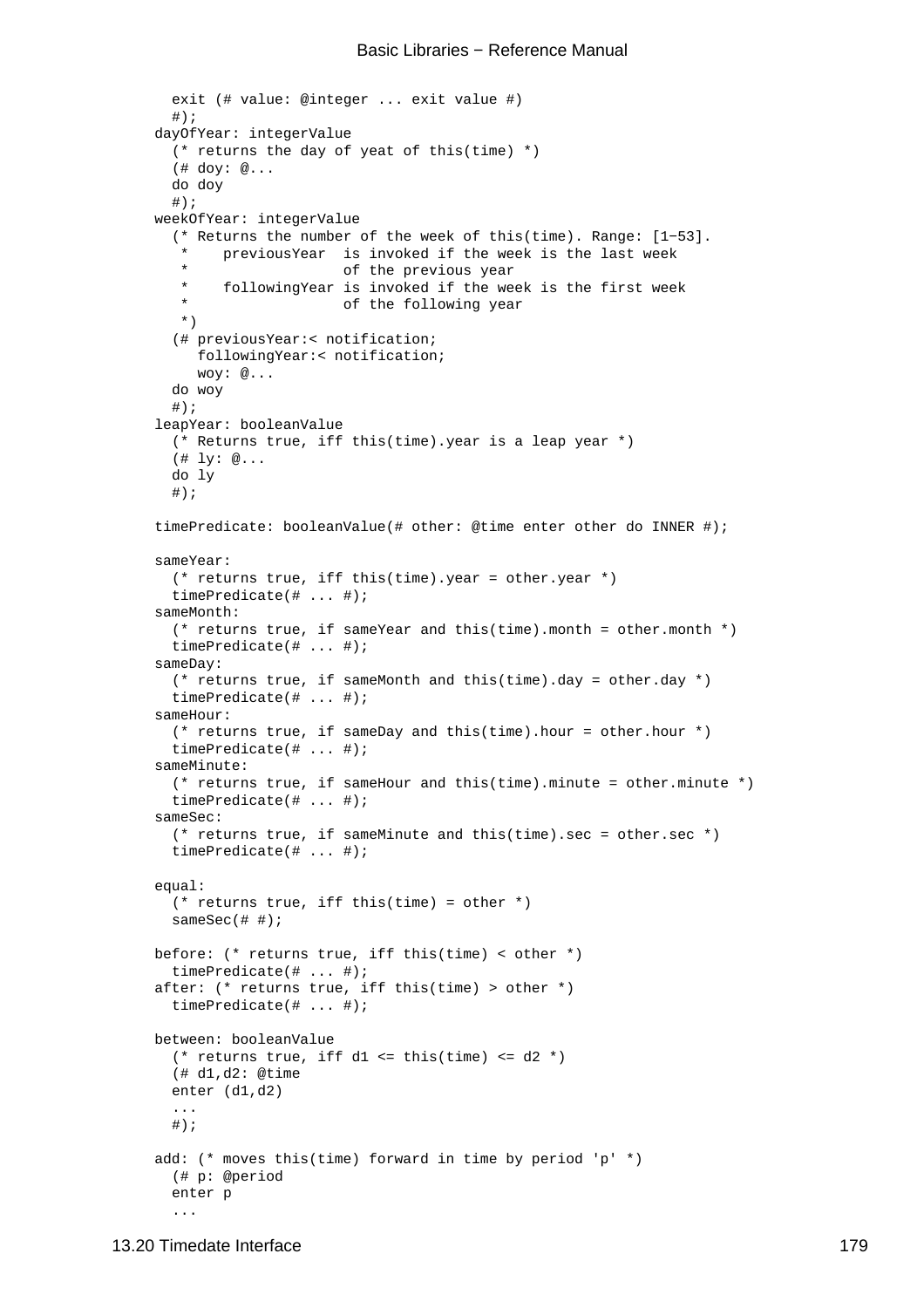```
    exit (# value: @integer ... exit value #)
    #);
  dayOfYear: integerValue
    (* returns the day of yeat of this(time) *)
    (# doy: @...
    do doy
    #);
  weekOfYear: integerValue
    (* Returns the number of the week of this(time). Range: [1−53].
     *    previousYear  is invoked if the week is the last week
     *                  of the previous year
     *    followingYear is invoked if the week is the first week
     *                  of the following year
     *)
    (# previousYear:< notification;
       followingYear:< notification;
       woy: @...
    do woy
    #);
  leapYear: booleanValue
    (* Returns true, iff this(time).year is a leap year *)
    (# ly: @...
    do ly
    #);

  timePredicate: booleanValue(# other: @time enter other do INNER #);

  sameYear:
    (* returns true, iff this(time).year = other.year *)
    timePredicate(# ... #);
  sameMonth:
    (* returns true, if sameYear and this(time).month = other.month *)
    timePredicate(# ... #);
  sameDay:
    (* returns true, if sameMonth and this(time).day = other.day *)
    timePredicate(# ... #);
  sameHour:
    (* returns true, if sameDay and this(time).hour = other.hour *)
    timePredicate(# ... #);
  sameMinute:
    (* returns true, if sameHour and this(time).minute = other.minute *)
    timePredicate(# ... #);
  sameSec:
    (* returns true, if sameMinute and this(time).sec = other.sec *)
    timePredicate(# ... #);

  equal:
    (* returns true, iff this(time) = other *)
    sameSec(# #);

  before: (* returns true, iff this(time) < other *)
    timePredicate(# ... #);
  after: (* returns true, iff this(time) > other *)
    timePredicate(# ... #);

  between: booleanValue
    (* returns true, iff d1 <= this(time) <= d2 *)
    (# d1,d2: @time
    enter (d1,d2)
    ...
    #);

  add: (* moves this(time) forward in time by period 'p' *)
    (# p: @period
    enter p
    ...
```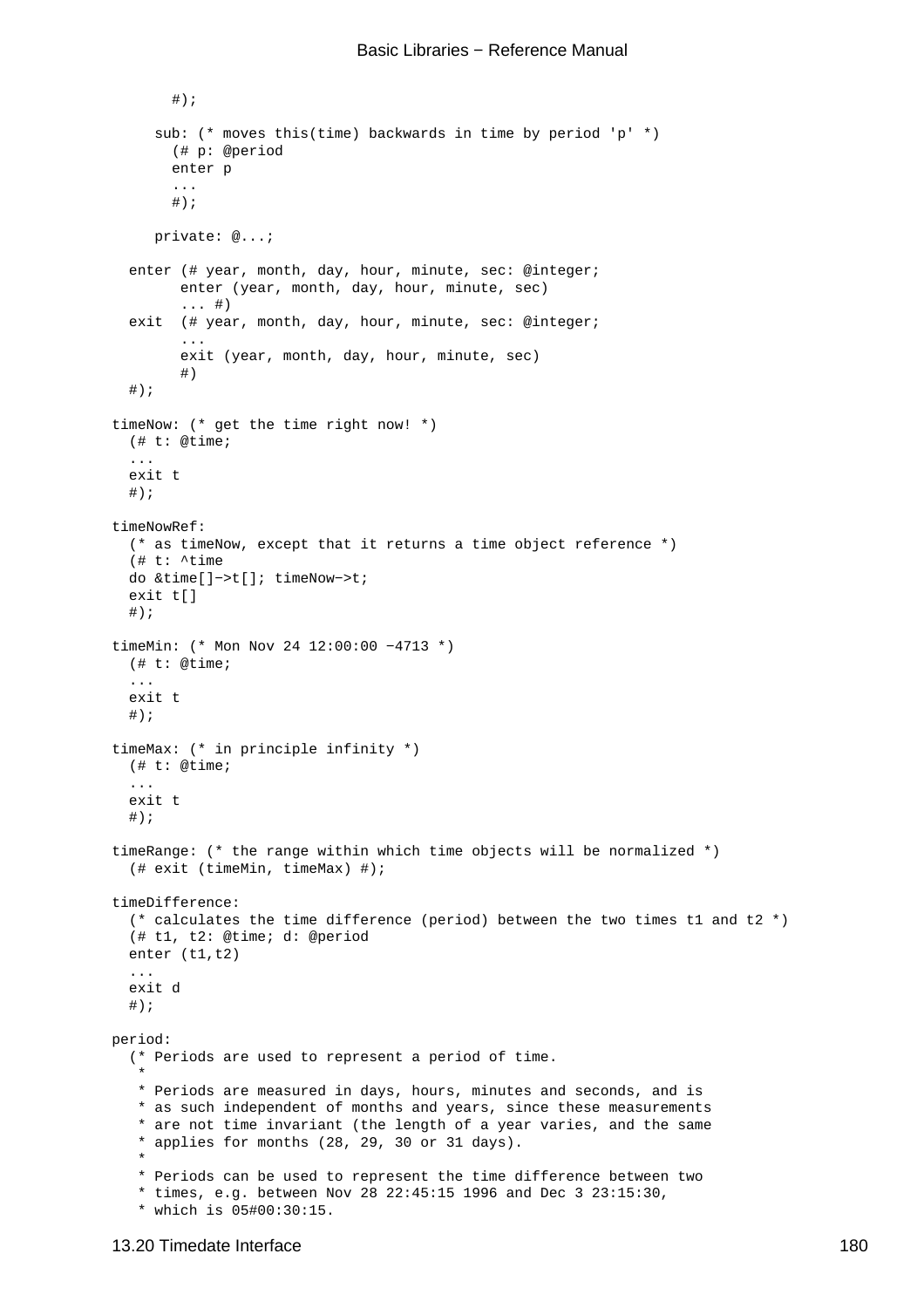```
        #);

      sub: (* moves this(time) backwards in time by period 'p' *)
        (# p: @period
        enter p
        ...
        #);

      private: @...;

   enter (# year, month, day, hour, minute, sec: @integer;
         enter (year, month, day, hour, minute, sec)
         ... #)
   exit  (# year, month, day, hour, minute, sec: @integer;
         ...
         exit (year, month, day, hour, minute, sec)
         #)
   #);

timeNow: (* get the time right now! *)
  (# t: @time;
  ...
  exit t
  #);

timeNowRef:
  (* as timeNow, except that it returns a time object reference *)
  (# t: ^time
  do &time[]−>t[]; timeNow−>t;
  exit t[]
  #);

timeMin: (* Mon Nov 24 12:00:00 −4713 *)
  (# t: @time;
  ...
  exit t
  #);

timeMax: (* in principle infinity *)
  (# t: @time;
  ...
  exit t
  #);

timeRange: (* the range within which time objects will be normalized *)
  (# exit (timeMin, timeMax) #);

timeDifference:
  (* calculates the time difference (period) between the two times t1 and t2 *)
  (# t1, t2: @time; d: @period
  enter (t1,t2)
  ...
  exit d
  #);

period:
  (* Periods are used to represent a period of time.
   *
   * Periods are measured in days, hours, minutes and seconds, and is
   * as such independent of months and years, since these measurements
   * are not time invariant (the length of a year varies, and the same
   * applies for months (28, 29, 30 or 31 days).
   *
   * Periods can be used to represent the time difference between two
   * times, e.g. between Nov 28 22:45:15 1996 and Dec 3 23:15:30,
   * which is 05#00:30:15.
```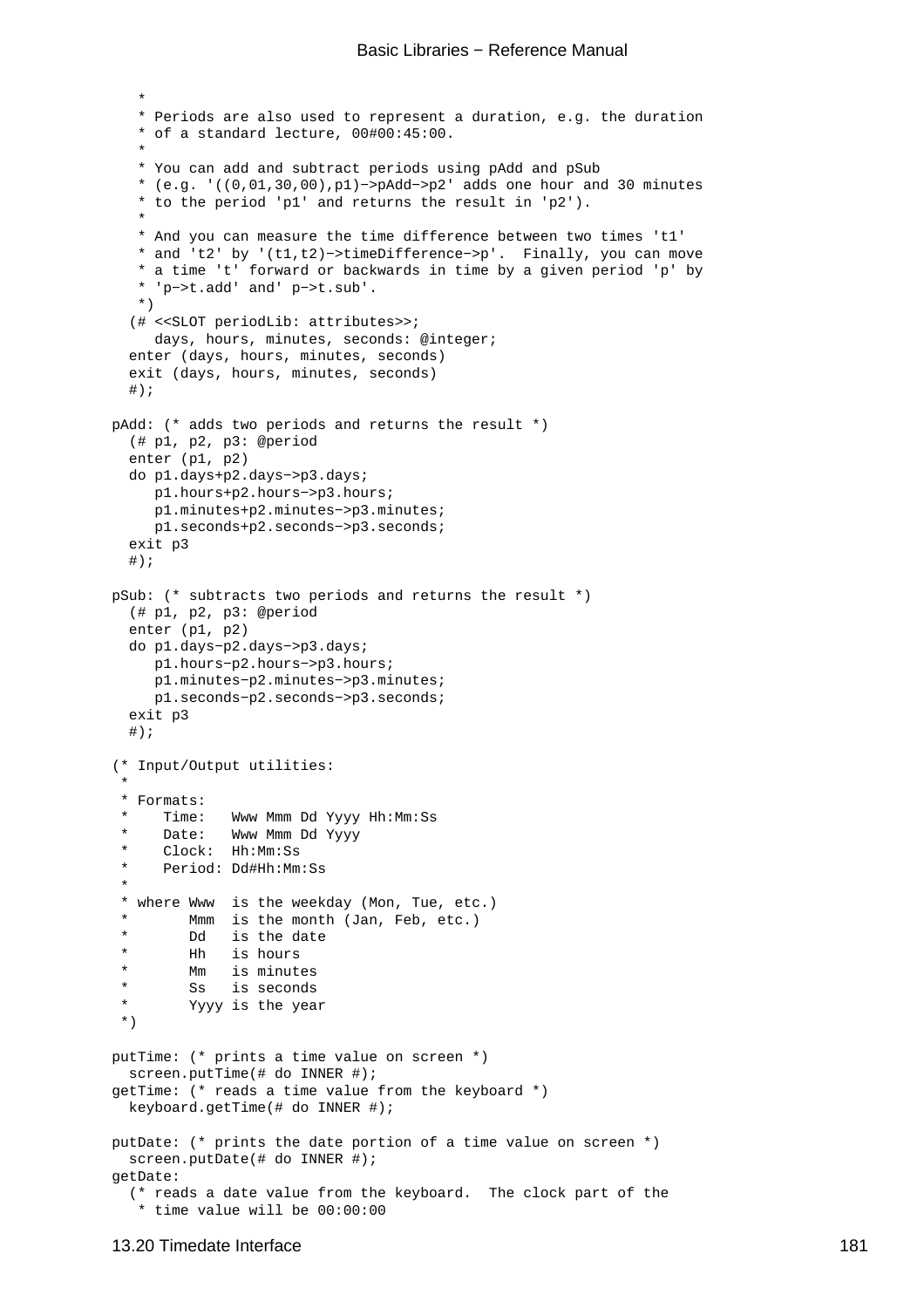```
    *
    * Periods are also used to represent a duration, e.g. the duration
    * of a standard lecture, 00#00:45:00.
    *
    * You can add and subtract periods using pAdd and pSub
    * (e.g. '((0,01,30,00),p1)−>pAdd−>p2' adds one hour and 30 minutes
    * to the period 'p1' and returns the result in 'p2').
    *
    * And you can measure the time difference between two times 't1'
    * and 't2' by '(t1,t2)−>timeDifference−>p'.  Finally, you can move
    * a time 't' forward or backwards in time by a given period 'p' by
    * 'p−>t.add' and' p−>t.sub'.
    *)
   (# <<SLOT periodLib: attributes>>;
      days, hours, minutes, seconds: @integer;
   enter (days, hours, minutes, seconds)
   exit (days, hours, minutes, seconds)
   #);

 pAdd: (* adds two periods and returns the result *)
   (# p1, p2, p3: @period
   enter (p1, p2)
   do p1.days+p2.days−>p3.days;
      p1.hours+p2.hours−>p3.hours;
      p1.minutes+p2.minutes−>p3.minutes;
      p1.seconds+p2.seconds−>p3.seconds;
   exit p3
   #);

 pSub: (* subtracts two periods and returns the result *)
   (# p1, p2, p3: @period
   enter (p1, p2)
   do p1.days−p2.days−>p3.days;
      p1.hours−p2.hours−>p3.hours;
      p1.minutes−p2.minutes−>p3.minutes;
      p1.seconds−p2.seconds−>p3.seconds;
   exit p3
   #);

 (* Input/Output utilities:
  *
  * Formats:
  *    Time:   Www Mmm Dd Yyyy Hh:Mm:Ss
  *    Date:   Www Mmm Dd Yyyy
  *    Clock:  Hh:Mm:Ss
  *    Period: Dd#Hh:Mm:Ss
  *
  * where Www  is the weekday (Mon, Tue, etc.)
  *       Mmm  is the month (Jan, Feb, etc.)
  *       Dd   is the date
  *       Hh   is hours
  *       Mm   is minutes
  *       Ss   is seconds
  *       Yyyy is the year
  *)

 putTime: (* prints a time value on screen *)
   screen.putTime(# do INNER #);
 getTime: (* reads a time value from the keyboard *)
   keyboard.getTime(# do INNER #);

 putDate: (* prints the date portion of a time value on screen *)
   screen.putDate(# do INNER #);
 getDate:
   (* reads a date value from the keyboard.  The clock part of the
    * time value will be 00:00:00
```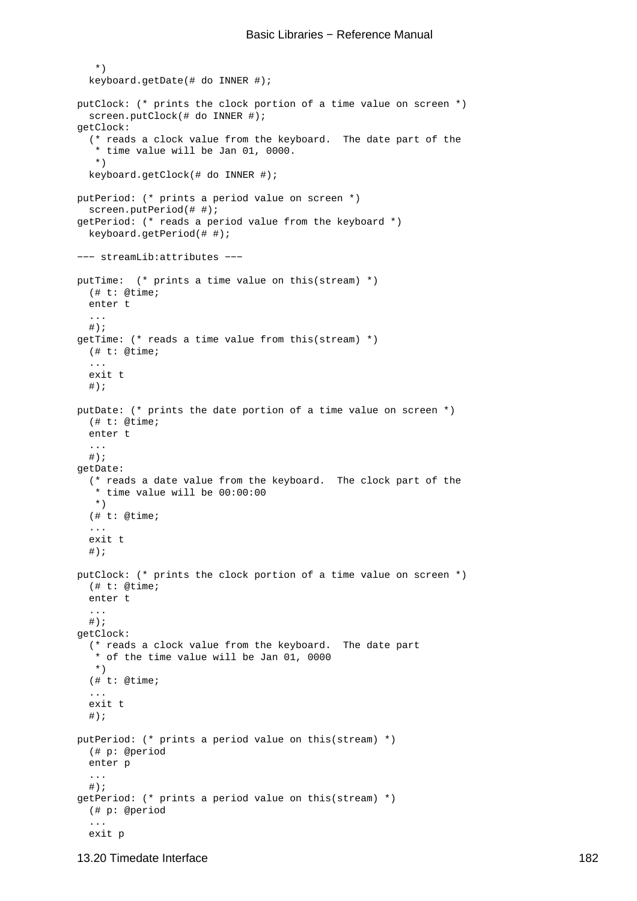```
   *)
  keyboard.getDate(# do INNER #);

putClock: (* prints the clock portion of a time value on screen *)
  screen.putClock(# do INNER #);
getClock:
  (* reads a clock value from the keyboard.  The date part of the
   * time value will be Jan 01, 0000.
   *)
  keyboard.getClock(# do INNER #);

putPeriod: (* prints a period value on screen *)
  screen.putPeriod(# #);
getPeriod: (* reads a period value from the keyboard *)
  keyboard.getPeriod(# #);

--- streamLib:attributes ---

putTime:  (* prints a time value on this(stream) *)
  (# t: @time;
  enter t
  ...
  #);
getTime: (* reads a time value from this(stream) *)
  (# t: @time;
  ...
  exit t
  #);

putDate: (* prints the date portion of a time value on screen *)
  (# t: @time;
  enter t
  ...
  #);
getDate:
  (* reads a date value from the keyboard.  The clock part of the
   * time value will be 00:00:00
   *)
  (# t: @time;
  ...
  exit t
  #);

putClock: (* prints the clock portion of a time value on screen *)
  (# t: @time;
  enter t
  ...
  #);
getClock:
  (* reads a clock value from the keyboard.  The date part
   * of the time value will be Jan 01, 0000
   *)
  (# t: @time;
  ...
  exit t
  #);

putPeriod: (* prints a period value on this(stream) *)
  (# p: @period
  enter p
  ...
  #);
getPeriod: (* prints a period value on this(stream) *)
  (# p: @period
  ...
  exit p
```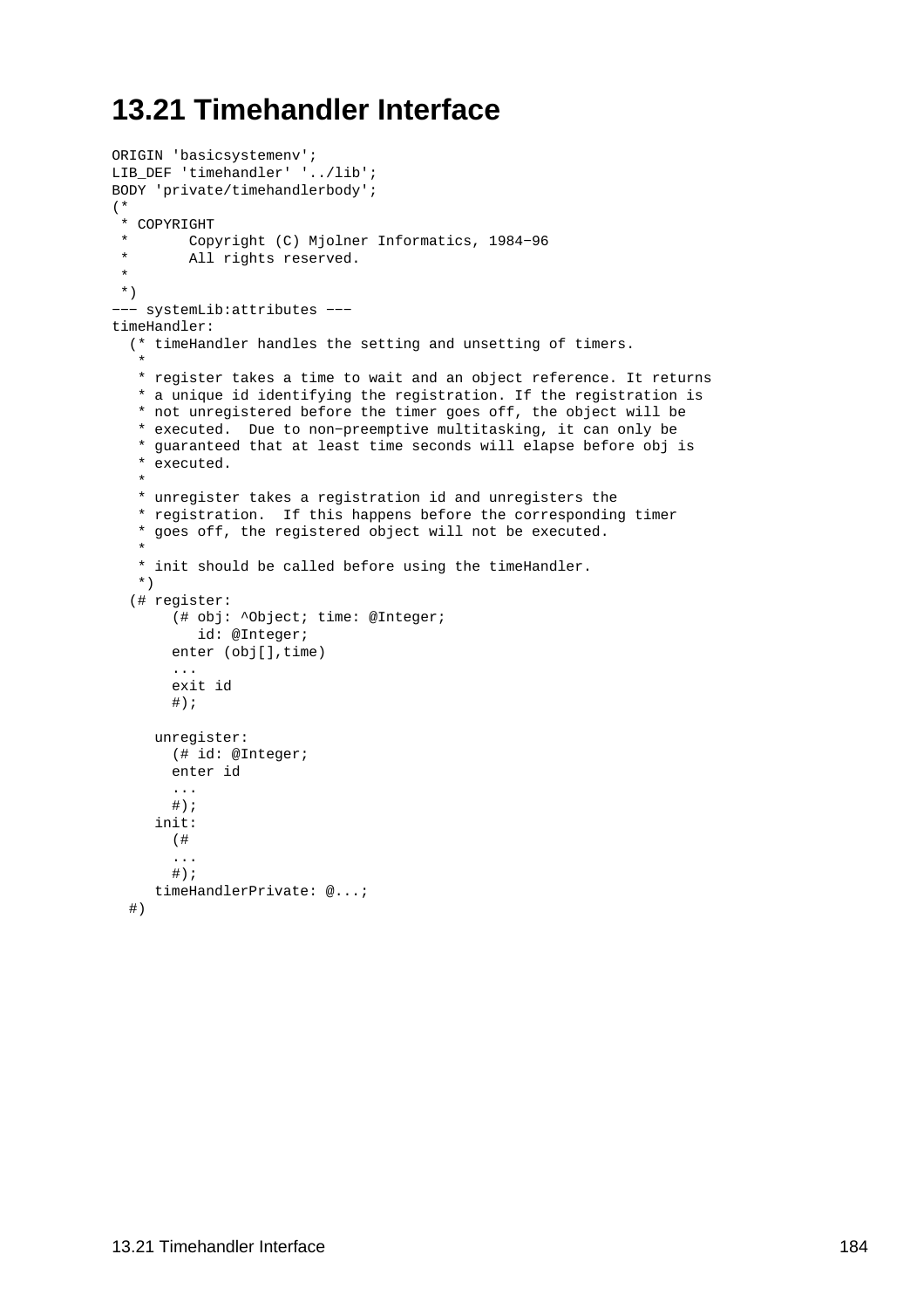# 13.21 Timehandler Interface

```
ORIGIN 'basicsystemenv';
LIB_DEF 'timehandler' '../lib';
BODY 'private/timehandlerbody';
(*
 * COPYRIGHT
 *       Copyright (C) Mjolner Informatics, 1984−96
 *       All rights reserved.
 *
 *)
−−− systemLib:attributes −−−
timeHandler:
  (* timeHandler handles the setting and unsetting of timers.
   *
   * register takes a time to wait and an object reference. It returns
   * a unique id identifying the registration. If the registration is
   * not unregistered before the timer goes off, the object will be
   * executed.  Due to non−preemptive multitasking, it can only be
   * guaranteed that at least time seconds will elapse before obj is
   * executed.
   *
   * unregister takes a registration id and unregisters the
   * registration.  If this happens before the corresponding timer
   * goes off, the registered object will not be executed.
   *
   * init should be called before using the timeHandler.
   *)
  (# register:
       (# obj: ^Object; time: @Integer;
          id: @Integer;
       enter (obj[],time)
       ...
       exit id
       #);

     unregister:
       (# id: @Integer;
       enter id
       ...
       #);
     init:
       (#
       ...
       #);
     timeHandlerPrivate: @...;
  #)
```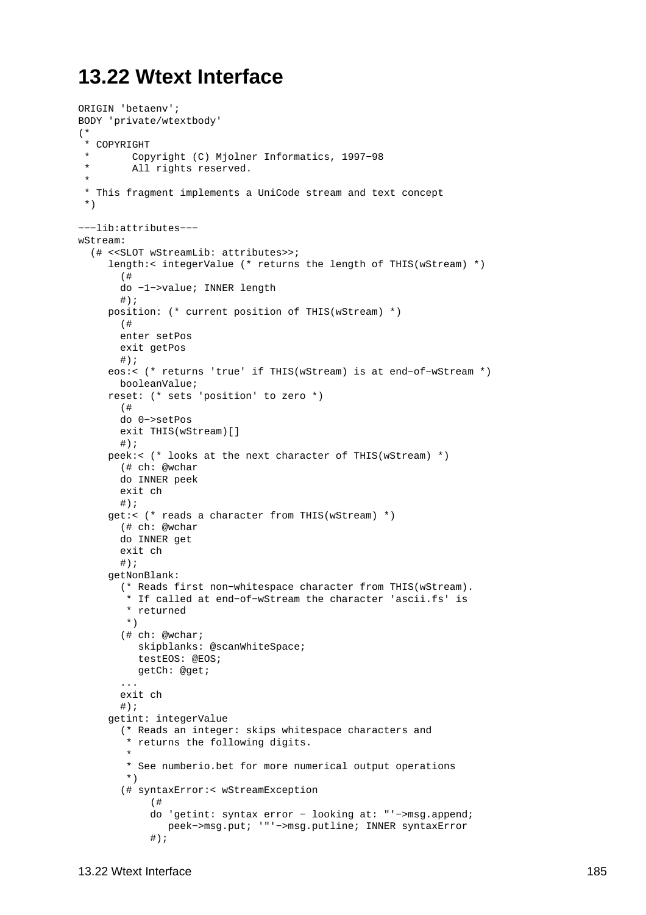# 13.22 Wtext Interface

```
ORIGIN 'betaenv';
BODY 'private/wtextbody'
(*
 * COPYRIGHT
 *       Copyright (C) Mjolner Informatics, 1997-98
 *       All rights reserved.
 *
 * This fragment implements a UniCode stream and text concept
 *)

---lib:attributes---
wStream:
  (# <<SLOT wStreamLib: attributes>>;
     length:< integerValue (* returns the length of THIS(wStream) *)
       (#
       do -1->value; INNER length
       #);
     position: (* current position of THIS(wStream) *)
       (#
       enter setPos
       exit getPos
       #);
     eos:< (* returns 'true' if THIS(wStream) is at end-of-wStream *)
       booleanValue;
     reset: (* sets 'position' to zero *)
       (#
       do 0->setPos
       exit THIS(wStream)[]
       #);
     peek:< (* looks at the next character of THIS(wStream) *)
       (# ch: @wchar
       do INNER peek
       exit ch
       #);
     get:< (* reads a character from THIS(wStream) *)
       (# ch: @wchar
       do INNER get
       exit ch
       #);
     getNonBlank:
       (* Reads first non-whitespace character from THIS(wStream).
        * If called at end-of-wStream the character 'ascii.fs' is
        * returned
        *)
       (# ch: @wchar;
          skipblanks: @scanWhiteSpace;
          testEOS: @EOS;
          getCh: @get;
       ...
       exit ch
       #);
     getint: integerValue
       (* Reads an integer: skips whitespace characters and
        * returns the following digits.
        *
        * See numberio.bet for more numerical output operations
        *)
       (# syntaxError:< wStreamException
            (#
            do 'getint: syntax error - looking at: "'->msg.append;
               peek->msg.put; '"'->msg.putline; INNER syntaxError
            #);
```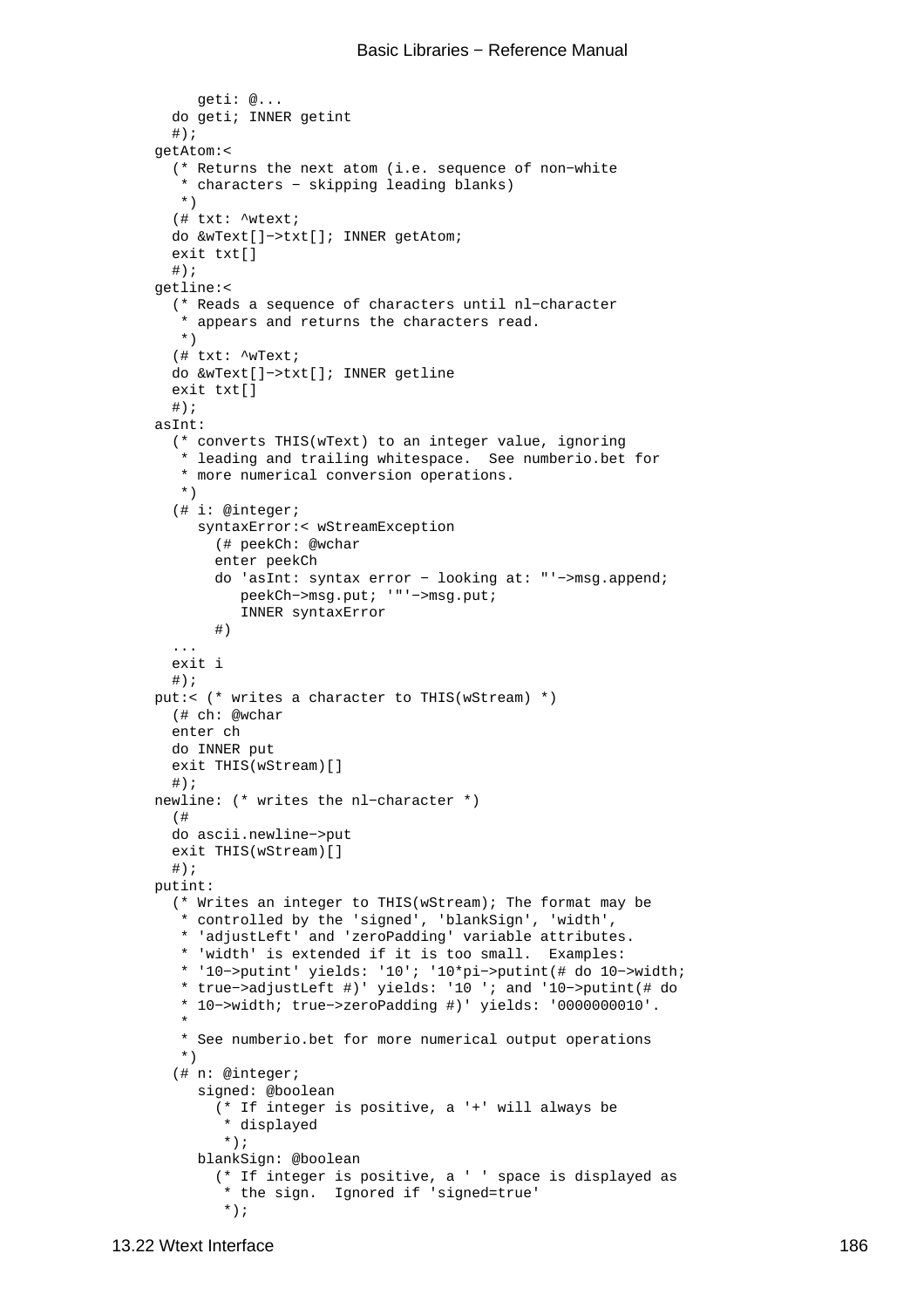```
      geti: @...
    do geti; INNER getint
    #);
  getAtom:<
    (* Returns the next atom (i.e. sequence of non−white
     * characters − skipping leading blanks)
     *)
    (# txt: ^wtext;
    do &wText[]−>txt[]; INNER getAtom;
    exit txt[]
    #);
  getline:<
    (* Reads a sequence of characters until nl−character
     * appears and returns the characters read.
     *)
    (# txt: ^wText;
    do &wText[]−>txt[]; INNER getline
    exit txt[]
    #);
  asInt:
    (* converts THIS(wText) to an integer value, ignoring
     * leading and trailing whitespace.  See numberio.bet for
     * more numerical conversion operations.
     *)
    (# i: @integer;
       syntaxError:< wStreamException
         (# peekCh: @wchar
         enter peekCh
         do 'asInt: syntax error − looking at: "'−>msg.append;
            peekCh−>msg.put; '"'−>msg.put;
            INNER syntaxError
         #)
    ...
    exit i
    #);
  put:< (* writes a character to THIS(wStream) *)
    (# ch: @wchar
    enter ch
    do INNER put
    exit THIS(wStream)[]
    #);
  newline: (* writes the nl−character *)
    (#
    do ascii.newline−>put
    exit THIS(wStream)[]
    #);
  putint:
    (* Writes an integer to THIS(wStream); The format may be
     * controlled by the 'signed', 'blankSign', 'width',
     * 'adjustLeft' and 'zeroPadding' variable attributes.
     * 'width' is extended if it is too small.  Examples:
     * '10−>putint' yields: '10'; '10*pi−>putint(# do 10−>width;
     * true−>adjustLeft #)' yields: '10 '; and '10−>putint(# do
     * 10−>width; true−>zeroPadding #)' yields: '0000000010'.
     *
     * See numberio.bet for more numerical output operations
     *)
    (# n: @integer;
       signed: @boolean
         (* If integer is positive, a '+' will always be
          * displayed
          *);
       blankSign: @boolean
         (* If integer is positive, a ' ' space is displayed as
          * the sign.  Ignored if 'signed=true'
          *);
```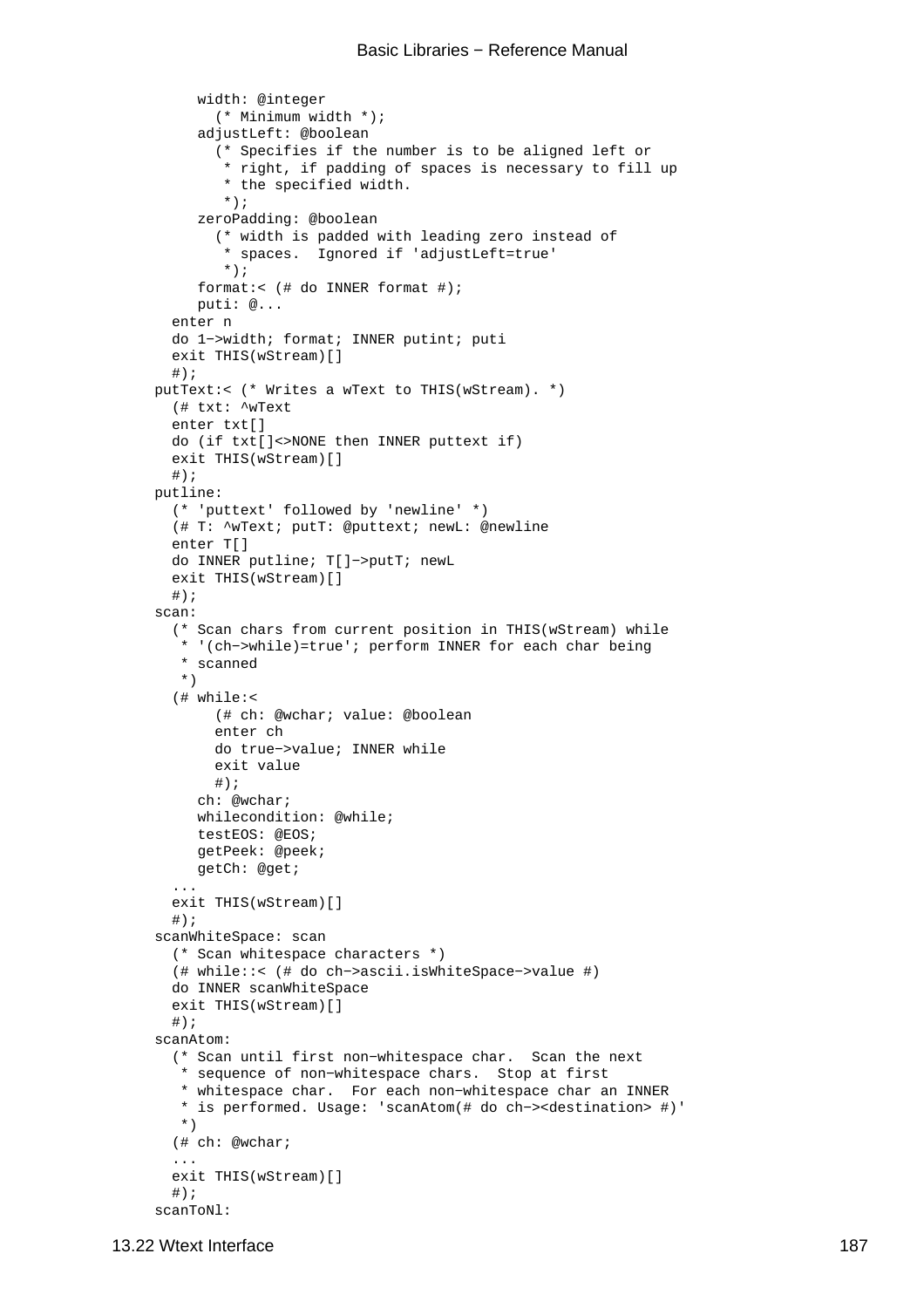```
      width: @integer
        (* Minimum width *);
      adjustLeft: @boolean
        (* Specifies if the number is to be aligned left or
         * right, if padding of spaces is necessary to fill up
         * the specified width.
         *);
      zeroPadding: @boolean
        (* width is padded with leading zero instead of
         * spaces.  Ignored if 'adjustLeft=true'
         *);
      format:< (# do INNER format #);
      puti: @...
    enter n
    do 1−>width; format; INNER putint; puti
    exit THIS(wStream)[]
    #);
  putText:< (* Writes a wText to THIS(wStream). *)
    (# txt: ^wText
    enter txt[]
    do (if txt[]<>NONE then INNER puttext if)
    exit THIS(wStream)[]
    #);
  putline:
    (* 'puttext' followed by 'newline' *)
    (# T: ^wText; putT: @puttext; newL: @newline
    enter T[]
    do INNER putline; T[]−>putT; newL
    exit THIS(wStream)[]
    #);
  scan:
    (* Scan chars from current position in THIS(wStream) while
     * '(ch−>while)=true'; perform INNER for each char being
     * scanned
     *)
    (# while:<
         (# ch: @wchar; value: @boolean
         enter ch
         do true−>value; INNER while
         exit value
         #);
       ch: @wchar;
       whilecondition: @while;
       testEOS: @EOS;
       getPeek: @peek;
       getCh: @get;
    ...
    exit THIS(wStream)[]
    #);
  scanWhiteSpace: scan
    (* Scan whitespace characters *)
    (# while::< (# do ch−>ascii.isWhiteSpace−>value #)
    do INNER scanWhiteSpace
    exit THIS(wStream)[]
    #);
  scanAtom:
    (* Scan until first non−whitespace char.  Scan the next
     * sequence of non−whitespace chars.  Stop at first
     * whitespace char.  For each non−whitespace char an INNER
     * is performed. Usage: 'scanAtom(# do ch−><destination> #)'
     *)
    (# ch: @wchar;
    ...
    exit THIS(wStream)[]
    #);
  scanToNl:
```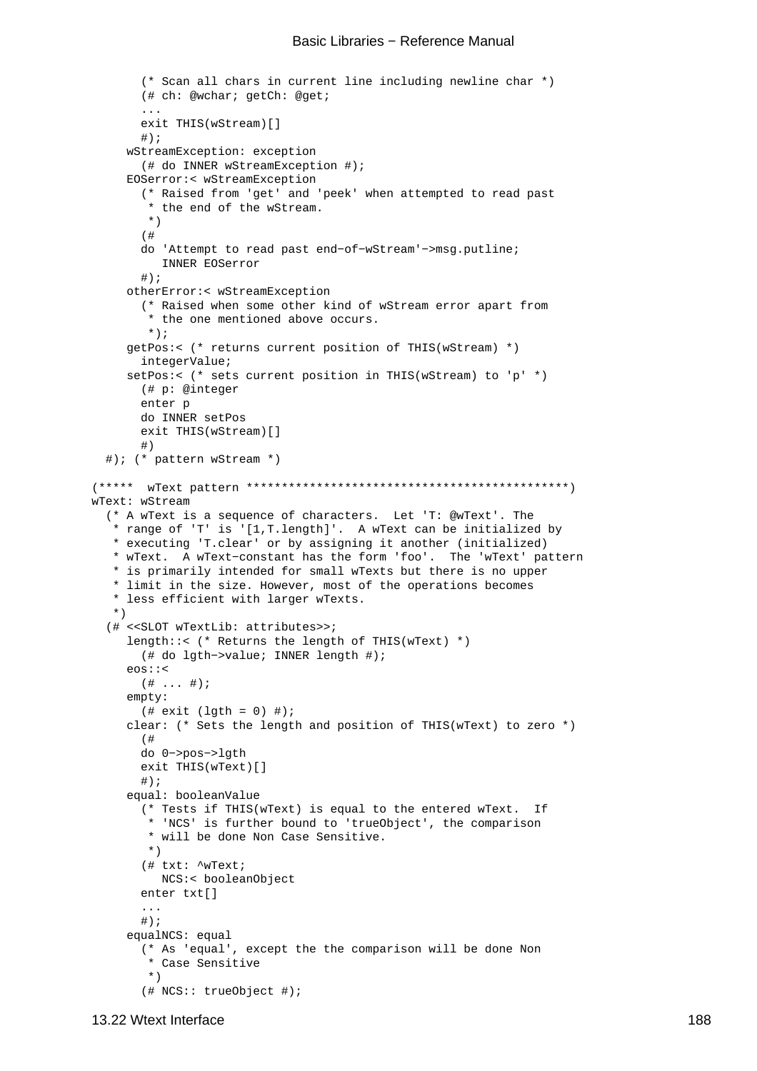```
        (* Scan all chars in current line including newline char *)
        (# ch: @wchar; getCh: @get;
        ...
        exit THIS(wStream)[]
        #);
      wStreamException: exception
        (# do INNER wStreamException #);
      EOSerror:< wStreamException
        (* Raised from 'get' and 'peek' when attempted to read past
         * the end of the wStream.
         *)
        (#
        do 'Attempt to read past end−of−wStream'−>msg.putline;
           INNER EOSerror
        #);
      otherError:< wStreamException
        (* Raised when some other kind of wStream error apart from
         * the one mentioned above occurs.
         *);
      getPos:< (* returns current position of THIS(wStream) *)
        integerValue;
      setPos:< (* sets current position in THIS(wStream) to 'p' *)
        (# p: @integer
        enter p
        do INNER setPos
        exit THIS(wStream)[]
        #)
   #); (* pattern wStream *)

(*****  wText pattern ********************************************)
wText: wStream
   (* A wText is a sequence of characters.  Let 'T: @wText'. The
    * range of 'T' is '[1,T.length]'.  A wText can be initialized by
    * executing 'T.clear' or by assigning it another (initialized)
    * wText.  A wText−constant has the form 'foo'.  The 'wText' pattern
    * is primarily intended for small wTexts but there is no upper
    * limit in the size. However, most of the operations becomes
    * less efficient with larger wTexts.
    *)
   (# <<SLOT wTextLib: attributes>>;
      length::< (* Returns the length of THIS(wText) *)
        (# do lgth−>value; INNER length #);
      eos::<
        (# ... #);
      empty:
        (# exit (lgth = 0) #);
      clear: (* Sets the length and position of THIS(wText) to zero *)
        (#
        do 0−>pos−>lgth
        exit THIS(wText)[]
        #);
      equal: booleanValue
        (* Tests if THIS(wText) is equal to the entered wText.  If
         * 'NCS' is further bound to 'trueObject', the comparison
         * will be done Non Case Sensitive.
         *)
        (# txt: ^wText;
           NCS:< booleanObject
        enter txt[]
        ...
        #);
      equalNCS: equal
        (* As 'equal', except the the comparison will be done Non
         * Case Sensitive
         *)
        (# NCS:: trueObject #);
```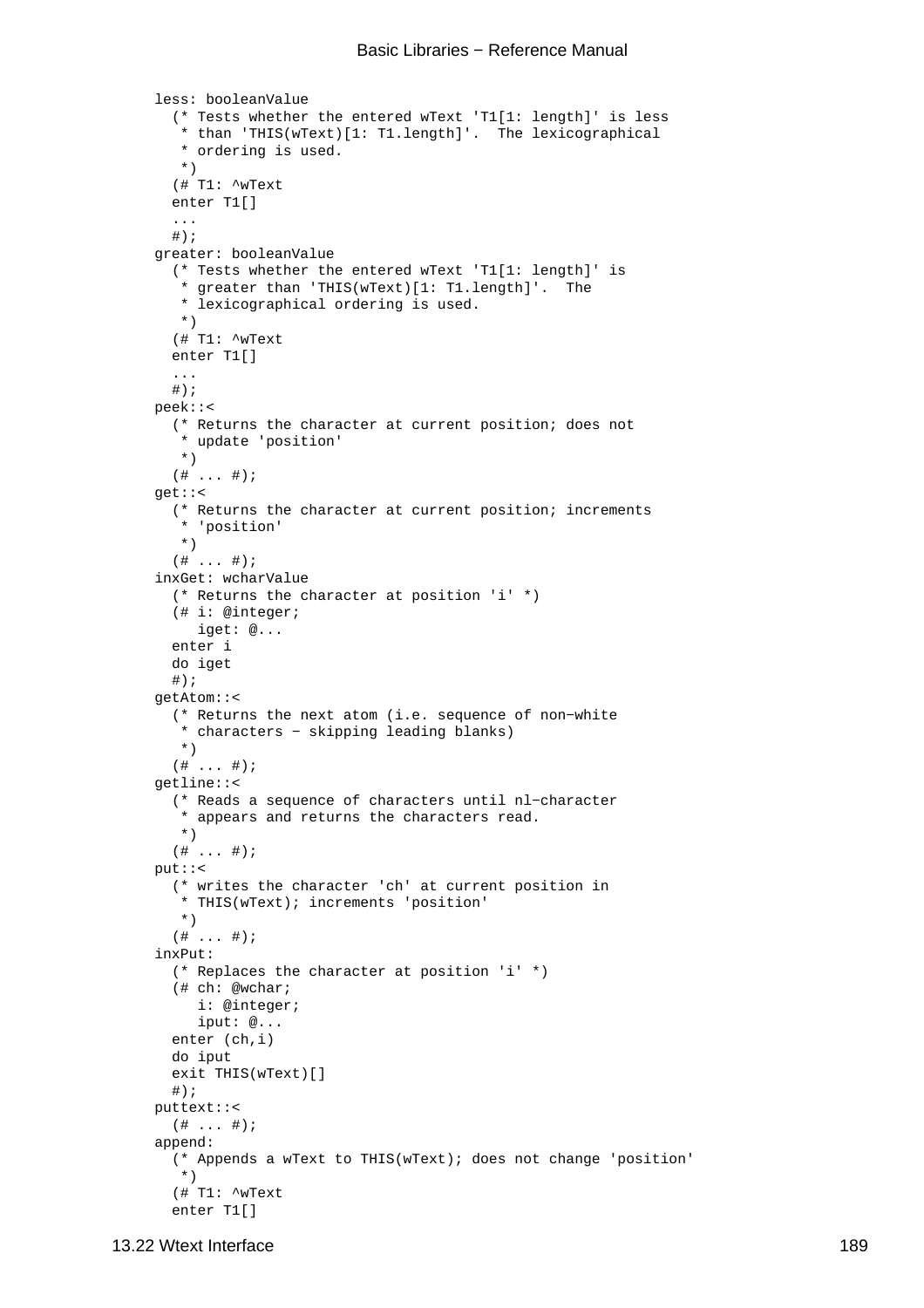```
less: booleanValue
  (* Tests whether the entered wText 'T1[1: length]' is less
   * than 'THIS(wText)[1: T1.length]'.  The lexicographical
   * ordering is used.
   *)
  (# T1: ^wText
  enter T1[]
  ...
  #);
greater: booleanValue
  (* Tests whether the entered wText 'T1[1: length]' is
   * greater than 'THIS(wText)[1: T1.length]'.  The
   * lexicographical ordering is used.
   *)
  (# T1: ^wText
  enter T1[]
  ...
  #);
peek::<
  (* Returns the character at current position; does not
   * update 'position'
   *)
  (# ... #);
get::<
  (* Returns the character at current position; increments
   * 'position'
   *)
  (# ... #);
inxGet: wcharValue
  (* Returns the character at position 'i' *)
  (# i: @integer;
     iget: @...
  enter i
  do iget
  #);
getAtom::<
  (* Returns the next atom (i.e. sequence of non−white
   * characters − skipping leading blanks)
   *)
  (# ... #);
getline::<
  (* Reads a sequence of characters until nl−character
   * appears and returns the characters read.
   *)
  (# ... #);
put::<
  (* writes the character 'ch' at current position in
   * THIS(wText); increments 'position'
   *)
  (# ... #);
inxPut:
  (* Replaces the character at position 'i' *)
  (# ch: @wchar;
     i: @integer;
     iput: @...
  enter (ch,i)
  do iput
  exit THIS(wText)[]
  #);
puttext::<
  (# ... #);
append:
  (* Appends a wText to THIS(wText); does not change 'position'
   *)
  (# T1: ^wText
  enter T1[]
```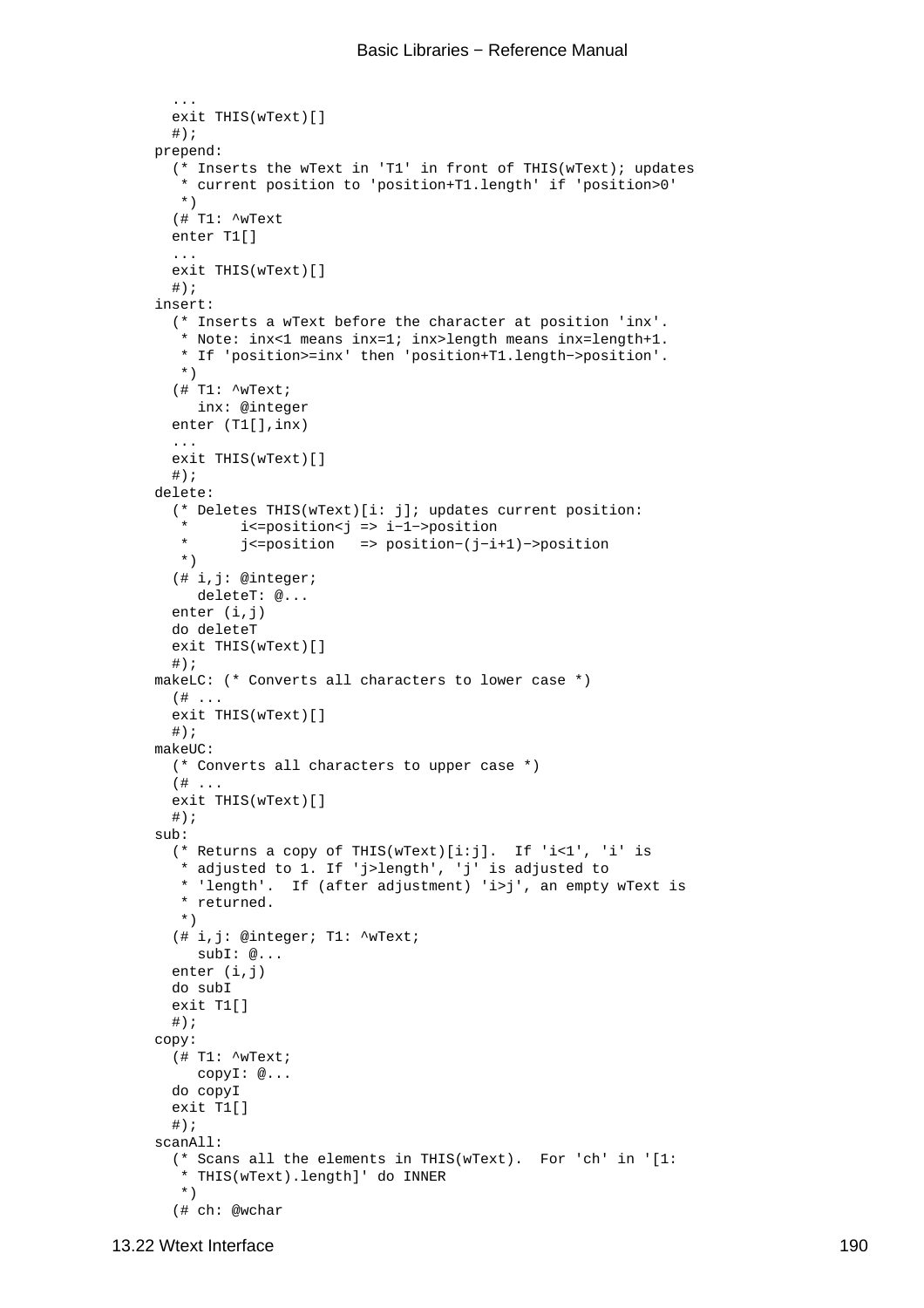```
    ...
    exit THIS(wText)[]
    #);
  prepend:
    (* Inserts the wText in 'T1' in front of THIS(wText); updates
     * current position to 'position+T1.length' if 'position>0'
     *)
    (# T1: ^wText
    enter T1[]
    ...
    exit THIS(wText)[]
    #);
  insert:
    (* Inserts a wText before the character at position 'inx'.
     * Note: inx<1 means inx=1; inx>length means inx=length+1.
     * If 'position>=inx' then 'position+T1.length−>position'.
     *)
    (# T1: ^wText;
       inx: @integer
    enter (T1[],inx)
    ...
    exit THIS(wText)[]
    #);
  delete:
    (* Deletes THIS(wText)[i: j]; updates current position:
     *      i<=position<j => i−1−>position
     *      j<=position   => position−(j−i+1)−>position
     *)
    (# i,j: @integer;
       deleteT: @...
    enter (i,j)
    do deleteT
    exit THIS(wText)[]
    #);
  makeLC: (* Converts all characters to lower case *)
    (# ...
    exit THIS(wText)[]
    #);
  makeUC:
    (* Converts all characters to upper case *)
    (# ...
    exit THIS(wText)[]
    #);
  sub:
    (* Returns a copy of THIS(wText)[i:j].  If 'i<1', 'i' is
     * adjusted to 1. If 'j>length', 'j' is adjusted to
     * 'length'.  If (after adjustment) 'i>j', an empty wText is
     * returned.
     *)
    (# i,j: @integer; T1: ^wText;
       subI: @...
    enter (i,j)
    do subI
    exit T1[]
    #);
  copy:
    (# T1: ^wText;
       copyI: @...
    do copyI
    exit T1[]
    #);
  scanAll:
    (* Scans all the elements in THIS(wText).  For 'ch' in '[1:
     * THIS(wText).length]' do INNER
     *)
    (# ch: @wchar
```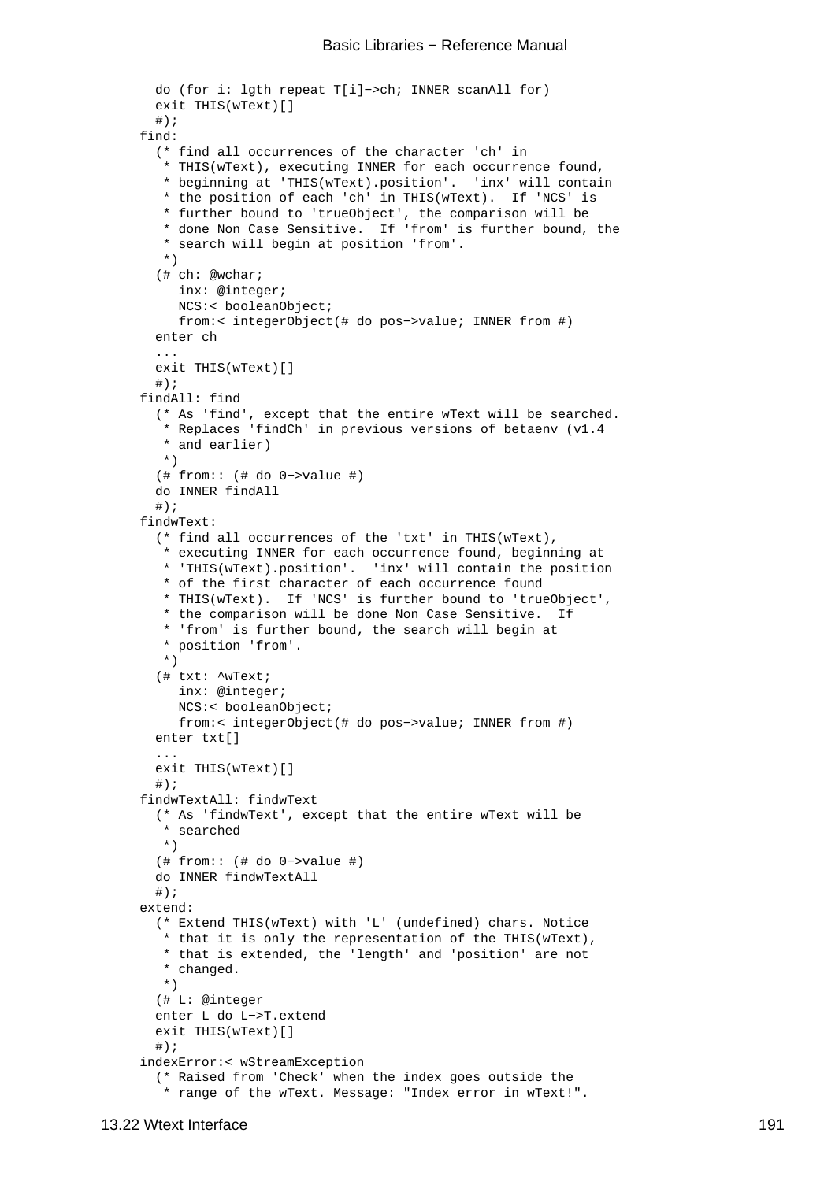```
    do (for i: lgth repeat T[i]−>ch; INNER scanAll for)
    exit THIS(wText)[]
    #);
  find:
    (* find all occurrences of the character 'ch' in
     * THIS(wText), executing INNER for each occurrence found,
     * beginning at 'THIS(wText).position'.  'inx' will contain
     * the position of each 'ch' in THIS(wText).  If 'NCS' is
     * further bound to 'trueObject', the comparison will be
     * done Non Case Sensitive.  If 'from' is further bound, the
     * search will begin at position 'from'.
     *)
    (# ch: @wchar;
       inx: @integer;
       NCS:< booleanObject;
       from:< integerObject(# do pos−>value; INNER from #)
    enter ch
    ...
    exit THIS(wText)[]
    #);
  findAll: find
    (* As 'find', except that the entire wText will be searched.
     * Replaces 'findCh' in previous versions of betaenv (v1.4
     * and earlier)
     *)
    (# from:: (# do 0−>value #)
    do INNER findAll
    #);
  findwText:
    (* find all occurrences of the 'txt' in THIS(wText),
     * executing INNER for each occurrence found, beginning at
     * 'THIS(wText).position'.  'inx' will contain the position
     * of the first character of each occurrence found
     * THIS(wText).  If 'NCS' is further bound to 'trueObject',
     * the comparison will be done Non Case Sensitive.  If
     * 'from' is further bound, the search will begin at
     * position 'from'.
     *)
    (# txt: ^wText;
       inx: @integer;
       NCS:< booleanObject;
       from:< integerObject(# do pos−>value; INNER from #)
    enter txt[]
    ...
    exit THIS(wText)[]
    #);
  findwTextAll: findwText
    (* As 'findwText', except that the entire wText will be
     * searched
     *)
    (# from:: (# do 0−>value #)
    do INNER findwTextAll
    #);
  extend:
    (* Extend THIS(wText) with 'L' (undefined) chars. Notice
     * that it is only the representation of the THIS(wText),
     * that is extended, the 'length' and 'position' are not
     * changed.
     *)
    (# L: @integer
    enter L do L−>T.extend
    exit THIS(wText)[]
    #);
  indexError:< wStreamException
    (* Raised from 'Check' when the index goes outside the
     * range of the wText. Message: "Index error in wText!".
```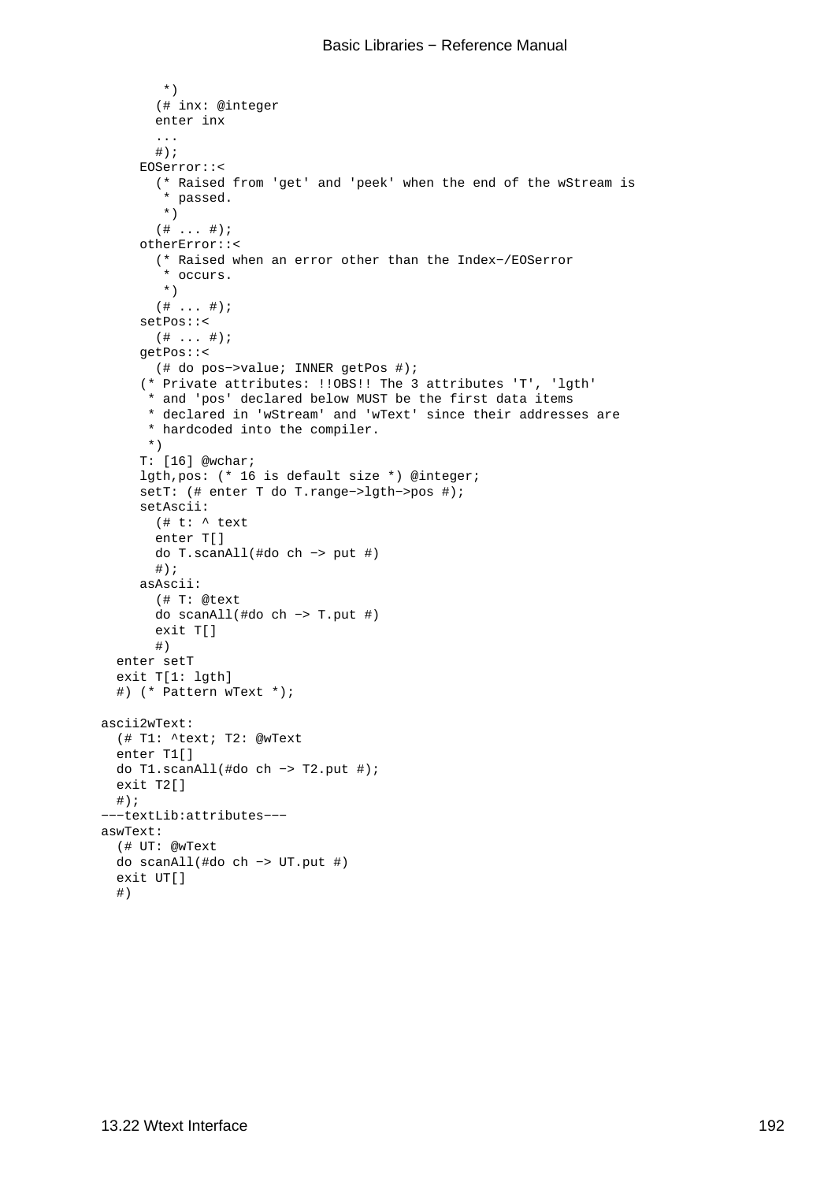```
         *)
        (# inx: @integer
        enter inx
        ...
        #);
      EOSerror::<
        (* Raised from 'get' and 'peek' when the end of the wStream is
         * passed.
         *)
        (# ... #);
      otherError::<
        (* Raised when an error other than the Index−/EOSerror
         * occurs.
         *)
        (# ... #);
      setPos::<
        (# ... #);
      getPos::<
        (# do pos−>value; INNER getPos #);
      (* Private attributes: !!OBS!! The 3 attributes 'T', 'lgth'
       * and 'pos' declared below MUST be the first data items
       * declared in 'wStream' and 'wText' since their addresses are
       * hardcoded into the compiler.
       *)
      T: [16] @wchar;
      lgth,pos: (* 16 is default size *) @integer;
      setT: (# enter T do T.range−>lgth−>pos #);
      setAscii:
        (# t: ^ text
        enter T[]
        do T.scanAll(#do ch −> put #)
        #);
      asAscii:
        (# T: @text
        do scanAll(#do ch −> T.put #)
        exit T[]
        #)
  enter setT
  exit T[1: lgth]
  #) (* Pattern wText *);

ascii2wText:
  (# T1: ^text; T2: @wText
  enter T1[]
  do T1.scanAll(#do ch −> T2.put #);
  exit T2[]
  #);
−−−textLib:attributes−−−
aswText:
  (# UT: @wText
  do scanAll(#do ch −> UT.put #)
  exit UT[]
  #)
```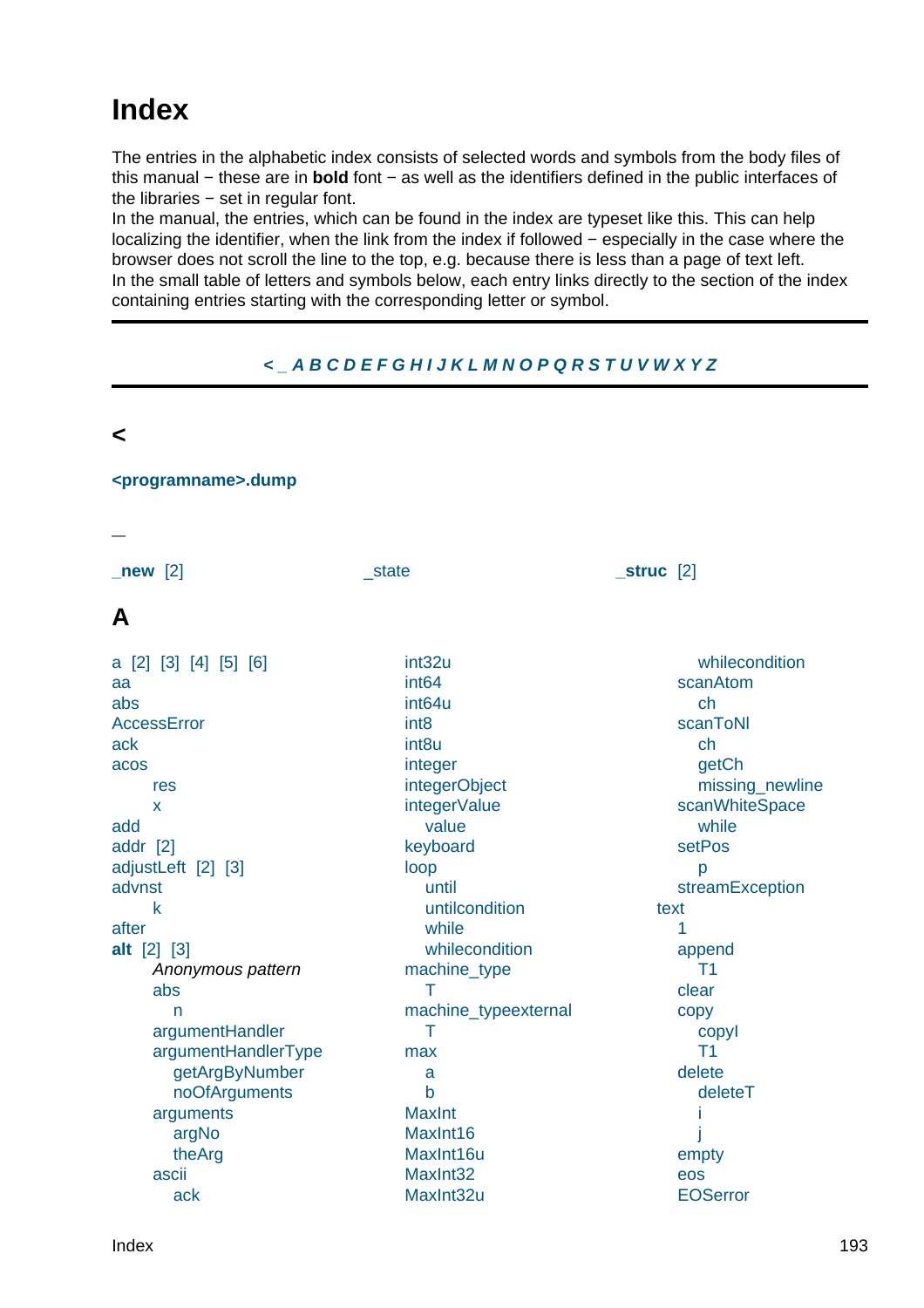# Index

The entries in the alphabetic index consists of selected words and symbols from the body files of this manual − these are in **bold** font − as well as the identifiers defined in the public interfaces of the libraries − set in regular font.
In the manual, the entries, which can be found in the index are typeset like this. This can help localizing the identifier, when the link from the index if followed − especially in the case where the browser does not scroll the line to the top, e.g. because there is less than a page of text left.
In the small table of letters and symbols below, each entry links directly to the section of the index containing entries starting with the corresponding letter or symbol.

***< _ A B C D E F G H I J K L M N O P Q R S T U V W X Y Z***

## <

**<programname>.dump**

## _

**_new** [2]
_state
**_struc** [2]

## A

a [2] [3] [4] [5] [6]
aa
abs
AccessError
ack
acos
- res
- x

add
addr [2]
adjustLeft [2] [3]
advnst
- k

after
**alt** [2] [3]
- *Anonymous pattern*
- abs
  - n
- argumentHandler
- argumentHandlerType
  - getArgByNumber
  - noOfArguments
- arguments
  - argNo
  - theArg
- ascii
  - ack

int32u
int64
int64u
int8
int8u
integer
integerObject
integerValue
- value

keyboard
loop
- until
- untilcondition
- while
- whilecondition

machine_type
- T

machine_typeexternal
- T

max
- a
- b

MaxInt
MaxInt16
MaxInt16u
MaxInt32
MaxInt32u

- whilecondition

scanAtom
- ch

scanToNl
- ch
- getCh
- missing_newline

scanWhiteSpace
- while

setPos
- p

streamException

text
- 1
- append
  - T1
- clear
- copy
  - copyI
  - T1
- delete
  - deleteT
  - i
  - j
- empty
- eos
- EOSerror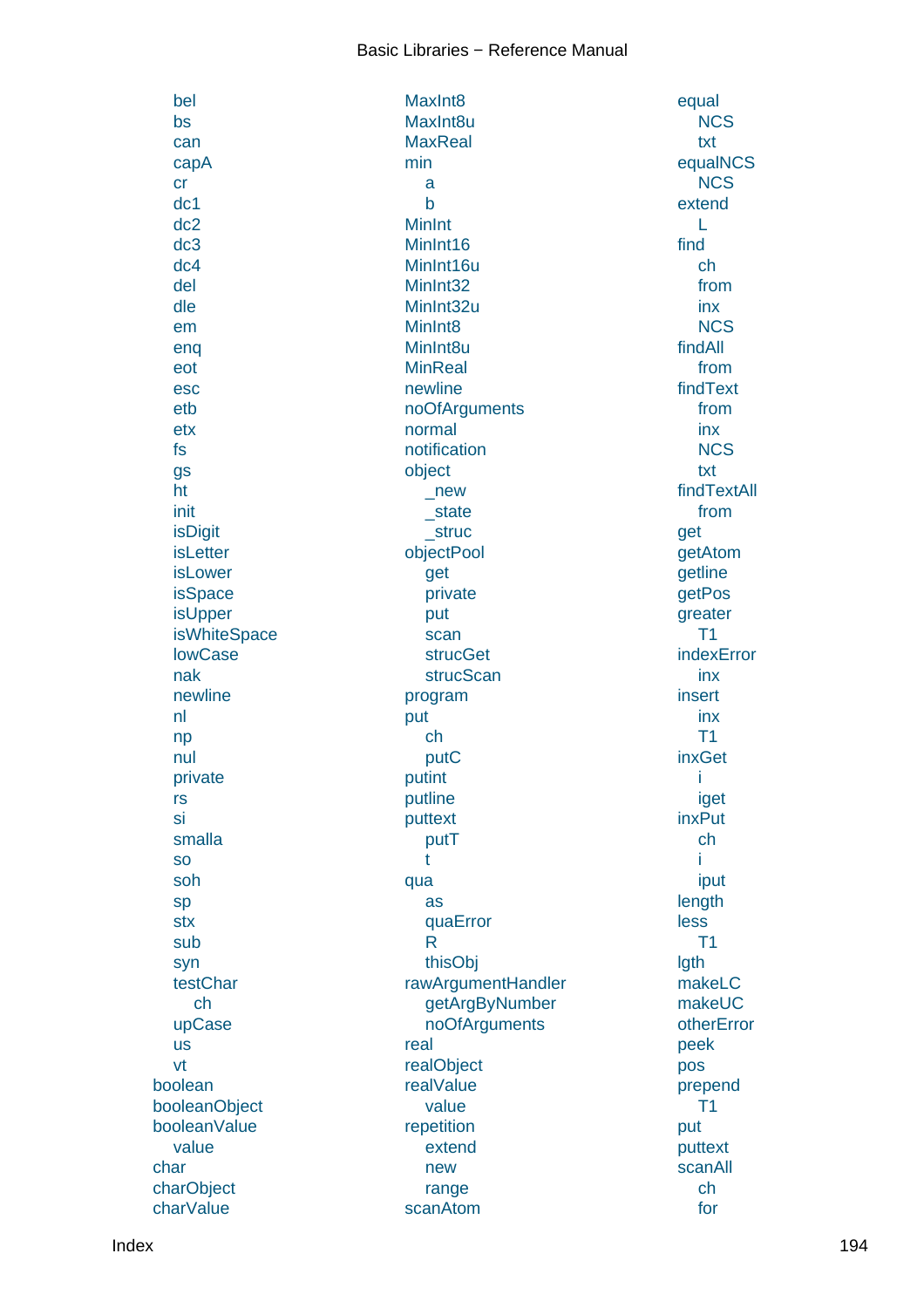- bel
- bs
- can
- capA
- cr
- dc1
- dc2
- dc3
- dc4
- del
- dle
- em
- enq
- eot
- esc
- etb
- etx
- fs
- gs
- ht
- init
- isDigit
- isLetter
- isLower
- isSpace
- isUpper
- isWhiteSpace
- lowCase
- nak
- newline
- nl
- np
- nul
- private
- rs
- si
- smalla
- so
- soh
- sp
- stx
- sub
- syn
- testChar
  - ch
- upCase
- us
- vt

boolean
booleanObject
booleanValue
- value

char
charObject
charValue
MaxInt8
MaxInt8u
MaxReal
min
- a
- b

MinInt
MinInt16
MinInt16u
MinInt32
MinInt32u
MinInt8
MinInt8u
MinReal
newline
noOfArguments
normal
notification
object
- _new
- _state
- _struc

objectPool
- get
- private
- put
- scan
- strucGet
- strucScan

program
put
- ch
- putC

putint
putline
puttext
- putT
- t

qua
- as
- quaError
- R
- thisObj

rawArgumentHandler
- getArgByNumber
- noOfArguments

real
realObject
realValue
- value

repetition
- extend
- new
- range

scanAtom
equal
- NCS
- txt

equalNCS
- NCS

extend
- L

find
- ch
- from
- inx
- NCS

findAll
- from

findText
- from
- inx
- NCS
- txt

findTextAll
- from

get
getAtom
getline
getPos
greater
- T1

indexError
- inx

insert
- inx
- T1

inxGet
- i
- iget

inxPut
- ch
- i
- iput

length
less
- T1

lgth
makeLC
makeUC
otherError
peek
pos
prepend
- T1

put
puttext
scanAll
- ch
- for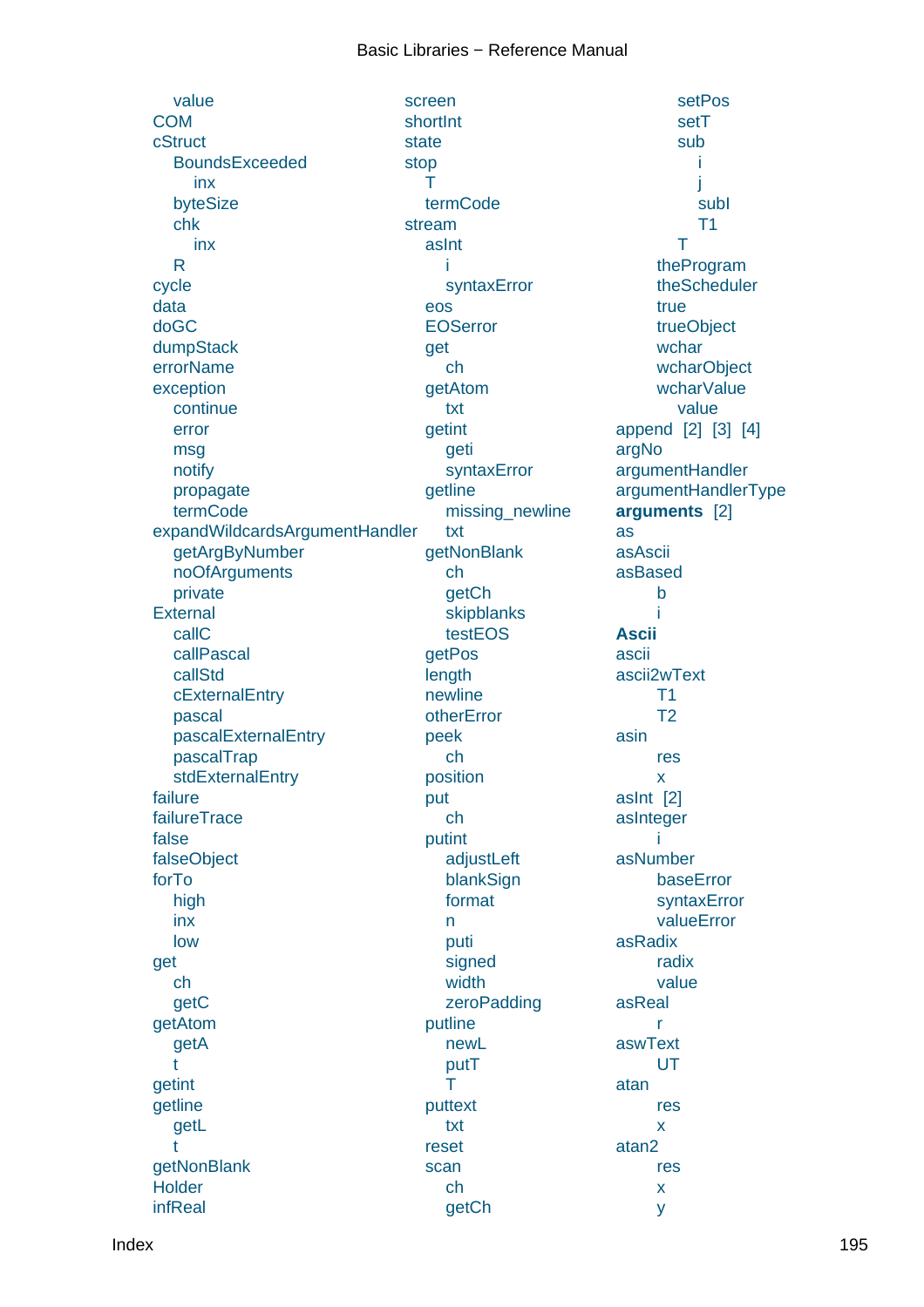value
COM
cStruct
- BoundsExceeded
  - inx
- byteSize
- chk
  - inx
- R

cycle
data
doGC
dumpStack
errorName
exception
- continue
- error
- msg
- notify
- propagate
- termCode

expandWildcardsArgumentHandler
- getArgByNumber
- noOfArguments
- private

External
- callC
- callPascal
- callStd
- cExternalEntry
- pascal
- pascalExternalEntry
- pascalTrap
- stdExternalEntry

failure
failureTrace
false
falseObject
forTo
- high
- inx
- low

get
- ch
- getC

getAtom
- getA
- t

getint
getline
- getL
- t

getNonBlank
Holder
infReal

screen
shortInt
state
stop
- T
- termCode

stream
- asInt
  - i
  - syntaxError
- eos
- EOSerror
- get
  - ch
- getAtom
  - txt
- getint
  - geti
  - syntaxError
- getline
  - missing_newline
  - txt
- getNonBlank
  - ch
  - getCh
  - skipblanks
  - testEOS
- getPos
- length
- newline
- otherError
- peek
  - ch
- position
- put
  - ch
- putint
  - adjustLeft
  - blankSign
  - format
  - n
  - puti
  - signed
  - width
  - zeroPadding
- putline
  - newL
  - putT
  - T
- puttext
  - txt
- reset
- scan
  - ch
  - getCh
  - setPos
  - setT
  - sub
    - i
    - j
    - subl
    - T1
  - T

theProgram
theScheduler
true
trueObject
wchar
wcharObject
wcharValue
- value

append [2] [3] [4]
argNo
argumentHandler
argumentHandlerType
**arguments** [2]
as
asAscii
asBased
- b
- i

**Ascii**
ascii
ascii2wText
- T1
- T2

asin
- res
- x

asInt [2]
asInteger
- i

asNumber
- baseError
- syntaxError
- valueError

asRadix
- radix
- value

asReal
- r

aswText
- UT

atan
- res
- x

atan2
- res
- x
- y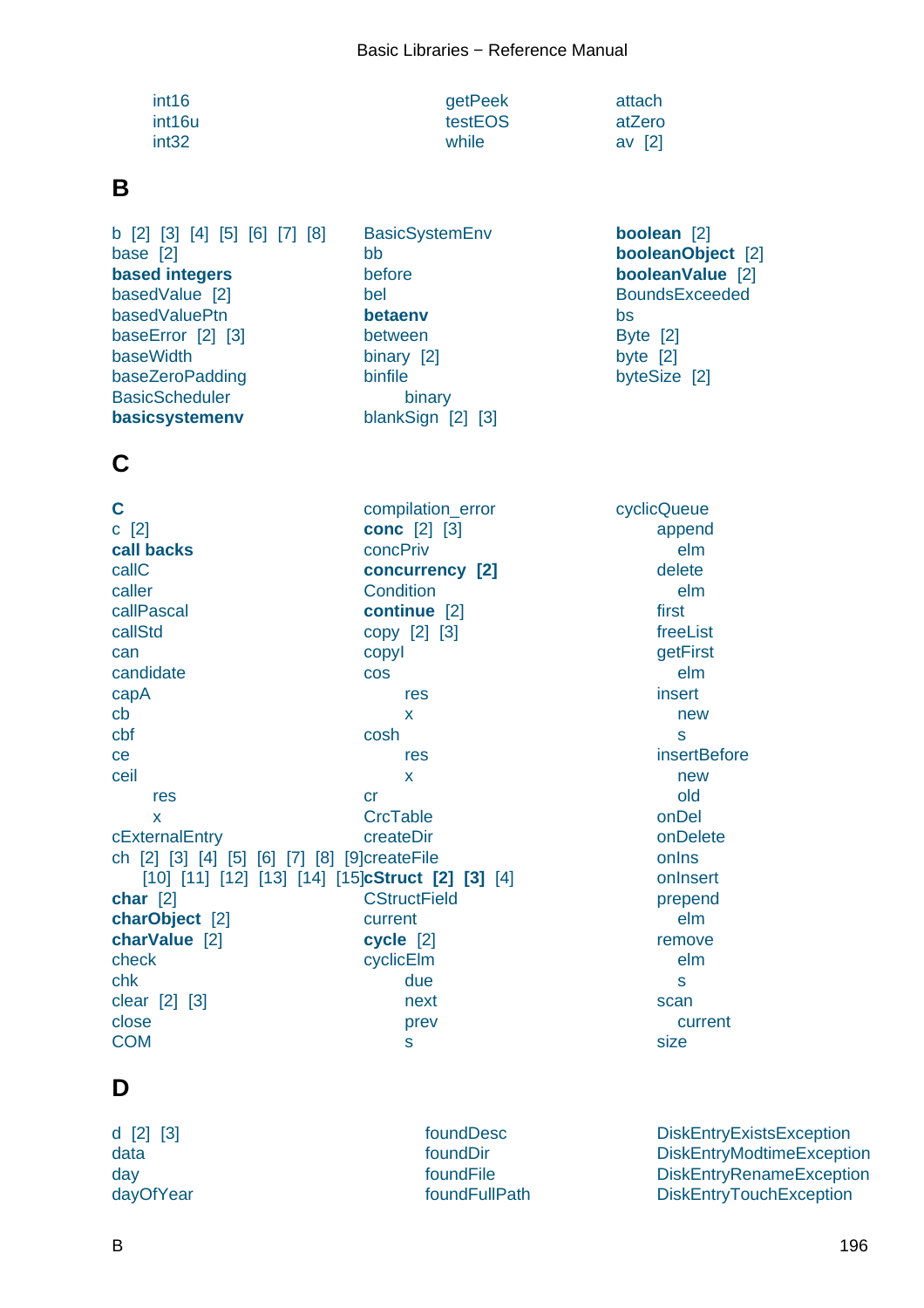int16
int16u
int32

getPeek
testEOS
while

attach
atZero
av [2]

## B

b [2] [3] [4] [5] [6] [7] [8]
base [2]
**based integers**
basedValue [2]
basedValuePtn
baseError [2] [3]
baseWidth
baseZeroPadding
BasicScheduler
**basicsystemenv**

BasicSystemEnv
bb
before
bel
**betaenv**
between
binary [2]
binfile
    binary
blankSign [2] [3]

**boolean** [2]
**booleanObject** [2]
**booleanValue** [2]
BoundsExceeded
bs
Byte [2]
byte [2]
byteSize [2]

## C

**C**
c [2]
**call backs**
callC
caller
callPascal
callStd
can
candidate
capA
cb
cbf
ce
ceil
    res
    x
cExternalEntry
ch [2] [3] [4] [5] [6] [7] [8] [9] [10] [11] [12] [13] [14] [15]
**char** [2]
**charObject** [2]
**charValue** [2]
check
chk
clear [2] [3]
close
COM

compilation_error
**conc** [2] [3]
concPriv
**concurrency** **[2]**
Condition
**continue** [2]
copy [2] [3]
copyI
cos
    res
    x
cosh
    res
    x
cr
CrcTable
createDir
createFile
**cStruct** **[2]** **[3]** [4]
CStructField
current
**cycle** [2]
cyclicElm
    due
    next
    prev
    s

cyclicQueue
    append
        elm
    delete
        elm
    first
    freeList
    getFirst
        elm
    insert
        new
        s
    insertBefore
        new
        old
    onDel
    onDelete
    onIns
    onInsert
    prepend
        elm
    remove
        elm
        s
    scan
        current
    size

## D

d [2] [3]
data
day
dayOfYear

foundDesc
foundDir
foundFile
foundFullPath

DiskEntryExistsException
DiskEntryModtimeException
DiskEntryRenameException
DiskEntryTouchException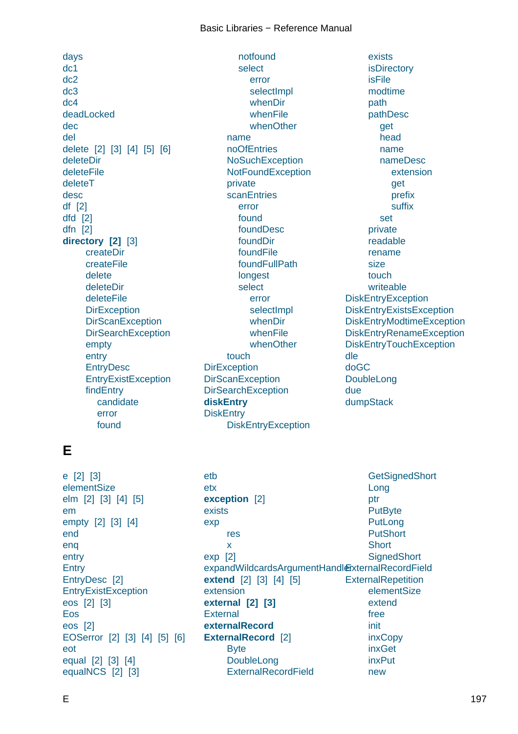days
dc1
dc2
dc3
dc4
deadLocked
dec
del
delete [2] [3] [4] [5] [6]
deleteDir
deleteFile
deleteT
desc
df [2]
dfd [2]
dfn [2]
**directory [2]** [3]
- createDir
- createFile
- delete
- deleteDir
- deleteFile
- DirException
- DirScanException
- DirSearchException
- empty
- entry
- EntryDesc
- EntryExistException
- findEntry
  - candidate
  - error
  - found
  - notfound
  - select
    - error
    - selectImpl
    - whenDir
    - whenFile
    - whenOther
- name
- noOfEntries
- NoSuchException
- NotFoundException
- private
- scanEntries
  - error
  - found
  - foundDesc
  - foundDir
  - foundFile
  - foundFullPath
  - longest
  - select
    - error
    - selectImpl
    - whenDir
    - whenFile
    - whenOther
- touch

DirException
DirScanException
DirSearchException
**diskEntry**
DiskEntry
- DiskEntryException
- exists
- isDirectory
- isFile
- modtime
- path
- pathDesc
  - get
  - head
  - name
  - nameDesc
    - extension
    - get
    - prefix
    - suffix
  - set
- private
- readable
- rename
- size
- touch
- writeable

DiskEntryException
DiskEntryExistsException
DiskEntryModtimeException
DiskEntryRenameException
DiskEntryTouchException
dle
doGC
DoubleLong
due
dumpStack

# E

e [2] [3]
elementSize
elm [2] [3] [4] [5]
em
empty [2] [3] [4]
end
enq
entry
Entry
EntryDesc [2]
EntryExistException
eos [2] [3]
Eos
eos [2]
EOSerror [2] [3] [4] [5] [6]
eot
equal [2] [3] [4]
equalNCS [2] [3]
etb
etx
**exception** [2]
exists
exp
- res
- x

exp [2]
expandWildcardsArgumentHandler
**extend** [2] [3] [4] [5]
extension
**external [2] [3]**
External
**externalRecord**
**ExternalRecord** [2]
- Byte
- DoubleLong
- ExternalRecordField
- GetSignedShort
- Long
- ptr
- PutByte
- PutLong
- PutShort
- Short
- SignedShort

ExternalRecordField
ExternalRepetition
- elementSize
- extend
- free
- init
- inxCopy
- inxGet
- inxPut
- new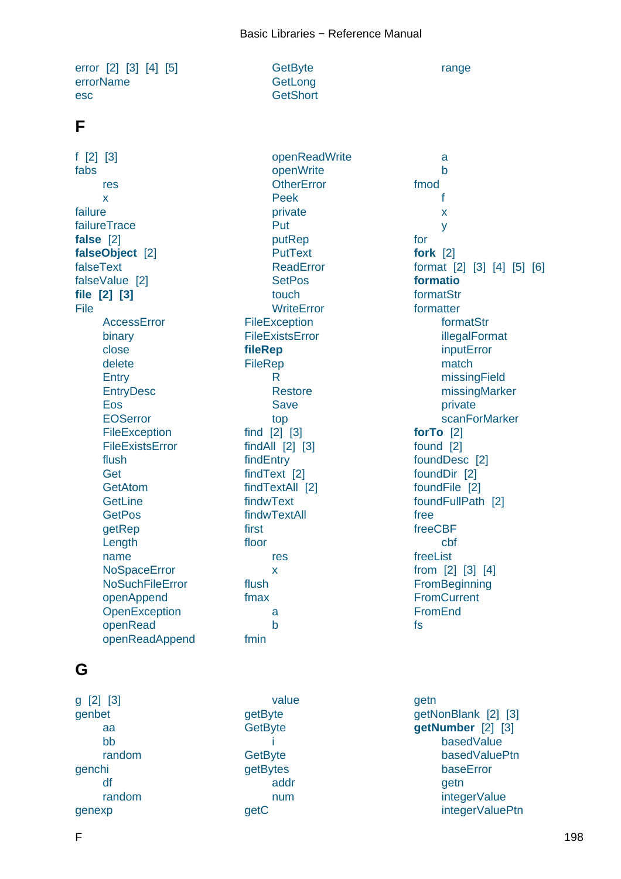error [2] [3] [4] [5]
errorName
esc

GetByte
GetLong
GetShort

range

## F

f [2] [3]
fabs
- res
- x

failure
failureTrace
**false** [2]
**falseObject** [2]
falseText
falseValue [2]
**file [2] [3]**
File
- AccessError
- binary
- close
- delete
- Entry
- EntryDesc
- Eos
- EOSerror
- FileException
- FileExistsError
- flush
- Get
- GetAtom
- GetLine
- GetPos
- getRep
- Length
- name
- NoSpaceError
- NoSuchFileError
- openAppend
- OpenException
- openRead
- openReadAppend
- openReadWrite
- openWrite
- OtherError
- Peek
- private
- Put
- putRep
- PutText
- ReadError
- SetPos
- touch
- WriteError

FileException
FileExistsError
**fileRep**
FileRep
- R
- Restore
- Save
- top

find [2] [3]
findAll [2] [3]
findEntry
findText [2]
findTextAll [2]
findwText
findwTextAll
first
floor
- res
- x

flush
fmax
- a
- b

fmin
- a
- b

fmod
- f
- x
- y

for
**fork** [2]
format [2] [3] [4] [5] [6]
**formatio**
formatStr
formatter
- formatStr
- illegalFormat
- inputError
- match
- missingField
- missingMarker
- private
- scanForMarker

**forTo** [2]
found [2]
foundDesc [2]
foundDir [2]
foundFile [2]
foundFullPath [2]
free
freeCBF
- cbf

freeList
from [2] [3] [4]
FromBeginning
FromCurrent
FromEnd
fs

## G

g [2] [3]
genbet
- aa
- bb
- random

genchi
- df
- random

genexp
- value

getByte
GetByte
- i

GetByte
getBytes
- addr
- num

getC
getn
getNonBlank [2] [3]
**getNumber** [2] [3]
- basedValue
- basedValuePtn
- baseError
- getn
- integerValue
- integerValuePtn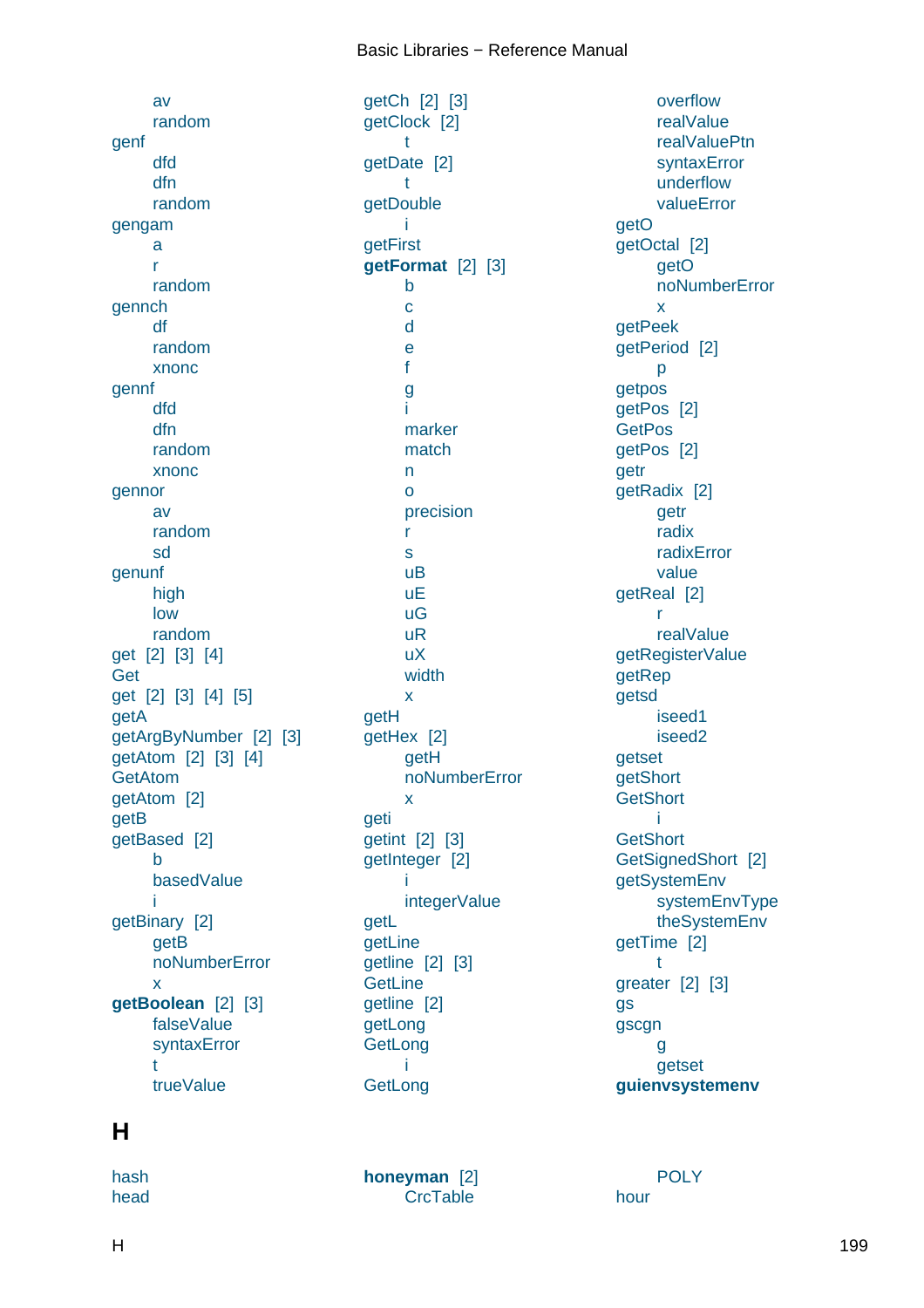av
random
genf
dfd
dfn
random
gengam
a
r
random
gennch
df
random
xnonc
gennf
dfd
dfn
random
xnonc
gennor
av
random
sd
genunf
high
low
random
get [2] [3] [4]
Get
get [2] [3] [4] [5]
getA
getArgByNumber [2] [3]
getAtom [2] [3] [4]
GetAtom
getAtom [2]
getB
getBased [2]
b
basedValue
i
getBinary [2]
getB
noNumberError
x
**getBoolean** [2] [3]
falseValue
syntaxError
t
trueValue

getCh [2] [3]
getClock [2]
t
getDate [2]
t
getDouble
i
getFirst
**getFormat** [2] [3]
b
c
d
e
f
g
i
marker
match
n
o
precision
r
s
uB
uE
uG
uR
uX
width
x
getH
getHex [2]
getH
noNumberError
x
geti
getint [2] [3]
getInteger [2]
i
integerValue
getL
getLine
getline [2] [3]
GetLine
getline [2]
getLong
GetLong
i
GetLong

overflow
realValue
realValuePtn
syntaxError
underflow
valueError
getO
getOctal [2]
getO
noNumberError
x
getPeek
getPeriod [2]
p
getpos
getPos [2]
GetPos
getPos [2]
getr
getRadix [2]
getr
radix
radixError
value
getReal [2]
r
realValue
getRegisterValue
getRep
getsd
iseed1
iseed2
getset
getShort
GetShort
i
GetShort
GetSignedShort [2]
getSystemEnv
systemEnvType
theSystemEnv
getTime [2]
t
greater [2] [3]
gs
gscgn
g
getset
**guienvsystemenv**

## H

hash
head

**honeyman** [2]
CrcTable

POLY
hour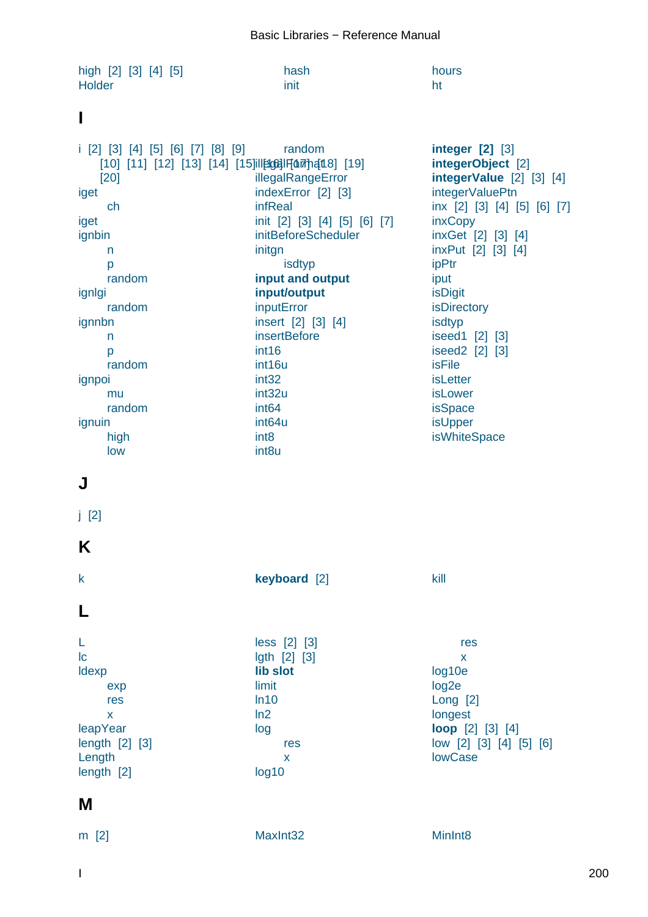high [2] [3] [4] [5]
Holder
hash
init
hours
ht

# I

i [2] [3] [4] [5] [6] [7] [8] [9] [10] [11] [12] [13] [14] [15] [16] [17] [18] [19] [20]
iget
  ch
iget
ignbin
  n
  p
  random
ignlgi
  random
ignnbn
  n
  p
  random
ignpoi
  mu
  random
ignuin
  high
  low

  random
illegalFormat
illegalRangeError
indexError [2] [3]
infReal
init [2] [3] [4] [5] [6] [7]
initBeforeScheduler
initgn
  isdtyp
**input and output**
**input/output**
inputError
insert [2] [3] [4]
insertBefore
int16
int16u
int32
int32u
int64
int64u
int8
int8u

**integer [2]** [3]
**integerObject** [2]
**integerValue** [2] [3] [4]
integerValuePtn
inx [2] [3] [4] [5] [6] [7]
inxCopy
inxGet [2] [3] [4]
inxPut [2] [3] [4]
ipPtr
iput
isDigit
isDirectory
isdtyp
iseed1 [2] [3]
iseed2 [2] [3]
isFile
isLetter
isLower
isSpace
isUpper
isWhiteSpace

# J

j [2]

# K

k
**keyboard** [2]
kill

# L

L
lc
ldexp
  exp
  res
  x
leapYear
length [2] [3]
Length
length [2]

less [2] [3]
lgth [2] [3]
**lib slot**
limit
ln10
ln2
log
  res
  x
log10

  res
  x
log10e
log2e
Long [2]
longest
**loop** [2] [3] [4]
low [2] [3] [4] [5] [6]
lowCase

# M

m [2]
MaxInt32
MinInt8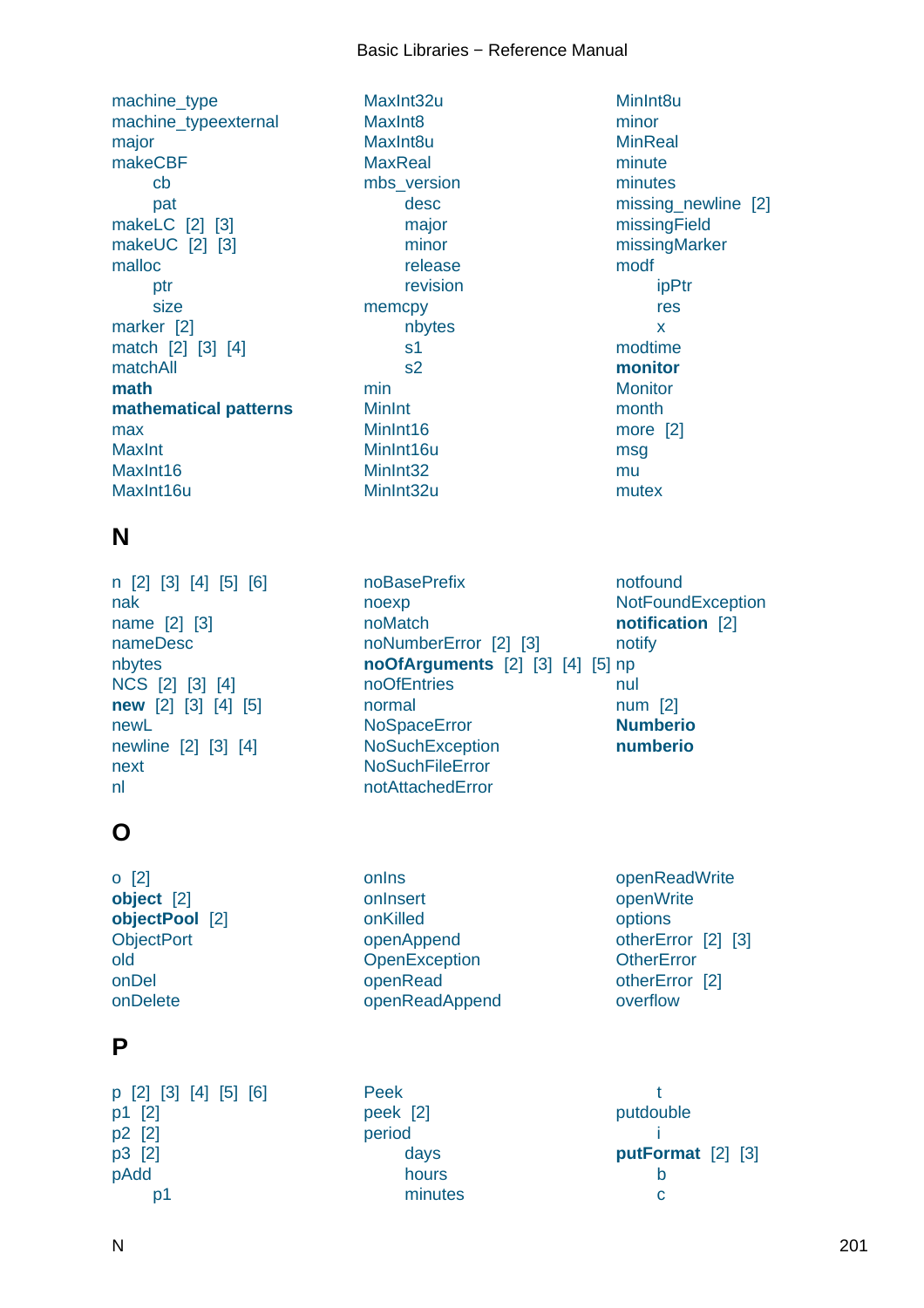machine_type
machine_typeexternal
major
makeCBF
    cb
    pat
makeLC [2] [3]
makeUC [2] [3]
malloc
    ptr
    size
marker [2]
match [2] [3] [4]
matchAll
**math**
**mathematical patterns**
max
MaxInt
MaxInt16
MaxInt16u
MaxInt32u
MaxInt8
MaxInt8u
MaxReal
mbs_version
    desc
    major
    minor
    release
    revision
memcpy
    nbytes
    s1
    s2
min
MinInt
MinInt16
MinInt16u
MinInt32
MinInt32u
MinInt8u
minor
MinReal
minute
minutes
missing_newline [2]
missingField
missingMarker
modf
    ipPtr
    res
    x
modtime
**monitor**
Monitor
month
more [2]
msg
mu
mutex

## N

n [2] [3] [4] [5] [6]
nak
name [2] [3]
nameDesc
nbytes
NCS [2] [3] [4]
**new** [2] [3] [4] [5]
newL
newline [2] [3] [4]
next
nl
noBasePrefix
noexp
noMatch
noNumberError [2] [3]
**noOfArguments** [2] [3] [4] [5]
noOfEntries
normal
NoSpaceError
NoSuchException
NoSuchFileError
notAttachedError
notfound
NotFoundException
**notification** [2]
notify
np
nul
num [2]
**Numberio**
**numberio**

## O

o [2]
**object** [2]
**objectPool** [2]
ObjectPort
old
onDel
onDelete
onIns
onInsert
onKilled
openAppend
OpenException
openRead
openReadAppend
openReadWrite
openWrite
options
otherError [2] [3]
OtherError
otherError [2]
overflow

## P

p [2] [3] [4] [5] [6]
p1 [2]
p2 [2]
p3 [2]
pAdd
    p1
Peek
peek [2]
period
    days
    hours
    minutes
    t
putdouble
    i
**putFormat** [2] [3]
    b
    c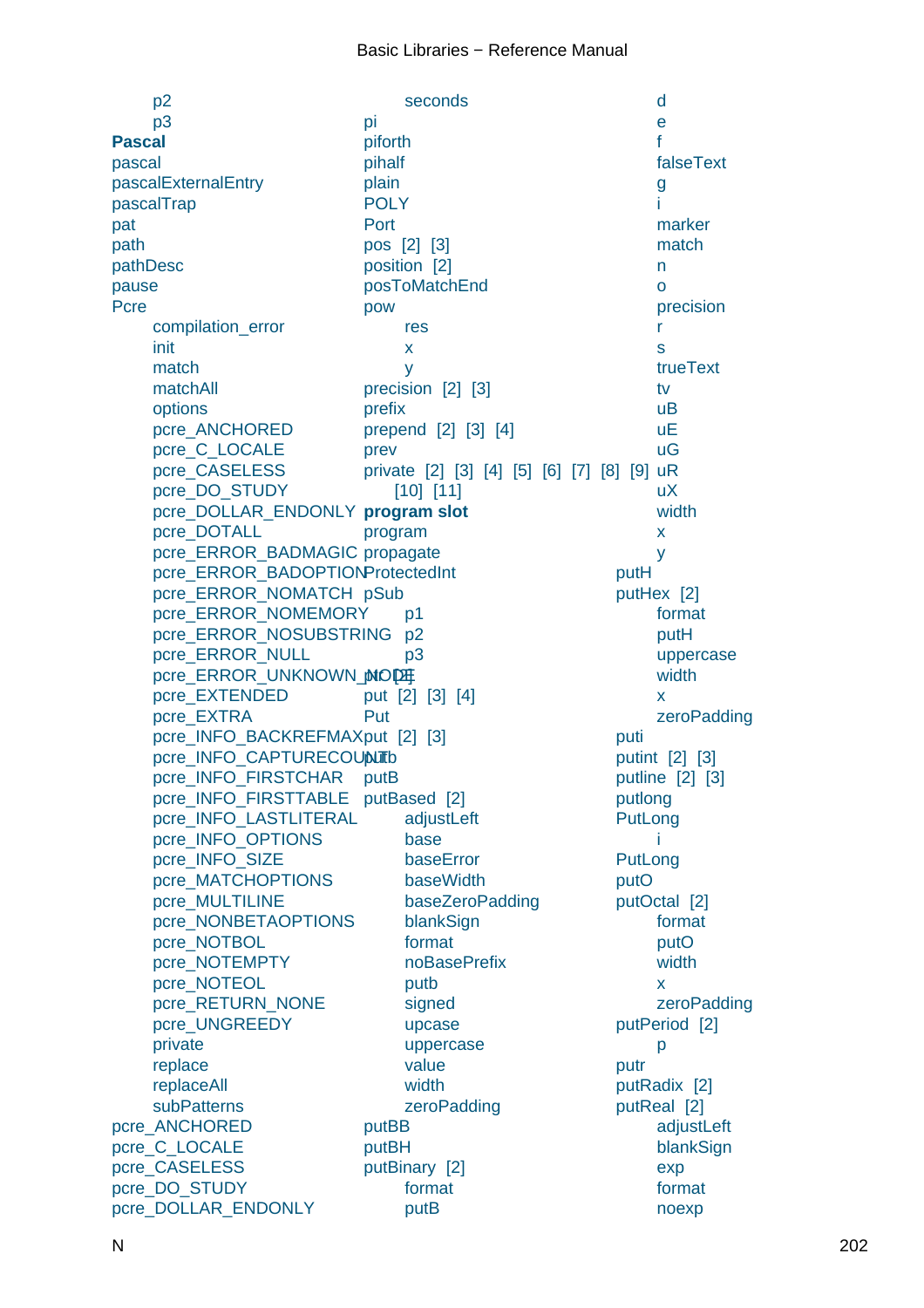p2
p3
**Pascal**
pascal
pascalExternalEntry
pascalTrap
pat
path
pathDesc
pause
Pcre
compilation_error
init
match
matchAll
options
pcre_ANCHORED
pcre_C_LOCALE
pcre_CASELESS
pcre_DO_STUDY
pcre_DOLLAR_ENDONLY
pcre_DOTALL
pcre_ERROR_BADMAGIC
pcre_ERROR_BADOPTION
pcre_ERROR_NOMATCH
pcre_ERROR_NOMEMORY
pcre_ERROR_NOSUBSTRING
pcre_ERROR_NULL
pcre_ERROR_UNKNOWN_NODE
pcre_EXTENDED
pcre_EXTRA
pcre_INFO_BACKREFMAX
pcre_INFO_CAPTURECOUNT
pcre_INFO_FIRSTCHAR
pcre_INFO_FIRSTTABLE
pcre_INFO_LASTLITERAL
pcre_INFO_OPTIONS
pcre_INFO_SIZE
pcre_MATCHOPTIONS
pcre_MULTILINE
pcre_NONBETAOPTIONS
pcre_NOTBOL
pcre_NOTEMPTY
pcre_NOTEOL
pcre_RETURN_NONE
pcre_UNGREEDY
private
replace
replaceAll
subPatterns
pcre_ANCHORED
pcre_C_LOCALE
pcre_CASELESS
pcre_DO_STUDY
pcre_DOLLAR_ENDONLY

seconds
pi
piforth
pihalf
plain
POLY
Port
pos [2] [3]
position [2]
posToMatchEnd
pow
res
x
y
precision [2] [3]
prefix
prepend [2] [3] [4]
prev
private [2] [3] [4] [5] [6] [7] [8] [9] [10] [11]
**program slot**
program
propagate
ProtectedInt
pSub
p1
p2
p3
ptr [2]
put [2] [3] [4]
Put
put [2] [3]
putb
putB
putBased [2]
adjustLeft
base
baseError
baseWidth
baseZeroPadding
blankSign
format
noBasePrefix
putb
signed
upcase
uppercase
value
width
zeroPadding
putBB
putBH
putBinary [2]
format
putB

d
e
f
falseText
g
i
marker
match
n
o
precision
r
s
trueText
tv
uB
uE
uG
uR
uX
width
x
y
putH
putHex [2]
format
putH
uppercase
width
x
zeroPadding
puti
putint [2] [3]
putline [2] [3]
putlong
PutLong
i
PutLong
putO
putOctal [2]
format
putO
width
x
zeroPadding
putPeriod [2]
p
putr
putRadix [2]
putReal [2]
adjustLeft
blankSign
exp
format
noexp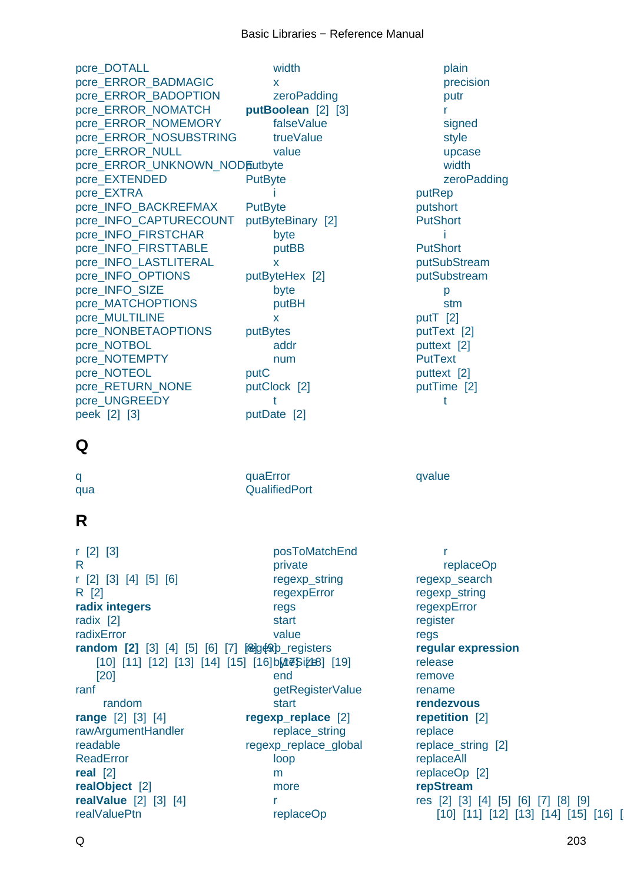pcre_DOTALL
pcre_ERROR_BADMAGIC
pcre_ERROR_BADOPTION
pcre_ERROR_NOMATCH
pcre_ERROR_NOMEMORY
pcre_ERROR_NOSUBSTRING
pcre_ERROR_NULL
pcre_ERROR_UNKNOWN_NODE
pcre_EXTENDED
pcre_EXTRA
pcre_INFO_BACKREFMAX
pcre_INFO_CAPTURECOUNT
pcre_INFO_FIRSTCHAR
pcre_INFO_FIRSTTABLE
pcre_INFO_LASTLITERAL
pcre_INFO_OPTIONS
pcre_INFO_SIZE
pcre_MATCHOPTIONS
pcre_MULTILINE
pcre_NONBETAOPTIONS
pcre_NOTBOL
pcre_NOTEMPTY
pcre_NOTEOL
pcre_RETURN_NONE
pcre_UNGREEDY
peek [2] [3]

- width
- x
- zeroPadding

**putBoolean** [2] [3]

- falseValue
- trueValue
- value

putbyte
PutByte

- i

PutByte
putByteBinary [2]

- byte
- putBB
- x

putByteHex [2]

- byte
- putBH
- x

putBytes

- addr
- num

putC
putClock [2]

- t

putDate [2]

- plain
- precision
- putr
- r
- signed
- style
- upcase
- width
- zeroPadding

putRep
putshort
PutShort

- i

PutShort
putSubStream
putSubstream

- p
- stm

putT [2]
putText [2]
puttext [2]
PutText
puttext [2]
putTime [2]

- t

# Q

q
qua
quaError
QualifiedPort
qvalue

# R

r [2] [3]
R
r [2] [3] [4] [5] [6]
R [2]
**radix integers**
radix [2]
radixError
**random** **[2]** [3] [4] [5] [6] [7] [8] [9] [10] [11] [12] [13] [14] [15] [16] [17] [18] [19] [20]
ranf

- random

**range** [2] [3] [4]
rawArgumentHandler
readable
ReadError
**real** [2]
**realObject** [2]
**realValue** [2] [3] [4]
realValuePtn

- posToMatchEnd
- private
- regexp_string
- regexpError
- regs
- start
- value

regexp_registers

- bytesize
- end
- getRegisterValue
- start

**regexp_replace** [2]

- replace_string

regexp_replace_global

- loop
- m
- more
- r
- replaceOp
- r
- replaceOp

regexp_search
regexp_string
regexpError
register
regs
**regular expression**
release
remove
rename
**rendezvous**
**repetition** [2]
replace
replace_string [2]
replaceAll
replaceOp [2]
**repStream**
res [2] [3] [4] [5] [6] [7] [8] [9] [10] [11] [12] [13] [14] [15] [16] [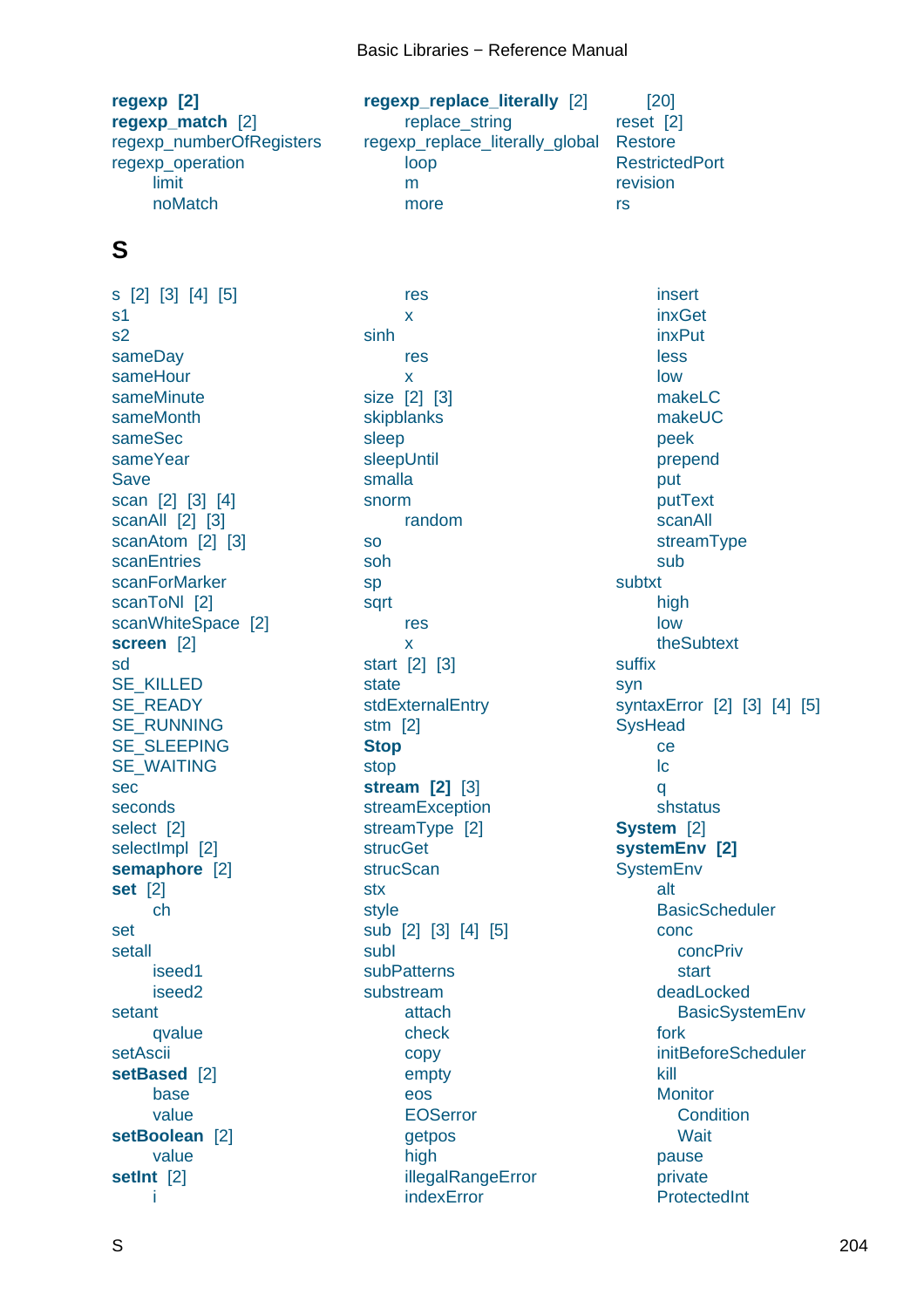**regexp** **[2]**
**regexp_match** [2]
regexp_numberOfRegisters
regexp_operation
- limit
- noMatch

**regexp_replace_literally** [2]
- replace_string

regexp_replace_literally_global
- loop
- m
- more
- [20]

reset [2]
Restore
RestrictedPort
revision
rs

## S

s [2] [3] [4] [5]
s1
s2
sameDay
sameHour
sameMinute
sameMonth
sameSec
sameYear
Save
scan [2] [3] [4]
scanAll [2] [3]
scanAtom [2] [3]
scanEntries
scanForMarker
scanToNl [2]
scanWhiteSpace [2]
**screen** [2]
sd
SE_KILLED
SE_READY
SE_RUNNING
SE_SLEEPING
SE_WAITING
sec
seconds
select [2]
selectImpl [2]
**semaphore** [2]
**set** [2]
- ch

set
setall
- iseed1
- iseed2

setant
- qvalue

setAscii
**setBased** [2]
- base
- value

**setBoolean** [2]
- value

**setInt** [2]
- i
- res
- x

sinh
- res
- x

size [2] [3]
skipblanks
sleep
sleepUntil
smalla
snorm
- random

so
soh
sp
sqrt
- res
- x

start [2] [3]
state
stdExternalEntry
stm [2]
**Stop**
stop
**stream** **[2]** [3]
streamException
streamType [2]
strucGet
strucScan
stx
style
sub [2] [3] [4] [5]
subl
subPatterns
substream
- attach
- check
- copy
- empty
- eos
- EOSerror
- getpos
- high
- illegalRangeError
- indexError
- insert
- inxGet
- inxPut
- less
- low
- makeLC
- makeUC
- peek
- prepend
- put
- putText
- scanAll
- streamType
- sub

subtxt
- high
- low
- theSubtext

suffix
syn
syntaxError [2] [3] [4] [5]
SysHead
- ce
- lc
- q
- shstatus

**System** [2]
**systemEnv** **[2]**
SystemEnv
- alt
- BasicScheduler
- conc
  - concPriv
  - start
- deadLocked
  - BasicSystemEnv
- fork
- initBeforeScheduler
- kill
- Monitor
  - Condition
  - Wait
- pause
- private
- ProtectedInt

S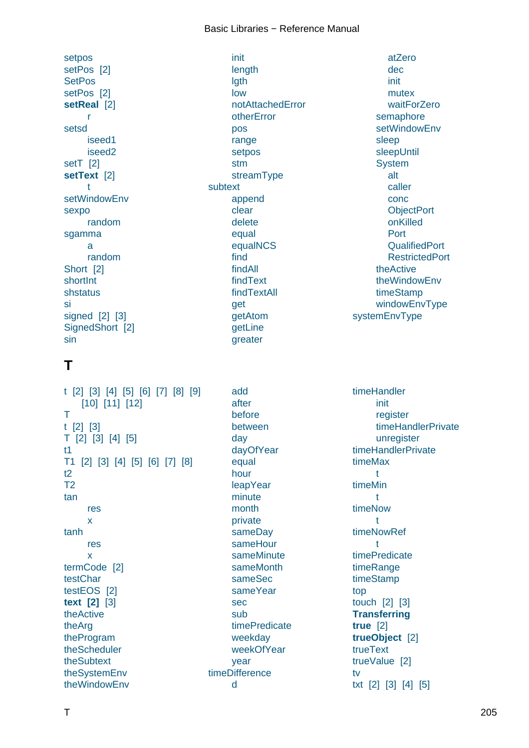setpos
setPos [2]
SetPos
setPos [2]
**setReal** [2]
    r
setsd
    iseed1
    iseed2
setT [2]
**setText** [2]
    t
setWindowEnv
sexpo
    random
sgamma
    a
    random
Short [2]
shortInt
shstatus
si
signed [2] [3]
SignedShort [2]
sin

    init
    length
    lgth
    low
    notAttachedError
    otherError
    pos
    range
    setpos
    stm
    streamType
subtext
    append
    clear
    delete
    equal
    equalNCS
    find
    findAll
    findText
    findTextAll
    get
    getAtom
    getLine
    greater

        atZero
        dec
        init
        mutex
        waitForZero
    semaphore
    setWindowEnv
    sleep
    sleepUntil
    System
        alt
        caller
        conc
        ObjectPort
        onKilled
        Port
        QualifiedPort
        RestrictedPort
    theActive
    theWindowEnv
    timeStamp
    windowEnvType
systemEnvType

# T

t [2] [3] [4] [5] [6] [7] [8] [9] [10] [11] [12]
T
t [2] [3]
T [2] [3] [4] [5]
t1
T1 [2] [3] [4] [5] [6] [7] [8]
t2
T2
tan
    res
    x
tanh
    res
    x
termCode [2]
testChar
testEOS [2]
**text** **[2]** [3]
theActive
theArg
theProgram
theScheduler
theSubtext
theSystemEnv
theWindowEnv

    add
    after
    before
    between
    day
    dayOfYear
    equal
    hour
    leapYear
    minute
    month
    private
    sameDay
    sameHour
    sameMinute
    sameMonth
    sameSec
    sameYear
    sec
    sub
    timePredicate
    weekday
    weekOfYear
    year
timeDifference
    d

timeHandler
    init
    register
    timeHandlerPrivate
    unregister
timeHandlerPrivate
timeMax
    t
timeMin
    t
timeNow
    t
timeNowRef
    t
timePredicate
timeRange
timeStamp
top
touch [2] [3]
**Transferring**
**true** [2]
**trueObject** [2]
trueText
trueValue [2]
tv
txt [2] [3] [4] [5]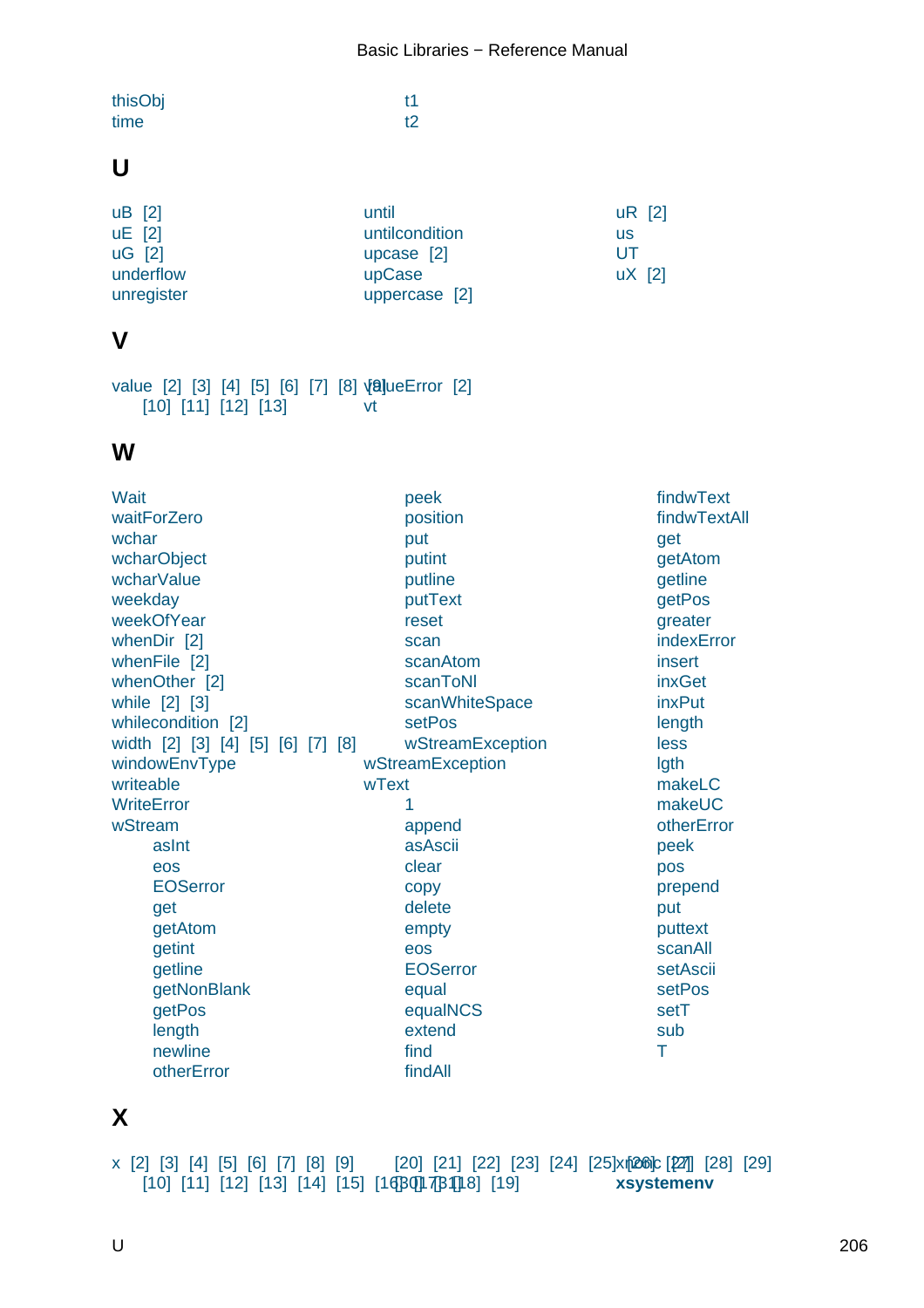thisObj
time

t1
t2

## U

uB [2]
uE [2]
uG [2]
underflow
unregister
until
untilcondition
upcase [2]
upCase
uppercase [2]
uR [2]
us
UT
uX [2]

## V

value [2] [3] [4] [5] [6] [7] [8] [9] [10] [11] [12] [13]
valueError [2]
vt

## W

Wait
waitForZero
wchar
wcharObject
wcharValue
weekday
weekOfYear
whenDir [2]
whenFile [2]
whenOther [2]
while [2] [3]
whilecondition [2]
width [2] [3] [4] [5] [6] [7] [8]
windowEnvType
writeable
WriteError
wStream
- asInt
- eos
- EOSerror
- get
- getAtom
- getint
- getline
- getNonBlank
- getPos
- length
- newline
- otherError
- peek
- position
- put
- putint
- putline
- putText
- reset
- scan
- scanAtom
- scanToNl
- scanWhiteSpace
- setPos
- wStreamException

wStreamException
wText
- 1
- append
- asAscii
- clear
- copy
- delete
- empty
- eos
- EOSerror
- equal
- equalNCS
- extend
- find
- findAll
- findwText
- findwTextAll
- get
- getAtom
- getline
- getPos
- greater
- indexError
- insert
- inxGet
- inxPut
- length
- less
- lgth
- makeLC
- makeUC
- otherError
- peek
- pos
- prepend
- put
- puttext
- scanAll
- setAscii
- setPos
- setT
- sub
- T

## X

x [2] [3] [4] [5] [6] [7] [8] [9] [10] [11] [12] [13] [14] [15] [16] [17] [18] [19] [20] [21] [22] [23] [24] [25] [26] [27] [28] [29] [30] [31]
xmodc [2]
**xsystemenv**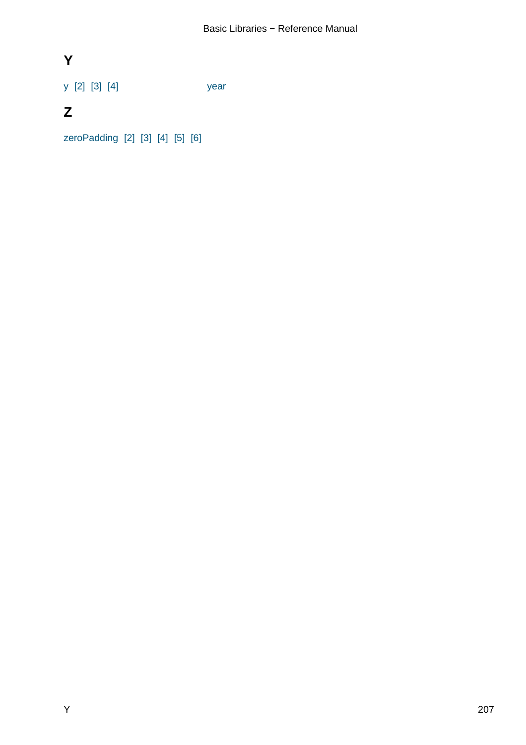## Y

y [2] [3] [4]

year

## Z

zeroPadding [2] [3] [4] [5] [6]